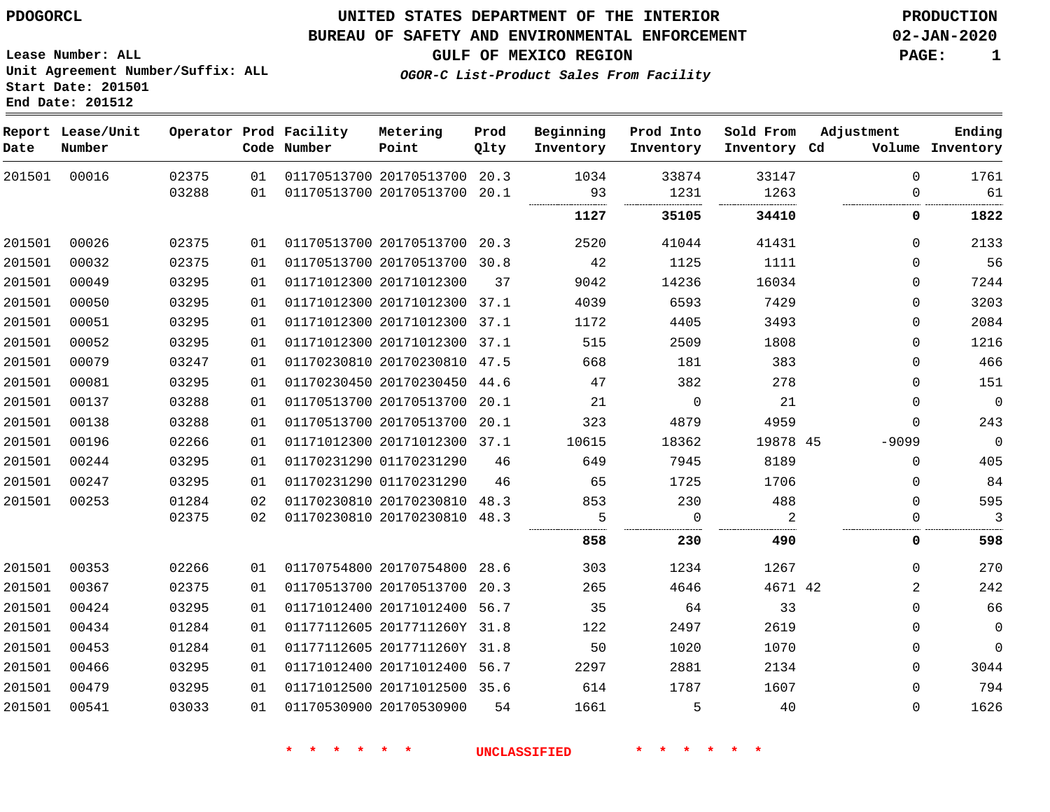PDOGORCL

# UNITED STATES DEPARTMENT OF THE INTERIOR
## BUREAU OF SAFETY AND ENVIRONMENTAL ENFORCEMENT
### GULF OF MEXICO REGION

*OGOR-C List-Product Sales From Facility*

PRODUCTION
02-JAN-2020

Lease Number: ALL
Unit Agreement Number/Suffix: ALL
Start Date: 201501
End Date: 201512

| Report Date | Lease/Unit Number | Operator | Prod Code | Facility Number | Metering Point | Prod Qlty | Beginning Inventory | Prod Into Inventory | Sold From Inventory | Adjustment Cd | Volume | Ending Inventory |
|---|---|---|---|---|---|---|---|---|---|---|---|---|
| 201501 | 00016 | 02375 | 01 | 01170513700 | 20170513700 | 20.3 | 1034 | 33874 | 33147 | | 0 | 1761 |
| | | 03288 | 01 | 01170513700 | 20170513700 | 20.1 | 93 | 1231 | 1263 | | 0 | 61 |
| | | | | | | | **1127** | **35105** | **34410** | | **0** | **1822** |
| 201501 | 00026 | 02375 | 01 | 01170513700 | 20170513700 | 20.3 | 2520 | 41044 | 41431 | | 0 | 2133 |
| 201501 | 00032 | 02375 | 01 | 01170513700 | 20170513700 | 30.8 | 42 | 1125 | 1111 | | 0 | 56 |
| 201501 | 00049 | 03295 | 01 | 01171012300 | 20171012300 | 37 | 9042 | 14236 | 16034 | | 0 | 7244 |
| 201501 | 00050 | 03295 | 01 | 01171012300 | 20171012300 | 37.1 | 4039 | 6593 | 7429 | | 0 | 3203 |
| 201501 | 00051 | 03295 | 01 | 01171012300 | 20171012300 | 37.1 | 1172 | 4405 | 3493 | | 0 | 2084 |
| 201501 | 00052 | 03295 | 01 | 01171012300 | 20171012300 | 37.1 | 515 | 2509 | 1808 | | 0 | 1216 |
| 201501 | 00079 | 03247 | 01 | 01170230810 | 20170230810 | 47.5 | 668 | 181 | 383 | | 0 | 466 |
| 201501 | 00081 | 03295 | 01 | 01170230450 | 20170230450 | 44.6 | 47 | 382 | 278 | | 0 | 151 |
| 201501 | 00137 | 03288 | 01 | 01170513700 | 20170513700 | 20.1 | 21 | 0 | 21 | | 0 | 0 |
| 201501 | 00138 | 03288 | 01 | 01170513700 | 20170513700 | 20.1 | 323 | 4879 | 4959 | | 0 | 243 |
| 201501 | 00196 | 02266 | 01 | 01171012300 | 20171012300 | 37.1 | 10615 | 18362 | 19878 | 45 | -9099 | 0 |
| 201501 | 00244 | 03295 | 01 | 01170231290 | 01170231290 | 46 | 649 | 7945 | 8189 | | 0 | 405 |
| 201501 | 00247 | 03295 | 01 | 01170231290 | 01170231290 | 46 | 65 | 1725 | 1706 | | 0 | 84 |
| 201501 | 00253 | 01284 | 02 | 01170230810 | 20170230810 | 48.3 | 853 | 230 | 488 | | 0 | 595 |
| | | 02375 | 02 | 01170230810 | 20170230810 | 48.3 | 5 | 0 | 2 | | 0 | 3 |
| | | | | | | | **858** | **230** | **490** | | **0** | **598** |
| 201501 | 00353 | 02266 | 01 | 01170754800 | 20170754800 | 28.6 | 303 | 1234 | 1267 | | 0 | 270 |
| 201501 | 00367 | 02375 | 01 | 01170513700 | 20170513700 | 20.3 | 265 | 4646 | 4671 | 42 | 2 | 242 |
| 201501 | 00424 | 03295 | 01 | 01171012400 | 20171012400 | 56.7 | 35 | 64 | 33 | | 0 | 66 |
| 201501 | 00434 | 01284 | 01 | 01177112605 | 2017711260Y | 31.8 | 122 | 2497 | 2619 | | 0 | 0 |
| 201501 | 00453 | 01284 | 01 | 01177112605 | 2017711260Y | 31.8 | 50 | 1020 | 1070 | | 0 | 0 |
| 201501 | 00466 | 03295 | 01 | 01171012400 | 20171012400 | 56.7 | 2297 | 2881 | 2134 | | 0 | 3044 |
| 201501 | 00479 | 03295 | 01 | 01171012500 | 20171012500 | 35.6 | 614 | 1787 | 1607 | | 0 | 794 |
| 201501 | 00541 | 03033 | 01 | 01170530900 | 20170530900 | 54 | 1661 | 5 | 40 | | 0 | 1626 |

* * * * * * UNCLASSIFIED * * * * * *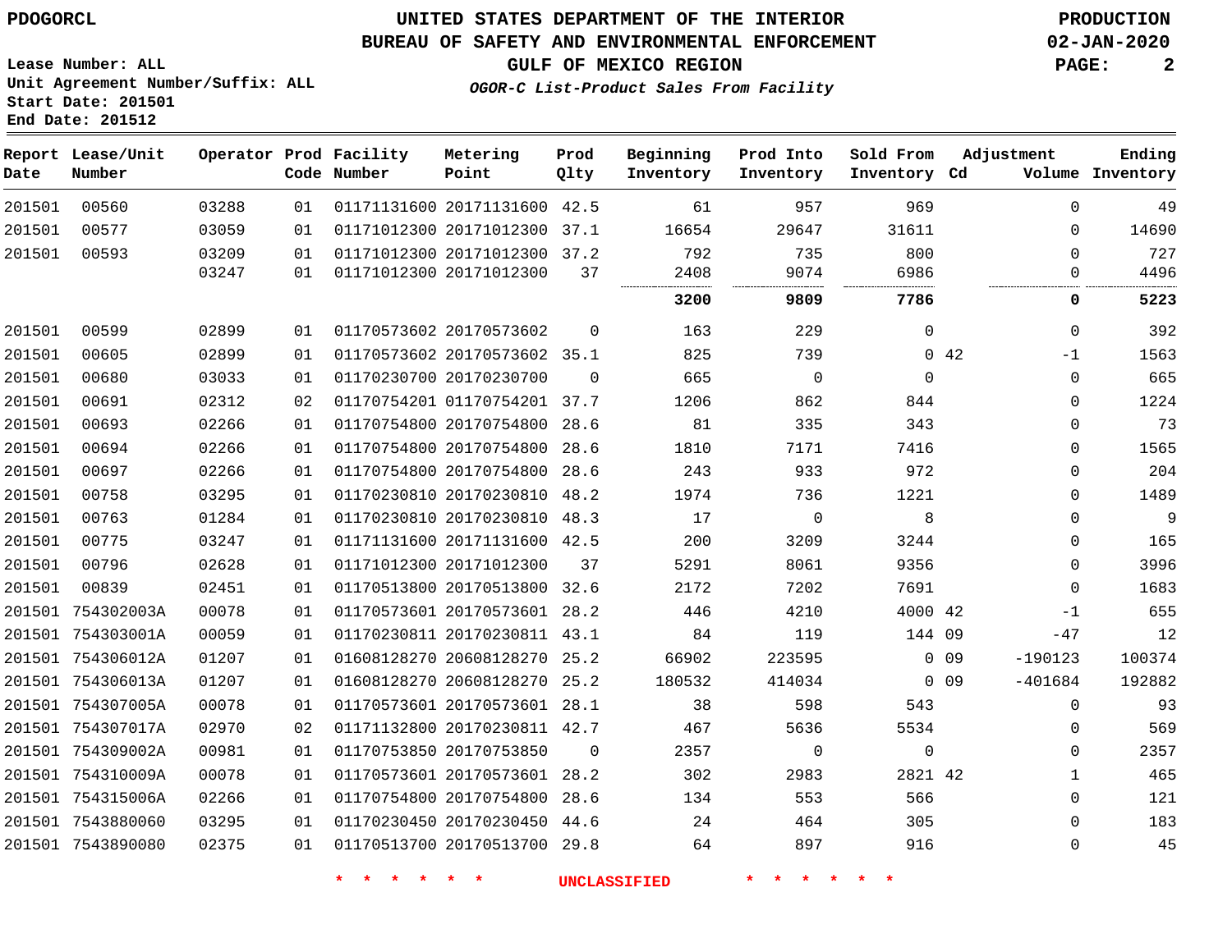PDOGORCL

# UNITED STATES DEPARTMENT OF THE INTERIOR
## BUREAU OF SAFETY AND ENVIRONMENTAL ENFORCEMENT
### GULF OF MEXICO REGION
*OGOR-C List-Product Sales From Facility*

PRODUCTION
02-JAN-2020

Lease Number: ALL
Unit Agreement Number/Suffix: ALL
Start Date: 201501
End Date: 201512

| Report Date | Lease/Unit Number | Operator | Prod Code | Facility Number | Metering Point | Prod Qlty | Beginning Inventory | Prod Into Inventory | Sold From Inventory | Adjustment Cd | Adjustment Volume | Ending Inventory |
|---|---|---|---|---|---|---|---|---|---|---|---|---|
| 201501 | 00560 | 03288 | 01 | 01171131600 | 20171131600 | 42.5 | 61 | 957 | 969 | | 0 | 49 |
| 201501 | 00577 | 03059 | 01 | 01171012300 | 20171012300 | 37.1 | 16654 | 29647 | 31611 | | 0 | 14690 |
| 201501 | 00593 | 03209 | 01 | 01171012300 | 20171012300 | 37.2 | 792 | 735 | 800 | | 0 | 727 |
| | | 03247 | 01 | 01171012300 | 20171012300 | 37 | 2408 | 9074 | 6986 | | 0 | 4496 |
| | | | | | | | **3200** | **9809** | **7786** | | **0** | **5223** |
| 201501 | 00599 | 02899 | 01 | 01170573602 | 20170573602 | 0 | 163 | 229 | 0 | | 0 | 392 |
| 201501 | 00605 | 02899 | 01 | 01170573602 | 20170573602 | 35.1 | 825 | 739 | 0 | 42 | -1 | 1563 |
| 201501 | 00680 | 03033 | 01 | 01170230700 | 20170230700 | 0 | 665 | 0 | 0 | | 0 | 665 |
| 201501 | 00691 | 02312 | 02 | 01170754201 | 01170754201 | 37.7 | 1206 | 862 | 844 | | 0 | 1224 |
| 201501 | 00693 | 02266 | 01 | 01170754800 | 20170754800 | 28.6 | 81 | 335 | 343 | | 0 | 73 |
| 201501 | 00694 | 02266 | 01 | 01170754800 | 20170754800 | 28.6 | 1810 | 7171 | 7416 | | 0 | 1565 |
| 201501 | 00697 | 02266 | 01 | 01170754800 | 20170754800 | 28.6 | 243 | 933 | 972 | | 0 | 204 |
| 201501 | 00758 | 03295 | 01 | 01170230810 | 20170230810 | 48.2 | 1974 | 736 | 1221 | | 0 | 1489 |
| 201501 | 00763 | 01284 | 01 | 01170230810 | 20170230810 | 48.3 | 17 | 0 | 8 | | 0 | 9 |
| 201501 | 00775 | 03247 | 01 | 01171131600 | 20171131600 | 42.5 | 200 | 3209 | 3244 | | 0 | 165 |
| 201501 | 00796 | 02628 | 01 | 01171012300 | 20171012300 | 37 | 5291 | 8061 | 9356 | | 0 | 3996 |
| 201501 | 00839 | 02451 | 01 | 01170513800 | 20170513800 | 32.6 | 2172 | 7202 | 7691 | | 0 | 1683 |
| 201501 | 754302003A | 00078 | 01 | 01170573601 | 20170573601 | 28.2 | 446 | 4210 | 4000 | 42 | -1 | 655 |
| 201501 | 754303001A | 00059 | 01 | 01170230811 | 20170230811 | 43.1 | 84 | 119 | 144 | 09 | -47 | 12 |
| 201501 | 754306012A | 01207 | 01 | 01608128270 | 20608128270 | 25.2 | 66902 | 223595 | 0 | 09 | -190123 | 100374 |
| 201501 | 754306013A | 01207 | 01 | 01608128270 | 20608128270 | 25.2 | 180532 | 414034 | 0 | 09 | -401684 | 192882 |
| 201501 | 754307005A | 00078 | 01 | 01170573601 | 20170573601 | 28.1 | 38 | 598 | 543 | | 0 | 93 |
| 201501 | 754307017A | 02970 | 02 | 01171132800 | 20170230811 | 42.7 | 467 | 5636 | 5534 | | 0 | 569 |
| 201501 | 754309002A | 00981 | 01 | 01170753850 | 20170753850 | 0 | 2357 | 0 | 0 | | 0 | 2357 |
| 201501 | 754310009A | 00078 | 01 | 01170573601 | 20170573601 | 28.2 | 302 | 2983 | 2821 | 42 | 1 | 465 |
| 201501 | 754315006A | 02266 | 01 | 01170754800 | 20170754800 | 28.6 | 134 | 553 | 566 | | 0 | 121 |
| 201501 | 7543880060 | 03295 | 01 | 01170230450 | 20170230450 | 44.6 | 24 | 464 | 305 | | 0 | 183 |
| 201501 | 7543890080 | 02375 | 01 | 01170513700 | 20170513700 | 29.8 | 64 | 897 | 916 | | 0 | 45 |

* * * * * * UNCLASSIFIED * * * * * *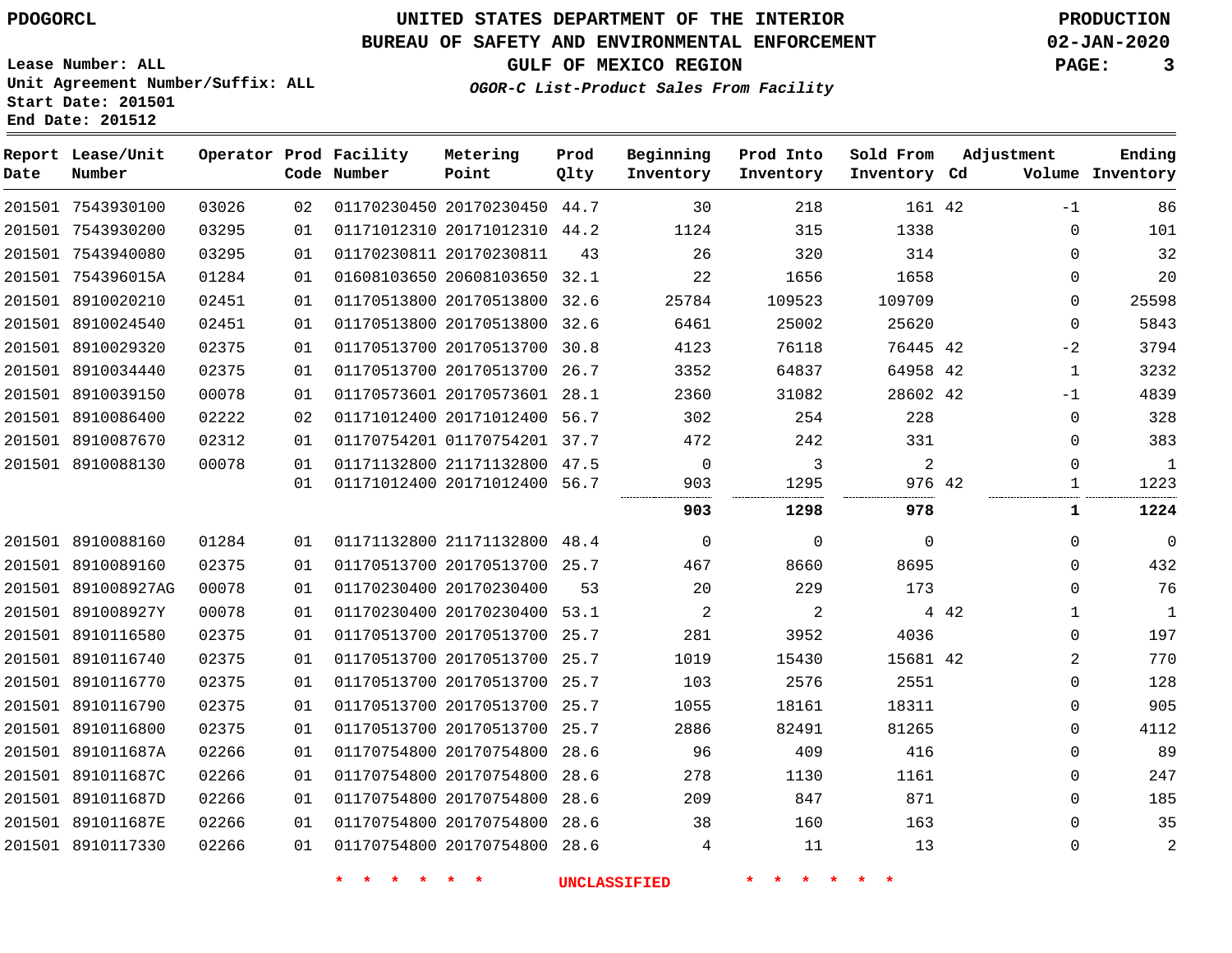PDOGORCL

# UNITED STATES DEPARTMENT OF THE INTERIOR
## BUREAU OF SAFETY AND ENVIRONMENTAL ENFORCEMENT
### GULF OF MEXICO REGION
*OGOR-C List-Product Sales From Facility*

PRODUCTION
02-JAN-2020

Lease Number: ALL
Unit Agreement Number/Suffix: ALL
Start Date: 201501
End Date: 201512

| Report Date | Lease/Unit Number | Operator | Prod Code | Facility Number | Metering Point | Prod Qlty | Beginning Inventory | Prod Into Inventory | Sold From Inventory | Adjustment Cd | Adjustment Volume | Ending Inventory |
|---|---|---|---|---|---|---|---|---|---|---|---|---|
| 201501 | 7543930100 | 03026 | 02 | 01170230450 | 20170230450 | 44.7 | 30 | 218 | 161 | 42 | -1 | 86 |
| 201501 | 7543930200 | 03295 | 01 | 01171012310 | 20171012310 | 44.2 | 1124 | 315 | 1338 | | 0 | 101 |
| 201501 | 7543940080 | 03295 | 01 | 01170230811 | 20170230811 | 43 | 26 | 320 | 314 | | 0 | 32 |
| 201501 | 754396015A | 01284 | 01 | 01608103650 | 20608103650 | 32.1 | 22 | 1656 | 1658 | | 0 | 20 |
| 201501 | 8910020210 | 02451 | 01 | 01170513800 | 20170513800 | 32.6 | 25784 | 109523 | 109709 | | 0 | 25598 |
| 201501 | 8910024540 | 02451 | 01 | 01170513800 | 20170513800 | 32.6 | 6461 | 25002 | 25620 | | 0 | 5843 |
| 201501 | 8910029320 | 02375 | 01 | 01170513700 | 20170513700 | 30.8 | 4123 | 76118 | 76445 | 42 | -2 | 3794 |
| 201501 | 8910034440 | 02375 | 01 | 01170513700 | 20170513700 | 26.7 | 3352 | 64837 | 64958 | 42 | 1 | 3232 |
| 201501 | 8910039150 | 00078 | 01 | 01170573601 | 20170573601 | 28.1 | 2360 | 31082 | 28602 | 42 | -1 | 4839 |
| 201501 | 8910086400 | 02222 | 02 | 01171012400 | 20171012400 | 56.7 | 302 | 254 | 228 | | 0 | 328 |
| 201501 | 8910087670 | 02312 | 01 | 01170754201 | 01170754201 | 37.7 | 472 | 242 | 331 | | 0 | 383 |
| 201501 | 8910088130 | 00078 | 01 | 01171132800 | 21171132800 | 47.5 | 0 | 3 | 2 | | 0 | 1 |
| | | | 01 | 01171012400 | 20171012400 | 56.7 | 903 | 1295 | 976 | 42 | 1 | 1223 |
| | | | | | | | **903** | **1298** | **978** | | **1** | **1224** |
| 201501 | 8910088160 | 01284 | 01 | 01171132800 | 21171132800 | 48.4 | 0 | 0 | 0 | | 0 | 0 |
| 201501 | 8910089160 | 02375 | 01 | 01170513700 | 20170513700 | 25.7 | 467 | 8660 | 8695 | | 0 | 432 |
| 201501 | 891008927AG | 00078 | 01 | 01170230400 | 20170230400 | 53 | 20 | 229 | 173 | | 0 | 76 |
| 201501 | 891008927Y | 00078 | 01 | 01170230400 | 20170230400 | 53.1 | 2 | 2 | 4 | 42 | 1 | 1 |
| 201501 | 8910116580 | 02375 | 01 | 01170513700 | 20170513700 | 25.7 | 281 | 3952 | 4036 | | 0 | 197 |
| 201501 | 8910116740 | 02375 | 01 | 01170513700 | 20170513700 | 25.7 | 1019 | 15430 | 15681 | 42 | 2 | 770 |
| 201501 | 8910116770 | 02375 | 01 | 01170513700 | 20170513700 | 25.7 | 103 | 2576 | 2551 | | 0 | 128 |
| 201501 | 8910116790 | 02375 | 01 | 01170513700 | 20170513700 | 25.7 | 1055 | 18161 | 18311 | | 0 | 905 |
| 201501 | 8910116800 | 02375 | 01 | 01170513700 | 20170513700 | 25.7 | 2886 | 82491 | 81265 | | 0 | 4112 |
| 201501 | 891011687A | 02266 | 01 | 01170754800 | 20170754800 | 28.6 | 96 | 409 | 416 | | 0 | 89 |
| 201501 | 891011687C | 02266 | 01 | 01170754800 | 20170754800 | 28.6 | 278 | 1130 | 1161 | | 0 | 247 |
| 201501 | 891011687D | 02266 | 01 | 01170754800 | 20170754800 | 28.6 | 209 | 847 | 871 | | 0 | 185 |
| 201501 | 891011687E | 02266 | 01 | 01170754800 | 20170754800 | 28.6 | 38 | 160 | 163 | | 0 | 35 |
| 201501 | 8910117330 | 02266 | 01 | 01170754800 | 20170754800 | 28.6 | 4 | 11 | 13 | | 0 | 2 |

\* \* \* \* \* \* UNCLASSIFIED \* \* \* \* \* \*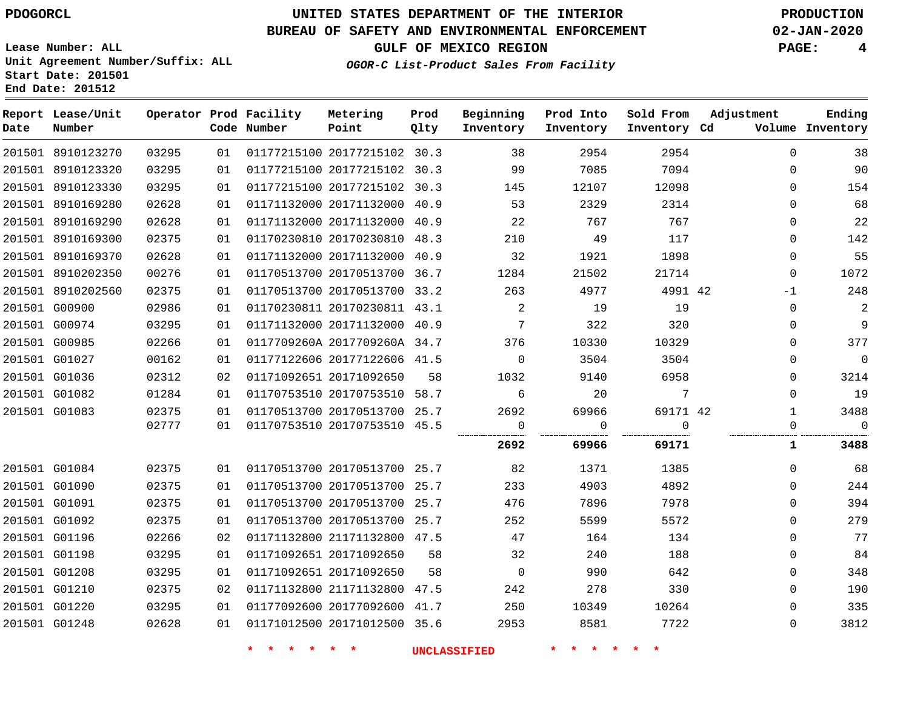PDOGORCL

# UNITED STATES DEPARTMENT OF THE INTERIOR
## BUREAU OF SAFETY AND ENVIRONMENTAL ENFORCEMENT
### GULF OF MEXICO REGION
*OGOR-C List-Product Sales From Facility*

PRODUCTION
02-JAN-2020

Lease Number: ALL
Unit Agreement Number/Suffix: ALL
Start Date: 201501
End Date: 201512

| Report Date | Lease/Unit Number | Operator | Prod Code | Facility Number | Metering Point | Prod Qlty | Beginning Inventory | Prod Into Inventory | Sold From Inventory | Adjustment Cd | Adjustment Volume | Ending Inventory |
|---|---|---|---|---|---|---|---|---|---|---|---|---|
| 201501 | 8910123270 | 03295 | 01 | 01177215100 | 20177215102 | 30.3 | 38 | 2954 | 2954 | | 0 | 38 |
| 201501 | 8910123320 | 03295 | 01 | 01177215100 | 20177215102 | 30.3 | 99 | 7085 | 7094 | | 0 | 90 |
| 201501 | 8910123330 | 03295 | 01 | 01177215100 | 20177215102 | 30.3 | 145 | 12107 | 12098 | | 0 | 154 |
| 201501 | 8910169280 | 02628 | 01 | 01171132000 | 20171132000 | 40.9 | 53 | 2329 | 2314 | | 0 | 68 |
| 201501 | 8910169290 | 02628 | 01 | 01171132000 | 20171132000 | 40.9 | 22 | 767 | 767 | | 0 | 22 |
| 201501 | 8910169300 | 02375 | 01 | 01170230810 | 20170230810 | 48.3 | 210 | 49 | 117 | | 0 | 142 |
| 201501 | 8910169370 | 02628 | 01 | 01171132000 | 20171132000 | 40.9 | 32 | 1921 | 1898 | | 0 | 55 |
| 201501 | 8910202350 | 00276 | 01 | 01170513700 | 20170513700 | 36.7 | 1284 | 21502 | 21714 | | 0 | 1072 |
| 201501 | 8910202560 | 02375 | 01 | 01170513700 | 20170513700 | 33.2 | 263 | 4977 | 4991 | 42 | -1 | 248 |
| 201501 | G00900 | 02986 | 01 | 01170230811 | 20170230811 | 43.1 | 2 | 19 | 19 | | 0 | 2 |
| 201501 | G00974 | 03295 | 01 | 01171132000 | 20171132000 | 40.9 | 7 | 322 | 320 | | 0 | 9 |
| 201501 | G00985 | 02266 | 01 | 0117709260A | 2017709260A | 34.7 | 376 | 10330 | 10329 | | 0 | 377 |
| 201501 | G01027 | 00162 | 01 | 01177122606 | 20177122606 | 41.5 | 0 | 3504 | 3504 | | 0 | 0 |
| 201501 | G01036 | 02312 | 02 | 01171092651 | 20171092650 | 58 | 1032 | 9140 | 6958 | | 0 | 3214 |
| 201501 | G01082 | 01284 | 01 | 01170753510 | 20170753510 | 58.7 | 6 | 20 | 7 | | 0 | 19 |
| 201501 | G01083 | 02375 | 01 | 01170513700 | 20170513700 | 25.7 | 2692 | 69966 | 69171 | 42 | 1 | 3488 |
| | | 02777 | 01 | 01170753510 | 20170753510 | 45.5 | 0 | 0 | 0 | | 0 | 0 |
| | | | | | | | **2692** | **69966** | **69171** | | **1** | **3488** |
| 201501 | G01084 | 02375 | 01 | 01170513700 | 20170513700 | 25.7 | 82 | 1371 | 1385 | | 0 | 68 |
| 201501 | G01090 | 02375 | 01 | 01170513700 | 20170513700 | 25.7 | 233 | 4903 | 4892 | | 0 | 244 |
| 201501 | G01091 | 02375 | 01 | 01170513700 | 20170513700 | 25.7 | 476 | 7896 | 7978 | | 0 | 394 |
| 201501 | G01092 | 02375 | 01 | 01170513700 | 20170513700 | 25.7 | 252 | 5599 | 5572 | | 0 | 279 |
| 201501 | G01196 | 02266 | 02 | 01171132800 | 21171132800 | 47.5 | 47 | 164 | 134 | | 0 | 77 |
| 201501 | G01198 | 03295 | 01 | 01171092651 | 20171092650 | 58 | 32 | 240 | 188 | | 0 | 84 |
| 201501 | G01208 | 03295 | 01 | 01171092651 | 20171092650 | 58 | 0 | 990 | 642 | | 0 | 348 |
| 201501 | G01210 | 02375 | 02 | 01171132800 | 21171132800 | 47.5 | 242 | 278 | 330 | | 0 | 190 |
| 201501 | G01220 | 03295 | 01 | 01177092600 | 20177092600 | 41.7 | 250 | 10349 | 10264 | | 0 | 335 |
| 201501 | G01248 | 02628 | 01 | 01171012500 | 20171012500 | 35.6 | 2953 | 8581 | 7722 | | 0 | 3812 |

* * * * * * UNCLASSIFIED * * * * * *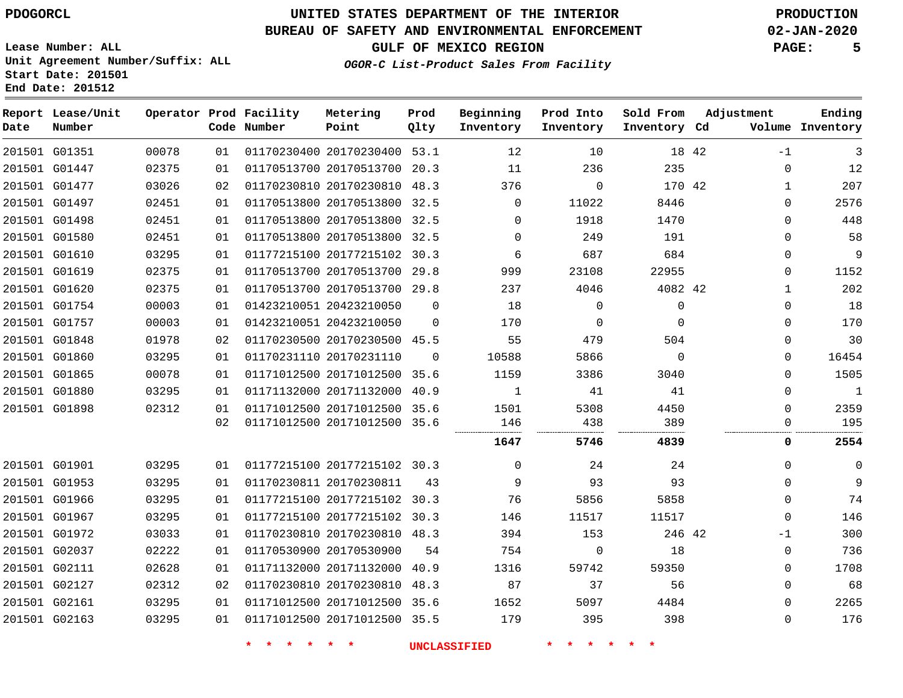# UNITED STATES DEPARTMENT OF THE INTERIOR
## BUREAU OF SAFETY AND ENVIRONMENTAL ENFORCEMENT
### GULF OF MEXICO REGION
*OGOR-C List-Product Sales From Facility*

PDOGORCL

PRODUCTION
02-JAN-2020

Lease Number: ALL
Unit Agreement Number/Suffix: ALL
Start Date: 201501
End Date: 201512

| Report Date | Lease/Unit Number | Operator | Prod Code | Facility Number | Metering Point | Prod Qlty | Beginning Inventory | Prod Into Inventory | Sold From Inventory | Adjustment Cd | Adjustment Volume | Ending Inventory |
|---|---|---|---|---|---|---|---|---|---|---|---|---|
| 201501 | G01351 | 00078 | 01 | 01170230400 | 20170230400 | 53.1 | 12 | 10 | 18 | 42 | -1 | 3 |
| 201501 | G01447 | 02375 | 01 | 01170513700 | 20170513700 | 20.3 | 11 | 236 | 235 | | 0 | 12 |
| 201501 | G01477 | 03026 | 02 | 01170230810 | 20170230810 | 48.3 | 376 | 0 | 170 | 42 | 1 | 207 |
| 201501 | G01497 | 02451 | 01 | 01170513800 | 20170513800 | 32.5 | 0 | 11022 | 8446 | | 0 | 2576 |
| 201501 | G01498 | 02451 | 01 | 01170513800 | 20170513800 | 32.5 | 0 | 1918 | 1470 | | 0 | 448 |
| 201501 | G01580 | 02451 | 01 | 01170513800 | 20170513800 | 32.5 | 0 | 249 | 191 | | 0 | 58 |
| 201501 | G01610 | 03295 | 01 | 01177215100 | 20177215102 | 30.3 | 6 | 687 | 684 | | 0 | 9 |
| 201501 | G01619 | 02375 | 01 | 01170513700 | 20170513700 | 29.8 | 999 | 23108 | 22955 | | 0 | 1152 |
| 201501 | G01620 | 02375 | 01 | 01170513700 | 20170513700 | 29.8 | 237 | 4046 | 4082 | 42 | 1 | 202 |
| 201501 | G01754 | 00003 | 01 | 01423210051 | 20423210050 | 0 | 18 | 0 | 0 | | 0 | 18 |
| 201501 | G01757 | 00003 | 01 | 01423210051 | 20423210050 | 0 | 170 | 0 | 0 | | 0 | 170 |
| 201501 | G01848 | 01978 | 02 | 01170230500 | 20170230500 | 45.5 | 55 | 479 | 504 | | 0 | 30 |
| 201501 | G01860 | 03295 | 01 | 01170231110 | 20170231110 | 0 | 10588 | 5866 | 0 | | 0 | 16454 |
| 201501 | G01865 | 00078 | 01 | 01171012500 | 20171012500 | 35.6 | 1159 | 3386 | 3040 | | 0 | 1505 |
| 201501 | G01880 | 03295 | 01 | 01171132000 | 20171132000 | 40.9 | 1 | 41 | 41 | | 0 | 1 |
| 201501 | G01898 | 02312 | 01 | 01171012500 | 20171012500 | 35.6 | 1501 | 5308 | 4450 | | 0 | 2359 |
| | | | 02 | 01171012500 | 20171012500 | 35.6 | 146 | 438 | 389 | | 0 | 195 |
| | | | | | | | **1647** | **5746** | **4839** | | **0** | **2554** |
| 201501 | G01901 | 03295 | 01 | 01177215100 | 20177215102 | 30.3 | 0 | 24 | 24 | | 0 | 0 |
| 201501 | G01953 | 03295 | 01 | 01170230811 | 20170230811 | 43 | 9 | 93 | 93 | | 0 | 9 |
| 201501 | G01966 | 03295 | 01 | 01177215100 | 20177215102 | 30.3 | 76 | 5856 | 5858 | | 0 | 74 |
| 201501 | G01967 | 03295 | 01 | 01177215100 | 20177215102 | 30.3 | 146 | 11517 | 11517 | | 0 | 146 |
| 201501 | G01972 | 03033 | 01 | 01170230810 | 20170230810 | 48.3 | 394 | 153 | 246 | 42 | -1 | 300 |
| 201501 | G02037 | 02222 | 01 | 01170530900 | 20170530900 | 54 | 754 | 0 | 18 | | 0 | 736 |
| 201501 | G02111 | 02628 | 01 | 01171132000 | 20171132000 | 40.9 | 1316 | 59742 | 59350 | | 0 | 1708 |
| 201501 | G02127 | 02312 | 02 | 01170230810 | 20170230810 | 48.3 | 87 | 37 | 56 | | 0 | 68 |
| 201501 | G02161 | 03295 | 01 | 01171012500 | 20171012500 | 35.6 | 1652 | 5097 | 4484 | | 0 | 2265 |
| 201501 | G02163 | 03295 | 01 | 01171012500 | 20171012500 | 35.5 | 179 | 395 | 398 | | 0 | 176 |

* * * * * * UNCLASSIFIED * * * * * *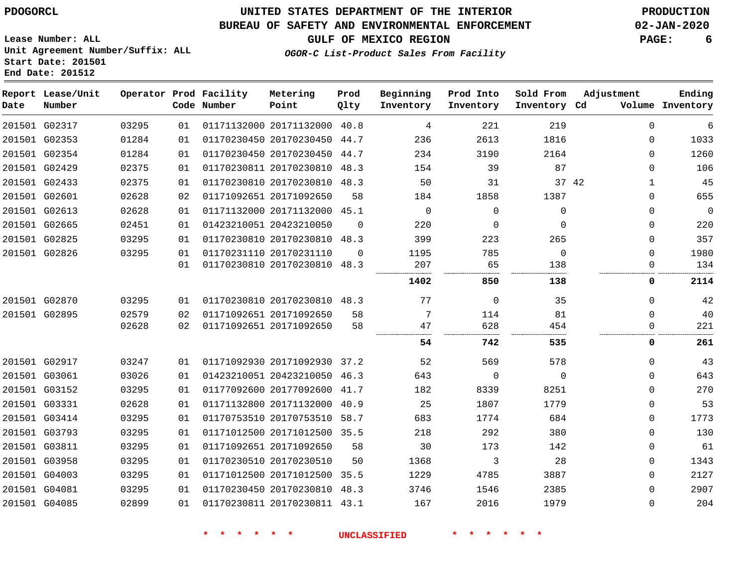PDOGORCL

# UNITED STATES DEPARTMENT OF THE INTERIOR
## BUREAU OF SAFETY AND ENVIRONMENTAL ENFORCEMENT
### GULF OF MEXICO REGION
*OGOR-C List-Product Sales From Facility*

PRODUCTION
02-JAN-2020

Lease Number: ALL
Unit Agreement Number/Suffix: ALL
Start Date: 201501
End Date: 201512

| Report Date | Lease/Unit Number | Operator | Prod Code | Facility Number | Metering Point | Prod Qlty | Beginning Inventory | Prod Into Inventory | Sold From Inventory | Adjustment Cd | Adjustment Volume | Ending Inventory |
|---|---|---|---|---|---|---|---|---|---|---|---|---|
| 201501 | G02317 | 03295 | 01 | 01171132000 | 20171132000 | 40.8 | 4 | 221 | 219 | | 0 | 6 |
| 201501 | G02353 | 01284 | 01 | 01170230450 | 20170230450 | 44.7 | 236 | 2613 | 1816 | | 0 | 1033 |
| 201501 | G02354 | 01284 | 01 | 01170230450 | 20170230450 | 44.7 | 234 | 3190 | 2164 | | 0 | 1260 |
| 201501 | G02429 | 02375 | 01 | 01170230811 | 20170230810 | 48.3 | 154 | 39 | 87 | | 0 | 106 |
| 201501 | G02433 | 02375 | 01 | 01170230810 | 20170230810 | 48.3 | 50 | 31 | 37 | 42 | 1 | 45 |
| 201501 | G02601 | 02628 | 02 | 01171092651 | 20171092650 | 58 | 184 | 1858 | 1387 | | 0 | 655 |
| 201501 | G02613 | 02628 | 01 | 01171132000 | 20171132000 | 45.1 | 0 | 0 | 0 | | 0 | 0 |
| 201501 | G02665 | 02451 | 01 | 01423210051 | 20423210050 | 0 | 220 | 0 | 0 | | 0 | 220 |
| 201501 | G02825 | 03295 | 01 | 01170230810 | 20170230810 | 48.3 | 399 | 223 | 265 | | 0 | 357 |
| 201501 | G02826 | 03295 | 01 | 01170231110 | 20170231110 | 0 | 1195 | 785 | 0 | | 0 | 1980 |
| | | | 01 | 01170230810 | 20170230810 | 48.3 | 207 | 65 | 138 | | 0 | 134 |
| | | | | | | | **1402** | **850** | **138** | | **0** | **2114** |
| 201501 | G02870 | 03295 | 01 | 01170230810 | 20170230810 | 48.3 | 77 | 0 | 35 | | 0 | 42 |
| 201501 | G02895 | 02579 | 02 | 01171092651 | 20171092650 | 58 | 7 | 114 | 81 | | 0 | 40 |
| | | 02628 | 02 | 01171092651 | 20171092650 | 58 | 47 | 628 | 454 | | 0 | 221 |
| | | | | | | | **54** | **742** | **535** | | **0** | **261** |
| 201501 | G02917 | 03247 | 01 | 01171092930 | 20171092930 | 37.2 | 52 | 569 | 578 | | 0 | 43 |
| 201501 | G03061 | 03026 | 01 | 01423210051 | 20423210050 | 46.3 | 643 | 0 | 0 | | 0 | 643 |
| 201501 | G03152 | 03295 | 01 | 01177092600 | 20177092600 | 41.7 | 182 | 8339 | 8251 | | 0 | 270 |
| 201501 | G03331 | 02628 | 01 | 01171132800 | 20171132000 | 40.9 | 25 | 1807 | 1779 | | 0 | 53 |
| 201501 | G03414 | 03295 | 01 | 01170753510 | 20170753510 | 58.7 | 683 | 1774 | 684 | | 0 | 1773 |
| 201501 | G03793 | 03295 | 01 | 01171012500 | 20171012500 | 35.5 | 218 | 292 | 380 | | 0 | 130 |
| 201501 | G03811 | 03295 | 01 | 01171092651 | 20171092650 | 58 | 30 | 173 | 142 | | 0 | 61 |
| 201501 | G03958 | 03295 | 01 | 01170230510 | 20170230510 | 50 | 1368 | 3 | 28 | | 0 | 1343 |
| 201501 | G04003 | 03295 | 01 | 01171012500 | 20171012500 | 35.5 | 1229 | 4785 | 3887 | | 0 | 2127 |
| 201501 | G04081 | 03295 | 01 | 01170230450 | 20170230810 | 48.3 | 3746 | 1546 | 2385 | | 0 | 2907 |
| 201501 | G04085 | 02899 | 01 | 01170230811 | 20170230811 | 43.1 | 167 | 2016 | 1979 | | 0 | 204 |

* * * * * * UNCLASSIFIED * * * * * *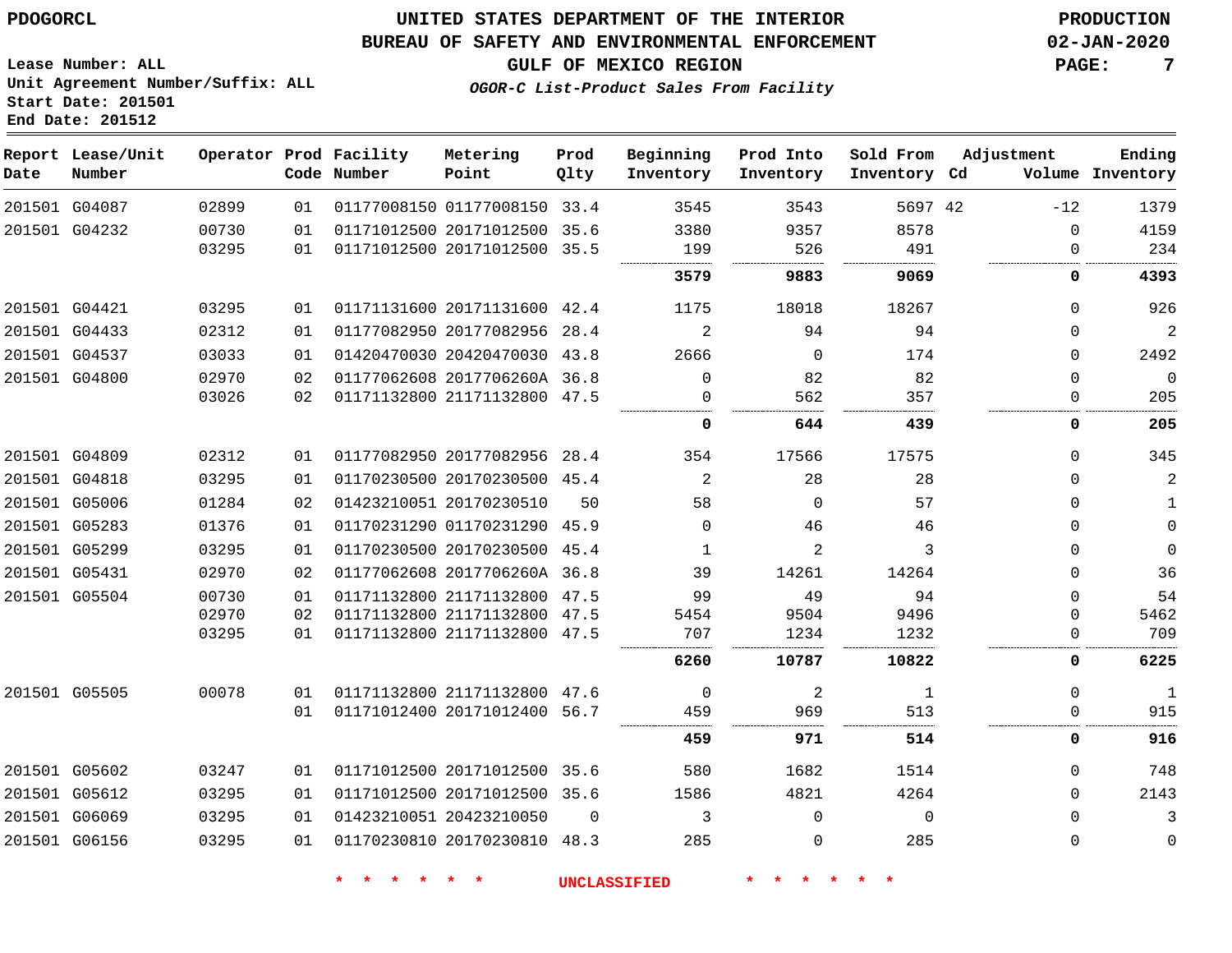# UNITED STATES DEPARTMENT OF THE INTERIOR
## BUREAU OF SAFETY AND ENVIRONMENTAL ENFORCEMENT
### GULF OF MEXICO REGION
*OGOR-C List-Product Sales From Facility*

PDOGORCL

PRODUCTION
02-JAN-2020

**Lease Number: ALL**
**Unit Agreement Number/Suffix: ALL**
**Start Date: 201501**
**End Date: 201512**

| Report Date | Lease/Unit Number | Operator | Prod Code | Facility Number | Metering Point | Prod Qlty | Beginning Inventory | Prod Into Inventory | Sold From Inventory | Adjustment Cd | Adjustment Volume | Ending Inventory |
|---|---|---|---|---|---|---|---|---|---|---|---|---|
| 201501 | G04087 | 02899 | 01 | 01177008150 | 01177008150 | 33.4 | 3545 | 3543 | 5697 | 42 | -12 | 1379 |
| 201501 | G04232 | 00730 | 01 | 01171012500 | 20171012500 | 35.6 | 3380 | 9357 | 8578 | | 0 | 4159 |
| | | 03295 | 01 | 01171012500 | 20171012500 | 35.5 | 199 | 526 | 491 | | 0 | 234 |
| | | | | | | | **3579** | **9883** | **9069** | | **0** | **4393** |
| 201501 | G04421 | 03295 | 01 | 01171131600 | 20171131600 | 42.4 | 1175 | 18018 | 18267 | | 0 | 926 |
| 201501 | G04433 | 02312 | 01 | 01177082950 | 20177082956 | 28.4 | 2 | 94 | 94 | | 0 | 2 |
| 201501 | G04537 | 03033 | 01 | 01420470030 | 20420470030 | 43.8 | 2666 | 0 | 174 | | 0 | 2492 |
| 201501 | G04800 | 02970 | 02 | 01177062608 | 2017706260A | 36.8 | 0 | 82 | 82 | | 0 | 0 |
| | | 03026 | 02 | 01171132800 | 21171132800 | 47.5 | 0 | 562 | 357 | | 0 | 205 |
| | | | | | | | **0** | **644** | **439** | | **0** | **205** |
| 201501 | G04809 | 02312 | 01 | 01177082950 | 20177082956 | 28.4 | 354 | 17566 | 17575 | | 0 | 345 |
| 201501 | G04818 | 03295 | 01 | 01170230500 | 20170230500 | 45.4 | 2 | 28 | 28 | | 0 | 2 |
| 201501 | G05006 | 01284 | 02 | 01423210051 | 20170230510 | 50 | 58 | 0 | 57 | | 0 | 1 |
| 201501 | G05283 | 01376 | 01 | 01170231290 | 01170231290 | 45.9 | 0 | 46 | 46 | | 0 | 0 |
| 201501 | G05299 | 03295 | 01 | 01170230500 | 20170230500 | 45.4 | 1 | 2 | 3 | | 0 | 0 |
| 201501 | G05431 | 02970 | 02 | 01177062608 | 2017706260A | 36.8 | 39 | 14261 | 14264 | | 0 | 36 |
| 201501 | G05504 | 00730 | 01 | 01171132800 | 21171132800 | 47.5 | 99 | 49 | 94 | | 0 | 54 |
| | | 02970 | 02 | 01171132800 | 21171132800 | 47.5 | 5454 | 9504 | 9496 | | 0 | 5462 |
| | | 03295 | 01 | 01171132800 | 21171132800 | 47.5 | 707 | 1234 | 1232 | | 0 | 709 |
| | | | | | | | **6260** | **10787** | **10822** | | **0** | **6225** |
| 201501 | G05505 | 00078 | 01 | 01171132800 | 21171132800 | 47.6 | 0 | 2 | 1 | | 0 | 1 |
| | | | 01 | 01171012400 | 20171012400 | 56.7 | 459 | 969 | 513 | | 0 | 915 |
| | | | | | | | **459** | **971** | **514** | | **0** | **916** |
| 201501 | G05602 | 03247 | 01 | 01171012500 | 20171012500 | 35.6 | 580 | 1682 | 1514 | | 0 | 748 |
| 201501 | G05612 | 03295 | 01 | 01171012500 | 20171012500 | 35.6 | 1586 | 4821 | 4264 | | 0 | 2143 |
| 201501 | G06069 | 03295 | 01 | 01423210051 | 20423210050 | 0 | 3 | 0 | 0 | | 0 | 3 |
| 201501 | G06156 | 03295 | 01 | 01170230810 | 20170230810 | 48.3 | 285 | 0 | 285 | | 0 | 0 |

\* \* \* \* \* \* UNCLASSIFIED \* \* \* \* \* \*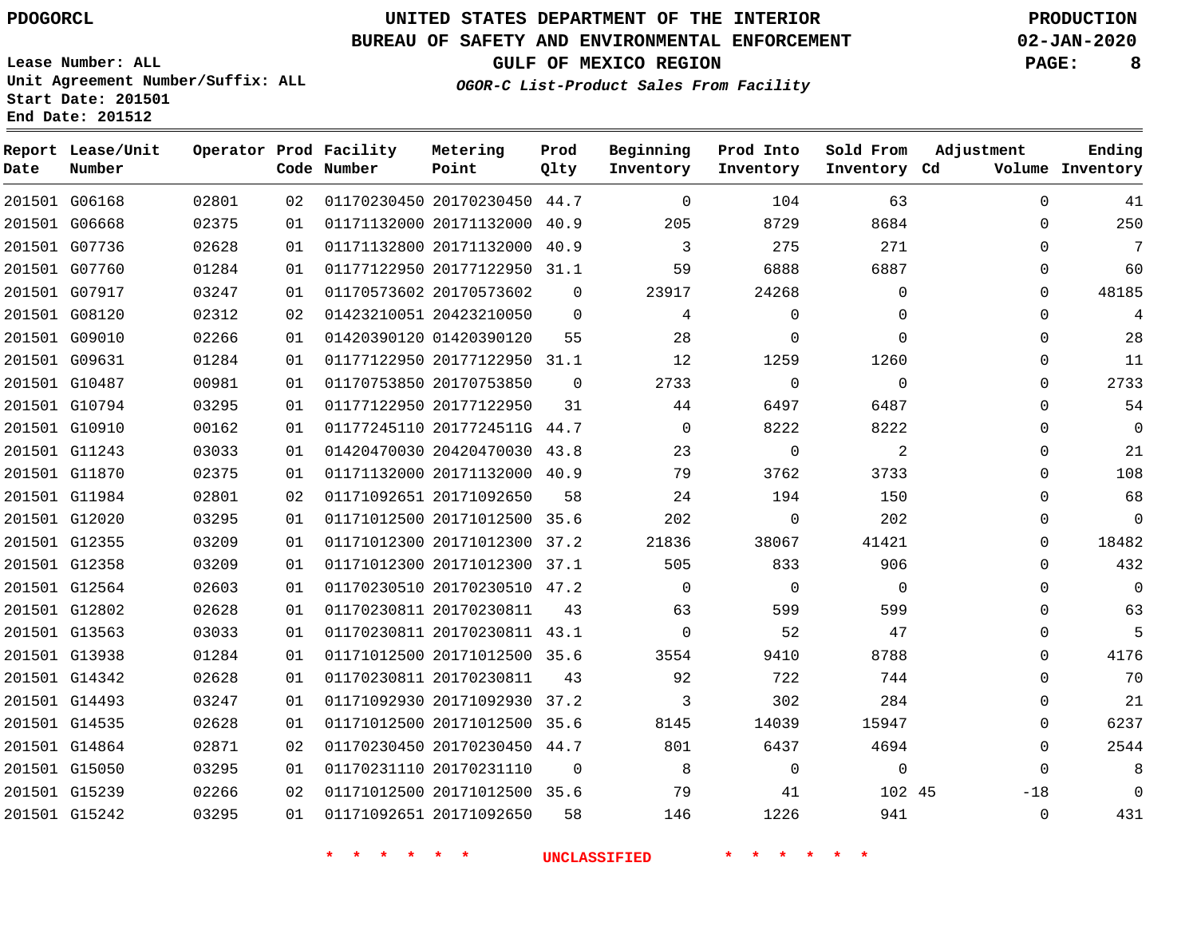PDOGORCL

# UNITED STATES DEPARTMENT OF THE INTERIOR
## BUREAU OF SAFETY AND ENVIRONMENTAL ENFORCEMENT
### GULF OF MEXICO REGION
*OGOR-C List-Product Sales From Facility*

PRODUCTION
02-JAN-2020

Lease Number: ALL
Unit Agreement Number/Suffix: ALL
Start Date: 201501
End Date: 201512

| Report Date | Lease/Unit Number | Operator | Prod Code | Facility Number | Metering Point | Prod Qlty | Beginning Inventory | Prod Into Inventory | Sold From Inventory | Adjustment Cd | Adjustment Volume | Ending Inventory |
|---|---|---|---|---|---|---|---|---|---|---|---|---|
| 201501 | G06168 | 02801 | 02 | 01170230450 | 20170230450 | 44.7 | 0 | 104 | 63 | | 0 | 41 |
| 201501 | G06668 | 02375 | 01 | 01171132000 | 20171132000 | 40.9 | 205 | 8729 | 8684 | | 0 | 250 |
| 201501 | G07736 | 02628 | 01 | 01171132800 | 20171132000 | 40.9 | 3 | 275 | 271 | | 0 | 7 |
| 201501 | G07760 | 01284 | 01 | 01177122950 | 20177122950 | 31.1 | 59 | 6888 | 6887 | | 0 | 60 |
| 201501 | G07917 | 03247 | 01 | 01170573602 | 20170573602 | 0 | 23917 | 24268 | 0 | | 0 | 48185 |
| 201501 | G08120 | 02312 | 02 | 01423210051 | 20423210050 | 0 | 4 | 0 | 0 | | 0 | 4 |
| 201501 | G09010 | 02266 | 01 | 01420390120 | 01420390120 | 55 | 28 | 0 | 0 | | 0 | 28 |
| 201501 | G09631 | 01284 | 01 | 01177122950 | 20177122950 | 31.1 | 12 | 1259 | 1260 | | 0 | 11 |
| 201501 | G10487 | 00981 | 01 | 01170753850 | 20170753850 | 0 | 2733 | 0 | 0 | | 0 | 2733 |
| 201501 | G10794 | 03295 | 01 | 01177122950 | 20177122950 | 31 | 44 | 6497 | 6487 | | 0 | 54 |
| 201501 | G10910 | 00162 | 01 | 01177245110 | 2017724511G | 44.7 | 0 | 8222 | 8222 | | 0 | 0 |
| 201501 | G11243 | 03033 | 01 | 01420470030 | 20420470030 | 43.8 | 23 | 0 | 2 | | 0 | 21 |
| 201501 | G11870 | 02375 | 01 | 01171132000 | 20171132000 | 40.9 | 79 | 3762 | 3733 | | 0 | 108 |
| 201501 | G11984 | 02801 | 02 | 01171092651 | 20171092650 | 58 | 24 | 194 | 150 | | 0 | 68 |
| 201501 | G12020 | 03295 | 01 | 01171012500 | 20171012500 | 35.6 | 202 | 0 | 202 | | 0 | 0 |
| 201501 | G12355 | 03209 | 01 | 01171012300 | 20171012300 | 37.2 | 21836 | 38067 | 41421 | | 0 | 18482 |
| 201501 | G12358 | 03209 | 01 | 01171012300 | 20171012300 | 37.1 | 505 | 833 | 906 | | 0 | 432 |
| 201501 | G12564 | 02603 | 01 | 01170230510 | 20170230510 | 47.2 | 0 | 0 | 0 | | 0 | 0 |
| 201501 | G12802 | 02628 | 01 | 01170230811 | 20170230811 | 43 | 63 | 599 | 599 | | 0 | 63 |
| 201501 | G13563 | 03033 | 01 | 01170230811 | 20170230811 | 43.1 | 0 | 52 | 47 | | 0 | 5 |
| 201501 | G13938 | 01284 | 01 | 01171012500 | 20171012500 | 35.6 | 3554 | 9410 | 8788 | | 0 | 4176 |
| 201501 | G14342 | 02628 | 01 | 01170230811 | 20170230811 | 43 | 92 | 722 | 744 | | 0 | 70 |
| 201501 | G14493 | 03247 | 01 | 01171092930 | 20171092930 | 37.2 | 3 | 302 | 284 | | 0 | 21 |
| 201501 | G14535 | 02628 | 01 | 01171012500 | 20171012500 | 35.6 | 8145 | 14039 | 15947 | | 0 | 6237 |
| 201501 | G14864 | 02871 | 02 | 01170230450 | 20170230450 | 44.7 | 801 | 6437 | 4694 | | 0 | 2544 |
| 201501 | G15050 | 03295 | 01 | 01170231110 | 20170231110 | 0 | 8 | 0 | 0 | | 0 | 8 |
| 201501 | G15239 | 02266 | 02 | 01171012500 | 20171012500 | 35.6 | 79 | 41 | 102 | 45 | -18 | 0 |
| 201501 | G15242 | 03295 | 01 | 01171092651 | 20171092650 | 58 | 146 | 1226 | 941 | | 0 | 431 |

\* \* \* \* \* \* UNCLASSIFIED \* \* \* \* \* \*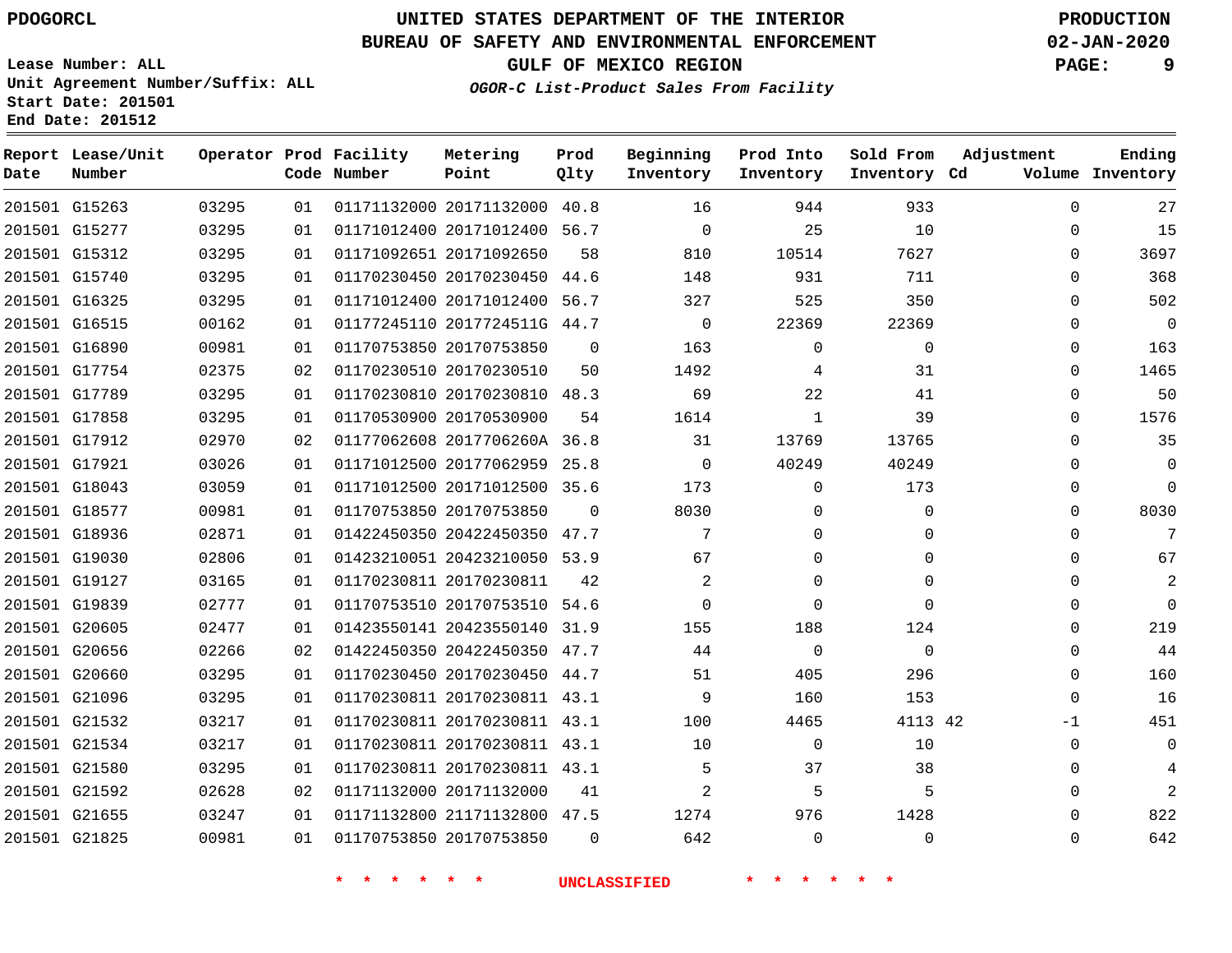PDOGORCL

# UNITED STATES DEPARTMENT OF THE INTERIOR
## BUREAU OF SAFETY AND ENVIRONMENTAL ENFORCEMENT
### GULF OF MEXICO REGION

*OGOR-C List-Product Sales From Facility*

PRODUCTION
02-JAN-2020

Lease Number: ALL
Unit Agreement Number/Suffix: ALL
Start Date: 201501
End Date: 201512

| Report Date | Lease/Unit Number | Operator | Prod Code | Facility Number | Metering Point | Prod Qlty | Beginning Inventory | Prod Into Inventory | Sold From Inventory | Adjustment Cd | Adjustment Volume | Ending Inventory |
|---|---|---|---|---|---|---|---|---|---|---|---|---|
| 201501 | G15263 | 03295 | 01 | 01171132000 | 20171132000 | 40.8 | 16 | 944 | 933 | | 0 | 27 |
| 201501 | G15277 | 03295 | 01 | 01171012400 | 20171012400 | 56.7 | 0 | 25 | 10 | | 0 | 15 |
| 201501 | G15312 | 03295 | 01 | 01171092651 | 20171092650 | 58 | 810 | 10514 | 7627 | | 0 | 3697 |
| 201501 | G15740 | 03295 | 01 | 01170230450 | 20170230450 | 44.6 | 148 | 931 | 711 | | 0 | 368 |
| 201501 | G16325 | 03295 | 01 | 01171012400 | 20171012400 | 56.7 | 327 | 525 | 350 | | 0 | 502 |
| 201501 | G16515 | 00162 | 01 | 01177245110 | 2017724511G | 44.7 | 0 | 22369 | 22369 | | 0 | 0 |
| 201501 | G16890 | 00981 | 01 | 01170753850 | 20170753850 | 0 | 163 | 0 | 0 | | 0 | 163 |
| 201501 | G17754 | 02375 | 02 | 01170230510 | 20170230510 | 50 | 1492 | 4 | 31 | | 0 | 1465 |
| 201501 | G17789 | 03295 | 01 | 01170230810 | 20170230810 | 48.3 | 69 | 22 | 41 | | 0 | 50 |
| 201501 | G17858 | 03295 | 01 | 01170530900 | 20170530900 | 54 | 1614 | 1 | 39 | | 0 | 1576 |
| 201501 | G17912 | 02970 | 02 | 01177062608 | 2017706260A | 36.8 | 31 | 13769 | 13765 | | 0 | 35 |
| 201501 | G17921 | 03026 | 01 | 01171012500 | 20177062959 | 25.8 | 0 | 40249 | 40249 | | 0 | 0 |
| 201501 | G18043 | 03059 | 01 | 01171012500 | 20171012500 | 35.6 | 173 | 0 | 173 | | 0 | 0 |
| 201501 | G18577 | 00981 | 01 | 01170753850 | 20170753850 | 0 | 8030 | 0 | 0 | | 0 | 8030 |
| 201501 | G18936 | 02871 | 01 | 01422450350 | 20422450350 | 47.7 | 7 | 0 | 0 | | 0 | 7 |
| 201501 | G19030 | 02806 | 01 | 01423210051 | 20423210050 | 53.9 | 67 | 0 | 0 | | 0 | 67 |
| 201501 | G19127 | 03165 | 01 | 01170230811 | 20170230811 | 42 | 2 | 0 | 0 | | 0 | 2 |
| 201501 | G19839 | 02777 | 01 | 01170753510 | 20170753510 | 54.6 | 0 | 0 | 0 | | 0 | 0 |
| 201501 | G20605 | 02477 | 01 | 01423550141 | 20423550140 | 31.9 | 155 | 188 | 124 | | 0 | 219 |
| 201501 | G20656 | 02266 | 02 | 01422450350 | 20422450350 | 47.7 | 44 | 0 | 0 | | 0 | 44 |
| 201501 | G20660 | 03295 | 01 | 01170230450 | 20170230450 | 44.7 | 51 | 405 | 296 | | 0 | 160 |
| 201501 | G21096 | 03295 | 01 | 01170230811 | 20170230811 | 43.1 | 9 | 160 | 153 | | 0 | 16 |
| 201501 | G21532 | 03217 | 01 | 01170230811 | 20170230811 | 43.1 | 100 | 4465 | 4113 | 42 | -1 | 451 |
| 201501 | G21534 | 03217 | 01 | 01170230811 | 20170230811 | 43.1 | 10 | 0 | 10 | | 0 | 0 |
| 201501 | G21580 | 03295 | 01 | 01170230811 | 20170230811 | 43.1 | 5 | 37 | 38 | | 0 | 4 |
| 201501 | G21592 | 02628 | 02 | 01171132000 | 20171132000 | 41 | 2 | 5 | 5 | | 0 | 2 |
| 201501 | G21655 | 03247 | 01 | 01171132800 | 21171132800 | 47.5 | 1274 | 976 | 1428 | | 0 | 822 |
| 201501 | G21825 | 00981 | 01 | 01170753850 | 20170753850 | 0 | 642 | 0 | 0 | | 0 | 642 |

* * * * * * UNCLASSIFIED * * * * * *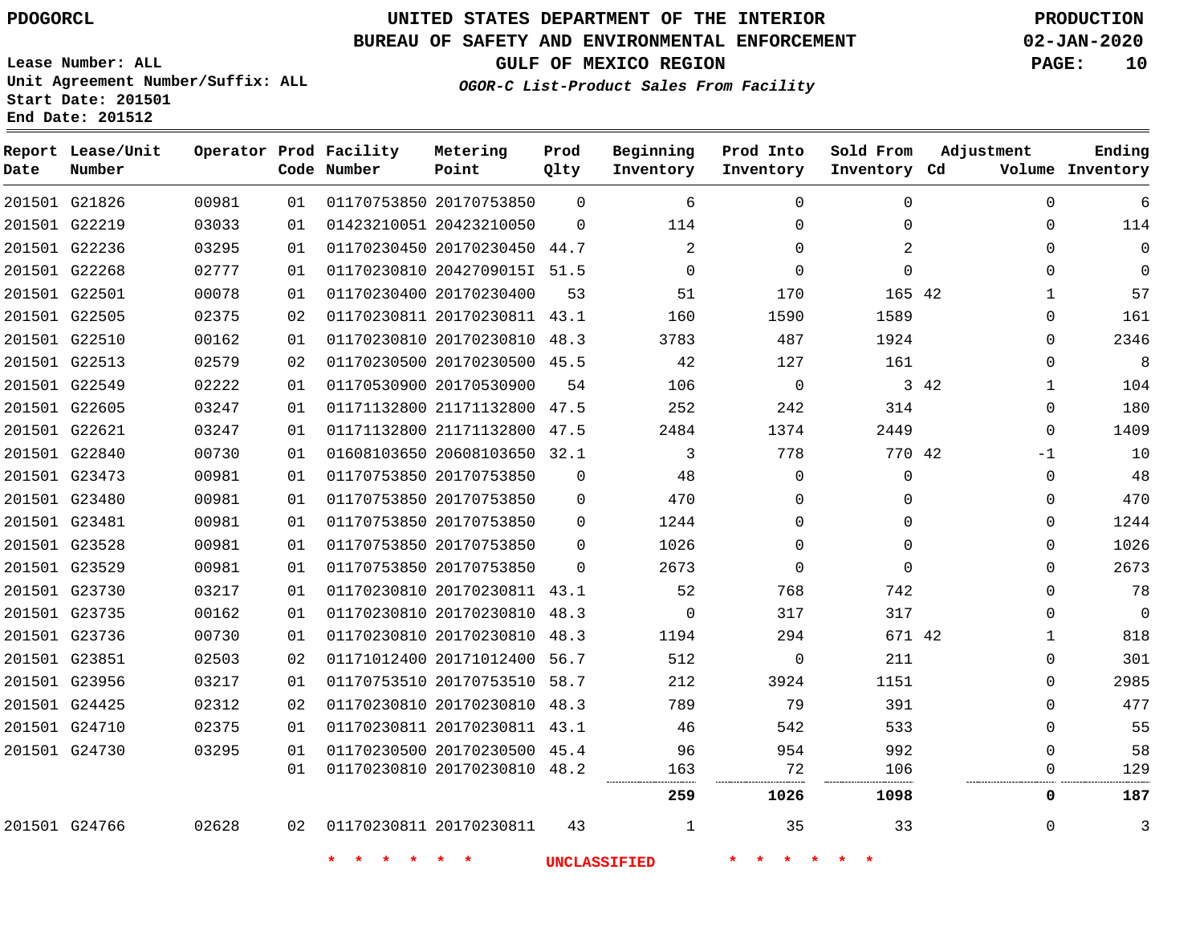PDOGORCL

# UNITED STATES DEPARTMENT OF THE INTERIOR
## BUREAU OF SAFETY AND ENVIRONMENTAL ENFORCEMENT
### GULF OF MEXICO REGION

*OGOR-C List-Product Sales From Facility*

PRODUCTION
02-JAN-2020

Lease Number: ALL
Unit Agreement Number/Suffix: ALL
Start Date: 201501
End Date: 201512

| Report Date | Lease/Unit Number | Operator | Prod Code | Facility Number | Metering Point | Prod Qlty | Beginning Inventory | Prod Into Inventory | Sold From Inventory | Adjustment Cd | Adjustment Volume | Ending Inventory |
|---|---|---|---|---|---|---|---|---|---|---|---|---|
| 201501 | G21826 | 00981 | 01 | 01170753850 | 20170753850 | 0 | 6 | 0 | 0 | | 0 | 6 |
| 201501 | G22219 | 03033 | 01 | 01423210051 | 20423210050 | 0 | 114 | 0 | 0 | | 0 | 114 |
| 201501 | G22236 | 03295 | 01 | 01170230450 | 20170230450 | 44.7 | 2 | 0 | 2 | | 0 | 0 |
| 201501 | G22268 | 02777 | 01 | 01170230810 | 2042709015I | 51.5 | 0 | 0 | 0 | | 0 | 0 |
| 201501 | G22501 | 00078 | 01 | 01170230400 | 20170230400 | 53 | 51 | 170 | 165 | 42 | 1 | 57 |
| 201501 | G22505 | 02375 | 02 | 01170230811 | 20170230811 | 43.1 | 160 | 1590 | 1589 | | 0 | 161 |
| 201501 | G22510 | 00162 | 01 | 01170230810 | 20170230810 | 48.3 | 3783 | 487 | 1924 | | 0 | 2346 |
| 201501 | G22513 | 02579 | 02 | 01170230500 | 20170230500 | 45.5 | 42 | 127 | 161 | | 0 | 8 |
| 201501 | G22549 | 02222 | 01 | 01170530900 | 20170530900 | 54 | 106 | 0 | 3 | 42 | 1 | 104 |
| 201501 | G22605 | 03247 | 01 | 01171132800 | 21171132800 | 47.5 | 252 | 242 | 314 | | 0 | 180 |
| 201501 | G22621 | 03247 | 01 | 01171132800 | 21171132800 | 47.5 | 2484 | 1374 | 2449 | | 0 | 1409 |
| 201501 | G22840 | 00730 | 01 | 01608103650 | 20608103650 | 32.1 | 3 | 778 | 770 | 42 | -1 | 10 |
| 201501 | G23473 | 00981 | 01 | 01170753850 | 20170753850 | 0 | 48 | 0 | 0 | | 0 | 48 |
| 201501 | G23480 | 00981 | 01 | 01170753850 | 20170753850 | 0 | 470 | 0 | 0 | | 0 | 470 |
| 201501 | G23481 | 00981 | 01 | 01170753850 | 20170753850 | 0 | 1244 | 0 | 0 | | 0 | 1244 |
| 201501 | G23528 | 00981 | 01 | 01170753850 | 20170753850 | 0 | 1026 | 0 | 0 | | 0 | 1026 |
| 201501 | G23529 | 00981 | 01 | 01170753850 | 20170753850 | 0 | 2673 | 0 | 0 | | 0 | 2673 |
| 201501 | G23730 | 03217 | 01 | 01170230810 | 20170230811 | 43.1 | 52 | 768 | 742 | | 0 | 78 |
| 201501 | G23735 | 00162 | 01 | 01170230810 | 20170230810 | 48.3 | 0 | 317 | 317 | | 0 | 0 |
| 201501 | G23736 | 00730 | 01 | 01170230810 | 20170230810 | 48.3 | 1194 | 294 | 671 | 42 | 1 | 818 |
| 201501 | G23851 | 02503 | 02 | 01171012400 | 20171012400 | 56.7 | 512 | 0 | 211 | | 0 | 301 |
| 201501 | G23956 | 03217 | 01 | 01170753510 | 20170753510 | 58.7 | 212 | 3924 | 1151 | | 0 | 2985 |
| 201501 | G24425 | 02312 | 02 | 01170230810 | 20170230810 | 48.3 | 789 | 79 | 391 | | 0 | 477 |
| 201501 | G24710 | 02375 | 01 | 01170230811 | 20170230811 | 43.1 | 46 | 542 | 533 | | 0 | 55 |
| 201501 | G24730 | 03295 | 01 | 01170230500 | 20170230500 | 45.4 | 96 | 954 | 992 | | 0 | 58 |
| | | | 01 | 01170230810 | 20170230810 | 48.2 | 163 | 72 | 106 | | 0 | 129 |
| | | | | | | | **259** | **1026** | **1098** | | **0** | **187** |
| 201501 | G24766 | 02628 | 02 | 01170230811 | 20170230811 | 43 | 1 | 35 | 33 | | 0 | 3 |

* * * * * * UNCLASSIFIED * * * * * *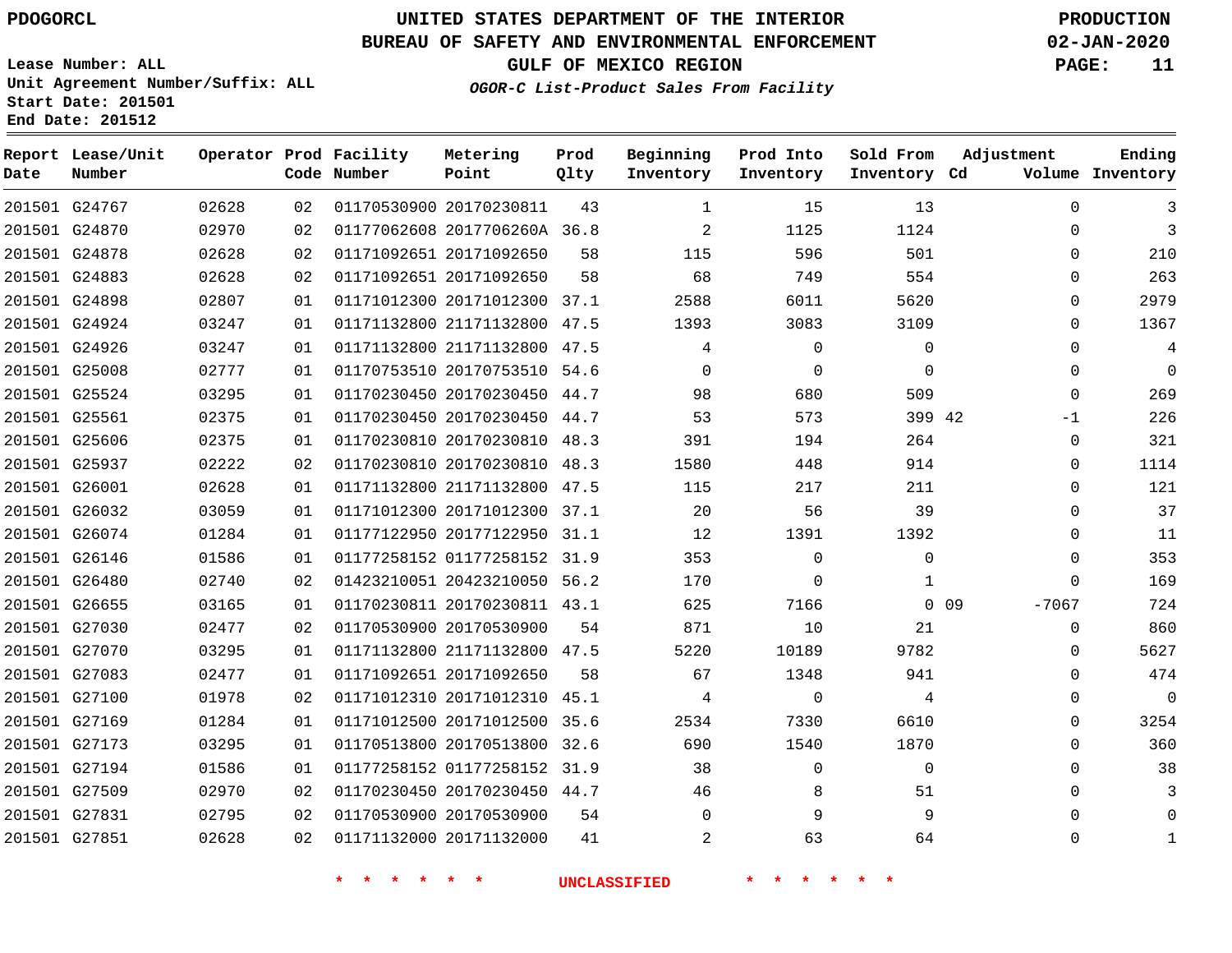PDOGORCL

Lease Number: ALL
Unit Agreement Number/Suffix: ALL
Start Date: 201501
End Date: 201512

# UNITED STATES DEPARTMENT OF THE INTERIOR
## BUREAU OF SAFETY AND ENVIRONMENTAL ENFORCEMENT
### GULF OF MEXICO REGION

*OGOR-C List-Product Sales From Facility*

PRODUCTION
02-JAN-2020

| Report Date | Lease/Unit Number | Operator | Prod Code | Facility Number | Metering Point | Prod Qlty | Beginning Inventory | Prod Into Inventory | Sold From Inventory | Adjustment Cd | Adjustment Volume | Ending Inventory |
|---|---|---|---|---|---|---|---|---|---|---|---|---|
| 201501 | G24767 | 02628 | 02 | 01170530900 | 20170230811 | 43 | 1 | 15 | 13 | | 0 | 3 |
| 201501 | G24870 | 02970 | 02 | 01177062608 | 2017706260A | 36.8 | 2 | 1125 | 1124 | | 0 | 3 |
| 201501 | G24878 | 02628 | 02 | 01171092651 | 20171092650 | 58 | 115 | 596 | 501 | | 0 | 210 |
| 201501 | G24883 | 02628 | 02 | 01171092651 | 20171092650 | 58 | 68 | 749 | 554 | | 0 | 263 |
| 201501 | G24898 | 02807 | 01 | 01171012300 | 20171012300 | 37.1 | 2588 | 6011 | 5620 | | 0 | 2979 |
| 201501 | G24924 | 03247 | 01 | 01171132800 | 21171132800 | 47.5 | 1393 | 3083 | 3109 | | 0 | 1367 |
| 201501 | G24926 | 03247 | 01 | 01171132800 | 21171132800 | 47.5 | 4 | 0 | 0 | | 0 | 4 |
| 201501 | G25008 | 02777 | 01 | 01170753510 | 20170753510 | 54.6 | 0 | 0 | 0 | | 0 | 0 |
| 201501 | G25524 | 03295 | 01 | 01170230450 | 20170230450 | 44.7 | 98 | 680 | 509 | | 0 | 269 |
| 201501 | G25561 | 02375 | 01 | 01170230450 | 20170230450 | 44.7 | 53 | 573 | 399 | 42 | -1 | 226 |
| 201501 | G25606 | 02375 | 01 | 01170230810 | 20170230810 | 48.3 | 391 | 194 | 264 | | 0 | 321 |
| 201501 | G25937 | 02222 | 02 | 01170230810 | 20170230810 | 48.3 | 1580 | 448 | 914 | | 0 | 1114 |
| 201501 | G26001 | 02628 | 01 | 01171132800 | 21171132800 | 47.5 | 115 | 217 | 211 | | 0 | 121 |
| 201501 | G26032 | 03059 | 01 | 01171012300 | 20171012300 | 37.1 | 20 | 56 | 39 | | 0 | 37 |
| 201501 | G26074 | 01284 | 01 | 01177122950 | 20177122950 | 31.1 | 12 | 1391 | 1392 | | 0 | 11 |
| 201501 | G26146 | 01586 | 01 | 01177258152 | 01177258152 | 31.9 | 353 | 0 | 0 | | 0 | 353 |
| 201501 | G26480 | 02740 | 02 | 01423210051 | 20423210050 | 56.2 | 170 | 0 | 1 | | 0 | 169 |
| 201501 | G26655 | 03165 | 01 | 01170230811 | 20170230811 | 43.1 | 625 | 7166 | 0 | 09 | -7067 | 724 |
| 201501 | G27030 | 02477 | 02 | 01170530900 | 20170530900 | 54 | 871 | 10 | 21 | | 0 | 860 |
| 201501 | G27070 | 03295 | 01 | 01171132800 | 21171132800 | 47.5 | 5220 | 10189 | 9782 | | 0 | 5627 |
| 201501 | G27083 | 02477 | 01 | 01171092651 | 20171092650 | 58 | 67 | 1348 | 941 | | 0 | 474 |
| 201501 | G27100 | 01978 | 02 | 01171012310 | 20171012310 | 45.1 | 4 | 0 | 4 | | 0 | 0 |
| 201501 | G27169 | 01284 | 01 | 01171012500 | 20171012500 | 35.6 | 2534 | 7330 | 6610 | | 0 | 3254 |
| 201501 | G27173 | 03295 | 01 | 01170513800 | 20170513800 | 32.6 | 690 | 1540 | 1870 | | 0 | 360 |
| 201501 | G27194 | 01586 | 01 | 01177258152 | 01177258152 | 31.9 | 38 | 0 | 0 | | 0 | 38 |
| 201501 | G27509 | 02970 | 02 | 01170230450 | 20170230450 | 44.7 | 46 | 8 | 51 | | 0 | 3 |
| 201501 | G27831 | 02795 | 02 | 01170530900 | 20170530900 | 54 | 0 | 9 | 9 | | 0 | 0 |
| 201501 | G27851 | 02628 | 02 | 01171132000 | 20171132000 | 41 | 2 | 63 | 64 | | 0 | 1 |

* * * * * * UNCLASSIFIED * * * * * *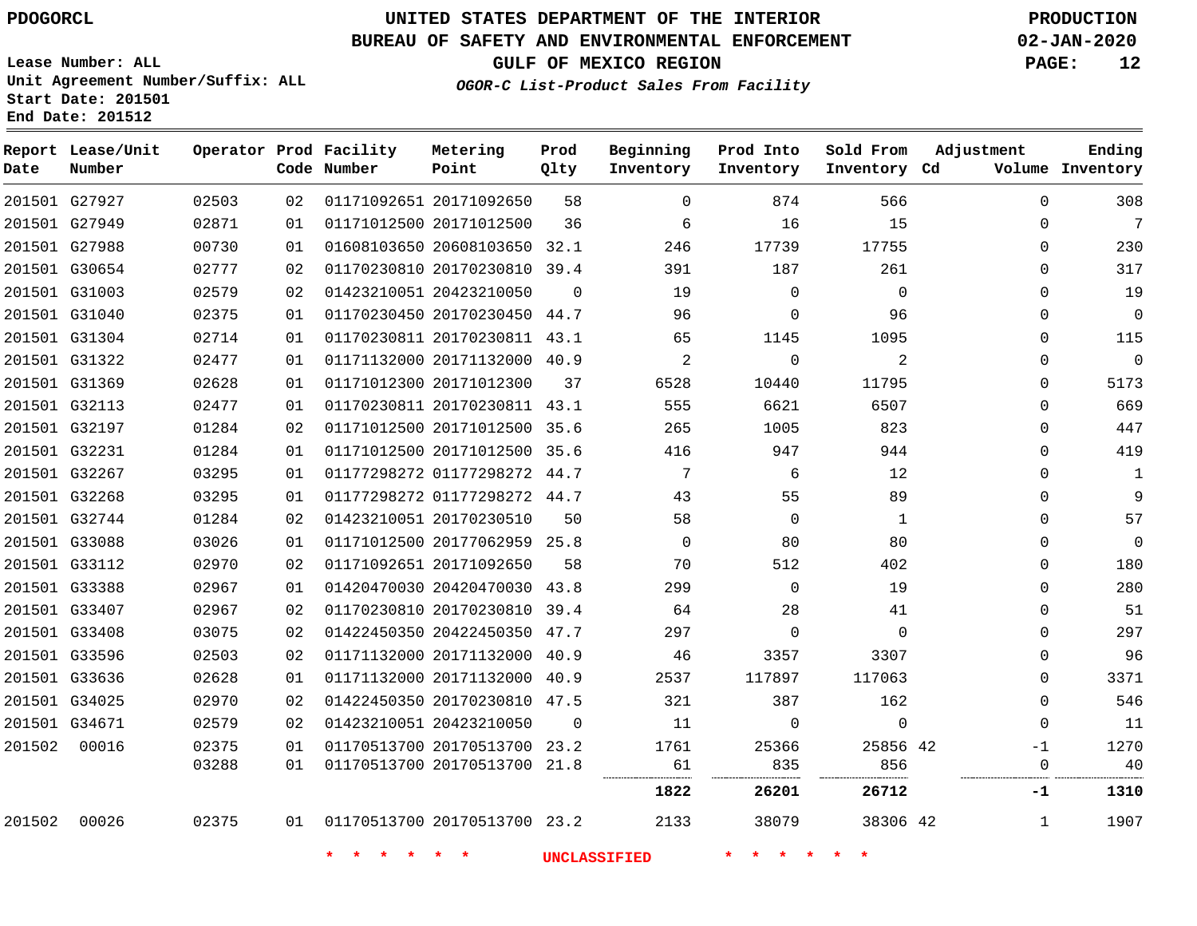PDOGORCL

# UNITED STATES DEPARTMENT OF THE INTERIOR
## BUREAU OF SAFETY AND ENVIRONMENTAL ENFORCEMENT
### GULF OF MEXICO REGION
*OGOR-C List-Product Sales From Facility*

PRODUCTION
02-JAN-2020

Lease Number: ALL
Unit Agreement Number/Suffix: ALL
Start Date: 201501
End Date: 201512

| Report Date | Lease/Unit Number | Operator | Prod Code | Facility Number | Metering Point | Prod Qlty | Beginning Inventory | Prod Into Inventory | Sold From Inventory | Adjustment Cd | Volume | Ending Inventory |
|---|---|---|---|---|---|---|---|---|---|---|---|---|
| 201501 | G27927 | 02503 | 02 | 01171092651 | 20171092650 | 58 | 0 | 874 | 566 | | 0 | 308 |
| 201501 | G27949 | 02871 | 01 | 01171012500 | 20171012500 | 36 | 6 | 16 | 15 | | 0 | 7 |
| 201501 | G27988 | 00730 | 01 | 01608103650 | 20608103650 | 32.1 | 246 | 17739 | 17755 | | 0 | 230 |
| 201501 | G30654 | 02777 | 02 | 01170230810 | 20170230810 | 39.4 | 391 | 187 | 261 | | 0 | 317 |
| 201501 | G31003 | 02579 | 02 | 01423210051 | 20423210050 | 0 | 19 | 0 | 0 | | 0 | 19 |
| 201501 | G31040 | 02375 | 01 | 01170230450 | 20170230450 | 44.7 | 96 | 0 | 96 | | 0 | 0 |
| 201501 | G31304 | 02714 | 01 | 01170230811 | 20170230811 | 43.1 | 65 | 1145 | 1095 | | 0 | 115 |
| 201501 | G31322 | 02477 | 01 | 01171132000 | 20171132000 | 40.9 | 2 | 0 | 2 | | 0 | 0 |
| 201501 | G31369 | 02628 | 01 | 01171012300 | 20171012300 | 37 | 6528 | 10440 | 11795 | | 0 | 5173 |
| 201501 | G32113 | 02477 | 01 | 01170230811 | 20170230811 | 43.1 | 555 | 6621 | 6507 | | 0 | 669 |
| 201501 | G32197 | 01284 | 02 | 01171012500 | 20171012500 | 35.6 | 265 | 1005 | 823 | | 0 | 447 |
| 201501 | G32231 | 01284 | 01 | 01171012500 | 20171012500 | 35.6 | 416 | 947 | 944 | | 0 | 419 |
| 201501 | G32267 | 03295 | 01 | 01177298272 | 01177298272 | 44.7 | 7 | 6 | 12 | | 0 | 1 |
| 201501 | G32268 | 03295 | 01 | 01177298272 | 01177298272 | 44.7 | 43 | 55 | 89 | | 0 | 9 |
| 201501 | G32744 | 01284 | 02 | 01423210051 | 20170230510 | 50 | 58 | 0 | 1 | | 0 | 57 |
| 201501 | G33088 | 03026 | 01 | 01171012500 | 20177062959 | 25.8 | 0 | 80 | 80 | | 0 | 0 |
| 201501 | G33112 | 02970 | 02 | 01171092651 | 20171092650 | 58 | 70 | 512 | 402 | | 0 | 180 |
| 201501 | G33388 | 02967 | 01 | 01420470030 | 20420470030 | 43.8 | 299 | 0 | 19 | | 0 | 280 |
| 201501 | G33407 | 02967 | 02 | 01170230810 | 20170230810 | 39.4 | 64 | 28 | 41 | | 0 | 51 |
| 201501 | G33408 | 03075 | 02 | 01422450350 | 20422450350 | 47.7 | 297 | 0 | 0 | | 0 | 297 |
| 201501 | G33596 | 02503 | 02 | 01171132000 | 20171132000 | 40.9 | 46 | 3357 | 3307 | | 0 | 96 |
| 201501 | G33636 | 02628 | 01 | 01171132000 | 20171132000 | 40.9 | 2537 | 117897 | 117063 | | 0 | 3371 |
| 201501 | G34025 | 02970 | 02 | 01422450350 | 20170230810 | 47.5 | 321 | 387 | 162 | | 0 | 546 |
| 201501 | G34671 | 02579 | 02 | 01423210051 | 20423210050 | 0 | 11 | 0 | 0 | | 0 | 11 |
| 201502 | 00016 | 02375 | 01 | 01170513700 | 20170513700 | 23.2 | 1761 | 25366 | 25856 | 42 | -1 | 1270 |
| | | 03288 | 01 | 01170513700 | 20170513700 | 21.8 | 61 | 835 | 856 | | 0 | 40 |
| | | | | | | | **1822** | **26201** | **26712** | | **-1** | **1310** |
| 201502 | 00026 | 02375 | 01 | 01170513700 | 20170513700 | 23.2 | 2133 | 38079 | 38306 | 42 | 1 | 1907 |

\* \* \* \* \* \* UNCLASSIFIED \* \* \* \* \* \*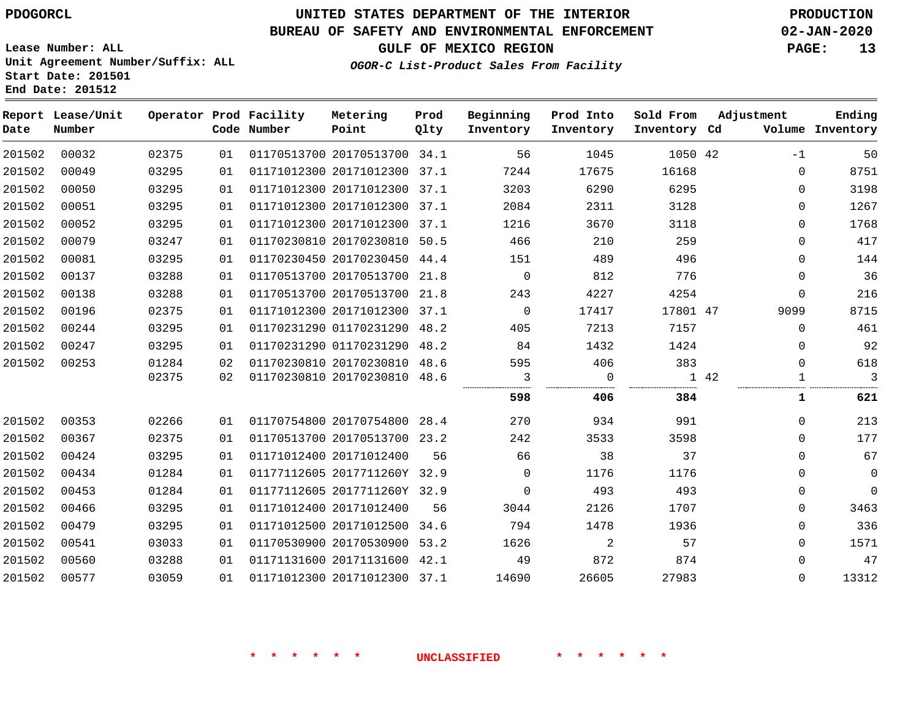PDOGORCL

# UNITED STATES DEPARTMENT OF THE INTERIOR
## BUREAU OF SAFETY AND ENVIRONMENTAL ENFORCEMENT
### GULF OF MEXICO REGION
*OGOR-C List-Product Sales From Facility*

PRODUCTION
02-JAN-2020

Lease Number: ALL
Unit Agreement Number/Suffix: ALL
Start Date: 201501
End Date: 201512

| Report Date | Lease/Unit Number | Operator | Prod Code | Facility Number | Metering Point | Prod Qlty | Beginning Inventory | Prod Into Inventory | Sold From Inventory | Adjustment Cd | Adjustment Volume | Ending Inventory |
|---|---|---|---|---|---|---|---|---|---|---|---|---|
| 201502 | 00032 | 02375 | 01 | 01170513700 | 20170513700 | 34.1 | 56 | 1045 | 1050 | 42 | -1 | 50 |
| 201502 | 00049 | 03295 | 01 | 01171012300 | 20171012300 | 37.1 | 7244 | 17675 | 16168 | | 0 | 8751 |
| 201502 | 00050 | 03295 | 01 | 01171012300 | 20171012300 | 37.1 | 3203 | 6290 | 6295 | | 0 | 3198 |
| 201502 | 00051 | 03295 | 01 | 01171012300 | 20171012300 | 37.1 | 2084 | 2311 | 3128 | | 0 | 1267 |
| 201502 | 00052 | 03295 | 01 | 01171012300 | 20171012300 | 37.1 | 1216 | 3670 | 3118 | | 0 | 1768 |
| 201502 | 00079 | 03247 | 01 | 01170230810 | 20170230810 | 50.5 | 466 | 210 | 259 | | 0 | 417 |
| 201502 | 00081 | 03295 | 01 | 01170230450 | 20170230450 | 44.4 | 151 | 489 | 496 | | 0 | 144 |
| 201502 | 00137 | 03288 | 01 | 01170513700 | 20170513700 | 21.8 | 0 | 812 | 776 | | 0 | 36 |
| 201502 | 00138 | 03288 | 01 | 01170513700 | 20170513700 | 21.8 | 243 | 4227 | 4254 | | 0 | 216 |
| 201502 | 00196 | 02375 | 01 | 01171012300 | 20171012300 | 37.1 | 0 | 17417 | 17801 | 47 | 9099 | 8715 |
| 201502 | 00244 | 03295 | 01 | 01170231290 | 01170231290 | 48.2 | 405 | 7213 | 7157 | | 0 | 461 |
| 201502 | 00247 | 03295 | 01 | 01170231290 | 01170231290 | 48.2 | 84 | 1432 | 1424 | | 0 | 92 |
| 201502 | 00253 | 01284 | 02 | 01170230810 | 20170230810 | 48.6 | 595 | 406 | 383 | | 0 | 618 |
| | | 02375 | 02 | 01170230810 | 20170230810 | 48.6 | 3 | 0 | 1 | 42 | 1 | 3 |
| | | | | | | | **598** | **406** | **384** | | **1** | **621** |
| 201502 | 00353 | 02266 | 01 | 01170754800 | 20170754800 | 28.4 | 270 | 934 | 991 | | 0 | 213 |
| 201502 | 00367 | 02375 | 01 | 01170513700 | 20170513700 | 23.2 | 242 | 3533 | 3598 | | 0 | 177 |
| 201502 | 00424 | 03295 | 01 | 01171012400 | 20171012400 | 56 | 66 | 38 | 37 | | 0 | 67 |
| 201502 | 00434 | 01284 | 01 | 01177112605 | 2017711260Y | 32.9 | 0 | 1176 | 1176 | | 0 | 0 |
| 201502 | 00453 | 01284 | 01 | 01177112605 | 2017711260Y | 32.9 | 0 | 493 | 493 | | 0 | 0 |
| 201502 | 00466 | 03295 | 01 | 01171012400 | 20171012400 | 56 | 3044 | 2126 | 1707 | | 0 | 3463 |
| 201502 | 00479 | 03295 | 01 | 01171012500 | 20171012500 | 34.6 | 794 | 1478 | 1936 | | 0 | 336 |
| 201502 | 00541 | 03033 | 01 | 01170530900 | 20170530900 | 53.2 | 1626 | 2 | 57 | | 0 | 1571 |
| 201502 | 00560 | 03288 | 01 | 01171131600 | 20171131600 | 42.1 | 49 | 872 | 874 | | 0 | 47 |
| 201502 | 00577 | 03059 | 01 | 01171012300 | 20171012300 | 37.1 | 14690 | 26605 | 27983 | | 0 | 13312 |

\* \* \* \* \* \* UNCLASSIFIED \* \* \* \* \* \*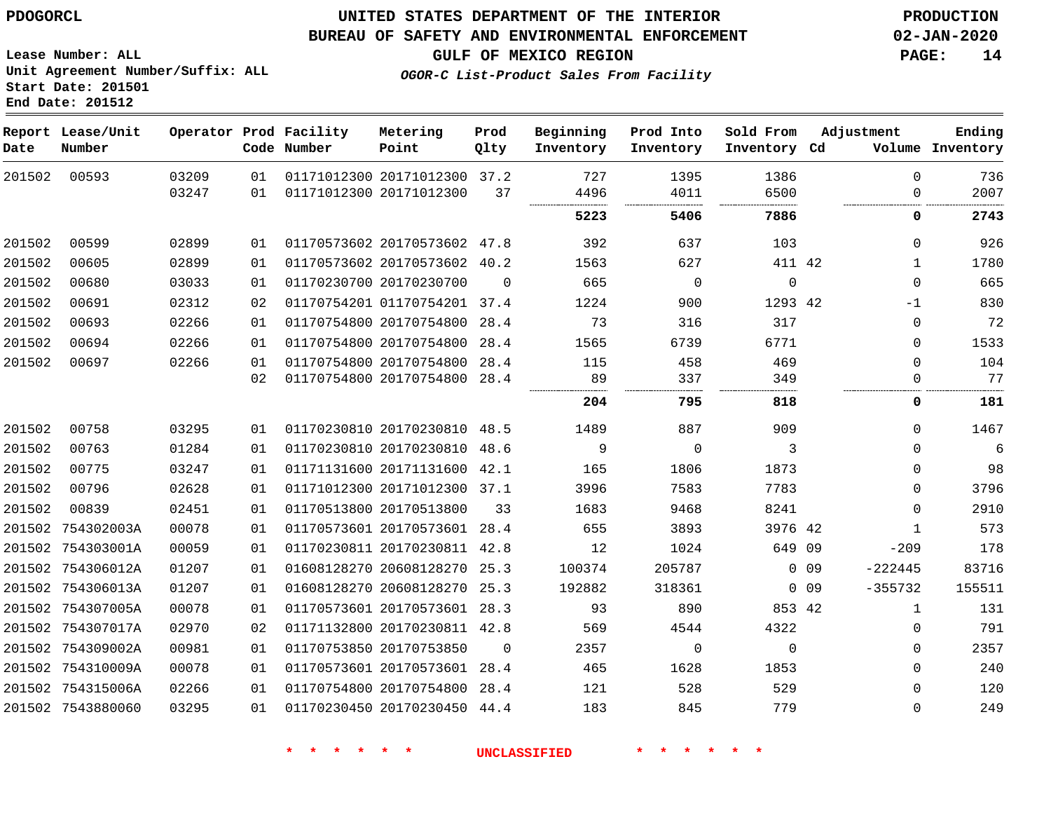PDOGORCL

Lease Number: ALL
Unit Agreement Number/Suffix: ALL
Start Date: 201501
End Date: 201512

# UNITED STATES DEPARTMENT OF THE INTERIOR
## BUREAU OF SAFETY AND ENVIRONMENTAL ENFORCEMENT
### GULF OF MEXICO REGION
*OGOR-C List-Product Sales From Facility*

PRODUCTION
02-JAN-2020

| Report Date | Lease/Unit Number | Operator | Prod Code | Facility Number | Metering Point | Prod Qlty | Beginning Inventory | Prod Into Inventory | Sold From Inventory | Adjustment Cd | Adjustment Volume | Ending Inventory |
|---|---|---|---|---|---|---|---|---|---|---|---|---|
| 201502 | 00593 | 03209 | 01 | 01171012300 | 20171012300 | 37.2 | 727 | 1395 | 1386 | | 0 | 736 |
| | | 03247 | 01 | 01171012300 | 20171012300 | 37 | 4496 | 4011 | 6500 | | 0 | 2007 |
| | | | | | | | **5223** | **5406** | **7886** | | **0** | **2743** |
| 201502 | 00599 | 02899 | 01 | 01170573602 | 20170573602 | 47.8 | 392 | 637 | 103 | | 0 | 926 |
| 201502 | 00605 | 02899 | 01 | 01170573602 | 20170573602 | 40.2 | 1563 | 627 | 411 | 42 | 1 | 1780 |
| 201502 | 00680 | 03033 | 01 | 01170230700 | 20170230700 | 0 | 665 | 0 | 0 | | 0 | 665 |
| 201502 | 00691 | 02312 | 02 | 01170754201 | 01170754201 | 37.4 | 1224 | 900 | 1293 | 42 | -1 | 830 |
| 201502 | 00693 | 02266 | 01 | 01170754800 | 20170754800 | 28.4 | 73 | 316 | 317 | | 0 | 72 |
| 201502 | 00694 | 02266 | 01 | 01170754800 | 20170754800 | 28.4 | 1565 | 6739 | 6771 | | 0 | 1533 |
| 201502 | 00697 | 02266 | 01 | 01170754800 | 20170754800 | 28.4 | 115 | 458 | 469 | | 0 | 104 |
| | | | 02 | 01170754800 | 20170754800 | 28.4 | 89 | 337 | 349 | | 0 | 77 |
| | | | | | | | **204** | **795** | **818** | | **0** | **181** |
| 201502 | 00758 | 03295 | 01 | 01170230810 | 20170230810 | 48.5 | 1489 | 887 | 909 | | 0 | 1467 |
| 201502 | 00763 | 01284 | 01 | 01170230810 | 20170230810 | 48.6 | 9 | 0 | 3 | | 0 | 6 |
| 201502 | 00775 | 03247 | 01 | 01171131600 | 20171131600 | 42.1 | 165 | 1806 | 1873 | | 0 | 98 |
| 201502 | 00796 | 02628 | 01 | 01171012300 | 20171012300 | 37.1 | 3996 | 7583 | 7783 | | 0 | 3796 |
| 201502 | 00839 | 02451 | 01 | 01170513800 | 20170513800 | 33 | 1683 | 9468 | 8241 | | 0 | 2910 |
| 201502 | 754302003A | 00078 | 01 | 01170573601 | 20170573601 | 28.4 | 655 | 3893 | 3976 | 42 | 1 | 573 |
| 201502 | 754303001A | 00059 | 01 | 01170230811 | 20170230811 | 42.8 | 12 | 1024 | 649 | 09 | -209 | 178 |
| 201502 | 754306012A | 01207 | 01 | 01608128270 | 20608128270 | 25.3 | 100374 | 205787 | 0 | 09 | -222445 | 83716 |
| 201502 | 754306013A | 01207 | 01 | 01608128270 | 20608128270 | 25.3 | 192882 | 318361 | 0 | 09 | -355732 | 155511 |
| 201502 | 754307005A | 00078 | 01 | 01170573601 | 20170573601 | 28.3 | 93 | 890 | 853 | 42 | 1 | 131 |
| 201502 | 754307017A | 02970 | 02 | 01171132800 | 20170230811 | 42.8 | 569 | 4544 | 4322 | | 0 | 791 |
| 201502 | 754309002A | 00981 | 01 | 01170753850 | 20170753850 | 0 | 2357 | 0 | 0 | | 0 | 2357 |
| 201502 | 754310009A | 00078 | 01 | 01170573601 | 20170573601 | 28.4 | 465 | 1628 | 1853 | | 0 | 240 |
| 201502 | 754315006A | 02266 | 01 | 01170754800 | 20170754800 | 28.4 | 121 | 528 | 529 | | 0 | 120 |
| 201502 | 7543880060 | 03295 | 01 | 01170230450 | 20170230450 | 44.4 | 183 | 845 | 779 | | 0 | 249 |

\* \* \* \* \* \* UNCLASSIFIED \* \* \* \* \* \*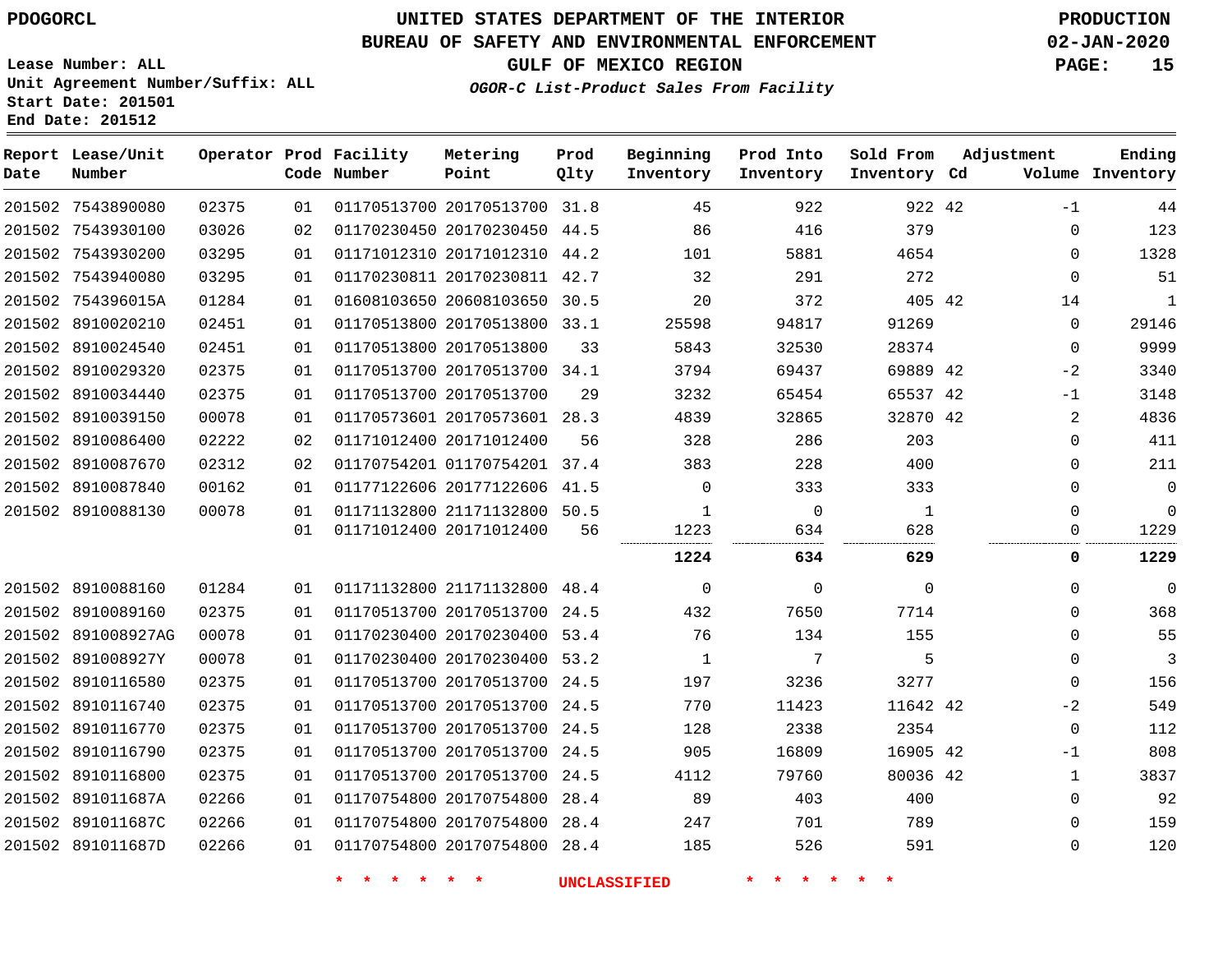PDOGORCL

# UNITED STATES DEPARTMENT OF THE INTERIOR
## BUREAU OF SAFETY AND ENVIRONMENTAL ENFORCEMENT
### GULF OF MEXICO REGION

*OGOR-C List-Product Sales From Facility*

PRODUCTION
02-JAN-2020

Lease Number: ALL
Unit Agreement Number/Suffix: ALL
Start Date: 201501
End Date: 201512

| Report Date | Lease/Unit Number | Operator | Prod Code | Facility Number | Metering Point | Prod Qlty | Beginning Inventory | Prod Into Inventory | Sold From Inventory | Adjustment Cd | Volume | Ending Inventory |
|---|---|---|---|---|---|---|---|---|---|---|---|---|
| 201502 | 7543890080 | 02375 | 01 | 01170513700 | 20170513700 | 31.8 | 45 | 922 | 922 | 42 | -1 | 44 |
| 201502 | 7543930100 | 03026 | 02 | 01170230450 | 20170230450 | 44.5 | 86 | 416 | 379 | | 0 | 123 |
| 201502 | 7543930200 | 03295 | 01 | 01171012310 | 20171012310 | 44.2 | 101 | 5881 | 4654 | | 0 | 1328 |
| 201502 | 7543940080 | 03295 | 01 | 01170230811 | 20170230811 | 42.7 | 32 | 291 | 272 | | 0 | 51 |
| 201502 | 754396015A | 01284 | 01 | 01608103650 | 20608103650 | 30.5 | 20 | 372 | 405 | 42 | 14 | 1 |
| 201502 | 8910020210 | 02451 | 01 | 01170513800 | 20170513800 | 33.1 | 25598 | 94817 | 91269 | | 0 | 29146 |
| 201502 | 8910024540 | 02451 | 01 | 01170513800 | 20170513800 | 33 | 5843 | 32530 | 28374 | | 0 | 9999 |
| 201502 | 8910029320 | 02375 | 01 | 01170513700 | 20170513700 | 34.1 | 3794 | 69437 | 69889 | 42 | -2 | 3340 |
| 201502 | 8910034440 | 02375 | 01 | 01170513700 | 20170513700 | 29 | 3232 | 65454 | 65537 | 42 | -1 | 3148 |
| 201502 | 8910039150 | 00078 | 01 | 01170573601 | 20170573601 | 28.3 | 4839 | 32865 | 32870 | 42 | 2 | 4836 |
| 201502 | 8910086400 | 02222 | 02 | 01171012400 | 20171012400 | 56 | 328 | 286 | 203 | | 0 | 411 |
| 201502 | 8910087670 | 02312 | 02 | 01170754201 | 01170754201 | 37.4 | 383 | 228 | 400 | | 0 | 211 |
| 201502 | 8910087840 | 00162 | 01 | 01177122606 | 20177122606 | 41.5 | 0 | 333 | 333 | | 0 | 0 |
| 201502 | 8910088130 | 00078 | 01 | 01171132800 | 21171132800 | 50.5 | 1 | 0 | 1 | | 0 | 0 |
| | | | 01 | 01171012400 | 20171012400 | 56 | 1223 | 634 | 628 | | 0 | 1229 |
| | | | | | | | **1224** | **634** | **629** | | **0** | **1229** |
| 201502 | 8910088160 | 01284 | 01 | 01171132800 | 21171132800 | 48.4 | 0 | 0 | 0 | | 0 | 0 |
| 201502 | 8910089160 | 02375 | 01 | 01170513700 | 20170513700 | 24.5 | 432 | 7650 | 7714 | | 0 | 368 |
| 201502 | 891008927AG | 00078 | 01 | 01170230400 | 20170230400 | 53.4 | 76 | 134 | 155 | | 0 | 55 |
| 201502 | 891008927Y | 00078 | 01 | 01170230400 | 20170230400 | 53.2 | 1 | 7 | 5 | | 0 | 3 |
| 201502 | 8910116580 | 02375 | 01 | 01170513700 | 20170513700 | 24.5 | 197 | 3236 | 3277 | | 0 | 156 |
| 201502 | 8910116740 | 02375 | 01 | 01170513700 | 20170513700 | 24.5 | 770 | 11423 | 11642 | 42 | -2 | 549 |
| 201502 | 8910116770 | 02375 | 01 | 01170513700 | 20170513700 | 24.5 | 128 | 2338 | 2354 | | 0 | 112 |
| 201502 | 8910116790 | 02375 | 01 | 01170513700 | 20170513700 | 24.5 | 905 | 16809 | 16905 | 42 | -1 | 808 |
| 201502 | 8910116800 | 02375 | 01 | 01170513700 | 20170513700 | 24.5 | 4112 | 79760 | 80036 | 42 | 1 | 3837 |
| 201502 | 891011687A | 02266 | 01 | 01170754800 | 20170754800 | 28.4 | 89 | 403 | 400 | | 0 | 92 |
| 201502 | 891011687C | 02266 | 01 | 01170754800 | 20170754800 | 28.4 | 247 | 701 | 789 | | 0 | 159 |
| 201502 | 891011687D | 02266 | 01 | 01170754800 | 20170754800 | 28.4 | 185 | 526 | 591 | | 0 | 120 |

\* \* \* \* \* \* UNCLASSIFIED \* \* \* \* \* \*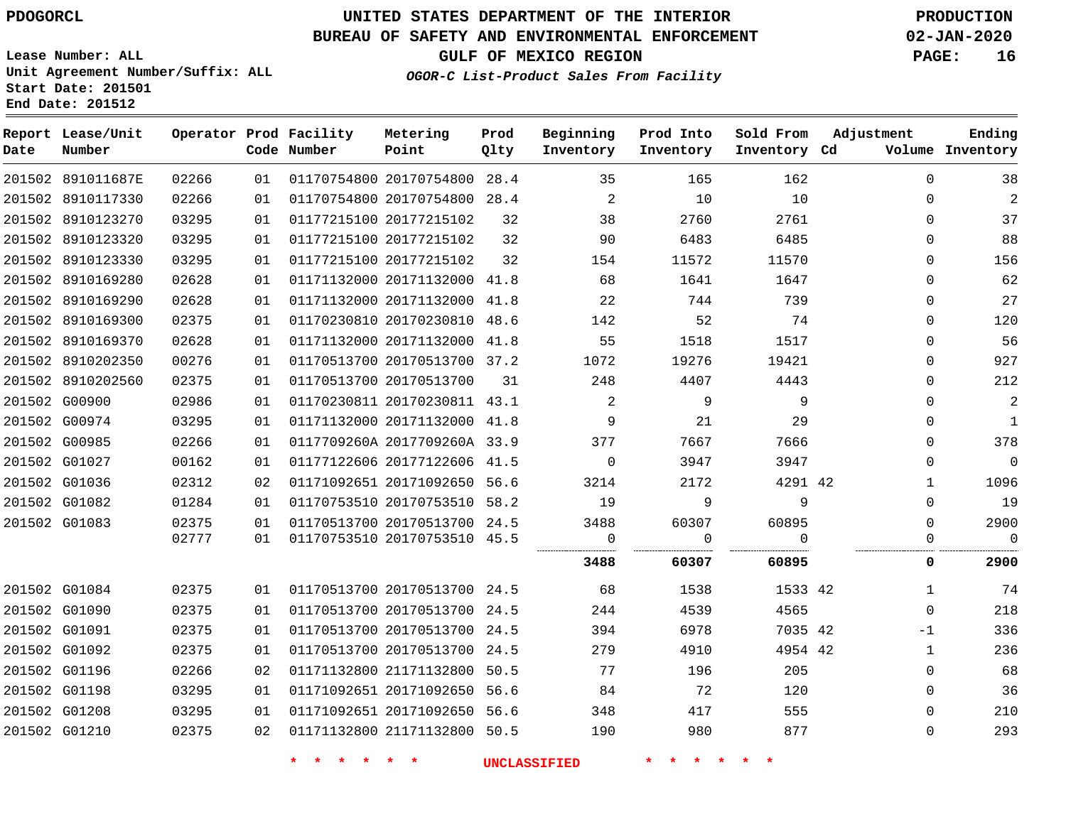PDOGORCL

# UNITED STATES DEPARTMENT OF THE INTERIOR
## BUREAU OF SAFETY AND ENVIRONMENTAL ENFORCEMENT
### GULF OF MEXICO REGION
*OGOR-C List-Product Sales From Facility*

PRODUCTION
02-JAN-2020

Lease Number: ALL
Unit Agreement Number/Suffix: ALL
Start Date: 201501
End Date: 201512

| Report Date | Lease/Unit Number | Operator | Prod Code | Facility Number | Metering Point | Prod Qlty | Beginning Inventory | Prod Into Inventory | Sold From Inventory | Adjustment Cd | Volume | Ending Inventory |
|---|---|---|---|---|---|---|---|---|---|---|---|---|
| 201502 | 891011687E | 02266 | 01 | 01170754800 | 20170754800 | 28.4 | 35 | 165 | 162 | | 0 | 38 |
| 201502 | 8910117330 | 02266 | 01 | 01170754800 | 20170754800 | 28.4 | 2 | 10 | 10 | | 0 | 2 |
| 201502 | 8910123270 | 03295 | 01 | 01177215100 | 20177215102 | 32 | 38 | 2760 | 2761 | | 0 | 37 |
| 201502 | 8910123320 | 03295 | 01 | 01177215100 | 20177215102 | 32 | 90 | 6483 | 6485 | | 0 | 88 |
| 201502 | 8910123330 | 03295 | 01 | 01177215100 | 20177215102 | 32 | 154 | 11572 | 11570 | | 0 | 156 |
| 201502 | 8910169280 | 02628 | 01 | 01171132000 | 20171132000 | 41.8 | 68 | 1641 | 1647 | | 0 | 62 |
| 201502 | 8910169290 | 02628 | 01 | 01171132000 | 20171132000 | 41.8 | 22 | 744 | 739 | | 0 | 27 |
| 201502 | 8910169300 | 02375 | 01 | 01170230810 | 20170230810 | 48.6 | 142 | 52 | 74 | | 0 | 120 |
| 201502 | 8910169370 | 02628 | 01 | 01171132000 | 20171132000 | 41.8 | 55 | 1518 | 1517 | | 0 | 56 |
| 201502 | 8910202350 | 00276 | 01 | 01170513700 | 20170513700 | 37.2 | 1072 | 19276 | 19421 | | 0 | 927 |
| 201502 | 8910202560 | 02375 | 01 | 01170513700 | 20170513700 | 31 | 248 | 4407 | 4443 | | 0 | 212 |
| 201502 | G00900 | 02986 | 01 | 01170230811 | 20170230811 | 43.1 | 2 | 9 | 9 | | 0 | 2 |
| 201502 | G00974 | 03295 | 01 | 01171132000 | 20171132000 | 41.8 | 9 | 21 | 29 | | 0 | 1 |
| 201502 | G00985 | 02266 | 01 | 0117709260A | 2017709260A | 33.9 | 377 | 7667 | 7666 | | 0 | 378 |
| 201502 | G01027 | 00162 | 01 | 01177122606 | 20177122606 | 41.5 | 0 | 3947 | 3947 | | 0 | 0 |
| 201502 | G01036 | 02312 | 02 | 01171092651 | 20171092650 | 56.6 | 3214 | 2172 | 4291 | 42 | 1 | 1096 |
| 201502 | G01082 | 01284 | 01 | 01170753510 | 20170753510 | 58.2 | 19 | 9 | 9 | | 0 | 19 |
| 201502 | G01083 | 02375 | 01 | 01170513700 | 20170513700 | 24.5 | 3488 | 60307 | 60895 | | 0 | 2900 |
| | | 02777 | 01 | 01170753510 | 20170753510 | 45.5 | 0 | 0 | 0 | | 0 | 0 |
| | | | | | | | **3488** | **60307** | **60895** | | **0** | **2900** |
| 201502 | G01084 | 02375 | 01 | 01170513700 | 20170513700 | 24.5 | 68 | 1538 | 1533 | 42 | 1 | 74 |
| 201502 | G01090 | 02375 | 01 | 01170513700 | 20170513700 | 24.5 | 244 | 4539 | 4565 | | 0 | 218 |
| 201502 | G01091 | 02375 | 01 | 01170513700 | 20170513700 | 24.5 | 394 | 6978 | 7035 | 42 | -1 | 336 |
| 201502 | G01092 | 02375 | 01 | 01170513700 | 20170513700 | 24.5 | 279 | 4910 | 4954 | 42 | 1 | 236 |
| 201502 | G01196 | 02266 | 02 | 01171132800 | 21171132800 | 50.5 | 77 | 196 | 205 | | 0 | 68 |
| 201502 | G01198 | 03295 | 01 | 01171092651 | 20171092650 | 56.6 | 84 | 72 | 120 | | 0 | 36 |
| 201502 | G01208 | 03295 | 01 | 01171092651 | 20171092650 | 56.6 | 348 | 417 | 555 | | 0 | 210 |
| 201502 | G01210 | 02375 | 02 | 01171132800 | 21171132800 | 50.5 | 190 | 980 | 877 | | 0 | 293 |

\* \* \* \* \* \* UNCLASSIFIED \* \* \* \* \* \*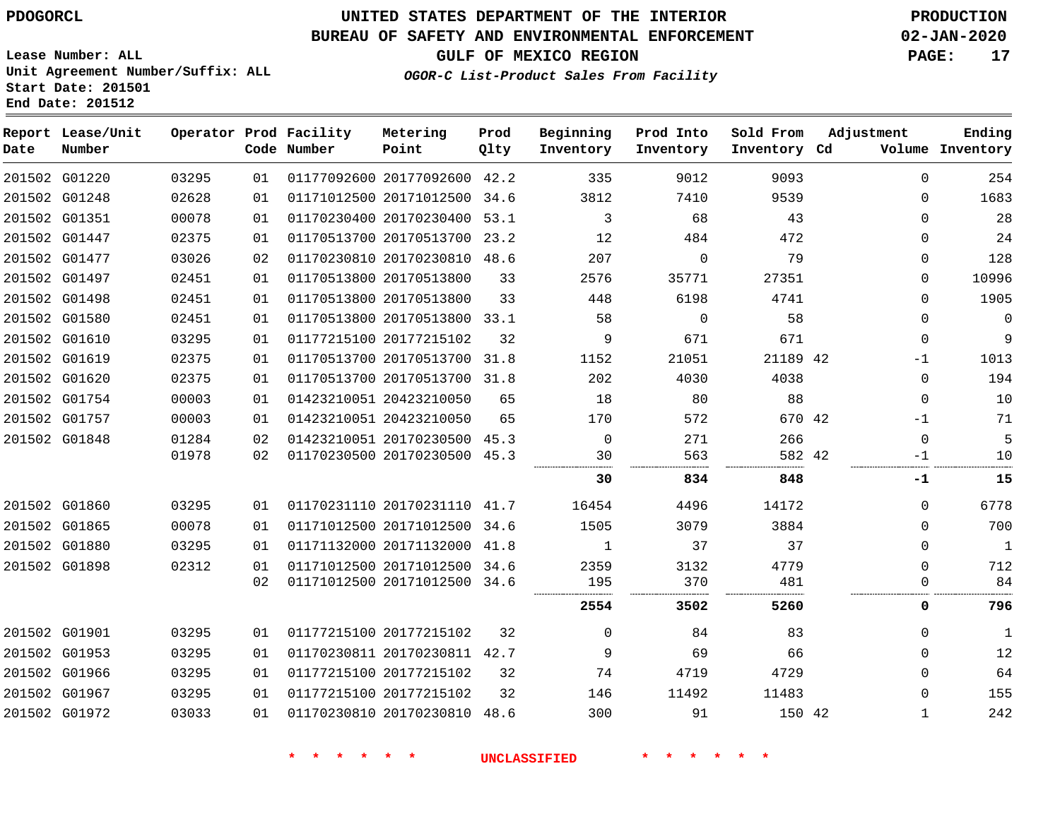PDOGORCL

# UNITED STATES DEPARTMENT OF THE INTERIOR
## BUREAU OF SAFETY AND ENVIRONMENTAL ENFORCEMENT
### GULF OF MEXICO REGION
*OGOR-C List-Product Sales From Facility*

PRODUCTION
02-JAN-2020

Lease Number: ALL
Unit Agreement Number/Suffix: ALL
Start Date: 201501
End Date: 201512

| Report Date | Lease/Unit Number | Operator | Prod Code | Facility Number | Metering Point | Prod Qlty | Beginning Inventory | Prod Into Inventory | Sold From Inventory | Adjustment Cd | Volume | Ending Inventory |
|---|---|---|---|---|---|---|---|---|---|---|---|---|
| 201502 | G01220 | 03295 | 01 | 01177092600 | 20177092600 | 42.2 | 335 | 9012 | 9093 | | 0 | 254 |
| 201502 | G01248 | 02628 | 01 | 01171012500 | 20171012500 | 34.6 | 3812 | 7410 | 9539 | | 0 | 1683 |
| 201502 | G01351 | 00078 | 01 | 01170230400 | 20170230400 | 53.1 | 3 | 68 | 43 | | 0 | 28 |
| 201502 | G01447 | 02375 | 01 | 01170513700 | 20170513700 | 23.2 | 12 | 484 | 472 | | 0 | 24 |
| 201502 | G01477 | 03026 | 02 | 01170230810 | 20170230810 | 48.6 | 207 | 0 | 79 | | 0 | 128 |
| 201502 | G01497 | 02451 | 01 | 01170513800 | 20170513800 | 33 | 2576 | 35771 | 27351 | | 0 | 10996 |
| 201502 | G01498 | 02451 | 01 | 01170513800 | 20170513800 | 33 | 448 | 6198 | 4741 | | 0 | 1905 |
| 201502 | G01580 | 02451 | 01 | 01170513800 | 20170513800 | 33.1 | 58 | 0 | 58 | | 0 | 0 |
| 201502 | G01610 | 03295 | 01 | 01177215100 | 20177215102 | 32 | 9 | 671 | 671 | | 0 | 9 |
| 201502 | G01619 | 02375 | 01 | 01170513700 | 20170513700 | 31.8 | 1152 | 21051 | 21189 | 42 | -1 | 1013 |
| 201502 | G01620 | 02375 | 01 | 01170513700 | 20170513700 | 31.8 | 202 | 4030 | 4038 | | 0 | 194 |
| 201502 | G01754 | 00003 | 01 | 01423210051 | 20423210050 | 65 | 18 | 80 | 88 | | 0 | 10 |
| 201502 | G01757 | 00003 | 01 | 01423210051 | 20423210050 | 65 | 170 | 572 | 670 | 42 | -1 | 71 |
| 201502 | G01848 | 01284 | 02 | 01423210051 | 20170230500 | 45.3 | 0 | 271 | 266 | | 0 | 5 |
| | | 01978 | 02 | 01170230500 | 20170230500 | 45.3 | 30 | 563 | 582 | 42 | -1 | 10 |
| | | | | | | | **30** | **834** | **848** | | **-1** | **15** |
| 201502 | G01860 | 03295 | 01 | 01170231110 | 20170231110 | 41.7 | 16454 | 4496 | 14172 | | 0 | 6778 |
| 201502 | G01865 | 00078 | 01 | 01171012500 | 20171012500 | 34.6 | 1505 | 3079 | 3884 | | 0 | 700 |
| 201502 | G01880 | 03295 | 01 | 01171132000 | 20171132000 | 41.8 | 1 | 37 | 37 | | 0 | 1 |
| 201502 | G01898 | 02312 | 01 | 01171012500 | 20171012500 | 34.6 | 2359 | 3132 | 4779 | | 0 | 712 |
| | | | 02 | 01171012500 | 20171012500 | 34.6 | 195 | 370 | 481 | | 0 | 84 |
| | | | | | | | **2554** | **3502** | **5260** | | **0** | **796** |
| 201502 | G01901 | 03295 | 01 | 01177215100 | 20177215102 | 32 | 0 | 84 | 83 | | 0 | 1 |
| 201502 | G01953 | 03295 | 01 | 01170230811 | 20170230811 | 42.7 | 9 | 69 | 66 | | 0 | 12 |
| 201502 | G01966 | 03295 | 01 | 01177215100 | 20177215102 | 32 | 74 | 4719 | 4729 | | 0 | 64 |
| 201502 | G01967 | 03295 | 01 | 01177215100 | 20177215102 | 32 | 146 | 11492 | 11483 | | 0 | 155 |
| 201502 | G01972 | 03033 | 01 | 01170230810 | 20170230810 | 48.6 | 300 | 91 | 150 | 42 | 1 | 242 |

\* \* \* \* \* \* UNCLASSIFIED \* \* \* \* \* \*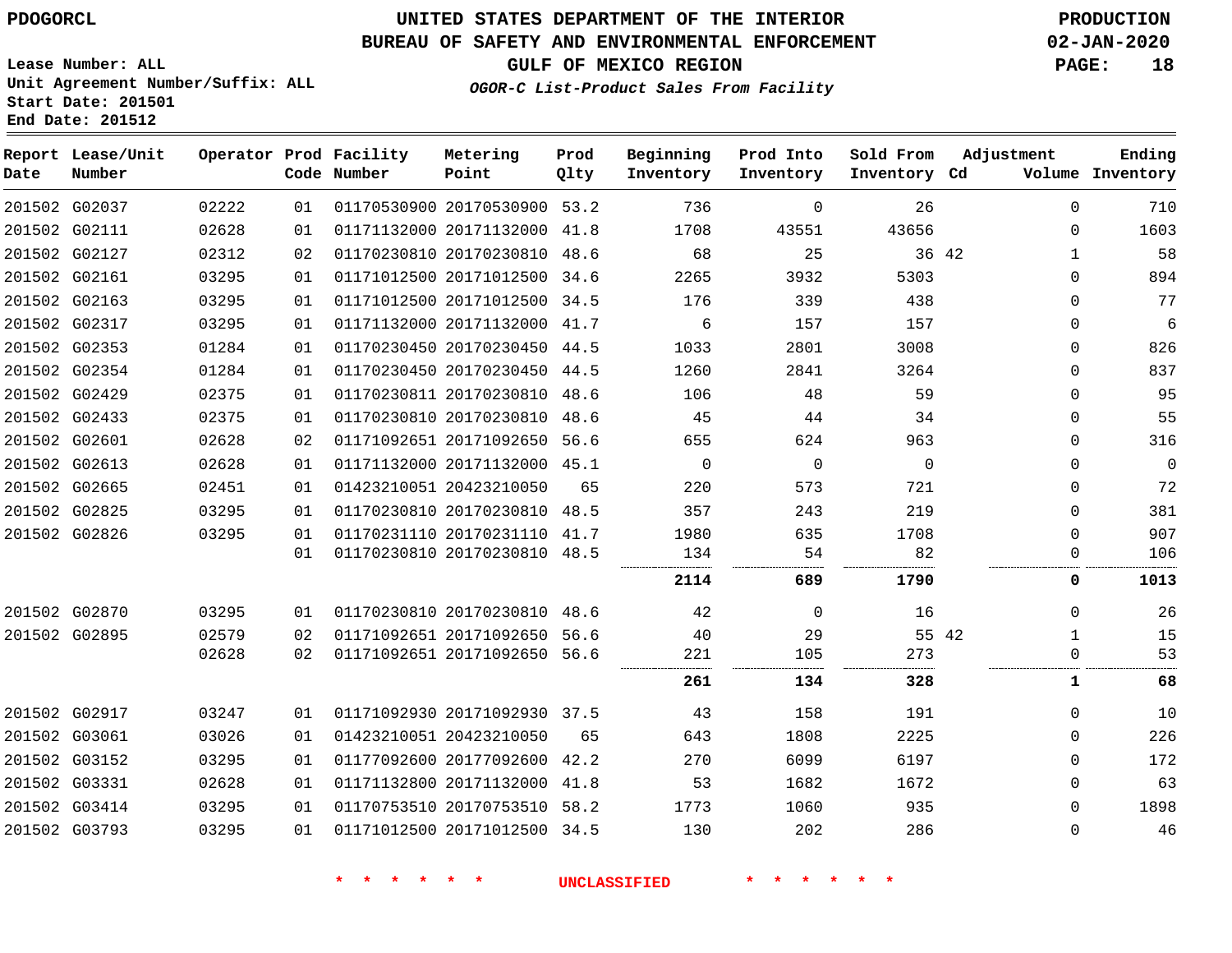PDOGORCL

# UNITED STATES DEPARTMENT OF THE INTERIOR
## BUREAU OF SAFETY AND ENVIRONMENTAL ENFORCEMENT
### GULF OF MEXICO REGION
*OGOR-C List-Product Sales From Facility*

PRODUCTION
02-JAN-2020

Lease Number: ALL
Unit Agreement Number/Suffix: ALL
Start Date: 201501
End Date: 201512

| Report Date | Lease/Unit Number | Operator | Prod Code | Facility Number | Metering Point | Prod Qlty | Beginning Inventory | Prod Into Inventory | Sold From Inventory | Adjustment Cd | Adjustment Volume | Ending Inventory |
|---|---|---|---|---|---|---|---|---|---|---|---|---|
| 201502 | G02037 | 02222 | 01 | 01170530900 | 20170530900 | 53.2 | 736 | 0 | 26 | | 0 | 710 |
| 201502 | G02111 | 02628 | 01 | 01171132000 | 20171132000 | 41.8 | 1708 | 43551 | 43656 | | 0 | 1603 |
| 201502 | G02127 | 02312 | 02 | 01170230810 | 20170230810 | 48.6 | 68 | 25 | 36 | 42 | 1 | 58 |
| 201502 | G02161 | 03295 | 01 | 01171012500 | 20171012500 | 34.6 | 2265 | 3932 | 5303 | | 0 | 894 |
| 201502 | G02163 | 03295 | 01 | 01171012500 | 20171012500 | 34.5 | 176 | 339 | 438 | | 0 | 77 |
| 201502 | G02317 | 03295 | 01 | 01171132000 | 20171132000 | 41.7 | 6 | 157 | 157 | | 0 | 6 |
| 201502 | G02353 | 01284 | 01 | 01170230450 | 20170230450 | 44.5 | 1033 | 2801 | 3008 | | 0 | 826 |
| 201502 | G02354 | 01284 | 01 | 01170230450 | 20170230450 | 44.5 | 1260 | 2841 | 3264 | | 0 | 837 |
| 201502 | G02429 | 02375 | 01 | 01170230811 | 20170230810 | 48.6 | 106 | 48 | 59 | | 0 | 95 |
| 201502 | G02433 | 02375 | 01 | 01170230810 | 20170230810 | 48.6 | 45 | 44 | 34 | | 0 | 55 |
| 201502 | G02601 | 02628 | 02 | 01171092651 | 20171092650 | 56.6 | 655 | 624 | 963 | | 0 | 316 |
| 201502 | G02613 | 02628 | 01 | 01171132000 | 20171132000 | 45.1 | 0 | 0 | 0 | | 0 | 0 |
| 201502 | G02665 | 02451 | 01 | 01423210051 | 20423210050 | 65 | 220 | 573 | 721 | | 0 | 72 |
| 201502 | G02825 | 03295 | 01 | 01170230810 | 20170230810 | 48.5 | 357 | 243 | 219 | | 0 | 381 |
| 201502 | G02826 | 03295 | 01 | 01170231110 | 20170231110 | 41.7 | 1980 | 635 | 1708 | | 0 | 907 |
| | | | 01 | 01170230810 | 20170230810 | 48.5 | 134 | 54 | 82 | | 0 | 106 |
| | | | | | | | **2114** | **689** | **1790** | | **0** | **1013** |
| 201502 | G02870 | 03295 | 01 | 01170230810 | 20170230810 | 48.6 | 42 | 0 | 16 | | 0 | 26 |
| 201502 | G02895 | 02579 | 02 | 01171092651 | 20171092650 | 56.6 | 40 | 29 | 55 | 42 | 1 | 15 |
| | | 02628 | 02 | 01171092651 | 20171092650 | 56.6 | 221 | 105 | 273 | | 0 | 53 |
| | | | | | | | **261** | **134** | **328** | | **1** | **68** |
| 201502 | G02917 | 03247 | 01 | 01171092930 | 20171092930 | 37.5 | 43 | 158 | 191 | | 0 | 10 |
| 201502 | G03061 | 03026 | 01 | 01423210051 | 20423210050 | 65 | 643 | 1808 | 2225 | | 0 | 226 |
| 201502 | G03152 | 03295 | 01 | 01177092600 | 20177092600 | 42.2 | 270 | 6099 | 6197 | | 0 | 172 |
| 201502 | G03331 | 02628 | 01 | 01171132800 | 20171132000 | 41.8 | 53 | 1682 | 1672 | | 0 | 63 |
| 201502 | G03414 | 03295 | 01 | 01170753510 | 20170753510 | 58.2 | 1773 | 1060 | 935 | | 0 | 1898 |
| 201502 | G03793 | 03295 | 01 | 01171012500 | 20171012500 | 34.5 | 130 | 202 | 286 | | 0 | 46 |

* * * * * * UNCLASSIFIED * * * * * *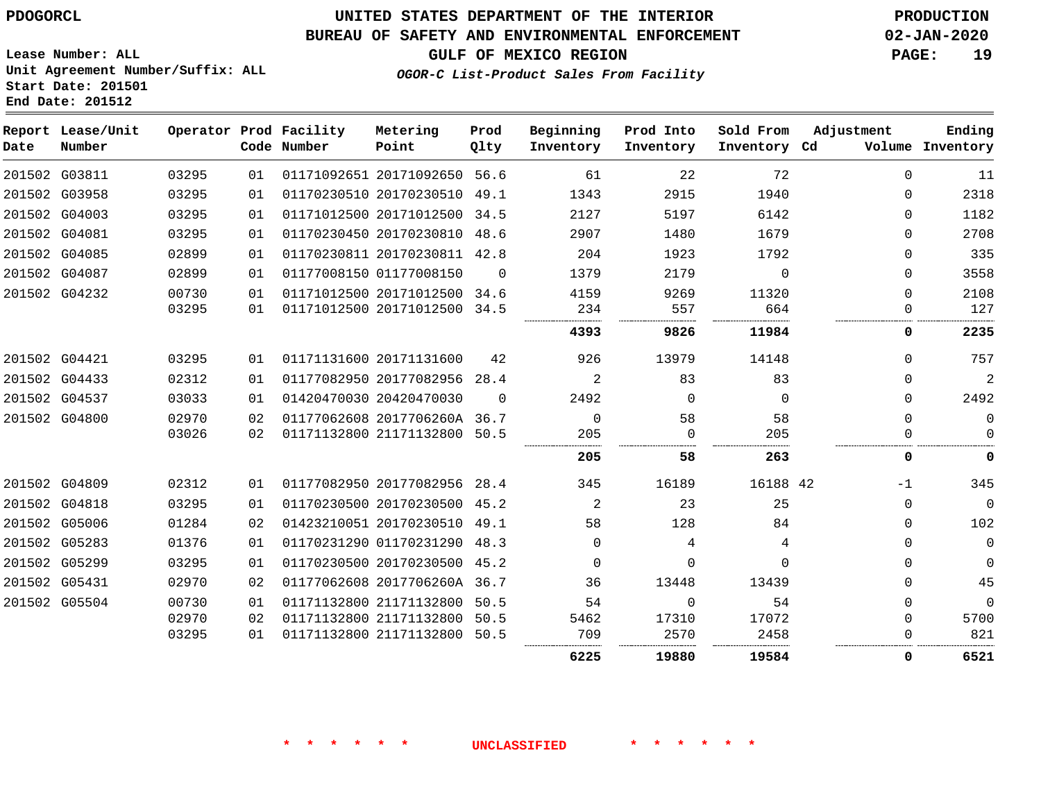PDOGORCL

# UNITED STATES DEPARTMENT OF THE INTERIOR
## BUREAU OF SAFETY AND ENVIRONMENTAL ENFORCEMENT
### GULF OF MEXICO REGION
*OGOR-C List-Product Sales From Facility*

PRODUCTION
02-JAN-2020

Lease Number: ALL
Unit Agreement Number/Suffix: ALL
Start Date: 201501
End Date: 201512

| Report Date | Lease/Unit Number | Operator | Prod Code | Facility Number | Metering Point | Prod Qlty | Beginning Inventory | Prod Into Inventory | Sold From Inventory | Adjustment Cd | Adjustment Volume | Ending Inventory |
|---|---|---|---|---|---|---|---|---|---|---|---|---|
| 201502 | G03811 | 03295 | 01 | 01171092651 | 20171092650 | 56.6 | 61 | 22 | 72 | | 0 | 11 |
| 201502 | G03958 | 03295 | 01 | 01170230510 | 20170230510 | 49.1 | 1343 | 2915 | 1940 | | 0 | 2318 |
| 201502 | G04003 | 03295 | 01 | 01171012500 | 20171012500 | 34.5 | 2127 | 5197 | 6142 | | 0 | 1182 |
| 201502 | G04081 | 03295 | 01 | 01170230450 | 20170230810 | 48.6 | 2907 | 1480 | 1679 | | 0 | 2708 |
| 201502 | G04085 | 02899 | 01 | 01170230811 | 20170230811 | 42.8 | 204 | 1923 | 1792 | | 0 | 335 |
| 201502 | G04087 | 02899 | 01 | 01177008150 | 01177008150 | 0 | 1379 | 2179 | 0 | | 0 | 3558 |
| 201502 | G04232 | 00730 | 01 | 01171012500 | 20171012500 | 34.6 | 4159 | 9269 | 11320 | | 0 | 2108 |
| | | 03295 | 01 | 01171012500 | 20171012500 | 34.5 | 234 | 557 | 664 | | 0 | 127 |
| | | | | | | | **4393** | **9826** | **11984** | | **0** | **2235** |
| 201502 | G04421 | 03295 | 01 | 01171131600 | 20171131600 | 42 | 926 | 13979 | 14148 | | 0 | 757 |
| 201502 | G04433 | 02312 | 01 | 01177082950 | 20177082956 | 28.4 | 2 | 83 | 83 | | 0 | 2 |
| 201502 | G04537 | 03033 | 01 | 01420470030 | 20420470030 | 0 | 2492 | 0 | 0 | | 0 | 2492 |
| 201502 | G04800 | 02970 | 02 | 01177062608 | 2017706260A | 36.7 | 0 | 58 | 58 | | 0 | 0 |
| | | 03026 | 02 | 01171132800 | 21171132800 | 50.5 | 205 | 0 | 205 | | 0 | 0 |
| | | | | | | | **205** | **58** | **263** | | **0** | **0** |
| 201502 | G04809 | 02312 | 01 | 01177082950 | 20177082956 | 28.4 | 345 | 16189 | 16188 | 42 | -1 | 345 |
| 201502 | G04818 | 03295 | 01 | 01170230500 | 20170230500 | 45.2 | 2 | 23 | 25 | | 0 | 0 |
| 201502 | G05006 | 01284 | 02 | 01423210051 | 20170230510 | 49.1 | 58 | 128 | 84 | | 0 | 102 |
| 201502 | G05283 | 01376 | 01 | 01170231290 | 01170231290 | 48.3 | 0 | 4 | 4 | | 0 | 0 |
| 201502 | G05299 | 03295 | 01 | 01170230500 | 20170230500 | 45.2 | 0 | 0 | 0 | | 0 | 0 |
| 201502 | G05431 | 02970 | 02 | 01177062608 | 2017706260A | 36.7 | 36 | 13448 | 13439 | | 0 | 45 |
| 201502 | G05504 | 00730 | 01 | 01171132800 | 21171132800 | 50.5 | 54 | 0 | 54 | | 0 | 0 |
| | | 02970 | 02 | 01171132800 | 21171132800 | 50.5 | 5462 | 17310 | 17072 | | 0 | 5700 |
| | | 03295 | 01 | 01171132800 | 21171132800 | 50.5 | 709 | 2570 | 2458 | | 0 | 821 |
| | | | | | | | **6225** | **19880** | **19584** | | **0** | **6521** |

\* \* \* \* \* \* UNCLASSIFIED \* \* \* \* \* \*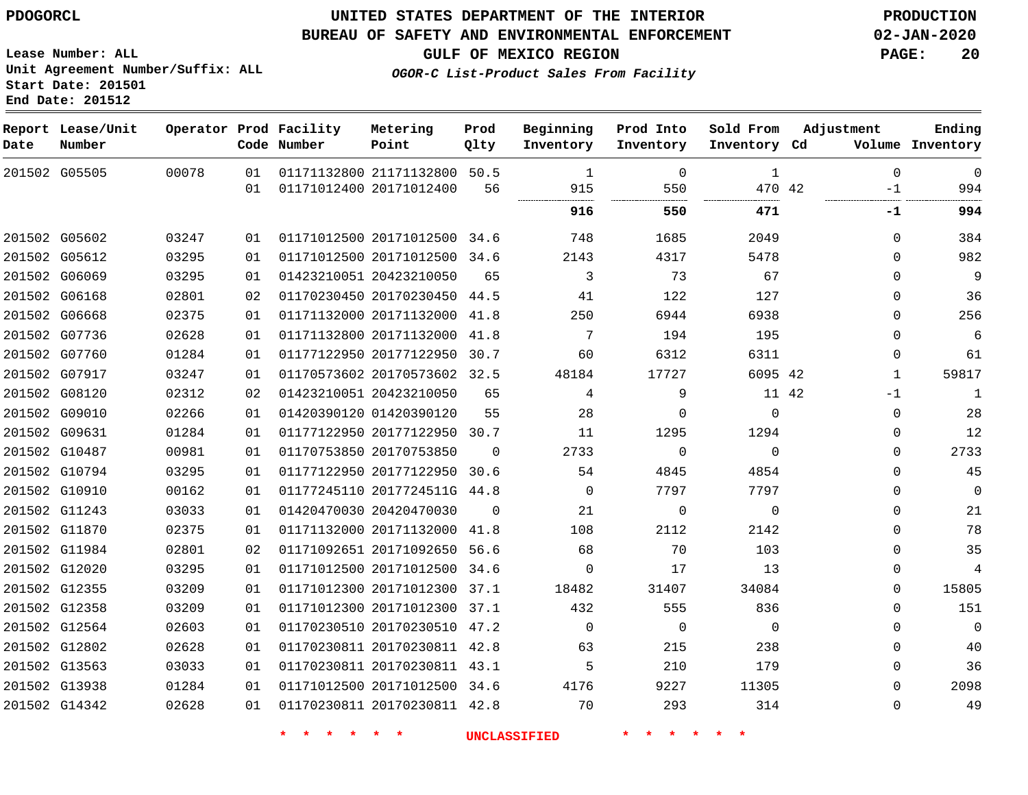PDOGORCL

# UNITED STATES DEPARTMENT OF THE INTERIOR
## BUREAU OF SAFETY AND ENVIRONMENTAL ENFORCEMENT
### GULF OF MEXICO REGION
*OGOR-C List-Product Sales From Facility*

PRODUCTION
02-JAN-2020

Lease Number: ALL
Unit Agreement Number/Suffix: ALL
Start Date: 201501
End Date: 201512

| Report Date | Lease/Unit Number | Operator | Prod Code | Facility Number | Metering Point | Prod Qlty | Beginning Inventory | Prod Into Inventory | Sold From Inventory | Adjustment Cd | Adjustment Volume | Ending Inventory |
|---|---|---|---|---|---|---|---|---|---|---|---|---|
| 201502 | G05505 | 00078 | 01 | 01171132800 | 21171132800 | 50.5 | 1 | 0 | 1 | | 0 | 0 |
| | | | 01 | 01171012400 | 20171012400 | 56 | 915 | 550 | 470 | 42 | -1 | 994 |
| | | | | | | | **916** | **550** | **471** | | **-1** | **994** |
| 201502 | G05602 | 03247 | 01 | 01171012500 | 20171012500 | 34.6 | 748 | 1685 | 2049 | | 0 | 384 |
| 201502 | G05612 | 03295 | 01 | 01171012500 | 20171012500 | 34.6 | 2143 | 4317 | 5478 | | 0 | 982 |
| 201502 | G06069 | 03295 | 01 | 01423210051 | 20423210050 | 65 | 3 | 73 | 67 | | 0 | 9 |
| 201502 | G06168 | 02801 | 02 | 01170230450 | 20170230450 | 44.5 | 41 | 122 | 127 | | 0 | 36 |
| 201502 | G06668 | 02375 | 01 | 01171132000 | 20171132000 | 41.8 | 250 | 6944 | 6938 | | 0 | 256 |
| 201502 | G07736 | 02628 | 01 | 01171132800 | 20171132000 | 41.8 | 7 | 194 | 195 | | 0 | 6 |
| 201502 | G07760 | 01284 | 01 | 01177122950 | 20177122950 | 30.7 | 60 | 6312 | 6311 | | 0 | 61 |
| 201502 | G07917 | 03247 | 01 | 01170573602 | 20170573602 | 32.5 | 48184 | 17727 | 6095 | 42 | 1 | 59817 |
| 201502 | G08120 | 02312 | 02 | 01423210051 | 20423210050 | 65 | 4 | 9 | 11 | 42 | -1 | 1 |
| 201502 | G09010 | 02266 | 01 | 01420390120 | 01420390120 | 55 | 28 | 0 | 0 | | 0 | 28 |
| 201502 | G09631 | 01284 | 01 | 01177122950 | 20177122950 | 30.7 | 11 | 1295 | 1294 | | 0 | 12 |
| 201502 | G10487 | 00981 | 01 | 01170753850 | 20170753850 | 0 | 2733 | 0 | 0 | | 0 | 2733 |
| 201502 | G10794 | 03295 | 01 | 01177122950 | 20177122950 | 30.6 | 54 | 4845 | 4854 | | 0 | 45 |
| 201502 | G10910 | 00162 | 01 | 01177245110 | 2017724511G | 44.8 | 0 | 7797 | 7797 | | 0 | 0 |
| 201502 | G11243 | 03033 | 01 | 01420470030 | 20420470030 | 0 | 21 | 0 | 0 | | 0 | 21 |
| 201502 | G11870 | 02375 | 01 | 01171132000 | 20171132000 | 41.8 | 108 | 2112 | 2142 | | 0 | 78 |
| 201502 | G11984 | 02801 | 02 | 01171092651 | 20171092650 | 56.6 | 68 | 70 | 103 | | 0 | 35 |
| 201502 | G12020 | 03295 | 01 | 01171012500 | 20171012500 | 34.6 | 0 | 17 | 13 | | 0 | 4 |
| 201502 | G12355 | 03209 | 01 | 01171012300 | 20171012300 | 37.1 | 18482 | 31407 | 34084 | | 0 | 15805 |
| 201502 | G12358 | 03209 | 01 | 01171012300 | 20171012300 | 37.1 | 432 | 555 | 836 | | 0 | 151 |
| 201502 | G12564 | 02603 | 01 | 01170230510 | 20170230510 | 47.2 | 0 | 0 | 0 | | 0 | 0 |
| 201502 | G12802 | 02628 | 01 | 01170230811 | 20170230811 | 42.8 | 63 | 215 | 238 | | 0 | 40 |
| 201502 | G13563 | 03033 | 01 | 01170230811 | 20170230811 | 43.1 | 5 | 210 | 179 | | 0 | 36 |
| 201502 | G13938 | 01284 | 01 | 01171012500 | 20171012500 | 34.6 | 4176 | 9227 | 11305 | | 0 | 2098 |
| 201502 | G14342 | 02628 | 01 | 01170230811 | 20170230811 | 42.8 | 70 | 293 | 314 | | 0 | 49 |

\* \* \* \* \* \* UNCLASSIFIED \* \* \* \* \* \*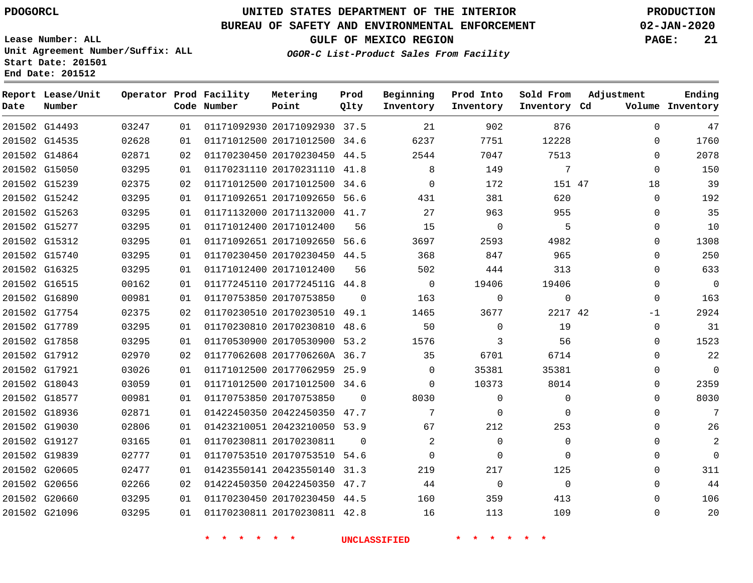PDOGORCL

# UNITED STATES DEPARTMENT OF THE INTERIOR
## BUREAU OF SAFETY AND ENVIRONMENTAL ENFORCEMENT
### GULF OF MEXICO REGION
*OGOR-C List-Product Sales From Facility*

PRODUCTION
02-JAN-2020

Lease Number: ALL
Unit Agreement Number/Suffix: ALL
Start Date: 201501
End Date: 201512

| Report Date | Lease/Unit Number | Operator | Prod Code | Facility Number | Metering Point | Prod Qlty | Beginning Inventory | Prod Into Inventory | Sold From Inventory | Adjustment Cd | Adjustment Volume | Ending Inventory |
|---|---|---|---|---|---|---|---|---|---|---|---|---|
| 201502 | G14493 | 03247 | 01 | 01171092930 | 20171092930 | 37.5 | 21 | 902 | 876 | | 0 | 47 |
| 201502 | G14535 | 02628 | 01 | 01171012500 | 20171012500 | 34.6 | 6237 | 7751 | 12228 | | 0 | 1760 |
| 201502 | G14864 | 02871 | 02 | 01170230450 | 20170230450 | 44.5 | 2544 | 7047 | 7513 | | 0 | 2078 |
| 201502 | G15050 | 03295 | 01 | 01170231110 | 20170231110 | 41.8 | 8 | 149 | 7 | | 0 | 150 |
| 201502 | G15239 | 02375 | 02 | 01171012500 | 20171012500 | 34.6 | 0 | 172 | 151 | 47 | 18 | 39 |
| 201502 | G15242 | 03295 | 01 | 01171092651 | 20171092650 | 56.6 | 431 | 381 | 620 | | 0 | 192 |
| 201502 | G15263 | 03295 | 01 | 01171132000 | 20171132000 | 41.7 | 27 | 963 | 955 | | 0 | 35 |
| 201502 | G15277 | 03295 | 01 | 01171012400 | 20171012400 | 56 | 15 | 0 | 5 | | 0 | 10 |
| 201502 | G15312 | 03295 | 01 | 01171092651 | 20171092650 | 56.6 | 3697 | 2593 | 4982 | | 0 | 1308 |
| 201502 | G15740 | 03295 | 01 | 01170230450 | 20170230450 | 44.5 | 368 | 847 | 965 | | 0 | 250 |
| 201502 | G16325 | 03295 | 01 | 01171012400 | 20171012400 | 56 | 502 | 444 | 313 | | 0 | 633 |
| 201502 | G16515 | 00162 | 01 | 01177245110 | 2017724511G | 44.8 | 0 | 19406 | 19406 | | 0 | 0 |
| 201502 | G16890 | 00981 | 01 | 01170753850 | 20170753850 | 0 | 163 | 0 | 0 | | 0 | 163 |
| 201502 | G17754 | 02375 | 02 | 01170230510 | 20170230510 | 49.1 | 1465 | 3677 | 2217 | 42 | -1 | 2924 |
| 201502 | G17789 | 03295 | 01 | 01170230810 | 20170230810 | 48.6 | 50 | 0 | 19 | | 0 | 31 |
| 201502 | G17858 | 03295 | 01 | 01170530900 | 20170530900 | 53.2 | 1576 | 3 | 56 | | 0 | 1523 |
| 201502 | G17912 | 02970 | 02 | 01177062608 | 2017706260A | 36.7 | 35 | 6701 | 6714 | | 0 | 22 |
| 201502 | G17921 | 03026 | 01 | 01171012500 | 20177062959 | 25.9 | 0 | 35381 | 35381 | | 0 | 0 |
| 201502 | G18043 | 03059 | 01 | 01171012500 | 20171012500 | 34.6 | 0 | 10373 | 8014 | | 0 | 2359 |
| 201502 | G18577 | 00981 | 01 | 01170753850 | 20170753850 | 0 | 8030 | 0 | 0 | | 0 | 8030 |
| 201502 | G18936 | 02871 | 01 | 01422450350 | 20422450350 | 47.7 | 7 | 0 | 0 | | 0 | 7 |
| 201502 | G19030 | 02806 | 01 | 01423210051 | 20423210050 | 53.9 | 67 | 212 | 253 | | 0 | 26 |
| 201502 | G19127 | 03165 | 01 | 01170230811 | 20170230811 | 0 | 2 | 0 | 0 | | 0 | 2 |
| 201502 | G19839 | 02777 | 01 | 01170753510 | 20170753510 | 54.6 | 0 | 0 | 0 | | 0 | 0 |
| 201502 | G20605 | 02477 | 01 | 01423550141 | 20423550140 | 31.3 | 219 | 217 | 125 | | 0 | 311 |
| 201502 | G20656 | 02266 | 02 | 01422450350 | 20422450350 | 47.7 | 44 | 0 | 0 | | 0 | 44 |
| 201502 | G20660 | 03295 | 01 | 01170230450 | 20170230450 | 44.5 | 160 | 359 | 413 | | 0 | 106 |
| 201502 | G21096 | 03295 | 01 | 01170230811 | 20170230811 | 42.8 | 16 | 113 | 109 | | 0 | 20 |

\* \* \* \* \* \* UNCLASSIFIED \* \* \* \* \* \*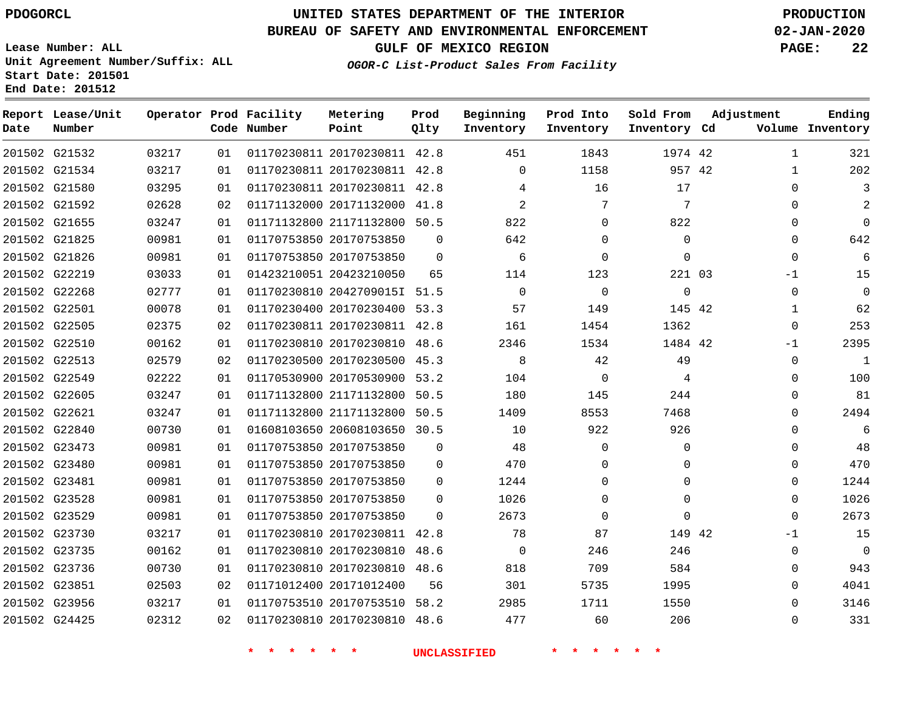# UNITED STATES DEPARTMENT OF THE INTERIOR
## BUREAU OF SAFETY AND ENVIRONMENTAL ENFORCEMENT
### GULF OF MEXICO REGION
#### *OGOR-C List-Product Sales From Facility*

PDOGORCL

**PRODUCTION**
**02-JAN-2020**

Lease Number: ALL
Unit Agreement Number/Suffix: ALL
Start Date: 201501
End Date: 201512

| Report Date | Lease/Unit Number | Operator | Prod Code | Facility Number | Metering Point | Prod Qlty | Beginning Inventory | Prod Into Inventory | Sold From Inventory | Adjustment Cd | Adjustment Volume | Ending Inventory |
|---|---|---|---|---|---|---|---|---|---|---|---|---|
| 201502 | G21532 | 03217 | 01 | 01170230811 | 20170230811 | 42.8 | 451 | 1843 | 1974 | 42 | 1 | 321 |
| 201502 | G21534 | 03217 | 01 | 01170230811 | 20170230811 | 42.8 | 0 | 1158 | 957 | 42 | 1 | 202 |
| 201502 | G21580 | 03295 | 01 | 01170230811 | 20170230811 | 42.8 | 4 | 16 | 17 | | 0 | 3 |
| 201502 | G21592 | 02628 | 02 | 01171132000 | 20171132000 | 41.8 | 2 | 7 | 7 | | 0 | 2 |
| 201502 | G21655 | 03247 | 01 | 01171132800 | 21171132800 | 50.5 | 822 | 0 | 822 | | 0 | 0 |
| 201502 | G21825 | 00981 | 01 | 01170753850 | 20170753850 | 0 | 642 | 0 | 0 | | 0 | 642 |
| 201502 | G21826 | 00981 | 01 | 01170753850 | 20170753850 | 0 | 6 | 0 | 0 | | 0 | 6 |
| 201502 | G22219 | 03033 | 01 | 01423210051 | 20423210050 | 65 | 114 | 123 | 221 | 03 | -1 | 15 |
| 201502 | G22268 | 02777 | 01 | 01170230810 | 2042709015I | 51.5 | 0 | 0 | 0 | | 0 | 0 |
| 201502 | G22501 | 00078 | 01 | 01170230400 | 20170230400 | 53.3 | 57 | 149 | 145 | 42 | 1 | 62 |
| 201502 | G22505 | 02375 | 02 | 01170230811 | 20170230811 | 42.8 | 161 | 1454 | 1362 | | 0 | 253 |
| 201502 | G22510 | 00162 | 01 | 01170230810 | 20170230810 | 48.6 | 2346 | 1534 | 1484 | 42 | -1 | 2395 |
| 201502 | G22513 | 02579 | 02 | 01170230500 | 20170230500 | 45.3 | 8 | 42 | 49 | | 0 | 1 |
| 201502 | G22549 | 02222 | 01 | 01170530900 | 20170530900 | 53.2 | 104 | 0 | 4 | | 0 | 100 |
| 201502 | G22605 | 03247 | 01 | 01171132800 | 21171132800 | 50.5 | 180 | 145 | 244 | | 0 | 81 |
| 201502 | G22621 | 03247 | 01 | 01171132800 | 21171132800 | 50.5 | 1409 | 8553 | 7468 | | 0 | 2494 |
| 201502 | G22840 | 00730 | 01 | 01608103650 | 20608103650 | 30.5 | 10 | 922 | 926 | | 0 | 6 |
| 201502 | G23473 | 00981 | 01 | 01170753850 | 20170753850 | 0 | 48 | 0 | 0 | | 0 | 48 |
| 201502 | G23480 | 00981 | 01 | 01170753850 | 20170753850 | 0 | 470 | 0 | 0 | | 0 | 470 |
| 201502 | G23481 | 00981 | 01 | 01170753850 | 20170753850 | 0 | 1244 | 0 | 0 | | 0 | 1244 |
| 201502 | G23528 | 00981 | 01 | 01170753850 | 20170753850 | 0 | 1026 | 0 | 0 | | 0 | 1026 |
| 201502 | G23529 | 00981 | 01 | 01170753850 | 20170753850 | 0 | 2673 | 0 | 0 | | 0 | 2673 |
| 201502 | G23730 | 03217 | 01 | 01170230810 | 20170230811 | 42.8 | 78 | 87 | 149 | 42 | -1 | 15 |
| 201502 | G23735 | 00162 | 01 | 01170230810 | 20170230810 | 48.6 | 0 | 246 | 246 | | 0 | 0 |
| 201502 | G23736 | 00730 | 01 | 01170230810 | 20170230810 | 48.6 | 818 | 709 | 584 | | 0 | 943 |
| 201502 | G23851 | 02503 | 02 | 01171012400 | 20171012400 | 56 | 301 | 5735 | 1995 | | 0 | 4041 |
| 201502 | G23956 | 03217 | 01 | 01170753510 | 20170753510 | 58.2 | 2985 | 1711 | 1550 | | 0 | 3146 |
| 201502 | G24425 | 02312 | 02 | 01170230810 | 20170230810 | 48.6 | 477 | 60 | 206 | | 0 | 331 |

\* \* \* \* \* \* UNCLASSIFIED \* \* \* \* \* \*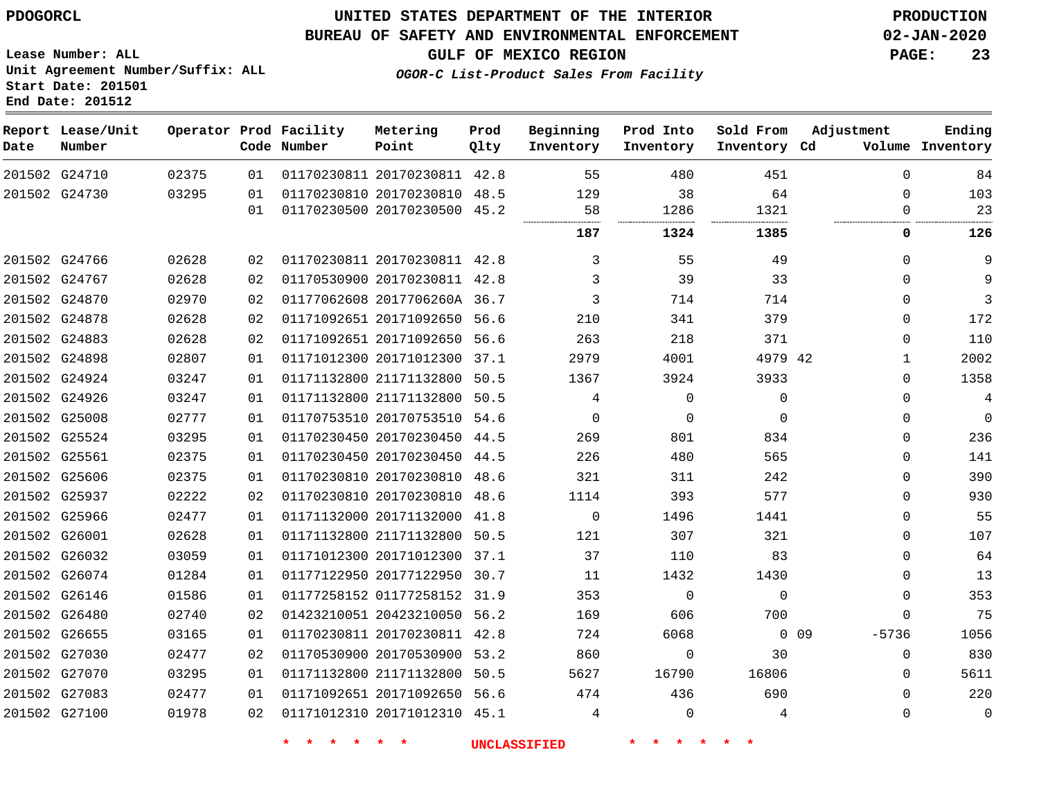PDOGORCL

# UNITED STATES DEPARTMENT OF THE INTERIOR
## BUREAU OF SAFETY AND ENVIRONMENTAL ENFORCEMENT
### GULF OF MEXICO REGION

*OGOR-C List-Product Sales From Facility*

PRODUCTION
02-JAN-2020

Lease Number: ALL
Unit Agreement Number/Suffix: ALL
Start Date: 201501
End Date: 201512

| Report Date | Lease/Unit Number | Operator | Prod Code | Facility Number | Metering Point | Prod Qlty | Beginning Inventory | Prod Into Inventory | Sold From Inventory | Adjustment Cd | Volume | Ending Inventory |
|---|---|---|---|---|---|---|---|---|---|---|---|---|
| 201502 | G24710 | 02375 | 01 | 01170230811 | 20170230811 | 42.8 | 55 | 480 | 451 | | 0 | 84 |
| 201502 | G24730 | 03295 | 01 | 01170230810 | 20170230810 | 48.5 | 129 | 38 | 64 | | 0 | 103 |
| | | | 01 | 01170230500 | 20170230500 | 45.2 | 58 | 1286 | 1321 | | 0 | 23 |
| | | | | | | | **187** | **1324** | **1385** | | **0** | **126** |
| 201502 | G24766 | 02628 | 02 | 01170230811 | 20170230811 | 42.8 | 3 | 55 | 49 | | 0 | 9 |
| 201502 | G24767 | 02628 | 02 | 01170530900 | 20170230811 | 42.8 | 3 | 39 | 33 | | 0 | 9 |
| 201502 | G24870 | 02970 | 02 | 01177062608 | 2017706260A | 36.7 | 3 | 714 | 714 | | 0 | 3 |
| 201502 | G24878 | 02628 | 02 | 01171092651 | 20171092650 | 56.6 | 210 | 341 | 379 | | 0 | 172 |
| 201502 | G24883 | 02628 | 02 | 01171092651 | 20171092650 | 56.6 | 263 | 218 | 371 | | 0 | 110 |
| 201502 | G24898 | 02807 | 01 | 01171012300 | 20171012300 | 37.1 | 2979 | 4001 | 4979 | 42 | 1 | 2002 |
| 201502 | G24924 | 03247 | 01 | 01171132800 | 21171132800 | 50.5 | 1367 | 3924 | 3933 | | 0 | 1358 |
| 201502 | G24926 | 03247 | 01 | 01171132800 | 21171132800 | 50.5 | 4 | 0 | 0 | | 0 | 4 |
| 201502 | G25008 | 02777 | 01 | 01170753510 | 20170753510 | 54.6 | 0 | 0 | 0 | | 0 | 0 |
| 201502 | G25524 | 03295 | 01 | 01170230450 | 20170230450 | 44.5 | 269 | 801 | 834 | | 0 | 236 |
| 201502 | G25561 | 02375 | 01 | 01170230450 | 20170230450 | 44.5 | 226 | 480 | 565 | | 0 | 141 |
| 201502 | G25606 | 02375 | 01 | 01170230810 | 20170230810 | 48.6 | 321 | 311 | 242 | | 0 | 390 |
| 201502 | G25937 | 02222 | 02 | 01170230810 | 20170230810 | 48.6 | 1114 | 393 | 577 | | 0 | 930 |
| 201502 | G25966 | 02477 | 01 | 01171132000 | 20171132000 | 41.8 | 0 | 1496 | 1441 | | 0 | 55 |
| 201502 | G26001 | 02628 | 01 | 01171132800 | 21171132800 | 50.5 | 121 | 307 | 321 | | 0 | 107 |
| 201502 | G26032 | 03059 | 01 | 01171012300 | 20171012300 | 37.1 | 37 | 110 | 83 | | 0 | 64 |
| 201502 | G26074 | 01284 | 01 | 01177122950 | 20177122950 | 30.7 | 11 | 1432 | 1430 | | 0 | 13 |
| 201502 | G26146 | 01586 | 01 | 01177258152 | 01177258152 | 31.9 | 353 | 0 | 0 | | 0 | 353 |
| 201502 | G26480 | 02740 | 02 | 01423210051 | 20423210050 | 56.2 | 169 | 606 | 700 | | 0 | 75 |
| 201502 | G26655 | 03165 | 01 | 01170230811 | 20170230811 | 42.8 | 724 | 6068 | 0 | 09 | -5736 | 1056 |
| 201502 | G27030 | 02477 | 02 | 01170530900 | 20170530900 | 53.2 | 860 | 0 | 30 | | 0 | 830 |
| 201502 | G27070 | 03295 | 01 | 01171132800 | 21171132800 | 50.5 | 5627 | 16790 | 16806 | | 0 | 5611 |
| 201502 | G27083 | 02477 | 01 | 01171092651 | 20171092650 | 56.6 | 474 | 436 | 690 | | 0 | 220 |
| 201502 | G27100 | 01978 | 02 | 01171012310 | 20171012310 | 45.1 | 4 | 0 | 4 | | 0 | 0 |

* * * * * * UNCLASSIFIED * * * * * *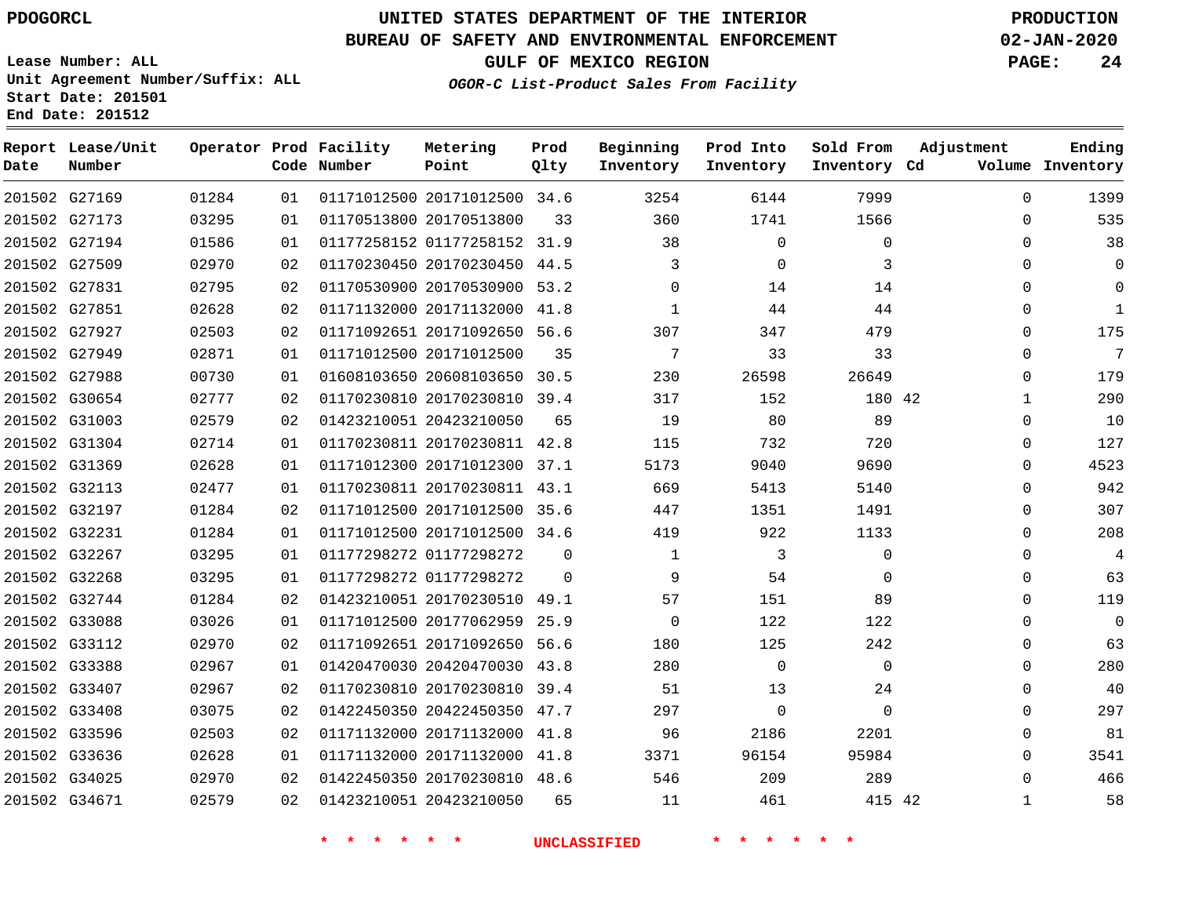PDOGORCL

# UNITED STATES DEPARTMENT OF THE INTERIOR
## BUREAU OF SAFETY AND ENVIRONMENTAL ENFORCEMENT
### GULF OF MEXICO REGION
*OGOR-C List-Product Sales From Facility*

PRODUCTION
02-JAN-2020

Lease Number: ALL
Unit Agreement Number/Suffix: ALL
Start Date: 201501
End Date: 201512

| Report Date | Lease/Unit Number | Operator | Prod Code | Facility Number | Metering Point | Prod Qlty | Beginning Inventory | Prod Into Inventory | Sold From Inventory | Adjustment Cd | Adjustment Volume | Ending Inventory |
|---|---|---|---|---|---|---|---|---|---|---|---|---|
| 201502 | G27169 | 01284 | 01 | 01171012500 | 20171012500 | 34.6 | 3254 | 6144 | 7999 | | 0 | 1399 |
| 201502 | G27173 | 03295 | 01 | 01170513800 | 20170513800 | 33 | 360 | 1741 | 1566 | | 0 | 535 |
| 201502 | G27194 | 01586 | 01 | 01177258152 | 01177258152 | 31.9 | 38 | 0 | 0 | | 0 | 38 |
| 201502 | G27509 | 02970 | 02 | 01170230450 | 20170230450 | 44.5 | 3 | 0 | 3 | | 0 | 0 |
| 201502 | G27831 | 02795 | 02 | 01170530900 | 20170530900 | 53.2 | 0 | 14 | 14 | | 0 | 0 |
| 201502 | G27851 | 02628 | 02 | 01171132000 | 20171132000 | 41.8 | 1 | 44 | 44 | | 0 | 1 |
| 201502 | G27927 | 02503 | 02 | 01171092651 | 20171092650 | 56.6 | 307 | 347 | 479 | | 0 | 175 |
| 201502 | G27949 | 02871 | 01 | 01171012500 | 20171012500 | 35 | 7 | 33 | 33 | | 0 | 7 |
| 201502 | G27988 | 00730 | 01 | 01608103650 | 20608103650 | 30.5 | 230 | 26598 | 26649 | | 0 | 179 |
| 201502 | G30654 | 02777 | 02 | 01170230810 | 20170230810 | 39.4 | 317 | 152 | 180 | 42 | 1 | 290 |
| 201502 | G31003 | 02579 | 02 | 01423210051 | 20423210050 | 65 | 19 | 80 | 89 | | 0 | 10 |
| 201502 | G31304 | 02714 | 01 | 01170230811 | 20170230811 | 42.8 | 115 | 732 | 720 | | 0 | 127 |
| 201502 | G31369 | 02628 | 01 | 01171012300 | 20171012300 | 37.1 | 5173 | 9040 | 9690 | | 0 | 4523 |
| 201502 | G32113 | 02477 | 01 | 01170230811 | 20170230811 | 43.1 | 669 | 5413 | 5140 | | 0 | 942 |
| 201502 | G32197 | 01284 | 02 | 01171012500 | 20171012500 | 35.6 | 447 | 1351 | 1491 | | 0 | 307 |
| 201502 | G32231 | 01284 | 01 | 01171012500 | 20171012500 | 34.6 | 419 | 922 | 1133 | | 0 | 208 |
| 201502 | G32267 | 03295 | 01 | 01177298272 | 01177298272 | 0 | 1 | 3 | 0 | | 0 | 4 |
| 201502 | G32268 | 03295 | 01 | 01177298272 | 01177298272 | 0 | 9 | 54 | 0 | | 0 | 63 |
| 201502 | G32744 | 01284 | 02 | 01423210051 | 20170230510 | 49.1 | 57 | 151 | 89 | | 0 | 119 |
| 201502 | G33088 | 03026 | 01 | 01171012500 | 20177062959 | 25.9 | 0 | 122 | 122 | | 0 | 0 |
| 201502 | G33112 | 02970 | 02 | 01171092651 | 20171092650 | 56.6 | 180 | 125 | 242 | | 0 | 63 |
| 201502 | G33388 | 02967 | 01 | 01420470030 | 20420470030 | 43.8 | 280 | 0 | 0 | | 0 | 280 |
| 201502 | G33407 | 02967 | 02 | 01170230810 | 20170230810 | 39.4 | 51 | 13 | 24 | | 0 | 40 |
| 201502 | G33408 | 03075 | 02 | 01422450350 | 20422450350 | 47.7 | 297 | 0 | 0 | | 0 | 297 |
| 201502 | G33596 | 02503 | 02 | 01171132000 | 20171132000 | 41.8 | 96 | 2186 | 2201 | | 0 | 81 |
| 201502 | G33636 | 02628 | 01 | 01171132000 | 20171132000 | 41.8 | 3371 | 96154 | 95984 | | 0 | 3541 |
| 201502 | G34025 | 02970 | 02 | 01422450350 | 20170230810 | 48.6 | 546 | 209 | 289 | | 0 | 466 |
| 201502 | G34671 | 02579 | 02 | 01423210051 | 20423210050 | 65 | 11 | 461 | 415 | 42 | 1 | 58 |

* * * * * * UNCLASSIFIED * * * * * *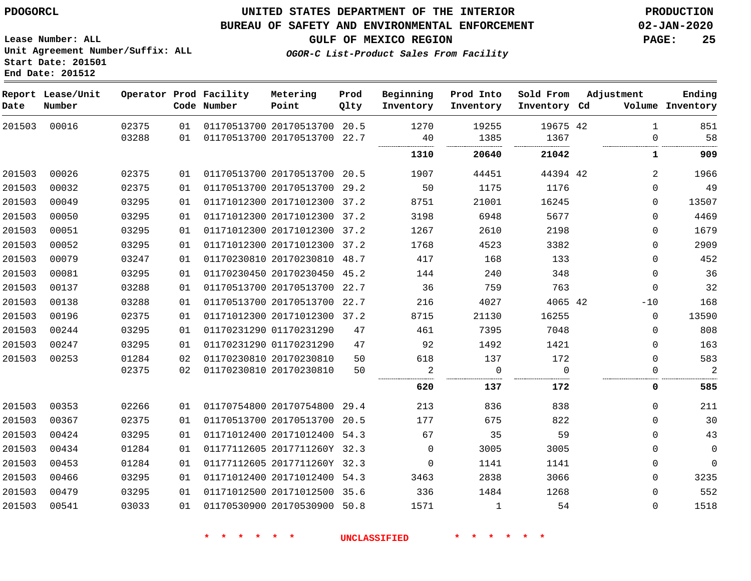PDOGORCL

# UNITED STATES DEPARTMENT OF THE INTERIOR
## BUREAU OF SAFETY AND ENVIRONMENTAL ENFORCEMENT
### GULF OF MEXICO REGION
*OGOR-C List-Product Sales From Facility*

PRODUCTION
02-JAN-2020

Lease Number: ALL
Unit Agreement Number/Suffix: ALL
Start Date: 201501
End Date: 201512

| Report Date | Lease/Unit Number | Operator | Prod Code | Facility Number | Metering Point | Prod Qlty | Beginning Inventory | Prod Into Inventory | Sold From Inventory | Adjustment Cd | Volume | Ending Inventory |
|---|---|---|---|---|---|---|---|---|---|---|---|---|
| 201503 | 00016 | 02375 | 01 | 01170513700 | 20170513700 | 20.5 | 1270 | 19255 | 19675 | 42 | 1 | 851 |
| | | 03288 | 01 | 01170513700 | 20170513700 | 22.7 | 40 | 1385 | 1367 | | 0 | 58 |
| | | | | | | | **1310** | **20640** | **21042** | | **1** | **909** |
| 201503 | 00026 | 02375 | 01 | 01170513700 | 20170513700 | 20.5 | 1907 | 44451 | 44394 | 42 | 2 | 1966 |
| 201503 | 00032 | 02375 | 01 | 01170513700 | 20170513700 | 29.2 | 50 | 1175 | 1176 | | 0 | 49 |
| 201503 | 00049 | 03295 | 01 | 01171012300 | 20171012300 | 37.2 | 8751 | 21001 | 16245 | | 0 | 13507 |
| 201503 | 00050 | 03295 | 01 | 01171012300 | 20171012300 | 37.2 | 3198 | 6948 | 5677 | | 0 | 4469 |
| 201503 | 00051 | 03295 | 01 | 01171012300 | 20171012300 | 37.2 | 1267 | 2610 | 2198 | | 0 | 1679 |
| 201503 | 00052 | 03295 | 01 | 01171012300 | 20171012300 | 37.2 | 1768 | 4523 | 3382 | | 0 | 2909 |
| 201503 | 00079 | 03247 | 01 | 01170230810 | 20170230810 | 48.7 | 417 | 168 | 133 | | 0 | 452 |
| 201503 | 00081 | 03295 | 01 | 01170230450 | 20170230450 | 45.2 | 144 | 240 | 348 | | 0 | 36 |
| 201503 | 00137 | 03288 | 01 | 01170513700 | 20170513700 | 22.7 | 36 | 759 | 763 | | 0 | 32 |
| 201503 | 00138 | 03288 | 01 | 01170513700 | 20170513700 | 22.7 | 216 | 4027 | 4065 | 42 | -10 | 168 |
| 201503 | 00196 | 02375 | 01 | 01171012300 | 20171012300 | 37.2 | 8715 | 21130 | 16255 | | 0 | 13590 |
| 201503 | 00244 | 03295 | 01 | 01170231290 | 01170231290 | 47 | 461 | 7395 | 7048 | | 0 | 808 |
| 201503 | 00247 | 03295 | 01 | 01170231290 | 01170231290 | 47 | 92 | 1492 | 1421 | | 0 | 163 |
| 201503 | 00253 | 01284 | 02 | 01170230810 | 20170230810 | 50 | 618 | 137 | 172 | | 0 | 583 |
| | | 02375 | 02 | 01170230810 | 20170230810 | 50 | 2 | 0 | 0 | | 0 | 2 |
| | | | | | | | **620** | **137** | **172** | | **0** | **585** |
| 201503 | 00353 | 02266 | 01 | 01170754800 | 20170754800 | 29.4 | 213 | 836 | 838 | | 0 | 211 |
| 201503 | 00367 | 02375 | 01 | 01170513700 | 20170513700 | 20.5 | 177 | 675 | 822 | | 0 | 30 |
| 201503 | 00424 | 03295 | 01 | 01171012400 | 20171012400 | 54.3 | 67 | 35 | 59 | | 0 | 43 |
| 201503 | 00434 | 01284 | 01 | 01177112605 | 2017711260Y | 32.3 | 0 | 3005 | 3005 | | 0 | 0 |
| 201503 | 00453 | 01284 | 01 | 01177112605 | 2017711260Y | 32.3 | 0 | 1141 | 1141 | | 0 | 0 |
| 201503 | 00466 | 03295 | 01 | 01171012400 | 20171012400 | 54.3 | 3463 | 2838 | 3066 | | 0 | 3235 |
| 201503 | 00479 | 03295 | 01 | 01171012500 | 20171012500 | 35.6 | 336 | 1484 | 1268 | | 0 | 552 |
| 201503 | 00541 | 03033 | 01 | 01170530900 | 20170530900 | 50.8 | 1571 | 1 | 54 | | 0 | 1518 |

* * * * * * UNCLASSIFIED * * * * * *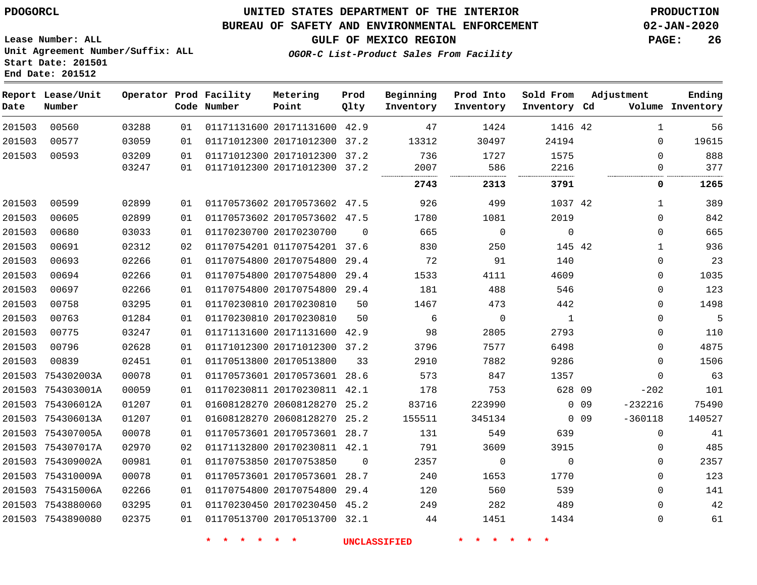PDOGORCL

# UNITED STATES DEPARTMENT OF THE INTERIOR
## BUREAU OF SAFETY AND ENVIRONMENTAL ENFORCEMENT
### GULF OF MEXICO REGION
***OGOR-C List-Product Sales From Facility***

PRODUCTION
02-JAN-2020

Lease Number: ALL
Unit Agreement Number/Suffix: ALL
Start Date: 201501
End Date: 201512

| Report Date | Lease/Unit Number | Operator | Prod Code | Facility Number | Metering Point | Prod Qlty | Beginning Inventory | Prod Into Inventory | Sold From Inventory | Adjustment Cd | Volume | Ending Inventory |
|---|---|---|---|---|---|---|---|---|---|---|---|---|
| 201503 | 00560 | 03288 | 01 | 01171131600 | 20171131600 | 42.9 | 47 | 1424 | 1416 | 42 | 1 | 56 |
| 201503 | 00577 | 03059 | 01 | 01171012300 | 20171012300 | 37.2 | 13312 | 30497 | 24194 | | 0 | 19615 |
| 201503 | 00593 | 03209 | 01 | 01171012300 | 20171012300 | 37.2 | 736 | 1727 | 1575 | | 0 | 888 |
| | | 03247 | 01 | 01171012300 | 20171012300 | 37.2 | 2007 | 586 | 2216 | | 0 | 377 |
| | | | | | | | **2743** | **2313** | **3791** | | **0** | **1265** |
| 201503 | 00599 | 02899 | 01 | 01170573602 | 20170573602 | 47.5 | 926 | 499 | 1037 | 42 | 1 | 389 |
| 201503 | 00605 | 02899 | 01 | 01170573602 | 20170573602 | 47.5 | 1780 | 1081 | 2019 | | 0 | 842 |
| 201503 | 00680 | 03033 | 01 | 01170230700 | 20170230700 | 0 | 665 | 0 | 0 | | 0 | 665 |
| 201503 | 00691 | 02312 | 02 | 01170754201 | 01170754201 | 37.6 | 830 | 250 | 145 | 42 | 1 | 936 |
| 201503 | 00693 | 02266 | 01 | 01170754800 | 20170754800 | 29.4 | 72 | 91 | 140 | | 0 | 23 |
| 201503 | 00694 | 02266 | 01 | 01170754800 | 20170754800 | 29.4 | 1533 | 4111 | 4609 | | 0 | 1035 |
| 201503 | 00697 | 02266 | 01 | 01170754800 | 20170754800 | 29.4 | 181 | 488 | 546 | | 0 | 123 |
| 201503 | 00758 | 03295 | 01 | 01170230810 | 20170230810 | 50 | 1467 | 473 | 442 | | 0 | 1498 |
| 201503 | 00763 | 01284 | 01 | 01170230810 | 20170230810 | 50 | 6 | 0 | 1 | | 0 | 5 |
| 201503 | 00775 | 03247 | 01 | 01171131600 | 20171131600 | 42.9 | 98 | 2805 | 2793 | | 0 | 110 |
| 201503 | 00796 | 02628 | 01 | 01171012300 | 20171012300 | 37.2 | 3796 | 7577 | 6498 | | 0 | 4875 |
| 201503 | 00839 | 02451 | 01 | 01170513800 | 20170513800 | 33 | 2910 | 7882 | 9286 | | 0 | 1506 |
| 201503 | 754302003A | 00078 | 01 | 01170573601 | 20170573601 | 28.6 | 573 | 847 | 1357 | | 0 | 63 |
| 201503 | 754303001A | 00059 | 01 | 01170230811 | 20170230811 | 42.1 | 178 | 753 | 628 | 09 | -202 | 101 |
| 201503 | 754306012A | 01207 | 01 | 01608128270 | 20608128270 | 25.2 | 83716 | 223990 | 0 | 09 | -232216 | 75490 |
| 201503 | 754306013A | 01207 | 01 | 01608128270 | 20608128270 | 25.2 | 155511 | 345134 | 0 | 09 | -360118 | 140527 |
| 201503 | 754307005A | 00078 | 01 | 01170573601 | 20170573601 | 28.7 | 131 | 549 | 639 | | 0 | 41 |
| 201503 | 754307017A | 02970 | 02 | 01171132800 | 20170230811 | 42.1 | 791 | 3609 | 3915 | | 0 | 485 |
| 201503 | 754309002A | 00981 | 01 | 01170753850 | 20170753850 | 0 | 2357 | 0 | 0 | | 0 | 2357 |
| 201503 | 754310009A | 00078 | 01 | 01170573601 | 20170573601 | 28.7 | 240 | 1653 | 1770 | | 0 | 123 |
| 201503 | 754315006A | 02266 | 01 | 01170754800 | 20170754800 | 29.4 | 120 | 560 | 539 | | 0 | 141 |
| 201503 | 7543880060 | 03295 | 01 | 01170230450 | 20170230450 | 45.2 | 249 | 282 | 489 | | 0 | 42 |
| 201503 | 7543890080 | 02375 | 01 | 01170513700 | 20170513700 | 32.1 | 44 | 1451 | 1434 | | 0 | 61 |

* * * * * * UNCLASSIFIED * * * * * *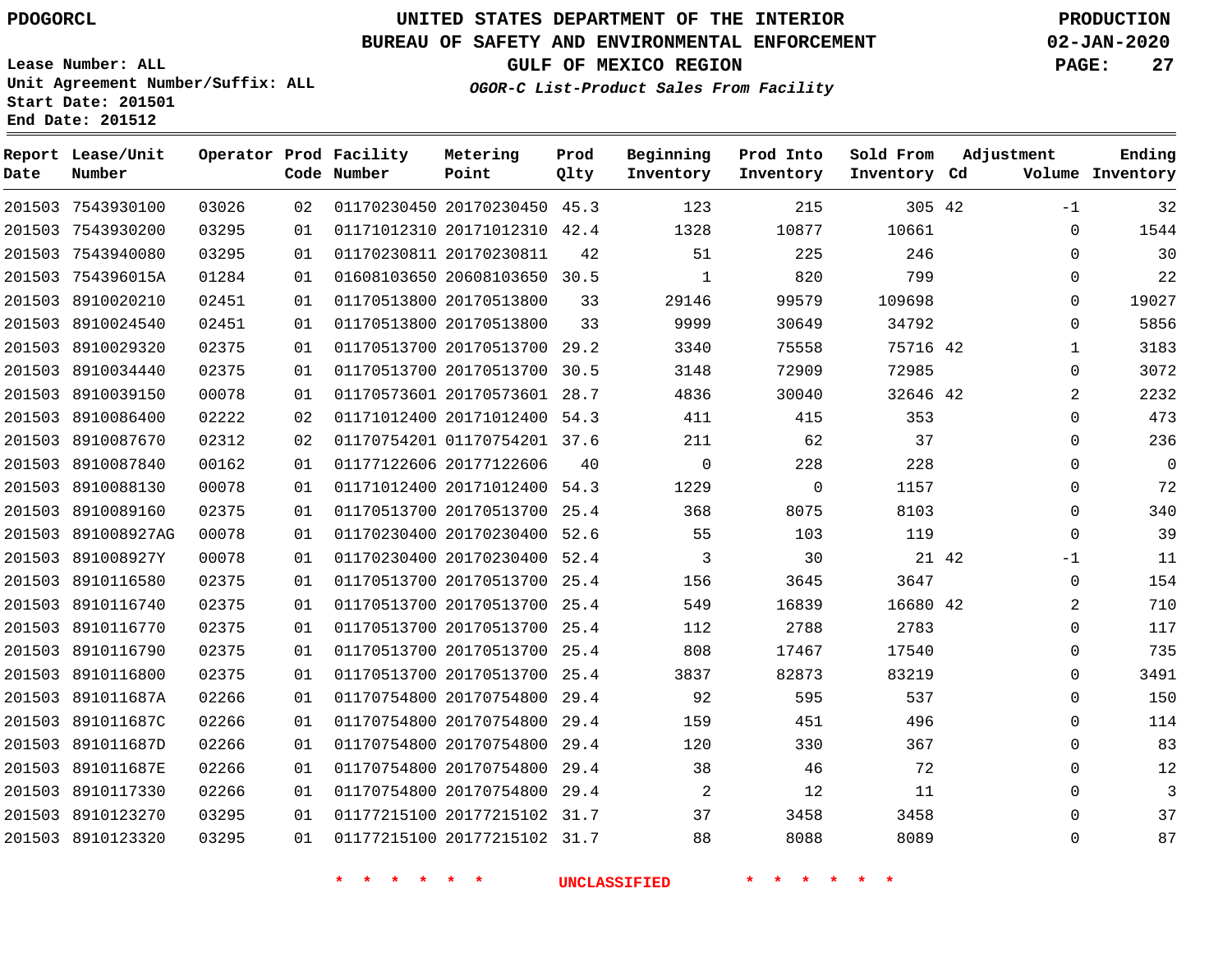PDOGORCL

# UNITED STATES DEPARTMENT OF THE INTERIOR
## BUREAU OF SAFETY AND ENVIRONMENTAL ENFORCEMENT
### GULF OF MEXICO REGION
*OGOR-C List-Product Sales From Facility*

PRODUCTION
02-JAN-2020

Lease Number: ALL
Unit Agreement Number/Suffix: ALL
Start Date: 201501
End Date: 201512

| Report Date | Lease/Unit Number | Operator | Prod Code | Facility Number | Metering Point | Prod Qlty | Beginning Inventory | Prod Into Inventory | Sold From Inventory | Adjustment Cd | Adjustment Volume | Ending Inventory |
|---|---|---|---|---|---|---|---|---|---|---|---|---|
| 201503 | 7543930100 | 03026 | 02 | 01170230450 | 20170230450 | 45.3 | 123 | 215 | 305 | 42 | -1 | 32 |
| 201503 | 7543930200 | 03295 | 01 | 01171012310 | 20171012310 | 42.4 | 1328 | 10877 | 10661 | | 0 | 1544 |
| 201503 | 7543940080 | 03295 | 01 | 01170230811 | 20170230811 | 42 | 51 | 225 | 246 | | 0 | 30 |
| 201503 | 754396015A | 01284 | 01 | 01608103650 | 20608103650 | 30.5 | 1 | 820 | 799 | | 0 | 22 |
| 201503 | 8910020210 | 02451 | 01 | 01170513800 | 20170513800 | 33 | 29146 | 99579 | 109698 | | 0 | 19027 |
| 201503 | 8910024540 | 02451 | 01 | 01170513800 | 20170513800 | 33 | 9999 | 30649 | 34792 | | 0 | 5856 |
| 201503 | 8910029320 | 02375 | 01 | 01170513700 | 20170513700 | 29.2 | 3340 | 75558 | 75716 | 42 | 1 | 3183 |
| 201503 | 8910034440 | 02375 | 01 | 01170513700 | 20170513700 | 30.5 | 3148 | 72909 | 72985 | | 0 | 3072 |
| 201503 | 8910039150 | 00078 | 01 | 01170573601 | 20170573601 | 28.7 | 4836 | 30040 | 32646 | 42 | 2 | 2232 |
| 201503 | 8910086400 | 02222 | 02 | 01171012400 | 20171012400 | 54.3 | 411 | 415 | 353 | | 0 | 473 |
| 201503 | 8910087670 | 02312 | 02 | 01170754201 | 01170754201 | 37.6 | 211 | 62 | 37 | | 0 | 236 |
| 201503 | 8910087840 | 00162 | 01 | 01177122606 | 20177122606 | 40 | 0 | 228 | 228 | | 0 | 0 |
| 201503 | 8910088130 | 00078 | 01 | 01171012400 | 20171012400 | 54.3 | 1229 | 0 | 1157 | | 0 | 72 |
| 201503 | 8910089160 | 02375 | 01 | 01170513700 | 20170513700 | 25.4 | 368 | 8075 | 8103 | | 0 | 340 |
| 201503 | 891008927AG | 00078 | 01 | 01170230400 | 20170230400 | 52.6 | 55 | 103 | 119 | | 0 | 39 |
| 201503 | 891008927Y | 00078 | 01 | 01170230400 | 20170230400 | 52.4 | 3 | 30 | 21 | 42 | -1 | 11 |
| 201503 | 8910116580 | 02375 | 01 | 01170513700 | 20170513700 | 25.4 | 156 | 3645 | 3647 | | 0 | 154 |
| 201503 | 8910116740 | 02375 | 01 | 01170513700 | 20170513700 | 25.4 | 549 | 16839 | 16680 | 42 | 2 | 710 |
| 201503 | 8910116770 | 02375 | 01 | 01170513700 | 20170513700 | 25.4 | 112 | 2788 | 2783 | | 0 | 117 |
| 201503 | 8910116790 | 02375 | 01 | 01170513700 | 20170513700 | 25.4 | 808 | 17467 | 17540 | | 0 | 735 |
| 201503 | 8910116800 | 02375 | 01 | 01170513700 | 20170513700 | 25.4 | 3837 | 82873 | 83219 | | 0 | 3491 |
| 201503 | 891011687A | 02266 | 01 | 01170754800 | 20170754800 | 29.4 | 92 | 595 | 537 | | 0 | 150 |
| 201503 | 891011687C | 02266 | 01 | 01170754800 | 20170754800 | 29.4 | 159 | 451 | 496 | | 0 | 114 |
| 201503 | 891011687D | 02266 | 01 | 01170754800 | 20170754800 | 29.4 | 120 | 330 | 367 | | 0 | 83 |
| 201503 | 891011687E | 02266 | 01 | 01170754800 | 20170754800 | 29.4 | 38 | 46 | 72 | | 0 | 12 |
| 201503 | 8910117330 | 02266 | 01 | 01170754800 | 20170754800 | 29.4 | 2 | 12 | 11 | | 0 | 3 |
| 201503 | 8910123270 | 03295 | 01 | 01177215100 | 20177215102 | 31.7 | 37 | 3458 | 3458 | | 0 | 37 |
| 201503 | 8910123320 | 03295 | 01 | 01177215100 | 20177215102 | 31.7 | 88 | 8088 | 8089 | | 0 | 87 |

\* \* \* \* \* \* UNCLASSIFIED \* \* \* \* \* \*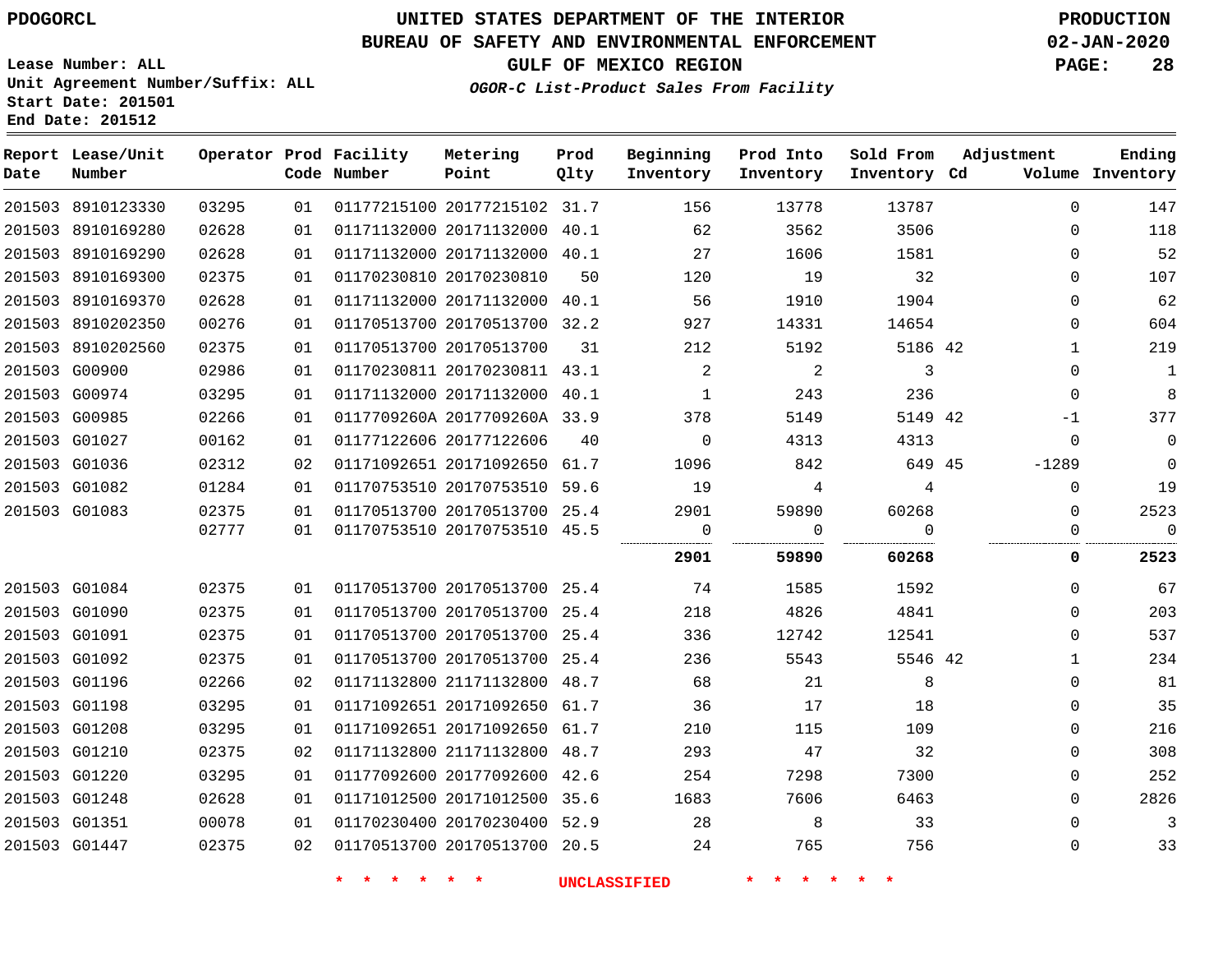PDOGORCL

Lease Number: ALL
Unit Agreement Number/Suffix: ALL
Start Date: 201501
End Date: 201512

# UNITED STATES DEPARTMENT OF THE INTERIOR
## BUREAU OF SAFETY AND ENVIRONMENTAL ENFORCEMENT
### GULF OF MEXICO REGION

*OGOR-C List-Product Sales From Facility*

PRODUCTION
02-JAN-2020

| Report Date | Lease/Unit Number | Operator | Prod Code | Facility Number | Metering Point | Prod Qlty | Beginning Inventory | Prod Into Inventory | Sold From Inventory | Adjustment Cd | Adjustment Volume | Ending Inventory |
|---|---|---|---|---|---|---|---|---|---|---|---|---|
| 201503 | 8910123330 | 03295 | 01 | 01177215100 | 20177215102 | 31.7 | 156 | 13778 | 13787 | | 0 | 147 |
| 201503 | 8910169280 | 02628 | 01 | 01171132000 | 20171132000 | 40.1 | 62 | 3562 | 3506 | | 0 | 118 |
| 201503 | 8910169290 | 02628 | 01 | 01171132000 | 20171132000 | 40.1 | 27 | 1606 | 1581 | | 0 | 52 |
| 201503 | 8910169300 | 02375 | 01 | 01170230810 | 20170230810 | 50 | 120 | 19 | 32 | | 0 | 107 |
| 201503 | 8910169370 | 02628 | 01 | 01171132000 | 20171132000 | 40.1 | 56 | 1910 | 1904 | | 0 | 62 |
| 201503 | 8910202350 | 00276 | 01 | 01170513700 | 20170513700 | 32.2 | 927 | 14331 | 14654 | | 0 | 604 |
| 201503 | 8910202560 | 02375 | 01 | 01170513700 | 20170513700 | 31 | 212 | 5192 | 5186 | 42 | 1 | 219 |
| 201503 | G00900 | 02986 | 01 | 01170230811 | 20170230811 | 43.1 | 2 | 2 | 3 | | 0 | 1 |
| 201503 | G00974 | 03295 | 01 | 01171132000 | 20171132000 | 40.1 | 1 | 243 | 236 | | 0 | 8 |
| 201503 | G00985 | 02266 | 01 | 0117709260A | 2017709260A | 33.9 | 378 | 5149 | 5149 | 42 | -1 | 377 |
| 201503 | G01027 | 00162 | 01 | 01177122606 | 20177122606 | 40 | 0 | 4313 | 4313 | | 0 | 0 |
| 201503 | G01036 | 02312 | 02 | 01171092651 | 20171092650 | 61.7 | 1096 | 842 | 649 | 45 | -1289 | 0 |
| 201503 | G01082 | 01284 | 01 | 01170753510 | 20170753510 | 59.6 | 19 | 4 | 4 | | 0 | 19 |
| 201503 | G01083 | 02375 | 01 | 01170513700 | 20170513700 | 25.4 | 2901 | 59890 | 60268 | | 0 | 2523 |
| | | 02777 | 01 | 01170753510 | 20170753510 | 45.5 | 0 | 0 | 0 | | 0 | 0 |
| | | | | | | | **2901** | **59890** | **60268** | | **0** | **2523** |
| 201503 | G01084 | 02375 | 01 | 01170513700 | 20170513700 | 25.4 | 74 | 1585 | 1592 | | 0 | 67 |
| 201503 | G01090 | 02375 | 01 | 01170513700 | 20170513700 | 25.4 | 218 | 4826 | 4841 | | 0 | 203 |
| 201503 | G01091 | 02375 | 01 | 01170513700 | 20170513700 | 25.4 | 336 | 12742 | 12541 | | 0 | 537 |
| 201503 | G01092 | 02375 | 01 | 01170513700 | 20170513700 | 25.4 | 236 | 5543 | 5546 | 42 | 1 | 234 |
| 201503 | G01196 | 02266 | 02 | 01171132800 | 21171132800 | 48.7 | 68 | 21 | 8 | | 0 | 81 |
| 201503 | G01198 | 03295 | 01 | 01171092651 | 20171092650 | 61.7 | 36 | 17 | 18 | | 0 | 35 |
| 201503 | G01208 | 03295 | 01 | 01171092651 | 20171092650 | 61.7 | 210 | 115 | 109 | | 0 | 216 |
| 201503 | G01210 | 02375 | 02 | 01171132800 | 21171132800 | 48.7 | 293 | 47 | 32 | | 0 | 308 |
| 201503 | G01220 | 03295 | 01 | 01177092600 | 20177092600 | 42.6 | 254 | 7298 | 7300 | | 0 | 252 |
| 201503 | G01248 | 02628 | 01 | 01171012500 | 20171012500 | 35.6 | 1683 | 7606 | 6463 | | 0 | 2826 |
| 201503 | G01351 | 00078 | 01 | 01170230400 | 20170230400 | 52.9 | 28 | 8 | 33 | | 0 | 3 |
| 201503 | G01447 | 02375 | 02 | 01170513700 | 20170513700 | 20.5 | 24 | 765 | 756 | | 0 | 33 |

\* \* \* \* \* \* UNCLASSIFIED \* \* \* \* \* \*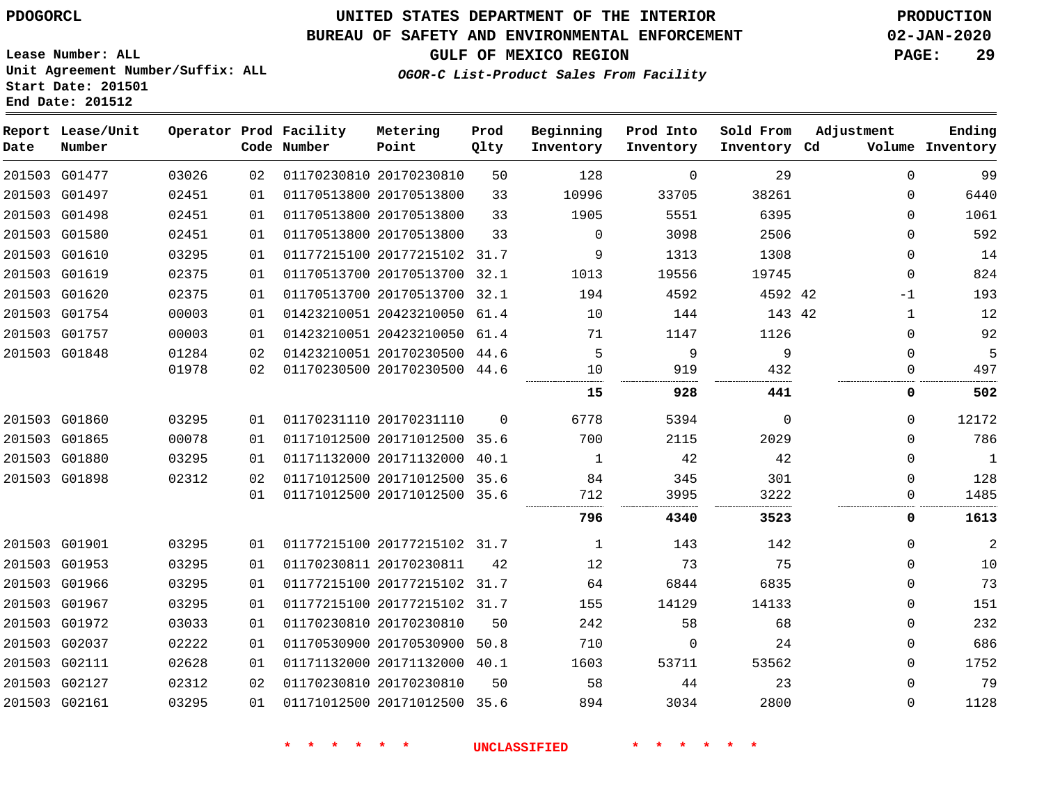**PDOGORCL**

# UNITED STATES DEPARTMENT OF THE INTERIOR
## BUREAU OF SAFETY AND ENVIRONMENTAL ENFORCEMENT
### GULF OF MEXICO REGION
*OGOR-C List-Product Sales From Facility*

**PRODUCTION**
**02-JAN-2020**

Lease Number: ALL
Unit Agreement Number/Suffix: ALL
Start Date: 201501
End Date: 201512

| Report Date | Lease/Unit Number | Operator | Prod Code | Facility Number | Metering Point | Prod Qlty | Beginning Inventory | Prod Into Inventory | Sold From Inventory | Adjustment Cd | Volume | Ending Inventory |
|---|---|---|---|---|---|---|---|---|---|---|---|---|
| 201503 | G01477 | 03026 | 02 | 01170230810 | 20170230810 | 50 | 128 | 0 | 29 | | 0 | 99 |
| 201503 | G01497 | 02451 | 01 | 01170513800 | 20170513800 | 33 | 10996 | 33705 | 38261 | | 0 | 6440 |
| 201503 | G01498 | 02451 | 01 | 01170513800 | 20170513800 | 33 | 1905 | 5551 | 6395 | | 0 | 1061 |
| 201503 | G01580 | 02451 | 01 | 01170513800 | 20170513800 | 33 | 0 | 3098 | 2506 | | 0 | 592 |
| 201503 | G01610 | 03295 | 01 | 01177215100 | 20177215102 | 31.7 | 9 | 1313 | 1308 | | 0 | 14 |
| 201503 | G01619 | 02375 | 01 | 01170513700 | 20170513700 | 32.1 | 1013 | 19556 | 19745 | | 0 | 824 |
| 201503 | G01620 | 02375 | 01 | 01170513700 | 20170513700 | 32.1 | 194 | 4592 | 4592 | 42 | -1 | 193 |
| 201503 | G01754 | 00003 | 01 | 01423210051 | 20423210050 | 61.4 | 10 | 144 | 143 | 42 | 1 | 12 |
| 201503 | G01757 | 00003 | 01 | 01423210051 | 20423210050 | 61.4 | 71 | 1147 | 1126 | | 0 | 92 |
| 201503 | G01848 | 01284 | 02 | 01423210051 | 20170230500 | 44.6 | 5 | 9 | 9 | | 0 | 5 |
| | | 01978 | 02 | 01170230500 | 20170230500 | 44.6 | 10 | 919 | 432 | | 0 | 497 |
| | | | | | | | **15** | **928** | **441** | | **0** | **502** |
| 201503 | G01860 | 03295 | 01 | 01170231110 | 20170231110 | 0 | 6778 | 5394 | 0 | | 0 | 12172 |
| 201503 | G01865 | 00078 | 01 | 01171012500 | 20171012500 | 35.6 | 700 | 2115 | 2029 | | 0 | 786 |
| 201503 | G01880 | 03295 | 01 | 01171132000 | 20171132000 | 40.1 | 1 | 42 | 42 | | 0 | 1 |
| 201503 | G01898 | 02312 | 02 | 01171012500 | 20171012500 | 35.6 | 84 | 345 | 301 | | 0 | 128 |
| | | | 01 | 01171012500 | 20171012500 | 35.6 | 712 | 3995 | 3222 | | 0 | 1485 |
| | | | | | | | **796** | **4340** | **3523** | | **0** | **1613** |
| 201503 | G01901 | 03295 | 01 | 01177215100 | 20177215102 | 31.7 | 1 | 143 | 142 | | 0 | 2 |
| 201503 | G01953 | 03295 | 01 | 01170230811 | 20170230811 | 42 | 12 | 73 | 75 | | 0 | 10 |
| 201503 | G01966 | 03295 | 01 | 01177215100 | 20177215102 | 31.7 | 64 | 6844 | 6835 | | 0 | 73 |
| 201503 | G01967 | 03295 | 01 | 01177215100 | 20177215102 | 31.7 | 155 | 14129 | 14133 | | 0 | 151 |
| 201503 | G01972 | 03033 | 01 | 01170230810 | 20170230810 | 50 | 242 | 58 | 68 | | 0 | 232 |
| 201503 | G02037 | 02222 | 01 | 01170530900 | 20170530900 | 50.8 | 710 | 0 | 24 | | 0 | 686 |
| 201503 | G02111 | 02628 | 01 | 01171132000 | 20171132000 | 40.1 | 1603 | 53711 | 53562 | | 0 | 1752 |
| 201503 | G02127 | 02312 | 02 | 01170230810 | 20170230810 | 50 | 58 | 44 | 23 | | 0 | 79 |
| 201503 | G02161 | 03295 | 01 | 01171012500 | 20171012500 | 35.6 | 894 | 3034 | 2800 | | 0 | 1128 |

* * * * * * UNCLASSIFIED * * * * * *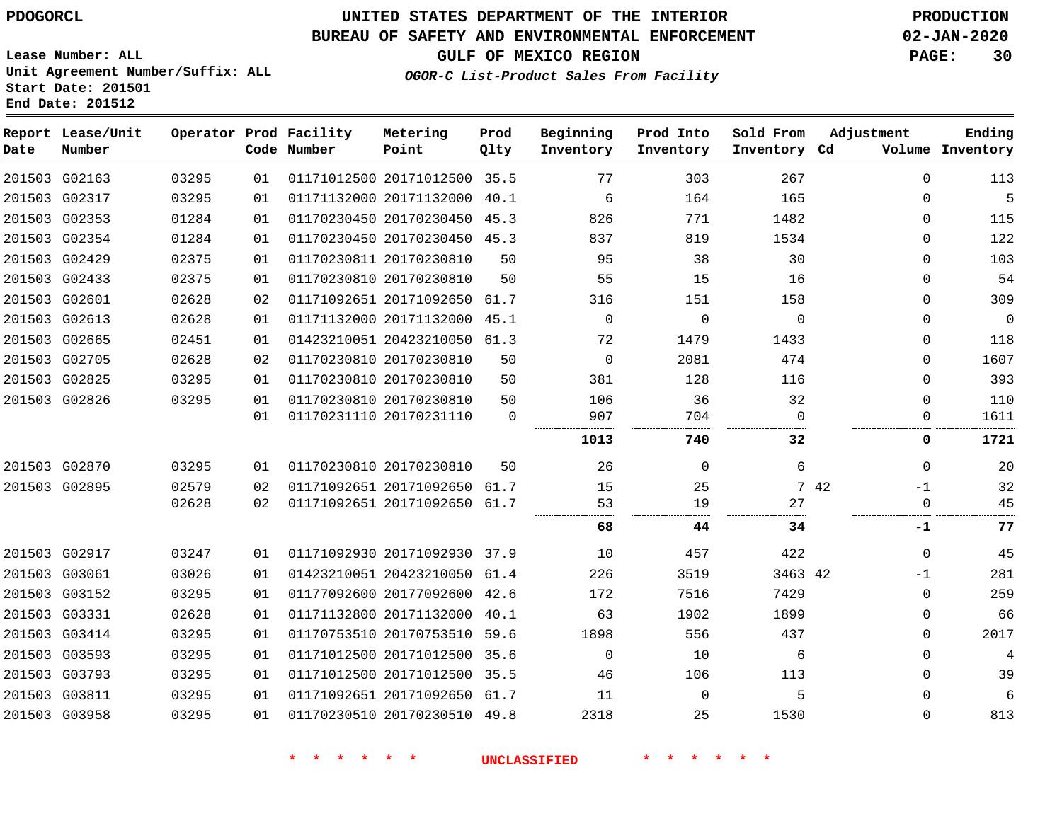PDOGORCL

# UNITED STATES DEPARTMENT OF THE INTERIOR
## BUREAU OF SAFETY AND ENVIRONMENTAL ENFORCEMENT
### GULF OF MEXICO REGION
*OGOR-C List-Product Sales From Facility*

PRODUCTION
02-JAN-2020

Lease Number: ALL
Unit Agreement Number/Suffix: ALL
Start Date: 201501
End Date: 201512

| Report Date | Lease/Unit Number | Operator | Prod Code | Facility Number | Metering Point | Prod Qlty | Beginning Inventory | Prod Into Inventory | Sold From Inventory | Adjustment Cd | Adjustment Volume | Ending Inventory |
|---|---|---|---|---|---|---|---|---|---|---|---|---|
| 201503 | G02163 | 03295 | 01 | 01171012500 | 20171012500 | 35.5 | 77 | 303 | 267 | | 0 | 113 |
| 201503 | G02317 | 03295 | 01 | 01171132000 | 20171132000 | 40.1 | 6 | 164 | 165 | | 0 | 5 |
| 201503 | G02353 | 01284 | 01 | 01170230450 | 20170230450 | 45.3 | 826 | 771 | 1482 | | 0 | 115 |
| 201503 | G02354 | 01284 | 01 | 01170230450 | 20170230450 | 45.3 | 837 | 819 | 1534 | | 0 | 122 |
| 201503 | G02429 | 02375 | 01 | 01170230811 | 20170230810 | 50 | 95 | 38 | 30 | | 0 | 103 |
| 201503 | G02433 | 02375 | 01 | 01170230810 | 20170230810 | 50 | 55 | 15 | 16 | | 0 | 54 |
| 201503 | G02601 | 02628 | 02 | 01171092651 | 20171092650 | 61.7 | 316 | 151 | 158 | | 0 | 309 |
| 201503 | G02613 | 02628 | 01 | 01171132000 | 20171132000 | 45.1 | 0 | 0 | 0 | | 0 | 0 |
| 201503 | G02665 | 02451 | 01 | 01423210051 | 20423210050 | 61.3 | 72 | 1479 | 1433 | | 0 | 118 |
| 201503 | G02705 | 02628 | 02 | 01170230810 | 20170230810 | 50 | 0 | 2081 | 474 | | 0 | 1607 |
| 201503 | G02825 | 03295 | 01 | 01170230810 | 20170230810 | 50 | 381 | 128 | 116 | | 0 | 393 |
| 201503 | G02826 | 03295 | 01 | 01170230810 | 20170230810 | 50 | 106 | 36 | 32 | | 0 | 110 |
| | | | 01 | 01170231110 | 20170231110 | 0 | 907 | 704 | 0 | | 0 | 1611 |
| | | | | | | | **1013** | **740** | **32** | | **0** | **1721** |
| 201503 | G02870 | 03295 | 01 | 01170230810 | 20170230810 | 50 | 26 | 0 | 6 | | 0 | 20 |
| 201503 | G02895 | 02579 | 02 | 01171092651 | 20171092650 | 61.7 | 15 | 25 | 7 | 42 | -1 | 32 |
| | | 02628 | 02 | 01171092651 | 20171092650 | 61.7 | 53 | 19 | 27 | | 0 | 45 |
| | | | | | | | **68** | **44** | **34** | | **-1** | **77** |
| 201503 | G02917 | 03247 | 01 | 01171092930 | 20171092930 | 37.9 | 10 | 457 | 422 | | 0 | 45 |
| 201503 | G03061 | 03026 | 01 | 01423210051 | 20423210050 | 61.4 | 226 | 3519 | 3463 | 42 | -1 | 281 |
| 201503 | G03152 | 03295 | 01 | 01177092600 | 20177092600 | 42.6 | 172 | 7516 | 7429 | | 0 | 259 |
| 201503 | G03331 | 02628 | 01 | 01171132800 | 20171132000 | 40.1 | 63 | 1902 | 1899 | | 0 | 66 |
| 201503 | G03414 | 03295 | 01 | 01170753510 | 20170753510 | 59.6 | 1898 | 556 | 437 | | 0 | 2017 |
| 201503 | G03593 | 03295 | 01 | 01171012500 | 20171012500 | 35.6 | 0 | 10 | 6 | | 0 | 4 |
| 201503 | G03793 | 03295 | 01 | 01171012500 | 20171012500 | 35.5 | 46 | 106 | 113 | | 0 | 39 |
| 201503 | G03811 | 03295 | 01 | 01171092651 | 20171092650 | 61.7 | 11 | 0 | 5 | | 0 | 6 |
| 201503 | G03958 | 03295 | 01 | 01170230510 | 20170230510 | 49.8 | 2318 | 25 | 1530 | | 0 | 813 |

\* \* \* \* \* \* UNCLASSIFIED \* \* \* \* \* \*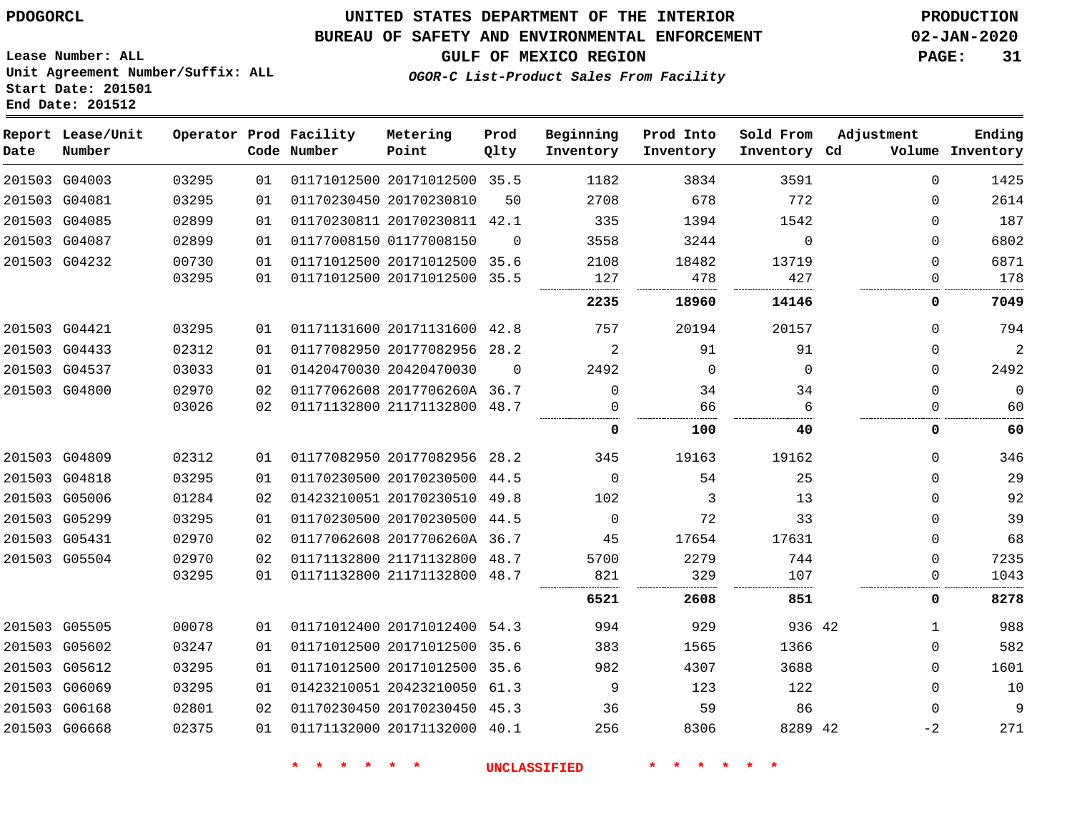PDOGORCL

# UNITED STATES DEPARTMENT OF THE INTERIOR
## BUREAU OF SAFETY AND ENVIRONMENTAL ENFORCEMENT
### GULF OF MEXICO REGION

PRODUCTION
02-JAN-2020

Lease Number: ALL
Unit Agreement Number/Suffix: ALL
Start Date: 201501
End Date: 201512

*OGOR-C List-Product Sales From Facility*

| Report Date | Lease/Unit Number | Operator | Prod Code | Facility Number | Metering Point | Prod Qlty | Beginning Inventory | Prod Into Inventory | Sold From Inventory | Adjustment Cd | Volume | Ending Inventory |
|---|---|---|---|---|---|---|---|---|---|---|---|---|
| 201503 | G04003 | 03295 | 01 | 01171012500 | 20171012500 | 35.5 | 1182 | 3834 | 3591 | | 0 | 1425 |
| 201503 | G04081 | 03295 | 01 | 01170230450 | 20170230810 | 50 | 2708 | 678 | 772 | | 0 | 2614 |
| 201503 | G04085 | 02899 | 01 | 01170230811 | 20170230811 | 42.1 | 335 | 1394 | 1542 | | 0 | 187 |
| 201503 | G04087 | 02899 | 01 | 01177008150 | 01177008150 | 0 | 3558 | 3244 | 0 | | 0 | 6802 |
| 201503 | G04232 | 00730 | 01 | 01171012500 | 20171012500 | 35.6 | 2108 | 18482 | 13719 | | 0 | 6871 |
| | | 03295 | 01 | 01171012500 | 20171012500 | 35.5 | 127 | 478 | 427 | | 0 | 178 |
| | | | | | | | **2235** | **18960** | **14146** | | **0** | **7049** |
| 201503 | G04421 | 03295 | 01 | 01171131600 | 20171131600 | 42.8 | 757 | 20194 | 20157 | | 0 | 794 |
| 201503 | G04433 | 02312 | 01 | 01177082950 | 20177082956 | 28.2 | 2 | 91 | 91 | | 0 | 2 |
| 201503 | G04537 | 03033 | 01 | 01420470030 | 20420470030 | 0 | 2492 | 0 | 0 | | 0 | 2492 |
| 201503 | G04800 | 02970 | 02 | 01177062608 | 2017706260A | 36.7 | 0 | 34 | 34 | | 0 | 0 |
| | | 03026 | 02 | 01171132800 | 21171132800 | 48.7 | 0 | 66 | 6 | | 0 | 60 |
| | | | | | | | **0** | **100** | **40** | | **0** | **60** |
| 201503 | G04809 | 02312 | 01 | 01177082950 | 20177082956 | 28.2 | 345 | 19163 | 19162 | | 0 | 346 |
| 201503 | G04818 | 03295 | 01 | 01170230500 | 20170230500 | 44.5 | 0 | 54 | 25 | | 0 | 29 |
| 201503 | G05006 | 01284 | 02 | 01423210051 | 20170230510 | 49.8 | 102 | 3 | 13 | | 0 | 92 |
| 201503 | G05299 | 03295 | 01 | 01170230500 | 20170230500 | 44.5 | 0 | 72 | 33 | | 0 | 39 |
| 201503 | G05431 | 02970 | 02 | 01177062608 | 2017706260A | 36.7 | 45 | 17654 | 17631 | | 0 | 68 |
| 201503 | G05504 | 02970 | 02 | 01171132800 | 21171132800 | 48.7 | 5700 | 2279 | 744 | | 0 | 7235 |
| | | 03295 | 01 | 01171132800 | 21171132800 | 48.7 | 821 | 329 | 107 | | 0 | 1043 |
| | | | | | | | **6521** | **2608** | **851** | | **0** | **8278** |
| 201503 | G05505 | 00078 | 01 | 01171012400 | 20171012400 | 54.3 | 994 | 929 | 936 | 42 | 1 | 988 |
| 201503 | G05602 | 03247 | 01 | 01171012500 | 20171012500 | 35.6 | 383 | 1565 | 1366 | | 0 | 582 |
| 201503 | G05612 | 03295 | 01 | 01171012500 | 20171012500 | 35.6 | 982 | 4307 | 3688 | | 0 | 1601 |
| 201503 | G06069 | 03295 | 01 | 01423210051 | 20423210050 | 61.3 | 9 | 123 | 122 | | 0 | 10 |
| 201503 | G06168 | 02801 | 02 | 01170230450 | 20170230450 | 45.3 | 36 | 59 | 86 | | 0 | 9 |
| 201503 | G06668 | 02375 | 01 | 01171132000 | 20171132000 | 40.1 | 256 | 8306 | 8289 | 42 | -2 | 271 |

* * * * * * UNCLASSIFIED * * * * * *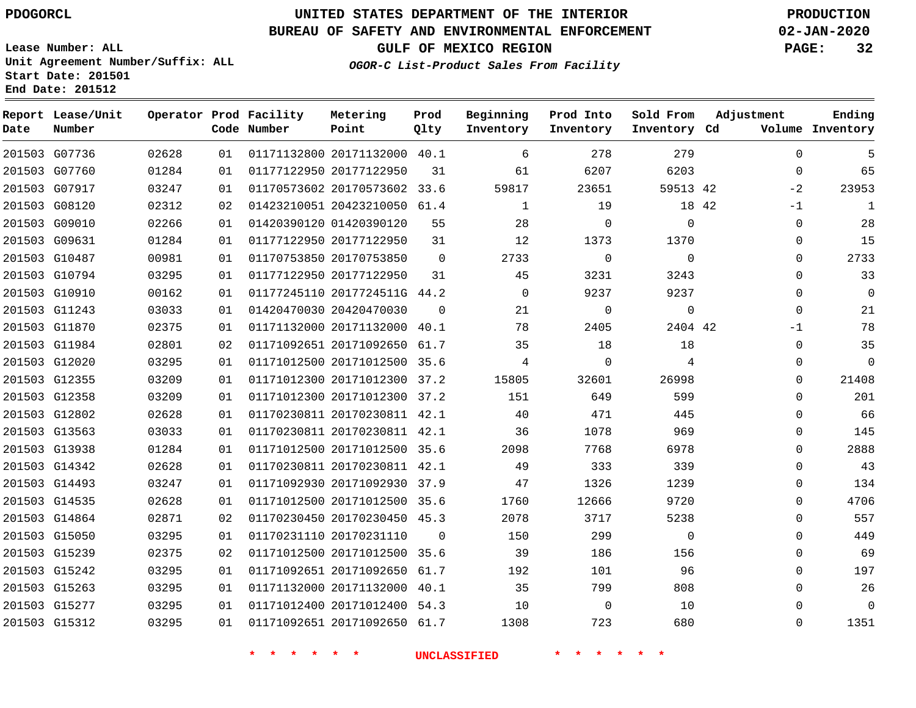PDOGORCL

# UNITED STATES DEPARTMENT OF THE INTERIOR
## BUREAU OF SAFETY AND ENVIRONMENTAL ENFORCEMENT
### GULF OF MEXICO REGION
*OGOR-C List-Product Sales From Facility*

PRODUCTION
02-JAN-2020

Lease Number: ALL
Unit Agreement Number/Suffix: ALL
Start Date: 201501
End Date: 201512

| Report Date | Lease/Unit Number | Operator | Prod Code | Facility Number | Metering Point | Prod Qlty | Beginning Inventory | Prod Into Inventory | Sold From Inventory | Adjustment Cd | Adjustment Volume | Ending Inventory |
|---|---|---|---|---|---|---|---|---|---|---|---|---|
| 201503 | G07736 | 02628 | 01 | 01171132800 | 20171132000 | 40.1 | 6 | 278 | 279 | | 0 | 5 |
| 201503 | G07760 | 01284 | 01 | 01177122950 | 20177122950 | 31 | 61 | 6207 | 6203 | | 0 | 65 |
| 201503 | G07917 | 03247 | 01 | 01170573602 | 20170573602 | 33.6 | 59817 | 23651 | 59513 | 42 | -2 | 23953 |
| 201503 | G08120 | 02312 | 02 | 01423210051 | 20423210050 | 61.4 | 1 | 19 | 18 | 42 | -1 | 1 |
| 201503 | G09010 | 02266 | 01 | 01420390120 | 01420390120 | 55 | 28 | 0 | 0 | | 0 | 28 |
| 201503 | G09631 | 01284 | 01 | 01177122950 | 20177122950 | 31 | 12 | 1373 | 1370 | | 0 | 15 |
| 201503 | G10487 | 00981 | 01 | 01170753850 | 20170753850 | 0 | 2733 | 0 | 0 | | 0 | 2733 |
| 201503 | G10794 | 03295 | 01 | 01177122950 | 20177122950 | 31 | 45 | 3231 | 3243 | | 0 | 33 |
| 201503 | G10910 | 00162 | 01 | 01177245110 | 2017724511G | 44.2 | 0 | 9237 | 9237 | | 0 | 0 |
| 201503 | G11243 | 03033 | 01 | 01420470030 | 20420470030 | 0 | 21 | 0 | 0 | | 0 | 21 |
| 201503 | G11870 | 02375 | 01 | 01171132000 | 20171132000 | 40.1 | 78 | 2405 | 2404 | 42 | -1 | 78 |
| 201503 | G11984 | 02801 | 02 | 01171092651 | 20171092650 | 61.7 | 35 | 18 | 18 | | 0 | 35 |
| 201503 | G12020 | 03295 | 01 | 01171012500 | 20171012500 | 35.6 | 4 | 0 | 4 | | 0 | 0 |
| 201503 | G12355 | 03209 | 01 | 01171012300 | 20171012300 | 37.2 | 15805 | 32601 | 26998 | | 0 | 21408 |
| 201503 | G12358 | 03209 | 01 | 01171012300 | 20171012300 | 37.2 | 151 | 649 | 599 | | 0 | 201 |
| 201503 | G12802 | 02628 | 01 | 01170230811 | 20170230811 | 42.1 | 40 | 471 | 445 | | 0 | 66 |
| 201503 | G13563 | 03033 | 01 | 01170230811 | 20170230811 | 42.1 | 36 | 1078 | 969 | | 0 | 145 |
| 201503 | G13938 | 01284 | 01 | 01171012500 | 20171012500 | 35.6 | 2098 | 7768 | 6978 | | 0 | 2888 |
| 201503 | G14342 | 02628 | 01 | 01170230811 | 20170230811 | 42.1 | 49 | 333 | 339 | | 0 | 43 |
| 201503 | G14493 | 03247 | 01 | 01171092930 | 20171092930 | 37.9 | 47 | 1326 | 1239 | | 0 | 134 |
| 201503 | G14535 | 02628 | 01 | 01171012500 | 20171012500 | 35.6 | 1760 | 12666 | 9720 | | 0 | 4706 |
| 201503 | G14864 | 02871 | 02 | 01170230450 | 20170230450 | 45.3 | 2078 | 3717 | 5238 | | 0 | 557 |
| 201503 | G15050 | 03295 | 01 | 01170231110 | 20170231110 | 0 | 150 | 299 | 0 | | 0 | 449 |
| 201503 | G15239 | 02375 | 02 | 01171012500 | 20171012500 | 35.6 | 39 | 186 | 156 | | 0 | 69 |
| 201503 | G15242 | 03295 | 01 | 01171092651 | 20171092650 | 61.7 | 192 | 101 | 96 | | 0 | 197 |
| 201503 | G15263 | 03295 | 01 | 01171132000 | 20171132000 | 40.1 | 35 | 799 | 808 | | 0 | 26 |
| 201503 | G15277 | 03295 | 01 | 01171012400 | 20171012400 | 54.3 | 10 | 0 | 10 | | 0 | 0 |
| 201503 | G15312 | 03295 | 01 | 01171092651 | 20171092650 | 61.7 | 1308 | 723 | 680 | | 0 | 1351 |

* * * * * * UNCLASSIFIED * * * * * *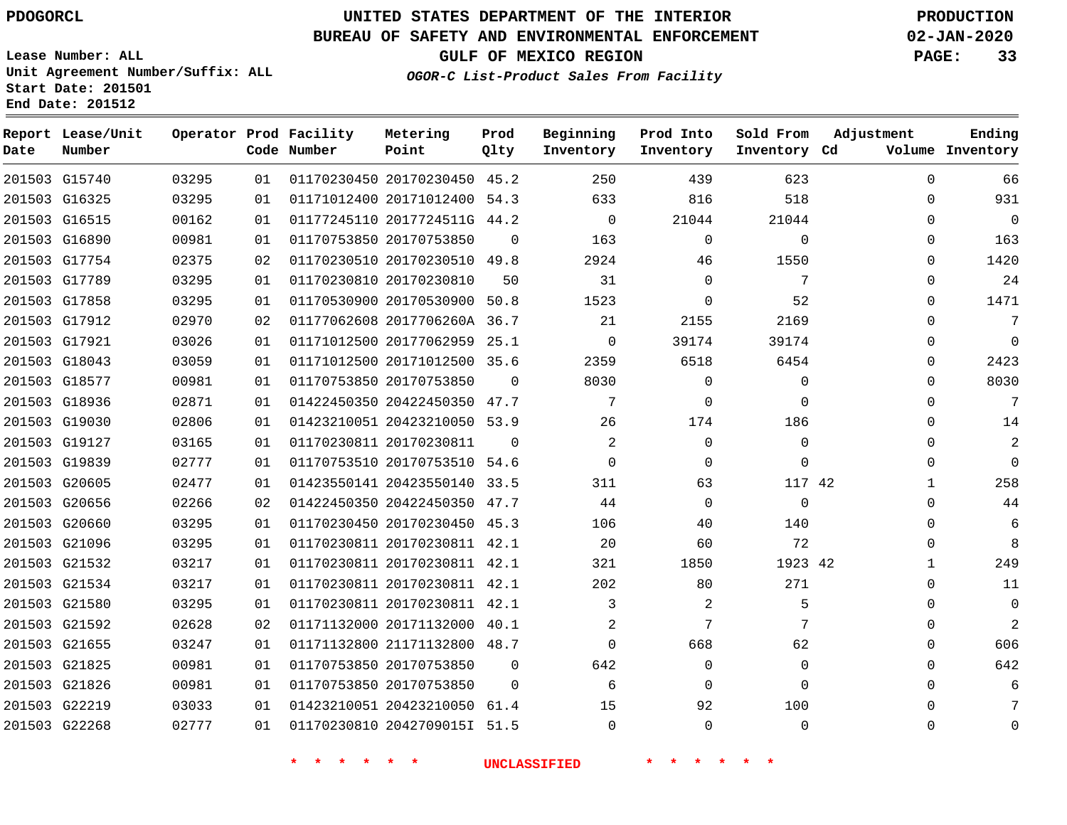PDOGORCL

# UNITED STATES DEPARTMENT OF THE INTERIOR
## BUREAU OF SAFETY AND ENVIRONMENTAL ENFORCEMENT
### GULF OF MEXICO REGION
*OGOR-C List-Product Sales From Facility*

PRODUCTION
02-JAN-2020

Lease Number: ALL
Unit Agreement Number/Suffix: ALL
Start Date: 201501
End Date: 201512

| Report Date | Lease/Unit Number | Operator | Prod Code | Facility Number | Metering Point | Prod Qlty | Beginning Inventory | Prod Into Inventory | Sold From Inventory | Adjustment Cd | Adjustment Volume | Ending Inventory |
|---|---|---|---|---|---|---|---|---|---|---|---|---|
| 201503 | G15740 | 03295 | 01 | 01170230450 | 20170230450 | 45.2 | 250 | 439 | 623 | | 0 | 66 |
| 201503 | G16325 | 03295 | 01 | 01171012400 | 20171012400 | 54.3 | 633 | 816 | 518 | | 0 | 931 |
| 201503 | G16515 | 00162 | 01 | 01177245110 | 2017724511G | 44.2 | 0 | 21044 | 21044 | | 0 | 0 |
| 201503 | G16890 | 00981 | 01 | 01170753850 | 20170753850 | 0 | 163 | 0 | 0 | | 0 | 163 |
| 201503 | G17754 | 02375 | 02 | 01170230510 | 20170230510 | 49.8 | 2924 | 46 | 1550 | | 0 | 1420 |
| 201503 | G17789 | 03295 | 01 | 01170230810 | 20170230810 | 50 | 31 | 0 | 7 | | 0 | 24 |
| 201503 | G17858 | 03295 | 01 | 01170530900 | 20170530900 | 50.8 | 1523 | 0 | 52 | | 0 | 1471 |
| 201503 | G17912 | 02970 | 02 | 01177062608 | 2017706260A | 36.7 | 21 | 2155 | 2169 | | 0 | 7 |
| 201503 | G17921 | 03026 | 01 | 01171012500 | 20177062959 | 25.1 | 0 | 39174 | 39174 | | 0 | 0 |
| 201503 | G18043 | 03059 | 01 | 01171012500 | 20171012500 | 35.6 | 2359 | 6518 | 6454 | | 0 | 2423 |
| 201503 | G18577 | 00981 | 01 | 01170753850 | 20170753850 | 0 | 8030 | 0 | 0 | | 0 | 8030 |
| 201503 | G18936 | 02871 | 01 | 01422450350 | 20422450350 | 47.7 | 7 | 0 | 0 | | 0 | 7 |
| 201503 | G19030 | 02806 | 01 | 01423210051 | 20423210050 | 53.9 | 26 | 174 | 186 | | 0 | 14 |
| 201503 | G19127 | 03165 | 01 | 01170230811 | 20170230811 | 0 | 2 | 0 | 0 | | 0 | 2 |
| 201503 | G19839 | 02777 | 01 | 01170753510 | 20170753510 | 54.6 | 0 | 0 | 0 | | 0 | 0 |
| 201503 | G20605 | 02477 | 01 | 01423550141 | 20423550140 | 33.5 | 311 | 63 | 117 | 42 | 1 | 258 |
| 201503 | G20656 | 02266 | 02 | 01422450350 | 20422450350 | 47.7 | 44 | 0 | 0 | | 0 | 44 |
| 201503 | G20660 | 03295 | 01 | 01170230450 | 20170230450 | 45.3 | 106 | 40 | 140 | | 0 | 6 |
| 201503 | G21096 | 03295 | 01 | 01170230811 | 20170230811 | 42.1 | 20 | 60 | 72 | | 0 | 8 |
| 201503 | G21532 | 03217 | 01 | 01170230811 | 20170230811 | 42.1 | 321 | 1850 | 1923 | 42 | 1 | 249 |
| 201503 | G21534 | 03217 | 01 | 01170230811 | 20170230811 | 42.1 | 202 | 80 | 271 | | 0 | 11 |
| 201503 | G21580 | 03295 | 01 | 01170230811 | 20170230811 | 42.1 | 3 | 2 | 5 | | 0 | 0 |
| 201503 | G21592 | 02628 | 02 | 01171132000 | 20171132000 | 40.1 | 2 | 7 | 7 | | 0 | 2 |
| 201503 | G21655 | 03247 | 01 | 01171132800 | 21171132800 | 48.7 | 0 | 668 | 62 | | 0 | 606 |
| 201503 | G21825 | 00981 | 01 | 01170753850 | 20170753850 | 0 | 642 | 0 | 0 | | 0 | 642 |
| 201503 | G21826 | 00981 | 01 | 01170753850 | 20170753850 | 0 | 6 | 0 | 0 | | 0 | 6 |
| 201503 | G22219 | 03033 | 01 | 01423210051 | 20423210050 | 61.4 | 15 | 92 | 100 | | 0 | 7 |
| 201503 | G22268 | 02777 | 01 | 01170230810 | 2042709015I | 51.5 | 0 | 0 | 0 | | 0 | 0 |

* * * * * * UNCLASSIFIED * * * * * *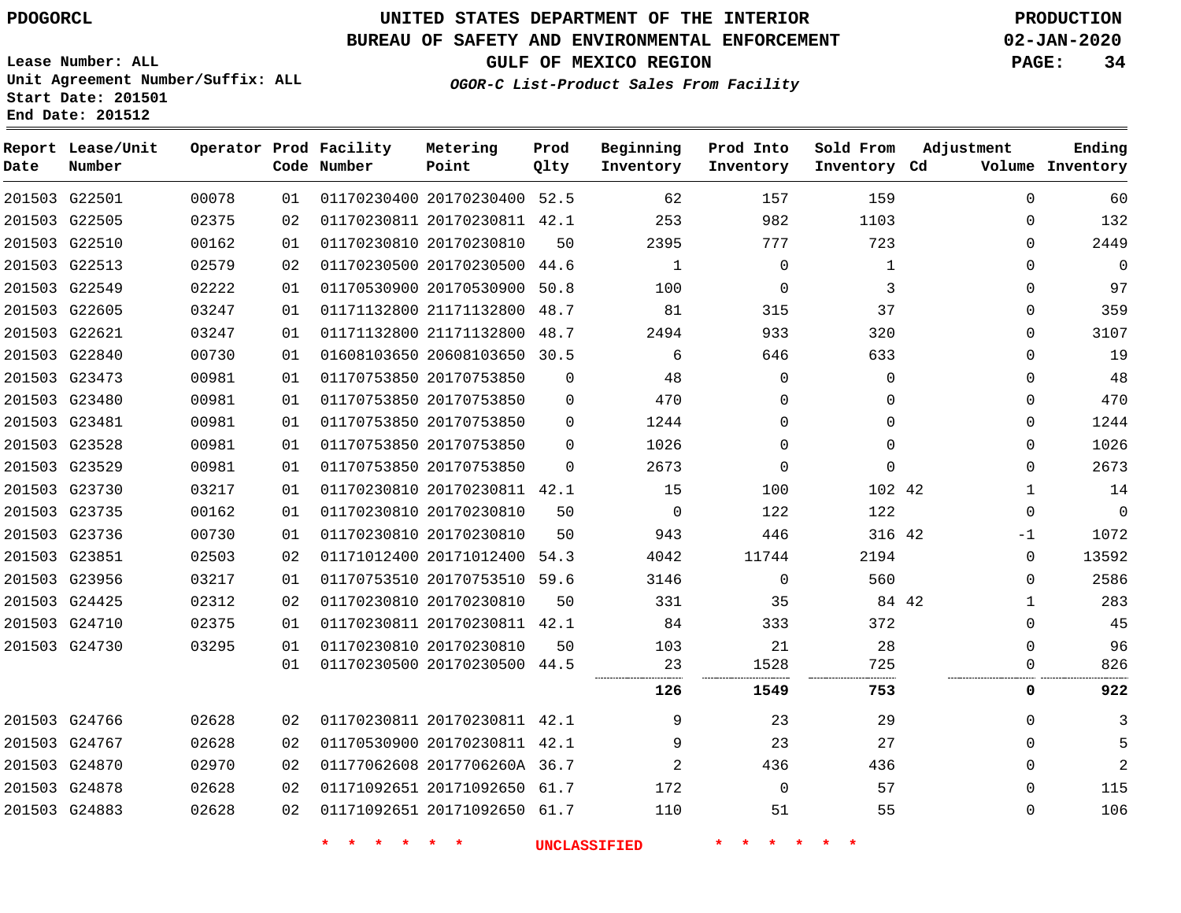PDOGORCL

# UNITED STATES DEPARTMENT OF THE INTERIOR
## BUREAU OF SAFETY AND ENVIRONMENTAL ENFORCEMENT
### GULF OF MEXICO REGION
*OGOR-C List-Product Sales From Facility*

PRODUCTION
02-JAN-2020

Lease Number: ALL
Unit Agreement Number/Suffix: ALL
Start Date: 201501
End Date: 201512

| Report Date | Lease/Unit Number | Operator | Prod Code | Facility Number | Metering Point | Prod Qlty | Beginning Inventory | Prod Into Inventory | Sold From Inventory | Adjustment Cd | Volume | Ending Inventory |
|---|---|---|---|---|---|---|---|---|---|---|---|---|
| 201503 | G22501 | 00078 | 01 | 01170230400 | 20170230400 | 52.5 | 62 | 157 | 159 | | 0 | 60 |
| 201503 | G22505 | 02375 | 02 | 01170230811 | 20170230811 | 42.1 | 253 | 982 | 1103 | | 0 | 132 |
| 201503 | G22510 | 00162 | 01 | 01170230810 | 20170230810 | 50 | 2395 | 777 | 723 | | 0 | 2449 |
| 201503 | G22513 | 02579 | 02 | 01170230500 | 20170230500 | 44.6 | 1 | 0 | 1 | | 0 | 0 |
| 201503 | G22549 | 02222 | 01 | 01170530900 | 20170530900 | 50.8 | 100 | 0 | 3 | | 0 | 97 |
| 201503 | G22605 | 03247 | 01 | 01171132800 | 21171132800 | 48.7 | 81 | 315 | 37 | | 0 | 359 |
| 201503 | G22621 | 03247 | 01 | 01171132800 | 21171132800 | 48.7 | 2494 | 933 | 320 | | 0 | 3107 |
| 201503 | G22840 | 00730 | 01 | 01608103650 | 20608103650 | 30.5 | 6 | 646 | 633 | | 0 | 19 |
| 201503 | G23473 | 00981 | 01 | 01170753850 | 20170753850 | 0 | 48 | 0 | 0 | | 0 | 48 |
| 201503 | G23480 | 00981 | 01 | 01170753850 | 20170753850 | 0 | 470 | 0 | 0 | | 0 | 470 |
| 201503 | G23481 | 00981 | 01 | 01170753850 | 20170753850 | 0 | 1244 | 0 | 0 | | 0 | 1244 |
| 201503 | G23528 | 00981 | 01 | 01170753850 | 20170753850 | 0 | 1026 | 0 | 0 | | 0 | 1026 |
| 201503 | G23529 | 00981 | 01 | 01170753850 | 20170753850 | 0 | 2673 | 0 | 0 | | 0 | 2673 |
| 201503 | G23730 | 03217 | 01 | 01170230810 | 20170230811 | 42.1 | 15 | 100 | 102 | 42 | 1 | 14 |
| 201503 | G23735 | 00162 | 01 | 01170230810 | 20170230810 | 50 | 0 | 122 | 122 | | 0 | 0 |
| 201503 | G23736 | 00730 | 01 | 01170230810 | 20170230810 | 50 | 943 | 446 | 316 | 42 | -1 | 1072 |
| 201503 | G23851 | 02503 | 02 | 01171012400 | 20171012400 | 54.3 | 4042 | 11744 | 2194 | | 0 | 13592 |
| 201503 | G23956 | 03217 | 01 | 01170753510 | 20170753510 | 59.6 | 3146 | 0 | 560 | | 0 | 2586 |
| 201503 | G24425 | 02312 | 02 | 01170230810 | 20170230810 | 50 | 331 | 35 | 84 | 42 | 1 | 283 |
| 201503 | G24710 | 02375 | 01 | 01170230811 | 20170230811 | 42.1 | 84 | 333 | 372 | | 0 | 45 |
| 201503 | G24730 | 03295 | 01 | 01170230810 | 20170230810 | 50 | 103 | 21 | 28 | | 0 | 96 |
| | | | 01 | 01170230500 | 20170230500 | 44.5 | 23 | 1528 | 725 | | 0 | 826 |
| | | | | | | | **126** | **1549** | **753** | | **0** | **922** |
| 201503 | G24766 | 02628 | 02 | 01170230811 | 20170230811 | 42.1 | 9 | 23 | 29 | | 0 | 3 |
| 201503 | G24767 | 02628 | 02 | 01170530900 | 20170230811 | 42.1 | 9 | 23 | 27 | | 0 | 5 |
| 201503 | G24870 | 02970 | 02 | 01177062608 | 2017706260A | 36.7 | 2 | 436 | 436 | | 0 | 2 |
| 201503 | G24878 | 02628 | 02 | 01171092651 | 20171092650 | 61.7 | 172 | 0 | 57 | | 0 | 115 |
| 201503 | G24883 | 02628 | 02 | 01171092651 | 20171092650 | 61.7 | 110 | 51 | 55 | | 0 | 106 |

\* \* \* \* \* \* UNCLASSIFIED \* \* \* \* \* \*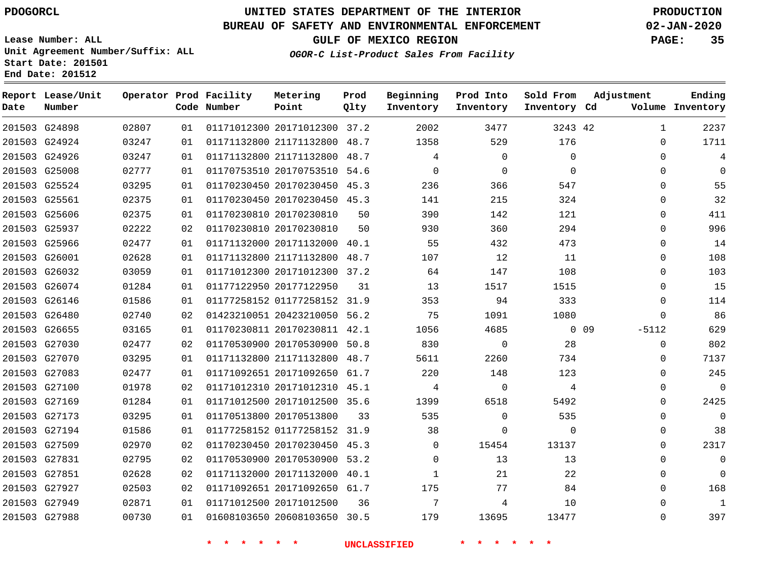PDOGORCL

# UNITED STATES DEPARTMENT OF THE INTERIOR
## BUREAU OF SAFETY AND ENVIRONMENTAL ENFORCEMENT
### GULF OF MEXICO REGION

*OGOR-C List-Product Sales From Facility*

PRODUCTION
02-JAN-2020

Lease Number: ALL
Unit Agreement Number/Suffix: ALL
Start Date: 201501
End Date: 201512

| Report Date | Lease/Unit Number | Operator | Prod Code | Facility Number | Metering Point | Prod Qlty | Beginning Inventory | Prod Into Inventory | Sold From Inventory | Adjustment Cd | Adjustment Volume | Ending Inventory |
|---|---|---|---|---|---|---|---|---|---|---|---|---|
| 201503 | G24898 | 02807 | 01 | 01171012300 | 20171012300 | 37.2 | 2002 | 3477 | 3243 | 42 | 1 | 2237 |
| 201503 | G24924 | 03247 | 01 | 01171132800 | 21171132800 | 48.7 | 1358 | 529 | 176 | | 0 | 1711 |
| 201503 | G24926 | 03247 | 01 | 01171132800 | 21171132800 | 48.7 | 4 | 0 | 0 | | 0 | 4 |
| 201503 | G25008 | 02777 | 01 | 01170753510 | 20170753510 | 54.6 | 0 | 0 | 0 | | 0 | 0 |
| 201503 | G25524 | 03295 | 01 | 01170230450 | 20170230450 | 45.3 | 236 | 366 | 547 | | 0 | 55 |
| 201503 | G25561 | 02375 | 01 | 01170230450 | 20170230450 | 45.3 | 141 | 215 | 324 | | 0 | 32 |
| 201503 | G25606 | 02375 | 01 | 01170230810 | 20170230810 | 50 | 390 | 142 | 121 | | 0 | 411 |
| 201503 | G25937 | 02222 | 02 | 01170230810 | 20170230810 | 50 | 930 | 360 | 294 | | 0 | 996 |
| 201503 | G25966 | 02477 | 01 | 01171132000 | 20171132000 | 40.1 | 55 | 432 | 473 | | 0 | 14 |
| 201503 | G26001 | 02628 | 01 | 01171132800 | 21171132800 | 48.7 | 107 | 12 | 11 | | 0 | 108 |
| 201503 | G26032 | 03059 | 01 | 01171012300 | 20171012300 | 37.2 | 64 | 147 | 108 | | 0 | 103 |
| 201503 | G26074 | 01284 | 01 | 01177122950 | 20177122950 | 31 | 13 | 1517 | 1515 | | 0 | 15 |
| 201503 | G26146 | 01586 | 01 | 01177258152 | 01177258152 | 31.9 | 353 | 94 | 333 | | 0 | 114 |
| 201503 | G26480 | 02740 | 02 | 01423210051 | 20423210050 | 56.2 | 75 | 1091 | 1080 | | 0 | 86 |
| 201503 | G26655 | 03165 | 01 | 01170230811 | 20170230811 | 42.1 | 1056 | 4685 | 0 | 09 | -5112 | 629 |
| 201503 | G27030 | 02477 | 02 | 01170530900 | 20170530900 | 50.8 | 830 | 0 | 28 | | 0 | 802 |
| 201503 | G27070 | 03295 | 01 | 01171132800 | 21171132800 | 48.7 | 5611 | 2260 | 734 | | 0 | 7137 |
| 201503 | G27083 | 02477 | 01 | 01171092651 | 20171092650 | 61.7 | 220 | 148 | 123 | | 0 | 245 |
| 201503 | G27100 | 01978 | 02 | 01171012310 | 20171012310 | 45.1 | 4 | 0 | 4 | | 0 | 0 |
| 201503 | G27169 | 01284 | 01 | 01171012500 | 20171012500 | 35.6 | 1399 | 6518 | 5492 | | 0 | 2425 |
| 201503 | G27173 | 03295 | 01 | 01170513800 | 20170513800 | 33 | 535 | 0 | 535 | | 0 | 0 |
| 201503 | G27194 | 01586 | 01 | 01177258152 | 01177258152 | 31.9 | 38 | 0 | 0 | | 0 | 38 |
| 201503 | G27509 | 02970 | 02 | 01170230450 | 20170230450 | 45.3 | 0 | 15454 | 13137 | | 0 | 2317 |
| 201503 | G27831 | 02795 | 02 | 01170530900 | 20170530900 | 53.2 | 0 | 13 | 13 | | 0 | 0 |
| 201503 | G27851 | 02628 | 02 | 01171132000 | 20171132000 | 40.1 | 1 | 21 | 22 | | 0 | 0 |
| 201503 | G27927 | 02503 | 02 | 01171092651 | 20171092650 | 61.7 | 175 | 77 | 84 | | 0 | 168 |
| 201503 | G27949 | 02871 | 01 | 01171012500 | 20171012500 | 36 | 7 | 4 | 10 | | 0 | 1 |
| 201503 | G27988 | 00730 | 01 | 01608103650 | 20608103650 | 30.5 | 179 | 13695 | 13477 | | 0 | 397 |

\* \* \* \* \* \* UNCLASSIFIED \* \* \* \* \* \*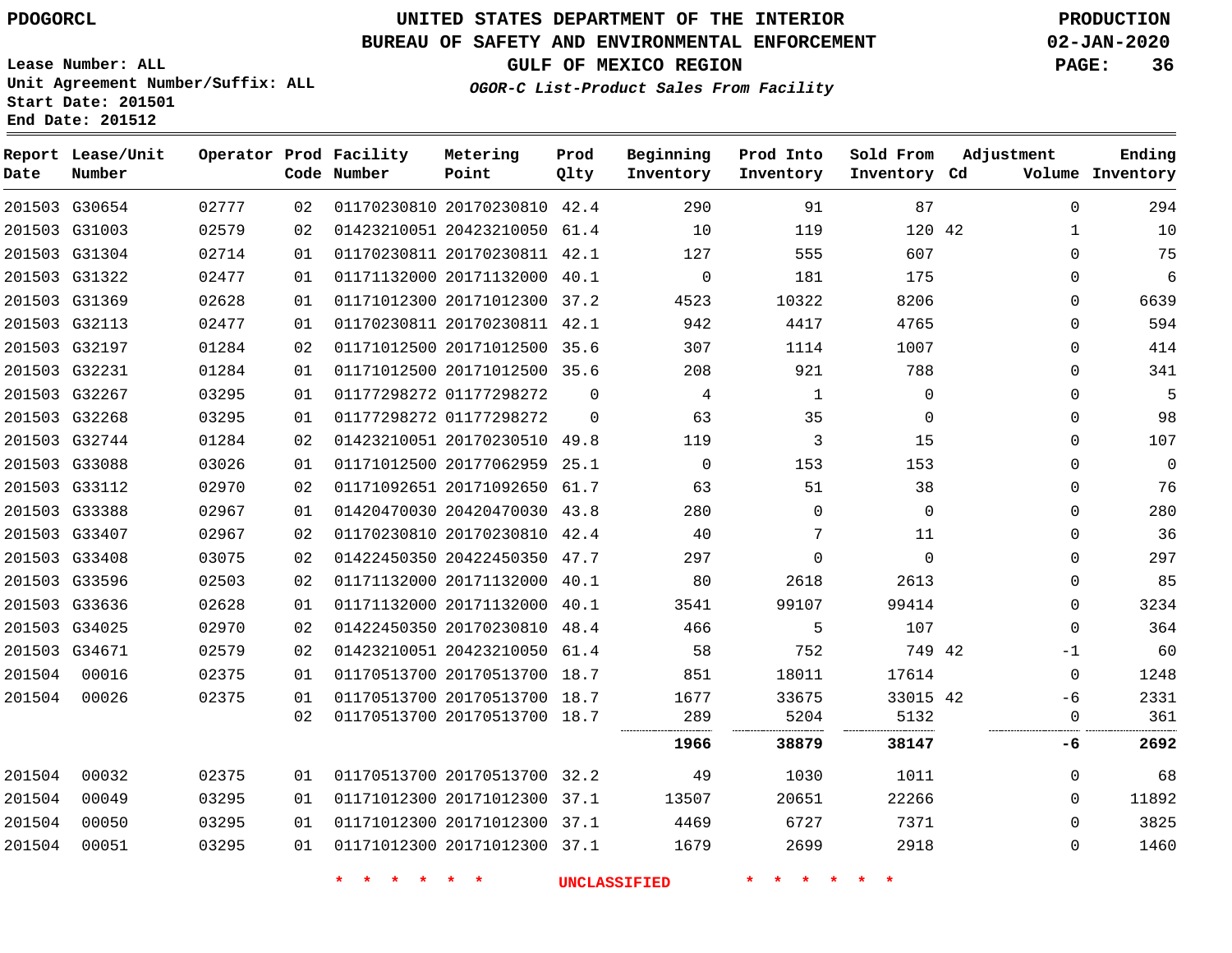PDOGORCL

# UNITED STATES DEPARTMENT OF THE INTERIOR
## BUREAU OF SAFETY AND ENVIRONMENTAL ENFORCEMENT
### GULF OF MEXICO REGION
*OGOR-C List-Product Sales From Facility*

PRODUCTION
02-JAN-2020

Lease Number: ALL
Unit Agreement Number/Suffix: ALL
Start Date: 201501
End Date: 201512

| Report Date | Lease/Unit Number | Operator | Prod Code | Facility Number | Metering Point | Prod Qlty | Beginning Inventory | Prod Into Inventory | Sold From Inventory | Adjustment Cd | Adjustment Volume | Ending Inventory |
|---|---|---|---|---|---|---|---|---|---|---|---|---|
| 201503 | G30654 | 02777 | 02 | 01170230810 | 20170230810 | 42.4 | 290 | 91 | 87 | | 0 | 294 |
| 201503 | G31003 | 02579 | 02 | 01423210051 | 20423210050 | 61.4 | 10 | 119 | 120 | 42 | 1 | 10 |
| 201503 | G31304 | 02714 | 01 | 01170230811 | 20170230811 | 42.1 | 127 | 555 | 607 | | 0 | 75 |
| 201503 | G31322 | 02477 | 01 | 01171132000 | 20171132000 | 40.1 | 0 | 181 | 175 | | 0 | 6 |
| 201503 | G31369 | 02628 | 01 | 01171012300 | 20171012300 | 37.2 | 4523 | 10322 | 8206 | | 0 | 6639 |
| 201503 | G32113 | 02477 | 01 | 01170230811 | 20170230811 | 42.1 | 942 | 4417 | 4765 | | 0 | 594 |
| 201503 | G32197 | 01284 | 02 | 01171012500 | 20171012500 | 35.6 | 307 | 1114 | 1007 | | 0 | 414 |
| 201503 | G32231 | 01284 | 01 | 01171012500 | 20171012500 | 35.6 | 208 | 921 | 788 | | 0 | 341 |
| 201503 | G32267 | 03295 | 01 | 01177298272 | 01177298272 | 0 | 4 | 1 | 0 | | 0 | 5 |
| 201503 | G32268 | 03295 | 01 | 01177298272 | 01177298272 | 0 | 63 | 35 | 0 | | 0 | 98 |
| 201503 | G32744 | 01284 | 02 | 01423210051 | 20170230510 | 49.8 | 119 | 3 | 15 | | 0 | 107 |
| 201503 | G33088 | 03026 | 01 | 01171012500 | 20177062959 | 25.1 | 0 | 153 | 153 | | 0 | 0 |
| 201503 | G33112 | 02970 | 02 | 01171092651 | 20171092650 | 61.7 | 63 | 51 | 38 | | 0 | 76 |
| 201503 | G33388 | 02967 | 01 | 01420470030 | 20420470030 | 43.8 | 280 | 0 | 0 | | 0 | 280 |
| 201503 | G33407 | 02967 | 02 | 01170230810 | 20170230810 | 42.4 | 40 | 7 | 11 | | 0 | 36 |
| 201503 | G33408 | 03075 | 02 | 01422450350 | 20422450350 | 47.7 | 297 | 0 | 0 | | 0 | 297 |
| 201503 | G33596 | 02503 | 02 | 01171132000 | 20171132000 | 40.1 | 80 | 2618 | 2613 | | 0 | 85 |
| 201503 | G33636 | 02628 | 01 | 01171132000 | 20171132000 | 40.1 | 3541 | 99107 | 99414 | | 0 | 3234 |
| 201503 | G34025 | 02970 | 02 | 01422450350 | 20170230810 | 48.4 | 466 | 5 | 107 | | 0 | 364 |
| 201503 | G34671 | 02579 | 02 | 01423210051 | 20423210050 | 61.4 | 58 | 752 | 749 | 42 | -1 | 60 |
| 201504 | 00016 | 02375 | 01 | 01170513700 | 20170513700 | 18.7 | 851 | 18011 | 17614 | | 0 | 1248 |
| 201504 | 00026 | 02375 | 01 | 01170513700 | 20170513700 | 18.7 | 1677 | 33675 | 33015 | 42 | -6 | 2331 |
| | | | 02 | 01170513700 | 20170513700 | 18.7 | 289 | 5204 | 5132 | | 0 | 361 |
| | | | | | | | **1966** | **38879** | **38147** | | **-6** | **2692** |
| 201504 | 00032 | 02375 | 01 | 01170513700 | 20170513700 | 32.2 | 49 | 1030 | 1011 | | 0 | 68 |
| 201504 | 00049 | 03295 | 01 | 01171012300 | 20171012300 | 37.1 | 13507 | 20651 | 22266 | | 0 | 11892 |
| 201504 | 00050 | 03295 | 01 | 01171012300 | 20171012300 | 37.1 | 4469 | 6727 | 7371 | | 0 | 3825 |
| 201504 | 00051 | 03295 | 01 | 01171012300 | 20171012300 | 37.1 | 1679 | 2699 | 2918 | | 0 | 1460 |

* * * * * * UNCLASSIFIED * * * * * *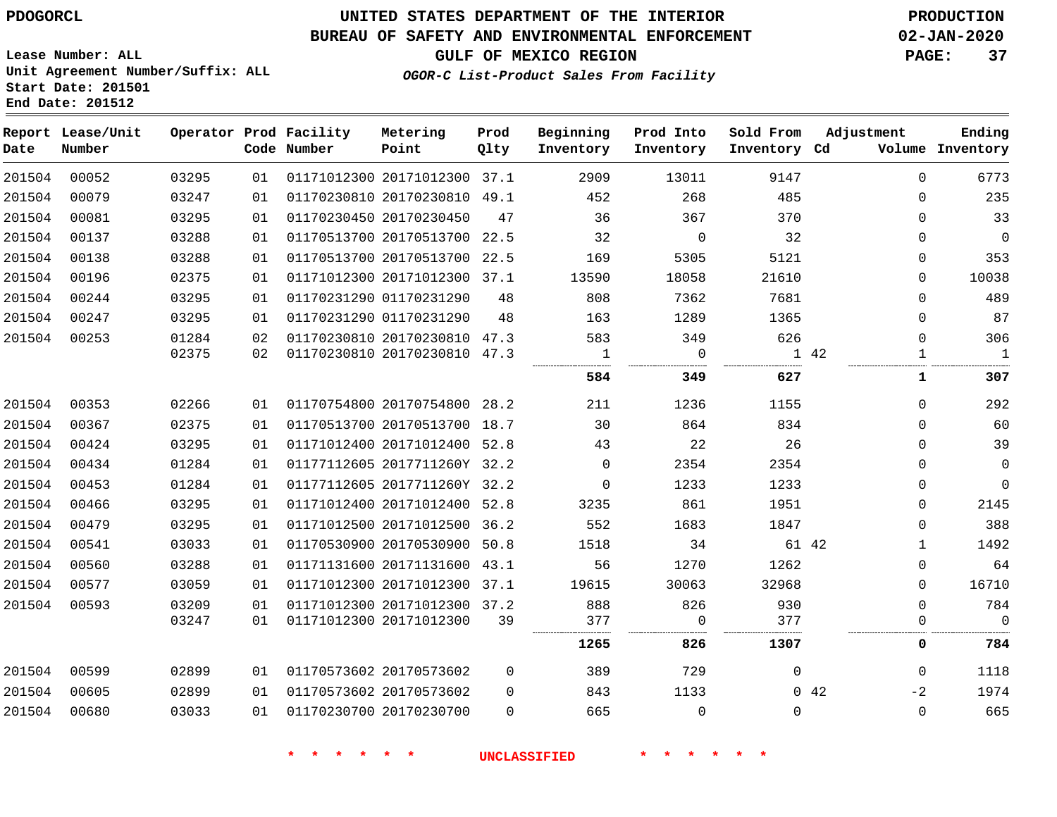PDOGORCL

# UNITED STATES DEPARTMENT OF THE INTERIOR
## BUREAU OF SAFETY AND ENVIRONMENTAL ENFORCEMENT
### GULF OF MEXICO REGION
*OGOR-C List-Product Sales From Facility*

PRODUCTION
02-JAN-2020

Lease Number: ALL
Unit Agreement Number/Suffix: ALL
Start Date: 201501
End Date: 201512

| Report Date | Lease/Unit Number | Operator | Prod Code | Facility Number | Metering Point | Prod Qlty | Beginning Inventory | Prod Into Inventory | Sold From Inventory | Adjustment Cd | Adjustment Volume | Ending Inventory |
|---|---|---|---|---|---|---|---|---|---|---|---|---|
| 201504 | 00052 | 03295 | 01 | 01171012300 | 20171012300 | 37.1 | 2909 | 13011 | 9147 | | 0 | 6773 |
| 201504 | 00079 | 03247 | 01 | 01170230810 | 20170230810 | 49.1 | 452 | 268 | 485 | | 0 | 235 |
| 201504 | 00081 | 03295 | 01 | 01170230450 | 20170230450 | 47 | 36 | 367 | 370 | | 0 | 33 |
| 201504 | 00137 | 03288 | 01 | 01170513700 | 20170513700 | 22.5 | 32 | 0 | 32 | | 0 | 0 |
| 201504 | 00138 | 03288 | 01 | 01170513700 | 20170513700 | 22.5 | 169 | 5305 | 5121 | | 0 | 353 |
| 201504 | 00196 | 02375 | 01 | 01171012300 | 20171012300 | 37.1 | 13590 | 18058 | 21610 | | 0 | 10038 |
| 201504 | 00244 | 03295 | 01 | 01170231290 | 01170231290 | 48 | 808 | 7362 | 7681 | | 0 | 489 |
| 201504 | 00247 | 03295 | 01 | 01170231290 | 01170231290 | 48 | 163 | 1289 | 1365 | | 0 | 87 |
| 201504 | 00253 | 01284 | 02 | 01170230810 | 20170230810 | 47.3 | 583 | 349 | 626 | | 0 | 306 |
| | | 02375 | 02 | 01170230810 | 20170230810 | 47.3 | 1 | 0 | 1 | 42 | 1 | 1 |
| | | | | | | | **584** | **349** | **627** | | **1** | **307** |
| 201504 | 00353 | 02266 | 01 | 01170754800 | 20170754800 | 28.2 | 211 | 1236 | 1155 | | 0 | 292 |
| 201504 | 00367 | 02375 | 01 | 01170513700 | 20170513700 | 18.7 | 30 | 864 | 834 | | 0 | 60 |
| 201504 | 00424 | 03295 | 01 | 01171012400 | 20171012400 | 52.8 | 43 | 22 | 26 | | 0 | 39 |
| 201504 | 00434 | 01284 | 01 | 01177112605 | 2017711260Y | 32.2 | 0 | 2354 | 2354 | | 0 | 0 |
| 201504 | 00453 | 01284 | 01 | 01177112605 | 2017711260Y | 32.2 | 0 | 1233 | 1233 | | 0 | 0 |
| 201504 | 00466 | 03295 | 01 | 01171012400 | 20171012400 | 52.8 | 3235 | 861 | 1951 | | 0 | 2145 |
| 201504 | 00479 | 03295 | 01 | 01171012500 | 20171012500 | 36.2 | 552 | 1683 | 1847 | | 0 | 388 |
| 201504 | 00541 | 03033 | 01 | 01170530900 | 20170530900 | 50.8 | 1518 | 34 | 61 | 42 | 1 | 1492 |
| 201504 | 00560 | 03288 | 01 | 01171131600 | 20171131600 | 43.1 | 56 | 1270 | 1262 | | 0 | 64 |
| 201504 | 00577 | 03059 | 01 | 01171012300 | 20171012300 | 37.1 | 19615 | 30063 | 32968 | | 0 | 16710 |
| 201504 | 00593 | 03209 | 01 | 01171012300 | 20171012300 | 37.2 | 888 | 826 | 930 | | 0 | 784 |
| | | 03247 | 01 | 01171012300 | 20171012300 | 39 | 377 | 0 | 377 | | 0 | 0 |
| | | | | | | | **1265** | **826** | **1307** | | **0** | **784** |
| 201504 | 00599 | 02899 | 01 | 01170573602 | 20170573602 | 0 | 389 | 729 | 0 | | 0 | 1118 |
| 201504 | 00605 | 02899 | 01 | 01170573602 | 20170573602 | 0 | 843 | 1133 | 0 | 42 | -2 | 1974 |
| 201504 | 00680 | 03033 | 01 | 01170230700 | 20170230700 | 0 | 665 | 0 | 0 | | 0 | 665 |

\* \* \* \* \* \* UNCLASSIFIED \* \* \* \* \* \*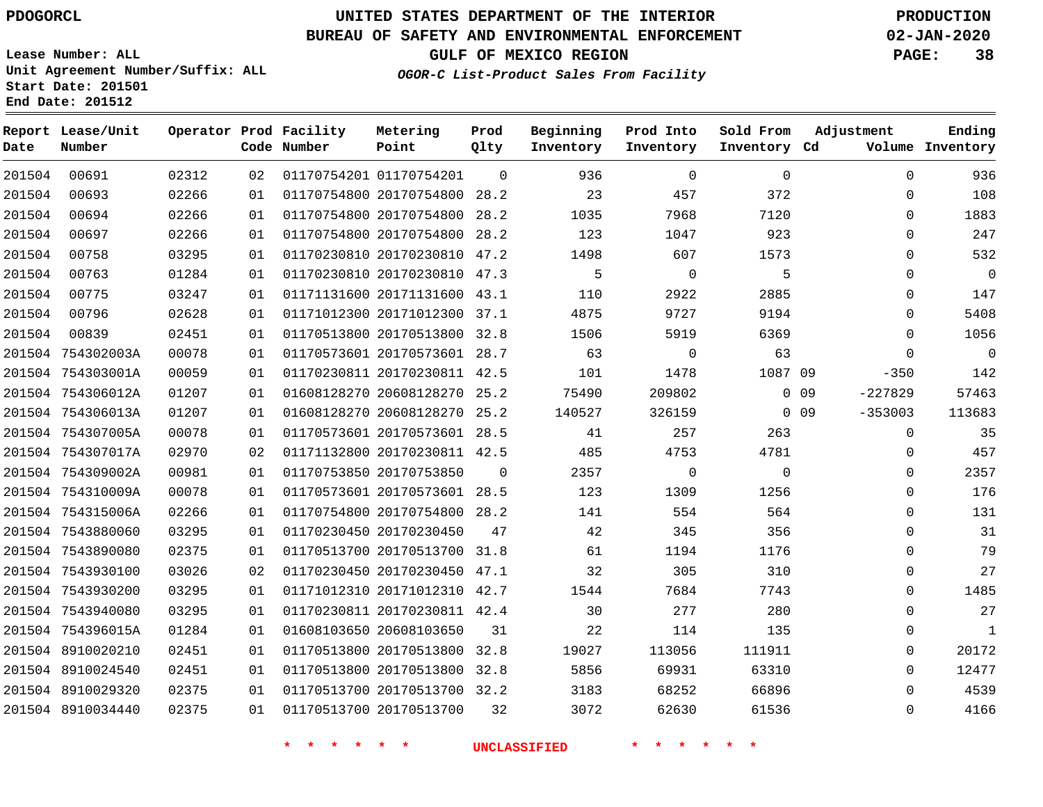PDOGORCL

# UNITED STATES DEPARTMENT OF THE INTERIOR
## BUREAU OF SAFETY AND ENVIRONMENTAL ENFORCEMENT
### GULF OF MEXICO REGION
*OGOR-C List-Product Sales From Facility*

PRODUCTION
02-JAN-2020

Lease Number: ALL
Unit Agreement Number/Suffix: ALL
Start Date: 201501
End Date: 201512

| Report Date | Lease/Unit Number | Operator | Prod Code | Facility Number | Metering Point | Prod Qlty | Beginning Inventory | Prod Into Inventory | Sold From Inventory | Adjustment Cd | Adjustment Volume | Ending Inventory |
|---|---|---|---|---|---|---|---|---|---|---|---|---|
| 201504 | 00691 | 02312 | 02 | 01170754201 | 01170754201 | 0 | 936 | 0 | 0 | | 0 | 936 |
| 201504 | 00693 | 02266 | 01 | 01170754800 | 20170754800 | 28.2 | 23 | 457 | 372 | | 0 | 108 |
| 201504 | 00694 | 02266 | 01 | 01170754800 | 20170754800 | 28.2 | 1035 | 7968 | 7120 | | 0 | 1883 |
| 201504 | 00697 | 02266 | 01 | 01170754800 | 20170754800 | 28.2 | 123 | 1047 | 923 | | 0 | 247 |
| 201504 | 00758 | 03295 | 01 | 01170230810 | 20170230810 | 47.2 | 1498 | 607 | 1573 | | 0 | 532 |
| 201504 | 00763 | 01284 | 01 | 01170230810 | 20170230810 | 47.3 | 5 | 0 | 5 | | 0 | 0 |
| 201504 | 00775 | 03247 | 01 | 01171131600 | 20171131600 | 43.1 | 110 | 2922 | 2885 | | 0 | 147 |
| 201504 | 00796 | 02628 | 01 | 01171012300 | 20171012300 | 37.1 | 4875 | 9727 | 9194 | | 0 | 5408 |
| 201504 | 00839 | 02451 | 01 | 01170513800 | 20170513800 | 32.8 | 1506 | 5919 | 6369 | | 0 | 1056 |
| 201504 | 754302003A | 00078 | 01 | 01170573601 | 20170573601 | 28.7 | 63 | 0 | 63 | | 0 | 0 |
| 201504 | 754303001A | 00059 | 01 | 01170230811 | 20170230811 | 42.5 | 101 | 1478 | 1087 | 09 | -350 | 142 |
| 201504 | 754306012A | 01207 | 01 | 01608128270 | 20608128270 | 25.2 | 75490 | 209802 | 0 | 09 | -227829 | 57463 |
| 201504 | 754306013A | 01207 | 01 | 01608128270 | 20608128270 | 25.2 | 140527 | 326159 | 0 | 09 | -353003 | 113683 |
| 201504 | 754307005A | 00078 | 01 | 01170573601 | 20170573601 | 28.5 | 41 | 257 | 263 | | 0 | 35 |
| 201504 | 754307017A | 02970 | 02 | 01171132800 | 20170230811 | 42.5 | 485 | 4753 | 4781 | | 0 | 457 |
| 201504 | 754309002A | 00981 | 01 | 01170753850 | 20170753850 | 0 | 2357 | 0 | 0 | | 0 | 2357 |
| 201504 | 754310009A | 00078 | 01 | 01170573601 | 20170573601 | 28.5 | 123 | 1309 | 1256 | | 0 | 176 |
| 201504 | 754315006A | 02266 | 01 | 01170754800 | 20170754800 | 28.2 | 141 | 554 | 564 | | 0 | 131 |
| 201504 | 7543880060 | 03295 | 01 | 01170230450 | 20170230450 | 47 | 42 | 345 | 356 | | 0 | 31 |
| 201504 | 7543890080 | 02375 | 01 | 01170513700 | 20170513700 | 31.8 | 61 | 1194 | 1176 | | 0 | 79 |
| 201504 | 7543930100 | 03026 | 02 | 01170230450 | 20170230450 | 47.1 | 32 | 305 | 310 | | 0 | 27 |
| 201504 | 7543930200 | 03295 | 01 | 01171012310 | 20171012310 | 42.7 | 1544 | 7684 | 7743 | | 0 | 1485 |
| 201504 | 7543940080 | 03295 | 01 | 01170230811 | 20170230811 | 42.4 | 30 | 277 | 280 | | 0 | 27 |
| 201504 | 754396015A | 01284 | 01 | 01608103650 | 20608103650 | 31 | 22 | 114 | 135 | | 0 | 1 |
| 201504 | 8910020210 | 02451 | 01 | 01170513800 | 20170513800 | 32.8 | 19027 | 113056 | 111911 | | 0 | 20172 |
| 201504 | 8910024540 | 02451 | 01 | 01170513800 | 20170513800 | 32.8 | 5856 | 69931 | 63310 | | 0 | 12477 |
| 201504 | 8910029320 | 02375 | 01 | 01170513700 | 20170513700 | 32.2 | 3183 | 68252 | 66896 | | 0 | 4539 |
| 201504 | 8910034440 | 02375 | 01 | 01170513700 | 20170513700 | 32 | 3072 | 62630 | 61536 | | 0 | 4166 |

* * * * * * UNCLASSIFIED * * * * * *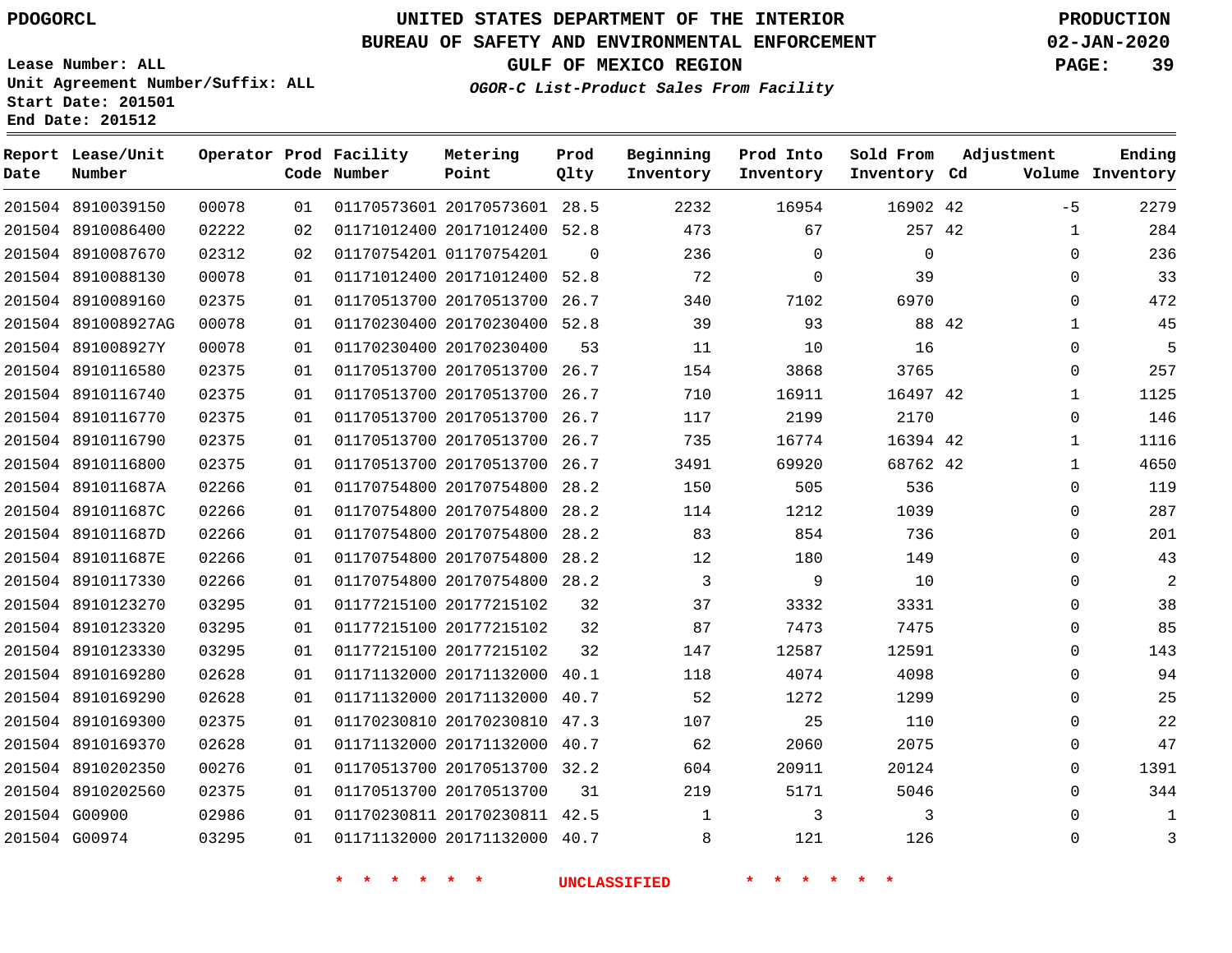PDOGORCL

# UNITED STATES DEPARTMENT OF THE INTERIOR
## BUREAU OF SAFETY AND ENVIRONMENTAL ENFORCEMENT
### GULF OF MEXICO REGION
*OGOR-C List-Product Sales From Facility*

PRODUCTION
02-JAN-2020

Lease Number: ALL
Unit Agreement Number/Suffix: ALL
Start Date: 201501
End Date: 201512

| Report Date | Lease/Unit Number | Operator | Prod Code | Facility Number | Metering Point | Prod Qlty | Beginning Inventory | Prod Into Inventory | Sold From Inventory | Adjustment Cd | Adjustment Volume | Ending Inventory |
|---|---|---|---|---|---|---|---|---|---|---|---|---|
| 201504 | 8910039150 | 00078 | 01 | 01170573601 | 20170573601 | 28.5 | 2232 | 16954 | 16902 | 42 | -5 | 2279 |
| 201504 | 8910086400 | 02222 | 02 | 01171012400 | 20171012400 | 52.8 | 473 | 67 | 257 | 42 | 1 | 284 |
| 201504 | 8910087670 | 02312 | 02 | 01170754201 | 01170754201 | 0 | 236 | 0 | 0 | | 0 | 236 |
| 201504 | 8910088130 | 00078 | 01 | 01171012400 | 20171012400 | 52.8 | 72 | 0 | 39 | | 0 | 33 |
| 201504 | 8910089160 | 02375 | 01 | 01170513700 | 20170513700 | 26.7 | 340 | 7102 | 6970 | | 0 | 472 |
| 201504 | 891008927AG | 00078 | 01 | 01170230400 | 20170230400 | 52.8 | 39 | 93 | 88 | 42 | 1 | 45 |
| 201504 | 891008927Y | 00078 | 01 | 01170230400 | 20170230400 | 53 | 11 | 10 | 16 | | 0 | 5 |
| 201504 | 8910116580 | 02375 | 01 | 01170513700 | 20170513700 | 26.7 | 154 | 3868 | 3765 | | 0 | 257 |
| 201504 | 8910116740 | 02375 | 01 | 01170513700 | 20170513700 | 26.7 | 710 | 16911 | 16497 | 42 | 1 | 1125 |
| 201504 | 8910116770 | 02375 | 01 | 01170513700 | 20170513700 | 26.7 | 117 | 2199 | 2170 | | 0 | 146 |
| 201504 | 8910116790 | 02375 | 01 | 01170513700 | 20170513700 | 26.7 | 735 | 16774 | 16394 | 42 | 1 | 1116 |
| 201504 | 8910116800 | 02375 | 01 | 01170513700 | 20170513700 | 26.7 | 3491 | 69920 | 68762 | 42 | 1 | 4650 |
| 201504 | 891011687A | 02266 | 01 | 01170754800 | 20170754800 | 28.2 | 150 | 505 | 536 | | 0 | 119 |
| 201504 | 891011687C | 02266 | 01 | 01170754800 | 20170754800 | 28.2 | 114 | 1212 | 1039 | | 0 | 287 |
| 201504 | 891011687D | 02266 | 01 | 01170754800 | 20170754800 | 28.2 | 83 | 854 | 736 | | 0 | 201 |
| 201504 | 891011687E | 02266 | 01 | 01170754800 | 20170754800 | 28.2 | 12 | 180 | 149 | | 0 | 43 |
| 201504 | 8910117330 | 02266 | 01 | 01170754800 | 20170754800 | 28.2 | 3 | 9 | 10 | | 0 | 2 |
| 201504 | 8910123270 | 03295 | 01 | 01177215100 | 20177215102 | 32 | 37 | 3332 | 3331 | | 0 | 38 |
| 201504 | 8910123320 | 03295 | 01 | 01177215100 | 20177215102 | 32 | 87 | 7473 | 7475 | | 0 | 85 |
| 201504 | 8910123330 | 03295 | 01 | 01177215100 | 20177215102 | 32 | 147 | 12587 | 12591 | | 0 | 143 |
| 201504 | 8910169280 | 02628 | 01 | 01171132000 | 20171132000 | 40.1 | 118 | 4074 | 4098 | | 0 | 94 |
| 201504 | 8910169290 | 02628 | 01 | 01171132000 | 20171132000 | 40.7 | 52 | 1272 | 1299 | | 0 | 25 |
| 201504 | 8910169300 | 02375 | 01 | 01170230810 | 20170230810 | 47.3 | 107 | 25 | 110 | | 0 | 22 |
| 201504 | 8910169370 | 02628 | 01 | 01171132000 | 20171132000 | 40.7 | 62 | 2060 | 2075 | | 0 | 47 |
| 201504 | 8910202350 | 00276 | 01 | 01170513700 | 20170513700 | 32.2 | 604 | 20911 | 20124 | | 0 | 1391 |
| 201504 | 8910202560 | 02375 | 01 | 01170513700 | 20170513700 | 31 | 219 | 5171 | 5046 | | 0 | 344 |
| 201504 | G00900 | 02986 | 01 | 01170230811 | 20170230811 | 42.5 | 1 | 3 | 3 | | 0 | 1 |
| 201504 | G00974 | 03295 | 01 | 01171132000 | 20171132000 | 40.7 | 8 | 121 | 126 | | 0 | 3 |

* * * * * * UNCLASSIFIED * * * * * *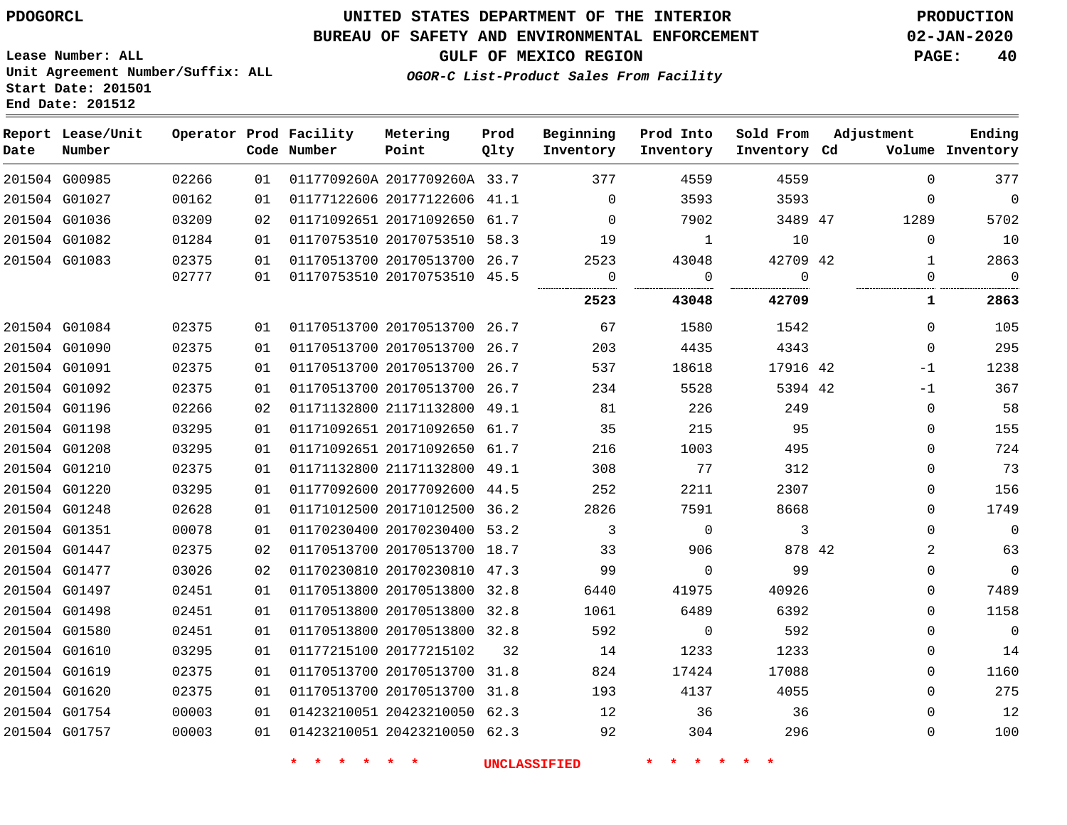PDOGORCL

# UNITED STATES DEPARTMENT OF THE INTERIOR
## BUREAU OF SAFETY AND ENVIRONMENTAL ENFORCEMENT
### GULF OF MEXICO REGION

*OGOR-C List-Product Sales From Facility*

PRODUCTION
02-JAN-2020

Lease Number: ALL
Unit Agreement Number/Suffix: ALL
Start Date: 201501
End Date: 201512

| Report Date | Lease/Unit Number | Operator | Prod Code | Facility Number | Metering Point | Prod Qlty | Beginning Inventory | Prod Into Inventory | Sold From Inventory | Adjustment Cd | Adjustment Volume | Ending Inventory |
|---|---|---|---|---|---|---|---|---|---|---|---|---|
| 201504 | G00985 | 02266 | 01 | 0117709260A | 2017709260A | 33.7 | 377 | 4559 | 4559 | | 0 | 377 |
| 201504 | G01027 | 00162 | 01 | 01177122606 | 20177122606 | 41.1 | 0 | 3593 | 3593 | | 0 | 0 |
| 201504 | G01036 | 03209 | 02 | 01171092651 | 20171092650 | 61.7 | 0 | 7902 | 3489 | 47 | 1289 | 5702 |
| 201504 | G01082 | 01284 | 01 | 01170753510 | 20170753510 | 58.3 | 19 | 1 | 10 | | 0 | 10 |
| 201504 | G01083 | 02375 | 01 | 01170513700 | 20170513700 | 26.7 | 2523 | 43048 | 42709 | 42 | 1 | 2863 |
| | | 02777 | 01 | 01170753510 | 20170753510 | 45.5 | 0 | 0 | 0 | | 0 | 0 |
| | | | | | | | **2523** | **43048** | **42709** | | **1** | **2863** |
| 201504 | G01084 | 02375 | 01 | 01170513700 | 20170513700 | 26.7 | 67 | 1580 | 1542 | | 0 | 105 |
| 201504 | G01090 | 02375 | 01 | 01170513700 | 20170513700 | 26.7 | 203 | 4435 | 4343 | | 0 | 295 |
| 201504 | G01091 | 02375 | 01 | 01170513700 | 20170513700 | 26.7 | 537 | 18618 | 17916 | 42 | -1 | 1238 |
| 201504 | G01092 | 02375 | 01 | 01170513700 | 20170513700 | 26.7 | 234 | 5528 | 5394 | 42 | -1 | 367 |
| 201504 | G01196 | 02266 | 02 | 01171132800 | 21171132800 | 49.1 | 81 | 226 | 249 | | 0 | 58 |
| 201504 | G01198 | 03295 | 01 | 01171092651 | 20171092650 | 61.7 | 35 | 215 | 95 | | 0 | 155 |
| 201504 | G01208 | 03295 | 01 | 01171092651 | 20171092650 | 61.7 | 216 | 1003 | 495 | | 0 | 724 |
| 201504 | G01210 | 02375 | 01 | 01171132800 | 21171132800 | 49.1 | 308 | 77 | 312 | | 0 | 73 |
| 201504 | G01220 | 03295 | 01 | 01177092600 | 20177092600 | 44.5 | 252 | 2211 | 2307 | | 0 | 156 |
| 201504 | G01248 | 02628 | 01 | 01171012500 | 20171012500 | 36.2 | 2826 | 7591 | 8668 | | 0 | 1749 |
| 201504 | G01351 | 00078 | 01 | 01170230400 | 20170230400 | 53.2 | 3 | 0 | 3 | | 0 | 0 |
| 201504 | G01447 | 02375 | 02 | 01170513700 | 20170513700 | 18.7 | 33 | 906 | 878 | 42 | 2 | 63 |
| 201504 | G01477 | 03026 | 02 | 01170230810 | 20170230810 | 47.3 | 99 | 0 | 99 | | 0 | 0 |
| 201504 | G01497 | 02451 | 01 | 01170513800 | 20170513800 | 32.8 | 6440 | 41975 | 40926 | | 0 | 7489 |
| 201504 | G01498 | 02451 | 01 | 01170513800 | 20170513800 | 32.8 | 1061 | 6489 | 6392 | | 0 | 1158 |
| 201504 | G01580 | 02451 | 01 | 01170513800 | 20170513800 | 32.8 | 592 | 0 | 592 | | 0 | 0 |
| 201504 | G01610 | 03295 | 01 | 01177215100 | 20177215102 | 32 | 14 | 1233 | 1233 | | 0 | 14 |
| 201504 | G01619 | 02375 | 01 | 01170513700 | 20170513700 | 31.8 | 824 | 17424 | 17088 | | 0 | 1160 |
| 201504 | G01620 | 02375 | 01 | 01170513700 | 20170513700 | 31.8 | 193 | 4137 | 4055 | | 0 | 275 |
| 201504 | G01754 | 00003 | 01 | 01423210051 | 20423210050 | 62.3 | 12 | 36 | 36 | | 0 | 12 |
| 201504 | G01757 | 00003 | 01 | 01423210051 | 20423210050 | 62.3 | 92 | 304 | 296 | | 0 | 100 |

\* \* \* \* \* \* UNCLASSIFIED \* \* \* \* \* \*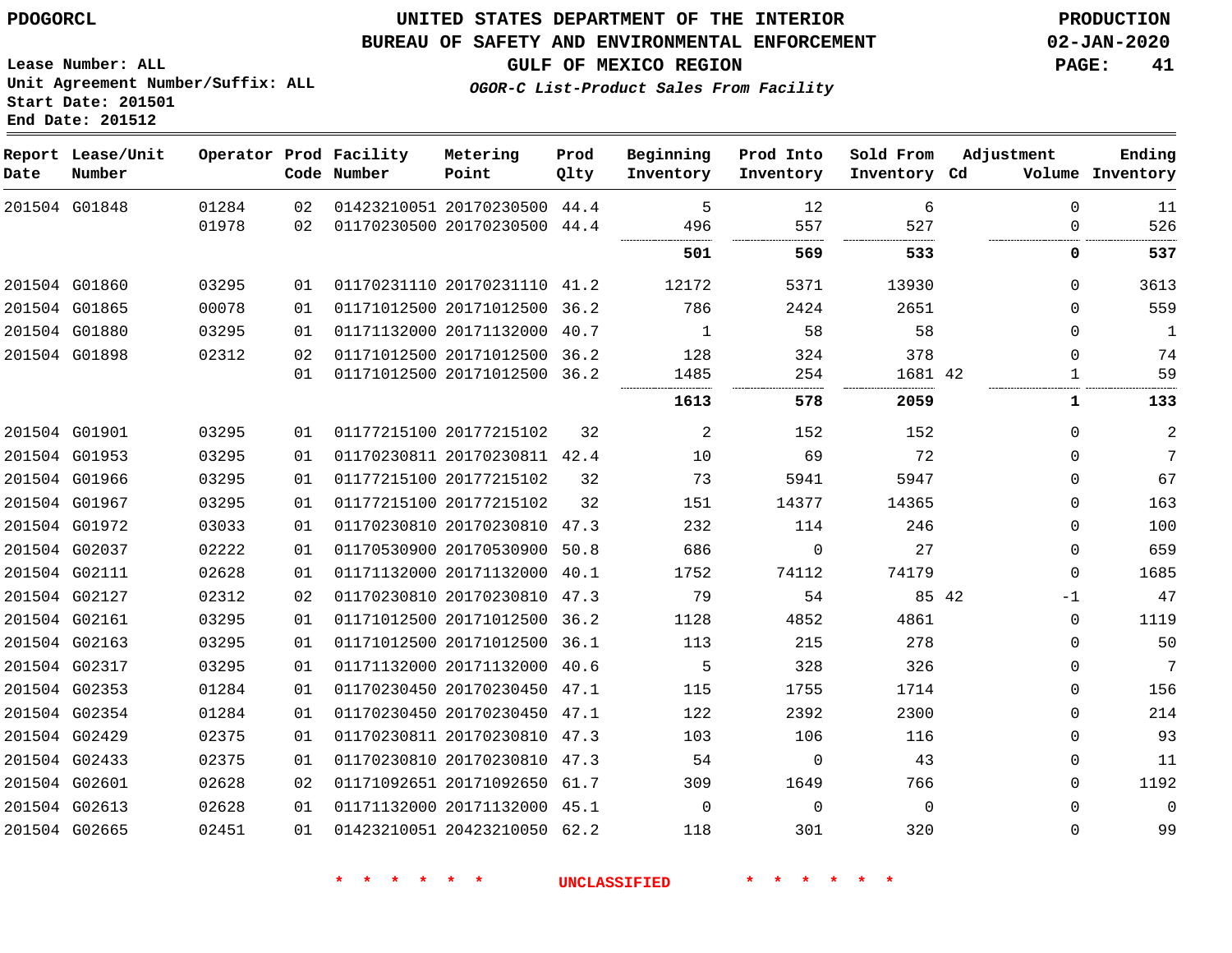PDOGORCL

# UNITED STATES DEPARTMENT OF THE INTERIOR
## BUREAU OF SAFETY AND ENVIRONMENTAL ENFORCEMENT
### GULF OF MEXICO REGION

*OGOR-C List-Product Sales From Facility*

PRODUCTION
02-JAN-2020

Lease Number: ALL
Unit Agreement Number/Suffix: ALL
Start Date: 201501
End Date: 201512

| Report Date | Lease/Unit Number | Operator | Prod Code | Facility Number | Metering Point | Prod Qlty | Beginning Inventory | Prod Into Inventory | Sold From Inventory | Adjustment Cd | Adjustment Volume | Ending Inventory |
|---|---|---|---|---|---|---|---|---|---|---|---|---|
| 201504 | G01848 | 01284 | 02 | 01423210051 | 20170230500 | 44.4 | 5 | 12 | 6 | | 0 | 11 |
| | | 01978 | 02 | 01170230500 | 20170230500 | 44.4 | 496 | 557 | 527 | | 0 | 526 |
| | | | | | | | **501** | **569** | **533** | | **0** | **537** |
| 201504 | G01860 | 03295 | 01 | 01170231110 | 20170231110 | 41.2 | 12172 | 5371 | 13930 | | 0 | 3613 |
| 201504 | G01865 | 00078 | 01 | 01171012500 | 20171012500 | 36.2 | 786 | 2424 | 2651 | | 0 | 559 |
| 201504 | G01880 | 03295 | 01 | 01171132000 | 20171132000 | 40.7 | 1 | 58 | 58 | | 0 | 1 |
| 201504 | G01898 | 02312 | 02 | 01171012500 | 20171012500 | 36.2 | 128 | 324 | 378 | | 0 | 74 |
| | | | 01 | 01171012500 | 20171012500 | 36.2 | 1485 | 254 | 1681 | 42 | 1 | 59 |
| | | | | | | | **1613** | **578** | **2059** | | **1** | **133** |
| 201504 | G01901 | 03295 | 01 | 01177215100 | 20177215102 | 32 | 2 | 152 | 152 | | 0 | 2 |
| 201504 | G01953 | 03295 | 01 | 01170230811 | 20170230811 | 42.4 | 10 | 69 | 72 | | 0 | 7 |
| 201504 | G01966 | 03295 | 01 | 01177215100 | 20177215102 | 32 | 73 | 5941 | 5947 | | 0 | 67 |
| 201504 | G01967 | 03295 | 01 | 01177215100 | 20177215102 | 32 | 151 | 14377 | 14365 | | 0 | 163 |
| 201504 | G01972 | 03033 | 01 | 01170230810 | 20170230810 | 47.3 | 232 | 114 | 246 | | 0 | 100 |
| 201504 | G02037 | 02222 | 01 | 01170530900 | 20170530900 | 50.8 | 686 | 0 | 27 | | 0 | 659 |
| 201504 | G02111 | 02628 | 01 | 01171132000 | 20171132000 | 40.1 | 1752 | 74112 | 74179 | | 0 | 1685 |
| 201504 | G02127 | 02312 | 02 | 01170230810 | 20170230810 | 47.3 | 79 | 54 | 85 | 42 | -1 | 47 |
| 201504 | G02161 | 03295 | 01 | 01171012500 | 20171012500 | 36.2 | 1128 | 4852 | 4861 | | 0 | 1119 |
| 201504 | G02163 | 03295 | 01 | 01171012500 | 20171012500 | 36.1 | 113 | 215 | 278 | | 0 | 50 |
| 201504 | G02317 | 03295 | 01 | 01171132000 | 20171132000 | 40.6 | 5 | 328 | 326 | | 0 | 7 |
| 201504 | G02353 | 01284 | 01 | 01170230450 | 20170230450 | 47.1 | 115 | 1755 | 1714 | | 0 | 156 |
| 201504 | G02354 | 01284 | 01 | 01170230450 | 20170230450 | 47.1 | 122 | 2392 | 2300 | | 0 | 214 |
| 201504 | G02429 | 02375 | 01 | 01170230811 | 20170230810 | 47.3 | 103 | 106 | 116 | | 0 | 93 |
| 201504 | G02433 | 02375 | 01 | 01170230810 | 20170230810 | 47.3 | 54 | 0 | 43 | | 0 | 11 |
| 201504 | G02601 | 02628 | 02 | 01171092651 | 20171092650 | 61.7 | 309 | 1649 | 766 | | 0 | 1192 |
| 201504 | G02613 | 02628 | 01 | 01171132000 | 20171132000 | 45.1 | 0 | 0 | 0 | | 0 | 0 |
| 201504 | G02665 | 02451 | 01 | 01423210051 | 20423210050 | 62.2 | 118 | 301 | 320 | | 0 | 99 |

* * * * * * UNCLASSIFIED * * * * * *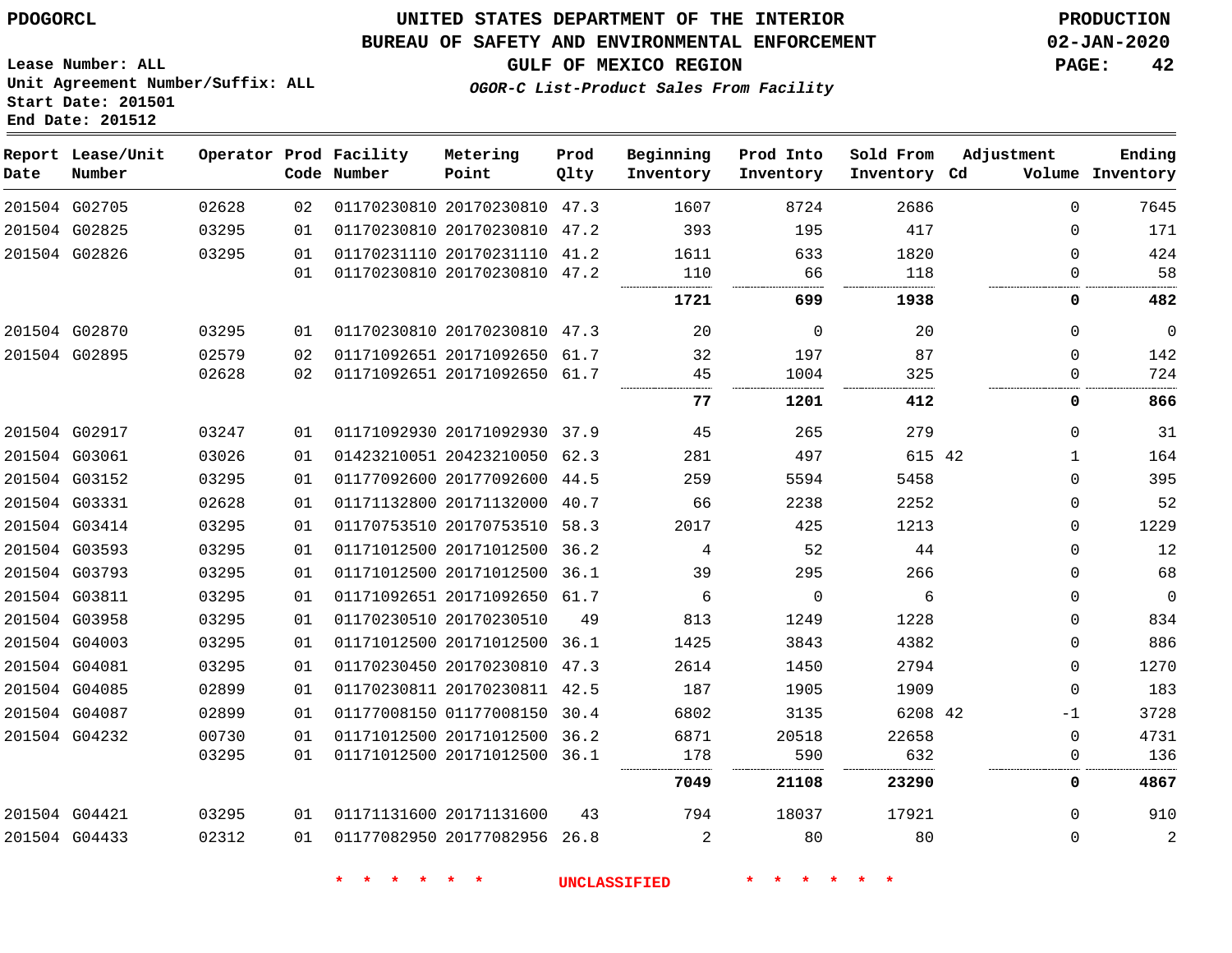PDOGORCL

# UNITED STATES DEPARTMENT OF THE INTERIOR
## BUREAU OF SAFETY AND ENVIRONMENTAL ENFORCEMENT
### GULF OF MEXICO REGION
*OGOR-C List-Product Sales From Facility*

PRODUCTION
02-JAN-2020

Lease Number: ALL
Unit Agreement Number/Suffix: ALL
Start Date: 201501
End Date: 201512

| Report Date | Lease/Unit Number | Operator | Prod Code | Facility Number | Metering Point | Prod Qlty | Beginning Inventory | Prod Into Inventory | Sold From Inventory | Adjustment Cd | Volume | Ending Inventory |
|---|---|---|---|---|---|---|---|---|---|---|---|---|
| 201504 | G02705 | 02628 | 02 | 01170230810 | 20170230810 | 47.3 | 1607 | 8724 | 2686 | | 0 | 7645 |
| 201504 | G02825 | 03295 | 01 | 01170230810 | 20170230810 | 47.2 | 393 | 195 | 417 | | 0 | 171 |
| 201504 | G02826 | 03295 | 01 | 01170231110 | 20170231110 | 41.2 | 1611 | 633 | 1820 | | 0 | 424 |
| | | | 01 | 01170230810 | 20170230810 | 47.2 | 110 | 66 | 118 | | 0 | 58 |
| | | | | | | | **1721** | **699** | **1938** | | **0** | **482** |
| 201504 | G02870 | 03295 | 01 | 01170230810 | 20170230810 | 47.3 | 20 | 0 | 20 | | 0 | 0 |
| 201504 | G02895 | 02579 | 02 | 01171092651 | 20171092650 | 61.7 | 32 | 197 | 87 | | 0 | 142 |
| | | 02628 | 02 | 01171092651 | 20171092650 | 61.7 | 45 | 1004 | 325 | | 0 | 724 |
| | | | | | | | **77** | **1201** | **412** | | **0** | **866** |
| 201504 | G02917 | 03247 | 01 | 01171092930 | 20171092930 | 37.9 | 45 | 265 | 279 | | 0 | 31 |
| 201504 | G03061 | 03026 | 01 | 01423210051 | 20423210050 | 62.3 | 281 | 497 | 615 | 42 | 1 | 164 |
| 201504 | G03152 | 03295 | 01 | 01177092600 | 20177092600 | 44.5 | 259 | 5594 | 5458 | | 0 | 395 |
| 201504 | G03331 | 02628 | 01 | 01171132800 | 20171132000 | 40.7 | 66 | 2238 | 2252 | | 0 | 52 |
| 201504 | G03414 | 03295 | 01 | 01170753510 | 20170753510 | 58.3 | 2017 | 425 | 1213 | | 0 | 1229 |
| 201504 | G03593 | 03295 | 01 | 01171012500 | 20171012500 | 36.2 | 4 | 52 | 44 | | 0 | 12 |
| 201504 | G03793 | 03295 | 01 | 01171012500 | 20171012500 | 36.1 | 39 | 295 | 266 | | 0 | 68 |
| 201504 | G03811 | 03295 | 01 | 01171092651 | 20171092650 | 61.7 | 6 | 0 | 6 | | 0 | 0 |
| 201504 | G03958 | 03295 | 01 | 01170230510 | 20170230510 | 49 | 813 | 1249 | 1228 | | 0 | 834 |
| 201504 | G04003 | 03295 | 01 | 01171012500 | 20171012500 | 36.1 | 1425 | 3843 | 4382 | | 0 | 886 |
| 201504 | G04081 | 03295 | 01 | 01170230450 | 20170230810 | 47.3 | 2614 | 1450 | 2794 | | 0 | 1270 |
| 201504 | G04085 | 02899 | 01 | 01170230811 | 20170230811 | 42.5 | 187 | 1905 | 1909 | | 0 | 183 |
| 201504 | G04087 | 02899 | 01 | 01177008150 | 01177008150 | 30.4 | 6802 | 3135 | 6208 | 42 | -1 | 3728 |
| 201504 | G04232 | 00730 | 01 | 01171012500 | 20171012500 | 36.2 | 6871 | 20518 | 22658 | | 0 | 4731 |
| | | 03295 | 01 | 01171012500 | 20171012500 | 36.1 | 178 | 590 | 632 | | 0 | 136 |
| | | | | | | | **7049** | **21108** | **23290** | | **0** | **4867** |
| 201504 | G04421 | 03295 | 01 | 01171131600 | 20171131600 | 43 | 794 | 18037 | 17921 | | 0 | 910 |
| 201504 | G04433 | 02312 | 01 | 01177082950 | 20177082956 | 26.8 | 2 | 80 | 80 | | 0 | 2 |

\* \* \* \* \* \* UNCLASSIFIED \* \* \* \* \* \*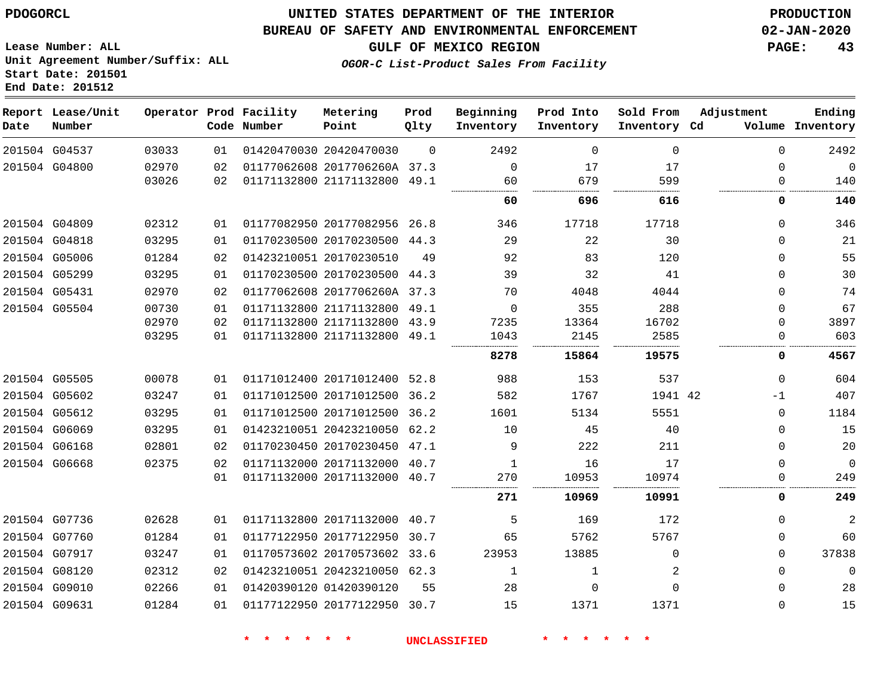PDOGORCL

# UNITED STATES DEPARTMENT OF THE INTERIOR
## BUREAU OF SAFETY AND ENVIRONMENTAL ENFORCEMENT
### GULF OF MEXICO REGION

*OGOR-C List-Product Sales From Facility*

PRODUCTION
02-JAN-2020

Lease Number: ALL
Unit Agreement Number/Suffix: ALL
Start Date: 201501
End Date: 201512

| Report Date | Lease/Unit Number | Operator | Prod Code | Facility Number | Metering Point | Prod Qlty | Beginning Inventory | Prod Into Inventory | Sold From Inventory | Adjustment Cd | Adjustment Volume | Ending Inventory |
|---|---|---|---|---|---|---|---|---|---|---|---|---|
| 201504 | G04537 | 03033 | 01 | 01420470030 | 20420470030 | 0 | 2492 | 0 | 0 | | 0 | 2492 |
| 201504 | G04800 | 02970 | 02 | 01177062608 | 2017706260A | 37.3 | 0 | 17 | 17 | | 0 | 0 |
| | | 03026 | 02 | 01171132800 | 21171132800 | 49.1 | 60 | 679 | 599 | | 0 | 140 |
| | | | | | | | **60** | **696** | **616** | | **0** | **140** |
| 201504 | G04809 | 02312 | 01 | 01177082950 | 20177082956 | 26.8 | 346 | 17718 | 17718 | | 0 | 346 |
| 201504 | G04818 | 03295 | 01 | 01170230500 | 20170230500 | 44.3 | 29 | 22 | 30 | | 0 | 21 |
| 201504 | G05006 | 01284 | 02 | 01423210051 | 20170230510 | 49 | 92 | 83 | 120 | | 0 | 55 |
| 201504 | G05299 | 03295 | 01 | 01170230500 | 20170230500 | 44.3 | 39 | 32 | 41 | | 0 | 30 |
| 201504 | G05431 | 02970 | 02 | 01177062608 | 2017706260A | 37.3 | 70 | 4048 | 4044 | | 0 | 74 |
| 201504 | G05504 | 00730 | 01 | 01171132800 | 21171132800 | 49.1 | 0 | 355 | 288 | | 0 | 67 |
| | | 02970 | 02 | 01171132800 | 21171132800 | 43.9 | 7235 | 13364 | 16702 | | 0 | 3897 |
| | | 03295 | 01 | 01171132800 | 21171132800 | 49.1 | 1043 | 2145 | 2585 | | 0 | 603 |
| | | | | | | | **8278** | **15864** | **19575** | | **0** | **4567** |
| 201504 | G05505 | 00078 | 01 | 01171012400 | 20171012400 | 52.8 | 988 | 153 | 537 | | 0 | 604 |
| 201504 | G05602 | 03247 | 01 | 01171012500 | 20171012500 | 36.2 | 582 | 1767 | 1941 | 42 | -1 | 407 |
| 201504 | G05612 | 03295 | 01 | 01171012500 | 20171012500 | 36.2 | 1601 | 5134 | 5551 | | 0 | 1184 |
| 201504 | G06069 | 03295 | 01 | 01423210051 | 20423210050 | 62.2 | 10 | 45 | 40 | | 0 | 15 |
| 201504 | G06168 | 02801 | 02 | 01170230450 | 20170230450 | 47.1 | 9 | 222 | 211 | | 0 | 20 |
| 201504 | G06668 | 02375 | 02 | 01171132000 | 20171132000 | 40.7 | 1 | 16 | 17 | | 0 | 0 |
| | | | 01 | 01171132000 | 20171132000 | 40.7 | 270 | 10953 | 10974 | | 0 | 249 |
| | | | | | | | **271** | **10969** | **10991** | | **0** | **249** |
| 201504 | G07736 | 02628 | 01 | 01171132800 | 20171132000 | 40.7 | 5 | 169 | 172 | | 0 | 2 |
| 201504 | G07760 | 01284 | 01 | 01177122950 | 20177122950 | 30.7 | 65 | 5762 | 5767 | | 0 | 60 |
| 201504 | G07917 | 03247 | 01 | 01170573602 | 20170573602 | 33.6 | 23953 | 13885 | 0 | | 0 | 37838 |
| 201504 | G08120 | 02312 | 02 | 01423210051 | 20423210050 | 62.3 | 1 | 1 | 2 | | 0 | 0 |
| 201504 | G09010 | 02266 | 01 | 01420390120 | 01420390120 | 55 | 28 | 0 | 0 | | 0 | 28 |
| 201504 | G09631 | 01284 | 01 | 01177122950 | 20177122950 | 30.7 | 15 | 1371 | 1371 | | 0 | 15 |

\* \* \* \* \* \* UNCLASSIFIED \* \* \* \* \* \*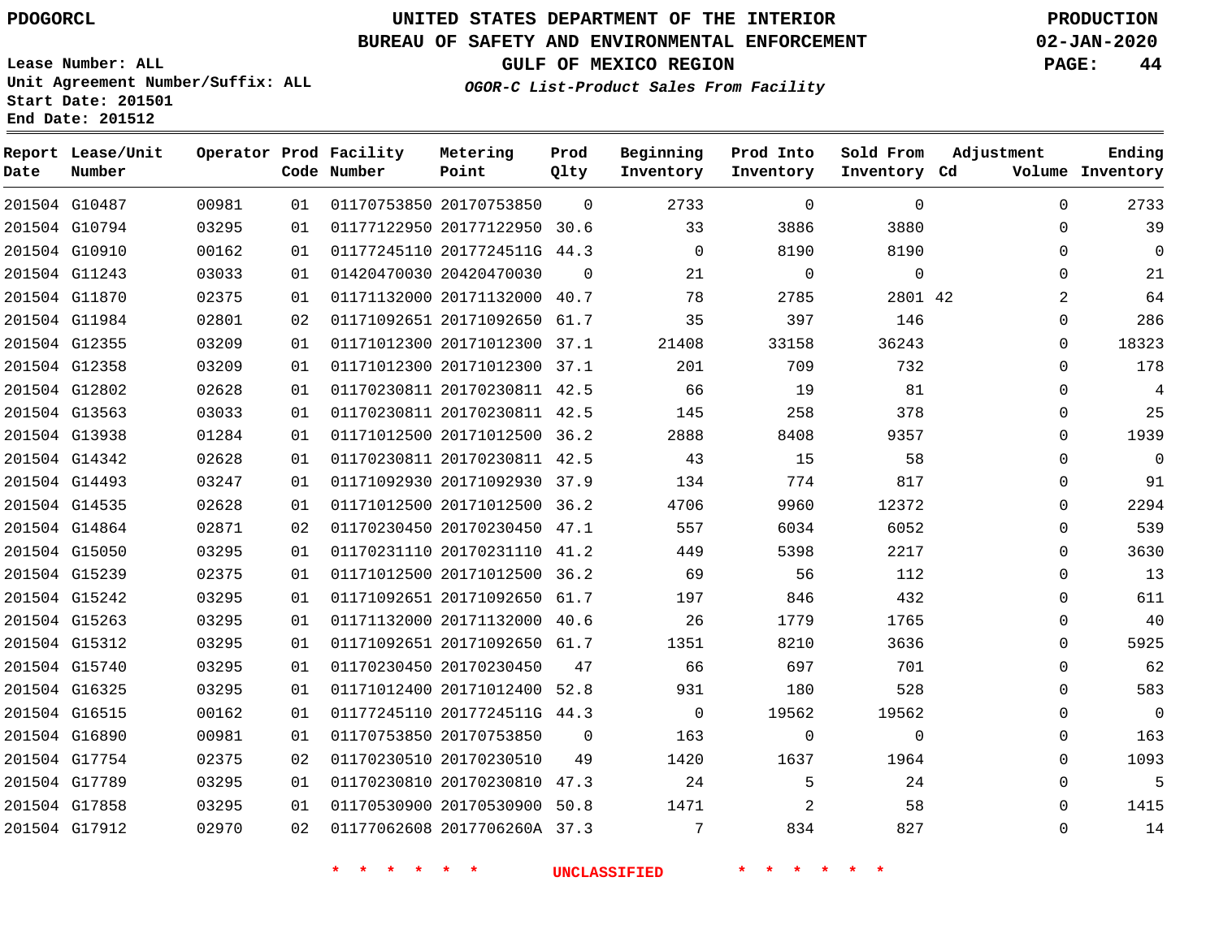PDOGORCL

# UNITED STATES DEPARTMENT OF THE INTERIOR
## BUREAU OF SAFETY AND ENVIRONMENTAL ENFORCEMENT
### GULF OF MEXICO REGION
*OGOR-C List-Product Sales From Facility*

PRODUCTION
02-JAN-2020

Lease Number: ALL
Unit Agreement Number/Suffix: ALL
Start Date: 201501
End Date: 201512

| Report Date | Lease/Unit Number | Operator | Prod Code | Facility Number | Metering Point | Prod Qlty | Beginning Inventory | Prod Into Inventory | Sold From Inventory | Adjustment Cd | Adjustment Volume | Ending Inventory |
|---|---|---|---|---|---|---|---|---|---|---|---|---|
| 201504 | G10487 | 00981 | 01 | 01170753850 | 20170753850 | 0 | 2733 | 0 | 0 | | 0 | 2733 |
| 201504 | G10794 | 03295 | 01 | 01177122950 | 20177122950 | 30.6 | 33 | 3886 | 3880 | | 0 | 39 |
| 201504 | G10910 | 00162 | 01 | 01177245110 | 2017724511G | 44.3 | 0 | 8190 | 8190 | | 0 | 0 |
| 201504 | G11243 | 03033 | 01 | 01420470030 | 20420470030 | 0 | 21 | 0 | 0 | | 0 | 21 |
| 201504 | G11870 | 02375 | 01 | 01171132000 | 20171132000 | 40.7 | 78 | 2785 | 2801 | 42 | 2 | 64 |
| 201504 | G11984 | 02801 | 02 | 01171092651 | 20171092650 | 61.7 | 35 | 397 | 146 | | 0 | 286 |
| 201504 | G12355 | 03209 | 01 | 01171012300 | 20171012300 | 37.1 | 21408 | 33158 | 36243 | | 0 | 18323 |
| 201504 | G12358 | 03209 | 01 | 01171012300 | 20171012300 | 37.1 | 201 | 709 | 732 | | 0 | 178 |
| 201504 | G12802 | 02628 | 01 | 01170230811 | 20170230811 | 42.5 | 66 | 19 | 81 | | 0 | 4 |
| 201504 | G13563 | 03033 | 01 | 01170230811 | 20170230811 | 42.5 | 145 | 258 | 378 | | 0 | 25 |
| 201504 | G13938 | 01284 | 01 | 01171012500 | 20171012500 | 36.2 | 2888 | 8408 | 9357 | | 0 | 1939 |
| 201504 | G14342 | 02628 | 01 | 01170230811 | 20170230811 | 42.5 | 43 | 15 | 58 | | 0 | 0 |
| 201504 | G14493 | 03247 | 01 | 01171092930 | 20171092930 | 37.9 | 134 | 774 | 817 | | 0 | 91 |
| 201504 | G14535 | 02628 | 01 | 01171012500 | 20171012500 | 36.2 | 4706 | 9960 | 12372 | | 0 | 2294 |
| 201504 | G14864 | 02871 | 02 | 01170230450 | 20170230450 | 47.1 | 557 | 6034 | 6052 | | 0 | 539 |
| 201504 | G15050 | 03295 | 01 | 01170231110 | 20170231110 | 41.2 | 449 | 5398 | 2217 | | 0 | 3630 |
| 201504 | G15239 | 02375 | 01 | 01171012500 | 20171012500 | 36.2 | 69 | 56 | 112 | | 0 | 13 |
| 201504 | G15242 | 03295 | 01 | 01171092651 | 20171092650 | 61.7 | 197 | 846 | 432 | | 0 | 611 |
| 201504 | G15263 | 03295 | 01 | 01171132000 | 20171132000 | 40.6 | 26 | 1779 | 1765 | | 0 | 40 |
| 201504 | G15312 | 03295 | 01 | 01171092651 | 20171092650 | 61.7 | 1351 | 8210 | 3636 | | 0 | 5925 |
| 201504 | G15740 | 03295 | 01 | 01170230450 | 20170230450 | 47 | 66 | 697 | 701 | | 0 | 62 |
| 201504 | G16325 | 03295 | 01 | 01171012400 | 20171012400 | 52.8 | 931 | 180 | 528 | | 0 | 583 |
| 201504 | G16515 | 00162 | 01 | 01177245110 | 2017724511G | 44.3 | 0 | 19562 | 19562 | | 0 | 0 |
| 201504 | G16890 | 00981 | 01 | 01170753850 | 20170753850 | 0 | 163 | 0 | 0 | | 0 | 163 |
| 201504 | G17754 | 02375 | 02 | 01170230510 | 20170230510 | 49 | 1420 | 1637 | 1964 | | 0 | 1093 |
| 201504 | G17789 | 03295 | 01 | 01170230810 | 20170230810 | 47.3 | 24 | 5 | 24 | | 0 | 5 |
| 201504 | G17858 | 03295 | 01 | 01170530900 | 20170530900 | 50.8 | 1471 | 2 | 58 | | 0 | 1415 |
| 201504 | G17912 | 02970 | 02 | 01177062608 | 2017706260A | 37.3 | 7 | 834 | 827 | | 0 | 14 |

* * * * * * UNCLASSIFIED * * * * * *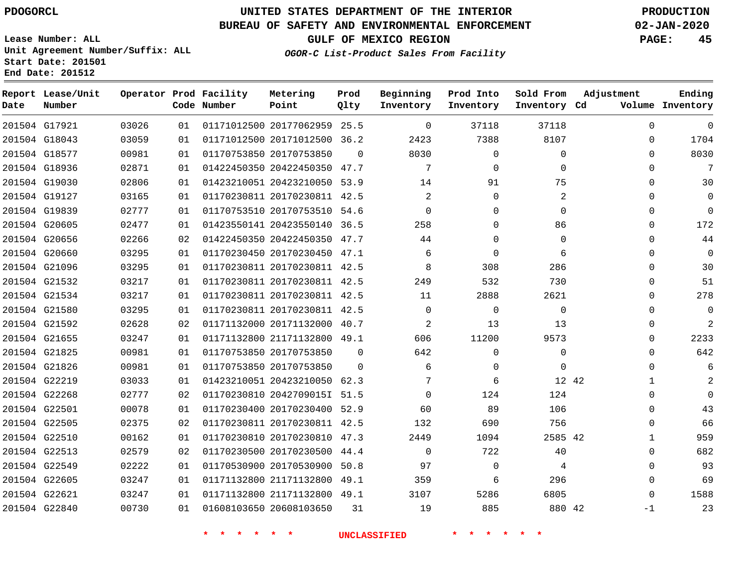PDOGORCL

# UNITED STATES DEPARTMENT OF THE INTERIOR
## BUREAU OF SAFETY AND ENVIRONMENTAL ENFORCEMENT
### GULF OF MEXICO REGION

PRODUCTION
02-JAN-2020

Lease Number: ALL
Unit Agreement Number/Suffix: ALL
Start Date: 201501
End Date: 201512

*OGOR-C List-Product Sales From Facility*

| Report Date | Lease/Unit Number | Operator | Prod Code | Facility Number | Metering Point | Prod Qlty | Beginning Inventory | Prod Into Inventory | Sold From Inventory | Adjustment Cd | Adjustment Volume | Ending Inventory |
|---|---|---|---|---|---|---|---|---|---|---|---|---|
| 201504 | G17921 | 03026 | 01 | 01171012500 | 20177062959 | 25.5 | 0 | 37118 | 37118 | | 0 | 0 |
| 201504 | G18043 | 03059 | 01 | 01171012500 | 20171012500 | 36.2 | 2423 | 7388 | 8107 | | 0 | 1704 |
| 201504 | G18577 | 00981 | 01 | 01170753850 | 20170753850 | 0 | 8030 | 0 | 0 | | 0 | 8030 |
| 201504 | G18936 | 02871 | 01 | 01422450350 | 20422450350 | 47.7 | 7 | 0 | 0 | | 0 | 7 |
| 201504 | G19030 | 02806 | 01 | 01423210051 | 20423210050 | 53.9 | 14 | 91 | 75 | | 0 | 30 |
| 201504 | G19127 | 03165 | 01 | 01170230811 | 20170230811 | 42.5 | 2 | 0 | 2 | | 0 | 0 |
| 201504 | G19839 | 02777 | 01 | 01170753510 | 20170753510 | 54.6 | 0 | 0 | 0 | | 0 | 0 |
| 201504 | G20605 | 02477 | 01 | 01423550141 | 20423550140 | 36.5 | 258 | 0 | 86 | | 0 | 172 |
| 201504 | G20656 | 02266 | 02 | 01422450350 | 20422450350 | 47.7 | 44 | 0 | 0 | | 0 | 44 |
| 201504 | G20660 | 03295 | 01 | 01170230450 | 20170230450 | 47.1 | 6 | 0 | 6 | | 0 | 0 |
| 201504 | G21096 | 03295 | 01 | 01170230811 | 20170230811 | 42.5 | 8 | 308 | 286 | | 0 | 30 |
| 201504 | G21532 | 03217 | 01 | 01170230811 | 20170230811 | 42.5 | 249 | 532 | 730 | | 0 | 51 |
| 201504 | G21534 | 03217 | 01 | 01170230811 | 20170230811 | 42.5 | 11 | 2888 | 2621 | | 0 | 278 |
| 201504 | G21580 | 03295 | 01 | 01170230811 | 20170230811 | 42.5 | 0 | 0 | 0 | | 0 | 0 |
| 201504 | G21592 | 02628 | 02 | 01171132000 | 20171132000 | 40.7 | 2 | 13 | 13 | | 0 | 2 |
| 201504 | G21655 | 03247 | 01 | 01171132800 | 21171132800 | 49.1 | 606 | 11200 | 9573 | | 0 | 2233 |
| 201504 | G21825 | 00981 | 01 | 01170753850 | 20170753850 | 0 | 642 | 0 | 0 | | 0 | 642 |
| 201504 | G21826 | 00981 | 01 | 01170753850 | 20170753850 | 0 | 6 | 0 | 0 | | 0 | 6 |
| 201504 | G22219 | 03033 | 01 | 01423210051 | 20423210050 | 62.3 | 7 | 6 | 12 | 42 | 1 | 2 |
| 201504 | G22268 | 02777 | 02 | 01170230810 | 2042709015I | 51.5 | 0 | 124 | 124 | | 0 | 0 |
| 201504 | G22501 | 00078 | 01 | 01170230400 | 20170230400 | 52.9 | 60 | 89 | 106 | | 0 | 43 |
| 201504 | G22505 | 02375 | 02 | 01170230811 | 20170230811 | 42.5 | 132 | 690 | 756 | | 0 | 66 |
| 201504 | G22510 | 00162 | 01 | 01170230810 | 20170230810 | 47.3 | 2449 | 1094 | 2585 | 42 | 1 | 959 |
| 201504 | G22513 | 02579 | 02 | 01170230500 | 20170230500 | 44.4 | 0 | 722 | 40 | | 0 | 682 |
| 201504 | G22549 | 02222 | 01 | 01170530900 | 20170530900 | 50.8 | 97 | 0 | 4 | | 0 | 93 |
| 201504 | G22605 | 03247 | 01 | 01171132800 | 21171132800 | 49.1 | 359 | 6 | 296 | | 0 | 69 |
| 201504 | G22621 | 03247 | 01 | 01171132800 | 21171132800 | 49.1 | 3107 | 5286 | 6805 | | 0 | 1588 |
| 201504 | G22840 | 00730 | 01 | 01608103650 | 20608103650 | 31 | 19 | 885 | 880 | 42 | -1 | 23 |

\* \* \* \* \* \* UNCLASSIFIED \* \* \* \* \* \*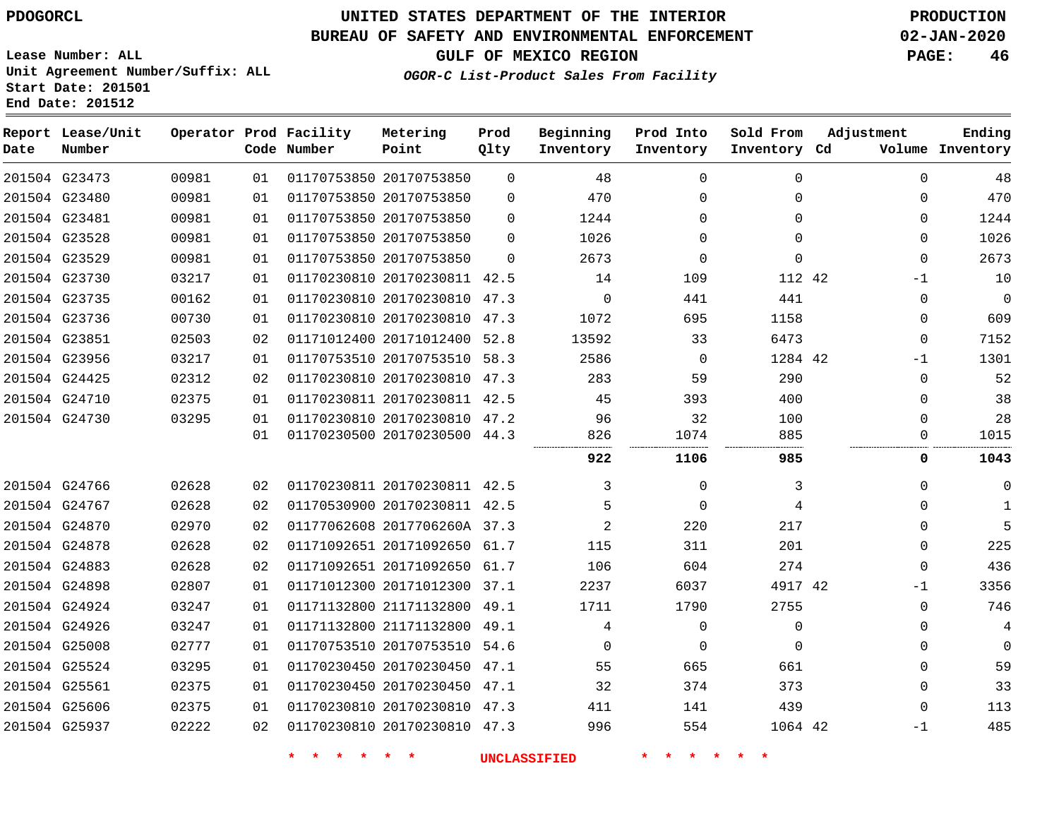PDOGORCL

# UNITED STATES DEPARTMENT OF THE INTERIOR
## BUREAU OF SAFETY AND ENVIRONMENTAL ENFORCEMENT
### GULF OF MEXICO REGION
*OGOR-C List-Product Sales From Facility*

PRODUCTION
02-JAN-2020

Lease Number: ALL
Unit Agreement Number/Suffix: ALL
Start Date: 201501
End Date: 201512

| Report Date | Lease/Unit Number | Operator | Prod Code | Facility Number | Metering Point | Prod Qlty | Beginning Inventory | Prod Into Inventory | Sold From Inventory | Adjustment Cd | Adjustment Volume | Ending Inventory |
|---|---|---|---|---|---|---|---|---|---|---|---|---|
| 201504 | G23473 | 00981 | 01 | 01170753850 | 20170753850 | 0 | 48 | 0 | 0 | | 0 | 48 |
| 201504 | G23480 | 00981 | 01 | 01170753850 | 20170753850 | 0 | 470 | 0 | 0 | | 0 | 470 |
| 201504 | G23481 | 00981 | 01 | 01170753850 | 20170753850 | 0 | 1244 | 0 | 0 | | 0 | 1244 |
| 201504 | G23528 | 00981 | 01 | 01170753850 | 20170753850 | 0 | 1026 | 0 | 0 | | 0 | 1026 |
| 201504 | G23529 | 00981 | 01 | 01170753850 | 20170753850 | 0 | 2673 | 0 | 0 | | 0 | 2673 |
| 201504 | G23730 | 03217 | 01 | 01170230810 | 20170230811 | 42.5 | 14 | 109 | 112 | 42 | -1 | 10 |
| 201504 | G23735 | 00162 | 01 | 01170230810 | 20170230810 | 47.3 | 0 | 441 | 441 | | 0 | 0 |
| 201504 | G23736 | 00730 | 01 | 01170230810 | 20170230810 | 47.3 | 1072 | 695 | 1158 | | 0 | 609 |
| 201504 | G23851 | 02503 | 02 | 01171012400 | 20171012400 | 52.8 | 13592 | 33 | 6473 | | 0 | 7152 |
| 201504 | G23956 | 03217 | 01 | 01170753510 | 20170753510 | 58.3 | 2586 | 0 | 1284 | 42 | -1 | 1301 |
| 201504 | G24425 | 02312 | 02 | 01170230810 | 20170230810 | 47.3 | 283 | 59 | 290 | | 0 | 52 |
| 201504 | G24710 | 02375 | 01 | 01170230811 | 20170230811 | 42.5 | 45 | 393 | 400 | | 0 | 38 |
| 201504 | G24730 | 03295 | 01 | 01170230810 | 20170230810 | 47.2 | 96 | 32 | 100 | | 0 | 28 |
| | | | 01 | 01170230500 | 20170230500 | 44.3 | 826 | 1074 | 885 | | 0 | 1015 |
| | | | | | | | **922** | **1106** | **985** | | **0** | **1043** |
| 201504 | G24766 | 02628 | 02 | 01170230811 | 20170230811 | 42.5 | 3 | 0 | 3 | | 0 | 0 |
| 201504 | G24767 | 02628 | 02 | 01170530900 | 20170230811 | 42.5 | 5 | 0 | 4 | | 0 | 1 |
| 201504 | G24870 | 02970 | 02 | 01177062608 | 2017706260A | 37.3 | 2 | 220 | 217 | | 0 | 5 |
| 201504 | G24878 | 02628 | 02 | 01171092651 | 20171092650 | 61.7 | 115 | 311 | 201 | | 0 | 225 |
| 201504 | G24883 | 02628 | 02 | 01171092651 | 20171092650 | 61.7 | 106 | 604 | 274 | | 0 | 436 |
| 201504 | G24898 | 02807 | 01 | 01171012300 | 20171012300 | 37.1 | 2237 | 6037 | 4917 | 42 | -1 | 3356 |
| 201504 | G24924 | 03247 | 01 | 01171132800 | 21171132800 | 49.1 | 1711 | 1790 | 2755 | | 0 | 746 |
| 201504 | G24926 | 03247 | 01 | 01171132800 | 21171132800 | 49.1 | 4 | 0 | 0 | | 0 | 4 |
| 201504 | G25008 | 02777 | 01 | 01170753510 | 20170753510 | 54.6 | 0 | 0 | 0 | | 0 | 0 |
| 201504 | G25524 | 03295 | 01 | 01170230450 | 20170230450 | 47.1 | 55 | 665 | 661 | | 0 | 59 |
| 201504 | G25561 | 02375 | 01 | 01170230450 | 20170230450 | 47.1 | 32 | 374 | 373 | | 0 | 33 |
| 201504 | G25606 | 02375 | 01 | 01170230810 | 20170230810 | 47.3 | 411 | 141 | 439 | | 0 | 113 |
| 201504 | G25937 | 02222 | 02 | 01170230810 | 20170230810 | 47.3 | 996 | 554 | 1064 | 42 | -1 | 485 |

* * * * * * UNCLASSIFIED * * * * * *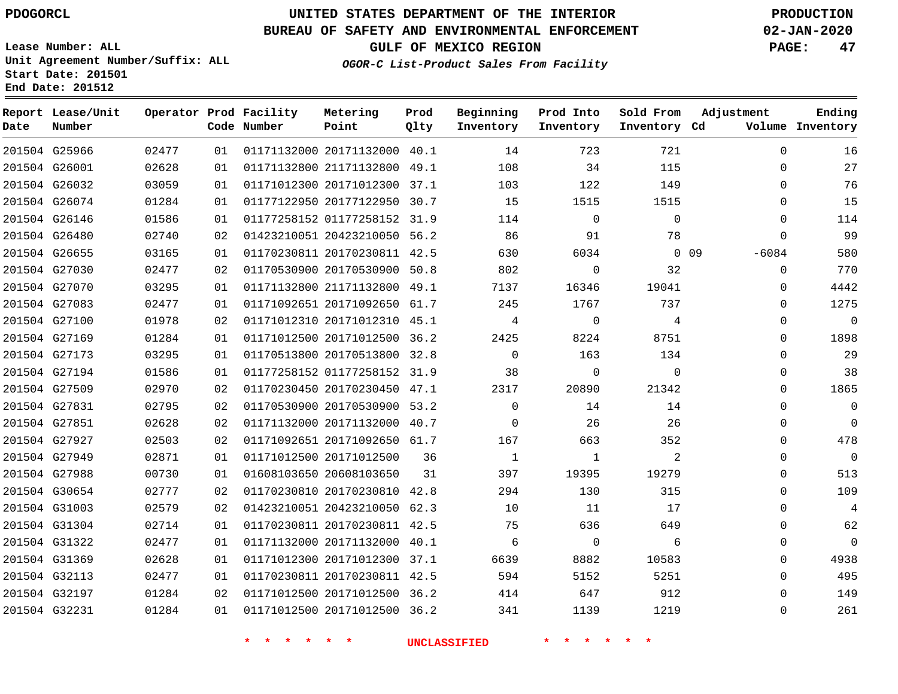PDOGORCL

Lease Number: ALL
Unit Agreement Number/Suffix: ALL
Start Date: 201501
End Date: 201512

# UNITED STATES DEPARTMENT OF THE INTERIOR
## BUREAU OF SAFETY AND ENVIRONMENTAL ENFORCEMENT
### GULF OF MEXICO REGION
*OGOR-C List-Product Sales From Facility*

PRODUCTION
02-JAN-2020

| Report Date | Lease/Unit Number | Operator | Prod Code | Facility Number | Metering Point | Prod Qlty | Beginning Inventory | Prod Into Inventory | Sold From Inventory | Adjustment Cd | Adjustment Volume | Ending Inventory |
|---|---|---|---|---|---|---|---|---|---|---|---|---|
| 201504 | G25966 | 02477 | 01 | 01171132000 | 20171132000 | 40.1 | 14 | 723 | 721 | | 0 | 16 |
| 201504 | G26001 | 02628 | 01 | 01171132800 | 21171132800 | 49.1 | 108 | 34 | 115 | | 0 | 27 |
| 201504 | G26032 | 03059 | 01 | 01171012300 | 20171012300 | 37.1 | 103 | 122 | 149 | | 0 | 76 |
| 201504 | G26074 | 01284 | 01 | 01177122950 | 20177122950 | 30.7 | 15 | 1515 | 1515 | | 0 | 15 |
| 201504 | G26146 | 01586 | 01 | 01177258152 | 01177258152 | 31.9 | 114 | 0 | 0 | | 0 | 114 |
| 201504 | G26480 | 02740 | 02 | 01423210051 | 20423210050 | 56.2 | 86 | 91 | 78 | | 0 | 99 |
| 201504 | G26655 | 03165 | 01 | 01170230811 | 20170230811 | 42.5 | 630 | 6034 | 0 | 09 | -6084 | 580 |
| 201504 | G27030 | 02477 | 02 | 01170530900 | 20170530900 | 50.8 | 802 | 0 | 32 | | 0 | 770 |
| 201504 | G27070 | 03295 | 01 | 01171132800 | 21171132800 | 49.1 | 7137 | 16346 | 19041 | | 0 | 4442 |
| 201504 | G27083 | 02477 | 01 | 01171092651 | 20171092650 | 61.7 | 245 | 1767 | 737 | | 0 | 1275 |
| 201504 | G27100 | 01978 | 02 | 01171012310 | 20171012310 | 45.1 | 4 | 0 | 4 | | 0 | 0 |
| 201504 | G27169 | 01284 | 01 | 01171012500 | 20171012500 | 36.2 | 2425 | 8224 | 8751 | | 0 | 1898 |
| 201504 | G27173 | 03295 | 01 | 01170513800 | 20170513800 | 32.8 | 0 | 163 | 134 | | 0 | 29 |
| 201504 | G27194 | 01586 | 01 | 01177258152 | 01177258152 | 31.9 | 38 | 0 | 0 | | 0 | 38 |
| 201504 | G27509 | 02970 | 02 | 01170230450 | 20170230450 | 47.1 | 2317 | 20890 | 21342 | | 0 | 1865 |
| 201504 | G27831 | 02795 | 02 | 01170530900 | 20170530900 | 53.2 | 0 | 14 | 14 | | 0 | 0 |
| 201504 | G27851 | 02628 | 02 | 01171132000 | 20171132000 | 40.7 | 0 | 26 | 26 | | 0 | 0 |
| 201504 | G27927 | 02503 | 02 | 01171092651 | 20171092650 | 61.7 | 167 | 663 | 352 | | 0 | 478 |
| 201504 | G27949 | 02871 | 01 | 01171012500 | 20171012500 | 36 | 1 | 1 | 2 | | 0 | 0 |
| 201504 | G27988 | 00730 | 01 | 01608103650 | 20608103650 | 31 | 397 | 19395 | 19279 | | 0 | 513 |
| 201504 | G30654 | 02777 | 02 | 01170230810 | 20170230810 | 42.8 | 294 | 130 | 315 | | 0 | 109 |
| 201504 | G31003 | 02579 | 02 | 01423210051 | 20423210050 | 62.3 | 10 | 11 | 17 | | 0 | 4 |
| 201504 | G31304 | 02714 | 01 | 01170230811 | 20170230811 | 42.5 | 75 | 636 | 649 | | 0 | 62 |
| 201504 | G31322 | 02477 | 01 | 01171132000 | 20171132000 | 40.1 | 6 | 0 | 6 | | 0 | 0 |
| 201504 | G31369 | 02628 | 01 | 01171012300 | 20171012300 | 37.1 | 6639 | 8882 | 10583 | | 0 | 4938 |
| 201504 | G32113 | 02477 | 01 | 01170230811 | 20170230811 | 42.5 | 594 | 5152 | 5251 | | 0 | 495 |
| 201504 | G32197 | 01284 | 02 | 01171012500 | 20171012500 | 36.2 | 414 | 647 | 912 | | 0 | 149 |
| 201504 | G32231 | 01284 | 01 | 01171012500 | 20171012500 | 36.2 | 341 | 1139 | 1219 | | 0 | 261 |

* * * * * * UNCLASSIFIED * * * * * *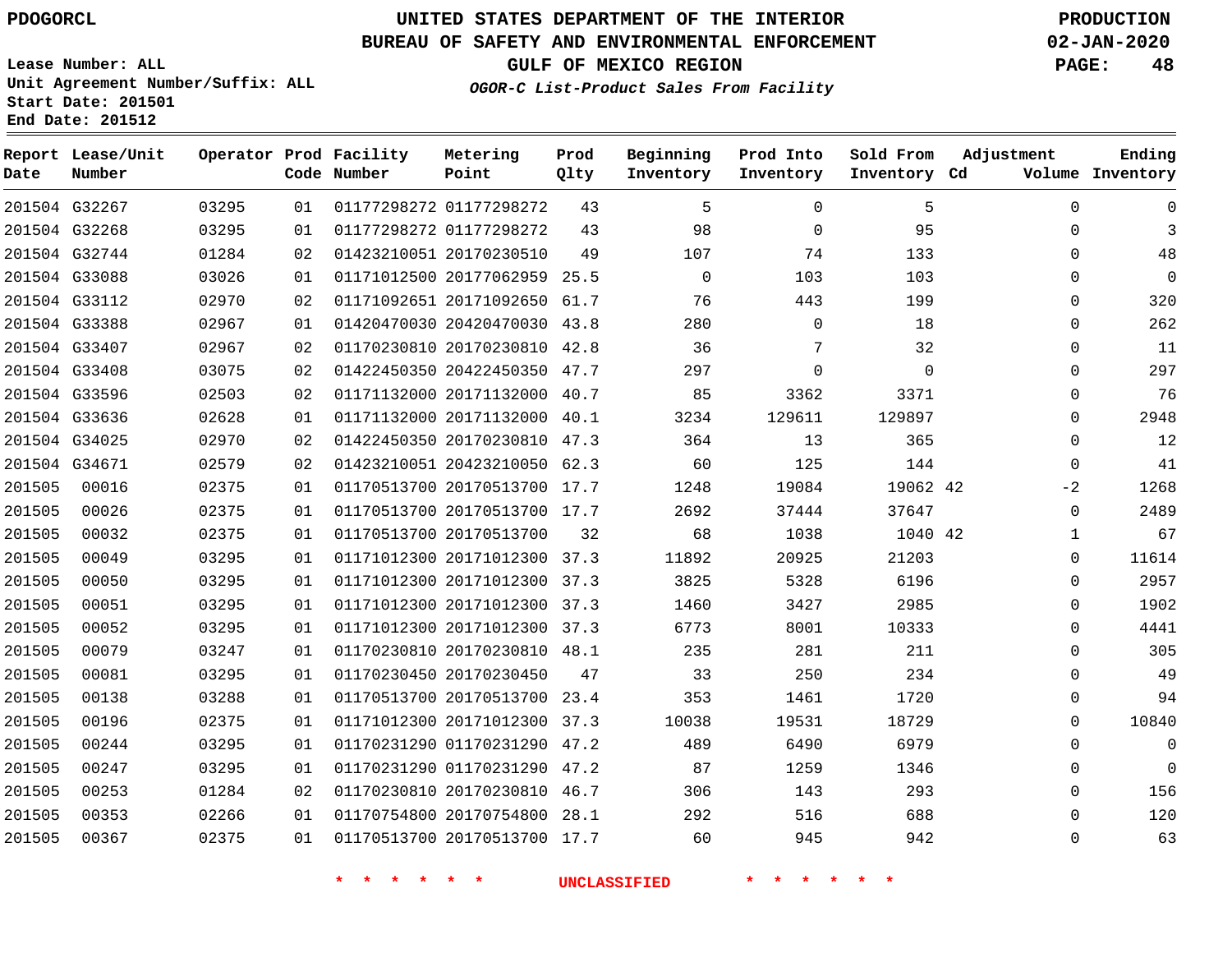PDOGORCL

# UNITED STATES DEPARTMENT OF THE INTERIOR
## BUREAU OF SAFETY AND ENVIRONMENTAL ENFORCEMENT
### GULF OF MEXICO REGION
*OGOR-C List-Product Sales From Facility*

PRODUCTION
02-JAN-2020

Lease Number: ALL
Unit Agreement Number/Suffix: ALL
Start Date: 201501
End Date: 201512

| Report Date | Lease/Unit Number | Operator | Prod Code | Facility Number | Metering Point | Prod Qlty | Beginning Inventory | Prod Into Inventory | Sold From Inventory | Adjustment Cd | Volume | Ending Inventory |
|---|---|---|---|---|---|---|---|---|---|---|---|---|
| 201504 | G32267 | 03295 | 01 | 01177298272 | 01177298272 | 43 | 5 | 0 | 5 | | 0 | 0 |
| 201504 | G32268 | 03295 | 01 | 01177298272 | 01177298272 | 43 | 98 | 0 | 95 | | 0 | 3 |
| 201504 | G32744 | 01284 | 02 | 01423210051 | 20170230510 | 49 | 107 | 74 | 133 | | 0 | 48 |
| 201504 | G33088 | 03026 | 01 | 01171012500 | 20177062959 | 25.5 | 0 | 103 | 103 | | 0 | 0 |
| 201504 | G33112 | 02970 | 02 | 01171092651 | 20171092650 | 61.7 | 76 | 443 | 199 | | 0 | 320 |
| 201504 | G33388 | 02967 | 01 | 01420470030 | 20420470030 | 43.8 | 280 | 0 | 18 | | 0 | 262 |
| 201504 | G33407 | 02967 | 02 | 01170230810 | 20170230810 | 42.8 | 36 | 7 | 32 | | 0 | 11 |
| 201504 | G33408 | 03075 | 02 | 01422450350 | 20422450350 | 47.7 | 297 | 0 | 0 | | 0 | 297 |
| 201504 | G33596 | 02503 | 02 | 01171132000 | 20171132000 | 40.7 | 85 | 3362 | 3371 | | 0 | 76 |
| 201504 | G33636 | 02628 | 01 | 01171132000 | 20171132000 | 40.1 | 3234 | 129611 | 129897 | | 0 | 2948 |
| 201504 | G34025 | 02970 | 02 | 01422450350 | 20170230810 | 47.3 | 364 | 13 | 365 | | 0 | 12 |
| 201504 | G34671 | 02579 | 02 | 01423210051 | 20423210050 | 62.3 | 60 | 125 | 144 | | 0 | 41 |
| 201505 | 00016 | 02375 | 01 | 01170513700 | 20170513700 | 17.7 | 1248 | 19084 | 19062 | 42 | -2 | 1268 |
| 201505 | 00026 | 02375 | 01 | 01170513700 | 20170513700 | 17.7 | 2692 | 37444 | 37647 | | 0 | 2489 |
| 201505 | 00032 | 02375 | 01 | 01170513700 | 20170513700 | 32 | 68 | 1038 | 1040 | 42 | 1 | 67 |
| 201505 | 00049 | 03295 | 01 | 01171012300 | 20171012300 | 37.3 | 11892 | 20925 | 21203 | | 0 | 11614 |
| 201505 | 00050 | 03295 | 01 | 01171012300 | 20171012300 | 37.3 | 3825 | 5328 | 6196 | | 0 | 2957 |
| 201505 | 00051 | 03295 | 01 | 01171012300 | 20171012300 | 37.3 | 1460 | 3427 | 2985 | | 0 | 1902 |
| 201505 | 00052 | 03295 | 01 | 01171012300 | 20171012300 | 37.3 | 6773 | 8001 | 10333 | | 0 | 4441 |
| 201505 | 00079 | 03247 | 01 | 01170230810 | 20170230810 | 48.1 | 235 | 281 | 211 | | 0 | 305 |
| 201505 | 00081 | 03295 | 01 | 01170230450 | 20170230450 | 47 | 33 | 250 | 234 | | 0 | 49 |
| 201505 | 00138 | 03288 | 01 | 01170513700 | 20170513700 | 23.4 | 353 | 1461 | 1720 | | 0 | 94 |
| 201505 | 00196 | 02375 | 01 | 01171012300 | 20171012300 | 37.3 | 10038 | 19531 | 18729 | | 0 | 10840 |
| 201505 | 00244 | 03295 | 01 | 01170231290 | 01170231290 | 47.2 | 489 | 6490 | 6979 | | 0 | 0 |
| 201505 | 00247 | 03295 | 01 | 01170231290 | 01170231290 | 47.2 | 87 | 1259 | 1346 | | 0 | 0 |
| 201505 | 00253 | 01284 | 02 | 01170230810 | 20170230810 | 46.7 | 306 | 143 | 293 | | 0 | 156 |
| 201505 | 00353 | 02266 | 01 | 01170754800 | 20170754800 | 28.1 | 292 | 516 | 688 | | 0 | 120 |
| 201505 | 00367 | 02375 | 01 | 01170513700 | 20170513700 | 17.7 | 60 | 945 | 942 | | 0 | 63 |

\* \* \* \* \* \* UNCLASSIFIED \* \* \* \* \* \*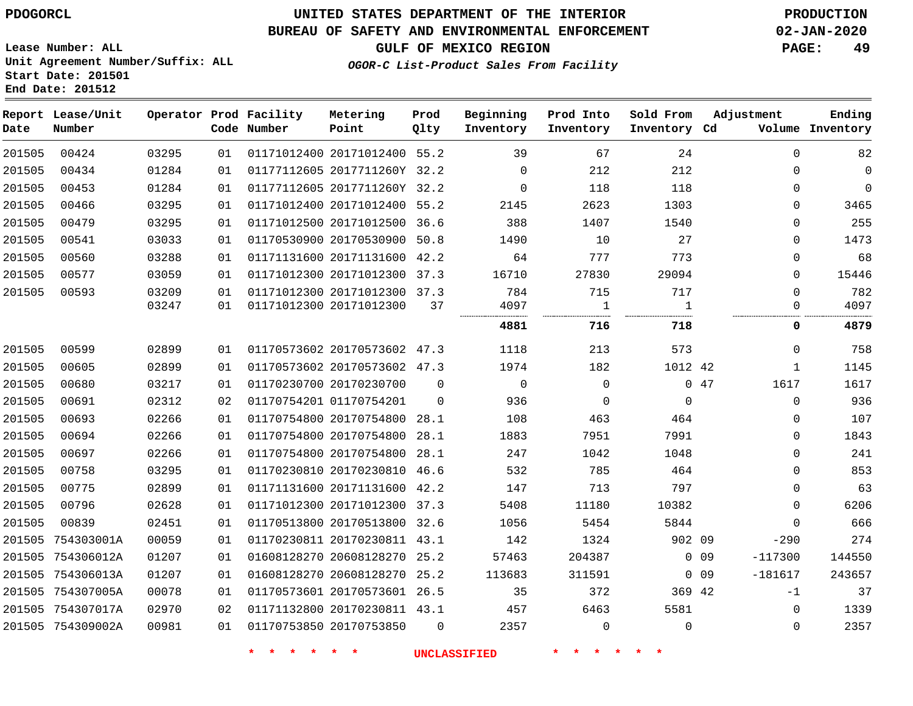PDOGORCL

# UNITED STATES DEPARTMENT OF THE INTERIOR
## BUREAU OF SAFETY AND ENVIRONMENTAL ENFORCEMENT
### GULF OF MEXICO REGION

*OGOR-C List-Product Sales From Facility*

PRODUCTION
02-JAN-2020

Lease Number: ALL
Unit Agreement Number/Suffix: ALL
Start Date: 201501
End Date: 201512

| Report Date | Lease/Unit Number | Operator | Prod Code | Facility Number | Metering Point | Prod Qlty | Beginning Inventory | Prod Into Inventory | Sold From Inventory | Adjustment Cd | Adjustment Volume | Ending Inventory |
|---|---|---|---|---|---|---|---|---|---|---|---|---|
| 201505 | 00424 | 03295 | 01 | 01171012400 | 20171012400 | 55.2 | 39 | 67 | 24 | | 0 | 82 |
| 201505 | 00434 | 01284 | 01 | 01177112605 | 2017711260Y | 32.2 | 0 | 212 | 212 | | 0 | 0 |
| 201505 | 00453 | 01284 | 01 | 01177112605 | 2017711260Y | 32.2 | 0 | 118 | 118 | | 0 | 0 |
| 201505 | 00466 | 03295 | 01 | 01171012400 | 20171012400 | 55.2 | 2145 | 2623 | 1303 | | 0 | 3465 |
| 201505 | 00479 | 03295 | 01 | 01171012500 | 20171012500 | 36.6 | 388 | 1407 | 1540 | | 0 | 255 |
| 201505 | 00541 | 03033 | 01 | 01170530900 | 20170530900 | 50.8 | 1490 | 10 | 27 | | 0 | 1473 |
| 201505 | 00560 | 03288 | 01 | 01171131600 | 20171131600 | 42.2 | 64 | 777 | 773 | | 0 | 68 |
| 201505 | 00577 | 03059 | 01 | 01171012300 | 20171012300 | 37.3 | 16710 | 27830 | 29094 | | 0 | 15446 |
| 201505 | 00593 | 03209 | 01 | 01171012300 | 20171012300 | 37.3 | 784 | 715 | 717 | | 0 | 782 |
| | | 03247 | 01 | 01171012300 | 20171012300 | 37 | 4097 | 1 | 1 | | 0 | 4097 |
| | | | | | | | **4881** | **716** | **718** | | **0** | **4879** |
| 201505 | 00599 | 02899 | 01 | 01170573602 | 20170573602 | 47.3 | 1118 | 213 | 573 | | 0 | 758 |
| 201505 | 00605 | 02899 | 01 | 01170573602 | 20170573602 | 47.3 | 1974 | 182 | 1012 | 42 | 1 | 1145 |
| 201505 | 00680 | 03217 | 01 | 01170230700 | 20170230700 | 0 | 0 | 0 | 0 | 47 | 1617 | 1617 |
| 201505 | 00691 | 02312 | 02 | 01170754201 | 01170754201 | 0 | 936 | 0 | 0 | | 0 | 936 |
| 201505 | 00693 | 02266 | 01 | 01170754800 | 20170754800 | 28.1 | 108 | 463 | 464 | | 0 | 107 |
| 201505 | 00694 | 02266 | 01 | 01170754800 | 20170754800 | 28.1 | 1883 | 7951 | 7991 | | 0 | 1843 |
| 201505 | 00697 | 02266 | 01 | 01170754800 | 20170754800 | 28.1 | 247 | 1042 | 1048 | | 0 | 241 |
| 201505 | 00758 | 03295 | 01 | 01170230810 | 20170230810 | 46.6 | 532 | 785 | 464 | | 0 | 853 |
| 201505 | 00775 | 02899 | 01 | 01171131600 | 20171131600 | 42.2 | 147 | 713 | 797 | | 0 | 63 |
| 201505 | 00796 | 02628 | 01 | 01171012300 | 20171012300 | 37.3 | 5408 | 11180 | 10382 | | 0 | 6206 |
| 201505 | 00839 | 02451 | 01 | 01170513800 | 20170513800 | 32.6 | 1056 | 5454 | 5844 | | 0 | 666 |
| 201505 | 754303001A | 00059 | 01 | 01170230811 | 20170230811 | 43.1 | 142 | 1324 | 902 | 09 | -290 | 274 |
| 201505 | 754306012A | 01207 | 01 | 01608128270 | 20608128270 | 25.2 | 57463 | 204387 | 0 | 09 | -117300 | 144550 |
| 201505 | 754306013A | 01207 | 01 | 01608128270 | 20608128270 | 25.2 | 113683 | 311591 | 0 | 09 | -181617 | 243657 |
| 201505 | 754307005A | 00078 | 01 | 01170573601 | 20170573601 | 26.5 | 35 | 372 | 369 | 42 | -1 | 37 |
| 201505 | 754307017A | 02970 | 02 | 01171132800 | 20170230811 | 43.1 | 457 | 6463 | 5581 | | 0 | 1339 |
| 201505 | 754309002A | 00981 | 01 | 01170753850 | 20170753850 | 0 | 2357 | 0 | 0 | | 0 | 2357 |

\* \* \* \* \* \* UNCLASSIFIED \* \* \* \* \* \*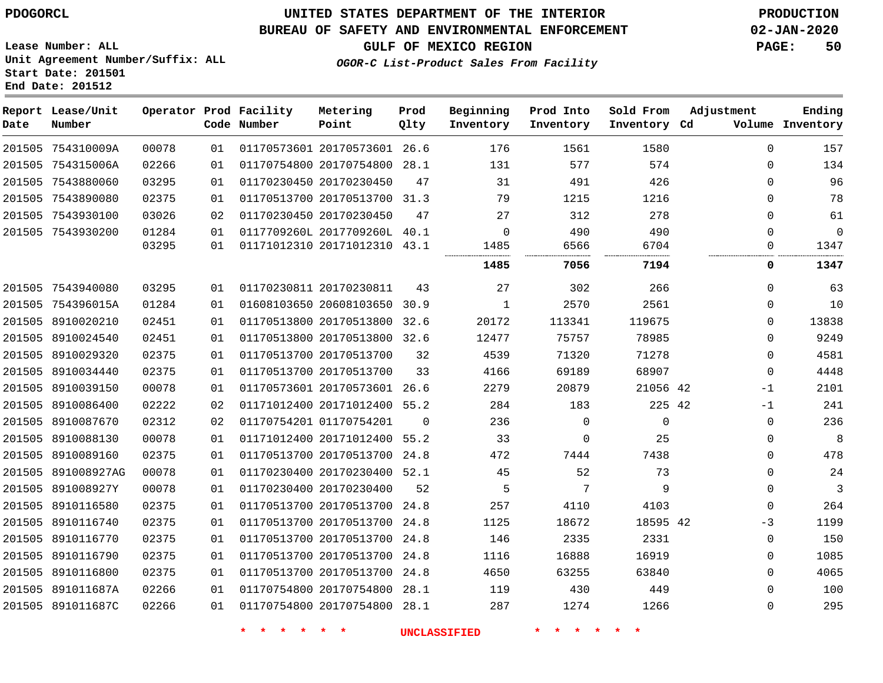PDOGORCL

# UNITED STATES DEPARTMENT OF THE INTERIOR
## BUREAU OF SAFETY AND ENVIRONMENTAL ENFORCEMENT
### GULF OF MEXICO REGION

PRODUCTION
02-JAN-2020

Lease Number: ALL
Unit Agreement Number/Suffix: ALL
Start Date: 201501
End Date: 201512

*OGOR-C List-Product Sales From Facility*

| Report Date | Lease/Unit Number | Operator | Prod Code | Facility Number | Metering Point | Prod Qlty | Beginning Inventory | Prod Into Inventory | Sold From Inventory | Adjustment Cd | Adjustment Volume | Ending Inventory |
|---|---|---|---|---|---|---|---|---|---|---|---|---|
| 201505 | 754310009A | 00078 | 01 | 01170573601 | 20170573601 | 26.6 | 176 | 1561 | 1580 | | 0 | 157 |
| 201505 | 754315006A | 02266 | 01 | 01170754800 | 20170754800 | 28.1 | 131 | 577 | 574 | | 0 | 134 |
| 201505 | 7543880060 | 03295 | 01 | 01170230450 | 20170230450 | 47 | 31 | 491 | 426 | | 0 | 96 |
| 201505 | 7543890080 | 02375 | 01 | 01170513700 | 20170513700 | 31.3 | 79 | 1215 | 1216 | | 0 | 78 |
| 201505 | 7543930100 | 03026 | 02 | 01170230450 | 20170230450 | 47 | 27 | 312 | 278 | | 0 | 61 |
| 201505 | 7543930200 | 01284 | 01 | 0117709260L | 2017709260L | 40.1 | 0 | 490 | 490 | | 0 | 0 |
| | | 03295 | 01 | 01171012310 | 20171012310 | 43.1 | 1485 | 6566 | 6704 | | 0 | 1347 |
| | | | | | | | **1485** | **7056** | **7194** | | **0** | **1347** |
| 201505 | 7543940080 | 03295 | 01 | 01170230811 | 20170230811 | 43 | 27 | 302 | 266 | | 0 | 63 |
| 201505 | 754396015A | 01284 | 01 | 01608103650 | 20608103650 | 30.9 | 1 | 2570 | 2561 | | 0 | 10 |
| 201505 | 8910020210 | 02451 | 01 | 01170513800 | 20170513800 | 32.6 | 20172 | 113341 | 119675 | | 0 | 13838 |
| 201505 | 8910024540 | 02451 | 01 | 01170513800 | 20170513800 | 32.6 | 12477 | 75757 | 78985 | | 0 | 9249 |
| 201505 | 8910029320 | 02375 | 01 | 01170513700 | 20170513700 | 32 | 4539 | 71320 | 71278 | | 0 | 4581 |
| 201505 | 8910034440 | 02375 | 01 | 01170513700 | 20170513700 | 33 | 4166 | 69189 | 68907 | | 0 | 4448 |
| 201505 | 8910039150 | 00078 | 01 | 01170573601 | 20170573601 | 26.6 | 2279 | 20879 | 21056 | 42 | -1 | 2101 |
| 201505 | 8910086400 | 02222 | 02 | 01171012400 | 20171012400 | 55.2 | 284 | 183 | 225 | 42 | -1 | 241 |
| 201505 | 8910087670 | 02312 | 02 | 01170754201 | 01170754201 | 0 | 236 | 0 | 0 | | 0 | 236 |
| 201505 | 8910088130 | 00078 | 01 | 01171012400 | 20171012400 | 55.2 | 33 | 0 | 25 | | 0 | 8 |
| 201505 | 8910089160 | 02375 | 01 | 01170513700 | 20170513700 | 24.8 | 472 | 7444 | 7438 | | 0 | 478 |
| 201505 | 891008927AG | 00078 | 01 | 01170230400 | 20170230400 | 52.1 | 45 | 52 | 73 | | 0 | 24 |
| 201505 | 891008927Y | 00078 | 01 | 01170230400 | 20170230400 | 52 | 5 | 7 | 9 | | 0 | 3 |
| 201505 | 8910116580 | 02375 | 01 | 01170513700 | 20170513700 | 24.8 | 257 | 4110 | 4103 | | 0 | 264 |
| 201505 | 8910116740 | 02375 | 01 | 01170513700 | 20170513700 | 24.8 | 1125 | 18672 | 18595 | 42 | -3 | 1199 |
| 201505 | 8910116770 | 02375 | 01 | 01170513700 | 20170513700 | 24.8 | 146 | 2335 | 2331 | | 0 | 150 |
| 201505 | 8910116790 | 02375 | 01 | 01170513700 | 20170513700 | 24.8 | 1116 | 16888 | 16919 | | 0 | 1085 |
| 201505 | 8910116800 | 02375 | 01 | 01170513700 | 20170513700 | 24.8 | 4650 | 63255 | 63840 | | 0 | 4065 |
| 201505 | 891011687A | 02266 | 01 | 01170754800 | 20170754800 | 28.1 | 119 | 430 | 449 | | 0 | 100 |
| 201505 | 891011687C | 02266 | 01 | 01170754800 | 20170754800 | 28.1 | 287 | 1274 | 1266 | | 0 | 295 |

* * * * * * UNCLASSIFIED * * * * * *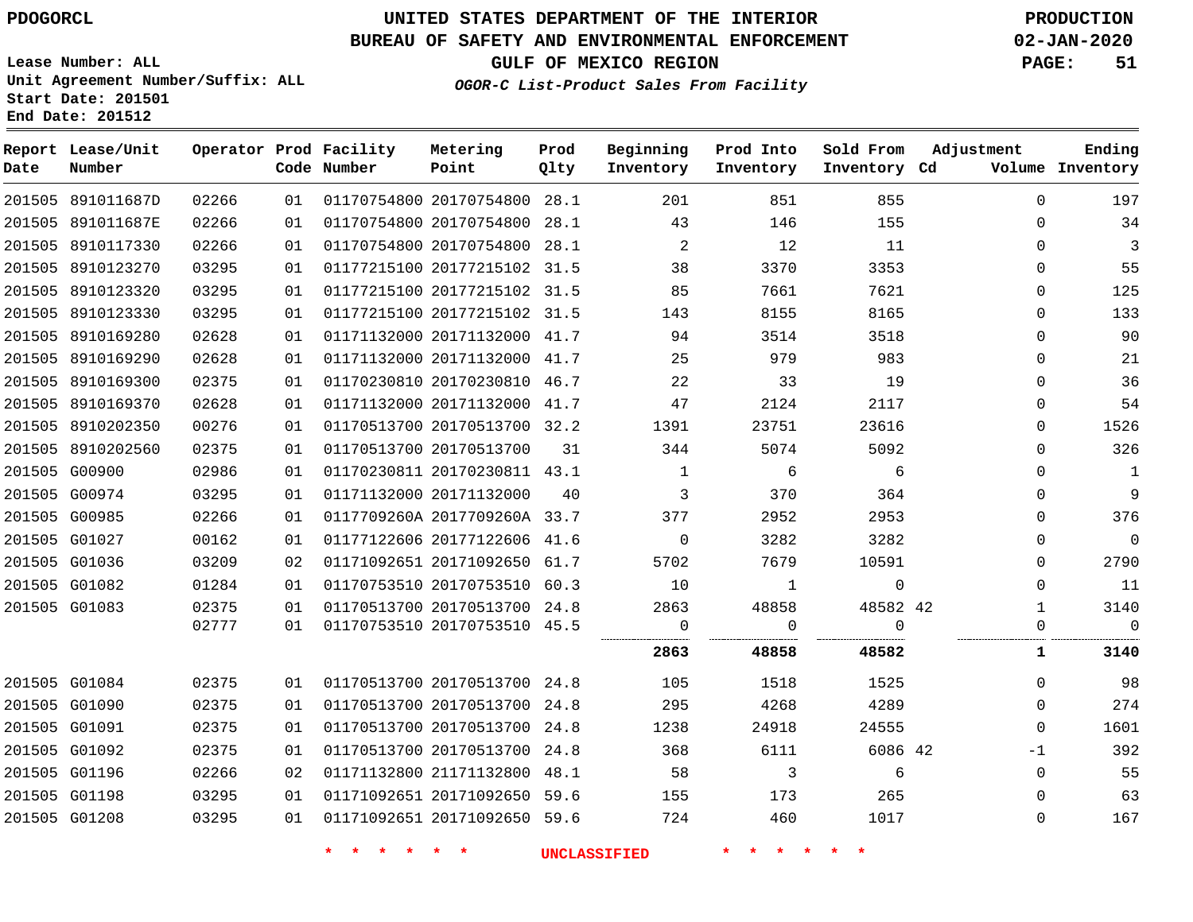PDOGORCL

# UNITED STATES DEPARTMENT OF THE INTERIOR
## BUREAU OF SAFETY AND ENVIRONMENTAL ENFORCEMENT
### GULF OF MEXICO REGION

*OGOR-C List-Product Sales From Facility*

PRODUCTION
02-JAN-2020

Lease Number: ALL
Unit Agreement Number/Suffix: ALL
Start Date: 201501
End Date: 201512

| Report Date | Lease/Unit Number | Operator | Prod Code | Facility Number | Metering Point | Prod Qlty | Beginning Inventory | Prod Into Inventory | Sold From Inventory | Adjustment Cd | Adjustment Volume | Ending Inventory |
|---|---|---|---|---|---|---|---|---|---|---|---|---|
| 201505 | 891011687D | 02266 | 01 | 01170754800 | 20170754800 | 28.1 | 201 | 851 | 855 | | 0 | 197 |
| 201505 | 891011687E | 02266 | 01 | 01170754800 | 20170754800 | 28.1 | 43 | 146 | 155 | | 0 | 34 |
| 201505 | 8910117330 | 02266 | 01 | 01170754800 | 20170754800 | 28.1 | 2 | 12 | 11 | | 0 | 3 |
| 201505 | 8910123270 | 03295 | 01 | 01177215100 | 20177215102 | 31.5 | 38 | 3370 | 3353 | | 0 | 55 |
| 201505 | 8910123320 | 03295 | 01 | 01177215100 | 20177215102 | 31.5 | 85 | 7661 | 7621 | | 0 | 125 |
| 201505 | 8910123330 | 03295 | 01 | 01177215100 | 20177215102 | 31.5 | 143 | 8155 | 8165 | | 0 | 133 |
| 201505 | 8910169280 | 02628 | 01 | 01171132000 | 20171132000 | 41.7 | 94 | 3514 | 3518 | | 0 | 90 |
| 201505 | 8910169290 | 02628 | 01 | 01171132000 | 20171132000 | 41.7 | 25 | 979 | 983 | | 0 | 21 |
| 201505 | 8910169300 | 02375 | 01 | 01170230810 | 20170230810 | 46.7 | 22 | 33 | 19 | | 0 | 36 |
| 201505 | 8910169370 | 02628 | 01 | 01171132000 | 20171132000 | 41.7 | 47 | 2124 | 2117 | | 0 | 54 |
| 201505 | 8910202350 | 00276 | 01 | 01170513700 | 20170513700 | 32.2 | 1391 | 23751 | 23616 | | 0 | 1526 |
| 201505 | 8910202560 | 02375 | 01 | 01170513700 | 20170513700 | 31 | 344 | 5074 | 5092 | | 0 | 326 |
| 201505 | G00900 | 02986 | 01 | 01170230811 | 20170230811 | 43.1 | 1 | 6 | 6 | | 0 | 1 |
| 201505 | G00974 | 03295 | 01 | 01171132000 | 20171132000 | 40 | 3 | 370 | 364 | | 0 | 9 |
| 201505 | G00985 | 02266 | 01 | 0117709260A | 2017709260A | 33.7 | 377 | 2952 | 2953 | | 0 | 376 |
| 201505 | G01027 | 00162 | 01 | 01177122606 | 20177122606 | 41.6 | 0 | 3282 | 3282 | | 0 | 0 |
| 201505 | G01036 | 03209 | 02 | 01171092651 | 20171092650 | 61.7 | 5702 | 7679 | 10591 | | 0 | 2790 |
| 201505 | G01082 | 01284 | 01 | 01170753510 | 20170753510 | 60.3 | 10 | 1 | 0 | | 0 | 11 |
| 201505 | G01083 | 02375 | 01 | 01170513700 | 20170513700 | 24.8 | 2863 | 48858 | 48582 | 42 | 1 | 3140 |
| | | 02777 | 01 | 01170753510 | 20170753510 | 45.5 | 0 | 0 | 0 | | 0 | 0 |
| | | | | | | | **2863** | **48858** | **48582** | | **1** | **3140** |
| 201505 | G01084 | 02375 | 01 | 01170513700 | 20170513700 | 24.8 | 105 | 1518 | 1525 | | 0 | 98 |
| 201505 | G01090 | 02375 | 01 | 01170513700 | 20170513700 | 24.8 | 295 | 4268 | 4289 | | 0 | 274 |
| 201505 | G01091 | 02375 | 01 | 01170513700 | 20170513700 | 24.8 | 1238 | 24918 | 24555 | | 0 | 1601 |
| 201505 | G01092 | 02375 | 01 | 01170513700 | 20170513700 | 24.8 | 368 | 6111 | 6086 | 42 | -1 | 392 |
| 201505 | G01196 | 02266 | 02 | 01171132800 | 21171132800 | 48.1 | 58 | 3 | 6 | | 0 | 55 |
| 201505 | G01198 | 03295 | 01 | 01171092651 | 20171092650 | 59.6 | 155 | 173 | 265 | | 0 | 63 |
| 201505 | G01208 | 03295 | 01 | 01171092651 | 20171092650 | 59.6 | 724 | 460 | 1017 | | 0 | 167 |

\* \* \* \* \* \* UNCLASSIFIED \* \* \* \* \* \*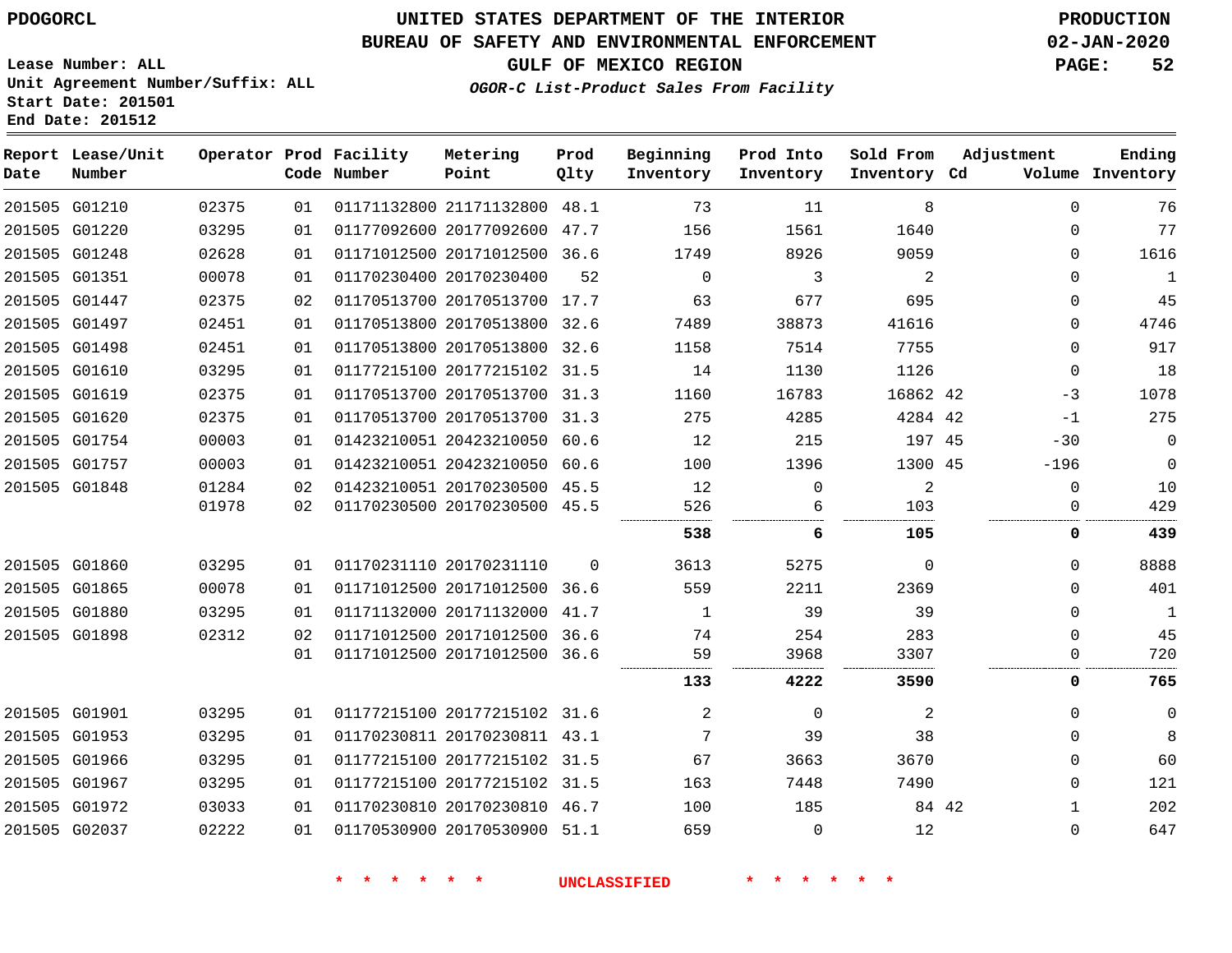PDOGORCL

# UNITED STATES DEPARTMENT OF THE INTERIOR
## BUREAU OF SAFETY AND ENVIRONMENTAL ENFORCEMENT
### GULF OF MEXICO REGION
*OGOR-C List-Product Sales From Facility*

PRODUCTION
02-JAN-2020

Lease Number: ALL
Unit Agreement Number/Suffix: ALL
Start Date: 201501
End Date: 201512

| Report Date | Lease/Unit Number | Operator | Prod Code | Facility Number | Metering Point | Prod Qlty | Beginning Inventory | Prod Into Inventory | Sold From Inventory | Adjustment Cd | Volume | Ending Inventory |
|---|---|---|---|---|---|---|---|---|---|---|---|---|
| 201505 | G01210 | 02375 | 01 | 01171132800 | 21171132800 | 48.1 | 73 | 11 | 8 | | 0 | 76 |
| 201505 | G01220 | 03295 | 01 | 01177092600 | 20177092600 | 47.7 | 156 | 1561 | 1640 | | 0 | 77 |
| 201505 | G01248 | 02628 | 01 | 01171012500 | 20171012500 | 36.6 | 1749 | 8926 | 9059 | | 0 | 1616 |
| 201505 | G01351 | 00078 | 01 | 01170230400 | 20170230400 | 52 | 0 | 3 | 2 | | 0 | 1 |
| 201505 | G01447 | 02375 | 02 | 01170513700 | 20170513700 | 17.7 | 63 | 677 | 695 | | 0 | 45 |
| 201505 | G01497 | 02451 | 01 | 01170513800 | 20170513800 | 32.6 | 7489 | 38873 | 41616 | | 0 | 4746 |
| 201505 | G01498 | 02451 | 01 | 01170513800 | 20170513800 | 32.6 | 1158 | 7514 | 7755 | | 0 | 917 |
| 201505 | G01610 | 03295 | 01 | 01177215100 | 20177215102 | 31.5 | 14 | 1130 | 1126 | | 0 | 18 |
| 201505 | G01619 | 02375 | 01 | 01170513700 | 20170513700 | 31.3 | 1160 | 16783 | 16862 | 42 | -3 | 1078 |
| 201505 | G01620 | 02375 | 01 | 01170513700 | 20170513700 | 31.3 | 275 | 4285 | 4284 | 42 | -1 | 275 |
| 201505 | G01754 | 00003 | 01 | 01423210051 | 20423210050 | 60.6 | 12 | 215 | 197 | 45 | -30 | 0 |
| 201505 | G01757 | 00003 | 01 | 01423210051 | 20423210050 | 60.6 | 100 | 1396 | 1300 | 45 | -196 | 0 |
| 201505 | G01848 | 01284 | 02 | 01423210051 | 20170230500 | 45.5 | 12 | 0 | 2 | | 0 | 10 |
| | | 01978 | 02 | 01170230500 | 20170230500 | 45.5 | 526 | 6 | 103 | | 0 | 429 |
| | | | | | | | **538** | **6** | **105** | | **0** | **439** |
| 201505 | G01860 | 03295 | 01 | 01170231110 | 20170231110 | 0 | 3613 | 5275 | 0 | | 0 | 8888 |
| 201505 | G01865 | 00078 | 01 | 01171012500 | 20171012500 | 36.6 | 559 | 2211 | 2369 | | 0 | 401 |
| 201505 | G01880 | 03295 | 01 | 01171132000 | 20171132000 | 41.7 | 1 | 39 | 39 | | 0 | 1 |
| 201505 | G01898 | 02312 | 02 | 01171012500 | 20171012500 | 36.6 | 74 | 254 | 283 | | 0 | 45 |
| | | | 01 | 01171012500 | 20171012500 | 36.6 | 59 | 3968 | 3307 | | 0 | 720 |
| | | | | | | | **133** | **4222** | **3590** | | **0** | **765** |
| 201505 | G01901 | 03295 | 01 | 01177215100 | 20177215102 | 31.6 | 2 | 0 | 2 | | 0 | 0 |
| 201505 | G01953 | 03295 | 01 | 01170230811 | 20170230811 | 43.1 | 7 | 39 | 38 | | 0 | 8 |
| 201505 | G01966 | 03295 | 01 | 01177215100 | 20177215102 | 31.5 | 67 | 3663 | 3670 | | 0 | 60 |
| 201505 | G01967 | 03295 | 01 | 01177215100 | 20177215102 | 31.5 | 163 | 7448 | 7490 | | 0 | 121 |
| 201505 | G01972 | 03033 | 01 | 01170230810 | 20170230810 | 46.7 | 100 | 185 | 84 | 42 | 1 | 202 |
| 201505 | G02037 | 02222 | 01 | 01170530900 | 20170530900 | 51.1 | 659 | 0 | 12 | | 0 | 647 |

\* \* \* \* \* \* UNCLASSIFIED \* \* \* \* \* \*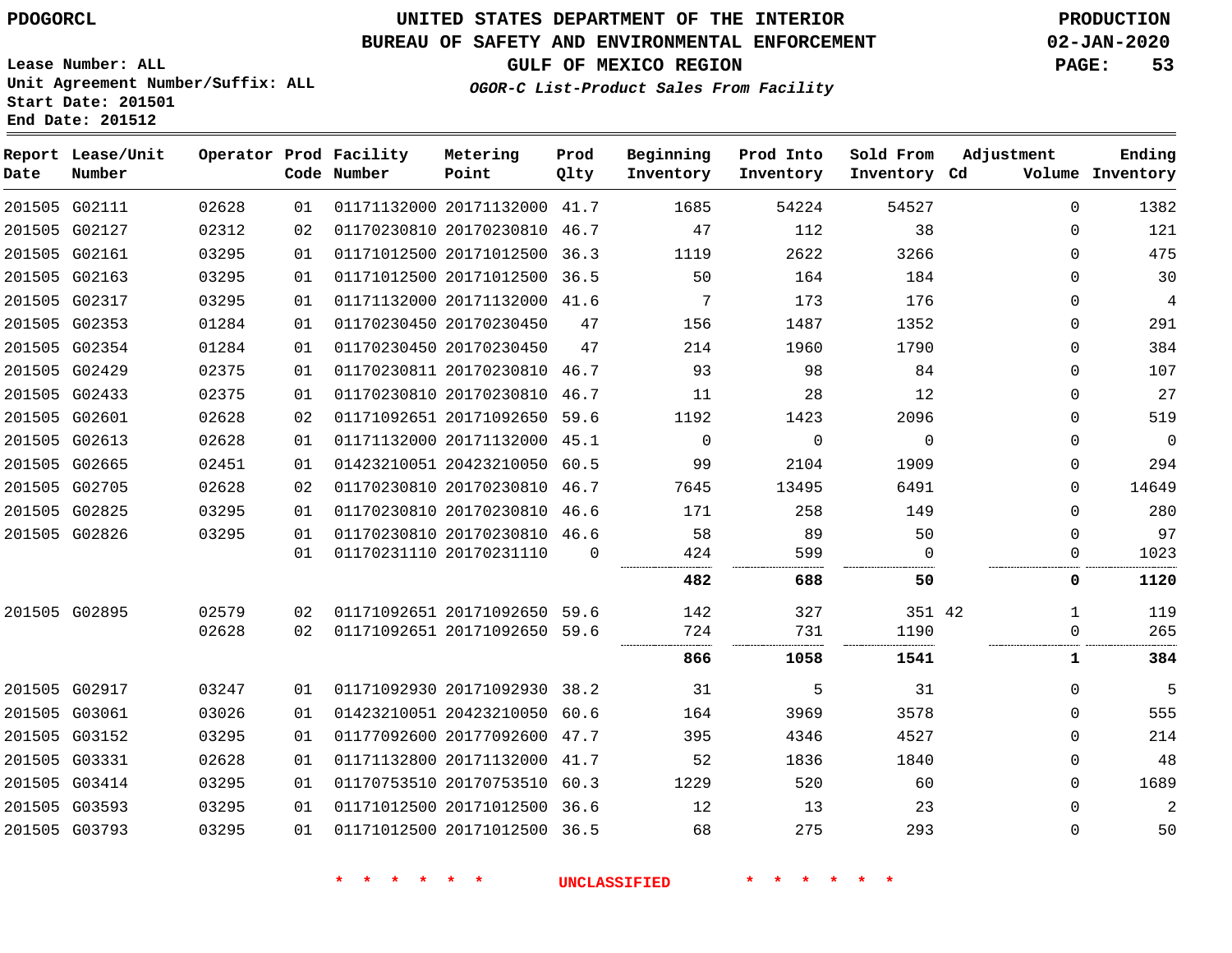PDOGORCL

# UNITED STATES DEPARTMENT OF THE INTERIOR
## BUREAU OF SAFETY AND ENVIRONMENTAL ENFORCEMENT
### GULF OF MEXICO REGION
*OGOR-C List-Product Sales From Facility*

PRODUCTION
02-JAN-2020

Lease Number: ALL
Unit Agreement Number/Suffix: ALL
Start Date: 201501
End Date: 201512

| Report Date | Lease/Unit Number | Operator | Prod Code | Facility Number | Metering Point | Prod Qlty | Beginning Inventory | Prod Into Inventory | Sold From Inventory | Adjustment Cd | Adjustment Volume | Ending Inventory |
|---|---|---|---|---|---|---|---|---|---|---|---|---|
| 201505 | G02111 | 02628 | 01 | 01171132000 | 20171132000 | 41.7 | 1685 | 54224 | 54527 | | 0 | 1382 |
| 201505 | G02127 | 02312 | 02 | 01170230810 | 20170230810 | 46.7 | 47 | 112 | 38 | | 0 | 121 |
| 201505 | G02161 | 03295 | 01 | 01171012500 | 20171012500 | 36.3 | 1119 | 2622 | 3266 | | 0 | 475 |
| 201505 | G02163 | 03295 | 01 | 01171012500 | 20171012500 | 36.5 | 50 | 164 | 184 | | 0 | 30 |
| 201505 | G02317 | 03295 | 01 | 01171132000 | 20171132000 | 41.6 | 7 | 173 | 176 | | 0 | 4 |
| 201505 | G02353 | 01284 | 01 | 01170230450 | 20170230450 | 47 | 156 | 1487 | 1352 | | 0 | 291 |
| 201505 | G02354 | 01284 | 01 | 01170230450 | 20170230450 | 47 | 214 | 1960 | 1790 | | 0 | 384 |
| 201505 | G02429 | 02375 | 01 | 01170230811 | 20170230810 | 46.7 | 93 | 98 | 84 | | 0 | 107 |
| 201505 | G02433 | 02375 | 01 | 01170230810 | 20170230810 | 46.7 | 11 | 28 | 12 | | 0 | 27 |
| 201505 | G02601 | 02628 | 02 | 01171092651 | 20171092650 | 59.6 | 1192 | 1423 | 2096 | | 0 | 519 |
| 201505 | G02613 | 02628 | 01 | 01171132000 | 20171132000 | 45.1 | 0 | 0 | 0 | | 0 | 0 |
| 201505 | G02665 | 02451 | 01 | 01423210051 | 20423210050 | 60.5 | 99 | 2104 | 1909 | | 0 | 294 |
| 201505 | G02705 | 02628 | 02 | 01170230810 | 20170230810 | 46.7 | 7645 | 13495 | 6491 | | 0 | 14649 |
| 201505 | G02825 | 03295 | 01 | 01170230810 | 20170230810 | 46.6 | 171 | 258 | 149 | | 0 | 280 |
| 201505 | G02826 | 03295 | 01 | 01170230810 | 20170230810 | 46.6 | 58 | 89 | 50 | | 0 | 97 |
| | | | 01 | 01170231110 | 20170231110 | 0 | 424 | 599 | 0 | | 0 | 1023 |
| | | | | | | | **482** | **688** | **50** | | **0** | **1120** |
| 201505 | G02895 | 02579 | 02 | 01171092651 | 20171092650 | 59.6 | 142 | 327 | 351 | 42 | 1 | 119 |
| | | 02628 | 02 | 01171092651 | 20171092650 | 59.6 | 724 | 731 | 1190 | | 0 | 265 |
| | | | | | | | **866** | **1058** | **1541** | | **1** | **384** |
| 201505 | G02917 | 03247 | 01 | 01171092930 | 20171092930 | 38.2 | 31 | 5 | 31 | | 0 | 5 |
| 201505 | G03061 | 03026 | 01 | 01423210051 | 20423210050 | 60.6 | 164 | 3969 | 3578 | | 0 | 555 |
| 201505 | G03152 | 03295 | 01 | 01177092600 | 20177092600 | 47.7 | 395 | 4346 | 4527 | | 0 | 214 |
| 201505 | G03331 | 02628 | 01 | 01171132800 | 20171132000 | 41.7 | 52 | 1836 | 1840 | | 0 | 48 |
| 201505 | G03414 | 03295 | 01 | 01170753510 | 20170753510 | 60.3 | 1229 | 520 | 60 | | 0 | 1689 |
| 201505 | G03593 | 03295 | 01 | 01171012500 | 20171012500 | 36.6 | 12 | 13 | 23 | | 0 | 2 |
| 201505 | G03793 | 03295 | 01 | 01171012500 | 20171012500 | 36.5 | 68 | 275 | 293 | | 0 | 50 |

\* \* \* \* \* \* UNCLASSIFIED \* \* \* \* \* \*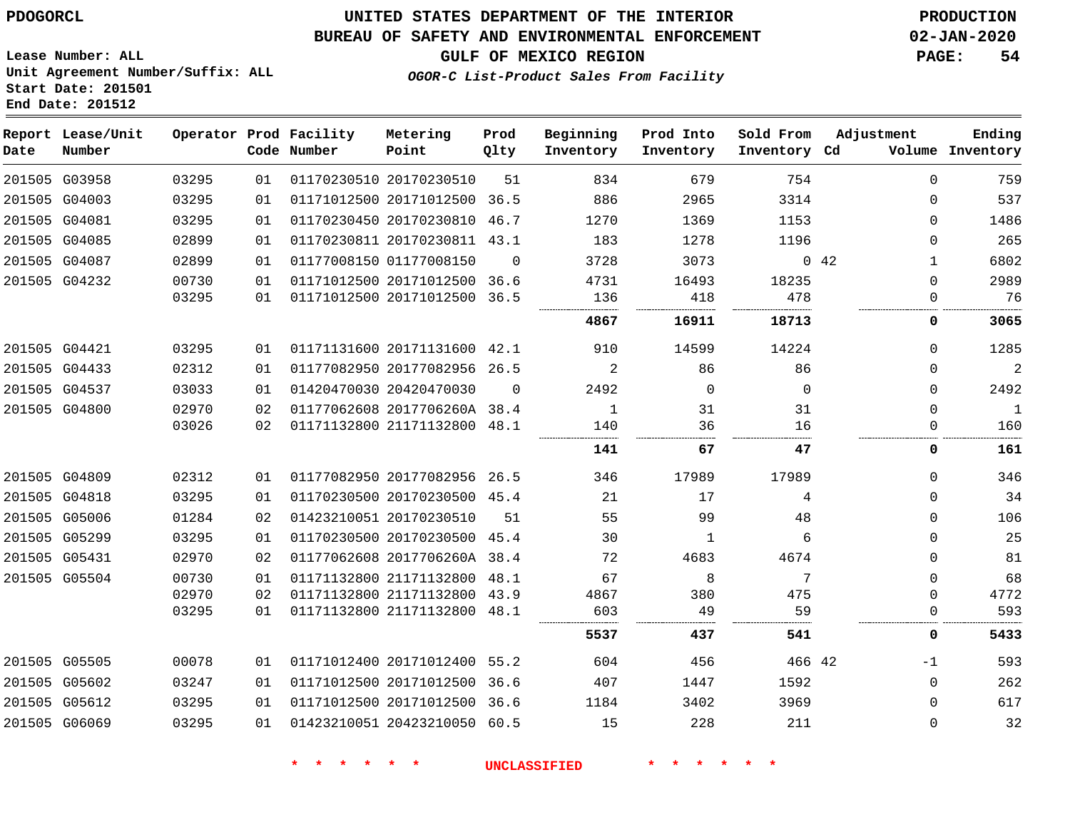PDOGORCL

# UNITED STATES DEPARTMENT OF THE INTERIOR
## BUREAU OF SAFETY AND ENVIRONMENTAL ENFORCEMENT
### GULF OF MEXICO REGION

*OGOR-C List-Product Sales From Facility*

PRODUCTION
02-JAN-2020

Lease Number: ALL
Unit Agreement Number/Suffix: ALL
Start Date: 201501
End Date: 201512

| Report Date | Lease/Unit Number | Operator | Prod Code | Facility Number | Metering Point | Prod Qlty | Beginning Inventory | Prod Into Inventory | Sold From Inventory | Adjustment Cd | Volume | Ending Inventory |
|---|---|---|---|---|---|---|---|---|---|---|---|---|
| 201505 | G03958 | 03295 | 01 | 01170230510 | 20170230510 | 51 | 834 | 679 | 754 | | 0 | 759 |
| 201505 | G04003 | 03295 | 01 | 01171012500 | 20171012500 | 36.5 | 886 | 2965 | 3314 | | 0 | 537 |
| 201505 | G04081 | 03295 | 01 | 01170230450 | 20170230810 | 46.7 | 1270 | 1369 | 1153 | | 0 | 1486 |
| 201505 | G04085 | 02899 | 01 | 01170230811 | 20170230811 | 43.1 | 183 | 1278 | 1196 | | 0 | 265 |
| 201505 | G04087 | 02899 | 01 | 01177008150 | 01177008150 | 0 | 3728 | 3073 | 0 | 42 | 1 | 6802 |
| 201505 | G04232 | 00730 | 01 | 01171012500 | 20171012500 | 36.6 | 4731 | 16493 | 18235 | | 0 | 2989 |
| | | 03295 | 01 | 01171012500 | 20171012500 | 36.5 | 136 | 418 | 478 | | 0 | 76 |
| | | | | | | | **4867** | **16911** | **18713** | | **0** | **3065** |
| 201505 | G04421 | 03295 | 01 | 01171131600 | 20171131600 | 42.1 | 910 | 14599 | 14224 | | 0 | 1285 |
| 201505 | G04433 | 02312 | 01 | 01177082950 | 20177082956 | 26.5 | 2 | 86 | 86 | | 0 | 2 |
| 201505 | G04537 | 03033 | 01 | 01420470030 | 20420470030 | 0 | 2492 | 0 | 0 | | 0 | 2492 |
| 201505 | G04800 | 02970 | 02 | 01177062608 | 2017706260A | 38.4 | 1 | 31 | 31 | | 0 | 1 |
| | | 03026 | 02 | 01171132800 | 21171132800 | 48.1 | 140 | 36 | 16 | | 0 | 160 |
| | | | | | | | **141** | **67** | **47** | | **0** | **161** |
| 201505 | G04809 | 02312 | 01 | 01177082950 | 20177082956 | 26.5 | 346 | 17989 | 17989 | | 0 | 346 |
| 201505 | G04818 | 03295 | 01 | 01170230500 | 20170230500 | 45.4 | 21 | 17 | 4 | | 0 | 34 |
| 201505 | G05006 | 01284 | 02 | 01423210051 | 20170230510 | 51 | 55 | 99 | 48 | | 0 | 106 |
| 201505 | G05299 | 03295 | 01 | 01170230500 | 20170230500 | 45.4 | 30 | 1 | 6 | | 0 | 25 |
| 201505 | G05431 | 02970 | 02 | 01177062608 | 2017706260A | 38.4 | 72 | 4683 | 4674 | | 0 | 81 |
| 201505 | G05504 | 00730 | 01 | 01171132800 | 21171132800 | 48.1 | 67 | 8 | 7 | | 0 | 68 |
| | | 02970 | 02 | 01171132800 | 21171132800 | 43.9 | 4867 | 380 | 475 | | 0 | 4772 |
| | | 03295 | 01 | 01171132800 | 21171132800 | 48.1 | 603 | 49 | 59 | | 0 | 593 |
| | | | | | | | **5537** | **437** | **541** | | **0** | **5433** |
| 201505 | G05505 | 00078 | 01 | 01171012400 | 20171012400 | 55.2 | 604 | 456 | 466 | 42 | -1 | 593 |
| 201505 | G05602 | 03247 | 01 | 01171012500 | 20171012500 | 36.6 | 407 | 1447 | 1592 | | 0 | 262 |
| 201505 | G05612 | 03295 | 01 | 01171012500 | 20171012500 | 36.6 | 1184 | 3402 | 3969 | | 0 | 617 |
| 201505 | G06069 | 03295 | 01 | 01423210051 | 20423210050 | 60.5 | 15 | 228 | 211 | | 0 | 32 |

\* \* \* \* \* \* UNCLASSIFIED \* \* \* \* \* \*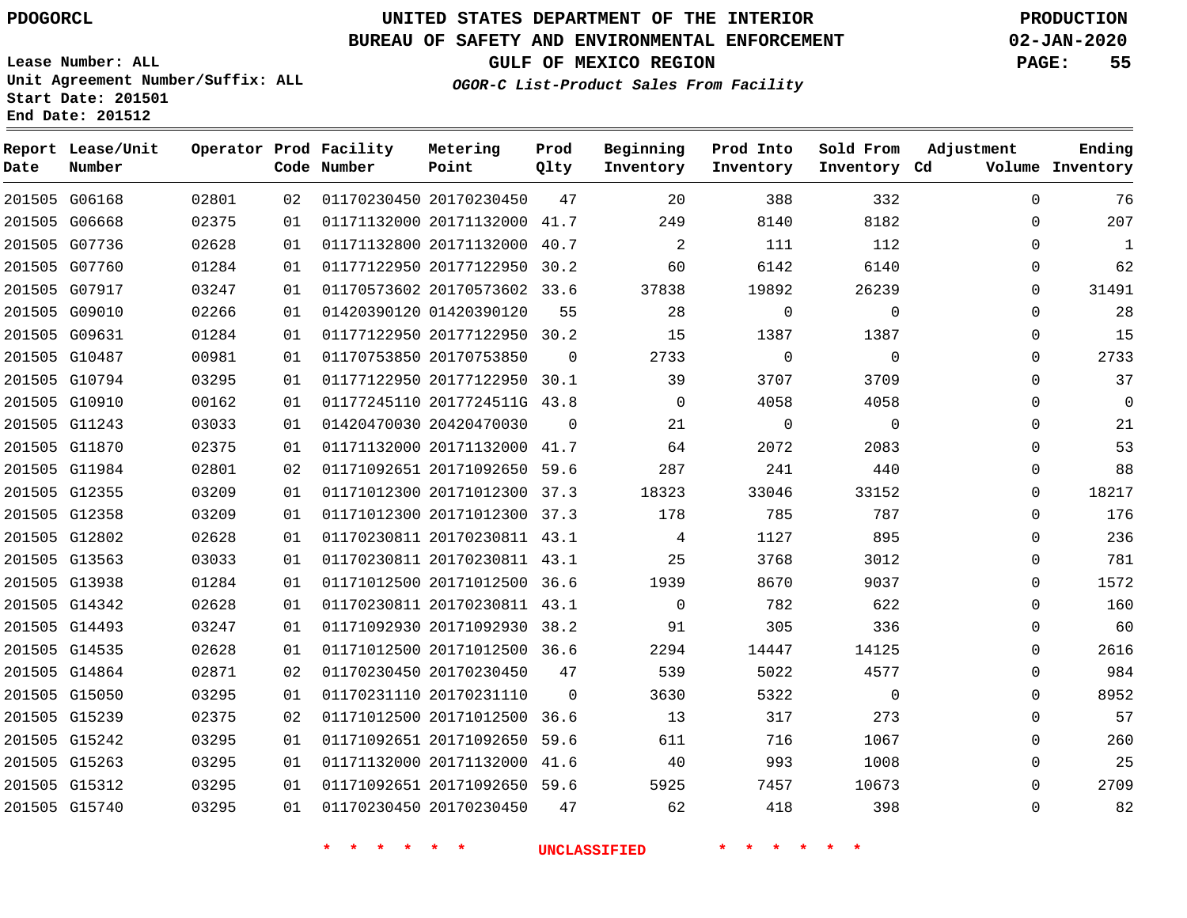PDOGORCL

# UNITED STATES DEPARTMENT OF THE INTERIOR
## BUREAU OF SAFETY AND ENVIRONMENTAL ENFORCEMENT
### GULF OF MEXICO REGION
*OGOR-C List-Product Sales From Facility*

PRODUCTION
02-JAN-2020

Lease Number: ALL
Unit Agreement Number/Suffix: ALL
Start Date: 201501
End Date: 201512

| Report Date | Lease/Unit Number | Operator | Prod Code | Facility Number | Metering Point | Prod Qlty | Beginning Inventory | Prod Into Inventory | Sold From Inventory | Adjustment Cd | Adjustment Volume | Ending Inventory |
|---|---|---|---|---|---|---|---|---|---|---|---|---|
| 201505 | G06168 | 02801 | 02 | 01170230450 | 20170230450 | 47 | 20 | 388 | 332 | | 0 | 76 |
| 201505 | G06668 | 02375 | 01 | 01171132000 | 20171132000 | 41.7 | 249 | 8140 | 8182 | | 0 | 207 |
| 201505 | G07736 | 02628 | 01 | 01171132800 | 20171132000 | 40.7 | 2 | 111 | 112 | | 0 | 1 |
| 201505 | G07760 | 01284 | 01 | 01177122950 | 20177122950 | 30.2 | 60 | 6142 | 6140 | | 0 | 62 |
| 201505 | G07917 | 03247 | 01 | 01170573602 | 20170573602 | 33.6 | 37838 | 19892 | 26239 | | 0 | 31491 |
| 201505 | G09010 | 02266 | 01 | 01420390120 | 01420390120 | 55 | 28 | 0 | 0 | | 0 | 28 |
| 201505 | G09631 | 01284 | 01 | 01177122950 | 20177122950 | 30.2 | 15 | 1387 | 1387 | | 0 | 15 |
| 201505 | G10487 | 00981 | 01 | 01170753850 | 20170753850 | 0 | 2733 | 0 | 0 | | 0 | 2733 |
| 201505 | G10794 | 03295 | 01 | 01177122950 | 20177122950 | 30.1 | 39 | 3707 | 3709 | | 0 | 37 |
| 201505 | G10910 | 00162 | 01 | 01177245110 | 2017724511G | 43.8 | 0 | 4058 | 4058 | | 0 | 0 |
| 201505 | G11243 | 03033 | 01 | 01420470030 | 20420470030 | 0 | 21 | 0 | 0 | | 0 | 21 |
| 201505 | G11870 | 02375 | 01 | 01171132000 | 20171132000 | 41.7 | 64 | 2072 | 2083 | | 0 | 53 |
| 201505 | G11984 | 02801 | 02 | 01171092651 | 20171092650 | 59.6 | 287 | 241 | 440 | | 0 | 88 |
| 201505 | G12355 | 03209 | 01 | 01171012300 | 20171012300 | 37.3 | 18323 | 33046 | 33152 | | 0 | 18217 |
| 201505 | G12358 | 03209 | 01 | 01171012300 | 20171012300 | 37.3 | 178 | 785 | 787 | | 0 | 176 |
| 201505 | G12802 | 02628 | 01 | 01170230811 | 20170230811 | 43.1 | 4 | 1127 | 895 | | 0 | 236 |
| 201505 | G13563 | 03033 | 01 | 01170230811 | 20170230811 | 43.1 | 25 | 3768 | 3012 | | 0 | 781 |
| 201505 | G13938 | 01284 | 01 | 01171012500 | 20171012500 | 36.6 | 1939 | 8670 | 9037 | | 0 | 1572 |
| 201505 | G14342 | 02628 | 01 | 01170230811 | 20170230811 | 43.1 | 0 | 782 | 622 | | 0 | 160 |
| 201505 | G14493 | 03247 | 01 | 01171092930 | 20171092930 | 38.2 | 91 | 305 | 336 | | 0 | 60 |
| 201505 | G14535 | 02628 | 01 | 01171012500 | 20171012500 | 36.6 | 2294 | 14447 | 14125 | | 0 | 2616 |
| 201505 | G14864 | 02871 | 02 | 01170230450 | 20170230450 | 47 | 539 | 5022 | 4577 | | 0 | 984 |
| 201505 | G15050 | 03295 | 01 | 01170231110 | 20170231110 | 0 | 3630 | 5322 | 0 | | 0 | 8952 |
| 201505 | G15239 | 02375 | 02 | 01171012500 | 20171012500 | 36.6 | 13 | 317 | 273 | | 0 | 57 |
| 201505 | G15242 | 03295 | 01 | 01171092651 | 20171092650 | 59.6 | 611 | 716 | 1067 | | 0 | 260 |
| 201505 | G15263 | 03295 | 01 | 01171132000 | 20171132000 | 41.6 | 40 | 993 | 1008 | | 0 | 25 |
| 201505 | G15312 | 03295 | 01 | 01171092651 | 20171092650 | 59.6 | 5925 | 7457 | 10673 | | 0 | 2709 |
| 201505 | G15740 | 03295 | 01 | 01170230450 | 20170230450 | 47 | 62 | 418 | 398 | | 0 | 82 |

* * * * * * UNCLASSIFIED * * * * * *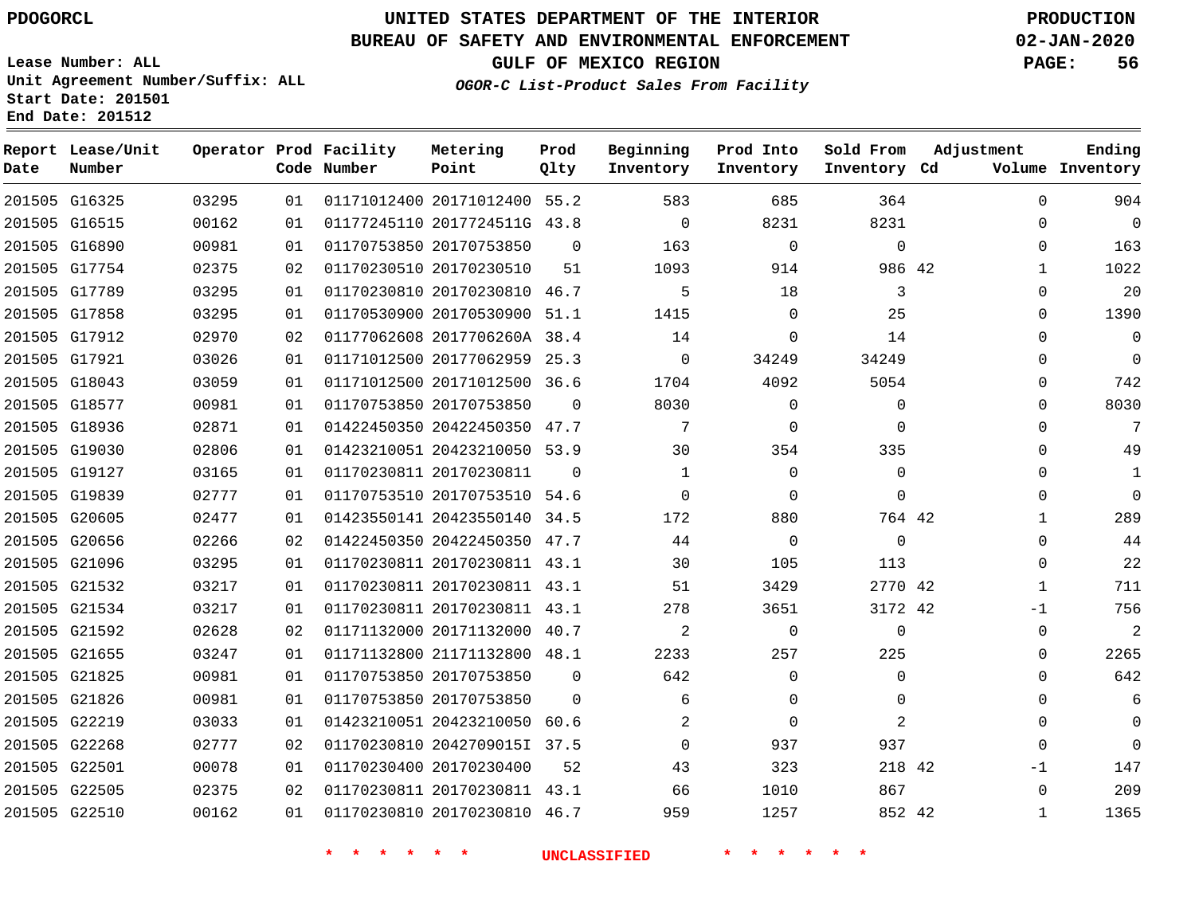PDOGORCL

# UNITED STATES DEPARTMENT OF THE INTERIOR
## BUREAU OF SAFETY AND ENVIRONMENTAL ENFORCEMENT
## GULF OF MEXICO REGION
### *OGOR-C List-Product Sales From Facility*

PRODUCTION
02-JAN-2020

Lease Number: ALL
Unit Agreement Number/Suffix: ALL
Start Date: 201501
End Date: 201512

| Report Date | Lease/Unit Number | Operator | Prod Code | Facility Number | Metering Point | Prod Qlty | Beginning Inventory | Prod Into Inventory | Sold From Inventory | Adjustment Cd | Adjustment Volume | Ending Inventory |
|---|---|---|---|---|---|---|---|---|---|---|---|---|
| 201505 | G16325 | 03295 | 01 | 01171012400 | 20171012400 | 55.2 | 583 | 685 | 364 | | 0 | 904 |
| 201505 | G16515 | 00162 | 01 | 01177245110 | 2017724511G | 43.8 | 0 | 8231 | 8231 | | 0 | 0 |
| 201505 | G16890 | 00981 | 01 | 01170753850 | 20170753850 | 0 | 163 | 0 | 0 | | 0 | 163 |
| 201505 | G17754 | 02375 | 02 | 01170230510 | 20170230510 | 51 | 1093 | 914 | 986 | 42 | 1 | 1022 |
| 201505 | G17789 | 03295 | 01 | 01170230810 | 20170230810 | 46.7 | 5 | 18 | 3 | | 0 | 20 |
| 201505 | G17858 | 03295 | 01 | 01170530900 | 20170530900 | 51.1 | 1415 | 0 | 25 | | 0 | 1390 |
| 201505 | G17912 | 02970 | 02 | 01177062608 | 2017706260A | 38.4 | 14 | 0 | 14 | | 0 | 0 |
| 201505 | G17921 | 03026 | 01 | 01171012500 | 20177062959 | 25.3 | 0 | 34249 | 34249 | | 0 | 0 |
| 201505 | G18043 | 03059 | 01 | 01171012500 | 20171012500 | 36.6 | 1704 | 4092 | 5054 | | 0 | 742 |
| 201505 | G18577 | 00981 | 01 | 01170753850 | 20170753850 | 0 | 8030 | 0 | 0 | | 0 | 8030 |
| 201505 | G18936 | 02871 | 01 | 01422450350 | 20422450350 | 47.7 | 7 | 0 | 0 | | 0 | 7 |
| 201505 | G19030 | 02806 | 01 | 01423210051 | 20423210050 | 53.9 | 30 | 354 | 335 | | 0 | 49 |
| 201505 | G19127 | 03165 | 01 | 01170230811 | 20170230811 | 0 | 1 | 0 | 0 | | 0 | 1 |
| 201505 | G19839 | 02777 | 01 | 01170753510 | 20170753510 | 54.6 | 0 | 0 | 0 | | 0 | 0 |
| 201505 | G20605 | 02477 | 01 | 01423550141 | 20423550140 | 34.5 | 172 | 880 | 764 | 42 | 1 | 289 |
| 201505 | G20656 | 02266 | 02 | 01422450350 | 20422450350 | 47.7 | 44 | 0 | 0 | | 0 | 44 |
| 201505 | G21096 | 03295 | 01 | 01170230811 | 20170230811 | 43.1 | 30 | 105 | 113 | | 0 | 22 |
| 201505 | G21532 | 03217 | 01 | 01170230811 | 20170230811 | 43.1 | 51 | 3429 | 2770 | 42 | 1 | 711 |
| 201505 | G21534 | 03217 | 01 | 01170230811 | 20170230811 | 43.1 | 278 | 3651 | 3172 | 42 | -1 | 756 |
| 201505 | G21592 | 02628 | 02 | 01171132000 | 20171132000 | 40.7 | 2 | 0 | 0 | | 0 | 2 |
| 201505 | G21655 | 03247 | 01 | 01171132800 | 21171132800 | 48.1 | 2233 | 257 | 225 | | 0 | 2265 |
| 201505 | G21825 | 00981 | 01 | 01170753850 | 20170753850 | 0 | 642 | 0 | 0 | | 0 | 642 |
| 201505 | G21826 | 00981 | 01 | 01170753850 | 20170753850 | 0 | 6 | 0 | 0 | | 0 | 6 |
| 201505 | G22219 | 03033 | 01 | 01423210051 | 20423210050 | 60.6 | 2 | 0 | 2 | | 0 | 0 |
| 201505 | G22268 | 02777 | 02 | 01170230810 | 2042709015I | 37.5 | 0 | 937 | 937 | | 0 | 0 |
| 201505 | G22501 | 00078 | 01 | 01170230400 | 20170230400 | 52 | 43 | 323 | 218 | 42 | -1 | 147 |
| 201505 | G22505 | 02375 | 02 | 01170230811 | 20170230811 | 43.1 | 66 | 1010 | 867 | | 0 | 209 |
| 201505 | G22510 | 00162 | 01 | 01170230810 | 20170230810 | 46.7 | 959 | 1257 | 852 | 42 | 1 | 1365 |

\* \* \* \* \* \* UNCLASSIFIED \* \* \* \* \* \*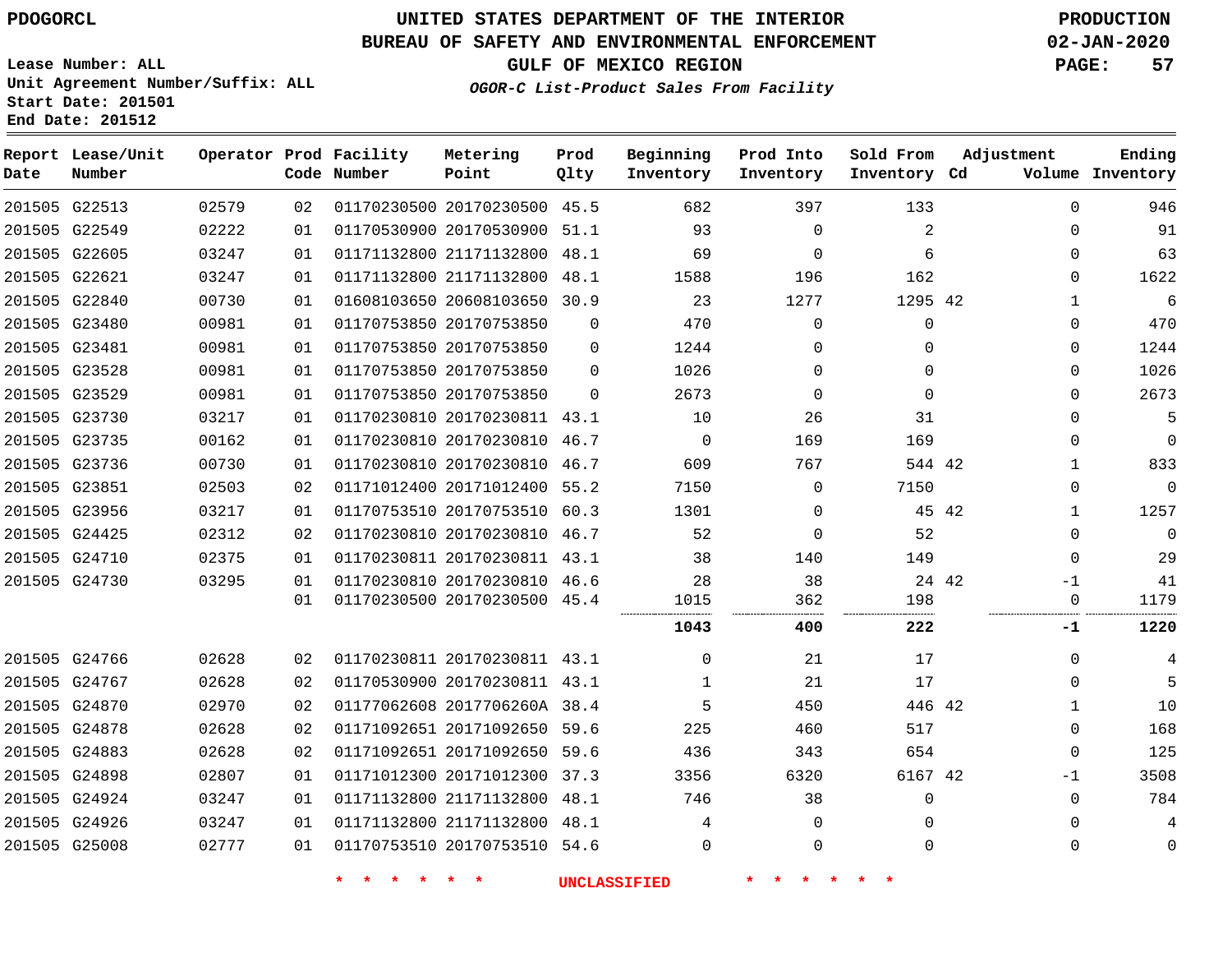# UNITED STATES DEPARTMENT OF THE INTERIOR
## BUREAU OF SAFETY AND ENVIRONMENTAL ENFORCEMENT
### GULF OF MEXICO REGION
*OGOR-C List-Product Sales From Facility*

PDOGORCL

Lease Number: ALL
Unit Agreement Number/Suffix: ALL
Start Date: 201501
End Date: 201512

PRODUCTION
02-JAN-2020

| Report Date | Lease/Unit Number | Operator | Prod Code | Facility Number | Metering Point | Prod Qlty | Beginning Inventory | Prod Into Inventory | Sold From Inventory | Adjustment Cd | Volume | Ending Inventory |
|---|---|---|---|---|---|---|---|---|---|---|---|---|
| 201505 | G22513 | 02579 | 02 | 01170230500 | 20170230500 | 45.5 | 682 | 397 | 133 | | 0 | 946 |
| 201505 | G22549 | 02222 | 01 | 01170530900 | 20170530900 | 51.1 | 93 | 0 | 2 | | 0 | 91 |
| 201505 | G22605 | 03247 | 01 | 01171132800 | 21171132800 | 48.1 | 69 | 0 | 6 | | 0 | 63 |
| 201505 | G22621 | 03247 | 01 | 01171132800 | 21171132800 | 48.1 | 1588 | 196 | 162 | | 0 | 1622 |
| 201505 | G22840 | 00730 | 01 | 01608103650 | 20608103650 | 30.9 | 23 | 1277 | 1295 | 42 | 1 | 6 |
| 201505 | G23480 | 00981 | 01 | 01170753850 | 20170753850 | 0 | 470 | 0 | 0 | | 0 | 470 |
| 201505 | G23481 | 00981 | 01 | 01170753850 | 20170753850 | 0 | 1244 | 0 | 0 | | 0 | 1244 |
| 201505 | G23528 | 00981 | 01 | 01170753850 | 20170753850 | 0 | 1026 | 0 | 0 | | 0 | 1026 |
| 201505 | G23529 | 00981 | 01 | 01170753850 | 20170753850 | 0 | 2673 | 0 | 0 | | 0 | 2673 |
| 201505 | G23730 | 03217 | 01 | 01170230810 | 20170230811 | 43.1 | 10 | 26 | 31 | | 0 | 5 |
| 201505 | G23735 | 00162 | 01 | 01170230810 | 20170230810 | 46.7 | 0 | 169 | 169 | | 0 | 0 |
| 201505 | G23736 | 00730 | 01 | 01170230810 | 20170230810 | 46.7 | 609 | 767 | 544 | 42 | 1 | 833 |
| 201505 | G23851 | 02503 | 02 | 01171012400 | 20171012400 | 55.2 | 7150 | 0 | 7150 | | 0 | 0 |
| 201505 | G23956 | 03217 | 01 | 01170753510 | 20170753510 | 60.3 | 1301 | 0 | 45 | 42 | 1 | 1257 |
| 201505 | G24425 | 02312 | 02 | 01170230810 | 20170230810 | 46.7 | 52 | 0 | 52 | | 0 | 0 |
| 201505 | G24710 | 02375 | 01 | 01170230811 | 20170230811 | 43.1 | 38 | 140 | 149 | | 0 | 29 |
| 201505 | G24730 | 03295 | 01 | 01170230810 | 20170230810 | 46.6 | 28 | 38 | 24 | 42 | -1 | 41 |
| | | | 01 | 01170230500 | 20170230500 | 45.4 | 1015 | 362 | 198 | | 0 | 1179 |
| | | | | | | | **1043** | **400** | **222** | | **-1** | **1220** |
| 201505 | G24766 | 02628 | 02 | 01170230811 | 20170230811 | 43.1 | 0 | 21 | 17 | | 0 | 4 |
| 201505 | G24767 | 02628 | 02 | 01170530900 | 20170230811 | 43.1 | 1 | 21 | 17 | | 0 | 5 |
| 201505 | G24870 | 02970 | 02 | 01177062608 | 2017706260A | 38.4 | 5 | 450 | 446 | 42 | 1 | 10 |
| 201505 | G24878 | 02628 | 02 | 01171092651 | 20171092650 | 59.6 | 225 | 460 | 517 | | 0 | 168 |
| 201505 | G24883 | 02628 | 02 | 01171092651 | 20171092650 | 59.6 | 436 | 343 | 654 | | 0 | 125 |
| 201505 | G24898 | 02807 | 01 | 01171012300 | 20171012300 | 37.3 | 3356 | 6320 | 6167 | 42 | -1 | 3508 |
| 201505 | G24924 | 03247 | 01 | 01171132800 | 21171132800 | 48.1 | 746 | 38 | 0 | | 0 | 784 |
| 201505 | G24926 | 03247 | 01 | 01171132800 | 21171132800 | 48.1 | 4 | 0 | 0 | | 0 | 4 |
| 201505 | G25008 | 02777 | 01 | 01170753510 | 20170753510 | 54.6 | 0 | 0 | 0 | | 0 | 0 |

\* \* \* \* \* \* UNCLASSIFIED \* \* \* \* \* \*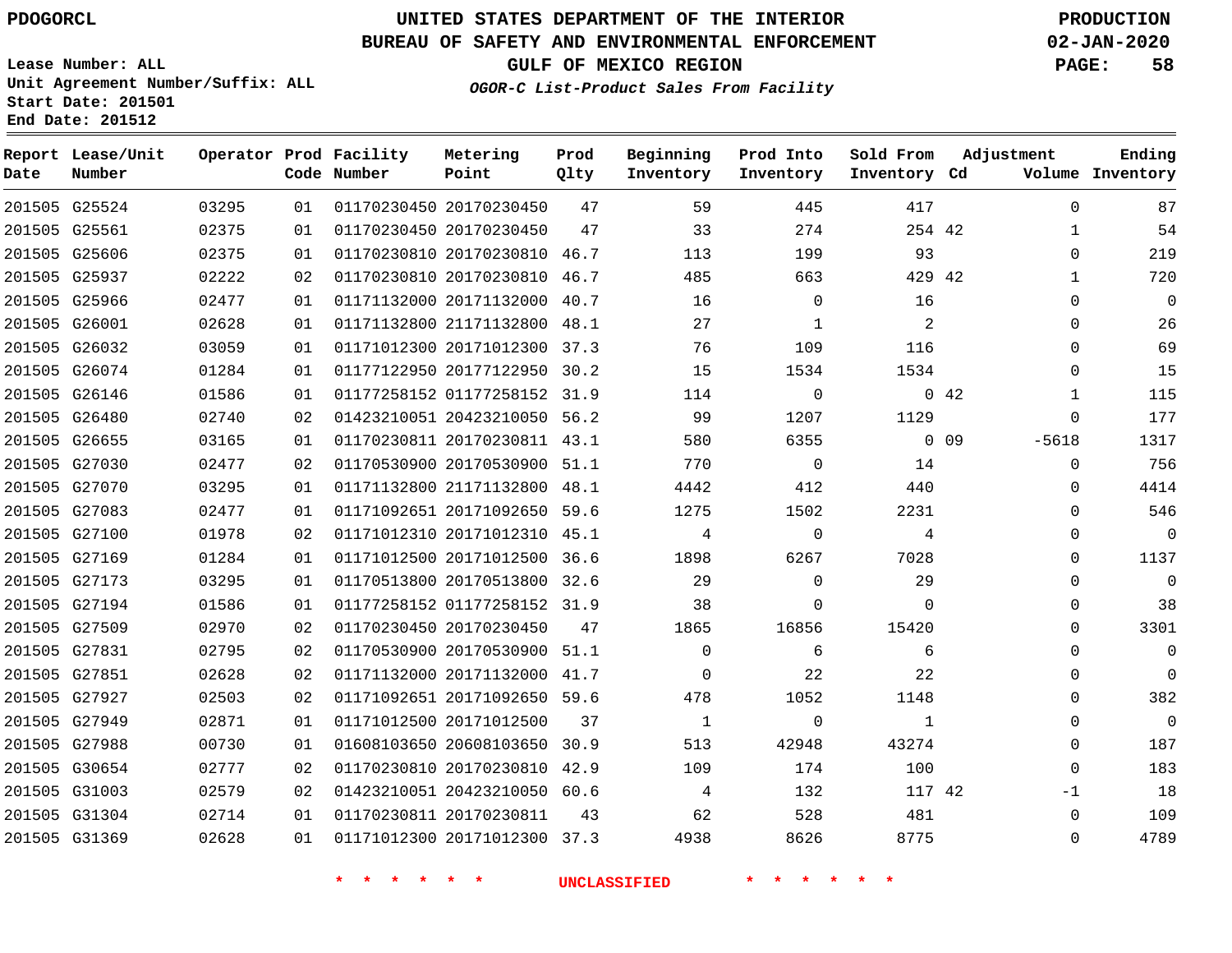UNITED STATES DEPARTMENT OF THE INTERIOR
BUREAU OF SAFETY AND ENVIRONMENTAL ENFORCEMENT
GULF OF MEXICO REGION

**OGOR-C List-Product Sales From Facility**

PDOGORCL

Lease Number: ALL
Unit Agreement Number/Suffix: ALL
Start Date: 201501
End Date: 201512

PRODUCTION
02-JAN-2020

| Report Date | Lease/Unit Number | Operator | Prod Code | Facility Number | Metering Point | Prod Qlty | Beginning Inventory | Prod Into Inventory | Sold From Inventory | Adjustment Cd | Adjustment Volume | Ending Inventory |
|---|---|---|---|---|---|---|---|---|---|---|---|---|
| 201505 | G25524 | 03295 | 01 | 01170230450 | 20170230450 | 47 | 59 | 445 | 417 | | 0 | 87 |
| 201505 | G25561 | 02375 | 01 | 01170230450 | 20170230450 | 47 | 33 | 274 | 254 | 42 | 1 | 54 |
| 201505 | G25606 | 02375 | 01 | 01170230810 | 20170230810 | 46.7 | 113 | 199 | 93 | | 0 | 219 |
| 201505 | G25937 | 02222 | 02 | 01170230810 | 20170230810 | 46.7 | 485 | 663 | 429 | 42 | 1 | 720 |
| 201505 | G25966 | 02477 | 01 | 01171132000 | 20171132000 | 40.7 | 16 | 0 | 16 | | 0 | 0 |
| 201505 | G26001 | 02628 | 01 | 01171132800 | 21171132800 | 48.1 | 27 | 1 | 2 | | 0 | 26 |
| 201505 | G26032 | 03059 | 01 | 01171012300 | 20171012300 | 37.3 | 76 | 109 | 116 | | 0 | 69 |
| 201505 | G26074 | 01284 | 01 | 01177122950 | 20177122950 | 30.2 | 15 | 1534 | 1534 | | 0 | 15 |
| 201505 | G26146 | 01586 | 01 | 01177258152 | 01177258152 | 31.9 | 114 | 0 | 0 | 42 | 1 | 115 |
| 201505 | G26480 | 02740 | 02 | 01423210051 | 20423210050 | 56.2 | 99 | 1207 | 1129 | | 0 | 177 |
| 201505 | G26655 | 03165 | 01 | 01170230811 | 20170230811 | 43.1 | 580 | 6355 | 0 | 09 | -5618 | 1317 |
| 201505 | G27030 | 02477 | 02 | 01170530900 | 20170530900 | 51.1 | 770 | 0 | 14 | | 0 | 756 |
| 201505 | G27070 | 03295 | 01 | 01171132800 | 21171132800 | 48.1 | 4442 | 412 | 440 | | 0 | 4414 |
| 201505 | G27083 | 02477 | 01 | 01171092651 | 20171092650 | 59.6 | 1275 | 1502 | 2231 | | 0 | 546 |
| 201505 | G27100 | 01978 | 02 | 01171012310 | 20171012310 | 45.1 | 4 | 0 | 4 | | 0 | 0 |
| 201505 | G27169 | 01284 | 01 | 01171012500 | 20171012500 | 36.6 | 1898 | 6267 | 7028 | | 0 | 1137 |
| 201505 | G27173 | 03295 | 01 | 01170513800 | 20170513800 | 32.6 | 29 | 0 | 29 | | 0 | 0 |
| 201505 | G27194 | 01586 | 01 | 01177258152 | 01177258152 | 31.9 | 38 | 0 | 0 | | 0 | 38 |
| 201505 | G27509 | 02970 | 02 | 01170230450 | 20170230450 | 47 | 1865 | 16856 | 15420 | | 0 | 3301 |
| 201505 | G27831 | 02795 | 02 | 01170530900 | 20170530900 | 51.1 | 0 | 6 | 6 | | 0 | 0 |
| 201505 | G27851 | 02628 | 02 | 01171132000 | 20171132000 | 41.7 | 0 | 22 | 22 | | 0 | 0 |
| 201505 | G27927 | 02503 | 02 | 01171092651 | 20171092650 | 59.6 | 478 | 1052 | 1148 | | 0 | 382 |
| 201505 | G27949 | 02871 | 01 | 01171012500 | 20171012500 | 37 | 1 | 0 | 1 | | 0 | 0 |
| 201505 | G27988 | 00730 | 01 | 01608103650 | 20608103650 | 30.9 | 513 | 42948 | 43274 | | 0 | 187 |
| 201505 | G30654 | 02777 | 02 | 01170230810 | 20170230810 | 42.9 | 109 | 174 | 100 | | 0 | 183 |
| 201505 | G31003 | 02579 | 02 | 01423210051 | 20423210050 | 60.6 | 4 | 132 | 117 | 42 | -1 | 18 |
| 201505 | G31304 | 02714 | 01 | 01170230811 | 20170230811 | 43 | 62 | 528 | 481 | | 0 | 109 |
| 201505 | G31369 | 02628 | 01 | 01171012300 | 20171012300 | 37.3 | 4938 | 8626 | 8775 | | 0 | 4789 |

* * * * * * UNCLASSIFIED * * * * * *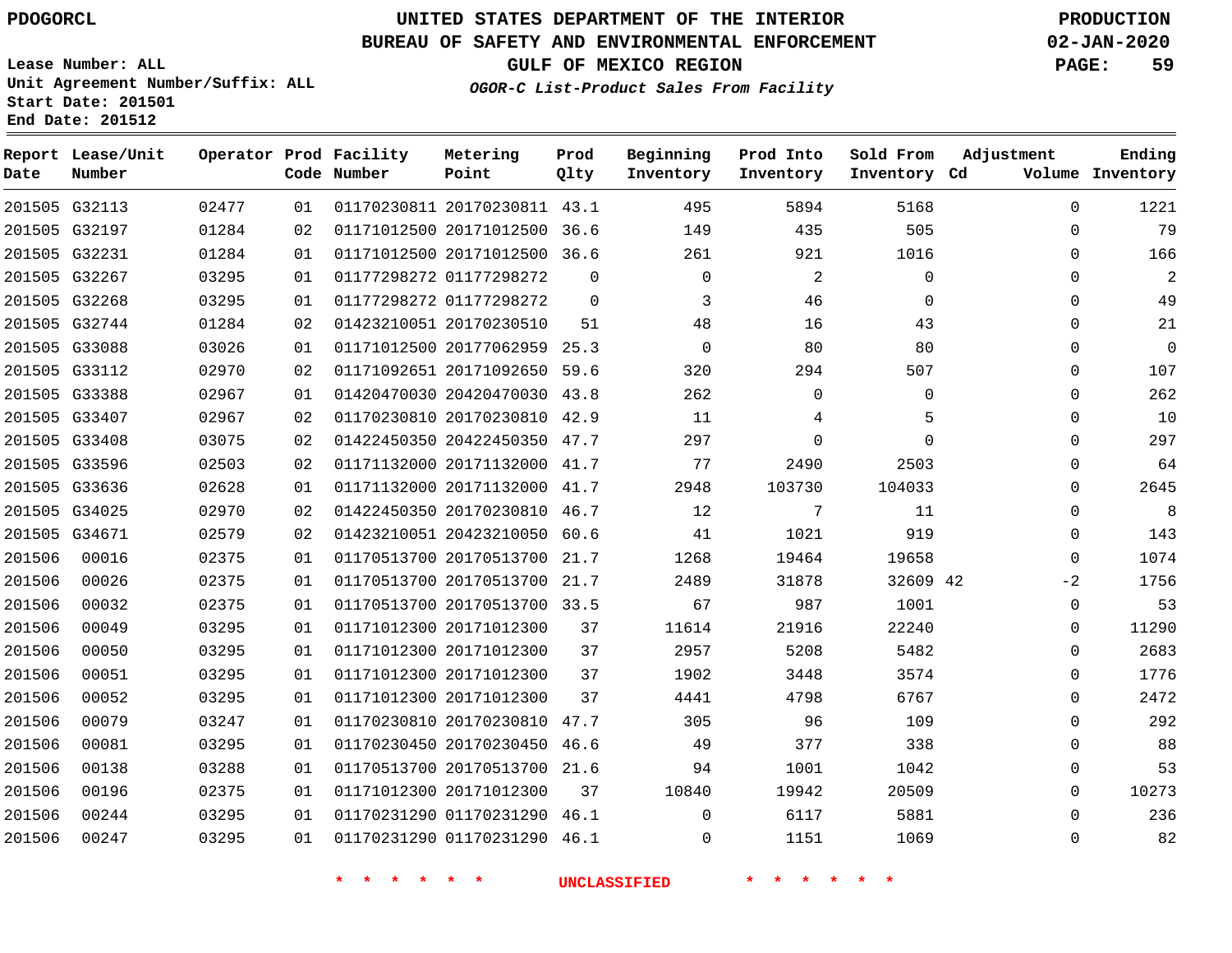# UNITED STATES DEPARTMENT OF THE INTERIOR
## BUREAU OF SAFETY AND ENVIRONMENTAL ENFORCEMENT
### GULF OF MEXICO REGION
#### *OGOR-C List-Product Sales From Facility*

PDOGORCL

Lease Number: ALL
Unit Agreement Number/Suffix: ALL
Start Date: 201501
End Date: 201512

PRODUCTION
02-JAN-2020

| Report Date | Lease/Unit Number | Operator | Prod Code | Facility Number | Metering Point | Prod Qlty | Beginning Inventory | Prod Into Inventory | Sold From Inventory | Adjustment Cd | Adjustment Volume | Ending Inventory |
|---|---|---|---|---|---|---|---|---|---|---|---|---|
| 201505 | G32113 | 02477 | 01 | 01170230811 | 20170230811 | 43.1 | 495 | 5894 | 5168 | | 0 | 1221 |
| 201505 | G32197 | 01284 | 02 | 01171012500 | 20171012500 | 36.6 | 149 | 435 | 505 | | 0 | 79 |
| 201505 | G32231 | 01284 | 01 | 01171012500 | 20171012500 | 36.6 | 261 | 921 | 1016 | | 0 | 166 |
| 201505 | G32267 | 03295 | 01 | 01177298272 | 01177298272 | 0 | 0 | 2 | 0 | | 0 | 2 |
| 201505 | G32268 | 03295 | 01 | 01177298272 | 01177298272 | 0 | 3 | 46 | 0 | | 0 | 49 |
| 201505 | G32744 | 01284 | 02 | 01423210051 | 20170230510 | 51 | 48 | 16 | 43 | | 0 | 21 |
| 201505 | G33088 | 03026 | 01 | 01171012500 | 20177062959 | 25.3 | 0 | 80 | 80 | | 0 | 0 |
| 201505 | G33112 | 02970 | 02 | 01171092651 | 20171092650 | 59.6 | 320 | 294 | 507 | | 0 | 107 |
| 201505 | G33388 | 02967 | 01 | 01420470030 | 20420470030 | 43.8 | 262 | 0 | 0 | | 0 | 262 |
| 201505 | G33407 | 02967 | 02 | 01170230810 | 20170230810 | 42.9 | 11 | 4 | 5 | | 0 | 10 |
| 201505 | G33408 | 03075 | 02 | 01422450350 | 20422450350 | 47.7 | 297 | 0 | 0 | | 0 | 297 |
| 201505 | G33596 | 02503 | 02 | 01171132000 | 20171132000 | 41.7 | 77 | 2490 | 2503 | | 0 | 64 |
| 201505 | G33636 | 02628 | 01 | 01171132000 | 20171132000 | 41.7 | 2948 | 103730 | 104033 | | 0 | 2645 |
| 201505 | G34025 | 02970 | 02 | 01422450350 | 20170230810 | 46.7 | 12 | 7 | 11 | | 0 | 8 |
| 201505 | G34671 | 02579 | 02 | 01423210051 | 20423210050 | 60.6 | 41 | 1021 | 919 | | 0 | 143 |
| 201506 | 00016 | 02375 | 01 | 01170513700 | 20170513700 | 21.7 | 1268 | 19464 | 19658 | | 0 | 1074 |
| 201506 | 00026 | 02375 | 01 | 01170513700 | 20170513700 | 21.7 | 2489 | 31878 | 32609 | 42 | -2 | 1756 |
| 201506 | 00032 | 02375 | 01 | 01170513700 | 20170513700 | 33.5 | 67 | 987 | 1001 | | 0 | 53 |
| 201506 | 00049 | 03295 | 01 | 01171012300 | 20171012300 | 37 | 11614 | 21916 | 22240 | | 0 | 11290 |
| 201506 | 00050 | 03295 | 01 | 01171012300 | 20171012300 | 37 | 2957 | 5208 | 5482 | | 0 | 2683 |
| 201506 | 00051 | 03295 | 01 | 01171012300 | 20171012300 | 37 | 1902 | 3448 | 3574 | | 0 | 1776 |
| 201506 | 00052 | 03295 | 01 | 01171012300 | 20171012300 | 37 | 4441 | 4798 | 6767 | | 0 | 2472 |
| 201506 | 00079 | 03247 | 01 | 01170230810 | 20170230810 | 47.7 | 305 | 96 | 109 | | 0 | 292 |
| 201506 | 00081 | 03295 | 01 | 01170230450 | 20170230450 | 46.6 | 49 | 377 | 338 | | 0 | 88 |
| 201506 | 00138 | 03288 | 01 | 01170513700 | 20170513700 | 21.6 | 94 | 1001 | 1042 | | 0 | 53 |
| 201506 | 00196 | 02375 | 01 | 01171012300 | 20171012300 | 37 | 10840 | 19942 | 20509 | | 0 | 10273 |
| 201506 | 00244 | 03295 | 01 | 01170231290 | 01170231290 | 46.1 | 0 | 6117 | 5881 | | 0 | 236 |
| 201506 | 00247 | 03295 | 01 | 01170231290 | 01170231290 | 46.1 | 0 | 1151 | 1069 | | 0 | 82 |

\* \* \* \* \* \* UNCLASSIFIED \* \* \* \* \* \*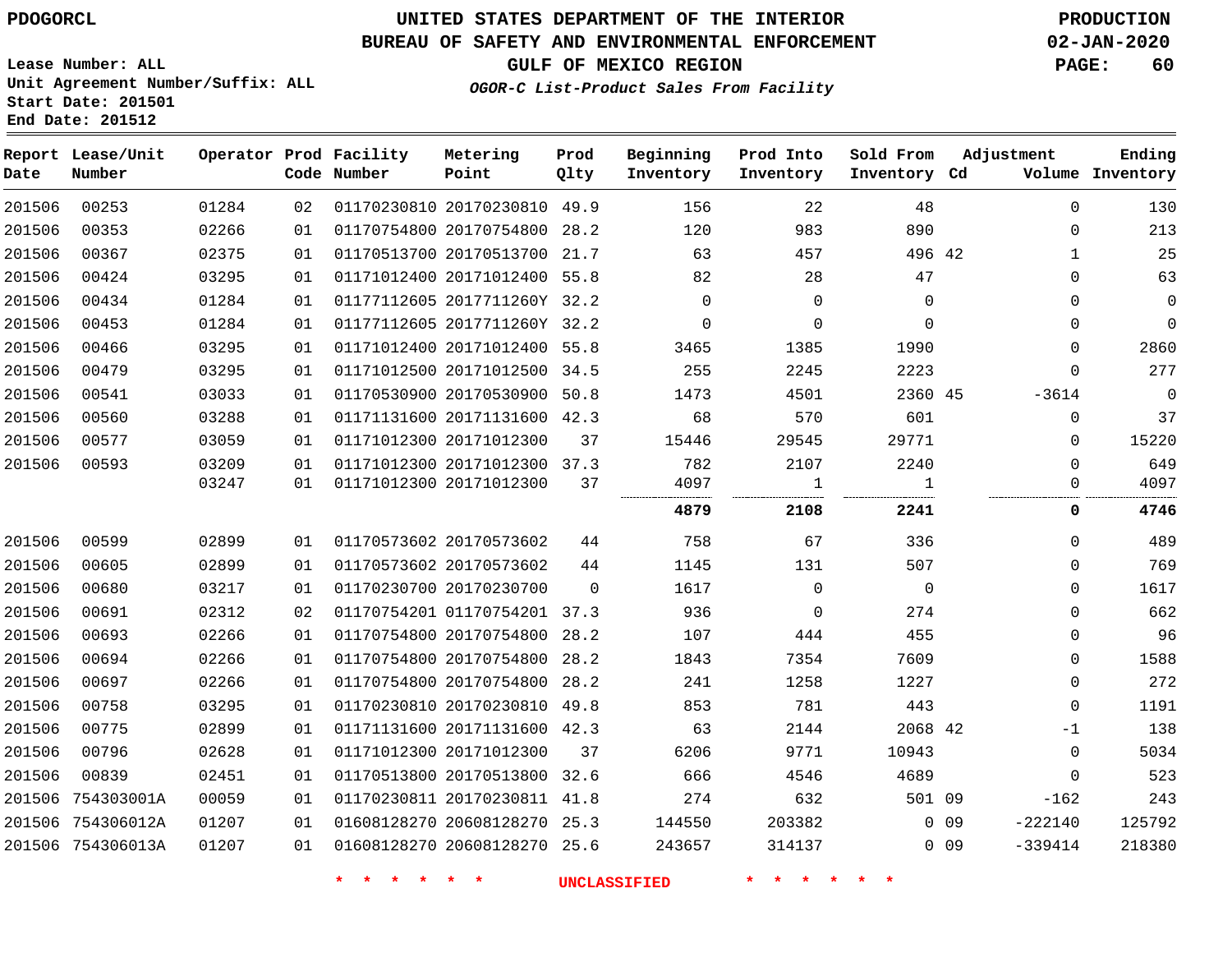PDOGORCL

# UNITED STATES DEPARTMENT OF THE INTERIOR
## BUREAU OF SAFETY AND ENVIRONMENTAL ENFORCEMENT
### GULF OF MEXICO REGION
*OGOR-C List-Product Sales From Facility*

PRODUCTION
02-JAN-2020

Lease Number: ALL
Unit Agreement Number/Suffix: ALL
Start Date: 201501
End Date: 201512

| Report Date | Lease/Unit Number | Operator | Prod Code | Facility Number | Metering Point | Prod Qlty | Beginning Inventory | Prod Into Inventory | Sold From Inventory | Adjustment Cd | Adjustment Volume | Ending Inventory |
|---|---|---|---|---|---|---|---|---|---|---|---|---|
| 201506 | 00253 | 01284 | 02 | 01170230810 | 20170230810 | 49.9 | 156 | 22 | 48 | | 0 | 130 |
| 201506 | 00353 | 02266 | 01 | 01170754800 | 20170754800 | 28.2 | 120 | 983 | 890 | | 0 | 213 |
| 201506 | 00367 | 02375 | 01 | 01170513700 | 20170513700 | 21.7 | 63 | 457 | 496 | 42 | 1 | 25 |
| 201506 | 00424 | 03295 | 01 | 01171012400 | 20171012400 | 55.8 | 82 | 28 | 47 | | 0 | 63 |
| 201506 | 00434 | 01284 | 01 | 01177112605 | 2017711260Y | 32.2 | 0 | 0 | 0 | | 0 | 0 |
| 201506 | 00453 | 01284 | 01 | 01177112605 | 2017711260Y | 32.2 | 0 | 0 | 0 | | 0 | 0 |
| 201506 | 00466 | 03295 | 01 | 01171012400 | 20171012400 | 55.8 | 3465 | 1385 | 1990 | | 0 | 2860 |
| 201506 | 00479 | 03295 | 01 | 01171012500 | 20171012500 | 34.5 | 255 | 2245 | 2223 | | 0 | 277 |
| 201506 | 00541 | 03033 | 01 | 01170530900 | 20170530900 | 50.8 | 1473 | 4501 | 2360 | 45 | -3614 | 0 |
| 201506 | 00560 | 03288 | 01 | 01171131600 | 20171131600 | 42.3 | 68 | 570 | 601 | | 0 | 37 |
| 201506 | 00577 | 03059 | 01 | 01171012300 | 20171012300 | 37 | 15446 | 29545 | 29771 | | 0 | 15220 |
| 201506 | 00593 | 03209 | 01 | 01171012300 | 20171012300 | 37.3 | 782 | 2107 | 2240 | | 0 | 649 |
| | | 03247 | 01 | 01171012300 | 20171012300 | 37 | 4097 | 1 | 1 | | 0 | 4097 |
| | | | | | | | **4879** | **2108** | **2241** | | **0** | **4746** |
| 201506 | 00599 | 02899 | 01 | 01170573602 | 20170573602 | 44 | 758 | 67 | 336 | | 0 | 489 |
| 201506 | 00605 | 02899 | 01 | 01170573602 | 20170573602 | 44 | 1145 | 131 | 507 | | 0 | 769 |
| 201506 | 00680 | 03217 | 01 | 01170230700 | 20170230700 | 0 | 1617 | 0 | 0 | | 0 | 1617 |
| 201506 | 00691 | 02312 | 02 | 01170754201 | 01170754201 | 37.3 | 936 | 0 | 274 | | 0 | 662 |
| 201506 | 00693 | 02266 | 01 | 01170754800 | 20170754800 | 28.2 | 107 | 444 | 455 | | 0 | 96 |
| 201506 | 00694 | 02266 | 01 | 01170754800 | 20170754800 | 28.2 | 1843 | 7354 | 7609 | | 0 | 1588 |
| 201506 | 00697 | 02266 | 01 | 01170754800 | 20170754800 | 28.2 | 241 | 1258 | 1227 | | 0 | 272 |
| 201506 | 00758 | 03295 | 01 | 01170230810 | 20170230810 | 49.8 | 853 | 781 | 443 | | 0 | 1191 |
| 201506 | 00775 | 02899 | 01 | 01171131600 | 20171131600 | 42.3 | 63 | 2144 | 2068 | 42 | -1 | 138 |
| 201506 | 00796 | 02628 | 01 | 01171012300 | 20171012300 | 37 | 6206 | 9771 | 10943 | | 0 | 5034 |
| 201506 | 00839 | 02451 | 01 | 01170513800 | 20170513800 | 32.6 | 666 | 4546 | 4689 | | 0 | 523 |
| 201506 | 754303001A | 00059 | 01 | 01170230811 | 20170230811 | 41.8 | 274 | 632 | 501 | 09 | -162 | 243 |
| 201506 | 754306012A | 01207 | 01 | 01608128270 | 20608128270 | 25.3 | 144550 | 203382 | 0 | 09 | -222140 | 125792 |
| 201506 | 754306013A | 01207 | 01 | 01608128270 | 20608128270 | 25.6 | 243657 | 314137 | 0 | 09 | -339414 | 218380 |

\* \* \* \* \* \* UNCLASSIFIED \* \* \* \* \* \*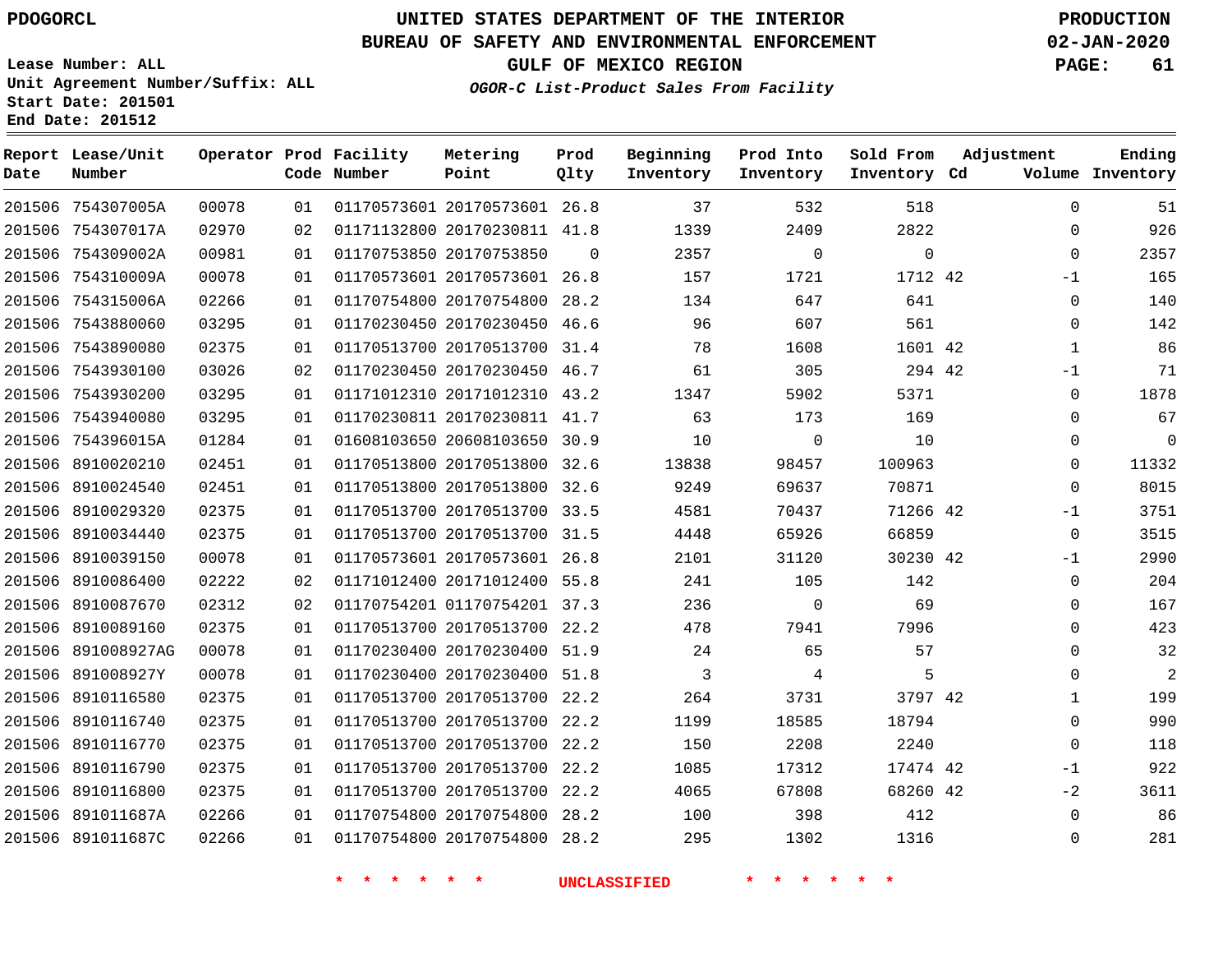PDOGORCL

# UNITED STATES DEPARTMENT OF THE INTERIOR
## BUREAU OF SAFETY AND ENVIRONMENTAL ENFORCEMENT
### GULF OF MEXICO REGION
*OGOR-C List-Product Sales From Facility*

PRODUCTION
02-JAN-2020

Lease Number: ALL
Unit Agreement Number/Suffix: ALL
Start Date: 201501
End Date: 201512

| Report Date | Lease/Unit Number | Operator | Prod Code | Facility Number | Metering Point | Prod Qlty | Beginning Inventory | Prod Into Inventory | Sold From Inventory | Adjustment Cd | Volume | Ending Inventory |
|---|---|---|---|---|---|---|---|---|---|---|---|---|
| 201506 | 754307005A | 00078 | 01 | 01170573601 | 20170573601 | 26.8 | 37 | 532 | 518 | | 0 | 51 |
| 201506 | 754307017A | 02970 | 02 | 01171132800 | 20170230811 | 41.8 | 1339 | 2409 | 2822 | | 0 | 926 |
| 201506 | 754309002A | 00981 | 01 | 01170753850 | 20170753850 | 0 | 2357 | 0 | 0 | | 0 | 2357 |
| 201506 | 754310009A | 00078 | 01 | 01170573601 | 20170573601 | 26.8 | 157 | 1721 | 1712 | 42 | -1 | 165 |
| 201506 | 754315006A | 02266 | 01 | 01170754800 | 20170754800 | 28.2 | 134 | 647 | 641 | | 0 | 140 |
| 201506 | 7543880060 | 03295 | 01 | 01170230450 | 20170230450 | 46.6 | 96 | 607 | 561 | | 0 | 142 |
| 201506 | 7543890080 | 02375 | 01 | 01170513700 | 20170513700 | 31.4 | 78 | 1608 | 1601 | 42 | 1 | 86 |
| 201506 | 7543930100 | 03026 | 02 | 01170230450 | 20170230450 | 46.7 | 61 | 305 | 294 | 42 | -1 | 71 |
| 201506 | 7543930200 | 03295 | 01 | 01171012310 | 20171012310 | 43.2 | 1347 | 5902 | 5371 | | 0 | 1878 |
| 201506 | 7543940080 | 03295 | 01 | 01170230811 | 20170230811 | 41.7 | 63 | 173 | 169 | | 0 | 67 |
| 201506 | 754396015A | 01284 | 01 | 01608103650 | 20608103650 | 30.9 | 10 | 0 | 10 | | 0 | 0 |
| 201506 | 8910020210 | 02451 | 01 | 01170513800 | 20170513800 | 32.6 | 13838 | 98457 | 100963 | | 0 | 11332 |
| 201506 | 8910024540 | 02451 | 01 | 01170513800 | 20170513800 | 32.6 | 9249 | 69637 | 70871 | | 0 | 8015 |
| 201506 | 8910029320 | 02375 | 01 | 01170513700 | 20170513700 | 33.5 | 4581 | 70437 | 71266 | 42 | -1 | 3751 |
| 201506 | 8910034440 | 02375 | 01 | 01170513700 | 20170513700 | 31.5 | 4448 | 65926 | 66859 | | 0 | 3515 |
| 201506 | 8910039150 | 00078 | 01 | 01170573601 | 20170573601 | 26.8 | 2101 | 31120 | 30230 | 42 | -1 | 2990 |
| 201506 | 8910086400 | 02222 | 02 | 01171012400 | 20171012400 | 55.8 | 241 | 105 | 142 | | 0 | 204 |
| 201506 | 8910087670 | 02312 | 02 | 01170754201 | 01170754201 | 37.3 | 236 | 0 | 69 | | 0 | 167 |
| 201506 | 8910089160 | 02375 | 01 | 01170513700 | 20170513700 | 22.2 | 478 | 7941 | 7996 | | 0 | 423 |
| 201506 | 891008927AG | 00078 | 01 | 01170230400 | 20170230400 | 51.9 | 24 | 65 | 57 | | 0 | 32 |
| 201506 | 891008927Y | 00078 | 01 | 01170230400 | 20170230400 | 51.8 | 3 | 4 | 5 | | 0 | 2 |
| 201506 | 8910116580 | 02375 | 01 | 01170513700 | 20170513700 | 22.2 | 264 | 3731 | 3797 | 42 | 1 | 199 |
| 201506 | 8910116740 | 02375 | 01 | 01170513700 | 20170513700 | 22.2 | 1199 | 18585 | 18794 | | 0 | 990 |
| 201506 | 8910116770 | 02375 | 01 | 01170513700 | 20170513700 | 22.2 | 150 | 2208 | 2240 | | 0 | 118 |
| 201506 | 8910116790 | 02375 | 01 | 01170513700 | 20170513700 | 22.2 | 1085 | 17312 | 17474 | 42 | -1 | 922 |
| 201506 | 8910116800 | 02375 | 01 | 01170513700 | 20170513700 | 22.2 | 4065 | 67808 | 68260 | 42 | -2 | 3611 |
| 201506 | 891011687A | 02266 | 01 | 01170754800 | 20170754800 | 28.2 | 100 | 398 | 412 | | 0 | 86 |
| 201506 | 891011687C | 02266 | 01 | 01170754800 | 20170754800 | 28.2 | 295 | 1302 | 1316 | | 0 | 281 |

* * * * * * UNCLASSIFIED * * * * * *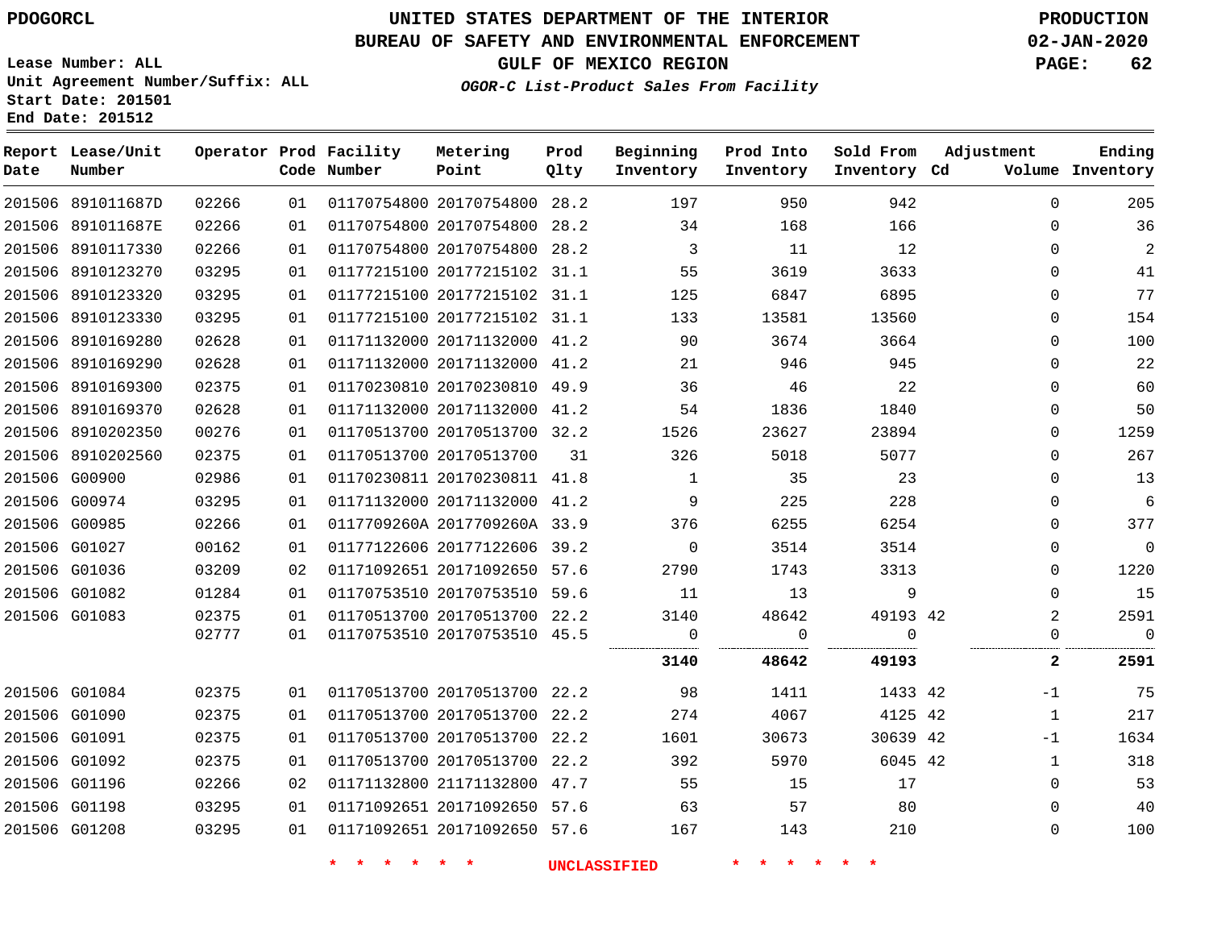PDOGORCL

# UNITED STATES DEPARTMENT OF THE INTERIOR
## BUREAU OF SAFETY AND ENVIRONMENTAL ENFORCEMENT
### GULF OF MEXICO REGION
*OGOR-C List-Product Sales From Facility*

PRODUCTION
02-JAN-2020

Lease Number: ALL
Unit Agreement Number/Suffix: ALL
Start Date: 201501
End Date: 201512

| Report Date | Lease/Unit Number | Operator | Prod Code | Facility Number | Metering Point | Prod Qlty | Beginning Inventory | Prod Into Inventory | Sold From Inventory | Adjustment Cd | Volume | Ending Inventory |
|---|---|---|---|---|---|---|---|---|---|---|---|---|
| 201506 | 891011687D | 02266 | 01 | 01170754800 | 20170754800 | 28.2 | 197 | 950 | 942 | | 0 | 205 |
| 201506 | 891011687E | 02266 | 01 | 01170754800 | 20170754800 | 28.2 | 34 | 168 | 166 | | 0 | 36 |
| 201506 | 8910117330 | 02266 | 01 | 01170754800 | 20170754800 | 28.2 | 3 | 11 | 12 | | 0 | 2 |
| 201506 | 8910123270 | 03295 | 01 | 01177215100 | 20177215102 | 31.1 | 55 | 3619 | 3633 | | 0 | 41 |
| 201506 | 8910123320 | 03295 | 01 | 01177215100 | 20177215102 | 31.1 | 125 | 6847 | 6895 | | 0 | 77 |
| 201506 | 8910123330 | 03295 | 01 | 01177215100 | 20177215102 | 31.1 | 133 | 13581 | 13560 | | 0 | 154 |
| 201506 | 8910169280 | 02628 | 01 | 01171132000 | 20171132000 | 41.2 | 90 | 3674 | 3664 | | 0 | 100 |
| 201506 | 8910169290 | 02628 | 01 | 01171132000 | 20171132000 | 41.2 | 21 | 946 | 945 | | 0 | 22 |
| 201506 | 8910169300 | 02375 | 01 | 01170230810 | 20170230810 | 49.9 | 36 | 46 | 22 | | 0 | 60 |
| 201506 | 8910169370 | 02628 | 01 | 01171132000 | 20171132000 | 41.2 | 54 | 1836 | 1840 | | 0 | 50 |
| 201506 | 8910202350 | 00276 | 01 | 01170513700 | 20170513700 | 32.2 | 1526 | 23627 | 23894 | | 0 | 1259 |
| 201506 | 8910202560 | 02375 | 01 | 01170513700 | 20170513700 | 31 | 326 | 5018 | 5077 | | 0 | 267 |
| 201506 | G00900 | 02986 | 01 | 01170230811 | 20170230811 | 41.8 | 1 | 35 | 23 | | 0 | 13 |
| 201506 | G00974 | 03295 | 01 | 01171132000 | 20171132000 | 41.2 | 9 | 225 | 228 | | 0 | 6 |
| 201506 | G00985 | 02266 | 01 | 0117709260A | 2017709260A | 33.9 | 376 | 6255 | 6254 | | 0 | 377 |
| 201506 | G01027 | 00162 | 01 | 01177122606 | 20177122606 | 39.2 | 0 | 3514 | 3514 | | 0 | 0 |
| 201506 | G01036 | 03209 | 02 | 01171092651 | 20171092650 | 57.6 | 2790 | 1743 | 3313 | | 0 | 1220 |
| 201506 | G01082 | 01284 | 01 | 01170753510 | 20170753510 | 59.6 | 11 | 13 | 9 | | 0 | 15 |
| 201506 | G01083 | 02375 | 01 | 01170513700 | 20170513700 | 22.2 | 3140 | 48642 | 49193 | 42 | 2 | 2591 |
| | | 02777 | 01 | 01170753510 | 20170753510 | 45.5 | 0 | 0 | 0 | | 0 | 0 |
| | | | | | | | **3140** | **48642** | **49193** | | **2** | **2591** |
| 201506 | G01084 | 02375 | 01 | 01170513700 | 20170513700 | 22.2 | 98 | 1411 | 1433 | 42 | -1 | 75 |
| 201506 | G01090 | 02375 | 01 | 01170513700 | 20170513700 | 22.2 | 274 | 4067 | 4125 | 42 | 1 | 217 |
| 201506 | G01091 | 02375 | 01 | 01170513700 | 20170513700 | 22.2 | 1601 | 30673 | 30639 | 42 | -1 | 1634 |
| 201506 | G01092 | 02375 | 01 | 01170513700 | 20170513700 | 22.2 | 392 | 5970 | 6045 | 42 | 1 | 318 |
| 201506 | G01196 | 02266 | 02 | 01171132800 | 21171132800 | 47.7 | 55 | 15 | 17 | | 0 | 53 |
| 201506 | G01198 | 03295 | 01 | 01171092651 | 20171092650 | 57.6 | 63 | 57 | 80 | | 0 | 40 |
| 201506 | G01208 | 03295 | 01 | 01171092651 | 20171092650 | 57.6 | 167 | 143 | 210 | | 0 | 100 |

* * * * * * UNCLASSIFIED * * * * * *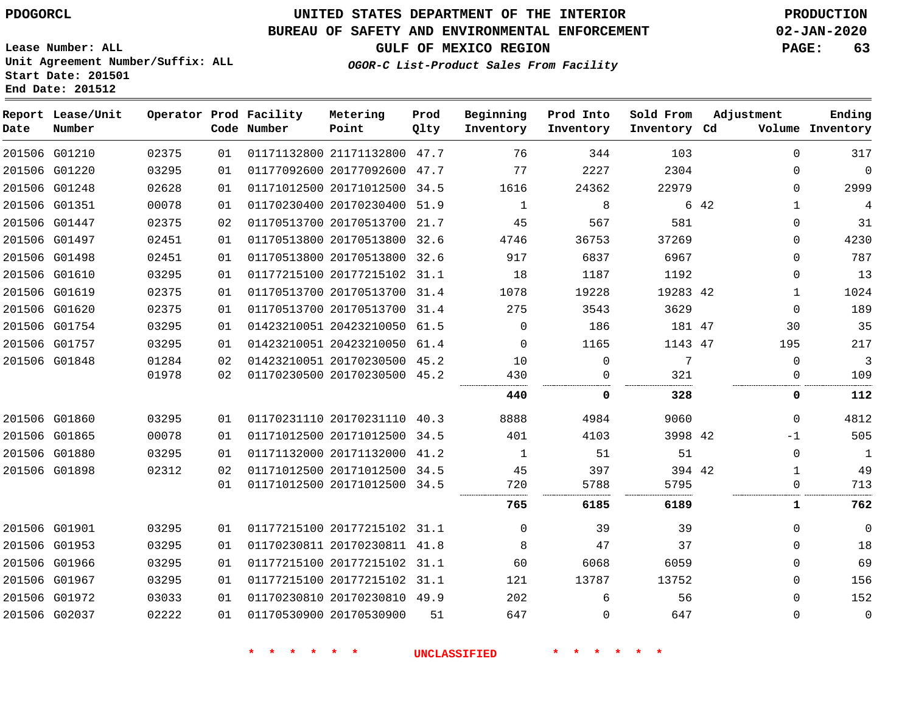PDOGORCL

# UNITED STATES DEPARTMENT OF THE INTERIOR
## BUREAU OF SAFETY AND ENVIRONMENTAL ENFORCEMENT
### GULF OF MEXICO REGION
*OGOR-C List-Product Sales From Facility*

PRODUCTION
02-JAN-2020

Lease Number: ALL
Unit Agreement Number/Suffix: ALL
Start Date: 201501
End Date: 201512

| Report Date | Lease/Unit Number | Operator | Prod Code | Facility Number | Metering Point | Prod Qlty | Beginning Inventory | Prod Into Inventory | Sold From Inventory | Adjustment Cd | Adjustment Volume | Ending Inventory |
|---|---|---|---|---|---|---|---|---|---|---|---|---|
| 201506 | G01210 | 02375 | 01 | 01171132800 | 21171132800 | 47.7 | 76 | 344 | 103 | | 0 | 317 |
| 201506 | G01220 | 03295 | 01 | 01177092600 | 20177092600 | 47.7 | 77 | 2227 | 2304 | | 0 | 0 |
| 201506 | G01248 | 02628 | 01 | 01171012500 | 20171012500 | 34.5 | 1616 | 24362 | 22979 | | 0 | 2999 |
| 201506 | G01351 | 00078 | 01 | 01170230400 | 20170230400 | 51.9 | 1 | 8 | 6 | 42 | 1 | 4 |
| 201506 | G01447 | 02375 | 02 | 01170513700 | 20170513700 | 21.7 | 45 | 567 | 581 | | 0 | 31 |
| 201506 | G01497 | 02451 | 01 | 01170513800 | 20170513800 | 32.6 | 4746 | 36753 | 37269 | | 0 | 4230 |
| 201506 | G01498 | 02451 | 01 | 01170513800 | 20170513800 | 32.6 | 917 | 6837 | 6967 | | 0 | 787 |
| 201506 | G01610 | 03295 | 01 | 01177215100 | 20177215102 | 31.1 | 18 | 1187 | 1192 | | 0 | 13 |
| 201506 | G01619 | 02375 | 01 | 01170513700 | 20170513700 | 31.4 | 1078 | 19228 | 19283 | 42 | 1 | 1024 |
| 201506 | G01620 | 02375 | 01 | 01170513700 | 20170513700 | 31.4 | 275 | 3543 | 3629 | | 0 | 189 |
| 201506 | G01754 | 03295 | 01 | 01423210051 | 20423210050 | 61.5 | 0 | 186 | 181 | 47 | 30 | 35 |
| 201506 | G01757 | 03295 | 01 | 01423210051 | 20423210050 | 61.4 | 0 | 1165 | 1143 | 47 | 195 | 217 |
| 201506 | G01848 | 01284 | 02 | 01423210051 | 20170230500 | 45.2 | 10 | 0 | 7 | | 0 | 3 |
| | | 01978 | 02 | 01170230500 | 20170230500 | 45.2 | 430 | 0 | 321 | | 0 | 109 |
| | | | | | | | **440** | **0** | **328** | | **0** | **112** |
| 201506 | G01860 | 03295 | 01 | 01170231110 | 20170231110 | 40.3 | 8888 | 4984 | 9060 | | 0 | 4812 |
| 201506 | G01865 | 00078 | 01 | 01171012500 | 20171012500 | 34.5 | 401 | 4103 | 3998 | 42 | -1 | 505 |
| 201506 | G01880 | 03295 | 01 | 01171132000 | 20171132000 | 41.2 | 1 | 51 | 51 | | 0 | 1 |
| 201506 | G01898 | 02312 | 02 | 01171012500 | 20171012500 | 34.5 | 45 | 397 | 394 | 42 | 1 | 49 |
| | | | 01 | 01171012500 | 20171012500 | 34.5 | 720 | 5788 | 5795 | | 0 | 713 |
| | | | | | | | **765** | **6185** | **6189** | | **1** | **762** |
| 201506 | G01901 | 03295 | 01 | 01177215100 | 20177215102 | 31.1 | 0 | 39 | 39 | | 0 | 0 |
| 201506 | G01953 | 03295 | 01 | 01170230811 | 20170230811 | 41.8 | 8 | 47 | 37 | | 0 | 18 |
| 201506 | G01966 | 03295 | 01 | 01177215100 | 20177215102 | 31.1 | 60 | 6068 | 6059 | | 0 | 69 |
| 201506 | G01967 | 03295 | 01 | 01177215100 | 20177215102 | 31.1 | 121 | 13787 | 13752 | | 0 | 156 |
| 201506 | G01972 | 03033 | 01 | 01170230810 | 20170230810 | 49.9 | 202 | 6 | 56 | | 0 | 152 |
| 201506 | G02037 | 02222 | 01 | 01170530900 | 20170530900 | 51 | 647 | 0 | 647 | | 0 | 0 |

\* \* \* \* \* \* UNCLASSIFIED \* \* \* \* \* \*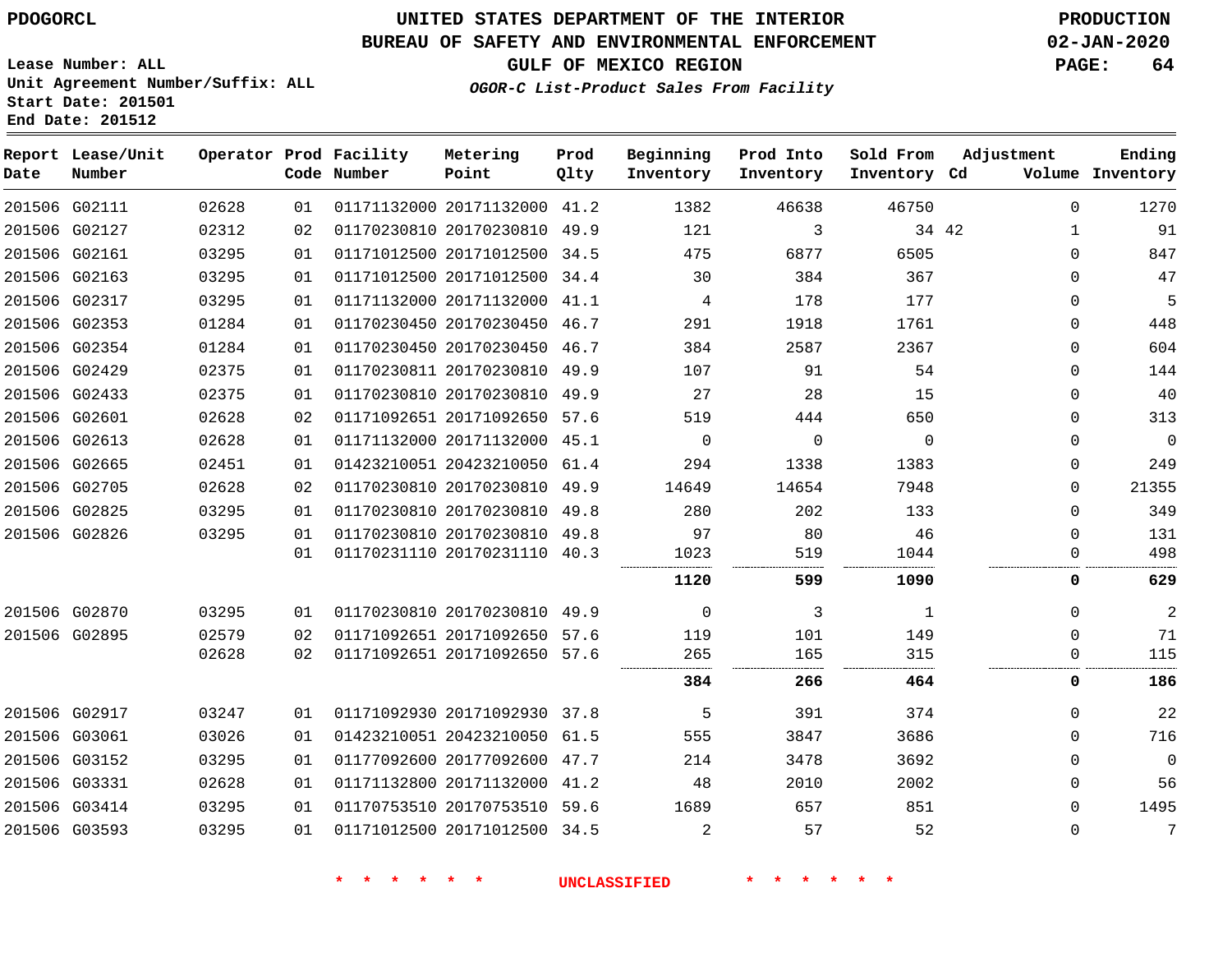PDOGORCL

# UNITED STATES DEPARTMENT OF THE INTERIOR
## BUREAU OF SAFETY AND ENVIRONMENTAL ENFORCEMENT
## GULF OF MEXICO REGION
### *OGOR-C List-Product Sales From Facility*

PRODUCTION
02-JAN-2020

Lease Number: ALL
Unit Agreement Number/Suffix: ALL
Start Date: 201501
End Date: 201512

| Report Date | Lease/Unit Number | Operator | Prod Code | Facility Number | Metering Point | Prod Qlty | Beginning Inventory | Prod Into Inventory | Sold From Inventory | Adjustment Cd | Volume | Ending Inventory |
|---|---|---|---|---|---|---|---|---|---|---|---|---|
| 201506 | G02111 | 02628 | 01 | 01171132000 | 20171132000 | 41.2 | 1382 | 46638 | 46750 | | 0 | 1270 |
| 201506 | G02127 | 02312 | 02 | 01170230810 | 20170230810 | 49.9 | 121 | 3 | 34 | 42 | 1 | 91 |
| 201506 | G02161 | 03295 | 01 | 01171012500 | 20171012500 | 34.5 | 475 | 6877 | 6505 | | 0 | 847 |
| 201506 | G02163 | 03295 | 01 | 01171012500 | 20171012500 | 34.4 | 30 | 384 | 367 | | 0 | 47 |
| 201506 | G02317 | 03295 | 01 | 01171132000 | 20171132000 | 41.1 | 4 | 178 | 177 | | 0 | 5 |
| 201506 | G02353 | 01284 | 01 | 01170230450 | 20170230450 | 46.7 | 291 | 1918 | 1761 | | 0 | 448 |
| 201506 | G02354 | 01284 | 01 | 01170230450 | 20170230450 | 46.7 | 384 | 2587 | 2367 | | 0 | 604 |
| 201506 | G02429 | 02375 | 01 | 01170230811 | 20170230810 | 49.9 | 107 | 91 | 54 | | 0 | 144 |
| 201506 | G02433 | 02375 | 01 | 01170230810 | 20170230810 | 49.9 | 27 | 28 | 15 | | 0 | 40 |
| 201506 | G02601 | 02628 | 02 | 01171092651 | 20171092650 | 57.6 | 519 | 444 | 650 | | 0 | 313 |
| 201506 | G02613 | 02628 | 01 | 01171132000 | 20171132000 | 45.1 | 0 | 0 | 0 | | 0 | 0 |
| 201506 | G02665 | 02451 | 01 | 01423210051 | 20423210050 | 61.4 | 294 | 1338 | 1383 | | 0 | 249 |
| 201506 | G02705 | 02628 | 02 | 01170230810 | 20170230810 | 49.9 | 14649 | 14654 | 7948 | | 0 | 21355 |
| 201506 | G02825 | 03295 | 01 | 01170230810 | 20170230810 | 49.8 | 280 | 202 | 133 | | 0 | 349 |
| 201506 | G02826 | 03295 | 01 | 01170230810 | 20170230810 | 49.8 | 97 | 80 | 46 | | 0 | 131 |
| | | | 01 | 01170231110 | 20170231110 | 40.3 | 1023 | 519 | 1044 | | 0 | 498 |
| | | | | | | | **1120** | **599** | **1090** | | **0** | **629** |
| 201506 | G02870 | 03295 | 01 | 01170230810 | 20170230810 | 49.9 | 0 | 3 | 1 | | 0 | 2 |
| 201506 | G02895 | 02579 | 02 | 01171092651 | 20171092650 | 57.6 | 119 | 101 | 149 | | 0 | 71 |
| | | 02628 | 02 | 01171092651 | 20171092650 | 57.6 | 265 | 165 | 315 | | 0 | 115 |
| | | | | | | | **384** | **266** | **464** | | **0** | **186** |
| 201506 | G02917 | 03247 | 01 | 01171092930 | 20171092930 | 37.8 | 5 | 391 | 374 | | 0 | 22 |
| 201506 | G03061 | 03026 | 01 | 01423210051 | 20423210050 | 61.5 | 555 | 3847 | 3686 | | 0 | 716 |
| 201506 | G03152 | 03295 | 01 | 01177092600 | 20177092600 | 47.7 | 214 | 3478 | 3692 | | 0 | 0 |
| 201506 | G03331 | 02628 | 01 | 01171132800 | 20171132000 | 41.2 | 48 | 2010 | 2002 | | 0 | 56 |
| 201506 | G03414 | 03295 | 01 | 01170753510 | 20170753510 | 59.6 | 1689 | 657 | 851 | | 0 | 1495 |
| 201506 | G03593 | 03295 | 01 | 01171012500 | 20171012500 | 34.5 | 2 | 57 | 52 | | 0 | 7 |

\* \* \* \* \* \* UNCLASSIFIED \* \* \* \* \* \*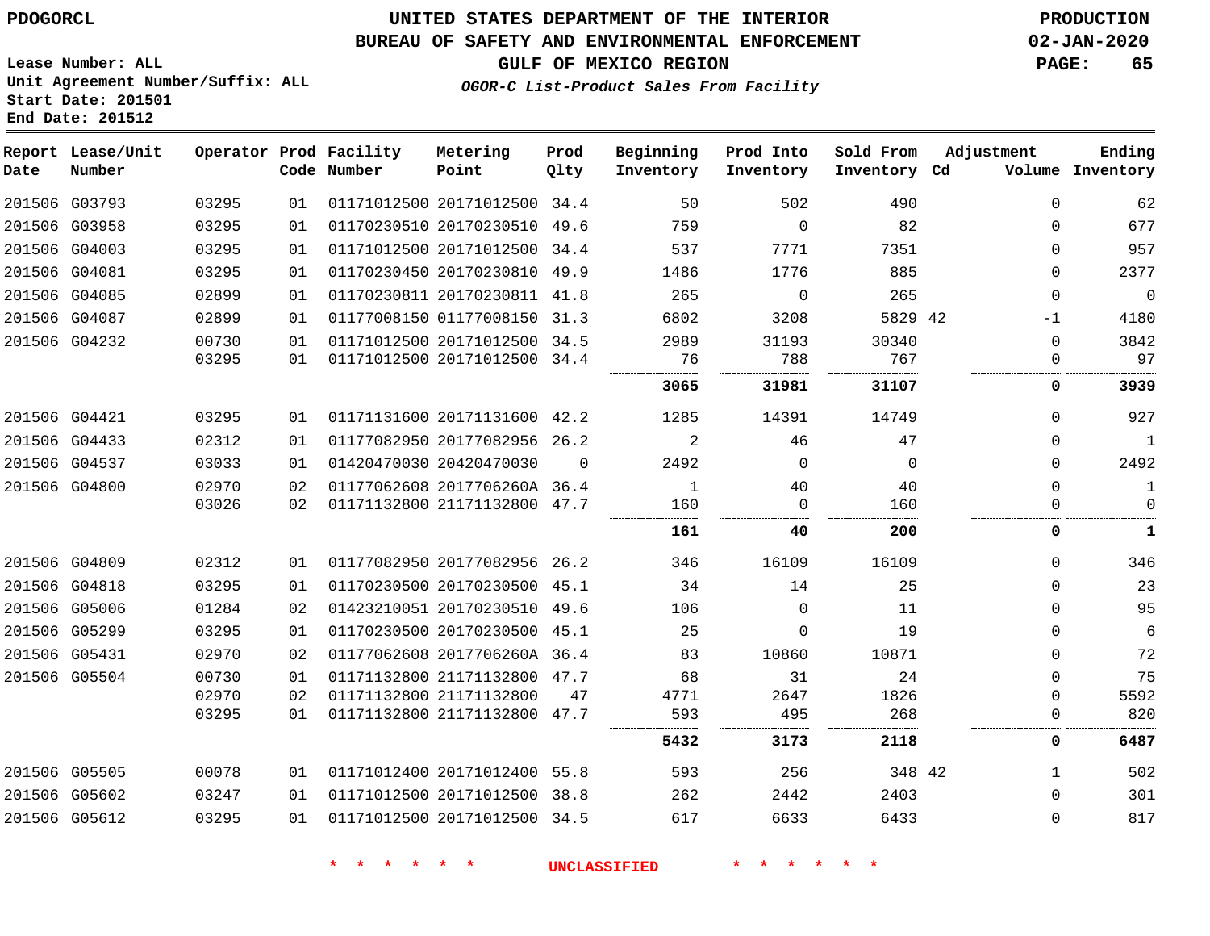PDOGORCL

# UNITED STATES DEPARTMENT OF THE INTERIOR
## BUREAU OF SAFETY AND ENVIRONMENTAL ENFORCEMENT
### GULF OF MEXICO REGION
*OGOR-C List-Product Sales From Facility*

PRODUCTION
02-JAN-2020

Lease Number: ALL
Unit Agreement Number/Suffix: ALL
Start Date: 201501
End Date: 201512

| Report Date | Lease/Unit Number | Operator | Prod Code | Facility Number | Metering Point | Prod Qlty | Beginning Inventory | Prod Into Inventory | Sold From Inventory | Adjustment Cd | Adjustment Volume | Ending Inventory |
|---|---|---|---|---|---|---|---|---|---|---|---|---|
| 201506 | G03793 | 03295 | 01 | 01171012500 | 20171012500 | 34.4 | 50 | 502 | 490 | | 0 | 62 |
| 201506 | G03958 | 03295 | 01 | 01170230510 | 20170230510 | 49.6 | 759 | 0 | 82 | | 0 | 677 |
| 201506 | G04003 | 03295 | 01 | 01171012500 | 20171012500 | 34.4 | 537 | 7771 | 7351 | | 0 | 957 |
| 201506 | G04081 | 03295 | 01 | 01170230450 | 20170230810 | 49.9 | 1486 | 1776 | 885 | | 0 | 2377 |
| 201506 | G04085 | 02899 | 01 | 01170230811 | 20170230811 | 41.8 | 265 | 0 | 265 | | 0 | 0 |
| 201506 | G04087 | 02899 | 01 | 01177008150 | 01177008150 | 31.3 | 6802 | 3208 | 5829 | 42 | -1 | 4180 |
| 201506 | G04232 | 00730 | 01 | 01171012500 | 20171012500 | 34.5 | 2989 | 31193 | 30340 | | 0 | 3842 |
| | | 03295 | 01 | 01171012500 | 20171012500 | 34.4 | 76 | 788 | 767 | | 0 | 97 |
| | | | | | | | **3065** | **31981** | **31107** | | **0** | **3939** |
| 201506 | G04421 | 03295 | 01 | 01171131600 | 20171131600 | 42.2 | 1285 | 14391 | 14749 | | 0 | 927 |
| 201506 | G04433 | 02312 | 01 | 01177082950 | 20177082956 | 26.2 | 2 | 46 | 47 | | 0 | 1 |
| 201506 | G04537 | 03033 | 01 | 01420470030 | 20420470030 | 0 | 2492 | 0 | 0 | | 0 | 2492 |
| 201506 | G04800 | 02970 | 02 | 01177062608 | 2017706260A | 36.4 | 1 | 40 | 40 | | 0 | 1 |
| | | 03026 | 02 | 01171132800 | 21171132800 | 47.7 | 160 | 0 | 160 | | 0 | 0 |
| | | | | | | | **161** | **40** | **200** | | **0** | **1** |
| 201506 | G04809 | 02312 | 01 | 01177082950 | 20177082956 | 26.2 | 346 | 16109 | 16109 | | 0 | 346 |
| 201506 | G04818 | 03295 | 01 | 01170230500 | 20170230500 | 45.1 | 34 | 14 | 25 | | 0 | 23 |
| 201506 | G05006 | 01284 | 02 | 01423210051 | 20170230510 | 49.6 | 106 | 0 | 11 | | 0 | 95 |
| 201506 | G05299 | 03295 | 01 | 01170230500 | 20170230500 | 45.1 | 25 | 0 | 19 | | 0 | 6 |
| 201506 | G05431 | 02970 | 02 | 01177062608 | 2017706260A | 36.4 | 83 | 10860 | 10871 | | 0 | 72 |
| 201506 | G05504 | 00730 | 01 | 01171132800 | 21171132800 | 47.7 | 68 | 31 | 24 | | 0 | 75 |
| | | 02970 | 02 | 01171132800 | 21171132800 | 47 | 4771 | 2647 | 1826 | | 0 | 5592 |
| | | 03295 | 01 | 01171132800 | 21171132800 | 47.7 | 593 | 495 | 268 | | 0 | 820 |
| | | | | | | | **5432** | **3173** | **2118** | | **0** | **6487** |
| 201506 | G05505 | 00078 | 01 | 01171012400 | 20171012400 | 55.8 | 593 | 256 | 348 | 42 | 1 | 502 |
| 201506 | G05602 | 03247 | 01 | 01171012500 | 20171012500 | 38.8 | 262 | 2442 | 2403 | | 0 | 301 |
| 201506 | G05612 | 03295 | 01 | 01171012500 | 20171012500 | 34.5 | 617 | 6633 | 6433 | | 0 | 817 |

* * * * * * UNCLASSIFIED * * * * * *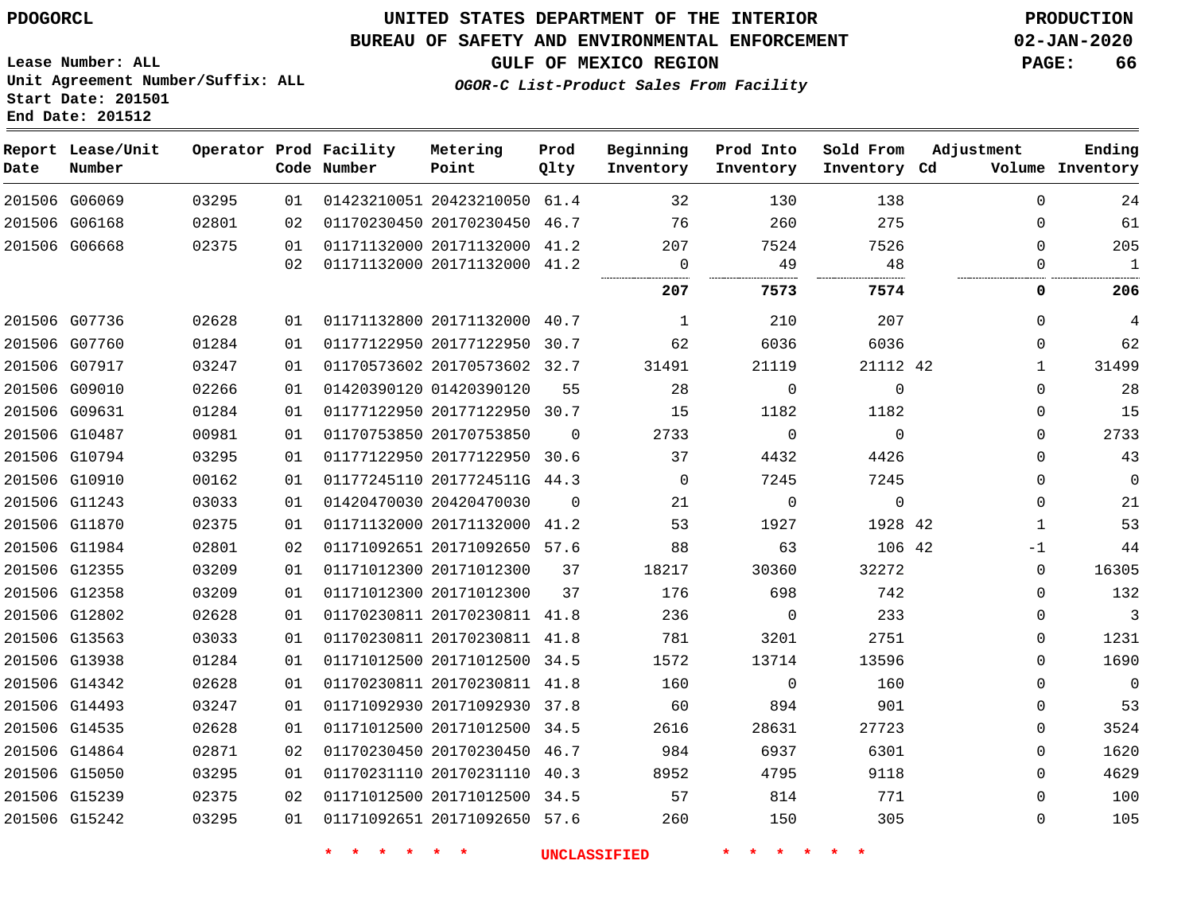PDOGORCL

# UNITED STATES DEPARTMENT OF THE INTERIOR
## BUREAU OF SAFETY AND ENVIRONMENTAL ENFORCEMENT
### GULF OF MEXICO REGION
*OGOR-C List-Product Sales From Facility*

PRODUCTION
02-JAN-2020

Lease Number: ALL
Unit Agreement Number/Suffix: ALL
Start Date: 201501
End Date: 201512

| Report Date | Lease/Unit Number | Operator | Prod Code | Facility Number | Metering Point | Prod Qlty | Beginning Inventory | Prod Into Inventory | Sold From Inventory | Adjustment Cd | Adjustment Volume | Ending Inventory |
|---|---|---|---|---|---|---|---|---|---|---|---|---|
| 201506 | G06069 | 03295 | 01 | 01423210051 | 20423210050 | 61.4 | 32 | 130 | 138 | | 0 | 24 |
| 201506 | G06168 | 02801 | 02 | 01170230450 | 20170230450 | 46.7 | 76 | 260 | 275 | | 0 | 61 |
| 201506 | G06668 | 02375 | 01 | 01171132000 | 20171132000 | 41.2 | 207 | 7524 | 7526 | | 0 | 205 |
| | | | 02 | 01171132000 | 20171132000 | 41.2 | 0 | 49 | 48 | | 0 | 1 |
| | | | | | | | **207** | **7573** | **7574** | | **0** | **206** |
| 201506 | G07736 | 02628 | 01 | 01171132800 | 20171132000 | 40.7 | 1 | 210 | 207 | | 0 | 4 |
| 201506 | G07760 | 01284 | 01 | 01177122950 | 20177122950 | 30.7 | 62 | 6036 | 6036 | | 0 | 62 |
| 201506 | G07917 | 03247 | 01 | 01170573602 | 20170573602 | 32.7 | 31491 | 21119 | 21112 | 42 | 1 | 31499 |
| 201506 | G09010 | 02266 | 01 | 01420390120 | 01420390120 | 55 | 28 | 0 | 0 | | 0 | 28 |
| 201506 | G09631 | 01284 | 01 | 01177122950 | 20177122950 | 30.7 | 15 | 1182 | 1182 | | 0 | 15 |
| 201506 | G10487 | 00981 | 01 | 01170753850 | 20170753850 | 0 | 2733 | 0 | 0 | | 0 | 2733 |
| 201506 | G10794 | 03295 | 01 | 01177122950 | 20177122950 | 30.6 | 37 | 4432 | 4426 | | 0 | 43 |
| 201506 | G10910 | 00162 | 01 | 01177245110 | 2017724511G | 44.3 | 0 | 7245 | 7245 | | 0 | 0 |
| 201506 | G11243 | 03033 | 01 | 01420470030 | 20420470030 | 0 | 21 | 0 | 0 | | 0 | 21 |
| 201506 | G11870 | 02375 | 01 | 01171132000 | 20171132000 | 41.2 | 53 | 1927 | 1928 | 42 | 1 | 53 |
| 201506 | G11984 | 02801 | 02 | 01171092651 | 20171092650 | 57.6 | 88 | 63 | 106 | 42 | -1 | 44 |
| 201506 | G12355 | 03209 | 01 | 01171012300 | 20171012300 | 37 | 18217 | 30360 | 32272 | | 0 | 16305 |
| 201506 | G12358 | 03209 | 01 | 01171012300 | 20171012300 | 37 | 176 | 698 | 742 | | 0 | 132 |
| 201506 | G12802 | 02628 | 01 | 01170230811 | 20170230811 | 41.8 | 236 | 0 | 233 | | 0 | 3 |
| 201506 | G13563 | 03033 | 01 | 01170230811 | 20170230811 | 41.8 | 781 | 3201 | 2751 | | 0 | 1231 |
| 201506 | G13938 | 01284 | 01 | 01171012500 | 20171012500 | 34.5 | 1572 | 13714 | 13596 | | 0 | 1690 |
| 201506 | G14342 | 02628 | 01 | 01170230811 | 20170230811 | 41.8 | 160 | 0 | 160 | | 0 | 0 |
| 201506 | G14493 | 03247 | 01 | 01171092930 | 20171092930 | 37.8 | 60 | 894 | 901 | | 0 | 53 |
| 201506 | G14535 | 02628 | 01 | 01171012500 | 20171012500 | 34.5 | 2616 | 28631 | 27723 | | 0 | 3524 |
| 201506 | G14864 | 02871 | 02 | 01170230450 | 20170230450 | 46.7 | 984 | 6937 | 6301 | | 0 | 1620 |
| 201506 | G15050 | 03295 | 01 | 01170231110 | 20170231110 | 40.3 | 8952 | 4795 | 9118 | | 0 | 4629 |
| 201506 | G15239 | 02375 | 02 | 01171012500 | 20171012500 | 34.5 | 57 | 814 | 771 | | 0 | 100 |
| 201506 | G15242 | 03295 | 01 | 01171092651 | 20171092650 | 57.6 | 260 | 150 | 305 | | 0 | 105 |

* * * * * * UNCLASSIFIED * * * * * *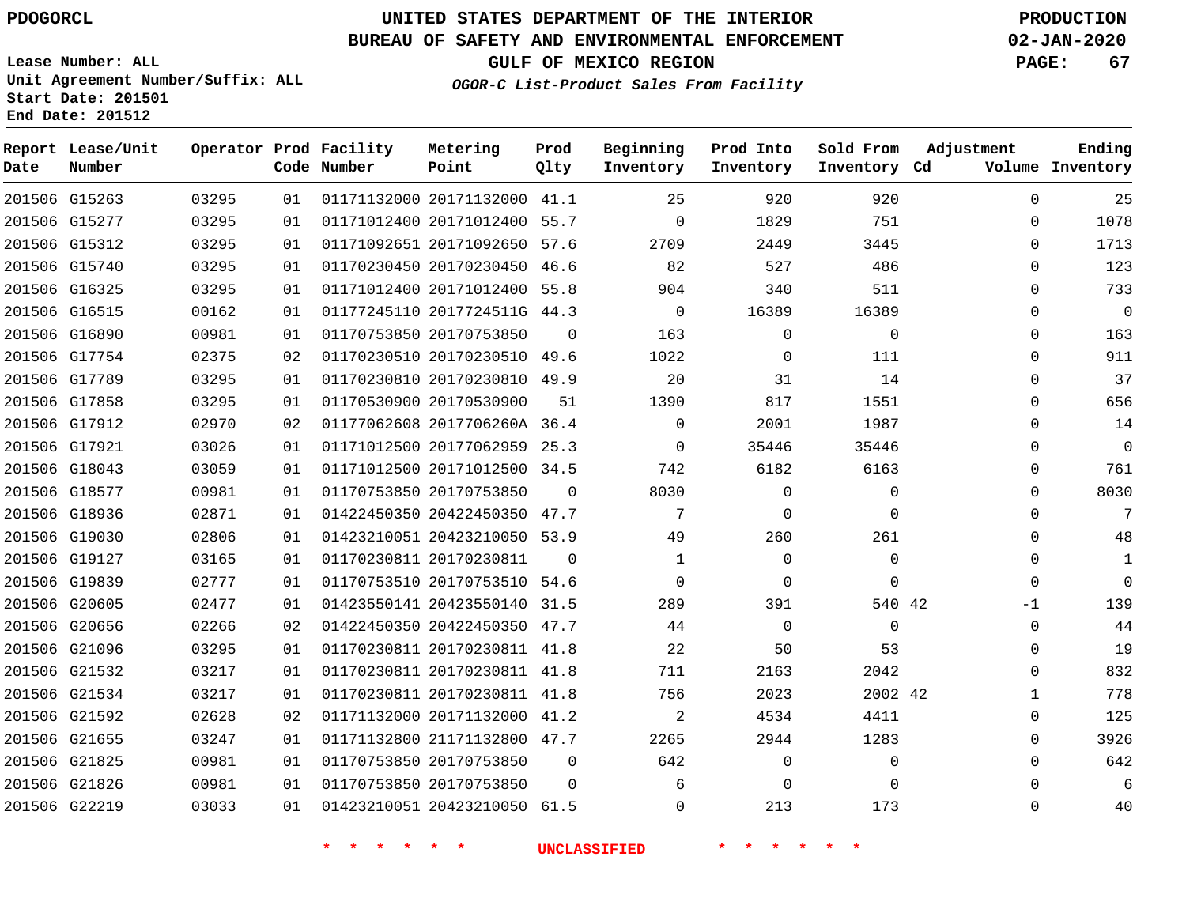PDOGORCL

# UNITED STATES DEPARTMENT OF THE INTERIOR
## BUREAU OF SAFETY AND ENVIRONMENTAL ENFORCEMENT
### GULF OF MEXICO REGION
*OGOR-C List-Product Sales From Facility*

PRODUCTION
02-JAN-2020

Lease Number: ALL
Unit Agreement Number/Suffix: ALL
Start Date: 201501
End Date: 201512

| Report Date | Lease/Unit Number | Operator | Prod Code | Facility Number | Metering Point | Prod Qlty | Beginning Inventory | Prod Into Inventory | Sold From Inventory | Adjustment Cd | Volume | Ending Inventory |
|---|---|---|---|---|---|---|---|---|---|---|---|---|
| 201506 | G15263 | 03295 | 01 | 01171132000 | 20171132000 | 41.1 | 25 | 920 | 920 | | 0 | 25 |
| 201506 | G15277 | 03295 | 01 | 01171012400 | 20171012400 | 55.7 | 0 | 1829 | 751 | | 0 | 1078 |
| 201506 | G15312 | 03295 | 01 | 01171092651 | 20171092650 | 57.6 | 2709 | 2449 | 3445 | | 0 | 1713 |
| 201506 | G15740 | 03295 | 01 | 01170230450 | 20170230450 | 46.6 | 82 | 527 | 486 | | 0 | 123 |
| 201506 | G16325 | 03295 | 01 | 01171012400 | 20171012400 | 55.8 | 904 | 340 | 511 | | 0 | 733 |
| 201506 | G16515 | 00162 | 01 | 01177245110 | 2017724511G | 44.3 | 0 | 16389 | 16389 | | 0 | 0 |
| 201506 | G16890 | 00981 | 01 | 01170753850 | 20170753850 | 0 | 163 | 0 | 0 | | 0 | 163 |
| 201506 | G17754 | 02375 | 02 | 01170230510 | 20170230510 | 49.6 | 1022 | 0 | 111 | | 0 | 911 |
| 201506 | G17789 | 03295 | 01 | 01170230810 | 20170230810 | 49.9 | 20 | 31 | 14 | | 0 | 37 |
| 201506 | G17858 | 03295 | 01 | 01170530900 | 20170530900 | 51 | 1390 | 817 | 1551 | | 0 | 656 |
| 201506 | G17912 | 02970 | 02 | 01177062608 | 2017706260A | 36.4 | 0 | 2001 | 1987 | | 0 | 14 |
| 201506 | G17921 | 03026 | 01 | 01171012500 | 20177062959 | 25.3 | 0 | 35446 | 35446 | | 0 | 0 |
| 201506 | G18043 | 03059 | 01 | 01171012500 | 20171012500 | 34.5 | 742 | 6182 | 6163 | | 0 | 761 |
| 201506 | G18577 | 00981 | 01 | 01170753850 | 20170753850 | 0 | 8030 | 0 | 0 | | 0 | 8030 |
| 201506 | G18936 | 02871 | 01 | 01422450350 | 20422450350 | 47.7 | 7 | 0 | 0 | | 0 | 7 |
| 201506 | G19030 | 02806 | 01 | 01423210051 | 20423210050 | 53.9 | 49 | 260 | 261 | | 0 | 48 |
| 201506 | G19127 | 03165 | 01 | 01170230811 | 20170230811 | 0 | 1 | 0 | 0 | | 0 | 1 |
| 201506 | G19839 | 02777 | 01 | 01170753510 | 20170753510 | 54.6 | 0 | 0 | 0 | | 0 | 0 |
| 201506 | G20605 | 02477 | 01 | 01423550141 | 20423550140 | 31.5 | 289 | 391 | 540 | 42 | -1 | 139 |
| 201506 | G20656 | 02266 | 02 | 01422450350 | 20422450350 | 47.7 | 44 | 0 | 0 | | 0 | 44 |
| 201506 | G21096 | 03295 | 01 | 01170230811 | 20170230811 | 41.8 | 22 | 50 | 53 | | 0 | 19 |
| 201506 | G21532 | 03217 | 01 | 01170230811 | 20170230811 | 41.8 | 711 | 2163 | 2042 | | 0 | 832 |
| 201506 | G21534 | 03217 | 01 | 01170230811 | 20170230811 | 41.8 | 756 | 2023 | 2002 | 42 | 1 | 778 |
| 201506 | G21592 | 02628 | 02 | 01171132000 | 20171132000 | 41.2 | 2 | 4534 | 4411 | | 0 | 125 |
| 201506 | G21655 | 03247 | 01 | 01171132800 | 21171132800 | 47.7 | 2265 | 2944 | 1283 | | 0 | 3926 |
| 201506 | G21825 | 00981 | 01 | 01170753850 | 20170753850 | 0 | 642 | 0 | 0 | | 0 | 642 |
| 201506 | G21826 | 00981 | 01 | 01170753850 | 20170753850 | 0 | 6 | 0 | 0 | | 0 | 6 |
| 201506 | G22219 | 03033 | 01 | 01423210051 | 20423210050 | 61.5 | 0 | 213 | 173 | | 0 | 40 |

\* \* \* \* \* \* UNCLASSIFIED \* \* \* \* \* \*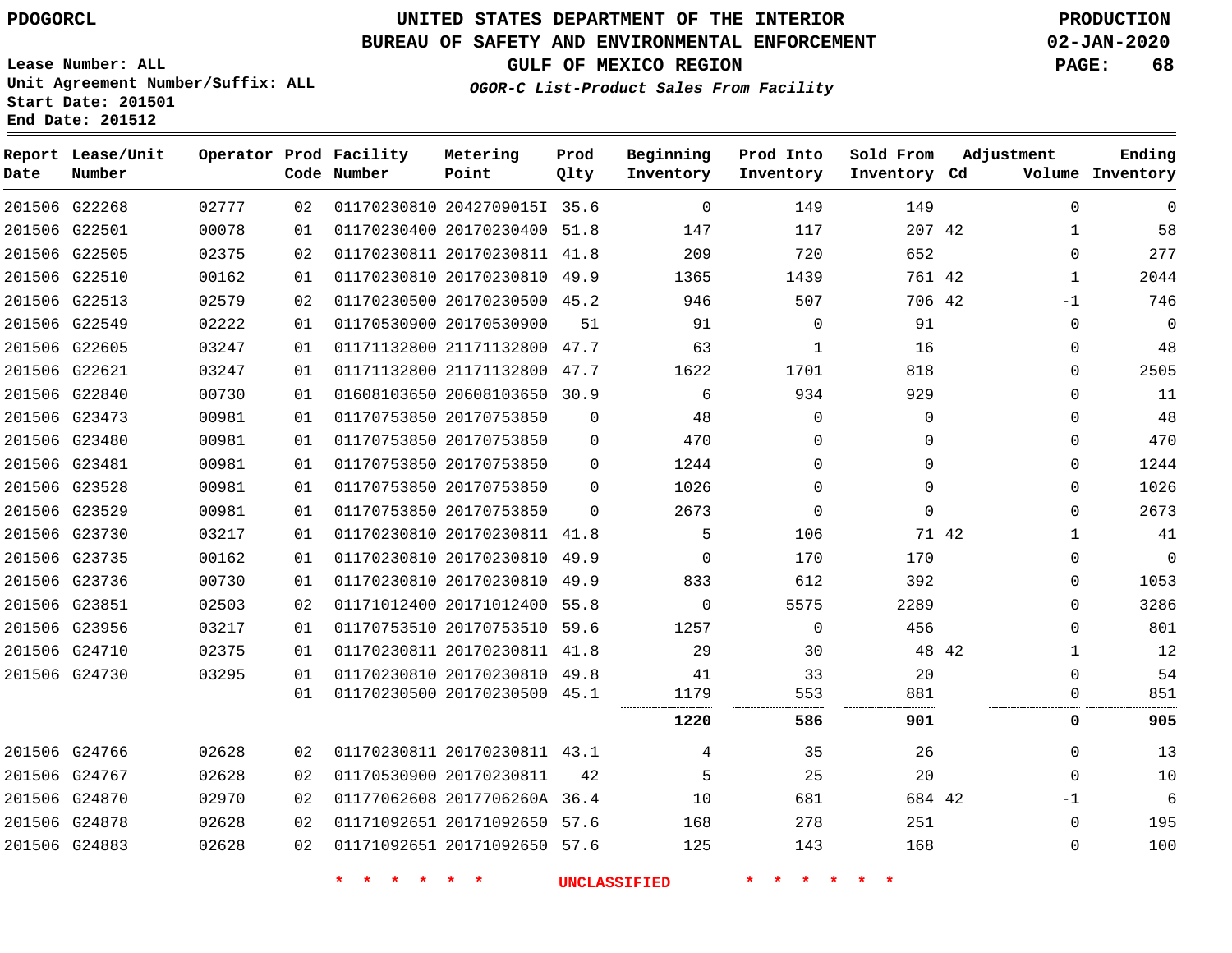PDOGORCL

# UNITED STATES DEPARTMENT OF THE INTERIOR
## BUREAU OF SAFETY AND ENVIRONMENTAL ENFORCEMENT
### GULF OF MEXICO REGION
*OGOR-C List-Product Sales From Facility*

PRODUCTION
02-JAN-2020

Lease Number: ALL
Unit Agreement Number/Suffix: ALL
Start Date: 201501
End Date: 201512

| Report Date | Lease/Unit Number | Operator | Prod Code | Facility Number | Metering Point | Prod Qlty | Beginning Inventory | Prod Into Inventory | Sold From Inventory | Adjustment Cd | Volume | Ending Inventory |
|---|---|---|---|---|---|---|---|---|---|---|---|---|
| 201506 | G22268 | 02777 | 02 | 01170230810 | 2042709015I | 35.6 | 0 | 149 | 149 | | 0 | 0 |
| 201506 | G22501 | 00078 | 01 | 01170230400 | 20170230400 | 51.8 | 147 | 117 | 207 | 42 | 1 | 58 |
| 201506 | G22505 | 02375 | 02 | 01170230811 | 20170230811 | 41.8 | 209 | 720 | 652 | | 0 | 277 |
| 201506 | G22510 | 00162 | 01 | 01170230810 | 20170230810 | 49.9 | 1365 | 1439 | 761 | 42 | 1 | 2044 |
| 201506 | G22513 | 02579 | 02 | 01170230500 | 20170230500 | 45.2 | 946 | 507 | 706 | 42 | -1 | 746 |
| 201506 | G22549 | 02222 | 01 | 01170530900 | 20170530900 | 51 | 91 | 0 | 91 | | 0 | 0 |
| 201506 | G22605 | 03247 | 01 | 01171132800 | 21171132800 | 47.7 | 63 | 1 | 16 | | 0 | 48 |
| 201506 | G22621 | 03247 | 01 | 01171132800 | 21171132800 | 47.7 | 1622 | 1701 | 818 | | 0 | 2505 |
| 201506 | G22840 | 00730 | 01 | 01608103650 | 20608103650 | 30.9 | 6 | 934 | 929 | | 0 | 11 |
| 201506 | G23473 | 00981 | 01 | 01170753850 | 20170753850 | 0 | 48 | 0 | 0 | | 0 | 48 |
| 201506 | G23480 | 00981 | 01 | 01170753850 | 20170753850 | 0 | 470 | 0 | 0 | | 0 | 470 |
| 201506 | G23481 | 00981 | 01 | 01170753850 | 20170753850 | 0 | 1244 | 0 | 0 | | 0 | 1244 |
| 201506 | G23528 | 00981 | 01 | 01170753850 | 20170753850 | 0 | 1026 | 0 | 0 | | 0 | 1026 |
| 201506 | G23529 | 00981 | 01 | 01170753850 | 20170753850 | 0 | 2673 | 0 | 0 | | 0 | 2673 |
| 201506 | G23730 | 03217 | 01 | 01170230810 | 20170230811 | 41.8 | 5 | 106 | 71 | 42 | 1 | 41 |
| 201506 | G23735 | 00162 | 01 | 01170230810 | 20170230810 | 49.9 | 0 | 170 | 170 | | 0 | 0 |
| 201506 | G23736 | 00730 | 01 | 01170230810 | 20170230810 | 49.9 | 833 | 612 | 392 | | 0 | 1053 |
| 201506 | G23851 | 02503 | 02 | 01171012400 | 20171012400 | 55.8 | 0 | 5575 | 2289 | | 0 | 3286 |
| 201506 | G23956 | 03217 | 01 | 01170753510 | 20170753510 | 59.6 | 1257 | 0 | 456 | | 0 | 801 |
| 201506 | G24710 | 02375 | 01 | 01170230811 | 20170230811 | 41.8 | 29 | 30 | 48 | 42 | 1 | 12 |
| 201506 | G24730 | 03295 | 01 | 01170230810 | 20170230810 | 49.8 | 41 | 33 | 20 | | 0 | 54 |
| | | | 01 | 01170230500 | 20170230500 | 45.1 | 1179 | 553 | 881 | | 0 | 851 |
| | | | | | | | **1220** | **586** | **901** | | **0** | **905** |
| 201506 | G24766 | 02628 | 02 | 01170230811 | 20170230811 | 43.1 | 4 | 35 | 26 | | 0 | 13 |
| 201506 | G24767 | 02628 | 02 | 01170530900 | 20170230811 | 42 | 5 | 25 | 20 | | 0 | 10 |
| 201506 | G24870 | 02970 | 02 | 01177062608 | 2017706260A | 36.4 | 10 | 681 | 684 | 42 | -1 | 6 |
| 201506 | G24878 | 02628 | 02 | 01171092651 | 20171092650 | 57.6 | 168 | 278 | 251 | | 0 | 195 |
| 201506 | G24883 | 02628 | 02 | 01171092651 | 20171092650 | 57.6 | 125 | 143 | 168 | | 0 | 100 |

* * * * * * UNCLASSIFIED * * * * * *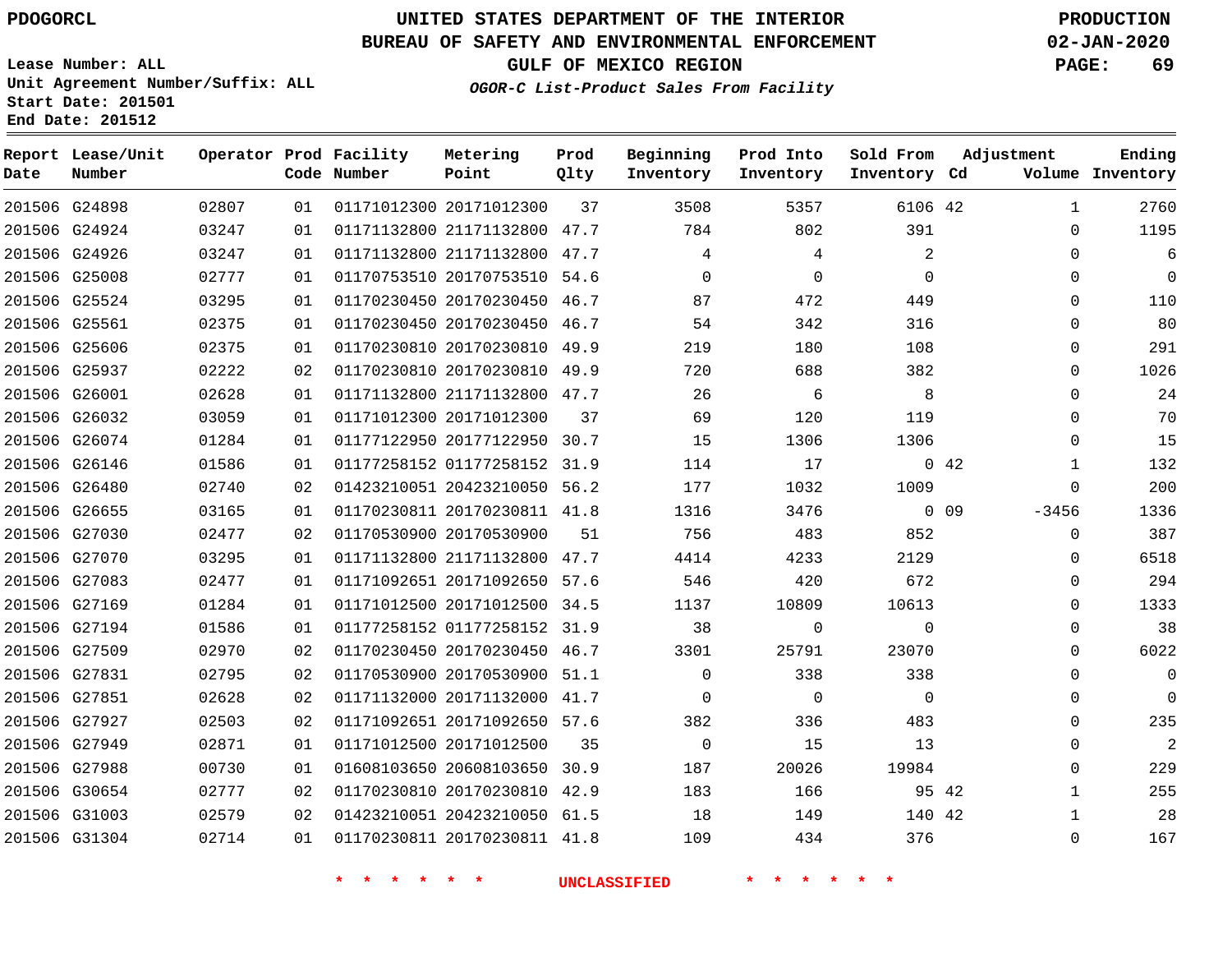PDOGORCL

# UNITED STATES DEPARTMENT OF THE INTERIOR
## BUREAU OF SAFETY AND ENVIRONMENTAL ENFORCEMENT
### GULF OF MEXICO REGION

*OGOR-C List-Product Sales From Facility*

PRODUCTION
02-JAN-2020

Lease Number: ALL
Unit Agreement Number/Suffix: ALL
Start Date: 201501
End Date: 201512

| Report Date | Lease/Unit Number | Operator | Prod Code | Facility Number | Metering Point | Prod Qlty | Beginning Inventory | Prod Into Inventory | Sold From Inventory | Adjustment Cd | Adjustment Volume | Ending Inventory |
|---|---|---|---|---|---|---|---|---|---|---|---|---|
| 201506 | G24898 | 02807 | 01 | 01171012300 | 20171012300 | 37 | 3508 | 5357 | 6106 | 42 | 1 | 2760 |
| 201506 | G24924 | 03247 | 01 | 01171132800 | 21171132800 | 47.7 | 784 | 802 | 391 | | 0 | 1195 |
| 201506 | G24926 | 03247 | 01 | 01171132800 | 21171132800 | 47.7 | 4 | 4 | 2 | | 0 | 6 |
| 201506 | G25008 | 02777 | 01 | 01170753510 | 20170753510 | 54.6 | 0 | 0 | 0 | | 0 | 0 |
| 201506 | G25524 | 03295 | 01 | 01170230450 | 20170230450 | 46.7 | 87 | 472 | 449 | | 0 | 110 |
| 201506 | G25561 | 02375 | 01 | 01170230450 | 20170230450 | 46.7 | 54 | 342 | 316 | | 0 | 80 |
| 201506 | G25606 | 02375 | 01 | 01170230810 | 20170230810 | 49.9 | 219 | 180 | 108 | | 0 | 291 |
| 201506 | G25937 | 02222 | 02 | 01170230810 | 20170230810 | 49.9 | 720 | 688 | 382 | | 0 | 1026 |
| 201506 | G26001 | 02628 | 01 | 01171132800 | 21171132800 | 47.7 | 26 | 6 | 8 | | 0 | 24 |
| 201506 | G26032 | 03059 | 01 | 01171012300 | 20171012300 | 37 | 69 | 120 | 119 | | 0 | 70 |
| 201506 | G26074 | 01284 | 01 | 01177122950 | 20177122950 | 30.7 | 15 | 1306 | 1306 | | 0 | 15 |
| 201506 | G26146 | 01586 | 01 | 01177258152 | 01177258152 | 31.9 | 114 | 17 | 0 | 42 | 1 | 132 |
| 201506 | G26480 | 02740 | 02 | 01423210051 | 20423210050 | 56.2 | 177 | 1032 | 1009 | | 0 | 200 |
| 201506 | G26655 | 03165 | 01 | 01170230811 | 20170230811 | 41.8 | 1316 | 3476 | 0 | 09 | -3456 | 1336 |
| 201506 | G27030 | 02477 | 02 | 01170530900 | 20170530900 | 51 | 756 | 483 | 852 | | 0 | 387 |
| 201506 | G27070 | 03295 | 01 | 01171132800 | 21171132800 | 47.7 | 4414 | 4233 | 2129 | | 0 | 6518 |
| 201506 | G27083 | 02477 | 01 | 01171092651 | 20171092650 | 57.6 | 546 | 420 | 672 | | 0 | 294 |
| 201506 | G27169 | 01284 | 01 | 01171012500 | 20171012500 | 34.5 | 1137 | 10809 | 10613 | | 0 | 1333 |
| 201506 | G27194 | 01586 | 01 | 01177258152 | 01177258152 | 31.9 | 38 | 0 | 0 | | 0 | 38 |
| 201506 | G27509 | 02970 | 02 | 01170230450 | 20170230450 | 46.7 | 3301 | 25791 | 23070 | | 0 | 6022 |
| 201506 | G27831 | 02795 | 02 | 01170530900 | 20170530900 | 51.1 | 0 | 338 | 338 | | 0 | 0 |
| 201506 | G27851 | 02628 | 02 | 01171132000 | 20171132000 | 41.7 | 0 | 0 | 0 | | 0 | 0 |
| 201506 | G27927 | 02503 | 02 | 01171092651 | 20171092650 | 57.6 | 382 | 336 | 483 | | 0 | 235 |
| 201506 | G27949 | 02871 | 01 | 01171012500 | 20171012500 | 35 | 0 | 15 | 13 | | 0 | 2 |
| 201506 | G27988 | 00730 | 01 | 01608103650 | 20608103650 | 30.9 | 187 | 20026 | 19984 | | 0 | 229 |
| 201506 | G30654 | 02777 | 02 | 01170230810 | 20170230810 | 42.9 | 183 | 166 | 95 | 42 | 1 | 255 |
| 201506 | G31003 | 02579 | 02 | 01423210051 | 20423210050 | 61.5 | 18 | 149 | 140 | 42 | 1 | 28 |
| 201506 | G31304 | 02714 | 01 | 01170230811 | 20170230811 | 41.8 | 109 | 434 | 376 | | 0 | 167 |

* * * * * * UNCLASSIFIED * * * * * *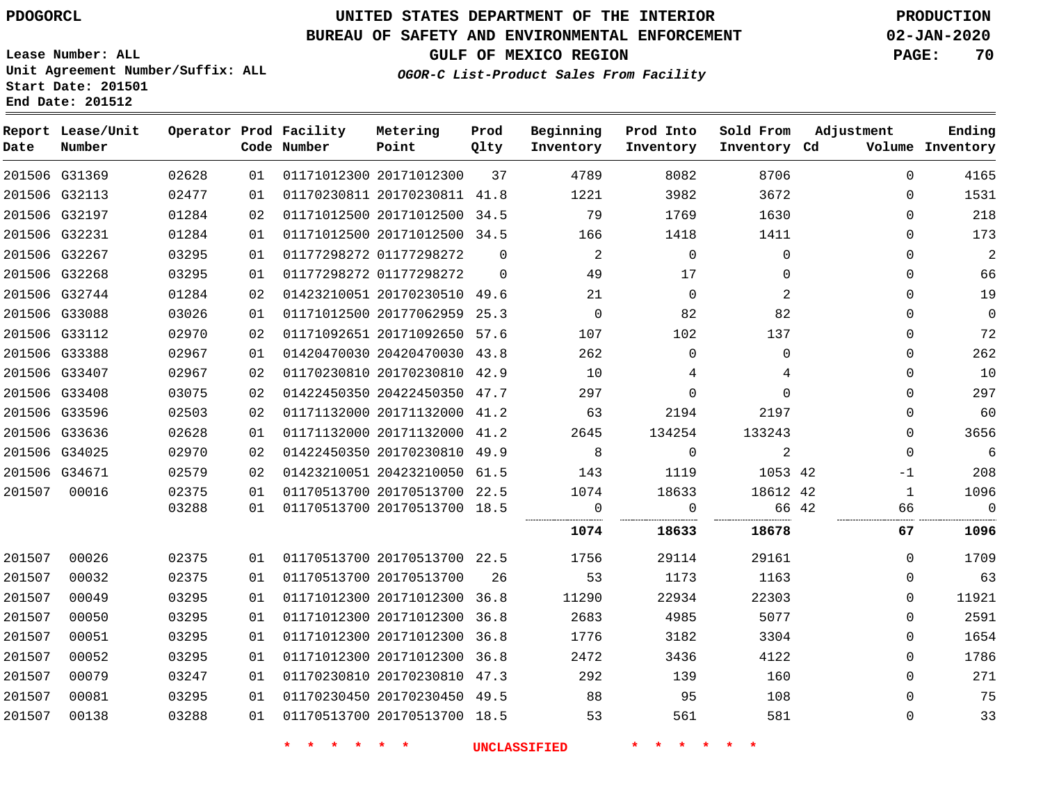# UNITED STATES DEPARTMENT OF THE INTERIOR
## BUREAU OF SAFETY AND ENVIRONMENTAL ENFORCEMENT
### GULF OF MEXICO REGION
*OGOR-C List-Product Sales From Facility*

PDOGORCL

PRODUCTION 02-JAN-2020

Lease Number: ALL
Unit Agreement Number/Suffix: ALL
Start Date: 201501
End Date: 201512

| Report Date | Lease/Unit Number | Operator | Prod Code | Facility Number | Metering Point | Prod Qlty | Beginning Inventory | Prod Into Inventory | Sold From Inventory | Adjustment Cd | Adjustment Volume | Ending Inventory |
|---|---|---|---|---|---|---|---|---|---|---|---|---|
| 201506 | G31369 | 02628 | 01 | 01171012300 | 20171012300 | 37 | 4789 | 8082 | 8706 | | 0 | 4165 |
| 201506 | G32113 | 02477 | 01 | 01170230811 | 20170230811 | 41.8 | 1221 | 3982 | 3672 | | 0 | 1531 |
| 201506 | G32197 | 01284 | 02 | 01171012500 | 20171012500 | 34.5 | 79 | 1769 | 1630 | | 0 | 218 |
| 201506 | G32231 | 01284 | 01 | 01171012500 | 20171012500 | 34.5 | 166 | 1418 | 1411 | | 0 | 173 |
| 201506 | G32267 | 03295 | 01 | 01177298272 | 01177298272 | 0 | 2 | 0 | 0 | | 0 | 2 |
| 201506 | G32268 | 03295 | 01 | 01177298272 | 01177298272 | 0 | 49 | 17 | 0 | | 0 | 66 |
| 201506 | G32744 | 01284 | 02 | 01423210051 | 20170230510 | 49.6 | 21 | 0 | 2 | | 0 | 19 |
| 201506 | G33088 | 03026 | 01 | 01171012500 | 20177062959 | 25.3 | 0 | 82 | 82 | | 0 | 0 |
| 201506 | G33112 | 02970 | 02 | 01171092651 | 20171092650 | 57.6 | 107 | 102 | 137 | | 0 | 72 |
| 201506 | G33388 | 02967 | 01 | 01420470030 | 20420470030 | 43.8 | 262 | 0 | 0 | | 0 | 262 |
| 201506 | G33407 | 02967 | 02 | 01170230810 | 20170230810 | 42.9 | 10 | 4 | 4 | | 0 | 10 |
| 201506 | G33408 | 03075 | 02 | 01422450350 | 20422450350 | 47.7 | 297 | 0 | 0 | | 0 | 297 |
| 201506 | G33596 | 02503 | 02 | 01171132000 | 20171132000 | 41.2 | 63 | 2194 | 2197 | | 0 | 60 |
| 201506 | G33636 | 02628 | 01 | 01171132000 | 20171132000 | 41.2 | 2645 | 134254 | 133243 | | 0 | 3656 |
| 201506 | G34025 | 02970 | 02 | 01422450350 | 20170230810 | 49.9 | 8 | 0 | 2 | | 0 | 6 |
| 201506 | G34671 | 02579 | 02 | 01423210051 | 20423210050 | 61.5 | 143 | 1119 | 1053 | 42 | -1 | 208 |
| 201507 | 00016 | 02375 | 01 | 01170513700 | 20170513700 | 22.5 | 1074 | 18633 | 18612 | 42 | 1 | 1096 |
| | | 03288 | 01 | 01170513700 | 20170513700 | 18.5 | 0 | 0 | 66 | 42 | 66 | 0 |
| | | | | | | | **1074** | **18633** | **18678** | | **67** | **1096** |
| 201507 | 00026 | 02375 | 01 | 01170513700 | 20170513700 | 22.5 | 1756 | 29114 | 29161 | | 0 | 1709 |
| 201507 | 00032 | 02375 | 01 | 01170513700 | 20170513700 | 26 | 53 | 1173 | 1163 | | 0 | 63 |
| 201507 | 00049 | 03295 | 01 | 01171012300 | 20171012300 | 36.8 | 11290 | 22934 | 22303 | | 0 | 11921 |
| 201507 | 00050 | 03295 | 01 | 01171012300 | 20171012300 | 36.8 | 2683 | 4985 | 5077 | | 0 | 2591 |
| 201507 | 00051 | 03295 | 01 | 01171012300 | 20171012300 | 36.8 | 1776 | 3182 | 3304 | | 0 | 1654 |
| 201507 | 00052 | 03295 | 01 | 01171012300 | 20171012300 | 36.8 | 2472 | 3436 | 4122 | | 0 | 1786 |
| 201507 | 00079 | 03247 | 01 | 01170230810 | 20170230810 | 47.3 | 292 | 139 | 160 | | 0 | 271 |
| 201507 | 00081 | 03295 | 01 | 01170230450 | 20170230450 | 49.5 | 88 | 95 | 108 | | 0 | 75 |
| 201507 | 00138 | 03288 | 01 | 01170513700 | 20170513700 | 18.5 | 53 | 561 | 581 | | 0 | 33 |

\* \* \* \* \* \* UNCLASSIFIED \* \* \* \* \* \*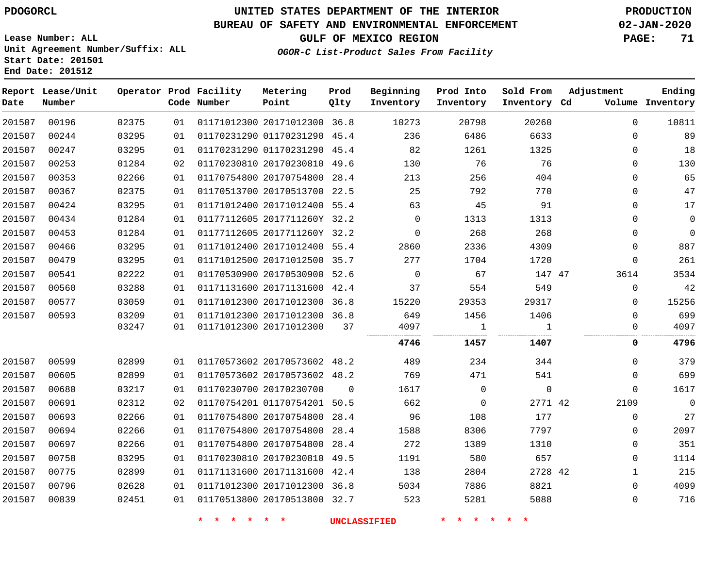PDOGORCL

# UNITED STATES DEPARTMENT OF THE INTERIOR
## BUREAU OF SAFETY AND ENVIRONMENTAL ENFORCEMENT
### GULF OF MEXICO REGION

*OGOR-C List-Product Sales From Facility*

PRODUCTION
02-JAN-2020

Lease Number: ALL
Unit Agreement Number/Suffix: ALL
Start Date: 201501
End Date: 201512

| Report Date | Lease/Unit Number | Operator | Prod Code | Facility Number | Metering Point | Prod Qlty | Beginning Inventory | Prod Into Inventory | Sold From Inventory | Adjustment Cd | Adjustment Volume | Ending Inventory |
|---|---|---|---|---|---|---|---|---|---|---|---|---|
| 201507 | 00196 | 02375 | 01 | 01171012300 | 20171012300 | 36.8 | 10273 | 20798 | 20260 | | 0 | 10811 |
| 201507 | 00244 | 03295 | 01 | 01170231290 | 01170231290 | 45.4 | 236 | 6486 | 6633 | | 0 | 89 |
| 201507 | 00247 | 03295 | 01 | 01170231290 | 01170231290 | 45.4 | 82 | 1261 | 1325 | | 0 | 18 |
| 201507 | 00253 | 01284 | 02 | 01170230810 | 20170230810 | 49.6 | 130 | 76 | 76 | | 0 | 130 |
| 201507 | 00353 | 02266 | 01 | 01170754800 | 20170754800 | 28.4 | 213 | 256 | 404 | | 0 | 65 |
| 201507 | 00367 | 02375 | 01 | 01170513700 | 20170513700 | 22.5 | 25 | 792 | 770 | | 0 | 47 |
| 201507 | 00424 | 03295 | 01 | 01171012400 | 20171012400 | 55.4 | 63 | 45 | 91 | | 0 | 17 |
| 201507 | 00434 | 01284 | 01 | 01177112605 | 2017711260Y | 32.2 | 0 | 1313 | 1313 | | 0 | 0 |
| 201507 | 00453 | 01284 | 01 | 01177112605 | 2017711260Y | 32.2 | 0 | 268 | 268 | | 0 | 0 |
| 201507 | 00466 | 03295 | 01 | 01171012400 | 20171012400 | 55.4 | 2860 | 2336 | 4309 | | 0 | 887 |
| 201507 | 00479 | 03295 | 01 | 01171012500 | 20171012500 | 35.7 | 277 | 1704 | 1720 | | 0 | 261 |
| 201507 | 00541 | 02222 | 01 | 01170530900 | 20170530900 | 52.6 | 0 | 67 | 147 | 47 | 3614 | 3534 |
| 201507 | 00560 | 03288 | 01 | 01171131600 | 20171131600 | 42.4 | 37 | 554 | 549 | | 0 | 42 |
| 201507 | 00577 | 03059 | 01 | 01171012300 | 20171012300 | 36.8 | 15220 | 29353 | 29317 | | 0 | 15256 |
| 201507 | 00593 | 03209 | 01 | 01171012300 | 20171012300 | 36.8 | 649 | 1456 | 1406 | | 0 | 699 |
| | | 03247 | 01 | 01171012300 | 20171012300 | 37 | 4097 | 1 | 1 | | 0 | 4097 |
| | | | | | | | **4746** | **1457** | **1407** | | **0** | **4796** |
| 201507 | 00599 | 02899 | 01 | 01170573602 | 20170573602 | 48.2 | 489 | 234 | 344 | | 0 | 379 |
| 201507 | 00605 | 02899 | 01 | 01170573602 | 20170573602 | 48.2 | 769 | 471 | 541 | | 0 | 699 |
| 201507 | 00680 | 03217 | 01 | 01170230700 | 20170230700 | 0 | 1617 | 0 | 0 | | 0 | 1617 |
| 201507 | 00691 | 02312 | 02 | 01170754201 | 01170754201 | 50.5 | 662 | 0 | 2771 | 42 | 2109 | 0 |
| 201507 | 00693 | 02266 | 01 | 01170754800 | 20170754800 | 28.4 | 96 | 108 | 177 | | 0 | 27 |
| 201507 | 00694 | 02266 | 01 | 01170754800 | 20170754800 | 28.4 | 1588 | 8306 | 7797 | | 0 | 2097 |
| 201507 | 00697 | 02266 | 01 | 01170754800 | 20170754800 | 28.4 | 272 | 1389 | 1310 | | 0 | 351 |
| 201507 | 00758 | 03295 | 01 | 01170230810 | 20170230810 | 49.5 | 1191 | 580 | 657 | | 0 | 1114 |
| 201507 | 00775 | 02899 | 01 | 01171131600 | 20171131600 | 42.4 | 138 | 2804 | 2728 | 42 | 1 | 215 |
| 201507 | 00796 | 02628 | 01 | 01171012300 | 20171012300 | 36.8 | 5034 | 7886 | 8821 | | 0 | 4099 |
| 201507 | 00839 | 02451 | 01 | 01170513800 | 20170513800 | 32.7 | 523 | 5281 | 5088 | | 0 | 716 |

\* \* \* \* \* \* UNCLASSIFIED \* \* \* \* \* \*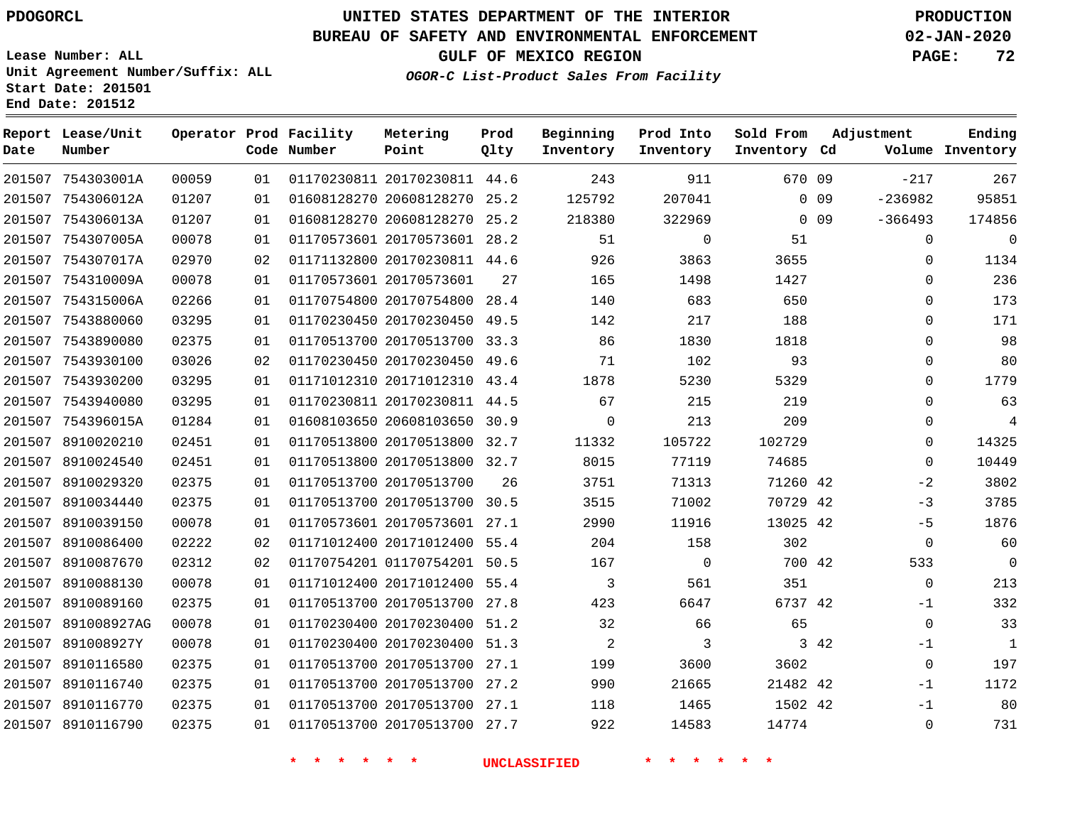PDOGORCL

# UNITED STATES DEPARTMENT OF THE INTERIOR
## BUREAU OF SAFETY AND ENVIRONMENTAL ENFORCEMENT
### GULF OF MEXICO REGION
*OGOR-C List-Product Sales From Facility*

PRODUCTION
02-JAN-2020

Lease Number: ALL
Unit Agreement Number/Suffix: ALL
Start Date: 201501
End Date: 201512

| Report Date | Lease/Unit Number | Operator | Prod Code | Facility Number | Metering Point | Prod Qlty | Beginning Inventory | Prod Into Inventory | Sold From Inventory | Adjustment Cd | Adjustment Volume | Ending Inventory |
|---|---|---|---|---|---|---|---|---|---|---|---|---|
| 201507 | 754303001A | 00059 | 01 | 01170230811 | 20170230811 | 44.6 | 243 | 911 | 670 | 09 | -217 | 267 |
| 201507 | 754306012A | 01207 | 01 | 01608128270 | 20608128270 | 25.2 | 125792 | 207041 | 0 | 09 | -236982 | 95851 |
| 201507 | 754306013A | 01207 | 01 | 01608128270 | 20608128270 | 25.2 | 218380 | 322969 | 0 | 09 | -366493 | 174856 |
| 201507 | 754307005A | 00078 | 01 | 01170573601 | 20170573601 | 28.2 | 51 | 0 | 51 | | 0 | 0 |
| 201507 | 754307017A | 02970 | 02 | 01171132800 | 20170230811 | 44.6 | 926 | 3863 | 3655 | | 0 | 1134 |
| 201507 | 754310009A | 00078 | 01 | 01170573601 | 20170573601 | 27 | 165 | 1498 | 1427 | | 0 | 236 |
| 201507 | 754315006A | 02266 | 01 | 01170754800 | 20170754800 | 28.4 | 140 | 683 | 650 | | 0 | 173 |
| 201507 | 7543880060 | 03295 | 01 | 01170230450 | 20170230450 | 49.5 | 142 | 217 | 188 | | 0 | 171 |
| 201507 | 7543890080 | 02375 | 01 | 01170513700 | 20170513700 | 33.3 | 86 | 1830 | 1818 | | 0 | 98 |
| 201507 | 7543930100 | 03026 | 02 | 01170230450 | 20170230450 | 49.6 | 71 | 102 | 93 | | 0 | 80 |
| 201507 | 7543930200 | 03295 | 01 | 01171012310 | 20171012310 | 43.4 | 1878 | 5230 | 5329 | | 0 | 1779 |
| 201507 | 7543940080 | 03295 | 01 | 01170230811 | 20170230811 | 44.5 | 67 | 215 | 219 | | 0 | 63 |
| 201507 | 754396015A | 01284 | 01 | 01608103650 | 20608103650 | 30.9 | 0 | 213 | 209 | | 0 | 4 |
| 201507 | 8910020210 | 02451 | 01 | 01170513800 | 20170513800 | 32.7 | 11332 | 105722 | 102729 | | 0 | 14325 |
| 201507 | 8910024540 | 02451 | 01 | 01170513800 | 20170513800 | 32.7 | 8015 | 77119 | 74685 | | 0 | 10449 |
| 201507 | 8910029320 | 02375 | 01 | 01170513700 | 20170513700 | 26 | 3751 | 71313 | 71260 | 42 | -2 | 3802 |
| 201507 | 8910034440 | 02375 | 01 | 01170513700 | 20170513700 | 30.5 | 3515 | 71002 | 70729 | 42 | -3 | 3785 |
| 201507 | 8910039150 | 00078 | 01 | 01170573601 | 20170573601 | 27.1 | 2990 | 11916 | 13025 | 42 | -5 | 1876 |
| 201507 | 8910086400 | 02222 | 02 | 01171012400 | 20171012400 | 55.4 | 204 | 158 | 302 | | 0 | 60 |
| 201507 | 8910087670 | 02312 | 02 | 01170754201 | 01170754201 | 50.5 | 167 | 0 | 700 | 42 | 533 | 0 |
| 201507 | 8910088130 | 00078 | 01 | 01171012400 | 20171012400 | 55.4 | 3 | 561 | 351 | | 0 | 213 |
| 201507 | 8910089160 | 02375 | 01 | 01170513700 | 20170513700 | 27.8 | 423 | 6647 | 6737 | 42 | -1 | 332 |
| 201507 | 891008927AG | 00078 | 01 | 01170230400 | 20170230400 | 51.2 | 32 | 66 | 65 | | 0 | 33 |
| 201507 | 891008927Y | 00078 | 01 | 01170230400 | 20170230400 | 51.3 | 2 | 3 | 3 | 42 | -1 | 1 |
| 201507 | 8910116580 | 02375 | 01 | 01170513700 | 20170513700 | 27.1 | 199 | 3600 | 3602 | | 0 | 197 |
| 201507 | 8910116740 | 02375 | 01 | 01170513700 | 20170513700 | 27.2 | 990 | 21665 | 21482 | 42 | -1 | 1172 |
| 201507 | 8910116770 | 02375 | 01 | 01170513700 | 20170513700 | 27.1 | 118 | 1465 | 1502 | 42 | -1 | 80 |
| 201507 | 8910116790 | 02375 | 01 | 01170513700 | 20170513700 | 27.7 | 922 | 14583 | 14774 | | 0 | 731 |

* * * * * * UNCLASSIFIED * * * * * *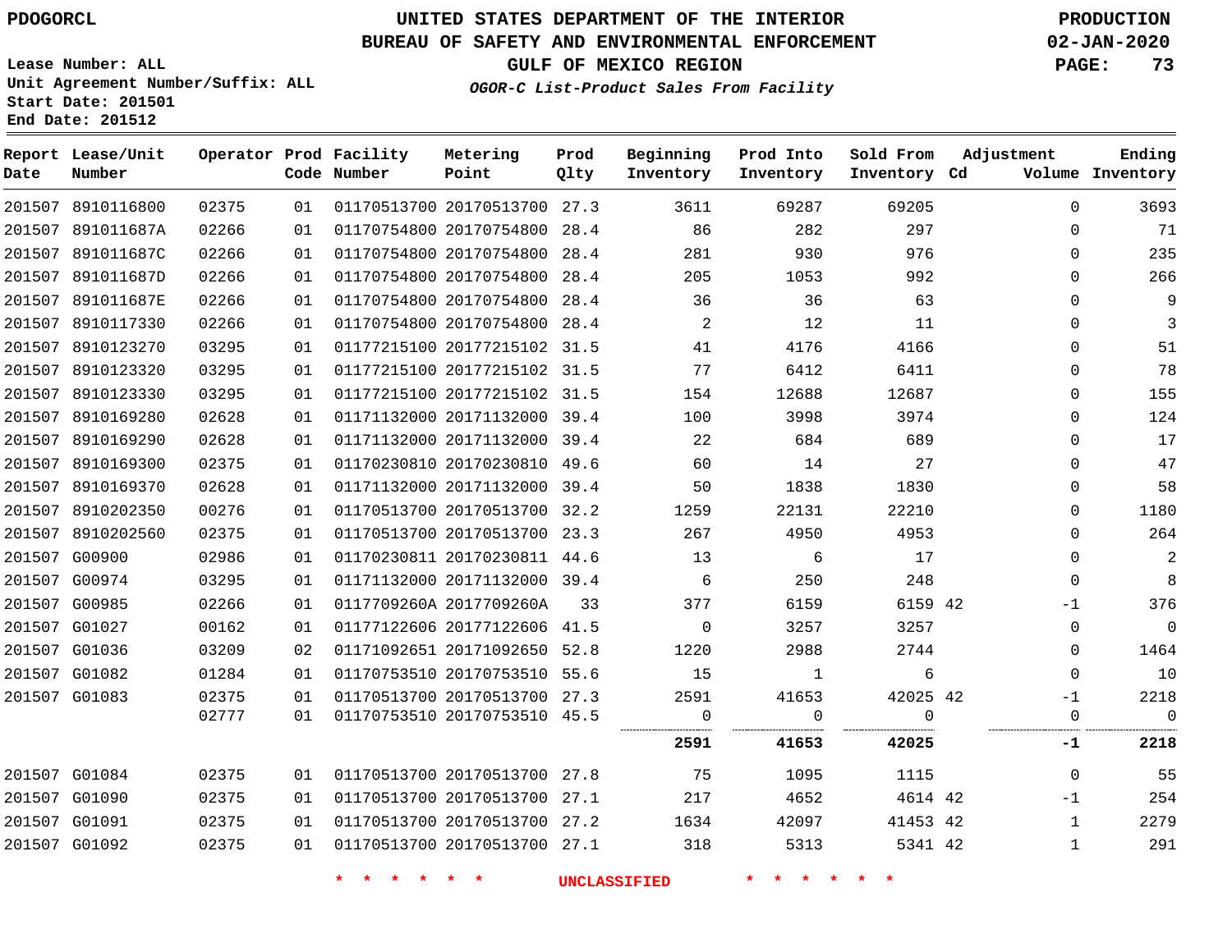# UNITED STATES DEPARTMENT OF THE INTERIOR
## BUREAU OF SAFETY AND ENVIRONMENTAL ENFORCEMENT
### GULF OF MEXICO REGION

PDOGORCL

**PRODUCTION**
**02-JAN-2020**

Lease Number: ALL
Unit Agreement Number/Suffix: ALL
Start Date: 201501
End Date: 201512

*OGOR-C List-Product Sales From Facility*

| Report Date | Lease/Unit Number | Operator | Prod Code | Facility Number | Metering Point | Prod Qlty | Beginning Inventory | Prod Into Inventory | Sold From Inventory | Adjustment Cd | Adjustment Volume | Ending Inventory |
|---|---|---|---|---|---|---|---|---|---|---|---|---|
| 201507 | 8910116800 | 02375 | 01 | 01170513700 | 20170513700 | 27.3 | 3611 | 69287 | 69205 | | 0 | 3693 |
| 201507 | 891011687A | 02266 | 01 | 01170754800 | 20170754800 | 28.4 | 86 | 282 | 297 | | 0 | 71 |
| 201507 | 891011687C | 02266 | 01 | 01170754800 | 20170754800 | 28.4 | 281 | 930 | 976 | | 0 | 235 |
| 201507 | 891011687D | 02266 | 01 | 01170754800 | 20170754800 | 28.4 | 205 | 1053 | 992 | | 0 | 266 |
| 201507 | 891011687E | 02266 | 01 | 01170754800 | 20170754800 | 28.4 | 36 | 36 | 63 | | 0 | 9 |
| 201507 | 8910117330 | 02266 | 01 | 01170754800 | 20170754800 | 28.4 | 2 | 12 | 11 | | 0 | 3 |
| 201507 | 8910123270 | 03295 | 01 | 01177215100 | 20177215102 | 31.5 | 41 | 4176 | 4166 | | 0 | 51 |
| 201507 | 8910123320 | 03295 | 01 | 01177215100 | 20177215102 | 31.5 | 77 | 6412 | 6411 | | 0 | 78 |
| 201507 | 8910123330 | 03295 | 01 | 01177215100 | 20177215102 | 31.5 | 154 | 12688 | 12687 | | 0 | 155 |
| 201507 | 8910169280 | 02628 | 01 | 01171132000 | 20171132000 | 39.4 | 100 | 3998 | 3974 | | 0 | 124 |
| 201507 | 8910169290 | 02628 | 01 | 01171132000 | 20171132000 | 39.4 | 22 | 684 | 689 | | 0 | 17 |
| 201507 | 8910169300 | 02375 | 01 | 01170230810 | 20170230810 | 49.6 | 60 | 14 | 27 | | 0 | 47 |
| 201507 | 8910169370 | 02628 | 01 | 01171132000 | 20171132000 | 39.4 | 50 | 1838 | 1830 | | 0 | 58 |
| 201507 | 8910202350 | 00276 | 01 | 01170513700 | 20170513700 | 32.2 | 1259 | 22131 | 22210 | | 0 | 1180 |
| 201507 | 8910202560 | 02375 | 01 | 01170513700 | 20170513700 | 23.3 | 267 | 4950 | 4953 | | 0 | 264 |
| 201507 | G00900 | 02986 | 01 | 01170230811 | 20170230811 | 44.6 | 13 | 6 | 17 | | 0 | 2 |
| 201507 | G00974 | 03295 | 01 | 01171132000 | 20171132000 | 39.4 | 6 | 250 | 248 | | 0 | 8 |
| 201507 | G00985 | 02266 | 01 | 0117709260A | 2017709260A | 33 | 377 | 6159 | 6159 | 42 | -1 | 376 |
| 201507 | G01027 | 00162 | 01 | 01177122606 | 20177122606 | 41.5 | 0 | 3257 | 3257 | | 0 | 0 |
| 201507 | G01036 | 03209 | 02 | 01171092651 | 20171092650 | 52.8 | 1220 | 2988 | 2744 | | 0 | 1464 |
| 201507 | G01082 | 01284 | 01 | 01170753510 | 20170753510 | 55.6 | 15 | 1 | 6 | | 0 | 10 |
| 201507 | G01083 | 02375 | 01 | 01170513700 | 20170513700 | 27.3 | 2591 | 41653 | 42025 | 42 | -1 | 2218 |
| | | 02777 | 01 | 01170753510 | 20170753510 | 45.5 | 0 | 0 | 0 | | 0 | 0 |
| | | | | | | | **2591** | **41653** | **42025** | | **-1** | **2218** |
| 201507 | G01084 | 02375 | 01 | 01170513700 | 20170513700 | 27.8 | 75 | 1095 | 1115 | | 0 | 55 |
| 201507 | G01090 | 02375 | 01 | 01170513700 | 20170513700 | 27.1 | 217 | 4652 | 4614 | 42 | -1 | 254 |
| 201507 | G01091 | 02375 | 01 | 01170513700 | 20170513700 | 27.2 | 1634 | 42097 | 41453 | 42 | 1 | 2279 |
| 201507 | G01092 | 02375 | 01 | 01170513700 | 20170513700 | 27.1 | 318 | 5313 | 5341 | 42 | 1 | 291 |

\* \* \* \* \* \* UNCLASSIFIED \* \* \* \* \* \*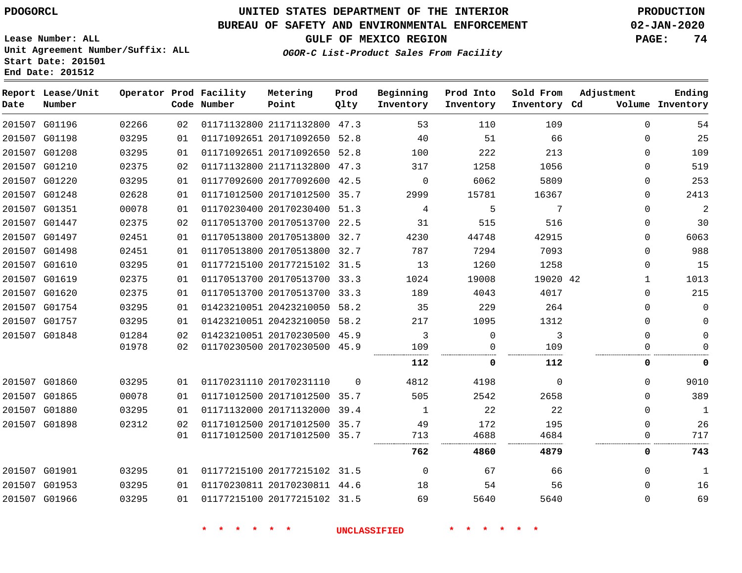PDOGORCL

# UNITED STATES DEPARTMENT OF THE INTERIOR
## BUREAU OF SAFETY AND ENVIRONMENTAL ENFORCEMENT
### GULF OF MEXICO REGION

*OGOR-C List-Product Sales From Facility*

PRODUCTION
02-JAN-2020

Lease Number: ALL
Unit Agreement Number/Suffix: ALL
Start Date: 201501
End Date: 201512

| Report Date | Lease/Unit Number | Operator | Prod Code | Facility Number | Metering Point | Prod Qlty | Beginning Inventory | Prod Into Inventory | Sold From Inventory | Adjustment Cd | Volume | Ending Inventory |
|---|---|---|---|---|---|---|---|---|---|---|---|---|
| 201507 | G01196 | 02266 | 02 | 01171132800 | 21171132800 | 47.3 | 53 | 110 | 109 | | 0 | 54 |
| 201507 | G01198 | 03295 | 01 | 01171092651 | 20171092650 | 52.8 | 40 | 51 | 66 | | 0 | 25 |
| 201507 | G01208 | 03295 | 01 | 01171092651 | 20171092650 | 52.8 | 100 | 222 | 213 | | 0 | 109 |
| 201507 | G01210 | 02375 | 02 | 01171132800 | 21171132800 | 47.3 | 317 | 1258 | 1056 | | 0 | 519 |
| 201507 | G01220 | 03295 | 01 | 01177092600 | 20177092600 | 42.5 | 0 | 6062 | 5809 | | 0 | 253 |
| 201507 | G01248 | 02628 | 01 | 01171012500 | 20171012500 | 35.7 | 2999 | 15781 | 16367 | | 0 | 2413 |
| 201507 | G01351 | 00078 | 01 | 01170230400 | 20170230400 | 51.3 | 4 | 5 | 7 | | 0 | 2 |
| 201507 | G01447 | 02375 | 02 | 01170513700 | 20170513700 | 22.5 | 31 | 515 | 516 | | 0 | 30 |
| 201507 | G01497 | 02451 | 01 | 01170513800 | 20170513800 | 32.7 | 4230 | 44748 | 42915 | | 0 | 6063 |
| 201507 | G01498 | 02451 | 01 | 01170513800 | 20170513800 | 32.7 | 787 | 7294 | 7093 | | 0 | 988 |
| 201507 | G01610 | 03295 | 01 | 01177215100 | 20177215102 | 31.5 | 13 | 1260 | 1258 | | 0 | 15 |
| 201507 | G01619 | 02375 | 01 | 01170513700 | 20170513700 | 33.3 | 1024 | 19008 | 19020 | 42 | 1 | 1013 |
| 201507 | G01620 | 02375 | 01 | 01170513700 | 20170513700 | 33.3 | 189 | 4043 | 4017 | | 0 | 215 |
| 201507 | G01754 | 03295 | 01 | 01423210051 | 20423210050 | 58.2 | 35 | 229 | 264 | | 0 | 0 |
| 201507 | G01757 | 03295 | 01 | 01423210051 | 20423210050 | 58.2 | 217 | 1095 | 1312 | | 0 | 0 |
| 201507 | G01848 | 01284 | 02 | 01423210051 | 20170230500 | 45.9 | 3 | 0 | 3 | | 0 | 0 |
| | | 01978 | 02 | 01170230500 | 20170230500 | 45.9 | 109 | 0 | 109 | | 0 | 0 |
| | | | | | | | **112** | **0** | **112** | | **0** | **0** |
| 201507 | G01860 | 03295 | 01 | 01170231110 | 20170231110 | 0 | 4812 | 4198 | 0 | | 0 | 9010 |
| 201507 | G01865 | 00078 | 01 | 01171012500 | 20171012500 | 35.7 | 505 | 2542 | 2658 | | 0 | 389 |
| 201507 | G01880 | 03295 | 01 | 01171132000 | 20171132000 | 39.4 | 1 | 22 | 22 | | 0 | 1 |
| 201507 | G01898 | 02312 | 02 | 01171012500 | 20171012500 | 35.7 | 49 | 172 | 195 | | 0 | 26 |
| | | | 01 | 01171012500 | 20171012500 | 35.7 | 713 | 4688 | 4684 | | 0 | 717 |
| | | | | | | | **762** | **4860** | **4879** | | **0** | **743** |
| 201507 | G01901 | 03295 | 01 | 01177215100 | 20177215102 | 31.5 | 0 | 67 | 66 | | 0 | 1 |
| 201507 | G01953 | 03295 | 01 | 01170230811 | 20170230811 | 44.6 | 18 | 54 | 56 | | 0 | 16 |
| 201507 | G01966 | 03295 | 01 | 01177215100 | 20177215102 | 31.5 | 69 | 5640 | 5640 | | 0 | 69 |

* * * * * * UNCLASSIFIED * * * * * *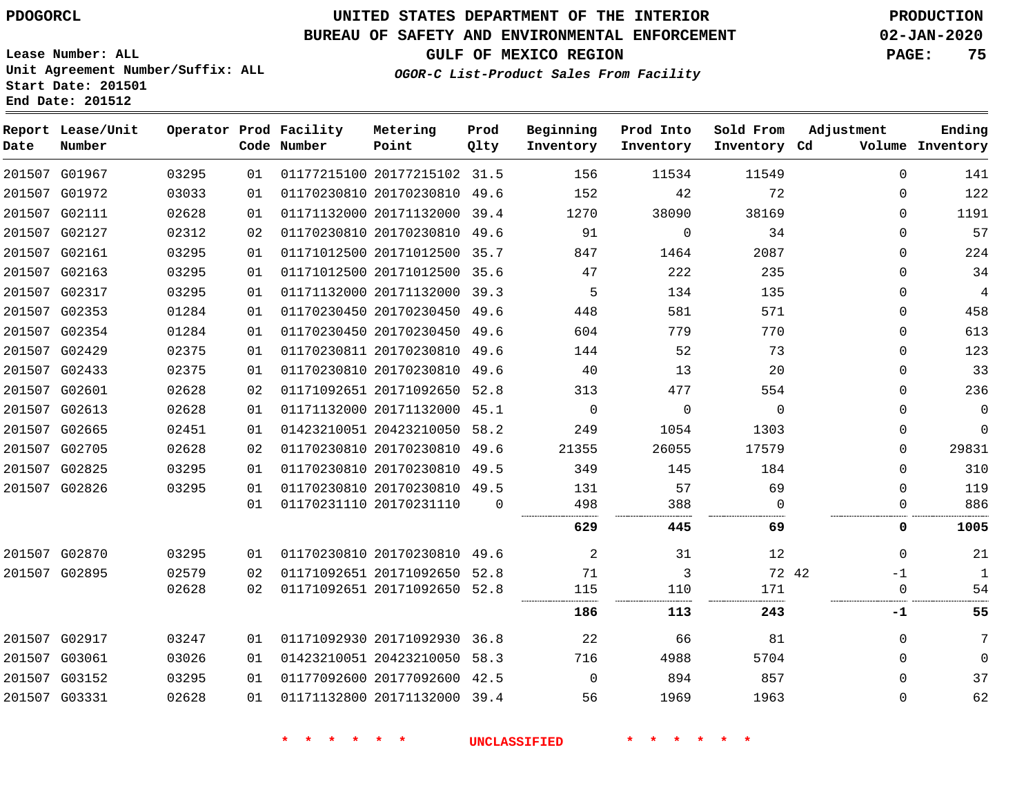PDOGORCL

# UNITED STATES DEPARTMENT OF THE INTERIOR
## BUREAU OF SAFETY AND ENVIRONMENTAL ENFORCEMENT
## GULF OF MEXICO REGION
### *OGOR-C List-Product Sales From Facility*

PRODUCTION
02-JAN-2020

Lease Number: ALL
Unit Agreement Number/Suffix: ALL
Start Date: 201501
End Date: 201512

| Report Date | Lease/Unit Number | Operator | Prod Code | Facility Number | Metering Point | Prod Qlty | Beginning Inventory | Prod Into Inventory | Sold From Inventory | Adjustment Cd | Volume | Ending Inventory |
|---|---|---|---|---|---|---|---|---|---|---|---|---|
| 201507 | G01967 | 03295 | 01 | 01177215100 | 20177215102 | 31.5 | 156 | 11534 | 11549 | | 0 | 141 |
| 201507 | G01972 | 03033 | 01 | 01170230810 | 20170230810 | 49.6 | 152 | 42 | 72 | | 0 | 122 |
| 201507 | G02111 | 02628 | 01 | 01171132000 | 20171132000 | 39.4 | 1270 | 38090 | 38169 | | 0 | 1191 |
| 201507 | G02127 | 02312 | 02 | 01170230810 | 20170230810 | 49.6 | 91 | 0 | 34 | | 0 | 57 |
| 201507 | G02161 | 03295 | 01 | 01171012500 | 20171012500 | 35.7 | 847 | 1464 | 2087 | | 0 | 224 |
| 201507 | G02163 | 03295 | 01 | 01171012500 | 20171012500 | 35.6 | 47 | 222 | 235 | | 0 | 34 |
| 201507 | G02317 | 03295 | 01 | 01171132000 | 20171132000 | 39.3 | 5 | 134 | 135 | | 0 | 4 |
| 201507 | G02353 | 01284 | 01 | 01170230450 | 20170230450 | 49.6 | 448 | 581 | 571 | | 0 | 458 |
| 201507 | G02354 | 01284 | 01 | 01170230450 | 20170230450 | 49.6 | 604 | 779 | 770 | | 0 | 613 |
| 201507 | G02429 | 02375 | 01 | 01170230811 | 20170230810 | 49.6 | 144 | 52 | 73 | | 0 | 123 |
| 201507 | G02433 | 02375 | 01 | 01170230810 | 20170230810 | 49.6 | 40 | 13 | 20 | | 0 | 33 |
| 201507 | G02601 | 02628 | 02 | 01171092651 | 20171092650 | 52.8 | 313 | 477 | 554 | | 0 | 236 |
| 201507 | G02613 | 02628 | 01 | 01171132000 | 20171132000 | 45.1 | 0 | 0 | 0 | | 0 | 0 |
| 201507 | G02665 | 02451 | 01 | 01423210051 | 20423210050 | 58.2 | 249 | 1054 | 1303 | | 0 | 0 |
| 201507 | G02705 | 02628 | 02 | 01170230810 | 20170230810 | 49.6 | 21355 | 26055 | 17579 | | 0 | 29831 |
| 201507 | G02825 | 03295 | 01 | 01170230810 | 20170230810 | 49.5 | 349 | 145 | 184 | | 0 | 310 |
| 201507 | G02826 | 03295 | 01 | 01170230810 | 20170230810 | 49.5 | 131 | 57 | 69 | | 0 | 119 |
| | | | 01 | 01170231110 | 20170231110 | 0 | 498 | 388 | 0 | | 0 | 886 |
| | | | | | | | **629** | **445** | **69** | | **0** | **1005** |
| 201507 | G02870 | 03295 | 01 | 01170230810 | 20170230810 | 49.6 | 2 | 31 | 12 | | 0 | 21 |
| 201507 | G02895 | 02579 | 02 | 01171092651 | 20171092650 | 52.8 | 71 | 3 | 72 | 42 | -1 | 1 |
| | | 02628 | 02 | 01171092651 | 20171092650 | 52.8 | 115 | 110 | 171 | | 0 | 54 |
| | | | | | | | **186** | **113** | **243** | | **-1** | **55** |
| 201507 | G02917 | 03247 | 01 | 01171092930 | 20171092930 | 36.8 | 22 | 66 | 81 | | 0 | 7 |
| 201507 | G03061 | 03026 | 01 | 01423210051 | 20423210050 | 58.3 | 716 | 4988 | 5704 | | 0 | 0 |
| 201507 | G03152 | 03295 | 01 | 01177092600 | 20177092600 | 42.5 | 0 | 894 | 857 | | 0 | 37 |
| 201507 | G03331 | 02628 | 01 | 01171132800 | 20171132000 | 39.4 | 56 | 1969 | 1963 | | 0 | 62 |

\* \* \* \* \* \* UNCLASSIFIED \* \* \* \* \* \*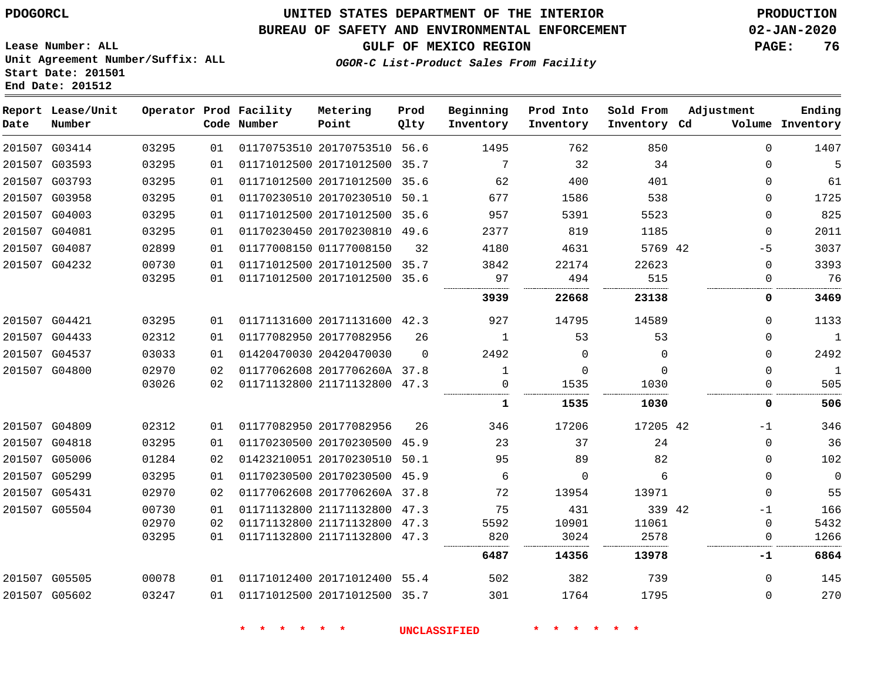PDOGORCL

# UNITED STATES DEPARTMENT OF THE INTERIOR
## BUREAU OF SAFETY AND ENVIRONMENTAL ENFORCEMENT
### GULF OF MEXICO REGION
*OGOR-C List-Product Sales From Facility*

PRODUCTION
02-JAN-2020

Lease Number: ALL
Unit Agreement Number/Suffix: ALL
Start Date: 201501
End Date: 201512

| Report Date | Lease/Unit Number | Operator | Prod Code | Facility Number | Metering Point | Prod Qlty | Beginning Inventory | Prod Into Inventory | Sold From Inventory | Adjustment Cd | Adjustment Volume | Ending Inventory |
|---|---|---|---|---|---|---|---|---|---|---|---|---|
| 201507 | G03414 | 03295 | 01 | 01170753510 | 20170753510 | 56.6 | 1495 | 762 | 850 | | 0 | 1407 |
| 201507 | G03593 | 03295 | 01 | 01171012500 | 20171012500 | 35.7 | 7 | 32 | 34 | | 0 | 5 |
| 201507 | G03793 | 03295 | 01 | 01171012500 | 20171012500 | 35.6 | 62 | 400 | 401 | | 0 | 61 |
| 201507 | G03958 | 03295 | 01 | 01170230510 | 20170230510 | 50.1 | 677 | 1586 | 538 | | 0 | 1725 |
| 201507 | G04003 | 03295 | 01 | 01171012500 | 20171012500 | 35.6 | 957 | 5391 | 5523 | | 0 | 825 |
| 201507 | G04081 | 03295 | 01 | 01170230450 | 20170230810 | 49.6 | 2377 | 819 | 1185 | | 0 | 2011 |
| 201507 | G04087 | 02899 | 01 | 01177008150 | 01177008150 | 32 | 4180 | 4631 | 5769 | 42 | -5 | 3037 |
| 201507 | G04232 | 00730 | 01 | 01171012500 | 20171012500 | 35.7 | 3842 | 22174 | 22623 | | 0 | 3393 |
| | | 03295 | 01 | 01171012500 | 20171012500 | 35.6 | 97 | 494 | 515 | | 0 | 76 |
| | | | | | | | **3939** | **22668** | **23138** | | **0** | **3469** |
| 201507 | G04421 | 03295 | 01 | 01171131600 | 20171131600 | 42.3 | 927 | 14795 | 14589 | | 0 | 1133 |
| 201507 | G04433 | 02312 | 01 | 01177082950 | 20177082956 | 26 | 1 | 53 | 53 | | 0 | 1 |
| 201507 | G04537 | 03033 | 01 | 01420470030 | 20420470030 | 0 | 2492 | 0 | 0 | | 0 | 2492 |
| 201507 | G04800 | 02970 | 02 | 01177062608 | 2017706260A | 37.8 | 1 | 0 | 0 | | 0 | 1 |
| | | 03026 | 02 | 01171132800 | 21171132800 | 47.3 | 0 | 1535 | 1030 | | 0 | 505 |
| | | | | | | | **1** | **1535** | **1030** | | **0** | **506** |
| 201507 | G04809 | 02312 | 01 | 01177082950 | 20177082956 | 26 | 346 | 17206 | 17205 | 42 | -1 | 346 |
| 201507 | G04818 | 03295 | 01 | 01170230500 | 20170230500 | 45.9 | 23 | 37 | 24 | | 0 | 36 |
| 201507 | G05006 | 01284 | 02 | 01423210051 | 20170230510 | 50.1 | 95 | 89 | 82 | | 0 | 102 |
| 201507 | G05299 | 03295 | 01 | 01170230500 | 20170230500 | 45.9 | 6 | 0 | 6 | | 0 | 0 |
| 201507 | G05431 | 02970 | 02 | 01177062608 | 2017706260A | 37.8 | 72 | 13954 | 13971 | | 0 | 55 |
| 201507 | G05504 | 00730 | 01 | 01171132800 | 21171132800 | 47.3 | 75 | 431 | 339 | 42 | -1 | 166 |
| | | 02970 | 02 | 01171132800 | 21171132800 | 47.3 | 5592 | 10901 | 11061 | | 0 | 5432 |
| | | 03295 | 01 | 01171132800 | 21171132800 | 47.3 | 820 | 3024 | 2578 | | 0 | 1266 |
| | | | | | | | **6487** | **14356** | **13978** | | **-1** | **6864** |
| 201507 | G05505 | 00078 | 01 | 01171012400 | 20171012400 | 55.4 | 502 | 382 | 739 | | 0 | 145 |
| 201507 | G05602 | 03247 | 01 | 01171012500 | 20171012500 | 35.7 | 301 | 1764 | 1795 | | 0 | 270 |

\* \* \* \* \* \* UNCLASSIFIED \* \* \* \* \* \*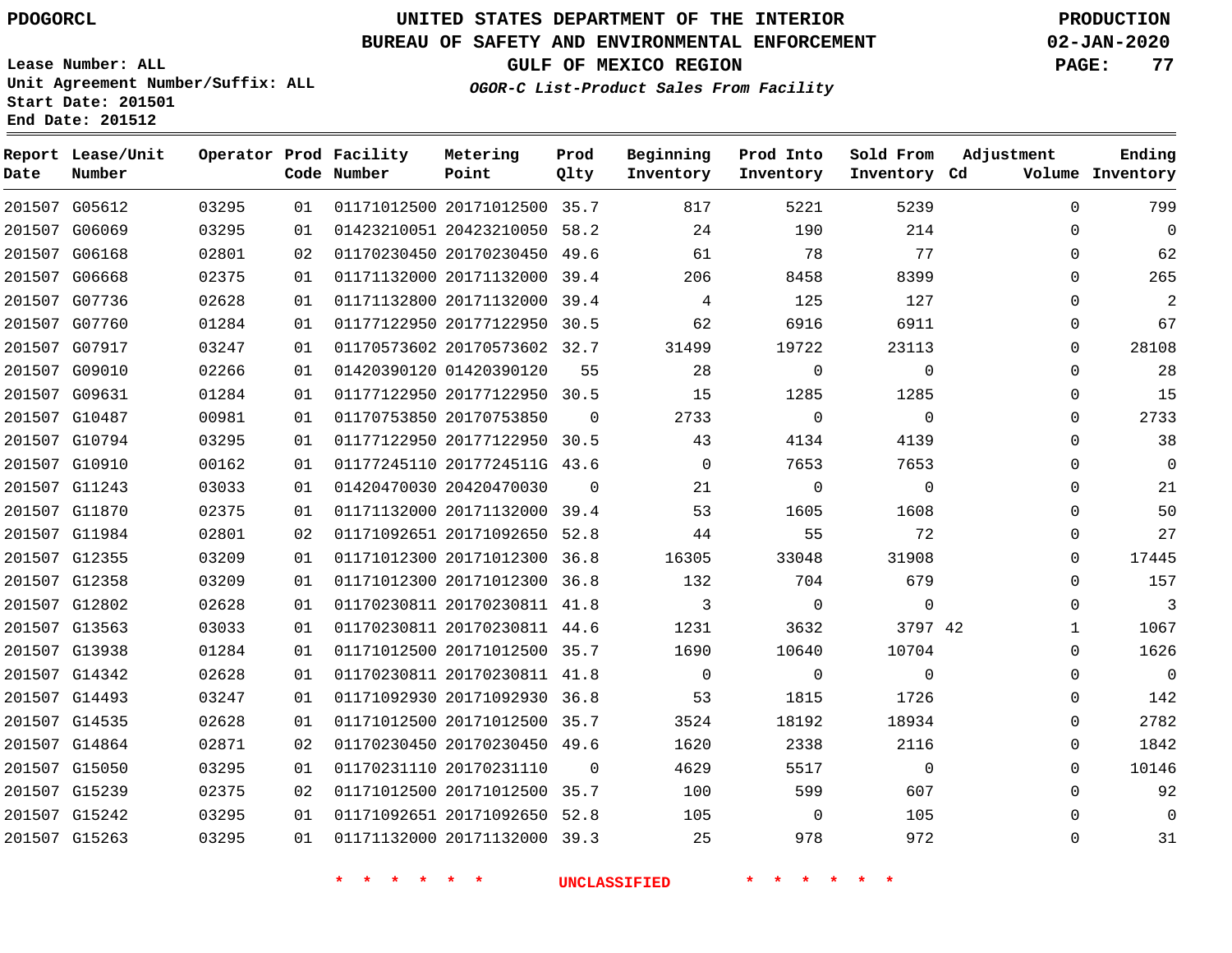PDOGORCL

# UNITED STATES DEPARTMENT OF THE INTERIOR
## BUREAU OF SAFETY AND ENVIRONMENTAL ENFORCEMENT
### GULF OF MEXICO REGION
*OGOR-C List-Product Sales From Facility*

PRODUCTION
02-JAN-2020

Lease Number: ALL
Unit Agreement Number/Suffix: ALL
Start Date: 201501
End Date: 201512

| Report Date | Lease/Unit Number | Operator | Prod Code | Facility Number | Metering Point | Prod Qlty | Beginning Inventory | Prod Into Inventory | Sold From Inventory | Adjustment Cd | Adjustment Volume | Ending Inventory |
|---|---|---|---|---|---|---|---|---|---|---|---|---|
| 201507 | G05612 | 03295 | 01 | 01171012500 | 20171012500 | 35.7 | 817 | 5221 | 5239 | | 0 | 799 |
| 201507 | G06069 | 03295 | 01 | 01423210051 | 20423210050 | 58.2 | 24 | 190 | 214 | | 0 | 0 |
| 201507 | G06168 | 02801 | 02 | 01170230450 | 20170230450 | 49.6 | 61 | 78 | 77 | | 0 | 62 |
| 201507 | G06668 | 02375 | 01 | 01171132000 | 20171132000 | 39.4 | 206 | 8458 | 8399 | | 0 | 265 |
| 201507 | G07736 | 02628 | 01 | 01171132800 | 20171132000 | 39.4 | 4 | 125 | 127 | | 0 | 2 |
| 201507 | G07760 | 01284 | 01 | 01177122950 | 20177122950 | 30.5 | 62 | 6916 | 6911 | | 0 | 67 |
| 201507 | G07917 | 03247 | 01 | 01170573602 | 20170573602 | 32.7 | 31499 | 19722 | 23113 | | 0 | 28108 |
| 201507 | G09010 | 02266 | 01 | 01420390120 | 01420390120 | 55 | 28 | 0 | 0 | | 0 | 28 |
| 201507 | G09631 | 01284 | 01 | 01177122950 | 20177122950 | 30.5 | 15 | 1285 | 1285 | | 0 | 15 |
| 201507 | G10487 | 00981 | 01 | 01170753850 | 20170753850 | 0 | 2733 | 0 | 0 | | 0 | 2733 |
| 201507 | G10794 | 03295 | 01 | 01177122950 | 20177122950 | 30.5 | 43 | 4134 | 4139 | | 0 | 38 |
| 201507 | G10910 | 00162 | 01 | 01177245110 | 2017724511G | 43.6 | 0 | 7653 | 7653 | | 0 | 0 |
| 201507 | G11243 | 03033 | 01 | 01420470030 | 20420470030 | 0 | 21 | 0 | 0 | | 0 | 21 |
| 201507 | G11870 | 02375 | 01 | 01171132000 | 20171132000 | 39.4 | 53 | 1605 | 1608 | | 0 | 50 |
| 201507 | G11984 | 02801 | 02 | 01171092651 | 20171092650 | 52.8 | 44 | 55 | 72 | | 0 | 27 |
| 201507 | G12355 | 03209 | 01 | 01171012300 | 20171012300 | 36.8 | 16305 | 33048 | 31908 | | 0 | 17445 |
| 201507 | G12358 | 03209 | 01 | 01171012300 | 20171012300 | 36.8 | 132 | 704 | 679 | | 0 | 157 |
| 201507 | G12802 | 02628 | 01 | 01170230811 | 20170230811 | 41.8 | 3 | 0 | 0 | | 0 | 3 |
| 201507 | G13563 | 03033 | 01 | 01170230811 | 20170230811 | 44.6 | 1231 | 3632 | 3797 | 42 | 1 | 1067 |
| 201507 | G13938 | 01284 | 01 | 01171012500 | 20171012500 | 35.7 | 1690 | 10640 | 10704 | | 0 | 1626 |
| 201507 | G14342 | 02628 | 01 | 01170230811 | 20170230811 | 41.8 | 0 | 0 | 0 | | 0 | 0 |
| 201507 | G14493 | 03247 | 01 | 01171092930 | 20171092930 | 36.8 | 53 | 1815 | 1726 | | 0 | 142 |
| 201507 | G14535 | 02628 | 01 | 01171012500 | 20171012500 | 35.7 | 3524 | 18192 | 18934 | | 0 | 2782 |
| 201507 | G14864 | 02871 | 02 | 01170230450 | 20170230450 | 49.6 | 1620 | 2338 | 2116 | | 0 | 1842 |
| 201507 | G15050 | 03295 | 01 | 01170231110 | 20170231110 | 0 | 4629 | 5517 | 0 | | 0 | 10146 |
| 201507 | G15239 | 02375 | 02 | 01171012500 | 20171012500 | 35.7 | 100 | 599 | 607 | | 0 | 92 |
| 201507 | G15242 | 03295 | 01 | 01171092651 | 20171092650 | 52.8 | 105 | 0 | 105 | | 0 | 0 |
| 201507 | G15263 | 03295 | 01 | 01171132000 | 20171132000 | 39.3 | 25 | 978 | 972 | | 0 | 31 |

* * * * * * UNCLASSIFIED * * * * * *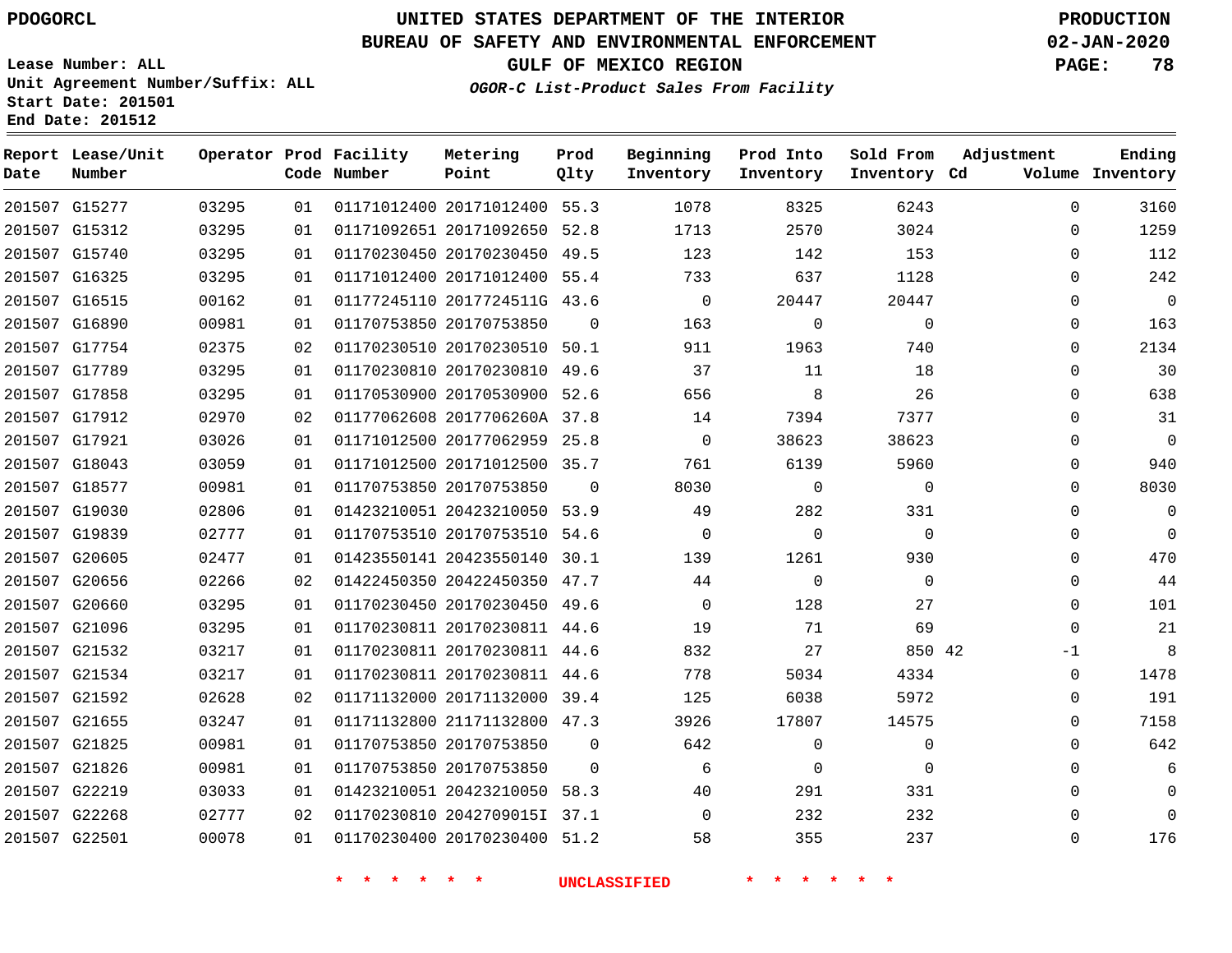PDOGORCL

# UNITED STATES DEPARTMENT OF THE INTERIOR
## BUREAU OF SAFETY AND ENVIRONMENTAL ENFORCEMENT
### GULF OF MEXICO REGION

*OGOR-C List-Product Sales From Facility*

PRODUCTION
02-JAN-2020

Lease Number: ALL
Unit Agreement Number/Suffix: ALL
Start Date: 201501
End Date: 201512

| Report Date | Lease/Unit Number | Operator | Prod Code | Facility Number | Metering Point | Prod Qlty | Beginning Inventory | Prod Into Inventory | Sold From Inventory | Adjustment Cd | Adjustment Volume | Ending Inventory |
|---|---|---|---|---|---|---|---|---|---|---|---|---|
| 201507 | G15277 | 03295 | 01 | 01171012400 | 20171012400 | 55.3 | 1078 | 8325 | 6243 | | 0 | 3160 |
| 201507 | G15312 | 03295 | 01 | 01171092651 | 20171092650 | 52.8 | 1713 | 2570 | 3024 | | 0 | 1259 |
| 201507 | G15740 | 03295 | 01 | 01170230450 | 20170230450 | 49.5 | 123 | 142 | 153 | | 0 | 112 |
| 201507 | G16325 | 03295 | 01 | 01171012400 | 20171012400 | 55.4 | 733 | 637 | 1128 | | 0 | 242 |
| 201507 | G16515 | 00162 | 01 | 01177245110 | 2017724511G | 43.6 | 0 | 20447 | 20447 | | 0 | 0 |
| 201507 | G16890 | 00981 | 01 | 01170753850 | 20170753850 | 0 | 163 | 0 | 0 | | 0 | 163 |
| 201507 | G17754 | 02375 | 02 | 01170230510 | 20170230510 | 50.1 | 911 | 1963 | 740 | | 0 | 2134 |
| 201507 | G17789 | 03295 | 01 | 01170230810 | 20170230810 | 49.6 | 37 | 11 | 18 | | 0 | 30 |
| 201507 | G17858 | 03295 | 01 | 01170530900 | 20170530900 | 52.6 | 656 | 8 | 26 | | 0 | 638 |
| 201507 | G17912 | 02970 | 02 | 01177062608 | 2017706260A | 37.8 | 14 | 7394 | 7377 | | 0 | 31 |
| 201507 | G17921 | 03026 | 01 | 01171012500 | 20177062959 | 25.8 | 0 | 38623 | 38623 | | 0 | 0 |
| 201507 | G18043 | 03059 | 01 | 01171012500 | 20171012500 | 35.7 | 761 | 6139 | 5960 | | 0 | 940 |
| 201507 | G18577 | 00981 | 01 | 01170753850 | 20170753850 | 0 | 8030 | 0 | 0 | | 0 | 8030 |
| 201507 | G19030 | 02806 | 01 | 01423210051 | 20423210050 | 53.9 | 49 | 282 | 331 | | 0 | 0 |
| 201507 | G19839 | 02777 | 01 | 01170753510 | 20170753510 | 54.6 | 0 | 0 | 0 | | 0 | 0 |
| 201507 | G20605 | 02477 | 01 | 01423550141 | 20423550140 | 30.1 | 139 | 1261 | 930 | | 0 | 470 |
| 201507 | G20656 | 02266 | 02 | 01422450350 | 20422450350 | 47.7 | 44 | 0 | 0 | | 0 | 44 |
| 201507 | G20660 | 03295 | 01 | 01170230450 | 20170230450 | 49.6 | 0 | 128 | 27 | | 0 | 101 |
| 201507 | G21096 | 03295 | 01 | 01170230811 | 20170230811 | 44.6 | 19 | 71 | 69 | | 0 | 21 |
| 201507 | G21532 | 03217 | 01 | 01170230811 | 20170230811 | 44.6 | 832 | 27 | 850 | 42 | -1 | 8 |
| 201507 | G21534 | 03217 | 01 | 01170230811 | 20170230811 | 44.6 | 778 | 5034 | 4334 | | 0 | 1478 |
| 201507 | G21592 | 02628 | 02 | 01171132000 | 20171132000 | 39.4 | 125 | 6038 | 5972 | | 0 | 191 |
| 201507 | G21655 | 03247 | 01 | 01171132800 | 21171132800 | 47.3 | 3926 | 17807 | 14575 | | 0 | 7158 |
| 201507 | G21825 | 00981 | 01 | 01170753850 | 20170753850 | 0 | 642 | 0 | 0 | | 0 | 642 |
| 201507 | G21826 | 00981 | 01 | 01170753850 | 20170753850 | 0 | 6 | 0 | 0 | | 0 | 6 |
| 201507 | G22219 | 03033 | 01 | 01423210051 | 20423210050 | 58.3 | 40 | 291 | 331 | | 0 | 0 |
| 201507 | G22268 | 02777 | 02 | 01170230810 | 2042709015I | 37.1 | 0 | 232 | 232 | | 0 | 0 |
| 201507 | G22501 | 00078 | 01 | 01170230400 | 20170230400 | 51.2 | 58 | 355 | 237 | | 0 | 176 |

* * * * * * UNCLASSIFIED * * * * * *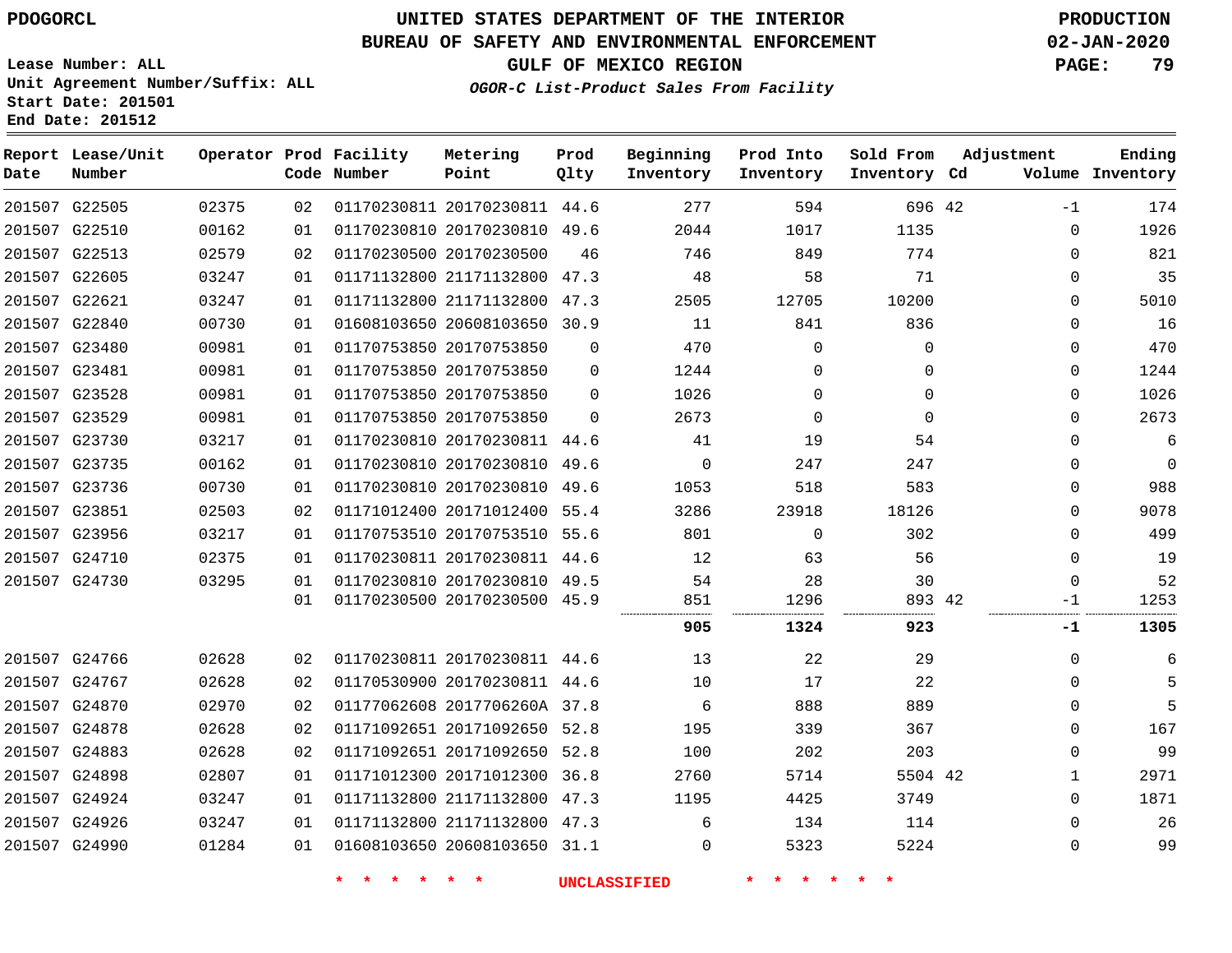PDOGORCL

# UNITED STATES DEPARTMENT OF THE INTERIOR
## BUREAU OF SAFETY AND ENVIRONMENTAL ENFORCEMENT
### GULF OF MEXICO REGION
*OGOR-C List-Product Sales From Facility*

PRODUCTION
02-JAN-2020

Lease Number: ALL
Unit Agreement Number/Suffix: ALL
Start Date: 201501
End Date: 201512

| Report Date | Lease/Unit Number | Operator | Prod Code | Facility Number | Metering Point | Prod Qlty | Beginning Inventory | Prod Into Inventory | Sold From Inventory | Adjustment Cd | Volume | Ending Inventory |
|---|---|---|---|---|---|---|---|---|---|---|---|---|
| 201507 | G22505 | 02375 | 02 | 01170230811 | 20170230811 | 44.6 | 277 | 594 | 696 | 42 | -1 | 174 |
| 201507 | G22510 | 00162 | 01 | 01170230810 | 20170230810 | 49.6 | 2044 | 1017 | 1135 | | 0 | 1926 |
| 201507 | G22513 | 02579 | 02 | 01170230500 | 20170230500 | 46 | 746 | 849 | 774 | | 0 | 821 |
| 201507 | G22605 | 03247 | 01 | 01171132800 | 21171132800 | 47.3 | 48 | 58 | 71 | | 0 | 35 |
| 201507 | G22621 | 03247 | 01 | 01171132800 | 21171132800 | 47.3 | 2505 | 12705 | 10200 | | 0 | 5010 |
| 201507 | G22840 | 00730 | 01 | 01608103650 | 20608103650 | 30.9 | 11 | 841 | 836 | | 0 | 16 |
| 201507 | G23480 | 00981 | 01 | 01170753850 | 20170753850 | 0 | 470 | 0 | 0 | | 0 | 470 |
| 201507 | G23481 | 00981 | 01 | 01170753850 | 20170753850 | 0 | 1244 | 0 | 0 | | 0 | 1244 |
| 201507 | G23528 | 00981 | 01 | 01170753850 | 20170753850 | 0 | 1026 | 0 | 0 | | 0 | 1026 |
| 201507 | G23529 | 00981 | 01 | 01170753850 | 20170753850 | 0 | 2673 | 0 | 0 | | 0 | 2673 |
| 201507 | G23730 | 03217 | 01 | 01170230810 | 20170230811 | 44.6 | 41 | 19 | 54 | | 0 | 6 |
| 201507 | G23735 | 00162 | 01 | 01170230810 | 20170230810 | 49.6 | 0 | 247 | 247 | | 0 | 0 |
| 201507 | G23736 | 00730 | 01 | 01170230810 | 20170230810 | 49.6 | 1053 | 518 | 583 | | 0 | 988 |
| 201507 | G23851 | 02503 | 02 | 01171012400 | 20171012400 | 55.4 | 3286 | 23918 | 18126 | | 0 | 9078 |
| 201507 | G23956 | 03217 | 01 | 01170753510 | 20170753510 | 55.6 | 801 | 0 | 302 | | 0 | 499 |
| 201507 | G24710 | 02375 | 01 | 01170230811 | 20170230811 | 44.6 | 12 | 63 | 56 | | 0 | 19 |
| 201507 | G24730 | 03295 | 01 | 01170230810 | 20170230810 | 49.5 | 54 | 28 | 30 | | 0 | 52 |
| | | | 01 | 01170230500 | 20170230500 | 45.9 | 851 | 1296 | 893 | 42 | -1 | 1253 |
| | | | | | | | **905** | **1324** | **923** | | **-1** | **1305** |
| 201507 | G24766 | 02628 | 02 | 01170230811 | 20170230811 | 44.6 | 13 | 22 | 29 | | 0 | 6 |
| 201507 | G24767 | 02628 | 02 | 01170530900 | 20170230811 | 44.6 | 10 | 17 | 22 | | 0 | 5 |
| 201507 | G24870 | 02970 | 02 | 01177062608 | 2017706260A | 37.8 | 6 | 888 | 889 | | 0 | 5 |
| 201507 | G24878 | 02628 | 02 | 01171092651 | 20171092650 | 52.8 | 195 | 339 | 367 | | 0 | 167 |
| 201507 | G24883 | 02628 | 02 | 01171092651 | 20171092650 | 52.8 | 100 | 202 | 203 | | 0 | 99 |
| 201507 | G24898 | 02807 | 01 | 01171012300 | 20171012300 | 36.8 | 2760 | 5714 | 5504 | 42 | 1 | 2971 |
| 201507 | G24924 | 03247 | 01 | 01171132800 | 21171132800 | 47.3 | 1195 | 4425 | 3749 | | 0 | 1871 |
| 201507 | G24926 | 03247 | 01 | 01171132800 | 21171132800 | 47.3 | 6 | 134 | 114 | | 0 | 26 |
| 201507 | G24990 | 01284 | 01 | 01608103650 | 20608103650 | 31.1 | 0 | 5323 | 5224 | | 0 | 99 |

\* \* \* \* \* \* UNCLASSIFIED \* \* \* \* \* \*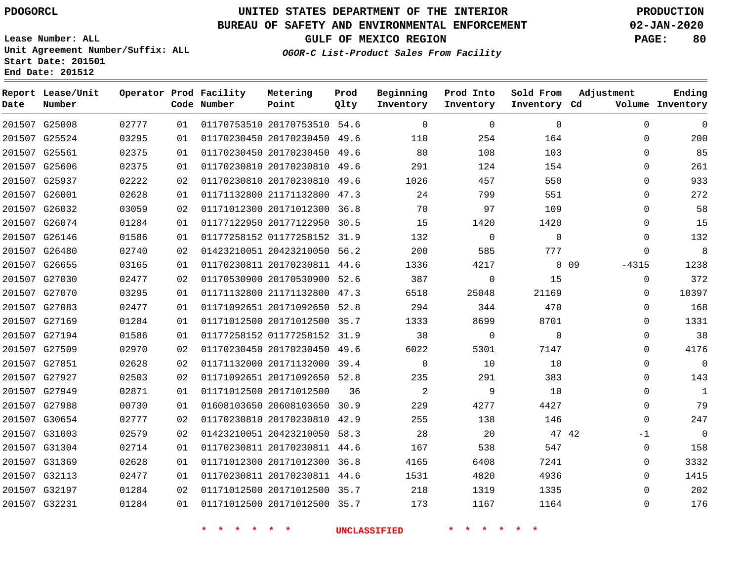PDOGORCL

# UNITED STATES DEPARTMENT OF THE INTERIOR
## BUREAU OF SAFETY AND ENVIRONMENTAL ENFORCEMENT
### GULF OF MEXICO REGION
*OGOR-C List-Product Sales From Facility*

PRODUCTION
02-JAN-2020

Lease Number: ALL
Unit Agreement Number/Suffix: ALL
Start Date: 201501
End Date: 201512

| Report Date | Lease/Unit Number | Operator | Prod Code | Facility Number | Metering Point | Prod Qlty | Beginning Inventory | Prod Into Inventory | Sold From Inventory | Adjustment Cd | Adjustment Volume | Ending Inventory |
|---|---|---|---|---|---|---|---|---|---|---|---|---|
| 201507 | G25008 | 02777 | 01 | 01170753510 | 20170753510 | 54.6 | 0 | 0 | 0 | | 0 | 0 |
| 201507 | G25524 | 03295 | 01 | 01170230450 | 20170230450 | 49.6 | 110 | 254 | 164 | | 0 | 200 |
| 201507 | G25561 | 02375 | 01 | 01170230450 | 20170230450 | 49.6 | 80 | 108 | 103 | | 0 | 85 |
| 201507 | G25606 | 02375 | 01 | 01170230810 | 20170230810 | 49.6 | 291 | 124 | 154 | | 0 | 261 |
| 201507 | G25937 | 02222 | 02 | 01170230810 | 20170230810 | 49.6 | 1026 | 457 | 550 | | 0 | 933 |
| 201507 | G26001 | 02628 | 01 | 01171132800 | 21171132800 | 47.3 | 24 | 799 | 551 | | 0 | 272 |
| 201507 | G26032 | 03059 | 02 | 01171012300 | 20171012300 | 36.8 | 70 | 97 | 109 | | 0 | 58 |
| 201507 | G26074 | 01284 | 01 | 01177122950 | 20177122950 | 30.5 | 15 | 1420 | 1420 | | 0 | 15 |
| 201507 | G26146 | 01586 | 01 | 01177258152 | 01177258152 | 31.9 | 132 | 0 | 0 | | 0 | 132 |
| 201507 | G26480 | 02740 | 02 | 01423210051 | 20423210050 | 56.2 | 200 | 585 | 777 | | 0 | 8 |
| 201507 | G26655 | 03165 | 01 | 01170230811 | 20170230811 | 44.6 | 1336 | 4217 | 0 | 09 | -4315 | 1238 |
| 201507 | G27030 | 02477 | 02 | 01170530900 | 20170530900 | 52.6 | 387 | 0 | 15 | | 0 | 372 |
| 201507 | G27070 | 03295 | 01 | 01171132800 | 21171132800 | 47.3 | 6518 | 25048 | 21169 | | 0 | 10397 |
| 201507 | G27083 | 02477 | 01 | 01171092651 | 20171092650 | 52.8 | 294 | 344 | 470 | | 0 | 168 |
| 201507 | G27169 | 01284 | 01 | 01171012500 | 20171012500 | 35.7 | 1333 | 8699 | 8701 | | 0 | 1331 |
| 201507 | G27194 | 01586 | 01 | 01177258152 | 01177258152 | 31.9 | 38 | 0 | 0 | | 0 | 38 |
| 201507 | G27509 | 02970 | 02 | 01170230450 | 20170230450 | 49.6 | 6022 | 5301 | 7147 | | 0 | 4176 |
| 201507 | G27851 | 02628 | 02 | 01171132000 | 20171132000 | 39.4 | 0 | 10 | 10 | | 0 | 0 |
| 201507 | G27927 | 02503 | 02 | 01171092651 | 20171092650 | 52.8 | 235 | 291 | 383 | | 0 | 143 |
| 201507 | G27949 | 02871 | 01 | 01171012500 | 20171012500 | 36 | 2 | 9 | 10 | | 0 | 1 |
| 201507 | G27988 | 00730 | 01 | 01608103650 | 20608103650 | 30.9 | 229 | 4277 | 4427 | | 0 | 79 |
| 201507 | G30654 | 02777 | 02 | 01170230810 | 20170230810 | 42.9 | 255 | 138 | 146 | | 0 | 247 |
| 201507 | G31003 | 02579 | 02 | 01423210051 | 20423210050 | 58.3 | 28 | 20 | 47 | 42 | -1 | 0 |
| 201507 | G31304 | 02714 | 01 | 01170230811 | 20170230811 | 44.6 | 167 | 538 | 547 | | 0 | 158 |
| 201507 | G31369 | 02628 | 01 | 01171012300 | 20171012300 | 36.8 | 4165 | 6408 | 7241 | | 0 | 3332 |
| 201507 | G32113 | 02477 | 01 | 01170230811 | 20170230811 | 44.6 | 1531 | 4820 | 4936 | | 0 | 1415 |
| 201507 | G32197 | 01284 | 02 | 01171012500 | 20171012500 | 35.7 | 218 | 1319 | 1335 | | 0 | 202 |
| 201507 | G32231 | 01284 | 01 | 01171012500 | 20171012500 | 35.7 | 173 | 1167 | 1164 | | 0 | 176 |

* * * * * * UNCLASSIFIED * * * * * *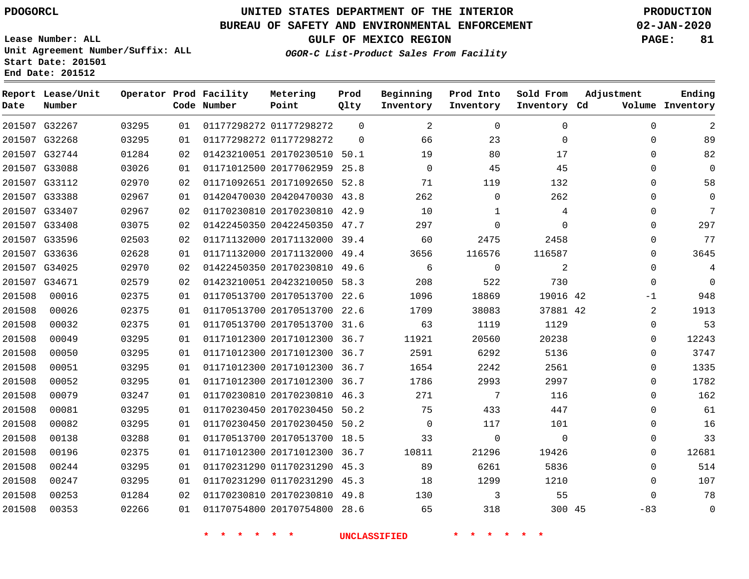PDOGORCL

# UNITED STATES DEPARTMENT OF THE INTERIOR
## BUREAU OF SAFETY AND ENVIRONMENTAL ENFORCEMENT
## GULF OF MEXICO REGION
### *OGOR-C List-Product Sales From Facility*

PRODUCTION
02-JAN-2020

Lease Number: ALL
Unit Agreement Number/Suffix: ALL
Start Date: 201501
End Date: 201512

| Report Date | Lease/Unit Number | Operator | Prod Code | Facility Number | Metering Point | Prod Qlty | Beginning Inventory | Prod Into Inventory | Sold From Inventory | Adjustment Cd | Adjustment Volume | Ending Inventory |
|---|---|---|---|---|---|---|---|---|---|---|---|---|
| 201507 | G32267 | 03295 | 01 | 01177298272 | 01177298272 | 0 | 2 | 0 | 0 | | 0 | 2 |
| 201507 | G32268 | 03295 | 01 | 01177298272 | 01177298272 | 0 | 66 | 23 | 0 | | 0 | 89 |
| 201507 | G32744 | 01284 | 02 | 01423210051 | 20170230510 | 50.1 | 19 | 80 | 17 | | 0 | 82 |
| 201507 | G33088 | 03026 | 01 | 01171012500 | 20177062959 | 25.8 | 0 | 45 | 45 | | 0 | 0 |
| 201507 | G33112 | 02970 | 02 | 01171092651 | 20171092650 | 52.8 | 71 | 119 | 132 | | 0 | 58 |
| 201507 | G33388 | 02967 | 01 | 01420470030 | 20420470030 | 43.8 | 262 | 0 | 262 | | 0 | 0 |
| 201507 | G33407 | 02967 | 02 | 01170230810 | 20170230810 | 42.9 | 10 | 1 | 4 | | 0 | 7 |
| 201507 | G33408 | 03075 | 02 | 01422450350 | 20422450350 | 47.7 | 297 | 0 | 0 | | 0 | 297 |
| 201507 | G33596 | 02503 | 02 | 01171132000 | 20171132000 | 39.4 | 60 | 2475 | 2458 | | 0 | 77 |
| 201507 | G33636 | 02628 | 01 | 01171132000 | 20171132000 | 49.4 | 3656 | 116576 | 116587 | | 0 | 3645 |
| 201507 | G34025 | 02970 | 02 | 01422450350 | 20170230810 | 49.6 | 6 | 0 | 2 | | 0 | 4 |
| 201507 | G34671 | 02579 | 02 | 01423210051 | 20423210050 | 58.3 | 208 | 522 | 730 | | 0 | 0 |
| 201508 | 00016 | 02375 | 01 | 01170513700 | 20170513700 | 22.6 | 1096 | 18869 | 19016 | 42 | -1 | 948 |
| 201508 | 00026 | 02375 | 01 | 01170513700 | 20170513700 | 22.6 | 1709 | 38083 | 37881 | 42 | 2 | 1913 |
| 201508 | 00032 | 02375 | 01 | 01170513700 | 20170513700 | 31.6 | 63 | 1119 | 1129 | | 0 | 53 |
| 201508 | 00049 | 03295 | 01 | 01171012300 | 20171012300 | 36.7 | 11921 | 20560 | 20238 | | 0 | 12243 |
| 201508 | 00050 | 03295 | 01 | 01171012300 | 20171012300 | 36.7 | 2591 | 6292 | 5136 | | 0 | 3747 |
| 201508 | 00051 | 03295 | 01 | 01171012300 | 20171012300 | 36.7 | 1654 | 2242 | 2561 | | 0 | 1335 |
| 201508 | 00052 | 03295 | 01 | 01171012300 | 20171012300 | 36.7 | 1786 | 2993 | 2997 | | 0 | 1782 |
| 201508 | 00079 | 03247 | 01 | 01170230810 | 20170230810 | 46.3 | 271 | 7 | 116 | | 0 | 162 |
| 201508 | 00081 | 03295 | 01 | 01170230450 | 20170230450 | 50.2 | 75 | 433 | 447 | | 0 | 61 |
| 201508 | 00082 | 03295 | 01 | 01170230450 | 20170230450 | 50.2 | 0 | 117 | 101 | | 0 | 16 |
| 201508 | 00138 | 03288 | 01 | 01170513700 | 20170513700 | 18.5 | 33 | 0 | 0 | | 0 | 33 |
| 201508 | 00196 | 02375 | 01 | 01171012300 | 20171012300 | 36.7 | 10811 | 21296 | 19426 | | 0 | 12681 |
| 201508 | 00244 | 03295 | 01 | 01170231290 | 01170231290 | 45.3 | 89 | 6261 | 5836 | | 0 | 514 |
| 201508 | 00247 | 03295 | 01 | 01170231290 | 01170231290 | 45.3 | 18 | 1299 | 1210 | | 0 | 107 |
| 201508 | 00253 | 01284 | 02 | 01170230810 | 20170230810 | 49.8 | 130 | 3 | 55 | | 0 | 78 |
| 201508 | 00353 | 02266 | 01 | 01170754800 | 20170754800 | 28.6 | 65 | 318 | 300 | 45 | -83 | 0 |

\* \* \* \* \* \* UNCLASSIFIED \* \* \* \* \* \*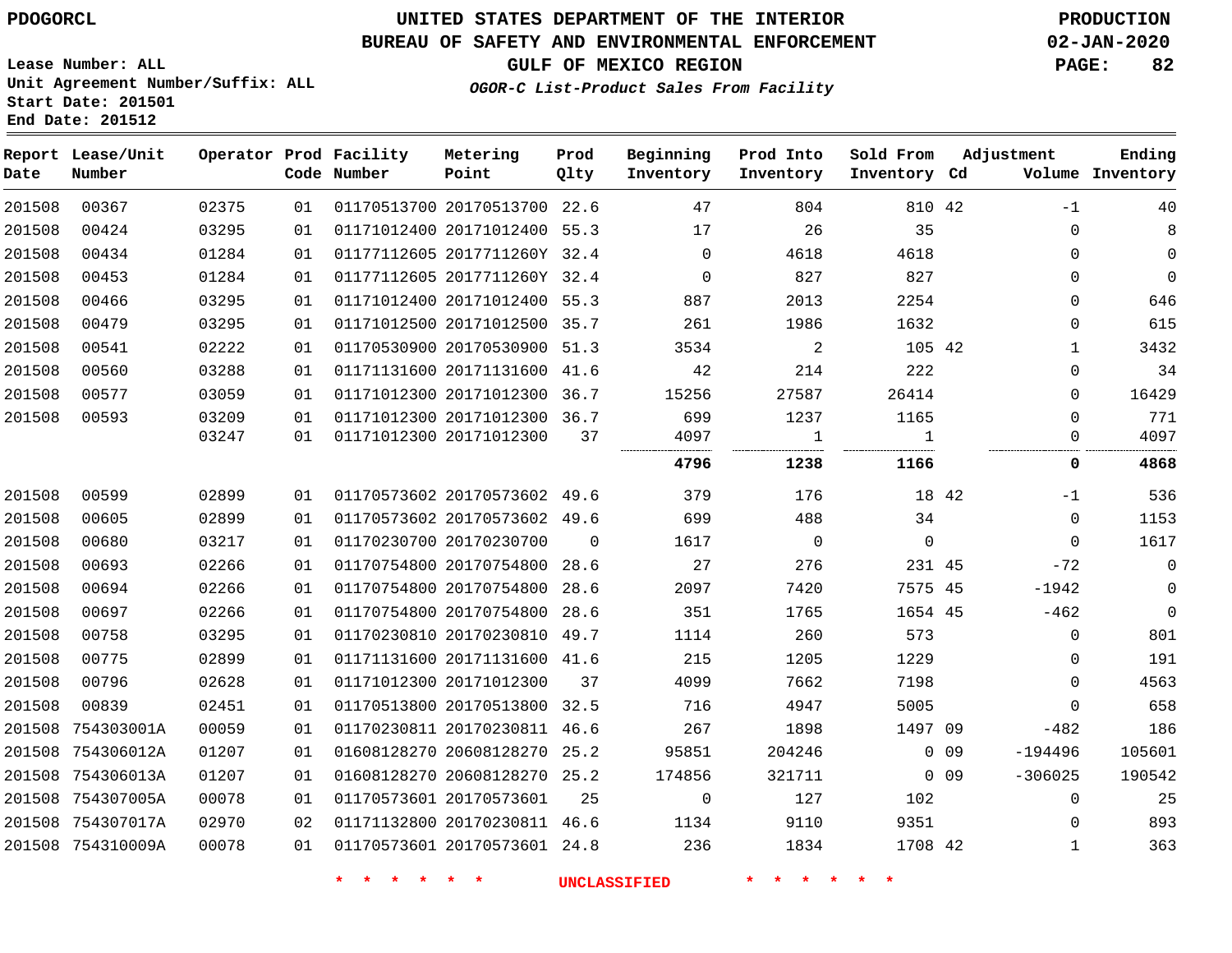PDOGORCL

# UNITED STATES DEPARTMENT OF THE INTERIOR
## BUREAU OF SAFETY AND ENVIRONMENTAL ENFORCEMENT
### GULF OF MEXICO REGION
*OGOR-C List-Product Sales From Facility*

PRODUCTION
02-JAN-2020

Lease Number: ALL
Unit Agreement Number/Suffix: ALL
Start Date: 201501
End Date: 201512

| Report Date | Lease/Unit Number | Operator | Prod Code | Facility Number | Metering Point | Prod Qlty | Beginning Inventory | Prod Into Inventory | Sold From Inventory | Adjustment Cd | Adjustment Volume | Ending Inventory |
|---|---|---|---|---|---|---|---|---|---|---|---|---|
| 201508 | 00367 | 02375 | 01 | 01170513700 | 20170513700 | 22.6 | 47 | 804 | 810 | 42 | -1 | 40 |
| 201508 | 00424 | 03295 | 01 | 01171012400 | 20171012400 | 55.3 | 17 | 26 | 35 | | 0 | 8 |
| 201508 | 00434 | 01284 | 01 | 01177112605 | 2017711260Y | 32.4 | 0 | 4618 | 4618 | | 0 | 0 |
| 201508 | 00453 | 01284 | 01 | 01177112605 | 2017711260Y | 32.4 | 0 | 827 | 827 | | 0 | 0 |
| 201508 | 00466 | 03295 | 01 | 01171012400 | 20171012400 | 55.3 | 887 | 2013 | 2254 | | 0 | 646 |
| 201508 | 00479 | 03295 | 01 | 01171012500 | 20171012500 | 35.7 | 261 | 1986 | 1632 | | 0 | 615 |
| 201508 | 00541 | 02222 | 01 | 01170530900 | 20170530900 | 51.3 | 3534 | 2 | 105 | 42 | 1 | 3432 |
| 201508 | 00560 | 03288 | 01 | 01171131600 | 20171131600 | 41.6 | 42 | 214 | 222 | | 0 | 34 |
| 201508 | 00577 | 03059 | 01 | 01171012300 | 20171012300 | 36.7 | 15256 | 27587 | 26414 | | 0 | 16429 |
| 201508 | 00593 | 03209 | 01 | 01171012300 | 20171012300 | 36.7 | 699 | 1237 | 1165 | | 0 | 771 |
| | | 03247 | 01 | 01171012300 | 20171012300 | 37 | 4097 | 1 | 1 | | 0 | 4097 |
| | | | | | | | **4796** | **1238** | **1166** | | **0** | **4868** |
| 201508 | 00599 | 02899 | 01 | 01170573602 | 20170573602 | 49.6 | 379 | 176 | 18 | 42 | -1 | 536 |
| 201508 | 00605 | 02899 | 01 | 01170573602 | 20170573602 | 49.6 | 699 | 488 | 34 | | 0 | 1153 |
| 201508 | 00680 | 03217 | 01 | 01170230700 | 20170230700 | 0 | 1617 | 0 | 0 | | 0 | 1617 |
| 201508 | 00693 | 02266 | 01 | 01170754800 | 20170754800 | 28.6 | 27 | 276 | 231 | 45 | -72 | 0 |
| 201508 | 00694 | 02266 | 01 | 01170754800 | 20170754800 | 28.6 | 2097 | 7420 | 7575 | 45 | -1942 | 0 |
| 201508 | 00697 | 02266 | 01 | 01170754800 | 20170754800 | 28.6 | 351 | 1765 | 1654 | 45 | -462 | 0 |
| 201508 | 00758 | 03295 | 01 | 01170230810 | 20170230810 | 49.7 | 1114 | 260 | 573 | | 0 | 801 |
| 201508 | 00775 | 02899 | 01 | 01171131600 | 20171131600 | 41.6 | 215 | 1205 | 1229 | | 0 | 191 |
| 201508 | 00796 | 02628 | 01 | 01171012300 | 20171012300 | 37 | 4099 | 7662 | 7198 | | 0 | 4563 |
| 201508 | 00839 | 02451 | 01 | 01170513800 | 20170513800 | 32.5 | 716 | 4947 | 5005 | | 0 | 658 |
| 201508 | 754303001A | 00059 | 01 | 01170230811 | 20170230811 | 46.6 | 267 | 1898 | 1497 | 09 | -482 | 186 |
| 201508 | 754306012A | 01207 | 01 | 01608128270 | 20608128270 | 25.2 | 95851 | 204246 | 0 | 09 | -194496 | 105601 |
| 201508 | 754306013A | 01207 | 01 | 01608128270 | 20608128270 | 25.2 | 174856 | 321711 | 0 | 09 | -306025 | 190542 |
| 201508 | 754307005A | 00078 | 01 | 01170573601 | 20170573601 | 25 | 0 | 127 | 102 | | 0 | 25 |
| 201508 | 754307017A | 02970 | 02 | 01171132800 | 20170230811 | 46.6 | 1134 | 9110 | 9351 | | 0 | 893 |
| 201508 | 754310009A | 00078 | 01 | 01170573601 | 20170573601 | 24.8 | 236 | 1834 | 1708 | 42 | 1 | 363 |

\* \* \* \* \* \* UNCLASSIFIED \* \* \* \* \* \*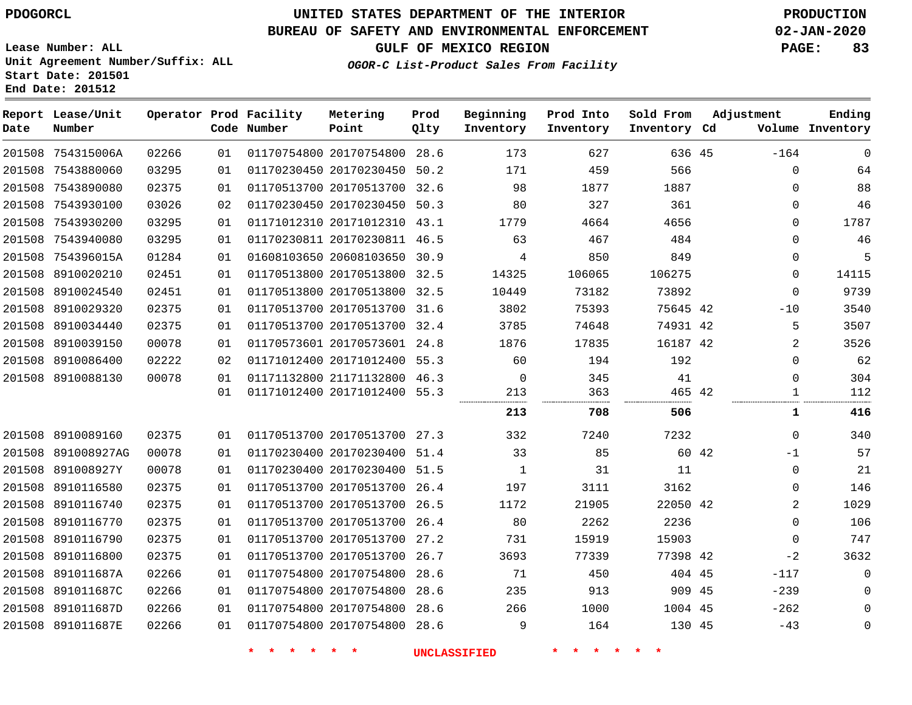PDOGORCL

# UNITED STATES DEPARTMENT OF THE INTERIOR
## BUREAU OF SAFETY AND ENVIRONMENTAL ENFORCEMENT
### GULF OF MEXICO REGION

*OGOR-C List-Product Sales From Facility*

PRODUCTION
02-JAN-2020

Lease Number: ALL
Unit Agreement Number/Suffix: ALL
Start Date: 201501
End Date: 201512

| Report Date | Lease/Unit Number | Operator | Prod Code | Facility Number | Metering Point | Prod Qlty | Beginning Inventory | Prod Into Inventory | Sold From Inventory | Adjustment Cd | Adjustment Volume | Ending Inventory |
|---|---|---|---|---|---|---|---|---|---|---|---|---|
| 201508 | 754315006A | 02266 | 01 | 01170754800 | 20170754800 | 28.6 | 173 | 627 | 636 | 45 | -164 | 0 |
| 201508 | 7543880060 | 03295 | 01 | 01170230450 | 20170230450 | 50.2 | 171 | 459 | 566 | | 0 | 64 |
| 201508 | 7543890080 | 02375 | 01 | 01170513700 | 20170513700 | 32.6 | 98 | 1877 | 1887 | | 0 | 88 |
| 201508 | 7543930100 | 03026 | 02 | 01170230450 | 20170230450 | 50.3 | 80 | 327 | 361 | | 0 | 46 |
| 201508 | 7543930200 | 03295 | 01 | 01171012310 | 20171012310 | 43.1 | 1779 | 4664 | 4656 | | 0 | 1787 |
| 201508 | 7543940080 | 03295 | 01 | 01170230811 | 20170230811 | 46.5 | 63 | 467 | 484 | | 0 | 46 |
| 201508 | 754396015A | 01284 | 01 | 01608103650 | 20608103650 | 30.9 | 4 | 850 | 849 | | 0 | 5 |
| 201508 | 8910020210 | 02451 | 01 | 01170513800 | 20170513800 | 32.5 | 14325 | 106065 | 106275 | | 0 | 14115 |
| 201508 | 8910024540 | 02451 | 01 | 01170513800 | 20170513800 | 32.5 | 10449 | 73182 | 73892 | | 0 | 9739 |
| 201508 | 8910029320 | 02375 | 01 | 01170513700 | 20170513700 | 31.6 | 3802 | 75393 | 75645 | 42 | -10 | 3540 |
| 201508 | 8910034440 | 02375 | 01 | 01170513700 | 20170513700 | 32.4 | 3785 | 74648 | 74931 | 42 | 5 | 3507 |
| 201508 | 8910039150 | 00078 | 01 | 01170573601 | 20170573601 | 24.8 | 1876 | 17835 | 16187 | 42 | 2 | 3526 |
| 201508 | 8910086400 | 02222 | 02 | 01171012400 | 20171012400 | 55.3 | 60 | 194 | 192 | | 0 | 62 |
| 201508 | 8910088130 | 00078 | 01 | 01171132800 | 21171132800 | 46.3 | 0 | 345 | 41 | | 0 | 304 |
| | | | 01 | 01171012400 | 20171012400 | 55.3 | 213 | 363 | 465 | 42 | 1 | 112 |
| | | | | | | | **213** | **708** | **506** | | **1** | **416** |
| 201508 | 8910089160 | 02375 | 01 | 01170513700 | 20170513700 | 27.3 | 332 | 7240 | 7232 | | 0 | 340 |
| 201508 | 891008927AG | 00078 | 01 | 01170230400 | 20170230400 | 51.4 | 33 | 85 | 60 | 42 | -1 | 57 |
| 201508 | 891008927Y | 00078 | 01 | 01170230400 | 20170230400 | 51.5 | 1 | 31 | 11 | | 0 | 21 |
| 201508 | 8910116580 | 02375 | 01 | 01170513700 | 20170513700 | 26.4 | 197 | 3111 | 3162 | | 0 | 146 |
| 201508 | 8910116740 | 02375 | 01 | 01170513700 | 20170513700 | 26.5 | 1172 | 21905 | 22050 | 42 | 2 | 1029 |
| 201508 | 8910116770 | 02375 | 01 | 01170513700 | 20170513700 | 26.4 | 80 | 2262 | 2236 | | 0 | 106 |
| 201508 | 8910116790 | 02375 | 01 | 01170513700 | 20170513700 | 27.2 | 731 | 15919 | 15903 | | 0 | 747 |
| 201508 | 8910116800 | 02375 | 01 | 01170513700 | 20170513700 | 26.7 | 3693 | 77339 | 77398 | 42 | -2 | 3632 |
| 201508 | 891011687A | 02266 | 01 | 01170754800 | 20170754800 | 28.6 | 71 | 450 | 404 | 45 | -117 | 0 |
| 201508 | 891011687C | 02266 | 01 | 01170754800 | 20170754800 | 28.6 | 235 | 913 | 909 | 45 | -239 | 0 |
| 201508 | 891011687D | 02266 | 01 | 01170754800 | 20170754800 | 28.6 | 266 | 1000 | 1004 | 45 | -262 | 0 |
| 201508 | 891011687E | 02266 | 01 | 01170754800 | 20170754800 | 28.6 | 9 | 164 | 130 | 45 | -43 | 0 |

\* \* \* \* \* \* UNCLASSIFIED \* \* \* \* \* \*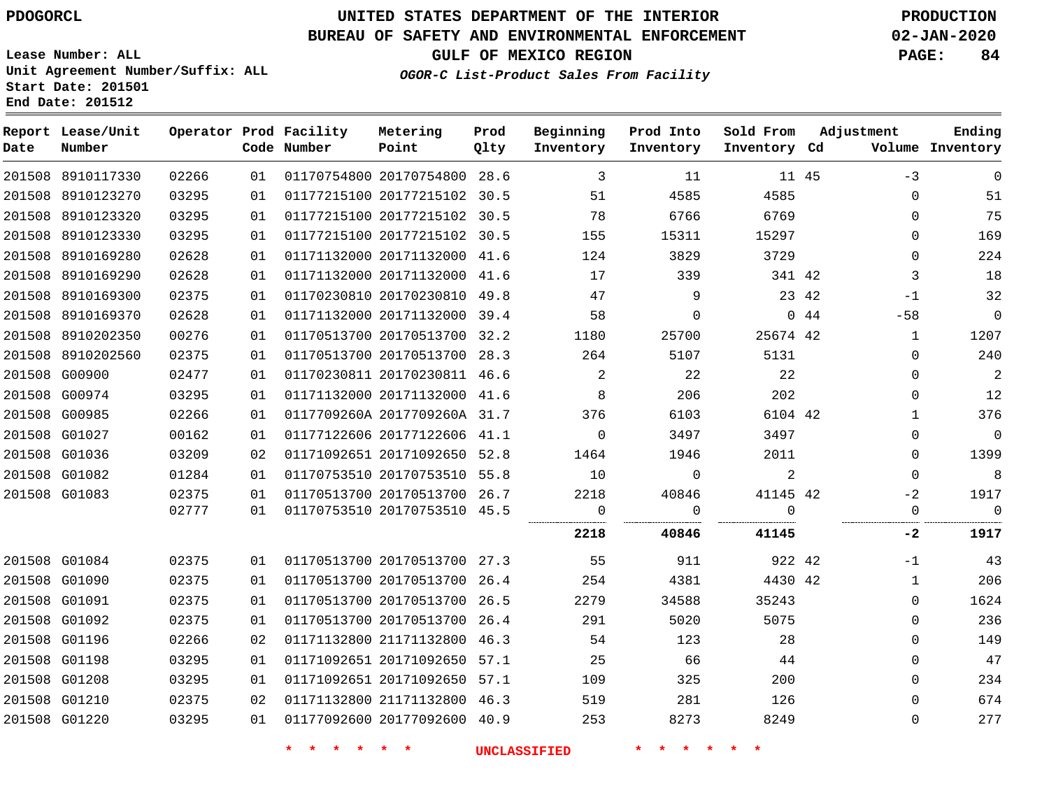# UNITED STATES DEPARTMENT OF THE INTERIOR
## BUREAU OF SAFETY AND ENVIRONMENTAL ENFORCEMENT
### GULF OF MEXICO REGION
#### *OGOR-C List-Product Sales From Facility*

PDOGORCL

Lease Number: ALL
Unit Agreement Number/Suffix: ALL
Start Date: 201501
End Date: 201512

PRODUCTION
02-JAN-2020

| Report Date | Lease/Unit Number | Operator | Prod Code | Facility Number | Metering Point | Prod Qlty | Beginning Inventory | Prod Into Inventory | Sold From Inventory | Adjustment Cd | Adjustment Volume | Ending Inventory |
|---|---|---|---|---|---|---|---|---|---|---|---|---|
| 201508 | 8910117330 | 02266 | 01 | 01170754800 | 20170754800 | 28.6 | 3 | 11 | 11 | 45 | -3 | 0 |
| 201508 | 8910123270 | 03295 | 01 | 01177215100 | 20177215102 | 30.5 | 51 | 4585 | 4585 | | 0 | 51 |
| 201508 | 8910123320 | 03295 | 01 | 01177215100 | 20177215102 | 30.5 | 78 | 6766 | 6769 | | 0 | 75 |
| 201508 | 8910123330 | 03295 | 01 | 01177215100 | 20177215102 | 30.5 | 155 | 15311 | 15297 | | 0 | 169 |
| 201508 | 8910169280 | 02628 | 01 | 01171132000 | 20171132000 | 41.6 | 124 | 3829 | 3729 | | 0 | 224 |
| 201508 | 8910169290 | 02628 | 01 | 01171132000 | 20171132000 | 41.6 | 17 | 339 | 341 | 42 | 3 | 18 |
| 201508 | 8910169300 | 02375 | 01 | 01170230810 | 20170230810 | 49.8 | 47 | 9 | 23 | 42 | -1 | 32 |
| 201508 | 8910169370 | 02628 | 01 | 01171132000 | 20171132000 | 39.4 | 58 | 0 | 0 | 44 | -58 | 0 |
| 201508 | 8910202350 | 00276 | 01 | 01170513700 | 20170513700 | 32.2 | 1180 | 25700 | 25674 | 42 | 1 | 1207 |
| 201508 | 8910202560 | 02375 | 01 | 01170513700 | 20170513700 | 28.3 | 264 | 5107 | 5131 | | 0 | 240 |
| 201508 | G00900 | 02477 | 01 | 01170230811 | 20170230811 | 46.6 | 2 | 22 | 22 | | 0 | 2 |
| 201508 | G00974 | 03295 | 01 | 01171132000 | 20171132000 | 41.6 | 8 | 206 | 202 | | 0 | 12 |
| 201508 | G00985 | 02266 | 01 | 0117709260A | 2017709260A | 31.7 | 376 | 6103 | 6104 | 42 | 1 | 376 |
| 201508 | G01027 | 00162 | 01 | 01177122606 | 20177122606 | 41.1 | 0 | 3497 | 3497 | | 0 | 0 |
| 201508 | G01036 | 03209 | 02 | 01171092651 | 20171092650 | 52.8 | 1464 | 1946 | 2011 | | 0 | 1399 |
| 201508 | G01082 | 01284 | 01 | 01170753510 | 20170753510 | 55.8 | 10 | 0 | 2 | | 0 | 8 |
| 201508 | G01083 | 02375 | 01 | 01170513700 | 20170513700 | 26.7 | 2218 | 40846 | 41145 | 42 | -2 | 1917 |
| | | 02777 | 01 | 01170753510 | 20170753510 | 45.5 | 0 | 0 | 0 | | 0 | 0 |
| | | | | | | | **2218** | **40846** | **41145** | | **-2** | **1917** |
| 201508 | G01084 | 02375 | 01 | 01170513700 | 20170513700 | 27.3 | 55 | 911 | 922 | 42 | -1 | 43 |
| 201508 | G01090 | 02375 | 01 | 01170513700 | 20170513700 | 26.4 | 254 | 4381 | 4430 | 42 | 1 | 206 |
| 201508 | G01091 | 02375 | 01 | 01170513700 | 20170513700 | 26.5 | 2279 | 34588 | 35243 | | 0 | 1624 |
| 201508 | G01092 | 02375 | 01 | 01170513700 | 20170513700 | 26.4 | 291 | 5020 | 5075 | | 0 | 236 |
| 201508 | G01196 | 02266 | 02 | 01171132800 | 21171132800 | 46.3 | 54 | 123 | 28 | | 0 | 149 |
| 201508 | G01198 | 03295 | 01 | 01171092651 | 20171092650 | 57.1 | 25 | 66 | 44 | | 0 | 47 |
| 201508 | G01208 | 03295 | 01 | 01171092651 | 20171092650 | 57.1 | 109 | 325 | 200 | | 0 | 234 |
| 201508 | G01210 | 02375 | 02 | 01171132800 | 21171132800 | 46.3 | 519 | 281 | 126 | | 0 | 674 |
| 201508 | G01220 | 03295 | 01 | 01177092600 | 20177092600 | 40.9 | 253 | 8273 | 8249 | | 0 | 277 |

\* \* \* \* \* \* UNCLASSIFIED \* \* \* \* \* \*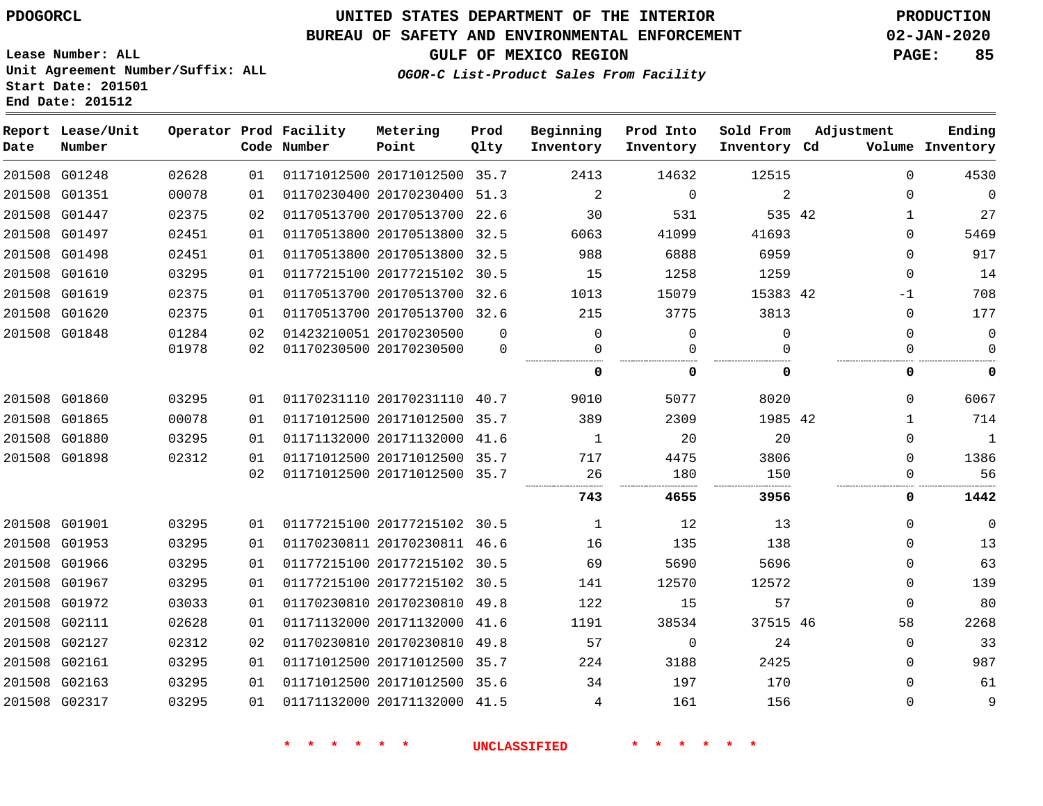# UNITED STATES DEPARTMENT OF THE INTERIOR
## BUREAU OF SAFETY AND ENVIRONMENTAL ENFORCEMENT
### GULF OF MEXICO REGION

*OGOR-C List-Product Sales From Facility*

PDOGORCL

PRODUCTION
02-JAN-2020

Lease Number: ALL
Unit Agreement Number/Suffix: ALL
Start Date: 201501
End Date: 201512

| Report Date | Lease/Unit Number | Operator | Prod Code | Facility Number | Metering Point | Prod Qlty | Beginning Inventory | Prod Into Inventory | Sold From Inventory | Adjustment Cd | Adjustment Volume | Ending Inventory |
|---|---|---|---|---|---|---|---|---|---|---|---|---|
| 201508 | G01248 | 02628 | 01 | 01171012500 | 20171012500 | 35.7 | 2413 | 14632 | 12515 | | 0 | 4530 |
| 201508 | G01351 | 00078 | 01 | 01170230400 | 20170230400 | 51.3 | 2 | 0 | 2 | | 0 | 0 |
| 201508 | G01447 | 02375 | 02 | 01170513700 | 20170513700 | 22.6 | 30 | 531 | 535 | 42 | 1 | 27 |
| 201508 | G01497 | 02451 | 01 | 01170513800 | 20170513800 | 32.5 | 6063 | 41099 | 41693 | | 0 | 5469 |
| 201508 | G01498 | 02451 | 01 | 01170513800 | 20170513800 | 32.5 | 988 | 6888 | 6959 | | 0 | 917 |
| 201508 | G01610 | 03295 | 01 | 01177215100 | 20177215102 | 30.5 | 15 | 1258 | 1259 | | 0 | 14 |
| 201508 | G01619 | 02375 | 01 | 01170513700 | 20170513700 | 32.6 | 1013 | 15079 | 15383 | 42 | -1 | 708 |
| 201508 | G01620 | 02375 | 01 | 01170513700 | 20170513700 | 32.6 | 215 | 3775 | 3813 | | 0 | 177 |
| 201508 | G01848 | 01284 | 02 | 01423210051 | 20170230500 | 0 | 0 | 0 | 0 | | 0 | 0 |
| | | 01978 | 02 | 01170230500 | 20170230500 | 0 | 0 | 0 | 0 | | 0 | 0 |
| | | | | | | | **0** | **0** | **0** | | **0** | **0** |
| 201508 | G01860 | 03295 | 01 | 01170231110 | 20170231110 | 40.7 | 9010 | 5077 | 8020 | | 0 | 6067 |
| 201508 | G01865 | 00078 | 01 | 01171012500 | 20171012500 | 35.7 | 389 | 2309 | 1985 | 42 | 1 | 714 |
| 201508 | G01880 | 03295 | 01 | 01171132000 | 20171132000 | 41.6 | 1 | 20 | 20 | | 0 | 1 |
| 201508 | G01898 | 02312 | 01 | 01171012500 | 20171012500 | 35.7 | 717 | 4475 | 3806 | | 0 | 1386 |
| | | | 02 | 01171012500 | 20171012500 | 35.7 | 26 | 180 | 150 | | 0 | 56 |
| | | | | | | | **743** | **4655** | **3956** | | **0** | **1442** |
| 201508 | G01901 | 03295 | 01 | 01177215100 | 20177215102 | 30.5 | 1 | 12 | 13 | | 0 | 0 |
| 201508 | G01953 | 03295 | 01 | 01170230811 | 20170230811 | 46.6 | 16 | 135 | 138 | | 0 | 13 |
| 201508 | G01966 | 03295 | 01 | 01177215100 | 20177215102 | 30.5 | 69 | 5690 | 5696 | | 0 | 63 |
| 201508 | G01967 | 03295 | 01 | 01177215100 | 20177215102 | 30.5 | 141 | 12570 | 12572 | | 0 | 139 |
| 201508 | G01972 | 03033 | 01 | 01170230810 | 20170230810 | 49.8 | 122 | 15 | 57 | | 0 | 80 |
| 201508 | G02111 | 02628 | 01 | 01171132000 | 20171132000 | 41.6 | 1191 | 38534 | 37515 | 46 | 58 | 2268 |
| 201508 | G02127 | 02312 | 02 | 01170230810 | 20170230810 | 49.8 | 57 | 0 | 24 | | 0 | 33 |
| 201508 | G02161 | 03295 | 01 | 01171012500 | 20171012500 | 35.7 | 224 | 3188 | 2425 | | 0 | 987 |
| 201508 | G02163 | 03295 | 01 | 01171012500 | 20171012500 | 35.6 | 34 | 197 | 170 | | 0 | 61 |
| 201508 | G02317 | 03295 | 01 | 01171132000 | 20171132000 | 41.5 | 4 | 161 | 156 | | 0 | 9 |

* * * * * * UNCLASSIFIED * * * * * *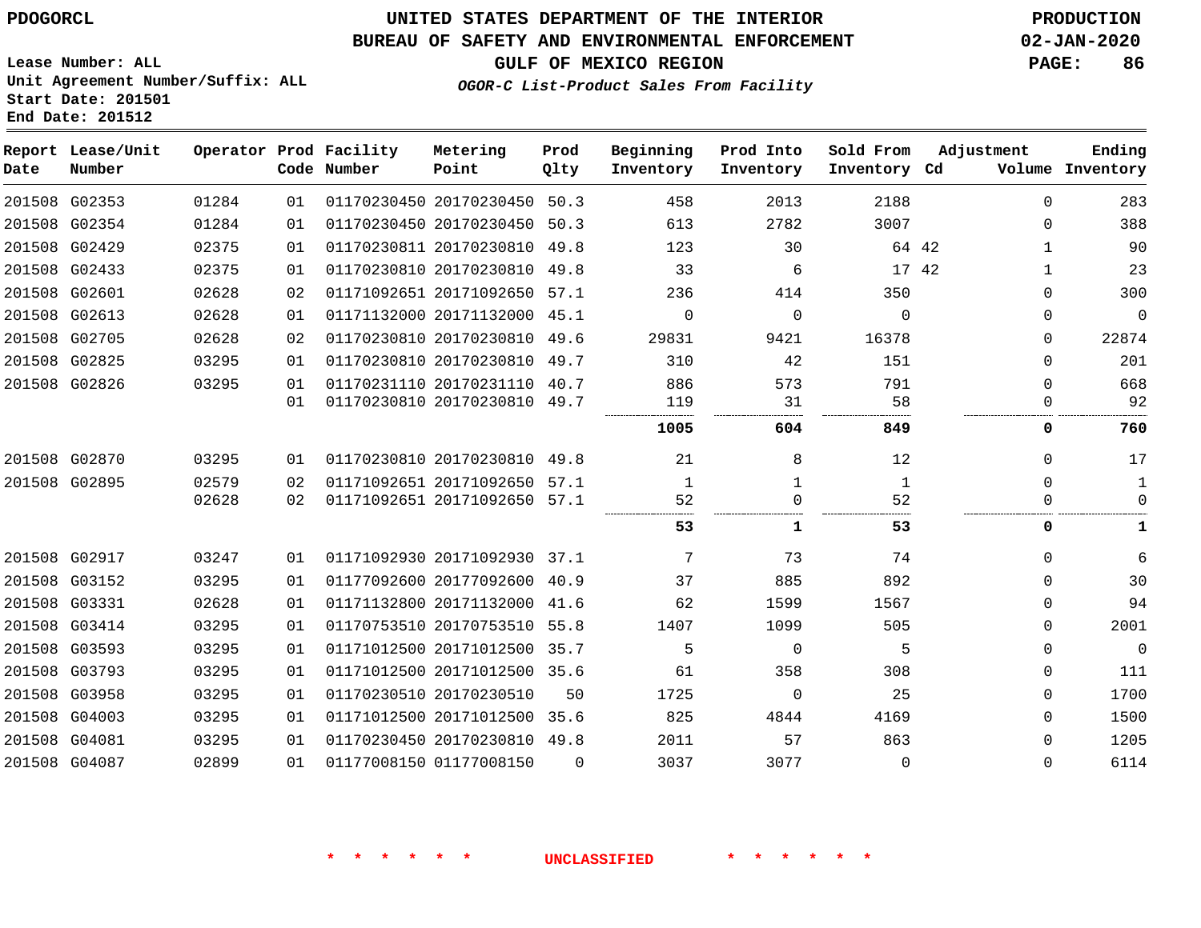PDOGORCL

# UNITED STATES DEPARTMENT OF THE INTERIOR
## BUREAU OF SAFETY AND ENVIRONMENTAL ENFORCEMENT
### GULF OF MEXICO REGION

PRODUCTION
02-JAN-2020

Lease Number: ALL
Unit Agreement Number/Suffix: ALL
Start Date: 201501
End Date: 201512

*OGOR-C List-Product Sales From Facility*

| Report Date | Lease/Unit Number | Operator | Prod Code | Facility Number | Metering Point | Prod Qlty | Beginning Inventory | Prod Into Inventory | Sold From Inventory | Adjustment Cd | Adjustment Volume | Ending Inventory |
|---|---|---|---|---|---|---|---|---|---|---|---|---|
| 201508 | G02353 | 01284 | 01 | 01170230450 | 20170230450 | 50.3 | 458 | 2013 | 2188 | | 0 | 283 |
| 201508 | G02354 | 01284 | 01 | 01170230450 | 20170230450 | 50.3 | 613 | 2782 | 3007 | | 0 | 388 |
| 201508 | G02429 | 02375 | 01 | 01170230811 | 20170230810 | 49.8 | 123 | 30 | 64 | 42 | 1 | 90 |
| 201508 | G02433 | 02375 | 01 | 01170230810 | 20170230810 | 49.8 | 33 | 6 | 17 | 42 | 1 | 23 |
| 201508 | G02601 | 02628 | 02 | 01171092651 | 20171092650 | 57.1 | 236 | 414 | 350 | | 0 | 300 |
| 201508 | G02613 | 02628 | 01 | 01171132000 | 20171132000 | 45.1 | 0 | 0 | 0 | | 0 | 0 |
| 201508 | G02705 | 02628 | 02 | 01170230810 | 20170230810 | 49.6 | 29831 | 9421 | 16378 | | 0 | 22874 |
| 201508 | G02825 | 03295 | 01 | 01170230810 | 20170230810 | 49.7 | 310 | 42 | 151 | | 0 | 201 |
| 201508 | G02826 | 03295 | 01 | 01170231110 | 20170231110 | 40.7 | 886 | 573 | 791 | | 0 | 668 |
| | | | 01 | 01170230810 | 20170230810 | 49.7 | 119 | 31 | 58 | | 0 | 92 |
| | | | | | | | **1005** | **604** | **849** | | **0** | **760** |
| 201508 | G02870 | 03295 | 01 | 01170230810 | 20170230810 | 49.8 | 21 | 8 | 12 | | 0 | 17 |
| 201508 | G02895 | 02579 | 02 | 01171092651 | 20171092650 | 57.1 | 1 | 1 | 1 | | 0 | 1 |
| | | 02628 | 02 | 01171092651 | 20171092650 | 57.1 | 52 | 0 | 52 | | 0 | 0 |
| | | | | | | | **53** | **1** | **53** | | **0** | **1** |
| 201508 | G02917 | 03247 | 01 | 01171092930 | 20171092930 | 37.1 | 7 | 73 | 74 | | 0 | 6 |
| 201508 | G03152 | 03295 | 01 | 01177092600 | 20177092600 | 40.9 | 37 | 885 | 892 | | 0 | 30 |
| 201508 | G03331 | 02628 | 01 | 01171132800 | 20171132000 | 41.6 | 62 | 1599 | 1567 | | 0 | 94 |
| 201508 | G03414 | 03295 | 01 | 01170753510 | 20170753510 | 55.8 | 1407 | 1099 | 505 | | 0 | 2001 |
| 201508 | G03593 | 03295 | 01 | 01171012500 | 20171012500 | 35.7 | 5 | 0 | 5 | | 0 | 0 |
| 201508 | G03793 | 03295 | 01 | 01171012500 | 20171012500 | 35.6 | 61 | 358 | 308 | | 0 | 111 |
| 201508 | G03958 | 03295 | 01 | 01170230510 | 20170230510 | 50 | 1725 | 0 | 25 | | 0 | 1700 |
| 201508 | G04003 | 03295 | 01 | 01171012500 | 20171012500 | 35.6 | 825 | 4844 | 4169 | | 0 | 1500 |
| 201508 | G04081 | 03295 | 01 | 01170230450 | 20170230810 | 49.8 | 2011 | 57 | 863 | | 0 | 1205 |
| 201508 | G04087 | 02899 | 01 | 01177008150 | 01177008150 | 0 | 3037 | 3077 | 0 | | 0 | 6114 |

* * * * * * UNCLASSIFIED * * * * * *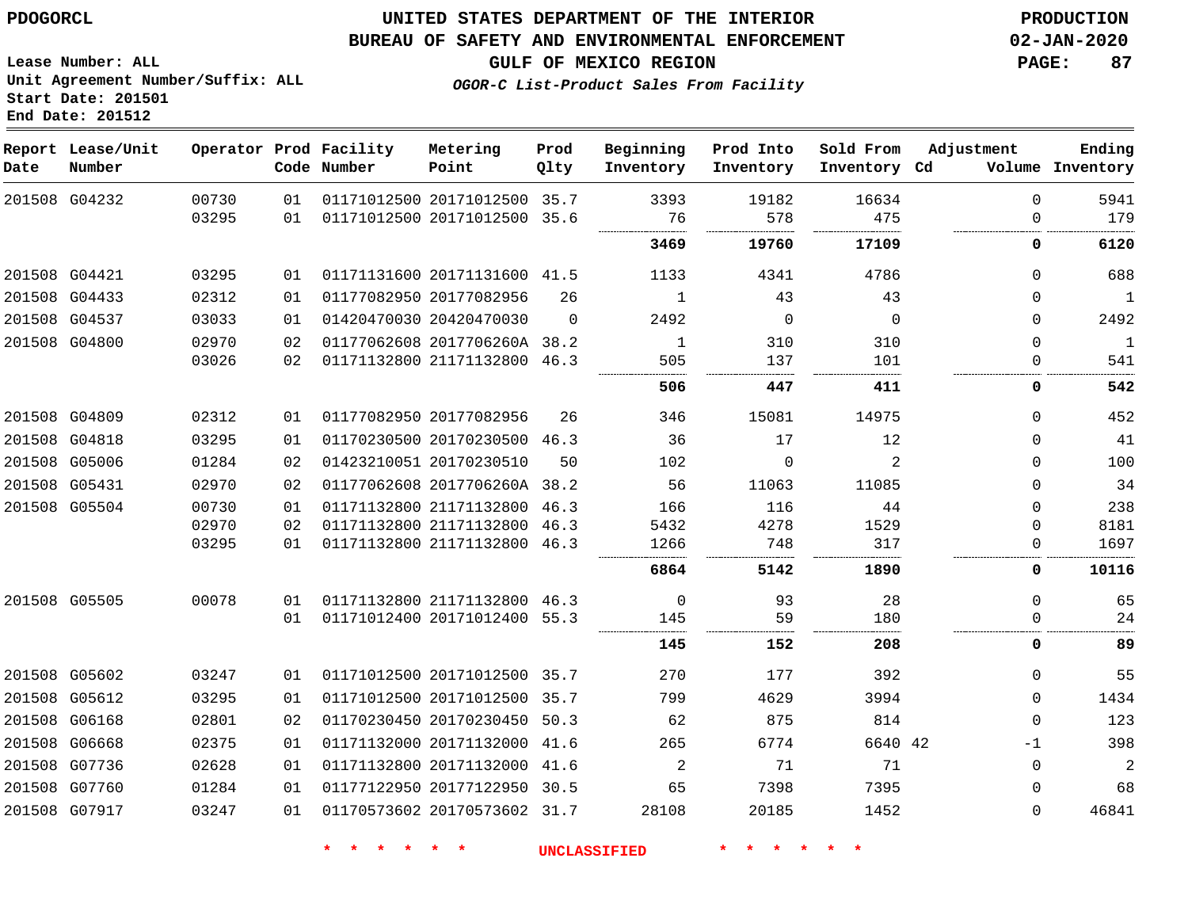PDOGORCL

# UNITED STATES DEPARTMENT OF THE INTERIOR
## BUREAU OF SAFETY AND ENVIRONMENTAL ENFORCEMENT
### GULF OF MEXICO REGION
*OGOR-C List-Product Sales From Facility*

PRODUCTION
02-JAN-2020

Lease Number: ALL
Unit Agreement Number/Suffix: ALL
Start Date: 201501
End Date: 201512

| Report Date | Lease/Unit Number | Operator | Prod Code | Facility Number | Metering Point | Prod Qlty | Beginning Inventory | Prod Into Inventory | Sold From Inventory | Adjustment Cd | Volume | Ending Inventory |
|---|---|---|---|---|---|---|---|---|---|---|---|---|
| 201508 | G04232 | 00730 | 01 | 01171012500 | 20171012500 | 35.7 | 3393 | 19182 | 16634 | | 0 | 5941 |
| | | 03295 | 01 | 01171012500 | 20171012500 | 35.6 | 76 | 578 | 475 | | 0 | 179 |
| | | | | | | | **3469** | **19760** | **17109** | | **0** | **6120** |
| 201508 | G04421 | 03295 | 01 | 01171131600 | 20171131600 | 41.5 | 1133 | 4341 | 4786 | | 0 | 688 |
| 201508 | G04433 | 02312 | 01 | 01177082950 | 20177082956 | 26 | 1 | 43 | 43 | | 0 | 1 |
| 201508 | G04537 | 03033 | 01 | 01420470030 | 20420470030 | 0 | 2492 | 0 | 0 | | 0 | 2492 |
| 201508 | G04800 | 02970 | 02 | 01177062608 | 2017706260A | 38.2 | 1 | 310 | 310 | | 0 | 1 |
| | | 03026 | 02 | 01171132800 | 21171132800 | 46.3 | 505 | 137 | 101 | | 0 | 541 |
| | | | | | | | **506** | **447** | **411** | | **0** | **542** |
| 201508 | G04809 | 02312 | 01 | 01177082950 | 20177082956 | 26 | 346 | 15081 | 14975 | | 0 | 452 |
| 201508 | G04818 | 03295 | 01 | 01170230500 | 20170230500 | 46.3 | 36 | 17 | 12 | | 0 | 41 |
| 201508 | G05006 | 01284 | 02 | 01423210051 | 20170230510 | 50 | 102 | 0 | 2 | | 0 | 100 |
| 201508 | G05431 | 02970 | 02 | 01177062608 | 2017706260A | 38.2 | 56 | 11063 | 11085 | | 0 | 34 |
| 201508 | G05504 | 00730 | 01 | 01171132800 | 21171132800 | 46.3 | 166 | 116 | 44 | | 0 | 238 |
| | | 02970 | 02 | 01171132800 | 21171132800 | 46.3 | 5432 | 4278 | 1529 | | 0 | 8181 |
| | | 03295 | 01 | 01171132800 | 21171132800 | 46.3 | 1266 | 748 | 317 | | 0 | 1697 |
| | | | | | | | **6864** | **5142** | **1890** | | **0** | **10116** |
| 201508 | G05505 | 00078 | 01 | 01171132800 | 21171132800 | 46.3 | 0 | 93 | 28 | | 0 | 65 |
| | | | 01 | 01171012400 | 20171012400 | 55.3 | 145 | 59 | 180 | | 0 | 24 |
| | | | | | | | **145** | **152** | **208** | | **0** | **89** |
| 201508 | G05602 | 03247 | 01 | 01171012500 | 20171012500 | 35.7 | 270 | 177 | 392 | | 0 | 55 |
| 201508 | G05612 | 03295 | 01 | 01171012500 | 20171012500 | 35.7 | 799 | 4629 | 3994 | | 0 | 1434 |
| 201508 | G06168 | 02801 | 02 | 01170230450 | 20170230450 | 50.3 | 62 | 875 | 814 | | 0 | 123 |
| 201508 | G06668 | 02375 | 01 | 01171132000 | 20171132000 | 41.6 | 265 | 6774 | 6640 | 42 | -1 | 398 |
| 201508 | G07736 | 02628 | 01 | 01171132800 | 20171132000 | 41.6 | 2 | 71 | 71 | | 0 | 2 |
| 201508 | G07760 | 01284 | 01 | 01177122950 | 20177122950 | 30.5 | 65 | 7398 | 7395 | | 0 | 68 |
| 201508 | G07917 | 03247 | 01 | 01170573602 | 20170573602 | 31.7 | 28108 | 20185 | 1452 | | 0 | 46841 |

\* \* \* \* \* \* UNCLASSIFIED \* \* \* \* \* \*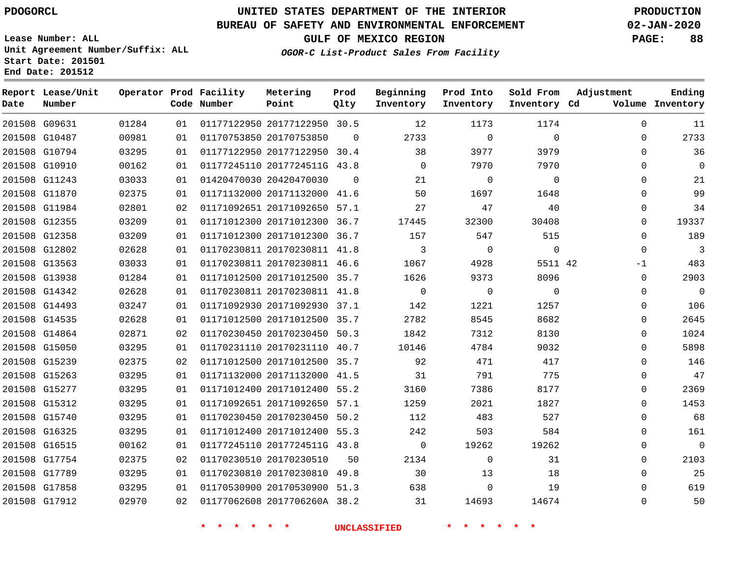PDOGORCL

# UNITED STATES DEPARTMENT OF THE INTERIOR
## BUREAU OF SAFETY AND ENVIRONMENTAL ENFORCEMENT
### GULF OF MEXICO REGION
*OGOR-C List-Product Sales From Facility*

PRODUCTION
02-JAN-2020

Lease Number: ALL
Unit Agreement Number/Suffix: ALL
Start Date: 201501
End Date: 201512

| Report Date | Lease/Unit Number | Operator | Prod Code | Facility Number | Metering Point | Prod Qlty | Beginning Inventory | Prod Into Inventory | Sold From Inventory | Adjustment Cd | Adjustment Volume | Ending Inventory |
|---|---|---|---|---|---|---|---|---|---|---|---|---|
| 201508 | G09631 | 01284 | 01 | 01177122950 | 20177122950 | 30.5 | 12 | 1173 | 1174 | | 0 | 11 |
| 201508 | G10487 | 00981 | 01 | 01170753850 | 20170753850 | 0 | 2733 | 0 | 0 | | 0 | 2733 |
| 201508 | G10794 | 03295 | 01 | 01177122950 | 20177122950 | 30.4 | 38 | 3977 | 3979 | | 0 | 36 |
| 201508 | G10910 | 00162 | 01 | 01177245110 | 2017724511G | 43.8 | 0 | 7970 | 7970 | | 0 | 0 |
| 201508 | G11243 | 03033 | 01 | 01420470030 | 20420470030 | 0 | 21 | 0 | 0 | | 0 | 21 |
| 201508 | G11870 | 02375 | 01 | 01171132000 | 20171132000 | 41.6 | 50 | 1697 | 1648 | | 0 | 99 |
| 201508 | G11984 | 02801 | 02 | 01171092651 | 20171092650 | 57.1 | 27 | 47 | 40 | | 0 | 34 |
| 201508 | G12355 | 03209 | 01 | 01171012300 | 20171012300 | 36.7 | 17445 | 32300 | 30408 | | 0 | 19337 |
| 201508 | G12358 | 03209 | 01 | 01171012300 | 20171012300 | 36.7 | 157 | 547 | 515 | | 0 | 189 |
| 201508 | G12802 | 02628 | 01 | 01170230811 | 20170230811 | 41.8 | 3 | 0 | 0 | | 0 | 3 |
| 201508 | G13563 | 03033 | 01 | 01170230811 | 20170230811 | 46.6 | 1067 | 4928 | 5511 | 42 | -1 | 483 |
| 201508 | G13938 | 01284 | 01 | 01171012500 | 20171012500 | 35.7 | 1626 | 9373 | 8096 | | 0 | 2903 |
| 201508 | G14342 | 02628 | 01 | 01170230811 | 20170230811 | 41.8 | 0 | 0 | 0 | | 0 | 0 |
| 201508 | G14493 | 03247 | 01 | 01171092930 | 20171092930 | 37.1 | 142 | 1221 | 1257 | | 0 | 106 |
| 201508 | G14535 | 02628 | 01 | 01171012500 | 20171012500 | 35.7 | 2782 | 8545 | 8682 | | 0 | 2645 |
| 201508 | G14864 | 02871 | 02 | 01170230450 | 20170230450 | 50.3 | 1842 | 7312 | 8130 | | 0 | 1024 |
| 201508 | G15050 | 03295 | 01 | 01170231110 | 20170231110 | 40.7 | 10146 | 4784 | 9032 | | 0 | 5898 |
| 201508 | G15239 | 02375 | 02 | 01171012500 | 20171012500 | 35.7 | 92 | 471 | 417 | | 0 | 146 |
| 201508 | G15263 | 03295 | 01 | 01171132000 | 20171132000 | 41.5 | 31 | 791 | 775 | | 0 | 47 |
| 201508 | G15277 | 03295 | 01 | 01171012400 | 20171012400 | 55.2 | 3160 | 7386 | 8177 | | 0 | 2369 |
| 201508 | G15312 | 03295 | 01 | 01171092651 | 20171092650 | 57.1 | 1259 | 2021 | 1827 | | 0 | 1453 |
| 201508 | G15740 | 03295 | 01 | 01170230450 | 20170230450 | 50.2 | 112 | 483 | 527 | | 0 | 68 |
| 201508 | G16325 | 03295 | 01 | 01171012400 | 20171012400 | 55.3 | 242 | 503 | 584 | | 0 | 161 |
| 201508 | G16515 | 00162 | 01 | 01177245110 | 2017724511G | 43.8 | 0 | 19262 | 19262 | | 0 | 0 |
| 201508 | G17754 | 02375 | 02 | 01170230510 | 20170230510 | 50 | 2134 | 0 | 31 | | 0 | 2103 |
| 201508 | G17789 | 03295 | 01 | 01170230810 | 20170230810 | 49.8 | 30 | 13 | 18 | | 0 | 25 |
| 201508 | G17858 | 03295 | 01 | 01170530900 | 20170530900 | 51.3 | 638 | 0 | 19 | | 0 | 619 |
| 201508 | G17912 | 02970 | 02 | 01177062608 | 2017706260A | 38.2 | 31 | 14693 | 14674 | | 0 | 50 |

* * * * * * UNCLASSIFIED * * * * * *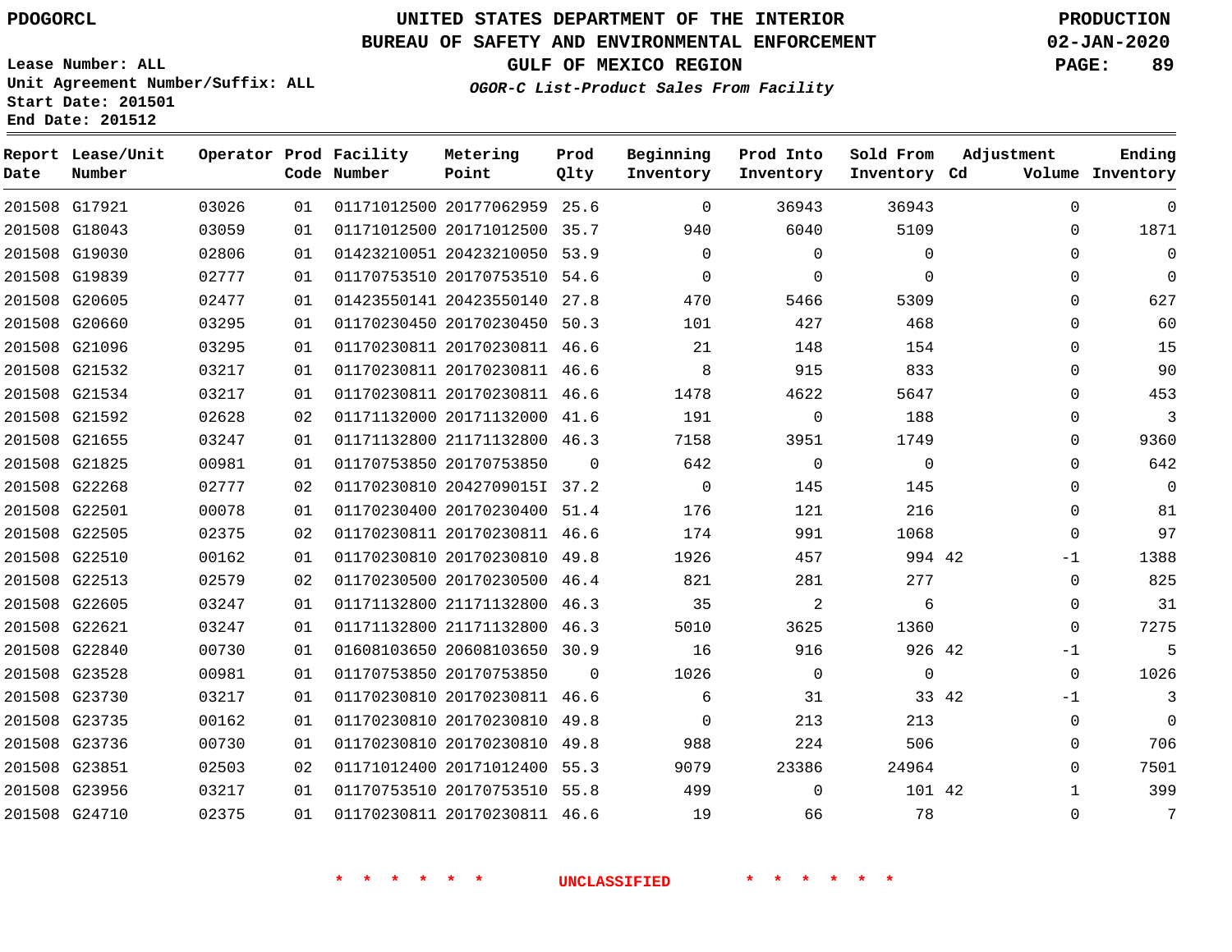PDOGORCL

Lease Number: ALL
Unit Agreement Number/Suffix: ALL
Start Date: 201501
End Date: 201512

# UNITED STATES DEPARTMENT OF THE INTERIOR
## BUREAU OF SAFETY AND ENVIRONMENTAL ENFORCEMENT
### GULF OF MEXICO REGION
*OGOR-C List-Product Sales From Facility*

PRODUCTION
02-JAN-2020

| Report Date | Lease/Unit Number | Operator | Prod Code | Facility Number | Metering Point | Prod Qlty | Beginning Inventory | Prod Into Inventory | Sold From Inventory | Adjustment Cd | Adjustment Volume | Ending Inventory |
|---|---|---|---|---|---|---|---|---|---|---|---|---|
| 201508 | G17921 | 03026 | 01 | 01171012500 | 20177062959 | 25.6 | 0 | 36943 | 36943 | | 0 | 0 |
| 201508 | G18043 | 03059 | 01 | 01171012500 | 20171012500 | 35.7 | 940 | 6040 | 5109 | | 0 | 1871 |
| 201508 | G19030 | 02806 | 01 | 01423210051 | 20423210050 | 53.9 | 0 | 0 | 0 | | 0 | 0 |
| 201508 | G19839 | 02777 | 01 | 01170753510 | 20170753510 | 54.6 | 0 | 0 | 0 | | 0 | 0 |
| 201508 | G20605 | 02477 | 01 | 01423550141 | 20423550140 | 27.8 | 470 | 5466 | 5309 | | 0 | 627 |
| 201508 | G20660 | 03295 | 01 | 01170230450 | 20170230450 | 50.3 | 101 | 427 | 468 | | 0 | 60 |
| 201508 | G21096 | 03295 | 01 | 01170230811 | 20170230811 | 46.6 | 21 | 148 | 154 | | 0 | 15 |
| 201508 | G21532 | 03217 | 01 | 01170230811 | 20170230811 | 46.6 | 8 | 915 | 833 | | 0 | 90 |
| 201508 | G21534 | 03217 | 01 | 01170230811 | 20170230811 | 46.6 | 1478 | 4622 | 5647 | | 0 | 453 |
| 201508 | G21592 | 02628 | 02 | 01171132000 | 20171132000 | 41.6 | 191 | 0 | 188 | | 0 | 3 |
| 201508 | G21655 | 03247 | 01 | 01171132800 | 21171132800 | 46.3 | 7158 | 3951 | 1749 | | 0 | 9360 |
| 201508 | G21825 | 00981 | 01 | 01170753850 | 20170753850 | 0 | 642 | 0 | 0 | | 0 | 642 |
| 201508 | G22268 | 02777 | 02 | 01170230810 | 2042709015I | 37.2 | 0 | 145 | 145 | | 0 | 0 |
| 201508 | G22501 | 00078 | 01 | 01170230400 | 20170230400 | 51.4 | 176 | 121 | 216 | | 0 | 81 |
| 201508 | G22505 | 02375 | 02 | 01170230811 | 20170230811 | 46.6 | 174 | 991 | 1068 | | 0 | 97 |
| 201508 | G22510 | 00162 | 01 | 01170230810 | 20170230810 | 49.8 | 1926 | 457 | 994 | 42 | -1 | 1388 |
| 201508 | G22513 | 02579 | 02 | 01170230500 | 20170230500 | 46.4 | 821 | 281 | 277 | | 0 | 825 |
| 201508 | G22605 | 03247 | 01 | 01171132800 | 21171132800 | 46.3 | 35 | 2 | 6 | | 0 | 31 |
| 201508 | G22621 | 03247 | 01 | 01171132800 | 21171132800 | 46.3 | 5010 | 3625 | 1360 | | 0 | 7275 |
| 201508 | G22840 | 00730 | 01 | 01608103650 | 20608103650 | 30.9 | 16 | 916 | 926 | 42 | -1 | 5 |
| 201508 | G23528 | 00981 | 01 | 01170753850 | 20170753850 | 0 | 1026 | 0 | 0 | | 0 | 1026 |
| 201508 | G23730 | 03217 | 01 | 01170230810 | 20170230811 | 46.6 | 6 | 31 | 33 | 42 | -1 | 3 |
| 201508 | G23735 | 00162 | 01 | 01170230810 | 20170230810 | 49.8 | 0 | 213 | 213 | | 0 | 0 |
| 201508 | G23736 | 00730 | 01 | 01170230810 | 20170230810 | 49.8 | 988 | 224 | 506 | | 0 | 706 |
| 201508 | G23851 | 02503 | 02 | 01171012400 | 20171012400 | 55.3 | 9079 | 23386 | 24964 | | 0 | 7501 |
| 201508 | G23956 | 03217 | 01 | 01170753510 | 20170753510 | 55.8 | 499 | 0 | 101 | 42 | 1 | 399 |
| 201508 | G24710 | 02375 | 01 | 01170230811 | 20170230811 | 46.6 | 19 | 66 | 78 | | 0 | 7 |

* * * * * * UNCLASSIFIED * * * * * *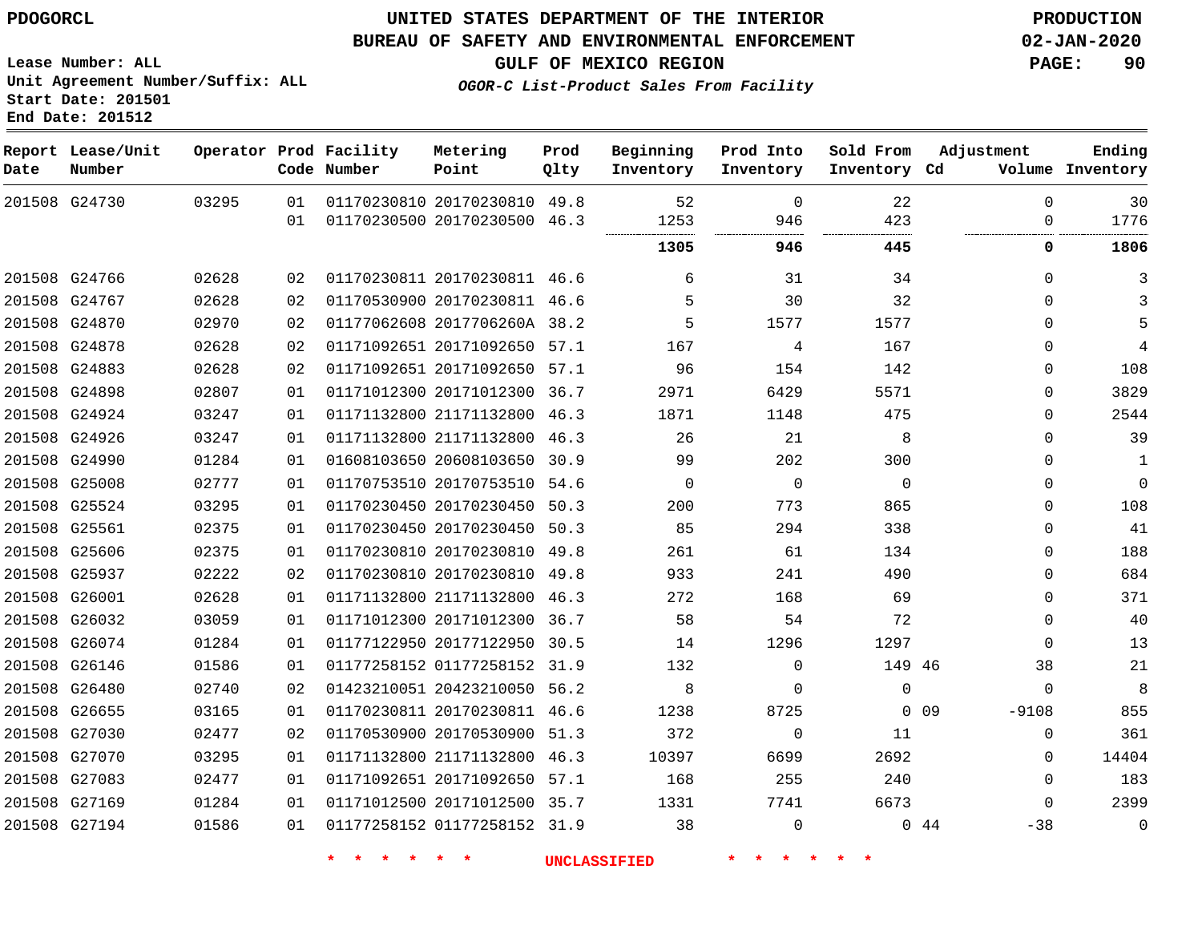# UNITED STATES DEPARTMENT OF THE INTERIOR
## BUREAU OF SAFETY AND ENVIRONMENTAL ENFORCEMENT
### GULF OF MEXICO REGION
*OGOR-C List-Product Sales From Facility*

PDOGORCL

Lease Number: ALL
Unit Agreement Number/Suffix: ALL
Start Date: 201501
End Date: 201512

PRODUCTION
02-JAN-2020

| Report Date | Lease/Unit Number | Operator | Prod Code | Facility Number | Metering Point | Prod Qlty | Beginning Inventory | Prod Into Inventory | Sold From Inventory | Adjustment Cd | Adjustment Volume | Ending Inventory |
|---|---|---|---|---|---|---|---|---|---|---|---|---|
| 201508 | G24730 | 03295 | 01 | 01170230810 | 20170230810 | 49.8 | 52 | 0 | 22 | | 0 | 30 |
| | | | 01 | 01170230500 | 20170230500 | 46.3 | 1253 | 946 | 423 | | 0 | 1776 |
| | | | | | | | **1305** | **946** | **445** | | **0** | **1806** |
| 201508 | G24766 | 02628 | 02 | 01170230811 | 20170230811 | 46.6 | 6 | 31 | 34 | | 0 | 3 |
| 201508 | G24767 | 02628 | 02 | 01170530900 | 20170230811 | 46.6 | 5 | 30 | 32 | | 0 | 3 |
| 201508 | G24870 | 02970 | 02 | 01177062608 | 2017706260A | 38.2 | 5 | 1577 | 1577 | | 0 | 5 |
| 201508 | G24878 | 02628 | 02 | 01171092651 | 20171092650 | 57.1 | 167 | 4 | 167 | | 0 | 4 |
| 201508 | G24883 | 02628 | 02 | 01171092651 | 20171092650 | 57.1 | 96 | 154 | 142 | | 0 | 108 |
| 201508 | G24898 | 02807 | 01 | 01171012300 | 20171012300 | 36.7 | 2971 | 6429 | 5571 | | 0 | 3829 |
| 201508 | G24924 | 03247 | 01 | 01171132800 | 21171132800 | 46.3 | 1871 | 1148 | 475 | | 0 | 2544 |
| 201508 | G24926 | 03247 | 01 | 01171132800 | 21171132800 | 46.3 | 26 | 21 | 8 | | 0 | 39 |
| 201508 | G24990 | 01284 | 01 | 01608103650 | 20608103650 | 30.9 | 99 | 202 | 300 | | 0 | 1 |
| 201508 | G25008 | 02777 | 01 | 01170753510 | 20170753510 | 54.6 | 0 | 0 | 0 | | 0 | 0 |
| 201508 | G25524 | 03295 | 01 | 01170230450 | 20170230450 | 50.3 | 200 | 773 | 865 | | 0 | 108 |
| 201508 | G25561 | 02375 | 01 | 01170230450 | 20170230450 | 50.3 | 85 | 294 | 338 | | 0 | 41 |
| 201508 | G25606 | 02375 | 01 | 01170230810 | 20170230810 | 49.8 | 261 | 61 | 134 | | 0 | 188 |
| 201508 | G25937 | 02222 | 02 | 01170230810 | 20170230810 | 49.8 | 933 | 241 | 490 | | 0 | 684 |
| 201508 | G26001 | 02628 | 01 | 01171132800 | 21171132800 | 46.3 | 272 | 168 | 69 | | 0 | 371 |
| 201508 | G26032 | 03059 | 01 | 01171012300 | 20171012300 | 36.7 | 58 | 54 | 72 | | 0 | 40 |
| 201508 | G26074 | 01284 | 01 | 01177122950 | 20177122950 | 30.5 | 14 | 1296 | 1297 | | 0 | 13 |
| 201508 | G26146 | 01586 | 01 | 01177258152 | 01177258152 | 31.9 | 132 | 0 | 149 | 46 | 38 | 21 |
| 201508 | G26480 | 02740 | 02 | 01423210051 | 20423210050 | 56.2 | 8 | 0 | 0 | | 0 | 8 |
| 201508 | G26655 | 03165 | 01 | 01170230811 | 20170230811 | 46.6 | 1238 | 8725 | 0 | 09 | -9108 | 855 |
| 201508 | G27030 | 02477 | 02 | 01170530900 | 20170530900 | 51.3 | 372 | 0 | 11 | | 0 | 361 |
| 201508 | G27070 | 03295 | 01 | 01171132800 | 21171132800 | 46.3 | 10397 | 6699 | 2692 | | 0 | 14404 |
| 201508 | G27083 | 02477 | 01 | 01171092651 | 20171092650 | 57.1 | 168 | 255 | 240 | | 0 | 183 |
| 201508 | G27169 | 01284 | 01 | 01171012500 | 20171012500 | 35.7 | 1331 | 7741 | 6673 | | 0 | 2399 |
| 201508 | G27194 | 01586 | 01 | 01177258152 | 01177258152 | 31.9 | 38 | 0 | 0 | 44 | -38 | 0 |

\* \* \* \* \* \* UNCLASSIFIED \* \* \* \* \* \*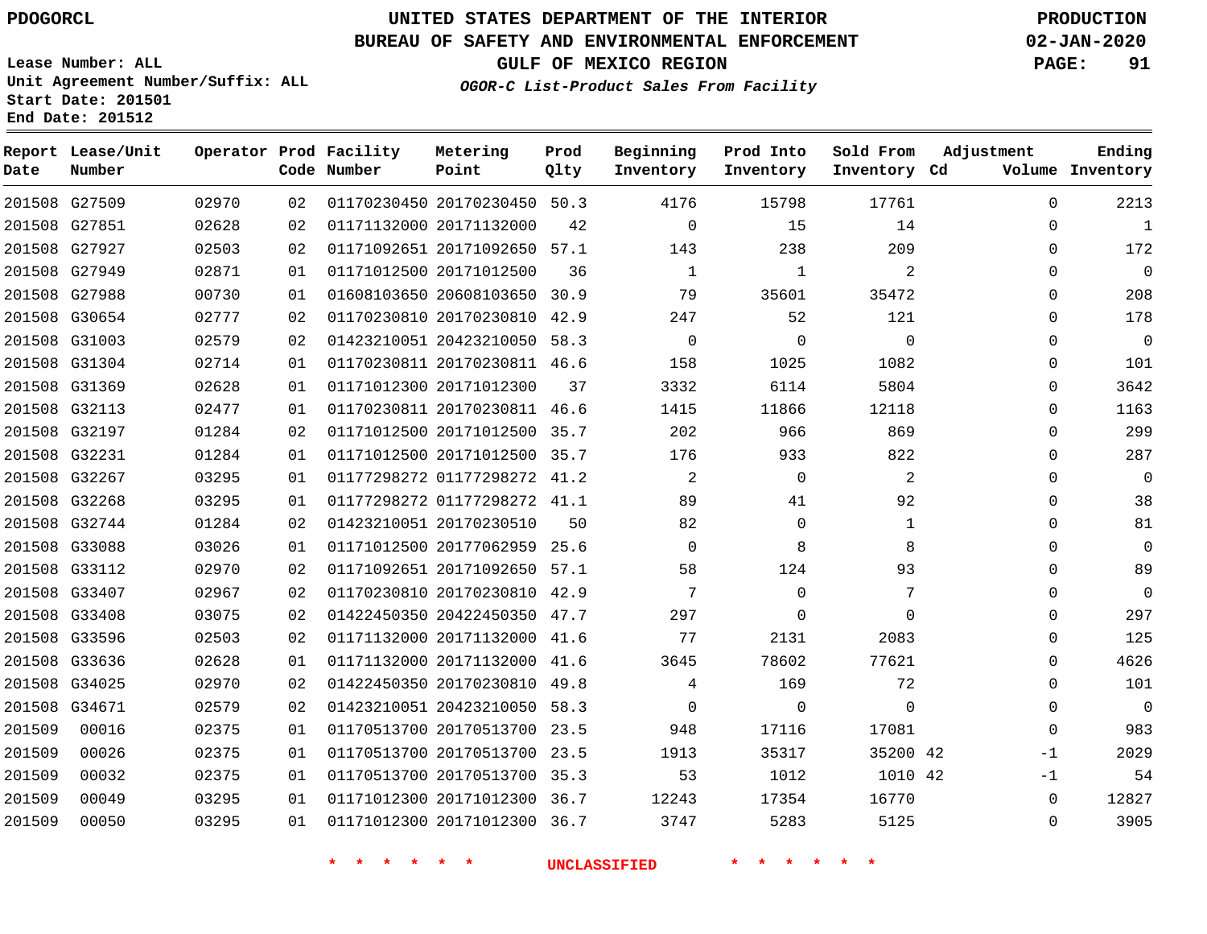PDOGORCL

# UNITED STATES DEPARTMENT OF THE INTERIOR
## BUREAU OF SAFETY AND ENVIRONMENTAL ENFORCEMENT
### GULF OF MEXICO REGION
*OGOR-C List-Product Sales From Facility*

PRODUCTION
02-JAN-2020

Lease Number: ALL
Unit Agreement Number/Suffix: ALL
Start Date: 201501
End Date: 201512

| Report Date | Lease/Unit Number | Operator | Prod Code | Facility Number | Metering Point | Prod Qlty | Beginning Inventory | Prod Into Inventory | Sold From Inventory | Adjustment Cd | Adjustment Volume | Ending Inventory |
|---|---|---|---|---|---|---|---|---|---|---|---|---|
| 201508 | G27509 | 02970 | 02 | 01170230450 | 20170230450 | 50.3 | 4176 | 15798 | 17761 | | 0 | 2213 |
| 201508 | G27851 | 02628 | 02 | 01171132000 | 20171132000 | 42 | 0 | 15 | 14 | | 0 | 1 |
| 201508 | G27927 | 02503 | 02 | 01171092651 | 20171092650 | 57.1 | 143 | 238 | 209 | | 0 | 172 |
| 201508 | G27949 | 02871 | 01 | 01171012500 | 20171012500 | 36 | 1 | 1 | 2 | | 0 | 0 |
| 201508 | G27988 | 00730 | 01 | 01608103650 | 20608103650 | 30.9 | 79 | 35601 | 35472 | | 0 | 208 |
| 201508 | G30654 | 02777 | 02 | 01170230810 | 20170230810 | 42.9 | 247 | 52 | 121 | | 0 | 178 |
| 201508 | G31003 | 02579 | 02 | 01423210051 | 20423210050 | 58.3 | 0 | 0 | 0 | | 0 | 0 |
| 201508 | G31304 | 02714 | 01 | 01170230811 | 20170230811 | 46.6 | 158 | 1025 | 1082 | | 0 | 101 |
| 201508 | G31369 | 02628 | 01 | 01171012300 | 20171012300 | 37 | 3332 | 6114 | 5804 | | 0 | 3642 |
| 201508 | G32113 | 02477 | 01 | 01170230811 | 20170230811 | 46.6 | 1415 | 11866 | 12118 | | 0 | 1163 |
| 201508 | G32197 | 01284 | 02 | 01171012500 | 20171012500 | 35.7 | 202 | 966 | 869 | | 0 | 299 |
| 201508 | G32231 | 01284 | 01 | 01171012500 | 20171012500 | 35.7 | 176 | 933 | 822 | | 0 | 287 |
| 201508 | G32267 | 03295 | 01 | 01177298272 | 01177298272 | 41.2 | 2 | 0 | 2 | | 0 | 0 |
| 201508 | G32268 | 03295 | 01 | 01177298272 | 01177298272 | 41.1 | 89 | 41 | 92 | | 0 | 38 |
| 201508 | G32744 | 01284 | 02 | 01423210051 | 20170230510 | 50 | 82 | 0 | 1 | | 0 | 81 |
| 201508 | G33088 | 03026 | 01 | 01171012500 | 20177062959 | 25.6 | 0 | 8 | 8 | | 0 | 0 |
| 201508 | G33112 | 02970 | 02 | 01171092651 | 20171092650 | 57.1 | 58 | 124 | 93 | | 0 | 89 |
| 201508 | G33407 | 02967 | 02 | 01170230810 | 20170230810 | 42.9 | 7 | 0 | 7 | | 0 | 0 |
| 201508 | G33408 | 03075 | 02 | 01422450350 | 20422450350 | 47.7 | 297 | 0 | 0 | | 0 | 297 |
| 201508 | G33596 | 02503 | 02 | 01171132000 | 20171132000 | 41.6 | 77 | 2131 | 2083 | | 0 | 125 |
| 201508 | G33636 | 02628 | 01 | 01171132000 | 20171132000 | 41.6 | 3645 | 78602 | 77621 | | 0 | 4626 |
| 201508 | G34025 | 02970 | 02 | 01422450350 | 20170230810 | 49.8 | 4 | 169 | 72 | | 0 | 101 |
| 201508 | G34671 | 02579 | 02 | 01423210051 | 20423210050 | 58.3 | 0 | 0 | 0 | | 0 | 0 |
| 201509 | 00016 | 02375 | 01 | 01170513700 | 20170513700 | 23.5 | 948 | 17116 | 17081 | | 0 | 983 |
| 201509 | 00026 | 02375 | 01 | 01170513700 | 20170513700 | 23.5 | 1913 | 35317 | 35200 | 42 | -1 | 2029 |
| 201509 | 00032 | 02375 | 01 | 01170513700 | 20170513700 | 35.3 | 53 | 1012 | 1010 | 42 | -1 | 54 |
| 201509 | 00049 | 03295 | 01 | 01171012300 | 20171012300 | 36.7 | 12243 | 17354 | 16770 | | 0 | 12827 |
| 201509 | 00050 | 03295 | 01 | 01171012300 | 20171012300 | 36.7 | 3747 | 5283 | 5125 | | 0 | 3905 |

\* \* \* \* \* \* UNCLASSIFIED \* \* \* \* \* \*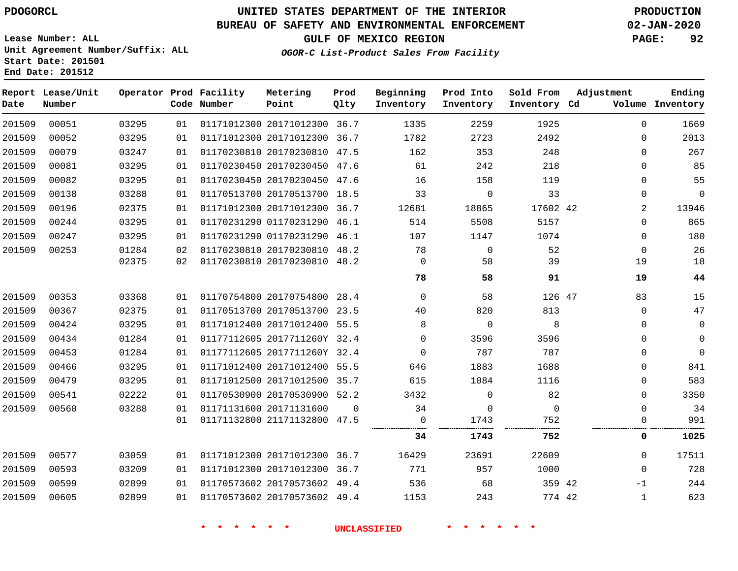PDOGORCL

# UNITED STATES DEPARTMENT OF THE INTERIOR
## BUREAU OF SAFETY AND ENVIRONMENTAL ENFORCEMENT
### GULF OF MEXICO REGION

*OGOR-C List-Product Sales From Facility*

PRODUCTION
02-JAN-2020

Lease Number: ALL
Unit Agreement Number/Suffix: ALL
Start Date: 201501
End Date: 201512

| Report Date | Lease/Unit Number | Operator | Prod Code | Facility Number | Metering Point | Prod Qlty | Beginning Inventory | Prod Into Inventory | Sold From Inventory | Adjustment Cd | Adjustment Volume | Ending Inventory |
|---|---|---|---|---|---|---|---|---|---|---|---|---|
| 201509 | 00051 | 03295 | 01 | 01171012300 | 20171012300 | 36.7 | 1335 | 2259 | 1925 | | 0 | 1669 |
| 201509 | 00052 | 03295 | 01 | 01171012300 | 20171012300 | 36.7 | 1782 | 2723 | 2492 | | 0 | 2013 |
| 201509 | 00079 | 03247 | 01 | 01170230810 | 20170230810 | 47.5 | 162 | 353 | 248 | | 0 | 267 |
| 201509 | 00081 | 03295 | 01 | 01170230450 | 20170230450 | 47.6 | 61 | 242 | 218 | | 0 | 85 |
| 201509 | 00082 | 03295 | 01 | 01170230450 | 20170230450 | 47.6 | 16 | 158 | 119 | | 0 | 55 |
| 201509 | 00138 | 03288 | 01 | 01170513700 | 20170513700 | 18.5 | 33 | 0 | 33 | | 0 | 0 |
| 201509 | 00196 | 02375 | 01 | 01171012300 | 20171012300 | 36.7 | 12681 | 18865 | 17602 | 42 | 2 | 13946 |
| 201509 | 00244 | 03295 | 01 | 01170231290 | 01170231290 | 46.1 | 514 | 5508 | 5157 | | 0 | 865 |
| 201509 | 00247 | 03295 | 01 | 01170231290 | 01170231290 | 46.1 | 107 | 1147 | 1074 | | 0 | 180 |
| 201509 | 00253 | 01284 | 02 | 01170230810 | 20170230810 | 48.2 | 78 | 0 | 52 | | 0 | 26 |
| | | 02375 | 02 | 01170230810 | 20170230810 | 48.2 | 0 | 58 | 39 | | 19 | 18 |
| | | | | | | | **78** | **58** | **91** | | **19** | **44** |
| 201509 | 00353 | 03368 | 01 | 01170754800 | 20170754800 | 28.4 | 0 | 58 | 126 | 47 | 83 | 15 |
| 201509 | 00367 | 02375 | 01 | 01170513700 | 20170513700 | 23.5 | 40 | 820 | 813 | | 0 | 47 |
| 201509 | 00424 | 03295 | 01 | 01171012400 | 20171012400 | 55.5 | 8 | 0 | 8 | | 0 | 0 |
| 201509 | 00434 | 01284 | 01 | 01177112605 | 2017711260Y | 32.4 | 0 | 3596 | 3596 | | 0 | 0 |
| 201509 | 00453 | 01284 | 01 | 01177112605 | 2017711260Y | 32.4 | 0 | 787 | 787 | | 0 | 0 |
| 201509 | 00466 | 03295 | 01 | 01171012400 | 20171012400 | 55.5 | 646 | 1883 | 1688 | | 0 | 841 |
| 201509 | 00479 | 03295 | 01 | 01171012500 | 20171012500 | 35.7 | 615 | 1084 | 1116 | | 0 | 583 |
| 201509 | 00541 | 02222 | 01 | 01170530900 | 20170530900 | 52.2 | 3432 | 0 | 82 | | 0 | 3350 |
| 201509 | 00560 | 03288 | 01 | 01171131600 | 20171131600 | 0 | 34 | 0 | 0 | | 0 | 34 |
| | | | 01 | 01171132800 | 21171132800 | 47.5 | 0 | 1743 | 752 | | 0 | 991 |
| | | | | | | | **34** | **1743** | **752** | | **0** | **1025** |
| 201509 | 00577 | 03059 | 01 | 01171012300 | 20171012300 | 36.7 | 16429 | 23691 | 22609 | | 0 | 17511 |
| 201509 | 00593 | 03209 | 01 | 01171012300 | 20171012300 | 36.7 | 771 | 957 | 1000 | | 0 | 728 |
| 201509 | 00599 | 02899 | 01 | 01170573602 | 20170573602 | 49.4 | 536 | 68 | 359 | 42 | -1 | 244 |
| 201509 | 00605 | 02899 | 01 | 01170573602 | 20170573602 | 49.4 | 1153 | 243 | 774 | 42 | 1 | 623 |

* * * * * * UNCLASSIFIED * * * * * *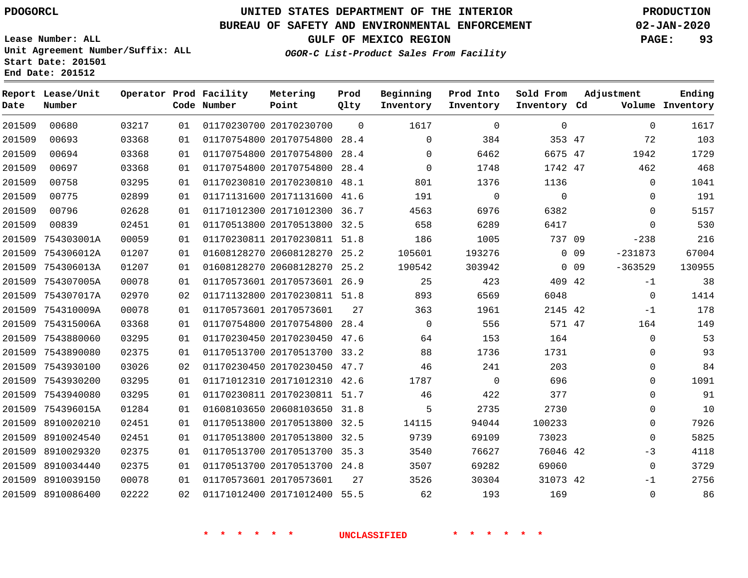PDOGORCL

# UNITED STATES DEPARTMENT OF THE INTERIOR
## BUREAU OF SAFETY AND ENVIRONMENTAL ENFORCEMENT
### GULF OF MEXICO REGION
*OGOR-C List-Product Sales From Facility*

PRODUCTION
02-JAN-2020

Lease Number: ALL
Unit Agreement Number/Suffix: ALL
Start Date: 201501
End Date: 201512

| Report Date | Lease/Unit Number | Operator | Prod Code | Facility Number | Metering Point | Prod Qlty | Beginning Inventory | Prod Into Inventory | Sold From Inventory | Adjustment Cd | Adjustment Volume | Ending Inventory |
|---|---|---|---|---|---|---|---|---|---|---|---|---|
| 201509 | 00680 | 03217 | 01 | 01170230700 | 20170230700 | 0 | 1617 | 0 | 0 | | 0 | 1617 |
| 201509 | 00693 | 03368 | 01 | 01170754800 | 20170754800 | 28.4 | 0 | 384 | 353 | 47 | 72 | 103 |
| 201509 | 00694 | 03368 | 01 | 01170754800 | 20170754800 | 28.4 | 0 | 6462 | 6675 | 47 | 1942 | 1729 |
| 201509 | 00697 | 03368 | 01 | 01170754800 | 20170754800 | 28.4 | 0 | 1748 | 1742 | 47 | 462 | 468 |
| 201509 | 00758 | 03295 | 01 | 01170230810 | 20170230810 | 48.1 | 801 | 1376 | 1136 | | 0 | 1041 |
| 201509 | 00775 | 02899 | 01 | 01171131600 | 20171131600 | 41.6 | 191 | 0 | 0 | | 0 | 191 |
| 201509 | 00796 | 02628 | 01 | 01171012300 | 20171012300 | 36.7 | 4563 | 6976 | 6382 | | 0 | 5157 |
| 201509 | 00839 | 02451 | 01 | 01170513800 | 20170513800 | 32.5 | 658 | 6289 | 6417 | | 0 | 530 |
| 201509 | 754303001A | 00059 | 01 | 01170230811 | 20170230811 | 51.8 | 186 | 1005 | 737 | 09 | -238 | 216 |
| 201509 | 754306012A | 01207 | 01 | 01608128270 | 20608128270 | 25.2 | 105601 | 193276 | 0 | 09 | -231873 | 67004 |
| 201509 | 754306013A | 01207 | 01 | 01608128270 | 20608128270 | 25.2 | 190542 | 303942 | 0 | 09 | -363529 | 130955 |
| 201509 | 754307005A | 00078 | 01 | 01170573601 | 20170573601 | 26.9 | 25 | 423 | 409 | 42 | -1 | 38 |
| 201509 | 754307017A | 02970 | 02 | 01171132800 | 20170230811 | 51.8 | 893 | 6569 | 6048 | | 0 | 1414 |
| 201509 | 754310009A | 00078 | 01 | 01170573601 | 20170573601 | 27 | 363 | 1961 | 2145 | 42 | -1 | 178 |
| 201509 | 754315006A | 03368 | 01 | 01170754800 | 20170754800 | 28.4 | 0 | 556 | 571 | 47 | 164 | 149 |
| 201509 | 7543880060 | 03295 | 01 | 01170230450 | 20170230450 | 47.6 | 64 | 153 | 164 | | 0 | 53 |
| 201509 | 7543890080 | 02375 | 01 | 01170513700 | 20170513700 | 33.2 | 88 | 1736 | 1731 | | 0 | 93 |
| 201509 | 7543930100 | 03026 | 02 | 01170230450 | 20170230450 | 47.7 | 46 | 241 | 203 | | 0 | 84 |
| 201509 | 7543930200 | 03295 | 01 | 01171012310 | 20171012310 | 42.6 | 1787 | 0 | 696 | | 0 | 1091 |
| 201509 | 7543940080 | 03295 | 01 | 01170230811 | 20170230811 | 51.7 | 46 | 422 | 377 | | 0 | 91 |
| 201509 | 754396015A | 01284 | 01 | 01608103650 | 20608103650 | 31.8 | 5 | 2735 | 2730 | | 0 | 10 |
| 201509 | 8910020210 | 02451 | 01 | 01170513800 | 20170513800 | 32.5 | 14115 | 94044 | 100233 | | 0 | 7926 |
| 201509 | 8910024540 | 02451 | 01 | 01170513800 | 20170513800 | 32.5 | 9739 | 69109 | 73023 | | 0 | 5825 |
| 201509 | 8910029320 | 02375 | 01 | 01170513700 | 20170513700 | 35.3 | 3540 | 76627 | 76046 | 42 | -3 | 4118 |
| 201509 | 8910034440 | 02375 | 01 | 01170513700 | 20170513700 | 24.8 | 3507 | 69282 | 69060 | | 0 | 3729 |
| 201509 | 8910039150 | 00078 | 01 | 01170573601 | 20170573601 | 27 | 3526 | 30304 | 31073 | 42 | -1 | 2756 |
| 201509 | 8910086400 | 02222 | 02 | 01171012400 | 20171012400 | 55.5 | 62 | 193 | 169 | | 0 | 86 |

* * * * * * UNCLASSIFIED * * * * * *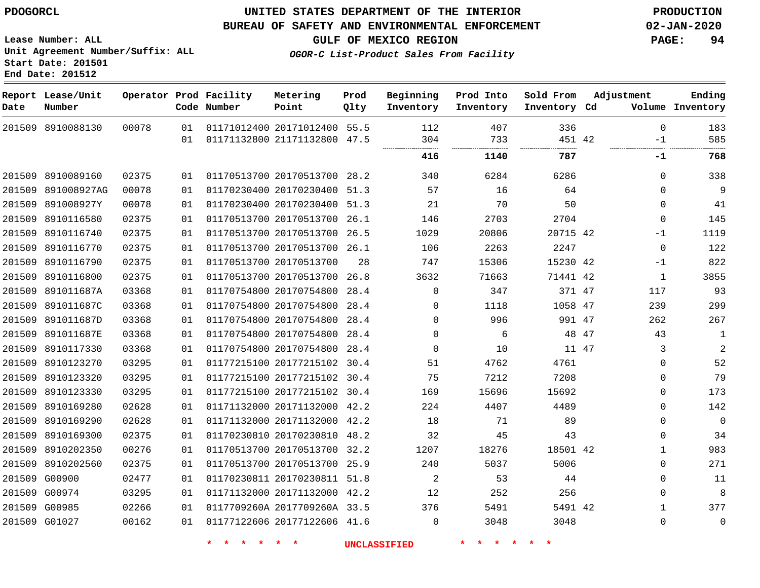PDOGORCL

# UNITED STATES DEPARTMENT OF THE INTERIOR
## BUREAU OF SAFETY AND ENVIRONMENTAL ENFORCEMENT
### GULF OF MEXICO REGION
*OGOR-C List-Product Sales From Facility*

PRODUCTION
02-JAN-2020

Lease Number: ALL
Unit Agreement Number/Suffix: ALL
Start Date: 201501
End Date: 201512

| Report Date | Lease/Unit Number | Operator | Prod Code | Facility Number | Metering Point | Prod Qlty | Beginning Inventory | Prod Into Inventory | Sold From Inventory | Adjustment Cd | Volume | Ending Inventory |
|---|---|---|---|---|---|---|---|---|---|---|---|---|
| 201509 | 8910088130 | 00078 | 01 | 01171012400 | 20171012400 | 55.5 | 112 | 407 | 336 | | 0 | 183 |
| | | | 01 | 01171132800 | 21171132800 | 47.5 | 304 | 733 | 451 | 42 | -1 | 585 |
| | | | | | | | **416** | **1140** | **787** | | **-1** | **768** |
| 201509 | 8910089160 | 02375 | 01 | 01170513700 | 20170513700 | 28.2 | 340 | 6284 | 6286 | | 0 | 338 |
| 201509 | 891008927AG | 00078 | 01 | 01170230400 | 20170230400 | 51.3 | 57 | 16 | 64 | | 0 | 9 |
| 201509 | 891008927Y | 00078 | 01 | 01170230400 | 20170230400 | 51.3 | 21 | 70 | 50 | | 0 | 41 |
| 201509 | 8910116580 | 02375 | 01 | 01170513700 | 20170513700 | 26.1 | 146 | 2703 | 2704 | | 0 | 145 |
| 201509 | 8910116740 | 02375 | 01 | 01170513700 | 20170513700 | 26.5 | 1029 | 20806 | 20715 | 42 | -1 | 1119 |
| 201509 | 8910116770 | 02375 | 01 | 01170513700 | 20170513700 | 26.1 | 106 | 2263 | 2247 | | 0 | 122 |
| 201509 | 8910116790 | 02375 | 01 | 01170513700 | 20170513700 | 28 | 747 | 15306 | 15230 | 42 | -1 | 822 |
| 201509 | 8910116800 | 02375 | 01 | 01170513700 | 20170513700 | 26.8 | 3632 | 71663 | 71441 | 42 | 1 | 3855 |
| 201509 | 891011687A | 03368 | 01 | 01170754800 | 20170754800 | 28.4 | 0 | 347 | 371 | 47 | 117 | 93 |
| 201509 | 891011687C | 03368 | 01 | 01170754800 | 20170754800 | 28.4 | 0 | 1118 | 1058 | 47 | 239 | 299 |
| 201509 | 891011687D | 03368 | 01 | 01170754800 | 20170754800 | 28.4 | 0 | 996 | 991 | 47 | 262 | 267 |
| 201509 | 891011687E | 03368 | 01 | 01170754800 | 20170754800 | 28.4 | 0 | 6 | 48 | 47 | 43 | 1 |
| 201509 | 8910117330 | 03368 | 01 | 01170754800 | 20170754800 | 28.4 | 0 | 10 | 11 | 47 | 3 | 2 |
| 201509 | 8910123270 | 03295 | 01 | 01177215100 | 20177215102 | 30.4 | 51 | 4762 | 4761 | | 0 | 52 |
| 201509 | 8910123320 | 03295 | 01 | 01177215100 | 20177215102 | 30.4 | 75 | 7212 | 7208 | | 0 | 79 |
| 201509 | 8910123330 | 03295 | 01 | 01177215100 | 20177215102 | 30.4 | 169 | 15696 | 15692 | | 0 | 173 |
| 201509 | 8910169280 | 02628 | 01 | 01171132000 | 20171132000 | 42.2 | 224 | 4407 | 4489 | | 0 | 142 |
| 201509 | 8910169290 | 02628 | 01 | 01171132000 | 20171132000 | 42.2 | 18 | 71 | 89 | | 0 | 0 |
| 201509 | 8910169300 | 02375 | 01 | 01170230810 | 20170230810 | 48.2 | 32 | 45 | 43 | | 0 | 34 |
| 201509 | 8910202350 | 00276 | 01 | 01170513700 | 20170513700 | 32.2 | 1207 | 18276 | 18501 | 42 | 1 | 983 |
| 201509 | 8910202560 | 02375 | 01 | 01170513700 | 20170513700 | 25.9 | 240 | 5037 | 5006 | | 0 | 271 |
| 201509 | G00900 | 02477 | 01 | 01170230811 | 20170230811 | 51.8 | 2 | 53 | 44 | | 0 | 11 |
| 201509 | G00974 | 03295 | 01 | 01171132000 | 20171132000 | 42.2 | 12 | 252 | 256 | | 0 | 8 |
| 201509 | G00985 | 02266 | 01 | 0117709260A | 2017709260A | 33.5 | 376 | 5491 | 5491 | 42 | 1 | 377 |
| 201509 | G01027 | 00162 | 01 | 01177122606 | 20177122606 | 41.6 | 0 | 3048 | 3048 | | 0 | 0 |

\* \* \* \* \* \* UNCLASSIFIED \* \* \* \* \* \*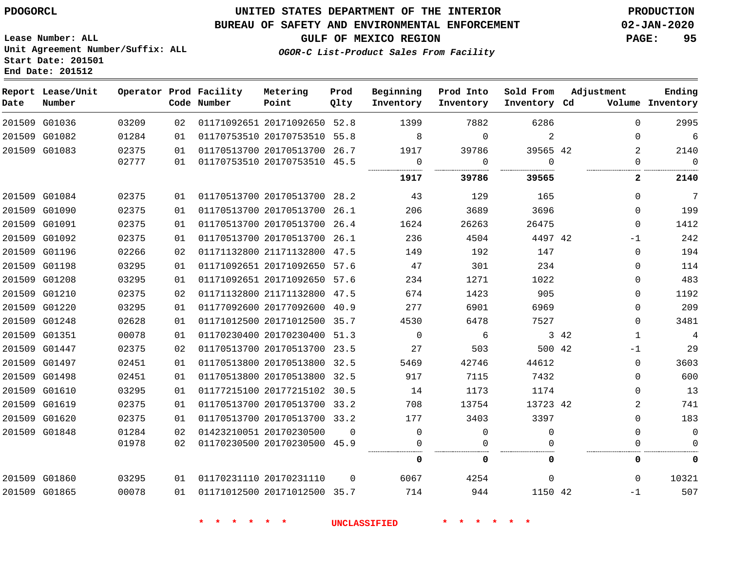UNITED STATES DEPARTMENT OF THE INTERIOR
BUREAU OF SAFETY AND ENVIRONMENTAL ENFORCEMENT
GULF OF MEXICO REGION
*OGOR-C List-Product Sales From Facility*

PDOGORCL

Lease Number: ALL
Unit Agreement Number/Suffix: ALL
Start Date: 201501
End Date: 201512

PRODUCTION
02-JAN-2020

| Report Date | Lease/Unit Number | Operator | Prod Code | Facility Number | Metering Point | Prod Qlty | Beginning Inventory | Prod Into Inventory | Sold From Inventory | Adjustment Cd | Adjustment Volume | Ending Inventory |
|---|---|---|---|---|---|---|---|---|---|---|---|---|
| 201509 | G01036 | 03209 | 02 | 01171092651 | 20171092650 | 52.8 | 1399 | 7882 | 6286 | | 0 | 2995 |
| 201509 | G01082 | 01284 | 01 | 01170753510 | 20170753510 | 55.8 | 8 | 0 | 2 | | 0 | 6 |
| 201509 | G01083 | 02375 | 01 | 01170513700 | 20170513700 | 26.7 | 1917 | 39786 | 39565 | 42 | 2 | 2140 |
| | | 02777 | 01 | 01170753510 | 20170753510 | 45.5 | 0 | 0 | 0 | | 0 | 0 |
| | | | | | | | **1917** | **39786** | **39565** | | **2** | **2140** |
| 201509 | G01084 | 02375 | 01 | 01170513700 | 20170513700 | 28.2 | 43 | 129 | 165 | | 0 | 7 |
| 201509 | G01090 | 02375 | 01 | 01170513700 | 20170513700 | 26.1 | 206 | 3689 | 3696 | | 0 | 199 |
| 201509 | G01091 | 02375 | 01 | 01170513700 | 20170513700 | 26.4 | 1624 | 26263 | 26475 | | 0 | 1412 |
| 201509 | G01092 | 02375 | 01 | 01170513700 | 20170513700 | 26.1 | 236 | 4504 | 4497 | 42 | -1 | 242 |
| 201509 | G01196 | 02266 | 02 | 01171132800 | 21171132800 | 47.5 | 149 | 192 | 147 | | 0 | 194 |
| 201509 | G01198 | 03295 | 01 | 01171092651 | 20171092650 | 57.6 | 47 | 301 | 234 | | 0 | 114 |
| 201509 | G01208 | 03295 | 01 | 01171092651 | 20171092650 | 57.6 | 234 | 1271 | 1022 | | 0 | 483 |
| 201509 | G01210 | 02375 | 02 | 01171132800 | 21171132800 | 47.5 | 674 | 1423 | 905 | | 0 | 1192 |
| 201509 | G01220 | 03295 | 01 | 01177092600 | 20177092600 | 40.9 | 277 | 6901 | 6969 | | 0 | 209 |
| 201509 | G01248 | 02628 | 01 | 01171012500 | 20171012500 | 35.7 | 4530 | 6478 | 7527 | | 0 | 3481 |
| 201509 | G01351 | 00078 | 01 | 01170230400 | 20170230400 | 51.3 | 0 | 6 | 3 | 42 | 1 | 4 |
| 201509 | G01447 | 02375 | 02 | 01170513700 | 20170513700 | 23.5 | 27 | 503 | 500 | 42 | -1 | 29 |
| 201509 | G01497 | 02451 | 01 | 01170513800 | 20170513800 | 32.5 | 5469 | 42746 | 44612 | | 0 | 3603 |
| 201509 | G01498 | 02451 | 01 | 01170513800 | 20170513800 | 32.5 | 917 | 7115 | 7432 | | 0 | 600 |
| 201509 | G01610 | 03295 | 01 | 01177215100 | 20177215102 | 30.5 | 14 | 1173 | 1174 | | 0 | 13 |
| 201509 | G01619 | 02375 | 01 | 01170513700 | 20170513700 | 33.2 | 708 | 13754 | 13723 | 42 | 2 | 741 |
| 201509 | G01620 | 02375 | 01 | 01170513700 | 20170513700 | 33.2 | 177 | 3403 | 3397 | | 0 | 183 |
| 201509 | G01848 | 01284 | 02 | 01423210051 | 20170230500 | 0 | 0 | 0 | 0 | | 0 | 0 |
| | | 01978 | 02 | 01170230500 | 20170230500 | 45.9 | 0 | 0 | 0 | | 0 | 0 |
| | | | | | | | **0** | **0** | **0** | | **0** | **0** |
| 201509 | G01860 | 03295 | 01 | 01170231110 | 20170231110 | 0 | 6067 | 4254 | 0 | | 0 | 10321 |
| 201509 | G01865 | 00078 | 01 | 01171012500 | 20171012500 | 35.7 | 714 | 944 | 1150 | 42 | -1 | 507 |

\* \* \* \* \* \* UNCLASSIFIED \* \* \* \* \* \*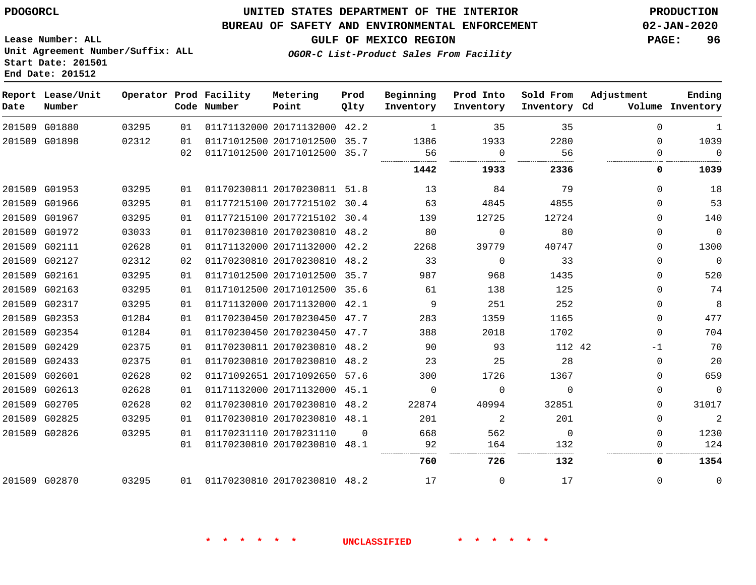PDOGORCL

# UNITED STATES DEPARTMENT OF THE INTERIOR
## BUREAU OF SAFETY AND ENVIRONMENTAL ENFORCEMENT
### GULF OF MEXICO REGION
*OGOR-C List-Product Sales From Facility*

PRODUCTION
02-JAN-2020

Lease Number: ALL
Unit Agreement Number/Suffix: ALL
Start Date: 201501
End Date: 201512

| Report Date | Lease/Unit Number | Operator | Prod Code | Facility Number | Metering Point | Prod Qlty | Beginning Inventory | Prod Into Inventory | Sold From Inventory | Adjustment Cd | Adjustment Volume | Ending Inventory |
|---|---|---|---|---|---|---|---|---|---|---|---|---|
| 201509 | G01880 | 03295 | 01 | 01171132000 | 20171132000 | 42.2 | 1 | 35 | 35 | | 0 | 1 |
| 201509 | G01898 | 02312 | 01 | 01171012500 | 20171012500 | 35.7 | 1386 | 1933 | 2280 | | 0 | 1039 |
| | | | 02 | 01171012500 | 20171012500 | 35.7 | 56 | 0 | 56 | | 0 | 0 |
| | | | | | | | **1442** | **1933** | **2336** | | **0** | **1039** |
| 201509 | G01953 | 03295 | 01 | 01170230811 | 20170230811 | 51.8 | 13 | 84 | 79 | | 0 | 18 |
| 201509 | G01966 | 03295 | 01 | 01177215100 | 20177215102 | 30.4 | 63 | 4845 | 4855 | | 0 | 53 |
| 201509 | G01967 | 03295 | 01 | 01177215100 | 20177215102 | 30.4 | 139 | 12725 | 12724 | | 0 | 140 |
| 201509 | G01972 | 03033 | 01 | 01170230810 | 20170230810 | 48.2 | 80 | 0 | 80 | | 0 | 0 |
| 201509 | G02111 | 02628 | 01 | 01171132000 | 20171132000 | 42.2 | 2268 | 39779 | 40747 | | 0 | 1300 |
| 201509 | G02127 | 02312 | 02 | 01170230810 | 20170230810 | 48.2 | 33 | 0 | 33 | | 0 | 0 |
| 201509 | G02161 | 03295 | 01 | 01171012500 | 20171012500 | 35.7 | 987 | 968 | 1435 | | 0 | 520 |
| 201509 | G02163 | 03295 | 01 | 01171012500 | 20171012500 | 35.6 | 61 | 138 | 125 | | 0 | 74 |
| 201509 | G02317 | 03295 | 01 | 01171132000 | 20171132000 | 42.1 | 9 | 251 | 252 | | 0 | 8 |
| 201509 | G02353 | 01284 | 01 | 01170230450 | 20170230450 | 47.7 | 283 | 1359 | 1165 | | 0 | 477 |
| 201509 | G02354 | 01284 | 01 | 01170230450 | 20170230450 | 47.7 | 388 | 2018 | 1702 | | 0 | 704 |
| 201509 | G02429 | 02375 | 01 | 01170230811 | 20170230810 | 48.2 | 90 | 93 | 112 | 42 | -1 | 70 |
| 201509 | G02433 | 02375 | 01 | 01170230810 | 20170230810 | 48.2 | 23 | 25 | 28 | | 0 | 20 |
| 201509 | G02601 | 02628 | 02 | 01171092651 | 20171092650 | 57.6 | 300 | 1726 | 1367 | | 0 | 659 |
| 201509 | G02613 | 02628 | 01 | 01171132000 | 20171132000 | 45.1 | 0 | 0 | 0 | | 0 | 0 |
| 201509 | G02705 | 02628 | 02 | 01170230810 | 20170230810 | 48.2 | 22874 | 40994 | 32851 | | 0 | 31017 |
| 201509 | G02825 | 03295 | 01 | 01170230810 | 20170230810 | 48.1 | 201 | 2 | 201 | | 0 | 2 |
| 201509 | G02826 | 03295 | 01 | 01170231110 | 20170231110 | 0 | 668 | 562 | 0 | | 0 | 1230 |
| | | | 01 | 01170230810 | 20170230810 | 48.1 | 92 | 164 | 132 | | 0 | 124 |
| | | | | | | | **760** | **726** | **132** | | **0** | **1354** |
| 201509 | G02870 | 03295 | 01 | 01170230810 | 20170230810 | 48.2 | 17 | 0 | 17 | | 0 | 0 |

\* \* \* \* \* \* UNCLASSIFIED \* \* \* \* \* \*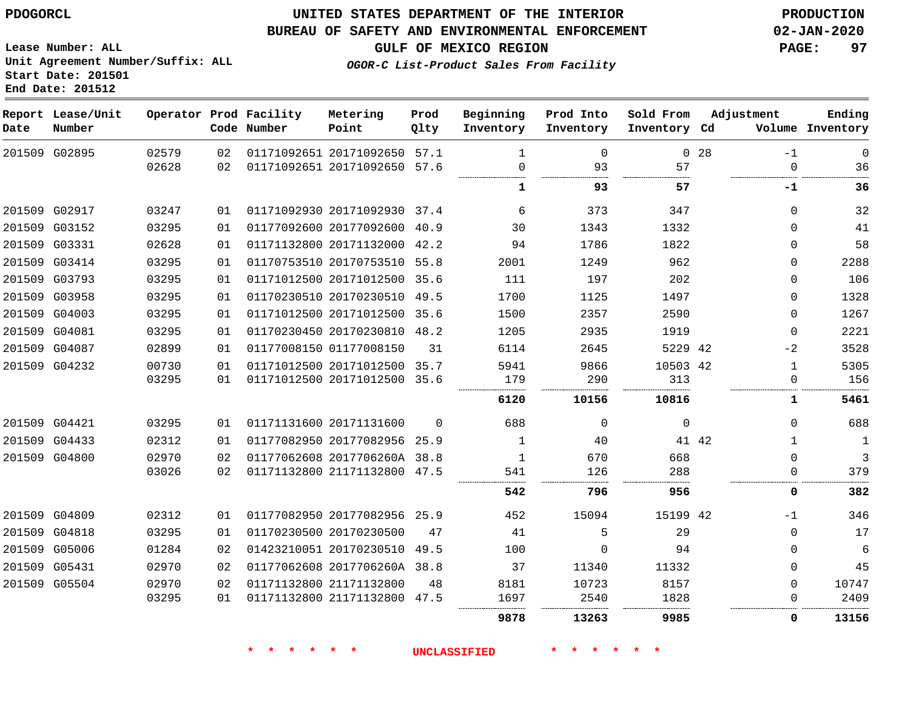PDOGORCL

# UNITED STATES DEPARTMENT OF THE INTERIOR
## BUREAU OF SAFETY AND ENVIRONMENTAL ENFORCEMENT
### GULF OF MEXICO REGION

*OGOR-C List-Product Sales From Facility*

PRODUCTION
02-JAN-2020

Lease Number: ALL
Unit Agreement Number/Suffix: ALL
Start Date: 201501
End Date: 201512

| Report Date | Lease/Unit Number | Operator | Prod Code | Facility Number | Metering Point | Prod Qlty | Beginning Inventory | Prod Into Inventory | Sold From Inventory | Adjustment Cd | Adjustment Volume | Ending Inventory |
|---|---|---|---|---|---|---|---|---|---|---|---|---|
| 201509 | G02895 | 02579 | 02 | 01171092651 | 20171092650 | 57.1 | 1 | 0 | 0 | 28 | -1 | 0 |
| | | 02628 | 02 | 01171092651 | 20171092650 | 57.6 | 0 | 93 | 57 | | 0 | 36 |
| | | | | | | | **1** | **93** | **57** | | **-1** | **36** |
| 201509 | G02917 | 03247 | 01 | 01171092930 | 20171092930 | 37.4 | 6 | 373 | 347 | | 0 | 32 |
| 201509 | G03152 | 03295 | 01 | 01177092600 | 20177092600 | 40.9 | 30 | 1343 | 1332 | | 0 | 41 |
| 201509 | G03331 | 02628 | 01 | 01171132800 | 20171132000 | 42.2 | 94 | 1786 | 1822 | | 0 | 58 |
| 201509 | G03414 | 03295 | 01 | 01170753510 | 20170753510 | 55.8 | 2001 | 1249 | 962 | | 0 | 2288 |
| 201509 | G03793 | 03295 | 01 | 01171012500 | 20171012500 | 35.6 | 111 | 197 | 202 | | 0 | 106 |
| 201509 | G03958 | 03295 | 01 | 01170230510 | 20170230510 | 49.5 | 1700 | 1125 | 1497 | | 0 | 1328 |
| 201509 | G04003 | 03295 | 01 | 01171012500 | 20171012500 | 35.6 | 1500 | 2357 | 2590 | | 0 | 1267 |
| 201509 | G04081 | 03295 | 01 | 01170230450 | 20170230810 | 48.2 | 1205 | 2935 | 1919 | | 0 | 2221 |
| 201509 | G04087 | 02899 | 01 | 01177008150 | 01177008150 | 31 | 6114 | 2645 | 5229 | 42 | -2 | 3528 |
| 201509 | G04232 | 00730 | 01 | 01171012500 | 20171012500 | 35.7 | 5941 | 9866 | 10503 | 42 | 1 | 5305 |
| | | 03295 | 01 | 01171012500 | 20171012500 | 35.6 | 179 | 290 | 313 | | 0 | 156 |
| | | | | | | | **6120** | **10156** | **10816** | | **1** | **5461** |
| 201509 | G04421 | 03295 | 01 | 01171131600 | 20171131600 | 0 | 688 | 0 | 0 | | 0 | 688 |
| 201509 | G04433 | 02312 | 01 | 01177082950 | 20177082956 | 25.9 | 1 | 40 | 41 | 42 | 1 | 1 |
| 201509 | G04800 | 02970 | 02 | 01177062608 | 2017706260A | 38.8 | 1 | 670 | 668 | | 0 | 3 |
| | | 03026 | 02 | 01171132800 | 21171132800 | 47.5 | 541 | 126 | 288 | | 0 | 379 |
| | | | | | | | **542** | **796** | **956** | | **0** | **382** |
| 201509 | G04809 | 02312 | 01 | 01177082950 | 20177082956 | 25.9 | 452 | 15094 | 15199 | 42 | -1 | 346 |
| 201509 | G04818 | 03295 | 01 | 01170230500 | 20170230500 | 47 | 41 | 5 | 29 | | 0 | 17 |
| 201509 | G05006 | 01284 | 02 | 01423210051 | 20170230510 | 49.5 | 100 | 0 | 94 | | 0 | 6 |
| 201509 | G05431 | 02970 | 02 | 01177062608 | 2017706260A | 38.8 | 37 | 11340 | 11332 | | 0 | 45 |
| 201509 | G05504 | 02970 | 02 | 01171132800 | 21171132800 | 48 | 8181 | 10723 | 8157 | | 0 | 10747 |
| | | 03295 | 01 | 01171132800 | 21171132800 | 47.5 | 1697 | 2540 | 1828 | | 0 | 2409 |
| | | | | | | | **9878** | **13263** | **9985** | | **0** | **13156** |

* * * * * * UNCLASSIFIED * * * * * *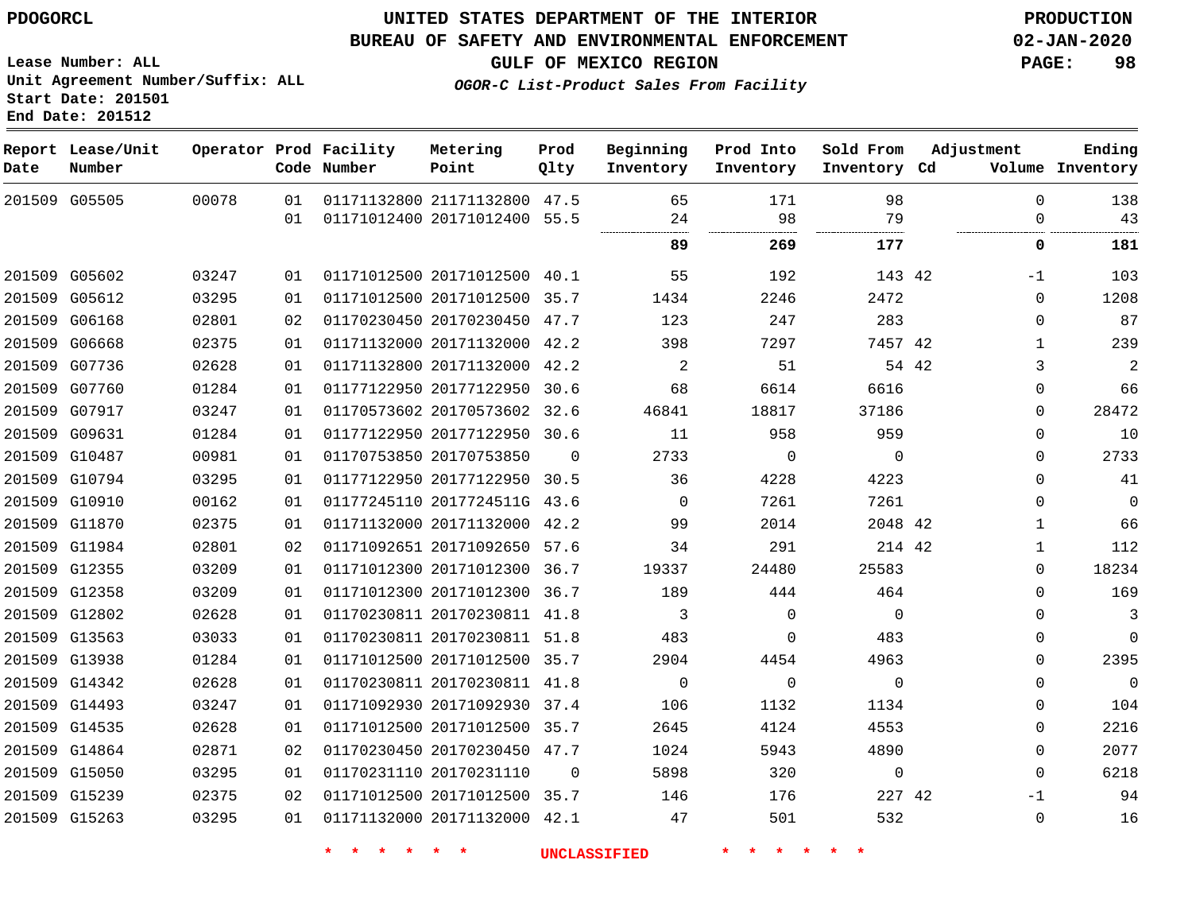Lease Number: ALL
Unit Agreement Number/Suffix: ALL
Start Date: 201501
End Date: 201512

# UNITED STATES DEPARTMENT OF THE INTERIOR
## BUREAU OF SAFETY AND ENVIRONMENTAL ENFORCEMENT
### GULF OF MEXICO REGION
*OGOR-C List-Product Sales From Facility*

PRODUCTION
02-JAN-2020

| Report Date | Lease/Unit Number | Operator | Prod Code | Facility Number | Metering Point | Prod Qlty | Beginning Inventory | Prod Into Inventory | Sold From Inventory | Adjustment Cd | Adjustment Volume | Ending Inventory |
|---|---|---|---|---|---|---|---|---|---|---|---|---|
| 201509 | G05505 | 00078 | 01 | 01171132800 | 21171132800 | 47.5 | 65 | 171 | 98 | | 0 | 138 |
| | | | 01 | 01171012400 | 20171012400 | 55.5 | 24 | 98 | 79 | | 0 | 43 |
| | | | | | | | **89** | **269** | **177** | | **0** | **181** |
| 201509 | G05602 | 03247 | 01 | 01171012500 | 20171012500 | 40.1 | 55 | 192 | 143 | 42 | -1 | 103 |
| 201509 | G05612 | 03295 | 01 | 01171012500 | 20171012500 | 35.7 | 1434 | 2246 | 2472 | | 0 | 1208 |
| 201509 | G06168 | 02801 | 02 | 01170230450 | 20170230450 | 47.7 | 123 | 247 | 283 | | 0 | 87 |
| 201509 | G06668 | 02375 | 01 | 01171132000 | 20171132000 | 42.2 | 398 | 7297 | 7457 | 42 | 1 | 239 |
| 201509 | G07736 | 02628 | 01 | 01171132800 | 20171132000 | 42.2 | 2 | 51 | 54 | 42 | 3 | 2 |
| 201509 | G07760 | 01284 | 01 | 01177122950 | 20177122950 | 30.6 | 68 | 6614 | 6616 | | 0 | 66 |
| 201509 | G07917 | 03247 | 01 | 01170573602 | 20170573602 | 32.6 | 46841 | 18817 | 37186 | | 0 | 28472 |
| 201509 | G09631 | 01284 | 01 | 01177122950 | 20177122950 | 30.6 | 11 | 958 | 959 | | 0 | 10 |
| 201509 | G10487 | 00981 | 01 | 01170753850 | 20170753850 | 0 | 2733 | 0 | 0 | | 0 | 2733 |
| 201509 | G10794 | 03295 | 01 | 01177122950 | 20177122950 | 30.5 | 36 | 4228 | 4223 | | 0 | 41 |
| 201509 | G10910 | 00162 | 01 | 01177245110 | 2017724511G | 43.6 | 0 | 7261 | 7261 | | 0 | 0 |
| 201509 | G11870 | 02375 | 01 | 01171132000 | 20171132000 | 42.2 | 99 | 2014 | 2048 | 42 | 1 | 66 |
| 201509 | G11984 | 02801 | 02 | 01171092651 | 20171092650 | 57.6 | 34 | 291 | 214 | 42 | 1 | 112 |
| 201509 | G12355 | 03209 | 01 | 01171012300 | 20171012300 | 36.7 | 19337 | 24480 | 25583 | | 0 | 18234 |
| 201509 | G12358 | 03209 | 01 | 01171012300 | 20171012300 | 36.7 | 189 | 444 | 464 | | 0 | 169 |
| 201509 | G12802 | 02628 | 01 | 01170230811 | 20170230811 | 41.8 | 3 | 0 | 0 | | 0 | 3 |
| 201509 | G13563 | 03033 | 01 | 01170230811 | 20170230811 | 51.8 | 483 | 0 | 483 | | 0 | 0 |
| 201509 | G13938 | 01284 | 01 | 01171012500 | 20171012500 | 35.7 | 2904 | 4454 | 4963 | | 0 | 2395 |
| 201509 | G14342 | 02628 | 01 | 01170230811 | 20170230811 | 41.8 | 0 | 0 | 0 | | 0 | 0 |
| 201509 | G14493 | 03247 | 01 | 01171092930 | 20171092930 | 37.4 | 106 | 1132 | 1134 | | 0 | 104 |
| 201509 | G14535 | 02628 | 01 | 01171012500 | 20171012500 | 35.7 | 2645 | 4124 | 4553 | | 0 | 2216 |
| 201509 | G14864 | 02871 | 02 | 01170230450 | 20170230450 | 47.7 | 1024 | 5943 | 4890 | | 0 | 2077 |
| 201509 | G15050 | 03295 | 01 | 01170231110 | 20170231110 | 0 | 5898 | 320 | 0 | | 0 | 6218 |
| 201509 | G15239 | 02375 | 02 | 01171012500 | 20171012500 | 35.7 | 146 | 176 | 227 | 42 | -1 | 94 |
| 201509 | G15263 | 03295 | 01 | 01171132000 | 20171132000 | 42.1 | 47 | 501 | 532 | | 0 | 16 |

* * * * * * UNCLASSIFIED * * * * * *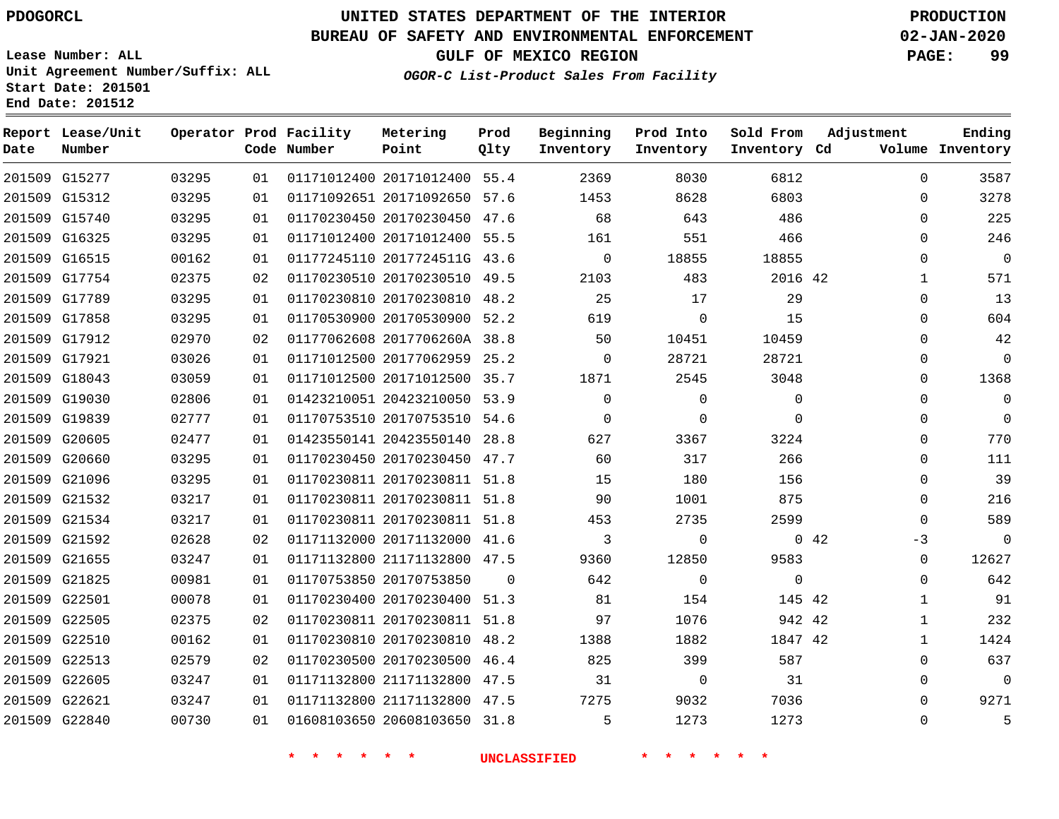PDOGORCL

# UNITED STATES DEPARTMENT OF THE INTERIOR
## BUREAU OF SAFETY AND ENVIRONMENTAL ENFORCEMENT
### GULF OF MEXICO REGION
*OGOR-C List-Product Sales From Facility*

PRODUCTION
02-JAN-2020

Lease Number: ALL
Unit Agreement Number/Suffix: ALL
Start Date: 201501
End Date: 201512

| Report Date | Lease/Unit Number | Operator | Prod Code | Facility Number | Metering Point | Prod Qlty | Beginning Inventory | Prod Into Inventory | Sold From Inventory | Adjustment Cd | Volume | Ending Inventory |
|---|---|---|---|---|---|---|---|---|---|---|---|---|
| 201509 | G15277 | 03295 | 01 | 01171012400 | 20171012400 | 55.4 | 2369 | 8030 | 6812 | | 0 | 3587 |
| 201509 | G15312 | 03295 | 01 | 01171092651 | 20171092650 | 57.6 | 1453 | 8628 | 6803 | | 0 | 3278 |
| 201509 | G15740 | 03295 | 01 | 01170230450 | 20170230450 | 47.6 | 68 | 643 | 486 | | 0 | 225 |
| 201509 | G16325 | 03295 | 01 | 01171012400 | 20171012400 | 55.5 | 161 | 551 | 466 | | 0 | 246 |
| 201509 | G16515 | 00162 | 01 | 01177245110 | 2017724511G | 43.6 | 0 | 18855 | 18855 | | 0 | 0 |
| 201509 | G17754 | 02375 | 02 | 01170230510 | 20170230510 | 49.5 | 2103 | 483 | 2016 | 42 | 1 | 571 |
| 201509 | G17789 | 03295 | 01 | 01170230810 | 20170230810 | 48.2 | 25 | 17 | 29 | | 0 | 13 |
| 201509 | G17858 | 03295 | 01 | 01170530900 | 20170530900 | 52.2 | 619 | 0 | 15 | | 0 | 604 |
| 201509 | G17912 | 02970 | 02 | 01177062608 | 2017706260A | 38.8 | 50 | 10451 | 10459 | | 0 | 42 |
| 201509 | G17921 | 03026 | 01 | 01171012500 | 20177062959 | 25.2 | 0 | 28721 | 28721 | | 0 | 0 |
| 201509 | G18043 | 03059 | 01 | 01171012500 | 20171012500 | 35.7 | 1871 | 2545 | 3048 | | 0 | 1368 |
| 201509 | G19030 | 02806 | 01 | 01423210051 | 20423210050 | 53.9 | 0 | 0 | 0 | | 0 | 0 |
| 201509 | G19839 | 02777 | 01 | 01170753510 | 20170753510 | 54.6 | 0 | 0 | 0 | | 0 | 0 |
| 201509 | G20605 | 02477 | 01 | 01423550141 | 20423550140 | 28.8 | 627 | 3367 | 3224 | | 0 | 770 |
| 201509 | G20660 | 03295 | 01 | 01170230450 | 20170230450 | 47.7 | 60 | 317 | 266 | | 0 | 111 |
| 201509 | G21096 | 03295 | 01 | 01170230811 | 20170230811 | 51.8 | 15 | 180 | 156 | | 0 | 39 |
| 201509 | G21532 | 03217 | 01 | 01170230811 | 20170230811 | 51.8 | 90 | 1001 | 875 | | 0 | 216 |
| 201509 | G21534 | 03217 | 01 | 01170230811 | 20170230811 | 51.8 | 453 | 2735 | 2599 | | 0 | 589 |
| 201509 | G21592 | 02628 | 02 | 01171132000 | 20171132000 | 41.6 | 3 | 0 | 0 | 42 | -3 | 0 |
| 201509 | G21655 | 03247 | 01 | 01171132800 | 21171132800 | 47.5 | 9360 | 12850 | 9583 | | 0 | 12627 |
| 201509 | G21825 | 00981 | 01 | 01170753850 | 20170753850 | 0 | 642 | 0 | 0 | | 0 | 642 |
| 201509 | G22501 | 00078 | 01 | 01170230400 | 20170230400 | 51.3 | 81 | 154 | 145 | 42 | 1 | 91 |
| 201509 | G22505 | 02375 | 02 | 01170230811 | 20170230811 | 51.8 | 97 | 1076 | 942 | 42 | 1 | 232 |
| 201509 | G22510 | 00162 | 01 | 01170230810 | 20170230810 | 48.2 | 1388 | 1882 | 1847 | 42 | 1 | 1424 |
| 201509 | G22513 | 02579 | 02 | 01170230500 | 20170230500 | 46.4 | 825 | 399 | 587 | | 0 | 637 |
| 201509 | G22605 | 03247 | 01 | 01171132800 | 21171132800 | 47.5 | 31 | 0 | 31 | | 0 | 0 |
| 201509 | G22621 | 03247 | 01 | 01171132800 | 21171132800 | 47.5 | 7275 | 9032 | 7036 | | 0 | 9271 |
| 201509 | G22840 | 00730 | 01 | 01608103650 | 20608103650 | 31.8 | 5 | 1273 | 1273 | | 0 | 5 |

* * * * * * UNCLASSIFIED * * * * * *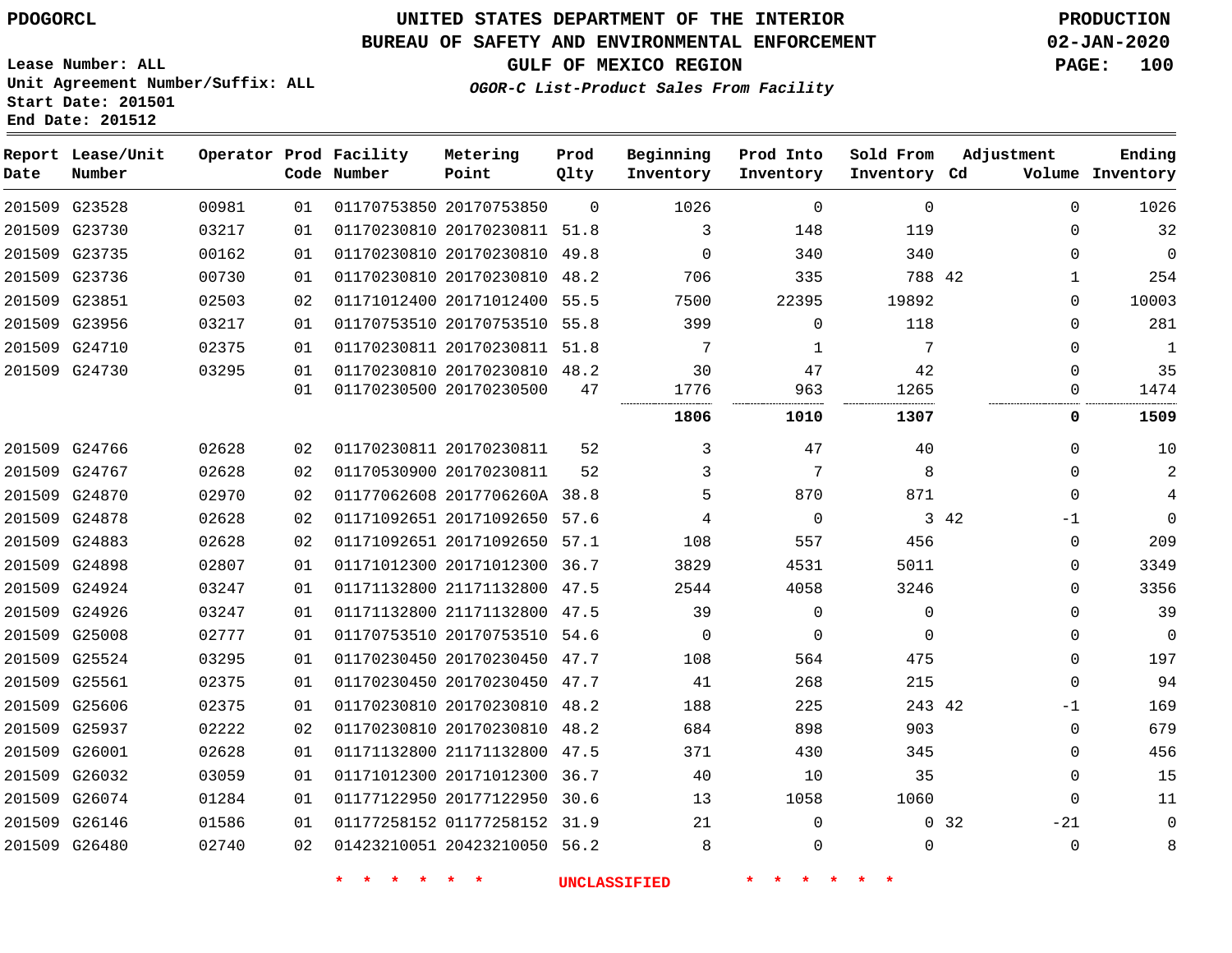# UNITED STATES DEPARTMENT OF THE INTERIOR
## BUREAU OF SAFETY AND ENVIRONMENTAL ENFORCEMENT
### GULF OF MEXICO REGION
*OGOR-C List-Product Sales From Facility*

PDOGORCL

PRODUCTION 02-JAN-2020

Lease Number: ALL
Unit Agreement Number/Suffix: ALL
Start Date: 201501
End Date: 201512

| Report Date | Lease/Unit Number | Operator | Prod Code | Facility Number | Metering Point | Prod Qlty | Beginning Inventory | Prod Into Inventory | Sold From Inventory | Adjustment Cd | Volume | Ending Inventory |
|---|---|---|---|---|---|---|---|---|---|---|---|---|
| 201509 | G23528 | 00981 | 01 | 01170753850 | 20170753850 | 0 | 1026 | 0 | 0 | | 0 | 1026 |
| 201509 | G23730 | 03217 | 01 | 01170230810 | 20170230811 | 51.8 | 3 | 148 | 119 | | 0 | 32 |
| 201509 | G23735 | 00162 | 01 | 01170230810 | 20170230810 | 49.8 | 0 | 340 | 340 | | 0 | 0 |
| 201509 | G23736 | 00730 | 01 | 01170230810 | 20170230810 | 48.2 | 706 | 335 | 788 | 42 | 1 | 254 |
| 201509 | G23851 | 02503 | 02 | 01171012400 | 20171012400 | 55.5 | 7500 | 22395 | 19892 | | 0 | 10003 |
| 201509 | G23956 | 03217 | 01 | 01170753510 | 20170753510 | 55.8 | 399 | 0 | 118 | | 0 | 281 |
| 201509 | G24710 | 02375 | 01 | 01170230811 | 20170230811 | 51.8 | 7 | 1 | 7 | | 0 | 1 |
| 201509 | G24730 | 03295 | 01 | 01170230810 | 20170230810 | 48.2 | 30 | 47 | 42 | | 0 | 35 |
| | | | 01 | 01170230500 | 20170230500 | 47 | 1776 | 963 | 1265 | | 0 | 1474 |
| | | | | | | | **1806** | **1010** | **1307** | | **0** | **1509** |
| 201509 | G24766 | 02628 | 02 | 01170230811 | 20170230811 | 52 | 3 | 47 | 40 | | 0 | 10 |
| 201509 | G24767 | 02628 | 02 | 01170530900 | 20170230811 | 52 | 3 | 7 | 8 | | 0 | 2 |
| 201509 | G24870 | 02970 | 02 | 01177062608 | 2017706260A | 38.8 | 5 | 870 | 871 | | 0 | 4 |
| 201509 | G24878 | 02628 | 02 | 01171092651 | 20171092650 | 57.6 | 4 | 0 | 3 | 42 | -1 | 0 |
| 201509 | G24883 | 02628 | 02 | 01171092651 | 20171092650 | 57.1 | 108 | 557 | 456 | | 0 | 209 |
| 201509 | G24898 | 02807 | 01 | 01171012300 | 20171012300 | 36.7 | 3829 | 4531 | 5011 | | 0 | 3349 |
| 201509 | G24924 | 03247 | 01 | 01171132800 | 21171132800 | 47.5 | 2544 | 4058 | 3246 | | 0 | 3356 |
| 201509 | G24926 | 03247 | 01 | 01171132800 | 21171132800 | 47.5 | 39 | 0 | 0 | | 0 | 39 |
| 201509 | G25008 | 02777 | 01 | 01170753510 | 20170753510 | 54.6 | 0 | 0 | 0 | | 0 | 0 |
| 201509 | G25524 | 03295 | 01 | 01170230450 | 20170230450 | 47.7 | 108 | 564 | 475 | | 0 | 197 |
| 201509 | G25561 | 02375 | 01 | 01170230450 | 20170230450 | 47.7 | 41 | 268 | 215 | | 0 | 94 |
| 201509 | G25606 | 02375 | 01 | 01170230810 | 20170230810 | 48.2 | 188 | 225 | 243 | 42 | -1 | 169 |
| 201509 | G25937 | 02222 | 02 | 01170230810 | 20170230810 | 48.2 | 684 | 898 | 903 | | 0 | 679 |
| 201509 | G26001 | 02628 | 01 | 01171132800 | 21171132800 | 47.5 | 371 | 430 | 345 | | 0 | 456 |
| 201509 | G26032 | 03059 | 01 | 01171012300 | 20171012300 | 36.7 | 40 | 10 | 35 | | 0 | 15 |
| 201509 | G26074 | 01284 | 01 | 01177122950 | 20177122950 | 30.6 | 13 | 1058 | 1060 | | 0 | 11 |
| 201509 | G26146 | 01586 | 01 | 01177258152 | 01177258152 | 31.9 | 21 | 0 | 0 | 32 | -21 | 0 |
| 201509 | G26480 | 02740 | 02 | 01423210051 | 20423210050 | 56.2 | 8 | 0 | 0 | | 0 | 8 |

* * * * * * UNCLASSIFIED * * * * * *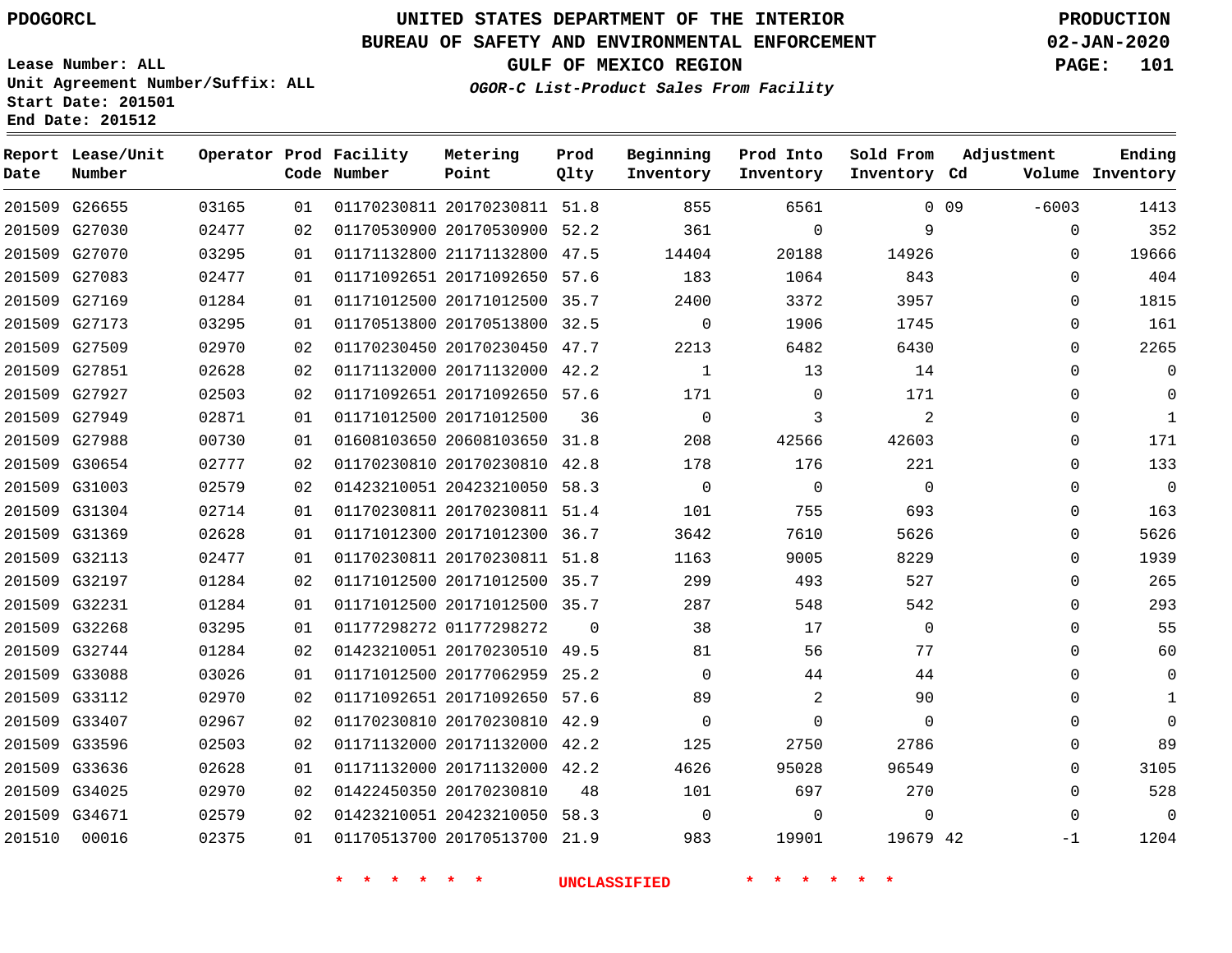PDOGORCL

# UNITED STATES DEPARTMENT OF THE INTERIOR
## BUREAU OF SAFETY AND ENVIRONMENTAL ENFORCEMENT
### GULF OF MEXICO REGION

*OGOR-C List-Product Sales From Facility*

PRODUCTION
02-JAN-2020

Lease Number: ALL
Unit Agreement Number/Suffix: ALL
Start Date: 201501
End Date: 201512

| Report Date | Lease/Unit Number | Operator | Prod Code | Facility Number | Metering Point | Prod Qlty | Beginning Inventory | Prod Into Inventory | Sold From Inventory | Adjustment Cd | Adjustment Volume | Ending Inventory |
|---|---|---|---|---|---|---|---|---|---|---|---|---|
| 201509 | G26655 | 03165 | 01 | 01170230811 | 20170230811 | 51.8 | 855 | 6561 | 0 | 09 | -6003 | 1413 |
| 201509 | G27030 | 02477 | 02 | 01170530900 | 20170530900 | 52.2 | 361 | 0 | 9 | | 0 | 352 |
| 201509 | G27070 | 03295 | 01 | 01171132800 | 21171132800 | 47.5 | 14404 | 20188 | 14926 | | 0 | 19666 |
| 201509 | G27083 | 02477 | 01 | 01171092651 | 20171092650 | 57.6 | 183 | 1064 | 843 | | 0 | 404 |
| 201509 | G27169 | 01284 | 01 | 01171012500 | 20171012500 | 35.7 | 2400 | 3372 | 3957 | | 0 | 1815 |
| 201509 | G27173 | 03295 | 01 | 01170513800 | 20170513800 | 32.5 | 0 | 1906 | 1745 | | 0 | 161 |
| 201509 | G27509 | 02970 | 02 | 01170230450 | 20170230450 | 47.7 | 2213 | 6482 | 6430 | | 0 | 2265 |
| 201509 | G27851 | 02628 | 02 | 01171132000 | 20171132000 | 42.2 | 1 | 13 | 14 | | 0 | 0 |
| 201509 | G27927 | 02503 | 02 | 01171092651 | 20171092650 | 57.6 | 171 | 0 | 171 | | 0 | 0 |
| 201509 | G27949 | 02871 | 01 | 01171012500 | 20171012500 | 36 | 0 | 3 | 2 | | 0 | 1 |
| 201509 | G27988 | 00730 | 01 | 01608103650 | 20608103650 | 31.8 | 208 | 42566 | 42603 | | 0 | 171 |
| 201509 | G30654 | 02777 | 02 | 01170230810 | 20170230810 | 42.8 | 178 | 176 | 221 | | 0 | 133 |
| 201509 | G31003 | 02579 | 02 | 01423210051 | 20423210050 | 58.3 | 0 | 0 | 0 | | 0 | 0 |
| 201509 | G31304 | 02714 | 01 | 01170230811 | 20170230811 | 51.4 | 101 | 755 | 693 | | 0 | 163 |
| 201509 | G31369 | 02628 | 01 | 01171012300 | 20171012300 | 36.7 | 3642 | 7610 | 5626 | | 0 | 5626 |
| 201509 | G32113 | 02477 | 01 | 01170230811 | 20170230811 | 51.8 | 1163 | 9005 | 8229 | | 0 | 1939 |
| 201509 | G32197 | 01284 | 02 | 01171012500 | 20171012500 | 35.7 | 299 | 493 | 527 | | 0 | 265 |
| 201509 | G32231 | 01284 | 01 | 01171012500 | 20171012500 | 35.7 | 287 | 548 | 542 | | 0 | 293 |
| 201509 | G32268 | 03295 | 01 | 01177298272 | 01177298272 | 0 | 38 | 17 | 0 | | 0 | 55 |
| 201509 | G32744 | 01284 | 02 | 01423210051 | 20170230510 | 49.5 | 81 | 56 | 77 | | 0 | 60 |
| 201509 | G33088 | 03026 | 01 | 01171012500 | 20177062959 | 25.2 | 0 | 44 | 44 | | 0 | 0 |
| 201509 | G33112 | 02970 | 02 | 01171092651 | 20171092650 | 57.6 | 89 | 2 | 90 | | 0 | 1 |
| 201509 | G33407 | 02967 | 02 | 01170230810 | 20170230810 | 42.9 | 0 | 0 | 0 | | 0 | 0 |
| 201509 | G33596 | 02503 | 02 | 01171132000 | 20171132000 | 42.2 | 125 | 2750 | 2786 | | 0 | 89 |
| 201509 | G33636 | 02628 | 01 | 01171132000 | 20171132000 | 42.2 | 4626 | 95028 | 96549 | | 0 | 3105 |
| 201509 | G34025 | 02970 | 02 | 01422450350 | 20170230810 | 48 | 101 | 697 | 270 | | 0 | 528 |
| 201509 | G34671 | 02579 | 02 | 01423210051 | 20423210050 | 58.3 | 0 | 0 | 0 | | 0 | 0 |
| 201510 | 00016 | 02375 | 01 | 01170513700 | 20170513700 | 21.9 | 983 | 19901 | 19679 | 42 | -1 | 1204 |

\* \* \* \* \* \* UNCLASSIFIED \* \* \* \* \* \*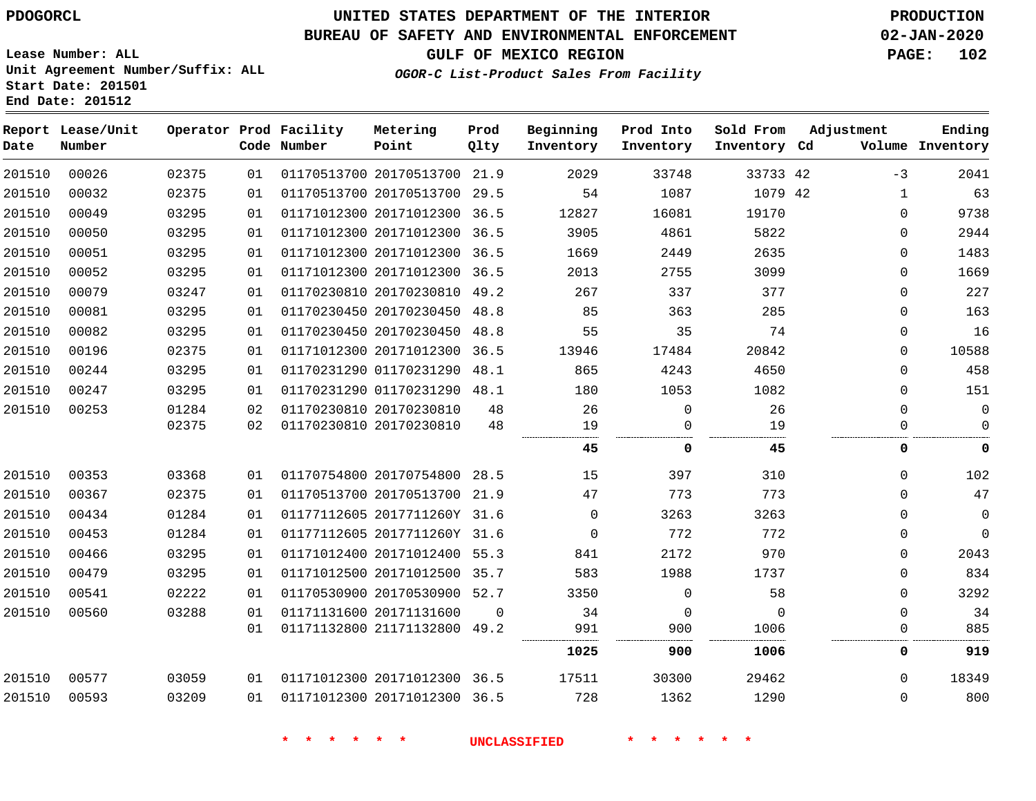PDOGORCL

# UNITED STATES DEPARTMENT OF THE INTERIOR
## BUREAU OF SAFETY AND ENVIRONMENTAL ENFORCEMENT
### GULF OF MEXICO REGION

*OGOR-C List-Product Sales From Facility*

PRODUCTION
02-JAN-2020

Lease Number: ALL
Unit Agreement Number/Suffix: ALL
Start Date: 201501
End Date: 201512

| Report Date | Lease/Unit Number | Operator | Prod Code | Facility Number | Metering Point | Prod Qlty | Beginning Inventory | Prod Into Inventory | Sold From Inventory | Adjustment Cd | Adjustment Volume | Ending Inventory |
|---|---|---|---|---|---|---|---|---|---|---|---|---|
| 201510 | 00026 | 02375 | 01 | 01170513700 | 20170513700 | 21.9 | 2029 | 33748 | 33733 | 42 | -3 | 2041 |
| 201510 | 00032 | 02375 | 01 | 01170513700 | 20170513700 | 29.5 | 54 | 1087 | 1079 | 42 | 1 | 63 |
| 201510 | 00049 | 03295 | 01 | 01171012300 | 20171012300 | 36.5 | 12827 | 16081 | 19170 | | 0 | 9738 |
| 201510 | 00050 | 03295 | 01 | 01171012300 | 20171012300 | 36.5 | 3905 | 4861 | 5822 | | 0 | 2944 |
| 201510 | 00051 | 03295 | 01 | 01171012300 | 20171012300 | 36.5 | 1669 | 2449 | 2635 | | 0 | 1483 |
| 201510 | 00052 | 03295 | 01 | 01171012300 | 20171012300 | 36.5 | 2013 | 2755 | 3099 | | 0 | 1669 |
| 201510 | 00079 | 03247 | 01 | 01170230810 | 20170230810 | 49.2 | 267 | 337 | 377 | | 0 | 227 |
| 201510 | 00081 | 03295 | 01 | 01170230450 | 20170230450 | 48.8 | 85 | 363 | 285 | | 0 | 163 |
| 201510 | 00082 | 03295 | 01 | 01170230450 | 20170230450 | 48.8 | 55 | 35 | 74 | | 0 | 16 |
| 201510 | 00196 | 02375 | 01 | 01171012300 | 20171012300 | 36.5 | 13946 | 17484 | 20842 | | 0 | 10588 |
| 201510 | 00244 | 03295 | 01 | 01170231290 | 01170231290 | 48.1 | 865 | 4243 | 4650 | | 0 | 458 |
| 201510 | 00247 | 03295 | 01 | 01170231290 | 01170231290 | 48.1 | 180 | 1053 | 1082 | | 0 | 151 |
| 201510 | 00253 | 01284 | 02 | 01170230810 | 20170230810 | 48 | 26 | 0 | 26 | | 0 | 0 |
| | | 02375 | 02 | 01170230810 | 20170230810 | 48 | 19 | 0 | 19 | | 0 | 0 |
| | | | | | | | **45** | **0** | **45** | | **0** | **0** |
| 201510 | 00353 | 03368 | 01 | 01170754800 | 20170754800 | 28.5 | 15 | 397 | 310 | | 0 | 102 |
| 201510 | 00367 | 02375 | 01 | 01170513700 | 20170513700 | 21.9 | 47 | 773 | 773 | | 0 | 47 |
| 201510 | 00434 | 01284 | 01 | 01177112605 | 2017711260Y | 31.6 | 0 | 3263 | 3263 | | 0 | 0 |
| 201510 | 00453 | 01284 | 01 | 01177112605 | 2017711260Y | 31.6 | 0 | 772 | 772 | | 0 | 0 |
| 201510 | 00466 | 03295 | 01 | 01171012400 | 20171012400 | 55.3 | 841 | 2172 | 970 | | 0 | 2043 |
| 201510 | 00479 | 03295 | 01 | 01171012500 | 20171012500 | 35.7 | 583 | 1988 | 1737 | | 0 | 834 |
| 201510 | 00541 | 02222 | 01 | 01170530900 | 20170530900 | 52.7 | 3350 | 0 | 58 | | 0 | 3292 |
| 201510 | 00560 | 03288 | 01 | 01171131600 | 20171131600 | 0 | 34 | 0 | 0 | | 0 | 34 |
| | | | 01 | 01171132800 | 21171132800 | 49.2 | 991 | 900 | 1006 | | 0 | 885 |
| | | | | | | | **1025** | **900** | **1006** | | **0** | **919** |
| 201510 | 00577 | 03059 | 01 | 01171012300 | 20171012300 | 36.5 | 17511 | 30300 | 29462 | | 0 | 18349 |
| 201510 | 00593 | 03209 | 01 | 01171012300 | 20171012300 | 36.5 | 728 | 1362 | 1290 | | 0 | 800 |

* * * * * * UNCLASSIFIED * * * * * *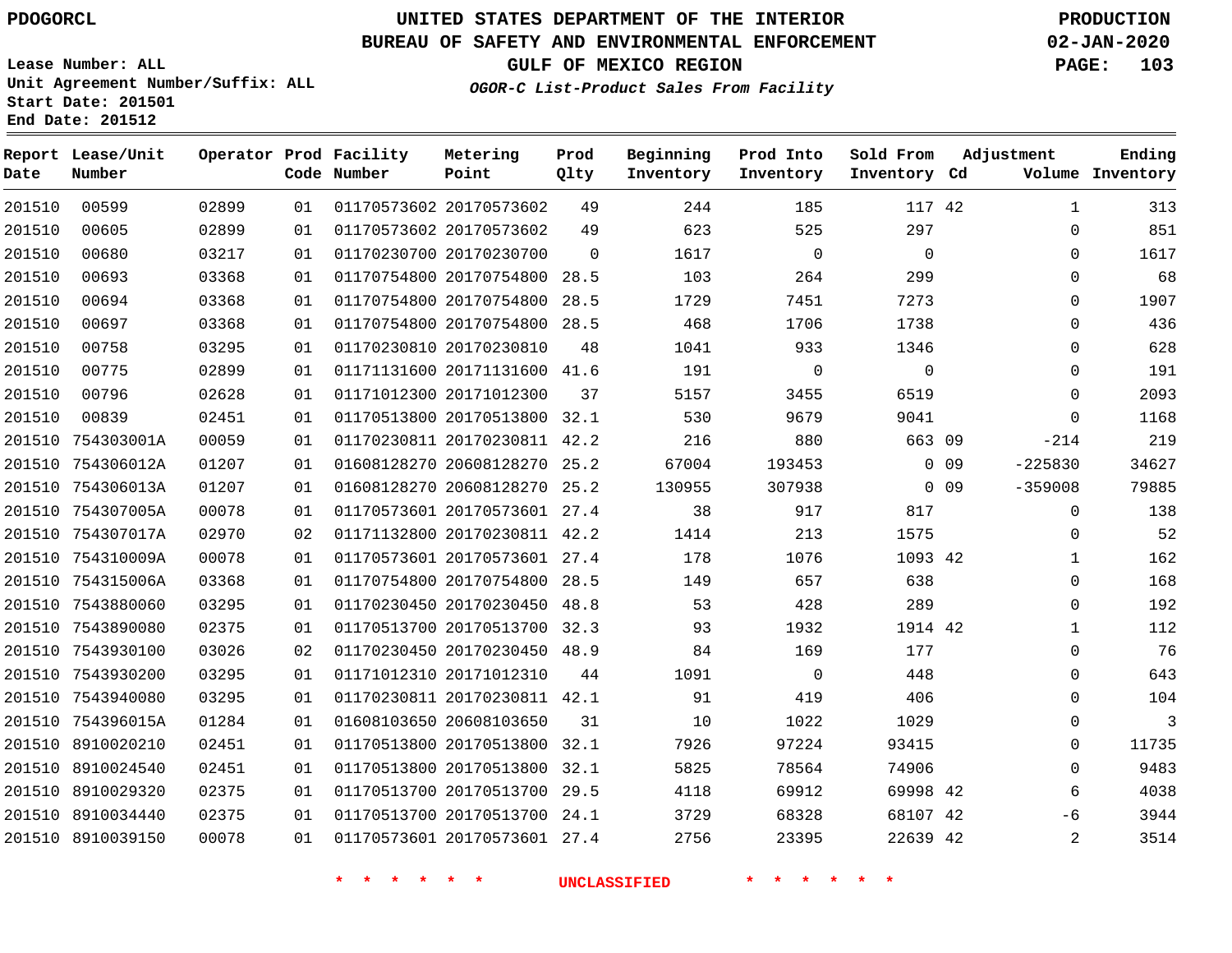PDOGORCL

**UNITED STATES DEPARTMENT OF THE INTERIOR**
**BUREAU OF SAFETY AND ENVIRONMENTAL ENFORCEMENT**
**GULF OF MEXICO REGION**
*OGOR-C List-Product Sales From Facility*

PRODUCTION
02-JAN-2020

Lease Number: ALL
Unit Agreement Number/Suffix: ALL
Start Date: 201501
End Date: 201512

| Report Date | Lease/Unit Number | Operator | Prod Code | Facility Number | Metering Point | Prod Qlty | Beginning Inventory | Prod Into Inventory | Sold From Inventory | Adjustment Cd | Volume | Ending Inventory |
|---|---|---|---|---|---|---|---|---|---|---|---|---|
| 201510 | 00599 | 02899 | 01 | 01170573602 | 20170573602 | 49 | 244 | 185 | 117 | 42 | 1 | 313 |
| 201510 | 00605 | 02899 | 01 | 01170573602 | 20170573602 | 49 | 623 | 525 | 297 | | 0 | 851 |
| 201510 | 00680 | 03217 | 01 | 01170230700 | 20170230700 | 0 | 1617 | 0 | 0 | | 0 | 1617 |
| 201510 | 00693 | 03368 | 01 | 01170754800 | 20170754800 | 28.5 | 103 | 264 | 299 | | 0 | 68 |
| 201510 | 00694 | 03368 | 01 | 01170754800 | 20170754800 | 28.5 | 1729 | 7451 | 7273 | | 0 | 1907 |
| 201510 | 00697 | 03368 | 01 | 01170754800 | 20170754800 | 28.5 | 468 | 1706 | 1738 | | 0 | 436 |
| 201510 | 00758 | 03295 | 01 | 01170230810 | 20170230810 | 48 | 1041 | 933 | 1346 | | 0 | 628 |
| 201510 | 00775 | 02899 | 01 | 01171131600 | 20171131600 | 41.6 | 191 | 0 | 0 | | 0 | 191 |
| 201510 | 00796 | 02628 | 01 | 01171012300 | 20171012300 | 37 | 5157 | 3455 | 6519 | | 0 | 2093 |
| 201510 | 00839 | 02451 | 01 | 01170513800 | 20170513800 | 32.1 | 530 | 9679 | 9041 | | 0 | 1168 |
| 201510 | 754303001A | 00059 | 01 | 01170230811 | 20170230811 | 42.2 | 216 | 880 | 663 | 09 | -214 | 219 |
| 201510 | 754306012A | 01207 | 01 | 01608128270 | 20608128270 | 25.2 | 67004 | 193453 | 0 | 09 | -225830 | 34627 |
| 201510 | 754306013A | 01207 | 01 | 01608128270 | 20608128270 | 25.2 | 130955 | 307938 | 0 | 09 | -359008 | 79885 |
| 201510 | 754307005A | 00078 | 01 | 01170573601 | 20170573601 | 27.4 | 38 | 917 | 817 | | 0 | 138 |
| 201510 | 754307017A | 02970 | 02 | 01171132800 | 20170230811 | 42.2 | 1414 | 213 | 1575 | | 0 | 52 |
| 201510 | 754310009A | 00078 | 01 | 01170573601 | 20170573601 | 27.4 | 178 | 1076 | 1093 | 42 | 1 | 162 |
| 201510 | 754315006A | 03368 | 01 | 01170754800 | 20170754800 | 28.5 | 149 | 657 | 638 | | 0 | 168 |
| 201510 | 7543880060 | 03295 | 01 | 01170230450 | 20170230450 | 48.8 | 53 | 428 | 289 | | 0 | 192 |
| 201510 | 7543890080 | 02375 | 01 | 01170513700 | 20170513700 | 32.3 | 93 | 1932 | 1914 | 42 | 1 | 112 |
| 201510 | 7543930100 | 03026 | 02 | 01170230450 | 20170230450 | 48.9 | 84 | 169 | 177 | | 0 | 76 |
| 201510 | 7543930200 | 03295 | 01 | 01171012310 | 20171012310 | 44 | 1091 | 0 | 448 | | 0 | 643 |
| 201510 | 7543940080 | 03295 | 01 | 01170230811 | 20170230811 | 42.1 | 91 | 419 | 406 | | 0 | 104 |
| 201510 | 754396015A | 01284 | 01 | 01608103650 | 20608103650 | 31 | 10 | 1022 | 1029 | | 0 | 3 |
| 201510 | 8910020210 | 02451 | 01 | 01170513800 | 20170513800 | 32.1 | 7926 | 97224 | 93415 | | 0 | 11735 |
| 201510 | 8910024540 | 02451 | 01 | 01170513800 | 20170513800 | 32.1 | 5825 | 78564 | 74906 | | 0 | 9483 |
| 201510 | 8910029320 | 02375 | 01 | 01170513700 | 20170513700 | 29.5 | 4118 | 69912 | 69998 | 42 | 6 | 4038 |
| 201510 | 8910034440 | 02375 | 01 | 01170513700 | 20170513700 | 24.1 | 3729 | 68328 | 68107 | 42 | -6 | 3944 |
| 201510 | 8910039150 | 00078 | 01 | 01170573601 | 20170573601 | 27.4 | 2756 | 23395 | 22639 | 42 | 2 | 3514 |

\* \* \* \* \* \* UNCLASSIFIED \* \* \* \* \* \*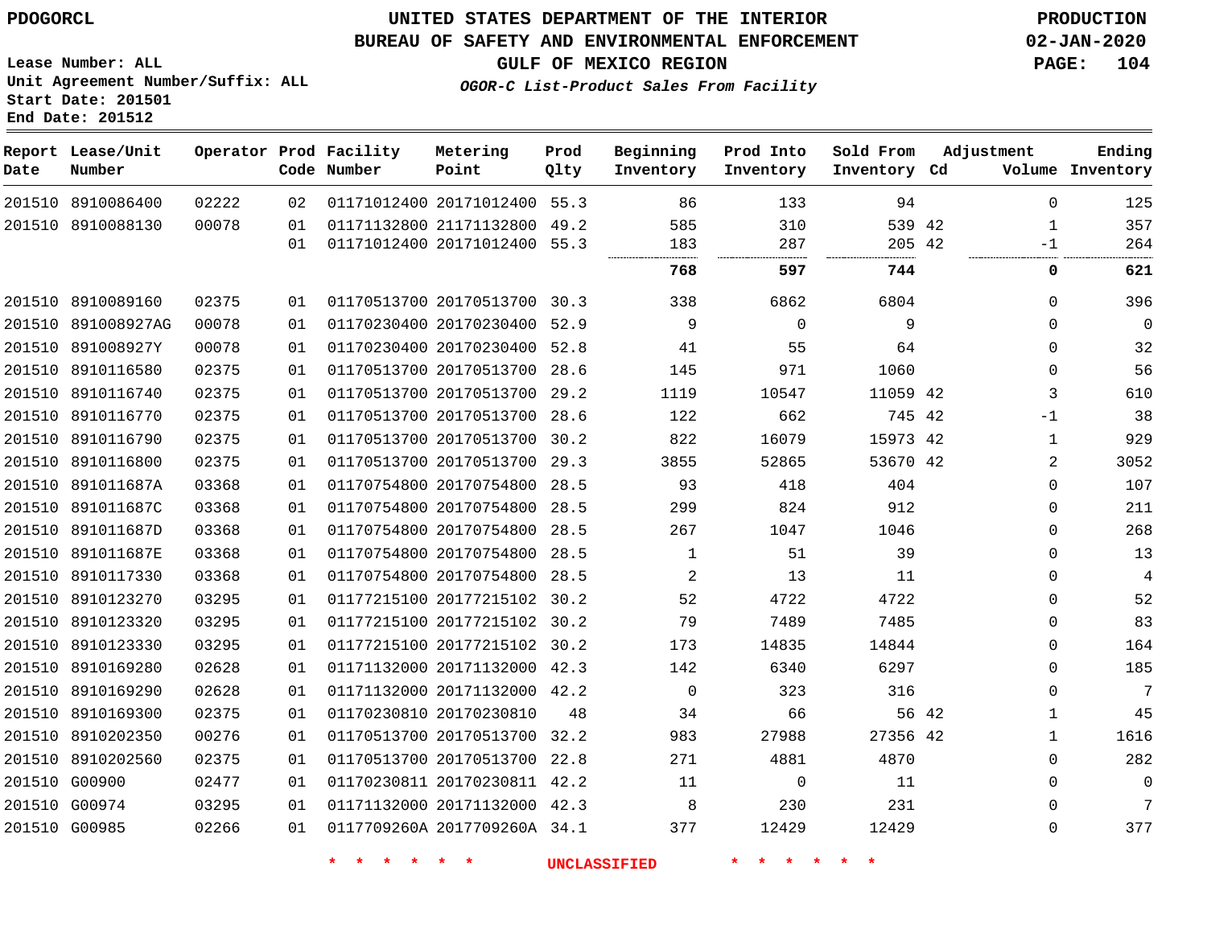PDOGORCL

# UNITED STATES DEPARTMENT OF THE INTERIOR
## BUREAU OF SAFETY AND ENVIRONMENTAL ENFORCEMENT
### GULF OF MEXICO REGION
*OGOR-C List-Product Sales From Facility*

PRODUCTION
02-JAN-2020

Lease Number: ALL
Unit Agreement Number/Suffix: ALL
Start Date: 201501
End Date: 201512

| Report Date | Lease/Unit Number | Operator | Prod Code | Facility Number | Metering Point | Prod Qlty | Beginning Inventory | Prod Into Inventory | Sold From Inventory | Adjustment Cd | Adjustment Volume | Ending Inventory |
|---|---|---|---|---|---|---|---|---|---|---|---|---|
| 201510 | 8910086400 | 02222 | 02 | 01171012400 | 20171012400 | 55.3 | 86 | 133 | 94 | | 0 | 125 |
| 201510 | 8910088130 | 00078 | 01 | 01171132800 | 21171132800 | 49.2 | 585 | 310 | 539 | 42 | 1 | 357 |
| | | | 01 | 01171012400 | 20171012400 | 55.3 | 183 | 287 | 205 | 42 | -1 | 264 |
| | | | | | | | **768** | **597** | **744** | | **0** | **621** |
| 201510 | 8910089160 | 02375 | 01 | 01170513700 | 20170513700 | 30.3 | 338 | 6862 | 6804 | | 0 | 396 |
| 201510 | 891008927AG | 00078 | 01 | 01170230400 | 20170230400 | 52.9 | 9 | 0 | 9 | | 0 | 0 |
| 201510 | 891008927Y | 00078 | 01 | 01170230400 | 20170230400 | 52.8 | 41 | 55 | 64 | | 0 | 32 |
| 201510 | 8910116580 | 02375 | 01 | 01170513700 | 20170513700 | 28.6 | 145 | 971 | 1060 | | 0 | 56 |
| 201510 | 8910116740 | 02375 | 01 | 01170513700 | 20170513700 | 29.2 | 1119 | 10547 | 11059 | 42 | 3 | 610 |
| 201510 | 8910116770 | 02375 | 01 | 01170513700 | 20170513700 | 28.6 | 122 | 662 | 745 | 42 | -1 | 38 |
| 201510 | 8910116790 | 02375 | 01 | 01170513700 | 20170513700 | 30.2 | 822 | 16079 | 15973 | 42 | 1 | 929 |
| 201510 | 8910116800 | 02375 | 01 | 01170513700 | 20170513700 | 29.3 | 3855 | 52865 | 53670 | 42 | 2 | 3052 |
| 201510 | 891011687A | 03368 | 01 | 01170754800 | 20170754800 | 28.5 | 93 | 418 | 404 | | 0 | 107 |
| 201510 | 891011687C | 03368 | 01 | 01170754800 | 20170754800 | 28.5 | 299 | 824 | 912 | | 0 | 211 |
| 201510 | 891011687D | 03368 | 01 | 01170754800 | 20170754800 | 28.5 | 267 | 1047 | 1046 | | 0 | 268 |
| 201510 | 891011687E | 03368 | 01 | 01170754800 | 20170754800 | 28.5 | 1 | 51 | 39 | | 0 | 13 |
| 201510 | 8910117330 | 03368 | 01 | 01170754800 | 20170754800 | 28.5 | 2 | 13 | 11 | | 0 | 4 |
| 201510 | 8910123270 | 03295 | 01 | 01177215100 | 20177215102 | 30.2 | 52 | 4722 | 4722 | | 0 | 52 |
| 201510 | 8910123320 | 03295 | 01 | 01177215100 | 20177215102 | 30.2 | 79 | 7489 | 7485 | | 0 | 83 |
| 201510 | 8910123330 | 03295 | 01 | 01177215100 | 20177215102 | 30.2 | 173 | 14835 | 14844 | | 0 | 164 |
| 201510 | 8910169280 | 02628 | 01 | 01171132000 | 20171132000 | 42.3 | 142 | 6340 | 6297 | | 0 | 185 |
| 201510 | 8910169290 | 02628 | 01 | 01171132000 | 20171132000 | 42.2 | 0 | 323 | 316 | | 0 | 7 |
| 201510 | 8910169300 | 02375 | 01 | 01170230810 | 20170230810 | 48 | 34 | 66 | 56 | 42 | 1 | 45 |
| 201510 | 8910202350 | 00276 | 01 | 01170513700 | 20170513700 | 32.2 | 983 | 27988 | 27356 | 42 | 1 | 1616 |
| 201510 | 8910202560 | 02375 | 01 | 01170513700 | 20170513700 | 22.8 | 271 | 4881 | 4870 | | 0 | 282 |
| 201510 | G00900 | 02477 | 01 | 01170230811 | 20170230811 | 42.2 | 11 | 0 | 11 | | 0 | 0 |
| 201510 | G00974 | 03295 | 01 | 01171132000 | 20171132000 | 42.3 | 8 | 230 | 231 | | 0 | 7 |
| 201510 | G00985 | 02266 | 01 | 0117709260A | 2017709260A | 34.1 | 377 | 12429 | 12429 | | 0 | 377 |

\* \* \* \* \* \* UNCLASSIFIED \* \* \* \* \* \*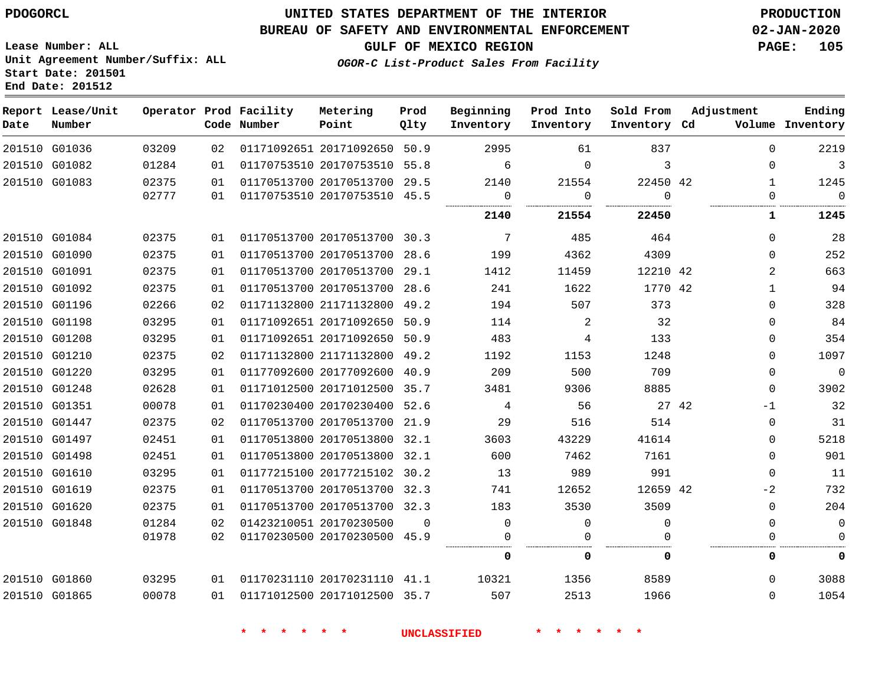PDOGORCL

# UNITED STATES DEPARTMENT OF THE INTERIOR
## BUREAU OF SAFETY AND ENVIRONMENTAL ENFORCEMENT
### GULF OF MEXICO REGION
*OGOR-C List-Product Sales From Facility*

PRODUCTION
02-JAN-2020

Lease Number: ALL
Unit Agreement Number/Suffix: ALL
Start Date: 201501
End Date: 201512

| Report Date | Lease/Unit Number | Operator | Prod Code | Facility Number | Metering Point | Prod Qlty | Beginning Inventory | Prod Into Inventory | Sold From Inventory | Adjustment Cd | Volume | Ending Inventory |
|---|---|---|---|---|---|---|---|---|---|---|---|---|
| 201510 | G01036 | 03209 | 02 | 01171092651 | 20171092650 | 50.9 | 2995 | 61 | 837 | | 0 | 2219 |
| 201510 | G01082 | 01284 | 01 | 01170753510 | 20170753510 | 55.8 | 6 | 0 | 3 | | 0 | 3 |
| 201510 | G01083 | 02375 | 01 | 01170513700 | 20170513700 | 29.5 | 2140 | 21554 | 22450 | 42 | 1 | 1245 |
| | | 02777 | 01 | 01170753510 | 20170753510 | 45.5 | 0 | 0 | 0 | | 0 | 0 |
| | | | | | | | **2140** | **21554** | **22450** | | **1** | **1245** |
| 201510 | G01084 | 02375 | 01 | 01170513700 | 20170513700 | 30.3 | 7 | 485 | 464 | | 0 | 28 |
| 201510 | G01090 | 02375 | 01 | 01170513700 | 20170513700 | 28.6 | 199 | 4362 | 4309 | | 0 | 252 |
| 201510 | G01091 | 02375 | 01 | 01170513700 | 20170513700 | 29.1 | 1412 | 11459 | 12210 | 42 | 2 | 663 |
| 201510 | G01092 | 02375 | 01 | 01170513700 | 20170513700 | 28.6 | 241 | 1622 | 1770 | 42 | 1 | 94 |
| 201510 | G01196 | 02266 | 02 | 01171132800 | 21171132800 | 49.2 | 194 | 507 | 373 | | 0 | 328 |
| 201510 | G01198 | 03295 | 01 | 01171092651 | 20171092650 | 50.9 | 114 | 2 | 32 | | 0 | 84 |
| 201510 | G01208 | 03295 | 01 | 01171092651 | 20171092650 | 50.9 | 483 | 4 | 133 | | 0 | 354 |
| 201510 | G01210 | 02375 | 02 | 01171132800 | 21171132800 | 49.2 | 1192 | 1153 | 1248 | | 0 | 1097 |
| 201510 | G01220 | 03295 | 01 | 01177092600 | 20177092600 | 40.9 | 209 | 500 | 709 | | 0 | 0 |
| 201510 | G01248 | 02628 | 01 | 01171012500 | 20171012500 | 35.7 | 3481 | 9306 | 8885 | | 0 | 3902 |
| 201510 | G01351 | 00078 | 01 | 01170230400 | 20170230400 | 52.6 | 4 | 56 | 27 | 42 | -1 | 32 |
| 201510 | G01447 | 02375 | 02 | 01170513700 | 20170513700 | 21.9 | 29 | 516 | 514 | | 0 | 31 |
| 201510 | G01497 | 02451 | 01 | 01170513800 | 20170513800 | 32.1 | 3603 | 43229 | 41614 | | 0 | 5218 |
| 201510 | G01498 | 02451 | 01 | 01170513800 | 20170513800 | 32.1 | 600 | 7462 | 7161 | | 0 | 901 |
| 201510 | G01610 | 03295 | 01 | 01177215100 | 20177215102 | 30.2 | 13 | 989 | 991 | | 0 | 11 |
| 201510 | G01619 | 02375 | 01 | 01170513700 | 20170513700 | 32.3 | 741 | 12652 | 12659 | 42 | -2 | 732 |
| 201510 | G01620 | 02375 | 01 | 01170513700 | 20170513700 | 32.3 | 183 | 3530 | 3509 | | 0 | 204 |
| 201510 | G01848 | 01284 | 02 | 01423210051 | 20170230500 | 0 | 0 | 0 | 0 | | 0 | 0 |
| | | 01978 | 02 | 01170230500 | 20170230500 | 45.9 | 0 | 0 | 0 | | 0 | 0 |
| | | | | | | | **0** | **0** | **0** | | **0** | **0** |
| 201510 | G01860 | 03295 | 01 | 01170231110 | 20170231110 | 41.1 | 10321 | 1356 | 8589 | | 0 | 3088 |
| 201510 | G01865 | 00078 | 01 | 01171012500 | 20171012500 | 35.7 | 507 | 2513 | 1966 | | 0 | 1054 |

* * * * * * UNCLASSIFIED * * * * * *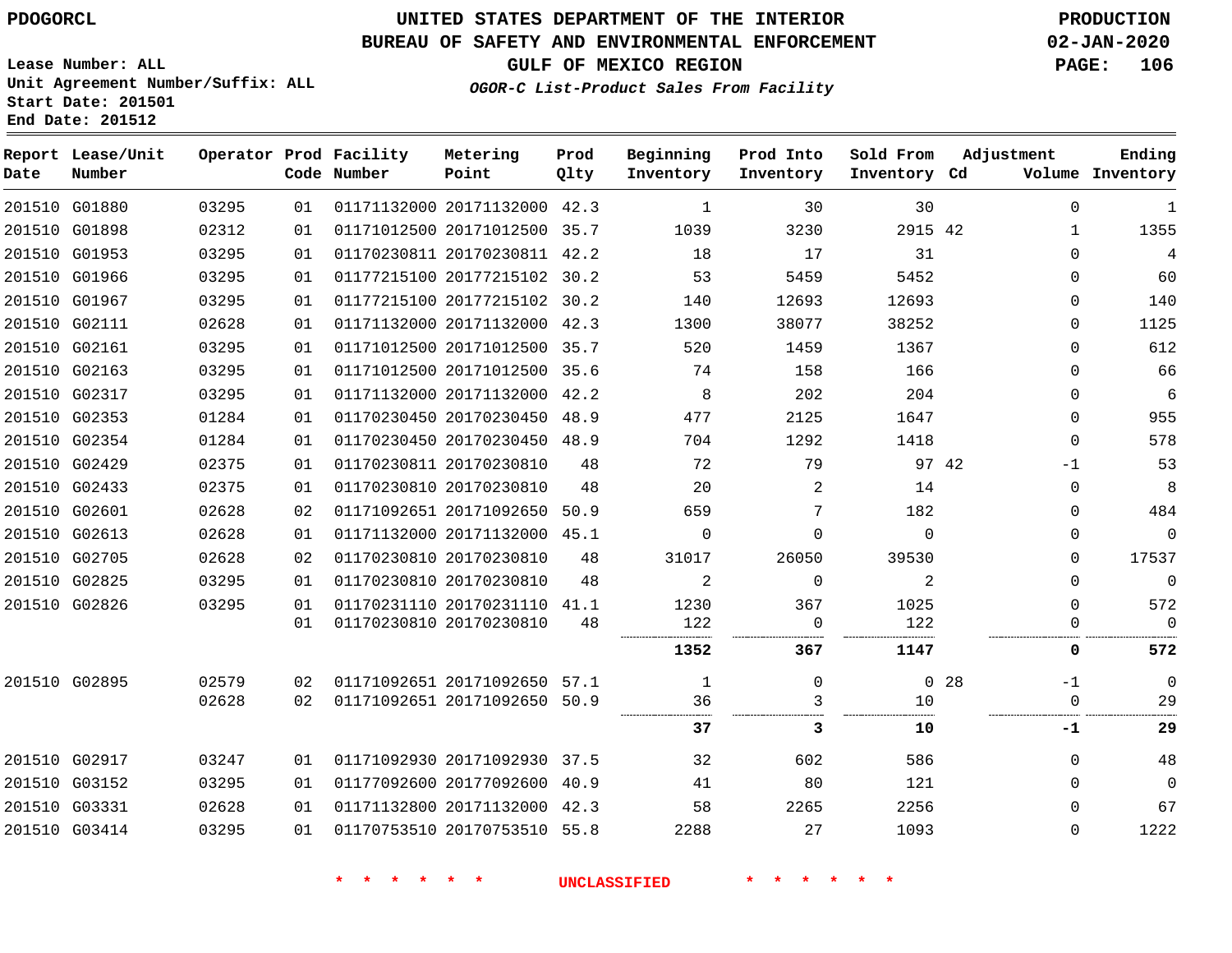PDOGORCL

# UNITED STATES DEPARTMENT OF THE INTERIOR
## BUREAU OF SAFETY AND ENVIRONMENTAL ENFORCEMENT
### GULF OF MEXICO REGION
*OGOR-C List-Product Sales From Facility*

PRODUCTION
02-JAN-2020

Lease Number: ALL
Unit Agreement Number/Suffix: ALL
Start Date: 201501
End Date: 201512

| Report Date | Lease/Unit Number | Operator | Prod Code | Facility Number | Metering Point | Prod Qlty | Beginning Inventory | Prod Into Inventory | Sold From Inventory | Adjustment Cd | Volume | Ending Inventory |
|---|---|---|---|---|---|---|---|---|---|---|---|---|
| 201510 | G01880 | 03295 | 01 | 01171132000 | 20171132000 | 42.3 | 1 | 30 | 30 | | 0 | 1 |
| 201510 | G01898 | 02312 | 01 | 01171012500 | 20171012500 | 35.7 | 1039 | 3230 | 2915 | 42 | 1 | 1355 |
| 201510 | G01953 | 03295 | 01 | 01170230811 | 20170230811 | 42.2 | 18 | 17 | 31 | | 0 | 4 |
| 201510 | G01966 | 03295 | 01 | 01177215100 | 20177215102 | 30.2 | 53 | 5459 | 5452 | | 0 | 60 |
| 201510 | G01967 | 03295 | 01 | 01177215100 | 20177215102 | 30.2 | 140 | 12693 | 12693 | | 0 | 140 |
| 201510 | G02111 | 02628 | 01 | 01171132000 | 20171132000 | 42.3 | 1300 | 38077 | 38252 | | 0 | 1125 |
| 201510 | G02161 | 03295 | 01 | 01171012500 | 20171012500 | 35.7 | 520 | 1459 | 1367 | | 0 | 612 |
| 201510 | G02163 | 03295 | 01 | 01171012500 | 20171012500 | 35.6 | 74 | 158 | 166 | | 0 | 66 |
| 201510 | G02317 | 03295 | 01 | 01171132000 | 20171132000 | 42.2 | 8 | 202 | 204 | | 0 | 6 |
| 201510 | G02353 | 01284 | 01 | 01170230450 | 20170230450 | 48.9 | 477 | 2125 | 1647 | | 0 | 955 |
| 201510 | G02354 | 01284 | 01 | 01170230450 | 20170230450 | 48.9 | 704 | 1292 | 1418 | | 0 | 578 |
| 201510 | G02429 | 02375 | 01 | 01170230811 | 20170230810 | 48 | 72 | 79 | 97 | 42 | -1 | 53 |
| 201510 | G02433 | 02375 | 01 | 01170230810 | 20170230810 | 48 | 20 | 2 | 14 | | 0 | 8 |
| 201510 | G02601 | 02628 | 02 | 01171092651 | 20171092650 | 50.9 | 659 | 7 | 182 | | 0 | 484 |
| 201510 | G02613 | 02628 | 01 | 01171132000 | 20171132000 | 45.1 | 0 | 0 | 0 | | 0 | 0 |
| 201510 | G02705 | 02628 | 02 | 01170230810 | 20170230810 | 48 | 31017 | 26050 | 39530 | | 0 | 17537 |
| 201510 | G02825 | 03295 | 01 | 01170230810 | 20170230810 | 48 | 2 | 0 | 2 | | 0 | 0 |
| 201510 | G02826 | 03295 | 01 | 01170231110 | 20170231110 | 41.1 | 1230 | 367 | 1025 | | 0 | 572 |
| | | | 01 | 01170230810 | 20170230810 | 48 | 122 | 0 | 122 | | 0 | 0 |
| | | | | | | | **1352** | **367** | **1147** | | **0** | **572** |
| 201510 | G02895 | 02579 | 02 | 01171092651 | 20171092650 | 57.1 | 1 | 0 | 0 | 28 | -1 | 0 |
| | | 02628 | 02 | 01171092651 | 20171092650 | 50.9 | 36 | 3 | 10 | | 0 | 29 |
| | | | | | | | **37** | **3** | **10** | | **-1** | **29** |
| 201510 | G02917 | 03247 | 01 | 01171092930 | 20171092930 | 37.5 | 32 | 602 | 586 | | 0 | 48 |
| 201510 | G03152 | 03295 | 01 | 01177092600 | 20177092600 | 40.9 | 41 | 80 | 121 | | 0 | 0 |
| 201510 | G03331 | 02628 | 01 | 01171132800 | 20171132000 | 42.3 | 58 | 2265 | 2256 | | 0 | 67 |
| 201510 | G03414 | 03295 | 01 | 01170753510 | 20170753510 | 55.8 | 2288 | 27 | 1093 | | 0 | 1222 |

\* \* \* \* \* \* UNCLASSIFIED \* \* \* \* \* \*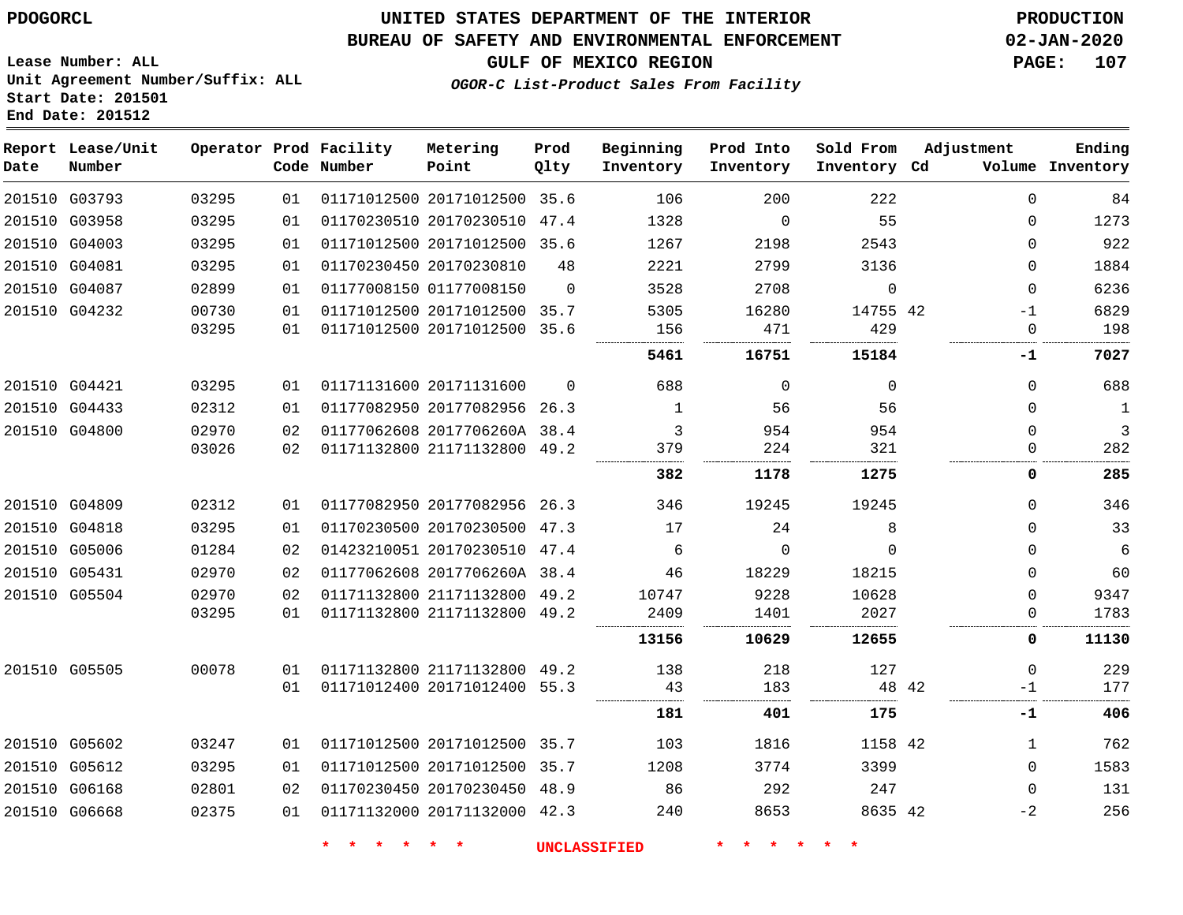PDOGORCL

# UNITED STATES DEPARTMENT OF THE INTERIOR
## BUREAU OF SAFETY AND ENVIRONMENTAL ENFORCEMENT
### GULF OF MEXICO REGION
*OGOR-C List-Product Sales From Facility*

PRODUCTION
02-JAN-2020

Lease Number: ALL
Unit Agreement Number/Suffix: ALL
Start Date: 201501
End Date: 201512

| Report Date | Lease/Unit Number | Operator | Prod Code | Facility Number | Metering Point | Prod Qlty | Beginning Inventory | Prod Into Inventory | Sold From Inventory | Adjustment Cd | Adjustment Volume | Ending Inventory |
|---|---|---|---|---|---|---|---|---|---|---|---|---|
| 201510 | G03793 | 03295 | 01 | 01171012500 | 20171012500 | 35.6 | 106 | 200 | 222 | | 0 | 84 |
| 201510 | G03958 | 03295 | 01 | 01170230510 | 20170230510 | 47.4 | 1328 | 0 | 55 | | 0 | 1273 |
| 201510 | G04003 | 03295 | 01 | 01171012500 | 20171012500 | 35.6 | 1267 | 2198 | 2543 | | 0 | 922 |
| 201510 | G04081 | 03295 | 01 | 01170230450 | 20170230810 | 48 | 2221 | 2799 | 3136 | | 0 | 1884 |
| 201510 | G04087 | 02899 | 01 | 01177008150 | 01177008150 | 0 | 3528 | 2708 | 0 | | 0 | 6236 |
| 201510 | G04232 | 00730 | 01 | 01171012500 | 20171012500 | 35.7 | 5305 | 16280 | 14755 | 42 | -1 | 6829 |
| | | 03295 | 01 | 01171012500 | 20171012500 | 35.6 | 156 | 471 | 429 | | 0 | 198 |
| | | | | | | | **5461** | **16751** | **15184** | | **-1** | **7027** |
| 201510 | G04421 | 03295 | 01 | 01171131600 | 20171131600 | 0 | 688 | 0 | 0 | | 0 | 688 |
| 201510 | G04433 | 02312 | 01 | 01177082950 | 20177082956 | 26.3 | 1 | 56 | 56 | | 0 | 1 |
| 201510 | G04800 | 02970 | 02 | 01177062608 | 2017706260A | 38.4 | 3 | 954 | 954 | | 0 | 3 |
| | | 03026 | 02 | 01171132800 | 21171132800 | 49.2 | 379 | 224 | 321 | | 0 | 282 |
| | | | | | | | **382** | **1178** | **1275** | | **0** | **285** |
| 201510 | G04809 | 02312 | 01 | 01177082950 | 20177082956 | 26.3 | 346 | 19245 | 19245 | | 0 | 346 |
| 201510 | G04818 | 03295 | 01 | 01170230500 | 20170230500 | 47.3 | 17 | 24 | 8 | | 0 | 33 |
| 201510 | G05006 | 01284 | 02 | 01423210051 | 20170230510 | 47.4 | 6 | 0 | 0 | | 0 | 6 |
| 201510 | G05431 | 02970 | 02 | 01177062608 | 2017706260A | 38.4 | 46 | 18229 | 18215 | | 0 | 60 |
| 201510 | G05504 | 02970 | 02 | 01171132800 | 21171132800 | 49.2 | 10747 | 9228 | 10628 | | 0 | 9347 |
| | | 03295 | 01 | 01171132800 | 21171132800 | 49.2 | 2409 | 1401 | 2027 | | 0 | 1783 |
| | | | | | | | **13156** | **10629** | **12655** | | **0** | **11130** |
| 201510 | G05505 | 00078 | 01 | 01171132800 | 21171132800 | 49.2 | 138 | 218 | 127 | | 0 | 229 |
| | | | 01 | 01171012400 | 20171012400 | 55.3 | 43 | 183 | 48 | 42 | -1 | 177 |
| | | | | | | | **181** | **401** | **175** | | **-1** | **406** |
| 201510 | G05602 | 03247 | 01 | 01171012500 | 20171012500 | 35.7 | 103 | 1816 | 1158 | 42 | 1 | 762 |
| 201510 | G05612 | 03295 | 01 | 01171012500 | 20171012500 | 35.7 | 1208 | 3774 | 3399 | | 0 | 1583 |
| 201510 | G06168 | 02801 | 02 | 01170230450 | 20170230450 | 48.9 | 86 | 292 | 247 | | 0 | 131 |
| 201510 | G06668 | 02375 | 01 | 01171132000 | 20171132000 | 42.3 | 240 | 8653 | 8635 | 42 | -2 | 256 |

* * * * * * UNCLASSIFIED * * * * * *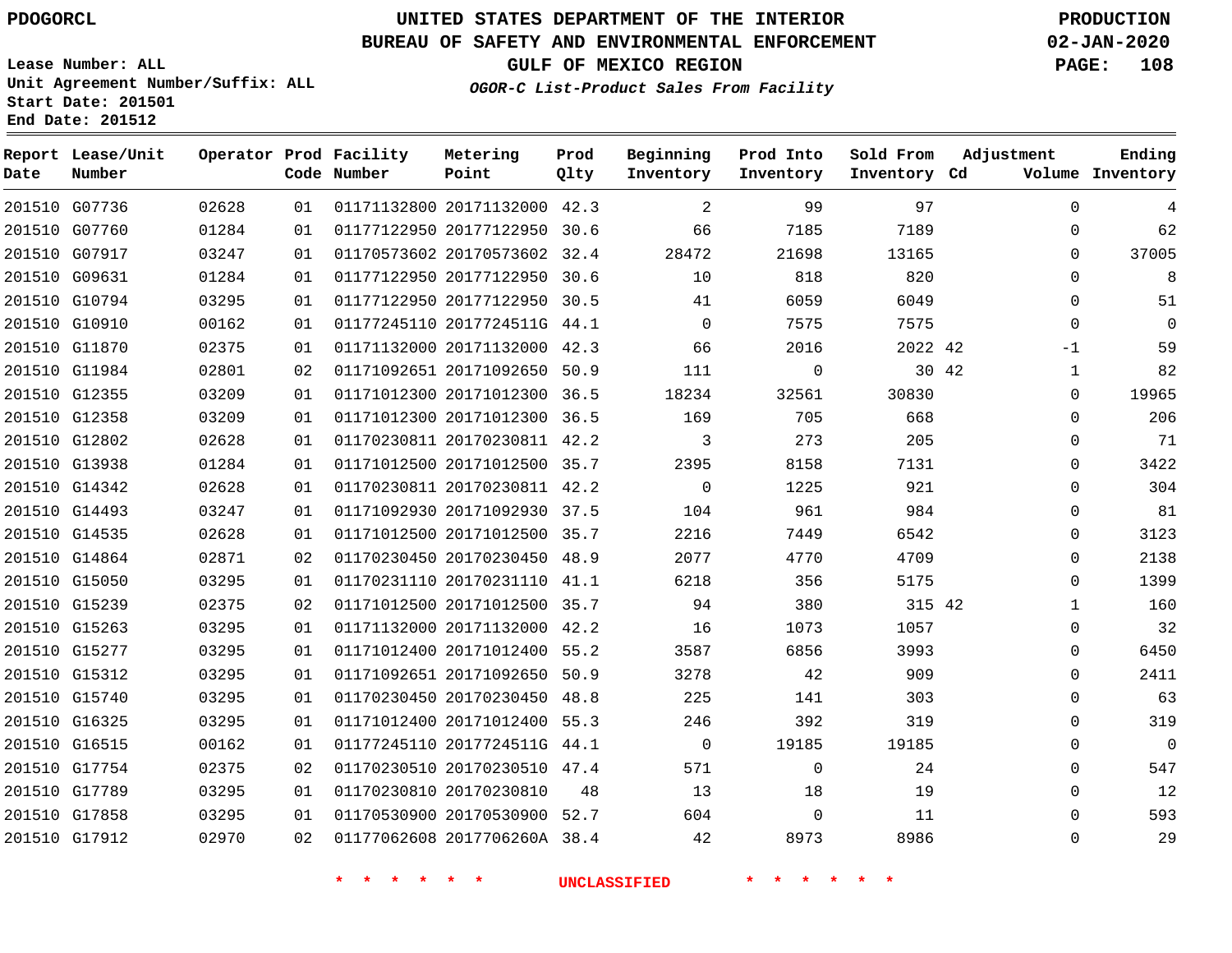PDOGORCL

# UNITED STATES DEPARTMENT OF THE INTERIOR
## BUREAU OF SAFETY AND ENVIRONMENTAL ENFORCEMENT
### GULF OF MEXICO REGION

*OGOR-C List-Product Sales From Facility*

PRODUCTION
02-JAN-2020

Lease Number: ALL
Unit Agreement Number/Suffix: ALL
Start Date: 201501
End Date: 201512

| Report Date | Lease/Unit Number | Operator | Prod Code | Facility Number | Metering Point | Prod Qlty | Beginning Inventory | Prod Into Inventory | Sold From Inventory | Adjustment Cd | Volume | Ending Inventory |
|---|---|---|---|---|---|---|---|---|---|---|---|---|
| 201510 | G07736 | 02628 | 01 | 01171132800 | 20171132000 | 42.3 | 2 | 99 | 97 | | 0 | 4 |
| 201510 | G07760 | 01284 | 01 | 01177122950 | 20177122950 | 30.6 | 66 | 7185 | 7189 | | 0 | 62 |
| 201510 | G07917 | 03247 | 01 | 01170573602 | 20170573602 | 32.4 | 28472 | 21698 | 13165 | | 0 | 37005 |
| 201510 | G09631 | 01284 | 01 | 01177122950 | 20177122950 | 30.6 | 10 | 818 | 820 | | 0 | 8 |
| 201510 | G10794 | 03295 | 01 | 01177122950 | 20177122950 | 30.5 | 41 | 6059 | 6049 | | 0 | 51 |
| 201510 | G10910 | 00162 | 01 | 01177245110 | 2017724511G | 44.1 | 0 | 7575 | 7575 | | 0 | 0 |
| 201510 | G11870 | 02375 | 01 | 01171132000 | 20171132000 | 42.3 | 66 | 2016 | 2022 | 42 | -1 | 59 |
| 201510 | G11984 | 02801 | 02 | 01171092651 | 20171092650 | 50.9 | 111 | 0 | 30 | 42 | 1 | 82 |
| 201510 | G12355 | 03209 | 01 | 01171012300 | 20171012300 | 36.5 | 18234 | 32561 | 30830 | | 0 | 19965 |
| 201510 | G12358 | 03209 | 01 | 01171012300 | 20171012300 | 36.5 | 169 | 705 | 668 | | 0 | 206 |
| 201510 | G12802 | 02628 | 01 | 01170230811 | 20170230811 | 42.2 | 3 | 273 | 205 | | 0 | 71 |
| 201510 | G13938 | 01284 | 01 | 01171012500 | 20171012500 | 35.7 | 2395 | 8158 | 7131 | | 0 | 3422 |
| 201510 | G14342 | 02628 | 01 | 01170230811 | 20170230811 | 42.2 | 0 | 1225 | 921 | | 0 | 304 |
| 201510 | G14493 | 03247 | 01 | 01171092930 | 20171092930 | 37.5 | 104 | 961 | 984 | | 0 | 81 |
| 201510 | G14535 | 02628 | 01 | 01171012500 | 20171012500 | 35.7 | 2216 | 7449 | 6542 | | 0 | 3123 |
| 201510 | G14864 | 02871 | 02 | 01170230450 | 20170230450 | 48.9 | 2077 | 4770 | 4709 | | 0 | 2138 |
| 201510 | G15050 | 03295 | 01 | 01170231110 | 20170231110 | 41.1 | 6218 | 356 | 5175 | | 0 | 1399 |
| 201510 | G15239 | 02375 | 02 | 01171012500 | 20171012500 | 35.7 | 94 | 380 | 315 | 42 | 1 | 160 |
| 201510 | G15263 | 03295 | 01 | 01171132000 | 20171132000 | 42.2 | 16 | 1073 | 1057 | | 0 | 32 |
| 201510 | G15277 | 03295 | 01 | 01171012400 | 20171012400 | 55.2 | 3587 | 6856 | 3993 | | 0 | 6450 |
| 201510 | G15312 | 03295 | 01 | 01171092651 | 20171092650 | 50.9 | 3278 | 42 | 909 | | 0 | 2411 |
| 201510 | G15740 | 03295 | 01 | 01170230450 | 20170230450 | 48.8 | 225 | 141 | 303 | | 0 | 63 |
| 201510 | G16325 | 03295 | 01 | 01171012400 | 20171012400 | 55.3 | 246 | 392 | 319 | | 0 | 319 |
| 201510 | G16515 | 00162 | 01 | 01177245110 | 2017724511G | 44.1 | 0 | 19185 | 19185 | | 0 | 0 |
| 201510 | G17754 | 02375 | 02 | 01170230510 | 20170230510 | 47.4 | 571 | 0 | 24 | | 0 | 547 |
| 201510 | G17789 | 03295 | 01 | 01170230810 | 20170230810 | 48 | 13 | 18 | 19 | | 0 | 12 |
| 201510 | G17858 | 03295 | 01 | 01170530900 | 20170530900 | 52.7 | 604 | 0 | 11 | | 0 | 593 |
| 201510 | G17912 | 02970 | 02 | 01177062608 | 2017706260A | 38.4 | 42 | 8973 | 8986 | | 0 | 29 |

\* \* \* \* \* \* UNCLASSIFIED \* \* \* \* \* \*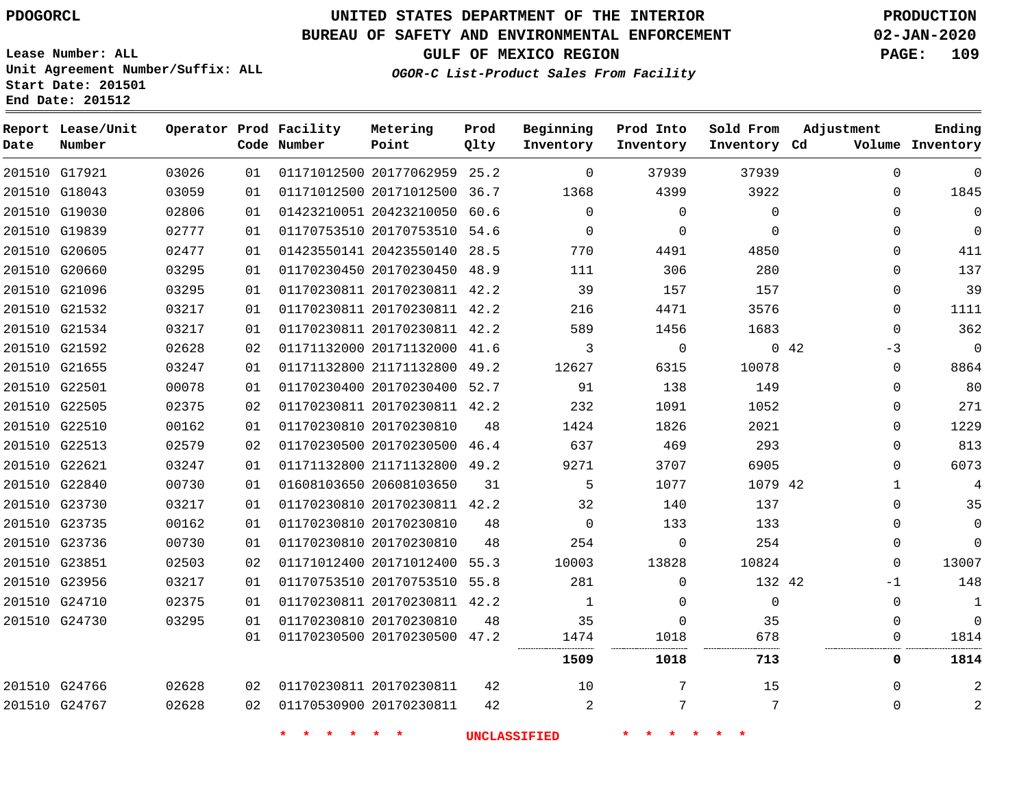PDOGORCL

# UNITED STATES DEPARTMENT OF THE INTERIOR
## BUREAU OF SAFETY AND ENVIRONMENTAL ENFORCEMENT
### GULF OF MEXICO REGION

*OGOR-C List-Product Sales From Facility*

PRODUCTION
02-JAN-2020

Lease Number: ALL
Unit Agreement Number/Suffix: ALL
Start Date: 201501
End Date: 201512

| Report Date | Lease/Unit Number | Operator | Prod Code | Facility Number | Metering Point | Prod Qlty | Beginning Inventory | Prod Into Inventory | Sold From Inventory | Adjustment Cd | Adjustment Volume | Ending Inventory |
|---|---|---|---|---|---|---|---|---|---|---|---|---|
| 201510 | G17921 | 03026 | 01 | 01171012500 | 20177062959 | 25.2 | 0 | 37939 | 37939 | | 0 | 0 |
| 201510 | G18043 | 03059 | 01 | 01171012500 | 20171012500 | 36.7 | 1368 | 4399 | 3922 | | 0 | 1845 |
| 201510 | G19030 | 02806 | 01 | 01423210051 | 20423210050 | 60.6 | 0 | 0 | 0 | | 0 | 0 |
| 201510 | G19839 | 02777 | 01 | 01170753510 | 20170753510 | 54.6 | 0 | 0 | 0 | | 0 | 0 |
| 201510 | G20605 | 02477 | 01 | 01423550141 | 20423550140 | 28.5 | 770 | 4491 | 4850 | | 0 | 411 |
| 201510 | G20660 | 03295 | 01 | 01170230450 | 20170230450 | 48.9 | 111 | 306 | 280 | | 0 | 137 |
| 201510 | G21096 | 03295 | 01 | 01170230811 | 20170230811 | 42.2 | 39 | 157 | 157 | | 0 | 39 |
| 201510 | G21532 | 03217 | 01 | 01170230811 | 20170230811 | 42.2 | 216 | 4471 | 3576 | | 0 | 1111 |
| 201510 | G21534 | 03217 | 01 | 01170230811 | 20170230811 | 42.2 | 589 | 1456 | 1683 | | 0 | 362 |
| 201510 | G21592 | 02628 | 02 | 01171132000 | 20171132000 | 41.6 | 3 | 0 | 0 | 42 | -3 | 0 |
| 201510 | G21655 | 03247 | 01 | 01171132800 | 21171132800 | 49.2 | 12627 | 6315 | 10078 | | 0 | 8864 |
| 201510 | G22501 | 00078 | 01 | 01170230400 | 20170230400 | 52.7 | 91 | 138 | 149 | | 0 | 80 |
| 201510 | G22505 | 02375 | 02 | 01170230811 | 20170230811 | 42.2 | 232 | 1091 | 1052 | | 0 | 271 |
| 201510 | G22510 | 00162 | 01 | 01170230810 | 20170230810 | 48 | 1424 | 1826 | 2021 | | 0 | 1229 |
| 201510 | G22513 | 02579 | 02 | 01170230500 | 20170230500 | 46.4 | 637 | 469 | 293 | | 0 | 813 |
| 201510 | G22621 | 03247 | 01 | 01171132800 | 21171132800 | 49.2 | 9271 | 3707 | 6905 | | 0 | 6073 |
| 201510 | G22840 | 00730 | 01 | 01608103650 | 20608103650 | 31 | 5 | 1077 | 1079 | 42 | 1 | 4 |
| 201510 | G23730 | 03217 | 01 | 01170230810 | 20170230811 | 42.2 | 32 | 140 | 137 | | 0 | 35 |
| 201510 | G23735 | 00162 | 01 | 01170230810 | 20170230810 | 48 | 0 | 133 | 133 | | 0 | 0 |
| 201510 | G23736 | 00730 | 01 | 01170230810 | 20170230810 | 48 | 254 | 0 | 254 | | 0 | 0 |
| 201510 | G23851 | 02503 | 02 | 01171012400 | 20171012400 | 55.3 | 10003 | 13828 | 10824 | | 0 | 13007 |
| 201510 | G23956 | 03217 | 01 | 01170753510 | 20170753510 | 55.8 | 281 | 0 | 132 | 42 | -1 | 148 |
| 201510 | G24710 | 02375 | 01 | 01170230811 | 20170230811 | 42.2 | 1 | 0 | 0 | | 0 | 1 |
| 201510 | G24730 | 03295 | 01 | 01170230810 | 20170230810 | 48 | 35 | 0 | 35 | | 0 | 0 |
| | | | 01 | 01170230500 | 20170230500 | 47.2 | 1474 | 1018 | 678 | | 0 | 1814 |
| | | | | | | | **1509** | **1018** | **713** | | **0** | **1814** |
| 201510 | G24766 | 02628 | 02 | 01170230811 | 20170230811 | 42 | 10 | 7 | 15 | | 0 | 2 |
| 201510 | G24767 | 02628 | 02 | 01170530900 | 20170230811 | 42 | 2 | 7 | 7 | | 0 | 2 |

\* \* \* \* \* \* UNCLASSIFIED \* \* \* \* \* \*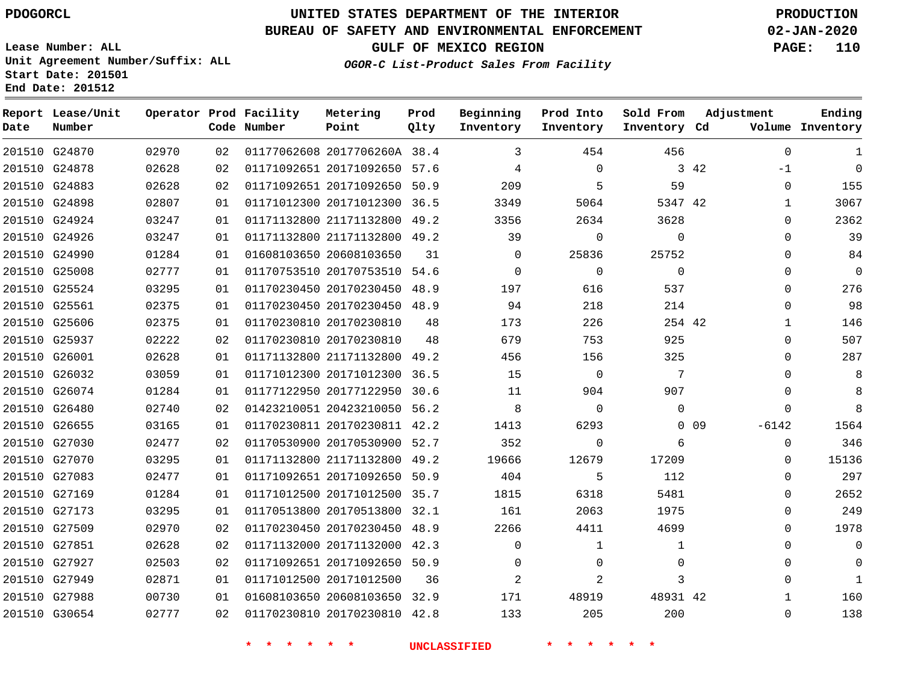PDOGORCL

# UNITED STATES DEPARTMENT OF THE INTERIOR
## BUREAU OF SAFETY AND ENVIRONMENTAL ENFORCEMENT
### GULF OF MEXICO REGION
*OGOR-C List-Product Sales From Facility*

PRODUCTION
02-JAN-2020

Lease Number: ALL
Unit Agreement Number/Suffix: ALL
Start Date: 201501
End Date: 201512

| Report Date | Lease/Unit Number | Operator | Prod Code | Facility Number | Metering Point | Prod Qlty | Beginning Inventory | Prod Into Inventory | Sold From Inventory | Adjustment Cd | Adjustment Volume | Ending Inventory |
|---|---|---|---|---|---|---|---|---|---|---|---|---|
| 201510 | G24870 | 02970 | 02 | 01177062608 | 2017706260A | 38.4 | 3 | 454 | 456 | | 0 | 1 |
| 201510 | G24878 | 02628 | 02 | 01171092651 | 20171092650 | 57.6 | 4 | 0 | 3 | 42 | -1 | 0 |
| 201510 | G24883 | 02628 | 02 | 01171092651 | 20171092650 | 50.9 | 209 | 5 | 59 | | 0 | 155 |
| 201510 | G24898 | 02807 | 01 | 01171012300 | 20171012300 | 36.5 | 3349 | 5064 | 5347 | 42 | 1 | 3067 |
| 201510 | G24924 | 03247 | 01 | 01171132800 | 21171132800 | 49.2 | 3356 | 2634 | 3628 | | 0 | 2362 |
| 201510 | G24926 | 03247 | 01 | 01171132800 | 21171132800 | 49.2 | 39 | 0 | 0 | | 0 | 39 |
| 201510 | G24990 | 01284 | 01 | 01608103650 | 20608103650 | 31 | 0 | 25836 | 25752 | | 0 | 84 |
| 201510 | G25008 | 02777 | 01 | 01170753510 | 20170753510 | 54.6 | 0 | 0 | 0 | | 0 | 0 |
| 201510 | G25524 | 03295 | 01 | 01170230450 | 20170230450 | 48.9 | 197 | 616 | 537 | | 0 | 276 |
| 201510 | G25561 | 02375 | 01 | 01170230450 | 20170230450 | 48.9 | 94 | 218 | 214 | | 0 | 98 |
| 201510 | G25606 | 02375 | 01 | 01170230810 | 20170230810 | 48 | 173 | 226 | 254 | 42 | 1 | 146 |
| 201510 | G25937 | 02222 | 02 | 01170230810 | 20170230810 | 48 | 679 | 753 | 925 | | 0 | 507 |
| 201510 | G26001 | 02628 | 01 | 01171132800 | 21171132800 | 49.2 | 456 | 156 | 325 | | 0 | 287 |
| 201510 | G26032 | 03059 | 01 | 01171012300 | 20171012300 | 36.5 | 15 | 0 | 7 | | 0 | 8 |
| 201510 | G26074 | 01284 | 01 | 01177122950 | 20177122950 | 30.6 | 11 | 904 | 907 | | 0 | 8 |
| 201510 | G26480 | 02740 | 02 | 01423210051 | 20423210050 | 56.2 | 8 | 0 | 0 | | 0 | 8 |
| 201510 | G26655 | 03165 | 01 | 01170230811 | 20170230811 | 42.2 | 1413 | 6293 | 0 | 09 | -6142 | 1564 |
| 201510 | G27030 | 02477 | 02 | 01170530900 | 20170530900 | 52.7 | 352 | 0 | 6 | | 0 | 346 |
| 201510 | G27070 | 03295 | 01 | 01171132800 | 21171132800 | 49.2 | 19666 | 12679 | 17209 | | 0 | 15136 |
| 201510 | G27083 | 02477 | 01 | 01171092651 | 20171092650 | 50.9 | 404 | 5 | 112 | | 0 | 297 |
| 201510 | G27169 | 01284 | 01 | 01171012500 | 20171012500 | 35.7 | 1815 | 6318 | 5481 | | 0 | 2652 |
| 201510 | G27173 | 03295 | 01 | 01170513800 | 20170513800 | 32.1 | 161 | 2063 | 1975 | | 0 | 249 |
| 201510 | G27509 | 02970 | 02 | 01170230450 | 20170230450 | 48.9 | 2266 | 4411 | 4699 | | 0 | 1978 |
| 201510 | G27851 | 02628 | 02 | 01171132000 | 20171132000 | 42.3 | 0 | 1 | 1 | | 0 | 0 |
| 201510 | G27927 | 02503 | 02 | 01171092651 | 20171092650 | 50.9 | 0 | 0 | 0 | | 0 | 0 |
| 201510 | G27949 | 02871 | 01 | 01171012500 | 20171012500 | 36 | 2 | 2 | 3 | | 0 | 1 |
| 201510 | G27988 | 00730 | 01 | 01608103650 | 20608103650 | 32.9 | 171 | 48919 | 48931 | 42 | 1 | 160 |
| 201510 | G30654 | 02777 | 02 | 01170230810 | 20170230810 | 42.8 | 133 | 205 | 200 | | 0 | 138 |

\* \* \* \* \* \* UNCLASSIFIED \* \* \* \* \* \*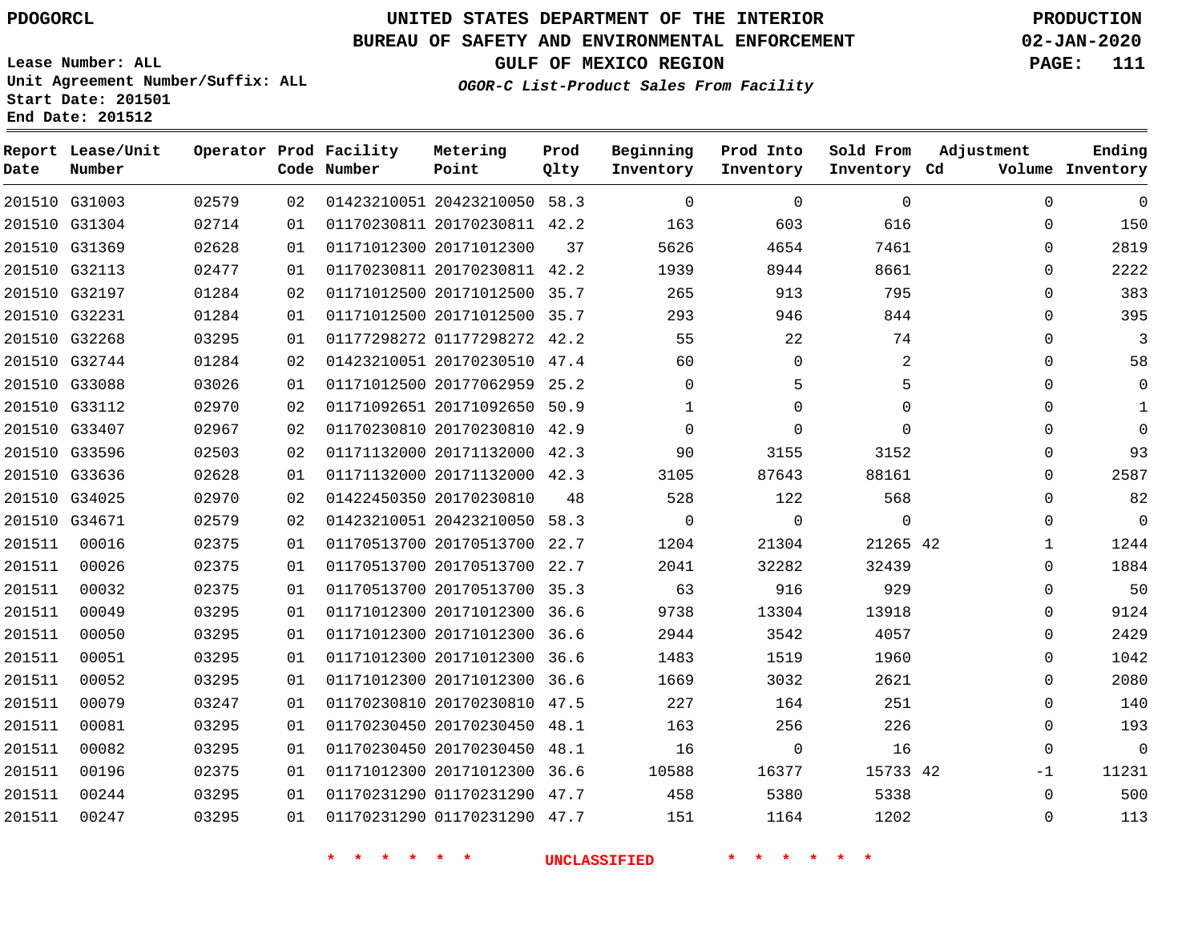PDOGORCL

# UNITED STATES DEPARTMENT OF THE INTERIOR
## BUREAU OF SAFETY AND ENVIRONMENTAL ENFORCEMENT
### GULF OF MEXICO REGION
***OGOR-C List-Product Sales From Facility***

PRODUCTION
02-JAN-2020

Lease Number: ALL
Unit Agreement Number/Suffix: ALL
Start Date: 201501
End Date: 201512

| Report Date | Lease/Unit Number | Operator | Prod Code | Facility Number | Metering Point | Prod Qlty | Beginning Inventory | Prod Into Inventory | Sold From Inventory | Adjustment Cd | Adjustment Volume | Ending Inventory |
|---|---|---|---|---|---|---|---|---|---|---|---|---|
| 201510 | G31003 | 02579 | 02 | 01423210051 | 20423210050 | 58.3 | 0 | 0 | 0 | | 0 | 0 |
| 201510 | G31304 | 02714 | 01 | 01170230811 | 20170230811 | 42.2 | 163 | 603 | 616 | | 0 | 150 |
| 201510 | G31369 | 02628 | 01 | 01171012300 | 20171012300 | 37 | 5626 | 4654 | 7461 | | 0 | 2819 |
| 201510 | G32113 | 02477 | 01 | 01170230811 | 20170230811 | 42.2 | 1939 | 8944 | 8661 | | 0 | 2222 |
| 201510 | G32197 | 01284 | 02 | 01171012500 | 20171012500 | 35.7 | 265 | 913 | 795 | | 0 | 383 |
| 201510 | G32231 | 01284 | 01 | 01171012500 | 20171012500 | 35.7 | 293 | 946 | 844 | | 0 | 395 |
| 201510 | G32268 | 03295 | 01 | 01177298272 | 01177298272 | 42.2 | 55 | 22 | 74 | | 0 | 3 |
| 201510 | G32744 | 01284 | 02 | 01423210051 | 20170230510 | 47.4 | 60 | 0 | 2 | | 0 | 58 |
| 201510 | G33088 | 03026 | 01 | 01171012500 | 20177062959 | 25.2 | 0 | 5 | 5 | | 0 | 0 |
| 201510 | G33112 | 02970 | 02 | 01171092651 | 20171092650 | 50.9 | 1 | 0 | 0 | | 0 | 1 |
| 201510 | G33407 | 02967 | 02 | 01170230810 | 20170230810 | 42.9 | 0 | 0 | 0 | | 0 | 0 |
| 201510 | G33596 | 02503 | 02 | 01171132000 | 20171132000 | 42.3 | 90 | 3155 | 3152 | | 0 | 93 |
| 201510 | G33636 | 02628 | 01 | 01171132000 | 20171132000 | 42.3 | 3105 | 87643 | 88161 | | 0 | 2587 |
| 201510 | G34025 | 02970 | 02 | 01422450350 | 20170230810 | 48 | 528 | 122 | 568 | | 0 | 82 |
| 201510 | G34671 | 02579 | 02 | 01423210051 | 20423210050 | 58.3 | 0 | 0 | 0 | | 0 | 0 |
| 201511 | 00016 | 02375 | 01 | 01170513700 | 20170513700 | 22.7 | 1204 | 21304 | 21265 | 42 | 1 | 1244 |
| 201511 | 00026 | 02375 | 01 | 01170513700 | 20170513700 | 22.7 | 2041 | 32282 | 32439 | | 0 | 1884 |
| 201511 | 00032 | 02375 | 01 | 01170513700 | 20170513700 | 35.3 | 63 | 916 | 929 | | 0 | 50 |
| 201511 | 00049 | 03295 | 01 | 01171012300 | 20171012300 | 36.6 | 9738 | 13304 | 13918 | | 0 | 9124 |
| 201511 | 00050 | 03295 | 01 | 01171012300 | 20171012300 | 36.6 | 2944 | 3542 | 4057 | | 0 | 2429 |
| 201511 | 00051 | 03295 | 01 | 01171012300 | 20171012300 | 36.6 | 1483 | 1519 | 1960 | | 0 | 1042 |
| 201511 | 00052 | 03295 | 01 | 01171012300 | 20171012300 | 36.6 | 1669 | 3032 | 2621 | | 0 | 2080 |
| 201511 | 00079 | 03247 | 01 | 01170230810 | 20170230810 | 47.5 | 227 | 164 | 251 | | 0 | 140 |
| 201511 | 00081 | 03295 | 01 | 01170230450 | 20170230450 | 48.1 | 163 | 256 | 226 | | 0 | 193 |
| 201511 | 00082 | 03295 | 01 | 01170230450 | 20170230450 | 48.1 | 16 | 0 | 16 | | 0 | 0 |
| 201511 | 00196 | 02375 | 01 | 01171012300 | 20171012300 | 36.6 | 10588 | 16377 | 15733 | 42 | -1 | 11231 |
| 201511 | 00244 | 03295 | 01 | 01170231290 | 01170231290 | 47.7 | 458 | 5380 | 5338 | | 0 | 500 |
| 201511 | 00247 | 03295 | 01 | 01170231290 | 01170231290 | 47.7 | 151 | 1164 | 1202 | | 0 | 113 |

* * * * * * UNCLASSIFIED * * * * * *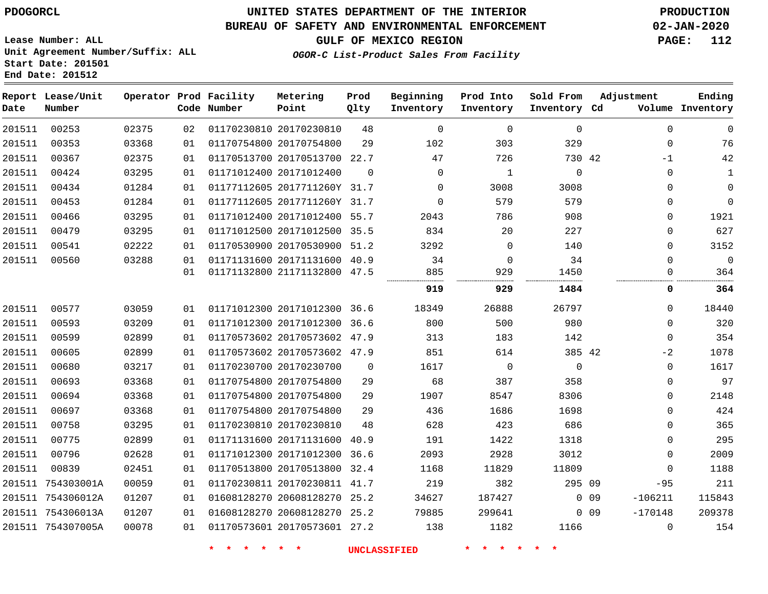PDOGORCL

# UNITED STATES DEPARTMENT OF THE INTERIOR
## BUREAU OF SAFETY AND ENVIRONMENTAL ENFORCEMENT
### GULF OF MEXICO REGION
*OGOR-C List-Product Sales From Facility*

PRODUCTION
02-JAN-2020

Lease Number: ALL
Unit Agreement Number/Suffix: ALL
Start Date: 201501
End Date: 201512

| Report Date | Lease/Unit Number | Operator | Prod Code | Facility Number | Metering Point | Prod Qlty | Beginning Inventory | Prod Into Inventory | Sold From Inventory | Adjustment Cd | Adjustment Volume | Ending Inventory |
|---|---|---|---|---|---|---|---|---|---|---|---|---|
| 201511 | 00253 | 02375 | 02 | 01170230810 | 20170230810 | 48 | 0 | 0 | 0 | | 0 | 0 |
| 201511 | 00353 | 03368 | 01 | 01170754800 | 20170754800 | 29 | 102 | 303 | 329 | | 0 | 76 |
| 201511 | 00367 | 02375 | 01 | 01170513700 | 20170513700 | 22.7 | 47 | 726 | 730 | 42 | -1 | 42 |
| 201511 | 00424 | 03295 | 01 | 01171012400 | 20171012400 | 0 | 0 | 1 | 0 | | 0 | 1 |
| 201511 | 00434 | 01284 | 01 | 01177112605 | 2017711260Y | 31.7 | 0 | 3008 | 3008 | | 0 | 0 |
| 201511 | 00453 | 01284 | 01 | 01177112605 | 2017711260Y | 31.7 | 0 | 579 | 579 | | 0 | 0 |
| 201511 | 00466 | 03295 | 01 | 01171012400 | 20171012400 | 55.7 | 2043 | 786 | 908 | | 0 | 1921 |
| 201511 | 00479 | 03295 | 01 | 01171012500 | 20171012500 | 35.5 | 834 | 20 | 227 | | 0 | 627 |
| 201511 | 00541 | 02222 | 01 | 01170530900 | 20170530900 | 51.2 | 3292 | 0 | 140 | | 0 | 3152 |
| 201511 | 00560 | 03288 | 01 | 01171131600 | 20171131600 | 40.9 | 34 | 0 | 34 | | 0 | 0 |
| | | | 01 | 01171132800 | 21171132800 | 47.5 | 885 | 929 | 1450 | | 0 | 364 |
| | | | | | | | **919** | **929** | **1484** | | **0** | **364** |
| 201511 | 00577 | 03059 | 01 | 01171012300 | 20171012300 | 36.6 | 18349 | 26888 | 26797 | | 0 | 18440 |
| 201511 | 00593 | 03209 | 01 | 01171012300 | 20171012300 | 36.6 | 800 | 500 | 980 | | 0 | 320 |
| 201511 | 00599 | 02899 | 01 | 01170573602 | 20170573602 | 47.9 | 313 | 183 | 142 | | 0 | 354 |
| 201511 | 00605 | 02899 | 01 | 01170573602 | 20170573602 | 47.9 | 851 | 614 | 385 | 42 | -2 | 1078 |
| 201511 | 00680 | 03217 | 01 | 01170230700 | 20170230700 | 0 | 1617 | 0 | 0 | | 0 | 1617 |
| 201511 | 00693 | 03368 | 01 | 01170754800 | 20170754800 | 29 | 68 | 387 | 358 | | 0 | 97 |
| 201511 | 00694 | 03368 | 01 | 01170754800 | 20170754800 | 29 | 1907 | 8547 | 8306 | | 0 | 2148 |
| 201511 | 00697 | 03368 | 01 | 01170754800 | 20170754800 | 29 | 436 | 1686 | 1698 | | 0 | 424 |
| 201511 | 00758 | 03295 | 01 | 01170230810 | 20170230810 | 48 | 628 | 423 | 686 | | 0 | 365 |
| 201511 | 00775 | 02899 | 01 | 01171131600 | 20171131600 | 40.9 | 191 | 1422 | 1318 | | 0 | 295 |
| 201511 | 00796 | 02628 | 01 | 01171012300 | 20171012300 | 36.6 | 2093 | 2928 | 3012 | | 0 | 2009 |
| 201511 | 00839 | 02451 | 01 | 01170513800 | 20170513800 | 32.4 | 1168 | 11829 | 11809 | | 0 | 1188 |
| 201511 | 754303001A | 00059 | 01 | 01170230811 | 20170230811 | 41.7 | 219 | 382 | 295 | 09 | -95 | 211 |
| 201511 | 754306012A | 01207 | 01 | 01608128270 | 20608128270 | 25.2 | 34627 | 187427 | 0 | 09 | -106211 | 115843 |
| 201511 | 754306013A | 01207 | 01 | 01608128270 | 20608128270 | 25.2 | 79885 | 299641 | 0 | 09 | -170148 | 209378 |
| 201511 | 754307005A | 00078 | 01 | 01170573601 | 20170573601 | 27.2 | 138 | 1182 | 1166 | | 0 | 154 |

* * * * * * UNCLASSIFIED * * * * * *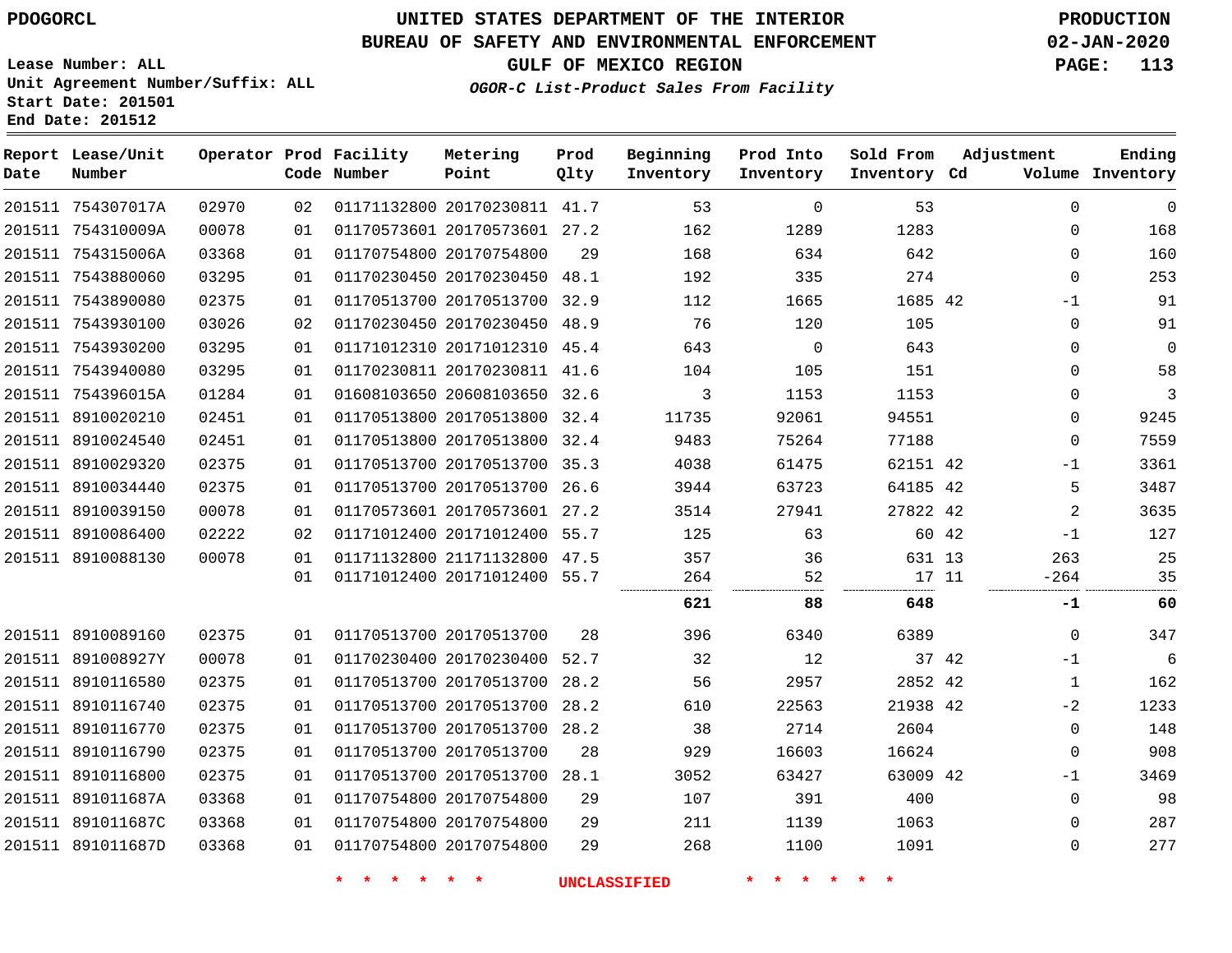PDOGORCL

# UNITED STATES DEPARTMENT OF THE INTERIOR
## BUREAU OF SAFETY AND ENVIRONMENTAL ENFORCEMENT
### GULF OF MEXICO REGION
*OGOR-C List-Product Sales From Facility*

PRODUCTION
02-JAN-2020

Lease Number: ALL
Unit Agreement Number/Suffix: ALL
Start Date: 201501
End Date: 201512

| Report Date | Lease/Unit Number | Operator | Prod Code | Facility Number | Metering Point | Prod Qlty | Beginning Inventory | Prod Into Inventory | Sold From Inventory | Adjustment Cd | Adjustment Volume | Ending Inventory |
|---|---|---|---|---|---|---|---|---|---|---|---|---|
| 201511 | 754307017A | 02970 | 02 | 01171132800 | 20170230811 | 41.7 | 53 | 0 | 53 | | 0 | 0 |
| 201511 | 754310009A | 00078 | 01 | 01170573601 | 20170573601 | 27.2 | 162 | 1289 | 1283 | | 0 | 168 |
| 201511 | 754315006A | 03368 | 01 | 01170754800 | 20170754800 | 29 | 168 | 634 | 642 | | 0 | 160 |
| 201511 | 7543880060 | 03295 | 01 | 01170230450 | 20170230450 | 48.1 | 192 | 335 | 274 | | 0 | 253 |
| 201511 | 7543890080 | 02375 | 01 | 01170513700 | 20170513700 | 32.9 | 112 | 1665 | 1685 | 42 | -1 | 91 |
| 201511 | 7543930100 | 03026 | 02 | 01170230450 | 20170230450 | 48.9 | 76 | 120 | 105 | | 0 | 91 |
| 201511 | 7543930200 | 03295 | 01 | 01171012310 | 20171012310 | 45.4 | 643 | 0 | 643 | | 0 | 0 |
| 201511 | 7543940080 | 03295 | 01 | 01170230811 | 20170230811 | 41.6 | 104 | 105 | 151 | | 0 | 58 |
| 201511 | 754396015A | 01284 | 01 | 01608103650 | 20608103650 | 32.6 | 3 | 1153 | 1153 | | 0 | 3 |
| 201511 | 8910020210 | 02451 | 01 | 01170513800 | 20170513800 | 32.4 | 11735 | 92061 | 94551 | | 0 | 9245 |
| 201511 | 8910024540 | 02451 | 01 | 01170513800 | 20170513800 | 32.4 | 9483 | 75264 | 77188 | | 0 | 7559 |
| 201511 | 8910029320 | 02375 | 01 | 01170513700 | 20170513700 | 35.3 | 4038 | 61475 | 62151 | 42 | -1 | 3361 |
| 201511 | 8910034440 | 02375 | 01 | 01170513700 | 20170513700 | 26.6 | 3944 | 63723 | 64185 | 42 | 5 | 3487 |
| 201511 | 8910039150 | 00078 | 01 | 01170573601 | 20170573601 | 27.2 | 3514 | 27941 | 27822 | 42 | 2 | 3635 |
| 201511 | 8910086400 | 02222 | 02 | 01171012400 | 20171012400 | 55.7 | 125 | 63 | 60 | 42 | -1 | 127 |
| 201511 | 8910088130 | 00078 | 01 | 01171132800 | 21171132800 | 47.5 | 357 | 36 | 631 | 13 | 263 | 25 |
| | | | 01 | 01171012400 | 20171012400 | 55.7 | 264 | 52 | 17 | 11 | -264 | 35 |
| | | | | | | | **621** | **88** | **648** | | **-1** | **60** |
| 201511 | 8910089160 | 02375 | 01 | 01170513700 | 20170513700 | 28 | 396 | 6340 | 6389 | | 0 | 347 |
| 201511 | 891008927Y | 00078 | 01 | 01170230400 | 20170230400 | 52.7 | 32 | 12 | 37 | 42 | -1 | 6 |
| 201511 | 8910116580 | 02375 | 01 | 01170513700 | 20170513700 | 28.2 | 56 | 2957 | 2852 | 42 | 1 | 162 |
| 201511 | 8910116740 | 02375 | 01 | 01170513700 | 20170513700 | 28.2 | 610 | 22563 | 21938 | 42 | -2 | 1233 |
| 201511 | 8910116770 | 02375 | 01 | 01170513700 | 20170513700 | 28.2 | 38 | 2714 | 2604 | | 0 | 148 |
| 201511 | 8910116790 | 02375 | 01 | 01170513700 | 20170513700 | 28 | 929 | 16603 | 16624 | | 0 | 908 |
| 201511 | 8910116800 | 02375 | 01 | 01170513700 | 20170513700 | 28.1 | 3052 | 63427 | 63009 | 42 | -1 | 3469 |
| 201511 | 891011687A | 03368 | 01 | 01170754800 | 20170754800 | 29 | 107 | 391 | 400 | | 0 | 98 |
| 201511 | 891011687C | 03368 | 01 | 01170754800 | 20170754800 | 29 | 211 | 1139 | 1063 | | 0 | 287 |
| 201511 | 891011687D | 03368 | 01 | 01170754800 | 20170754800 | 29 | 268 | 1100 | 1091 | | 0 | 277 |

* * * * * * UNCLASSIFIED * * * * * *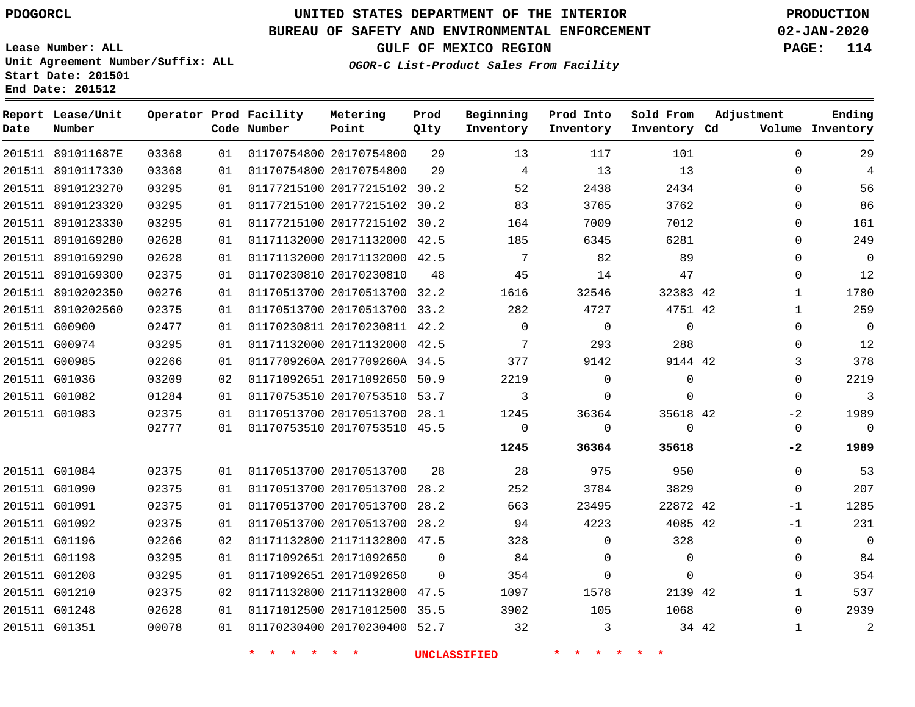PDOGORCL

# UNITED STATES DEPARTMENT OF THE INTERIOR
## BUREAU OF SAFETY AND ENVIRONMENTAL ENFORCEMENT
### GULF OF MEXICO REGION

*OGOR-C List-Product Sales From Facility*

PRODUCTION
02-JAN-2020

Lease Number: ALL
Unit Agreement Number/Suffix: ALL
Start Date: 201501
End Date: 201512

| Report Date | Lease/Unit Number | Operator | Prod Code | Facility Number | Metering Point | Prod Qlty | Beginning Inventory | Prod Into Inventory | Sold From Inventory | Adjustment Cd | Adjustment Volume | Ending Inventory |
|---|---|---|---|---|---|---|---|---|---|---|---|---|
| 201511 | 891011687E | 03368 | 01 | 01170754800 | 20170754800 | 29 | 13 | 117 | 101 | | 0 | 29 |
| 201511 | 8910117330 | 03368 | 01 | 01170754800 | 20170754800 | 29 | 4 | 13 | 13 | | 0 | 4 |
| 201511 | 8910123270 | 03295 | 01 | 01177215100 | 20177215102 | 30.2 | 52 | 2438 | 2434 | | 0 | 56 |
| 201511 | 8910123320 | 03295 | 01 | 01177215100 | 20177215102 | 30.2 | 83 | 3765 | 3762 | | 0 | 86 |
| 201511 | 8910123330 | 03295 | 01 | 01177215100 | 20177215102 | 30.2 | 164 | 7009 | 7012 | | 0 | 161 |
| 201511 | 8910169280 | 02628 | 01 | 01171132000 | 20171132000 | 42.5 | 185 | 6345 | 6281 | | 0 | 249 |
| 201511 | 8910169290 | 02628 | 01 | 01171132000 | 20171132000 | 42.5 | 7 | 82 | 89 | | 0 | 0 |
| 201511 | 8910169300 | 02375 | 01 | 01170230810 | 20170230810 | 48 | 45 | 14 | 47 | | 0 | 12 |
| 201511 | 8910202350 | 00276 | 01 | 01170513700 | 20170513700 | 32.2 | 1616 | 32546 | 32383 | 42 | 1 | 1780 |
| 201511 | 8910202560 | 02375 | 01 | 01170513700 | 20170513700 | 33.2 | 282 | 4727 | 4751 | 42 | 1 | 259 |
| 201511 | G00900 | 02477 | 01 | 01170230811 | 20170230811 | 42.2 | 0 | 0 | 0 | | 0 | 0 |
| 201511 | G00974 | 03295 | 01 | 01171132000 | 20171132000 | 42.5 | 7 | 293 | 288 | | 0 | 12 |
| 201511 | G00985 | 02266 | 01 | 0117709260A | 2017709260A | 34.5 | 377 | 9142 | 9144 | 42 | 3 | 378 |
| 201511 | G01036 | 03209 | 02 | 01171092651 | 20171092650 | 50.9 | 2219 | 0 | 0 | | 0 | 2219 |
| 201511 | G01082 | 01284 | 01 | 01170753510 | 20170753510 | 53.7 | 3 | 0 | 0 | | 0 | 3 |
| 201511 | G01083 | 02375 | 01 | 01170513700 | 20170513700 | 28.1 | 1245 | 36364 | 35618 | 42 | -2 | 1989 |
| | | 02777 | 01 | 01170753510 | 20170753510 | 45.5 | 0 | 0 | 0 | | 0 | 0 |
| | | | | | | | **1245** | **36364** | **35618** | | **-2** | **1989** |
| 201511 | G01084 | 02375 | 01 | 01170513700 | 20170513700 | 28 | 28 | 975 | 950 | | 0 | 53 |
| 201511 | G01090 | 02375 | 01 | 01170513700 | 20170513700 | 28.2 | 252 | 3784 | 3829 | | 0 | 207 |
| 201511 | G01091 | 02375 | 01 | 01170513700 | 20170513700 | 28.2 | 663 | 23495 | 22872 | 42 | -1 | 1285 |
| 201511 | G01092 | 02375 | 01 | 01170513700 | 20170513700 | 28.2 | 94 | 4223 | 4085 | 42 | -1 | 231 |
| 201511 | G01196 | 02266 | 02 | 01171132800 | 21171132800 | 47.5 | 328 | 0 | 328 | | 0 | 0 |
| 201511 | G01198 | 03295 | 01 | 01171092651 | 20171092650 | 0 | 84 | 0 | 0 | | 0 | 84 |
| 201511 | G01208 | 03295 | 01 | 01171092651 | 20171092650 | 0 | 354 | 0 | 0 | | 0 | 354 |
| 201511 | G01210 | 02375 | 02 | 01171132800 | 21171132800 | 47.5 | 1097 | 1578 | 2139 | 42 | 1 | 537 |
| 201511 | G01248 | 02628 | 01 | 01171012500 | 20171012500 | 35.5 | 3902 | 105 | 1068 | | 0 | 2939 |
| 201511 | G01351 | 00078 | 01 | 01170230400 | 20170230400 | 52.7 | 32 | 3 | 34 | 42 | 1 | 2 |

* * * * * * UNCLASSIFIED * * * * * *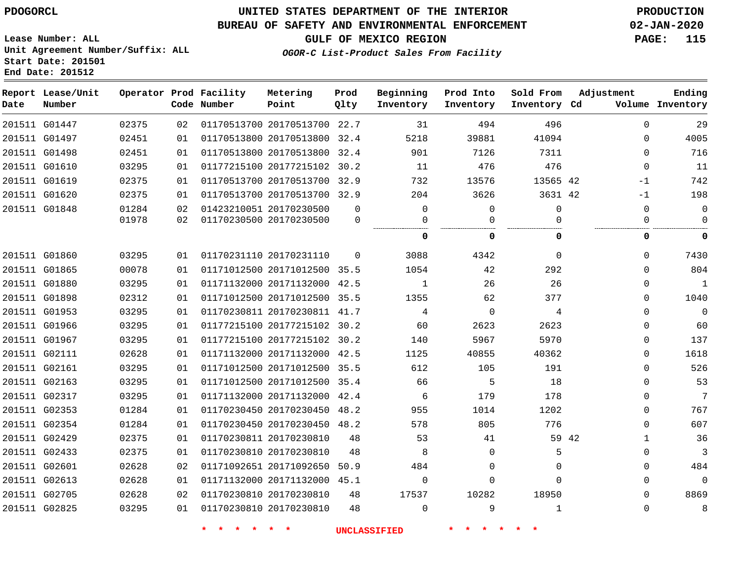PDOGORCL

# UNITED STATES DEPARTMENT OF THE INTERIOR
## BUREAU OF SAFETY AND ENVIRONMENTAL ENFORCEMENT
### GULF OF MEXICO REGION
*OGOR-C List-Product Sales From Facility*

PRODUCTION
02-JAN-2020

Lease Number: ALL
Unit Agreement Number/Suffix: ALL
Start Date: 201501
End Date: 201512

| Report Date | Lease/Unit Number | Operator | Prod Code | Facility Number | Metering Point | Prod Qlty | Beginning Inventory | Prod Into Inventory | Sold From Inventory | Adjustment Cd | Adjustment Volume | Ending Inventory |
|---|---|---|---|---|---|---|---|---|---|---|---|---|
| 201511 | G01447 | 02375 | 02 | 01170513700 | 20170513700 | 22.7 | 31 | 494 | 496 | | 0 | 29 |
| 201511 | G01497 | 02451 | 01 | 01170513800 | 20170513800 | 32.4 | 5218 | 39881 | 41094 | | 0 | 4005 |
| 201511 | G01498 | 02451 | 01 | 01170513800 | 20170513800 | 32.4 | 901 | 7126 | 7311 | | 0 | 716 |
| 201511 | G01610 | 03295 | 01 | 01177215100 | 20177215102 | 30.2 | 11 | 476 | 476 | | 0 | 11 |
| 201511 | G01619 | 02375 | 01 | 01170513700 | 20170513700 | 32.9 | 732 | 13576 | 13565 | 42 | -1 | 742 |
| 201511 | G01620 | 02375 | 01 | 01170513700 | 20170513700 | 32.9 | 204 | 3626 | 3631 | 42 | -1 | 198 |
| 201511 | G01848 | 01284 | 02 | 01423210051 | 20170230500 | 0 | 0 | 0 | 0 | | 0 | 0 |
| | | 01978 | 02 | 01170230500 | 20170230500 | 0 | 0 | 0 | 0 | | 0 | 0 |
| | | | | | | | **0** | **0** | **0** | | **0** | **0** |
| 201511 | G01860 | 03295 | 01 | 01170231110 | 20170231110 | 0 | 3088 | 4342 | 0 | | 0 | 7430 |
| 201511 | G01865 | 00078 | 01 | 01171012500 | 20171012500 | 35.5 | 1054 | 42 | 292 | | 0 | 804 |
| 201511 | G01880 | 03295 | 01 | 01171132000 | 20171132000 | 42.5 | 1 | 26 | 26 | | 0 | 1 |
| 201511 | G01898 | 02312 | 01 | 01171012500 | 20171012500 | 35.5 | 1355 | 62 | 377 | | 0 | 1040 |
| 201511 | G01953 | 03295 | 01 | 01170230811 | 20170230811 | 41.7 | 4 | 0 | 4 | | 0 | 0 |
| 201511 | G01966 | 03295 | 01 | 01177215100 | 20177215102 | 30.2 | 60 | 2623 | 2623 | | 0 | 60 |
| 201511 | G01967 | 03295 | 01 | 01177215100 | 20177215102 | 30.2 | 140 | 5967 | 5970 | | 0 | 137 |
| 201511 | G02111 | 02628 | 01 | 01171132000 | 20171132000 | 42.5 | 1125 | 40855 | 40362 | | 0 | 1618 |
| 201511 | G02161 | 03295 | 01 | 01171012500 | 20171012500 | 35.5 | 612 | 105 | 191 | | 0 | 526 |
| 201511 | G02163 | 03295 | 01 | 01171012500 | 20171012500 | 35.4 | 66 | 5 | 18 | | 0 | 53 |
| 201511 | G02317 | 03295 | 01 | 01171132000 | 20171132000 | 42.4 | 6 | 179 | 178 | | 0 | 7 |
| 201511 | G02353 | 01284 | 01 | 01170230450 | 20170230450 | 48.2 | 955 | 1014 | 1202 | | 0 | 767 |
| 201511 | G02354 | 01284 | 01 | 01170230450 | 20170230450 | 48.2 | 578 | 805 | 776 | | 0 | 607 |
| 201511 | G02429 | 02375 | 01 | 01170230811 | 20170230810 | 48 | 53 | 41 | 59 | 42 | 1 | 36 |
| 201511 | G02433 | 02375 | 01 | 01170230810 | 20170230810 | 48 | 8 | 0 | 5 | | 0 | 3 |
| 201511 | G02601 | 02628 | 02 | 01171092651 | 20171092650 | 50.9 | 484 | 0 | 0 | | 0 | 484 |
| 201511 | G02613 | 02628 | 01 | 01171132000 | 20171132000 | 45.1 | 0 | 0 | 0 | | 0 | 0 |
| 201511 | G02705 | 02628 | 02 | 01170230810 | 20170230810 | 48 | 17537 | 10282 | 18950 | | 0 | 8869 |
| 201511 | G02825 | 03295 | 01 | 01170230810 | 20170230810 | 48 | 0 | 9 | 1 | | 0 | 8 |

\* \* \* \* \* \* UNCLASSIFIED \* \* \* \* \* \*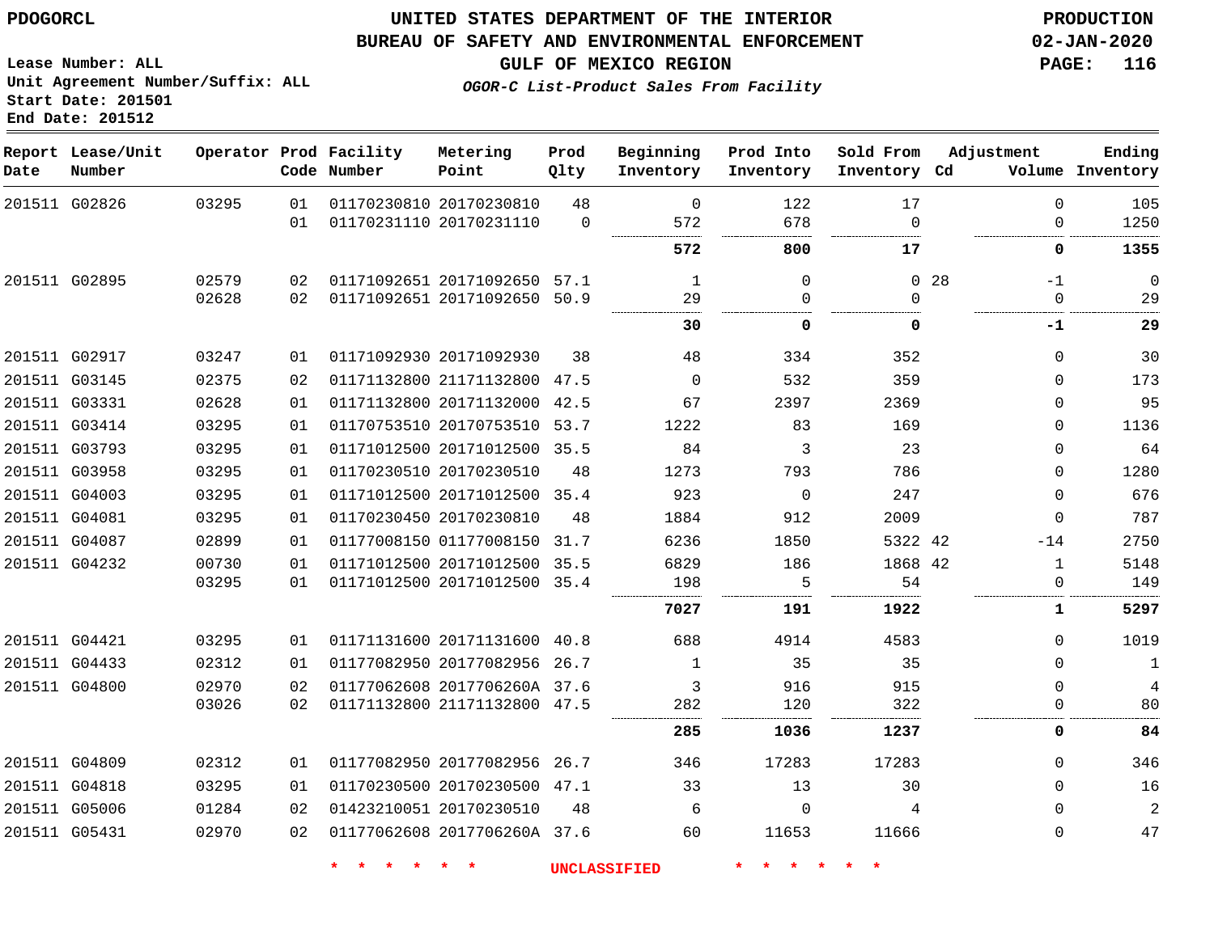PDOGORCL

# UNITED STATES DEPARTMENT OF THE INTERIOR
## BUREAU OF SAFETY AND ENVIRONMENTAL ENFORCEMENT
### GULF OF MEXICO REGION
*OGOR-C List-Product Sales From Facility*

PRODUCTION
02-JAN-2020

Lease Number: ALL
Unit Agreement Number/Suffix: ALL
Start Date: 201501
End Date: 201512

| Report Date | Lease/Unit Number | Operator | Prod Code | Facility Number | Metering Point | Prod Qlty | Beginning Inventory | Prod Into Inventory | Sold From Inventory | Adjustment Cd | Volume | Ending Inventory |
|---|---|---|---|---|---|---|---|---|---|---|---|---|
| 201511 | G02826 | 03295 | 01 | 01170230810 | 20170230810 | 48 | 0 | 122 | 17 | | 0 | 105 |
| | | | 01 | 01170231110 | 20170231110 | 0 | 572 | 678 | 0 | | 0 | 1250 |
| | | | | | | | **572** | **800** | **17** | | **0** | **1355** |
| 201511 | G02895 | 02579 | 02 | 01171092651 | 20171092650 | 57.1 | 1 | 0 | 0 | 28 | -1 | 0 |
| | | 02628 | 02 | 01171092651 | 20171092650 | 50.9 | 29 | 0 | 0 | | 0 | 29 |
| | | | | | | | **30** | **0** | **0** | | **-1** | **29** |
| 201511 | G02917 | 03247 | 01 | 01171092930 | 20171092930 | 38 | 48 | 334 | 352 | | 0 | 30 |
| 201511 | G03145 | 02375 | 02 | 01171132800 | 21171132800 | 47.5 | 0 | 532 | 359 | | 0 | 173 |
| 201511 | G03331 | 02628 | 01 | 01171132800 | 20171132000 | 42.5 | 67 | 2397 | 2369 | | 0 | 95 |
| 201511 | G03414 | 03295 | 01 | 01170753510 | 20170753510 | 53.7 | 1222 | 83 | 169 | | 0 | 1136 |
| 201511 | G03793 | 03295 | 01 | 01171012500 | 20171012500 | 35.5 | 84 | 3 | 23 | | 0 | 64 |
| 201511 | G03958 | 03295 | 01 | 01170230510 | 20170230510 | 48 | 1273 | 793 | 786 | | 0 | 1280 |
| 201511 | G04003 | 03295 | 01 | 01171012500 | 20171012500 | 35.4 | 923 | 0 | 247 | | 0 | 676 |
| 201511 | G04081 | 03295 | 01 | 01170230450 | 20170230810 | 48 | 1884 | 912 | 2009 | | 0 | 787 |
| 201511 | G04087 | 02899 | 01 | 01177008150 | 01177008150 | 31.7 | 6236 | 1850 | 5322 | 42 | -14 | 2750 |
| 201511 | G04232 | 00730 | 01 | 01171012500 | 20171012500 | 35.5 | 6829 | 186 | 1868 | 42 | 1 | 5148 |
| | | 03295 | 01 | 01171012500 | 20171012500 | 35.4 | 198 | 5 | 54 | | 0 | 149 |
| | | | | | | | **7027** | **191** | **1922** | | **1** | **5297** |
| 201511 | G04421 | 03295 | 01 | 01171131600 | 20171131600 | 40.8 | 688 | 4914 | 4583 | | 0 | 1019 |
| 201511 | G04433 | 02312 | 01 | 01177082950 | 20177082956 | 26.7 | 1 | 35 | 35 | | 0 | 1 |
| 201511 | G04800 | 02970 | 02 | 01177062608 | 2017706260A | 37.6 | 3 | 916 | 915 | | 0 | 4 |
| | | 03026 | 02 | 01171132800 | 21171132800 | 47.5 | 282 | 120 | 322 | | 0 | 80 |
| | | | | | | | **285** | **1036** | **1237** | | **0** | **84** |
| 201511 | G04809 | 02312 | 01 | 01177082950 | 20177082956 | 26.7 | 346 | 17283 | 17283 | | 0 | 346 |
| 201511 | G04818 | 03295 | 01 | 01170230500 | 20170230500 | 47.1 | 33 | 13 | 30 | | 0 | 16 |
| 201511 | G05006 | 01284 | 02 | 01423210051 | 20170230510 | 48 | 6 | 0 | 4 | | 0 | 2 |
| 201511 | G05431 | 02970 | 02 | 01177062608 | 2017706260A | 37.6 | 60 | 11653 | 11666 | | 0 | 47 |

* * * * * * UNCLASSIFIED * * * * * *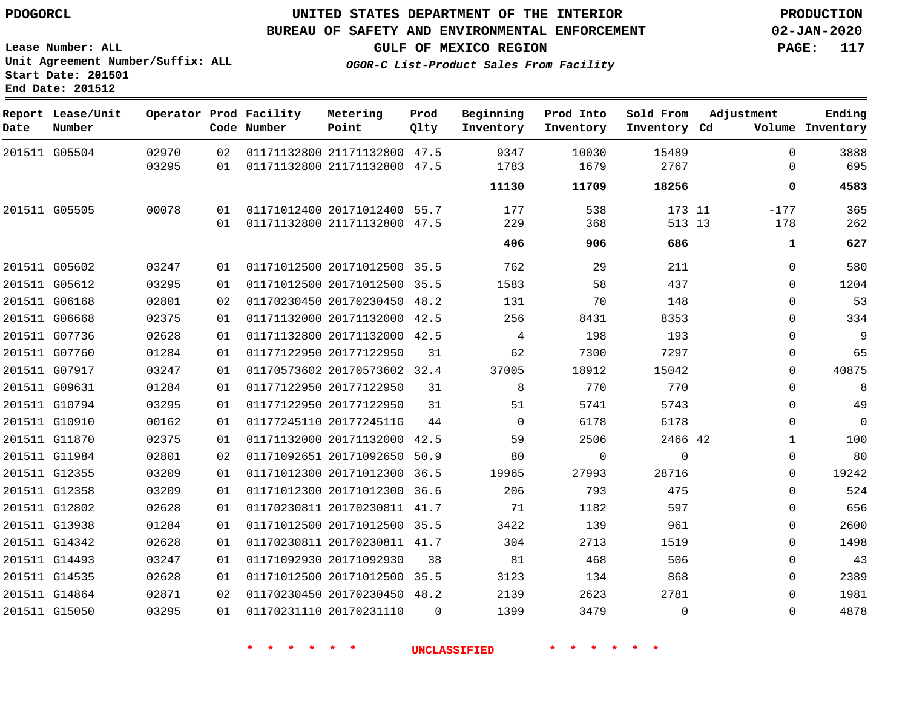PDOGORCL

# UNITED STATES DEPARTMENT OF THE INTERIOR
## BUREAU OF SAFETY AND ENVIRONMENTAL ENFORCEMENT
### GULF OF MEXICO REGION
*OGOR-C List-Product Sales From Facility*

PRODUCTION
02-JAN-2020

Lease Number: ALL
Unit Agreement Number/Suffix: ALL
Start Date: 201501
End Date: 201512

| Report Date | Lease/Unit Number | Operator | Prod Code | Facility Number | Metering Point | Prod Qlty | Beginning Inventory | Prod Into Inventory | Sold From Inventory | Adjustment Cd | Volume | Ending Inventory |
|---|---|---|---|---|---|---|---|---|---|---|---|---|
| 201511 | G05504 | 02970 | 02 | 01171132800 | 21171132800 | 47.5 | 9347 | 10030 | 15489 | | 0 | 3888 |
| | | 03295 | 01 | 01171132800 | 21171132800 | 47.5 | 1783 | 1679 | 2767 | | 0 | 695 |
| | | | | | | | **11130** | **11709** | **18256** | | **0** | **4583** |
| 201511 | G05505 | 00078 | 01 | 01171012400 | 20171012400 | 55.7 | 177 | 538 | 173 | 11 | -177 | 365 |
| | | | 01 | 01171132800 | 21171132800 | 47.5 | 229 | 368 | 513 | 13 | 178 | 262 |
| | | | | | | | **406** | **906** | **686** | | **1** | **627** |
| 201511 | G05602 | 03247 | 01 | 01171012500 | 20171012500 | 35.5 | 762 | 29 | 211 | | 0 | 580 |
| 201511 | G05612 | 03295 | 01 | 01171012500 | 20171012500 | 35.5 | 1583 | 58 | 437 | | 0 | 1204 |
| 201511 | G06168 | 02801 | 02 | 01170230450 | 20170230450 | 48.2 | 131 | 70 | 148 | | 0 | 53 |
| 201511 | G06668 | 02375 | 01 | 01171132000 | 20171132000 | 42.5 | 256 | 8431 | 8353 | | 0 | 334 |
| 201511 | G07736 | 02628 | 01 | 01171132800 | 20171132000 | 42.5 | 4 | 198 | 193 | | 0 | 9 |
| 201511 | G07760 | 01284 | 01 | 01177122950 | 20177122950 | 31 | 62 | 7300 | 7297 | | 0 | 65 |
| 201511 | G07917 | 03247 | 01 | 01170573602 | 20170573602 | 32.4 | 37005 | 18912 | 15042 | | 0 | 40875 |
| 201511 | G09631 | 01284 | 01 | 01177122950 | 20177122950 | 31 | 8 | 770 | 770 | | 0 | 8 |
| 201511 | G10794 | 03295 | 01 | 01177122950 | 20177122950 | 31 | 51 | 5741 | 5743 | | 0 | 49 |
| 201511 | G10910 | 00162 | 01 | 01177245110 | 2017724511G | 44 | 0 | 6178 | 6178 | | 0 | 0 |
| 201511 | G11870 | 02375 | 01 | 01171132000 | 20171132000 | 42.5 | 59 | 2506 | 2466 | 42 | 1 | 100 |
| 201511 | G11984 | 02801 | 02 | 01171092651 | 20171092650 | 50.9 | 80 | 0 | 0 | | 0 | 80 |
| 201511 | G12355 | 03209 | 01 | 01171012300 | 20171012300 | 36.5 | 19965 | 27993 | 28716 | | 0 | 19242 |
| 201511 | G12358 | 03209 | 01 | 01171012300 | 20171012300 | 36.6 | 206 | 793 | 475 | | 0 | 524 |
| 201511 | G12802 | 02628 | 01 | 01170230811 | 20170230811 | 41.7 | 71 | 1182 | 597 | | 0 | 656 |
| 201511 | G13938 | 01284 | 01 | 01171012500 | 20171012500 | 35.5 | 3422 | 139 | 961 | | 0 | 2600 |
| 201511 | G14342 | 02628 | 01 | 01170230811 | 20170230811 | 41.7 | 304 | 2713 | 1519 | | 0 | 1498 |
| 201511 | G14493 | 03247 | 01 | 01171092930 | 20171092930 | 38 | 81 | 468 | 506 | | 0 | 43 |
| 201511 | G14535 | 02628 | 01 | 01171012500 | 20171012500 | 35.5 | 3123 | 134 | 868 | | 0 | 2389 |
| 201511 | G14864 | 02871 | 02 | 01170230450 | 20170230450 | 48.2 | 2139 | 2623 | 2781 | | 0 | 1981 |
| 201511 | G15050 | 03295 | 01 | 01170231110 | 20170231110 | 0 | 1399 | 3479 | 0 | | 0 | 4878 |

\* \* \* \* \* \* UNCLASSIFIED \* \* \* \* \* \*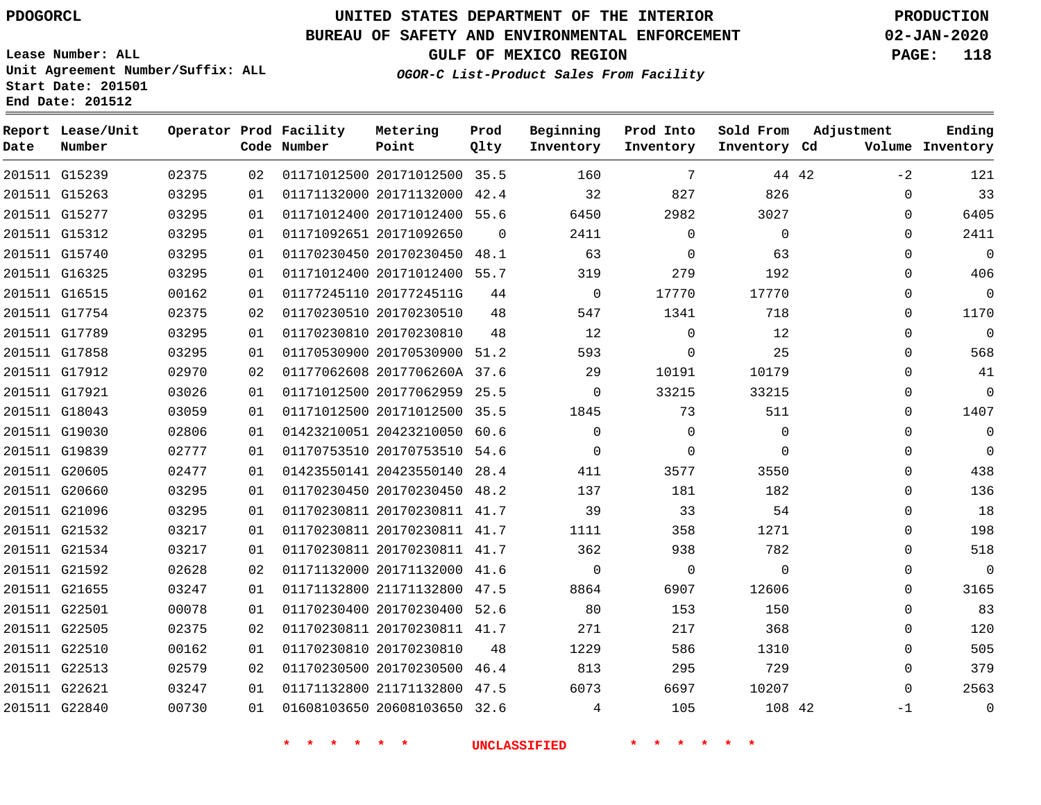PDOGORCL

# UNITED STATES DEPARTMENT OF THE INTERIOR
## BUREAU OF SAFETY AND ENVIRONMENTAL ENFORCEMENT
### GULF OF MEXICO REGION

*OGOR-C List-Product Sales From Facility*

PRODUCTION
02-JAN-2020

Lease Number: ALL
Unit Agreement Number/Suffix: ALL
Start Date: 201501
End Date: 201512

| Report Date | Lease/Unit Number | Operator | Prod Code | Facility Number | Metering Point | Prod Qlty | Beginning Inventory | Prod Into Inventory | Sold From Inventory | Adjustment Cd | Adjustment Volume | Ending Inventory |
|---|---|---|---|---|---|---|---|---|---|---|---|---|
| 201511 | G15239 | 02375 | 02 | 01171012500 | 20171012500 | 35.5 | 160 | 7 | 44 | 42 | -2 | 121 |
| 201511 | G15263 | 03295 | 01 | 01171132000 | 20171132000 | 42.4 | 32 | 827 | 826 | | 0 | 33 |
| 201511 | G15277 | 03295 | 01 | 01171012400 | 20171012400 | 55.6 | 6450 | 2982 | 3027 | | 0 | 6405 |
| 201511 | G15312 | 03295 | 01 | 01171092651 | 20171092650 | 0 | 2411 | 0 | 0 | | 0 | 2411 |
| 201511 | G15740 | 03295 | 01 | 01170230450 | 20170230450 | 48.1 | 63 | 0 | 63 | | 0 | 0 |
| 201511 | G16325 | 03295 | 01 | 01171012400 | 20171012400 | 55.7 | 319 | 279 | 192 | | 0 | 406 |
| 201511 | G16515 | 00162 | 01 | 01177245110 | 2017724511G | 44 | 0 | 17770 | 17770 | | 0 | 0 |
| 201511 | G17754 | 02375 | 02 | 01170230510 | 20170230510 | 48 | 547 | 1341 | 718 | | 0 | 1170 |
| 201511 | G17789 | 03295 | 01 | 01170230810 | 20170230810 | 48 | 12 | 0 | 12 | | 0 | 0 |
| 201511 | G17858 | 03295 | 01 | 01170530900 | 20170530900 | 51.2 | 593 | 0 | 25 | | 0 | 568 |
| 201511 | G17912 | 02970 | 02 | 01177062608 | 2017706260A | 37.6 | 29 | 10191 | 10179 | | 0 | 41 |
| 201511 | G17921 | 03026 | 01 | 01171012500 | 20177062959 | 25.5 | 0 | 33215 | 33215 | | 0 | 0 |
| 201511 | G18043 | 03059 | 01 | 01171012500 | 20171012500 | 35.5 | 1845 | 73 | 511 | | 0 | 1407 |
| 201511 | G19030 | 02806 | 01 | 01423210051 | 20423210050 | 60.6 | 0 | 0 | 0 | | 0 | 0 |
| 201511 | G19839 | 02777 | 01 | 01170753510 | 20170753510 | 54.6 | 0 | 0 | 0 | | 0 | 0 |
| 201511 | G20605 | 02477 | 01 | 01423550141 | 20423550140 | 28.4 | 411 | 3577 | 3550 | | 0 | 438 |
| 201511 | G20660 | 03295 | 01 | 01170230450 | 20170230450 | 48.2 | 137 | 181 | 182 | | 0 | 136 |
| 201511 | G21096 | 03295 | 01 | 01170230811 | 20170230811 | 41.7 | 39 | 33 | 54 | | 0 | 18 |
| 201511 | G21532 | 03217 | 01 | 01170230811 | 20170230811 | 41.7 | 1111 | 358 | 1271 | | 0 | 198 |
| 201511 | G21534 | 03217 | 01 | 01170230811 | 20170230811 | 41.7 | 362 | 938 | 782 | | 0 | 518 |
| 201511 | G21592 | 02628 | 02 | 01171132000 | 20171132000 | 41.6 | 0 | 0 | 0 | | 0 | 0 |
| 201511 | G21655 | 03247 | 01 | 01171132800 | 21171132800 | 47.5 | 8864 | 6907 | 12606 | | 0 | 3165 |
| 201511 | G22501 | 00078 | 01 | 01170230400 | 20170230400 | 52.6 | 80 | 153 | 150 | | 0 | 83 |
| 201511 | G22505 | 02375 | 02 | 01170230811 | 20170230811 | 41.7 | 271 | 217 | 368 | | 0 | 120 |
| 201511 | G22510 | 00162 | 01 | 01170230810 | 20170230810 | 48 | 1229 | 586 | 1310 | | 0 | 505 |
| 201511 | G22513 | 02579 | 02 | 01170230500 | 20170230500 | 46.4 | 813 | 295 | 729 | | 0 | 379 |
| 201511 | G22621 | 03247 | 01 | 01171132800 | 21171132800 | 47.5 | 6073 | 6697 | 10207 | | 0 | 2563 |
| 201511 | G22840 | 00730 | 01 | 01608103650 | 20608103650 | 32.6 | 4 | 105 | 108 | 42 | -1 | 0 |

* * * * * * UNCLASSIFIED * * * * * *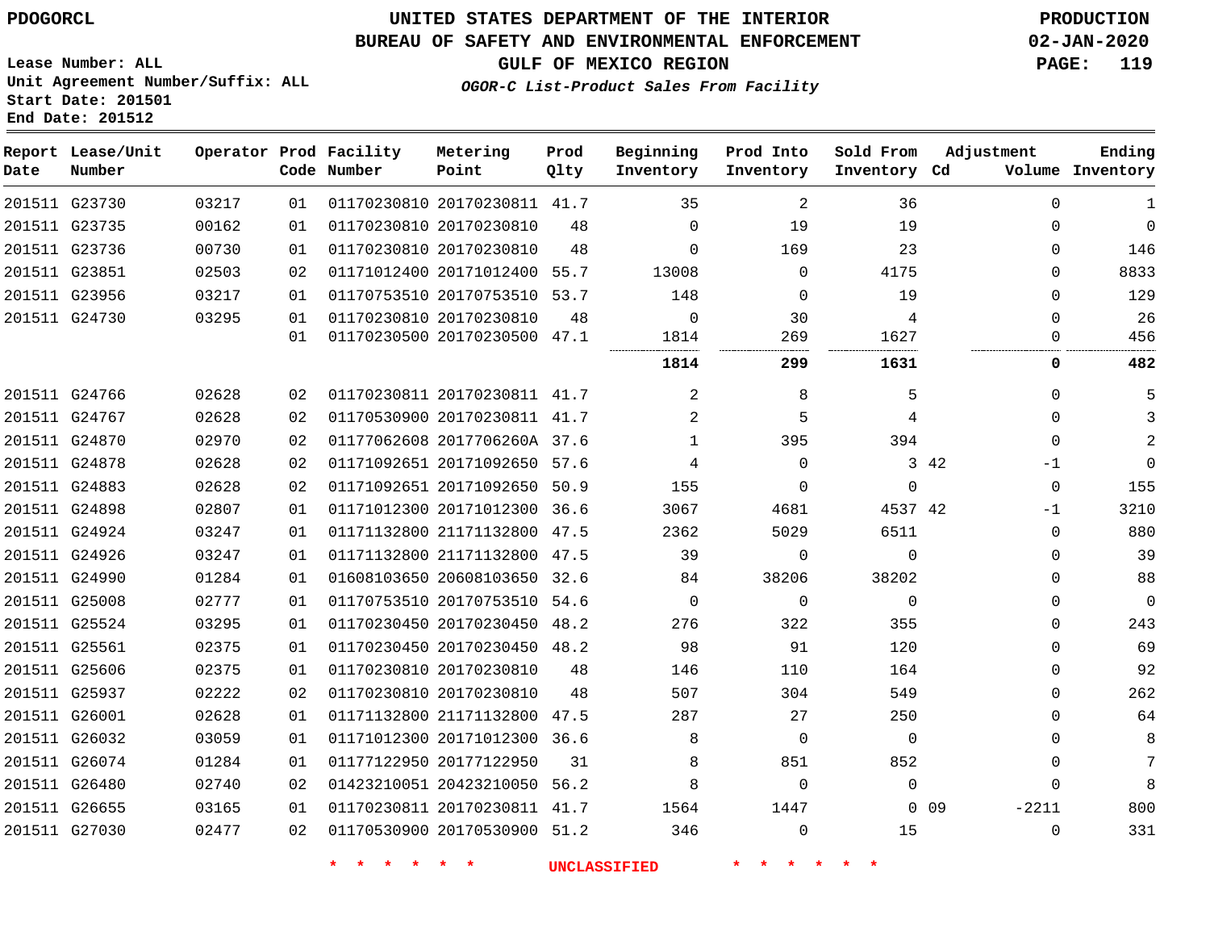PDOGORCL

# UNITED STATES DEPARTMENT OF THE INTERIOR
## BUREAU OF SAFETY AND ENVIRONMENTAL ENFORCEMENT
### GULF OF MEXICO REGION
*OGOR-C List-Product Sales From Facility*

PRODUCTION
02-JAN-2020

Lease Number: ALL
Unit Agreement Number/Suffix: ALL
Start Date: 201501
End Date: 201512

| Report Date | Lease/Unit Number | Operator | Prod Code | Facility Number | Metering Point | Prod Qlty | Beginning Inventory | Prod Into Inventory | Sold From Inventory | Adjustment Cd | Volume | Ending Inventory |
|---|---|---|---|---|---|---|---|---|---|---|---|---|
| 201511 | G23730 | 03217 | 01 | 01170230810 | 20170230811 | 41.7 | 35 | 2 | 36 | | 0 | 1 |
| 201511 | G23735 | 00162 | 01 | 01170230810 | 20170230810 | 48 | 0 | 19 | 19 | | 0 | 0 |
| 201511 | G23736 | 00730 | 01 | 01170230810 | 20170230810 | 48 | 0 | 169 | 23 | | 0 | 146 |
| 201511 | G23851 | 02503 | 02 | 01171012400 | 20171012400 | 55.7 | 13008 | 0 | 4175 | | 0 | 8833 |
| 201511 | G23956 | 03217 | 01 | 01170753510 | 20170753510 | 53.7 | 148 | 0 | 19 | | 0 | 129 |
| 201511 | G24730 | 03295 | 01 | 01170230810 | 20170230810 | 48 | 0 | 30 | 4 | | 0 | 26 |
| | | | 01 | 01170230500 | 20170230500 | 47.1 | 1814 | 269 | 1627 | | 0 | 456 |
| | | | | | | | **1814** | **299** | **1631** | | **0** | **482** |
| 201511 | G24766 | 02628 | 02 | 01170230811 | 20170230811 | 41.7 | 2 | 8 | 5 | | 0 | 5 |
| 201511 | G24767 | 02628 | 02 | 01170530900 | 20170230811 | 41.7 | 2 | 5 | 4 | | 0 | 3 |
| 201511 | G24870 | 02970 | 02 | 01177062608 | 2017706260A | 37.6 | 1 | 395 | 394 | | 0 | 2 |
| 201511 | G24878 | 02628 | 02 | 01171092651 | 20171092650 | 57.6 | 4 | 0 | 3 | 42 | -1 | 0 |
| 201511 | G24883 | 02628 | 02 | 01171092651 | 20171092650 | 50.9 | 155 | 0 | 0 | | 0 | 155 |
| 201511 | G24898 | 02807 | 01 | 01171012300 | 20171012300 | 36.6 | 3067 | 4681 | 4537 | 42 | -1 | 3210 |
| 201511 | G24924 | 03247 | 01 | 01171132800 | 21171132800 | 47.5 | 2362 | 5029 | 6511 | | 0 | 880 |
| 201511 | G24926 | 03247 | 01 | 01171132800 | 21171132800 | 47.5 | 39 | 0 | 0 | | 0 | 39 |
| 201511 | G24990 | 01284 | 01 | 01608103650 | 20608103650 | 32.6 | 84 | 38206 | 38202 | | 0 | 88 |
| 201511 | G25008 | 02777 | 01 | 01170753510 | 20170753510 | 54.6 | 0 | 0 | 0 | | 0 | 0 |
| 201511 | G25524 | 03295 | 01 | 01170230450 | 20170230450 | 48.2 | 276 | 322 | 355 | | 0 | 243 |
| 201511 | G25561 | 02375 | 01 | 01170230450 | 20170230450 | 48.2 | 98 | 91 | 120 | | 0 | 69 |
| 201511 | G25606 | 02375 | 01 | 01170230810 | 20170230810 | 48 | 146 | 110 | 164 | | 0 | 92 |
| 201511 | G25937 | 02222 | 02 | 01170230810 | 20170230810 | 48 | 507 | 304 | 549 | | 0 | 262 |
| 201511 | G26001 | 02628 | 01 | 01171132800 | 21171132800 | 47.5 | 287 | 27 | 250 | | 0 | 64 |
| 201511 | G26032 | 03059 | 01 | 01171012300 | 20171012300 | 36.6 | 8 | 0 | 0 | | 0 | 8 |
| 201511 | G26074 | 01284 | 01 | 01177122950 | 20177122950 | 31 | 8 | 851 | 852 | | 0 | 7 |
| 201511 | G26480 | 02740 | 02 | 01423210051 | 20423210050 | 56.2 | 8 | 0 | 0 | | 0 | 8 |
| 201511 | G26655 | 03165 | 01 | 01170230811 | 20170230811 | 41.7 | 1564 | 1447 | 0 | 09 | -2211 | 800 |
| 201511 | G27030 | 02477 | 02 | 01170530900 | 20170530900 | 51.2 | 346 | 0 | 15 | | 0 | 331 |

\* \* \* \* \* \* UNCLASSIFIED \* \* \* \* \* \*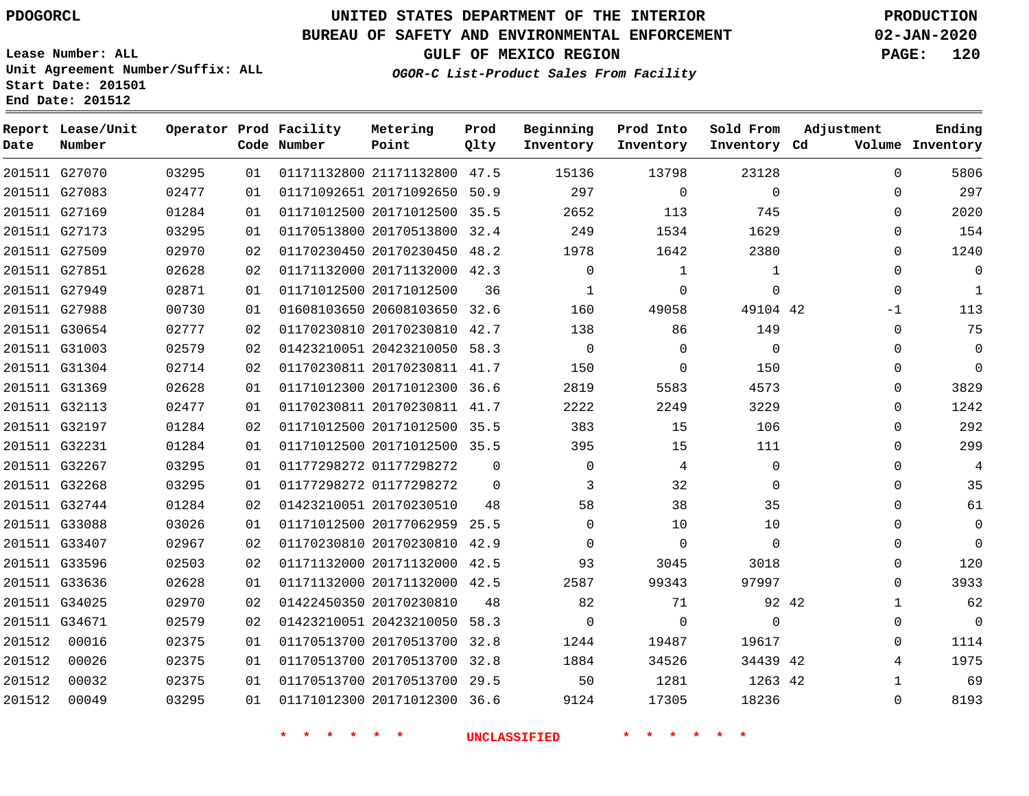PDOGORCL

# UNITED STATES DEPARTMENT OF THE INTERIOR
## BUREAU OF SAFETY AND ENVIRONMENTAL ENFORCEMENT
### GULF OF MEXICO REGION
*OGOR-C List-Product Sales From Facility*

PRODUCTION
02-JAN-2020

Lease Number: ALL
Unit Agreement Number/Suffix: ALL
Start Date: 201501
End Date: 201512

| Report Date | Lease/Unit Number | Operator | Prod Code | Facility Number | Metering Point | Prod Qlty | Beginning Inventory | Prod Into Inventory | Sold From Inventory | Adjustment Cd | Adjustment Volume | Ending Inventory |
|---|---|---|---|---|---|---|---|---|---|---|---|---|
| 201511 | G27070 | 03295 | 01 | 01171132800 | 21171132800 | 47.5 | 15136 | 13798 | 23128 | | 0 | 5806 |
| 201511 | G27083 | 02477 | 01 | 01171092651 | 20171092650 | 50.9 | 297 | 0 | 0 | | 0 | 297 |
| 201511 | G27169 | 01284 | 01 | 01171012500 | 20171012500 | 35.5 | 2652 | 113 | 745 | | 0 | 2020 |
| 201511 | G27173 | 03295 | 01 | 01170513800 | 20170513800 | 32.4 | 249 | 1534 | 1629 | | 0 | 154 |
| 201511 | G27509 | 02970 | 02 | 01170230450 | 20170230450 | 48.2 | 1978 | 1642 | 2380 | | 0 | 1240 |
| 201511 | G27851 | 02628 | 02 | 01171132000 | 20171132000 | 42.3 | 0 | 1 | 1 | | 0 | 0 |
| 201511 | G27949 | 02871 | 01 | 01171012500 | 20171012500 | 36 | 1 | 0 | 0 | | 0 | 1 |
| 201511 | G27988 | 00730 | 01 | 01608103650 | 20608103650 | 32.6 | 160 | 49058 | 49104 | 42 | -1 | 113 |
| 201511 | G30654 | 02777 | 02 | 01170230810 | 20170230810 | 42.7 | 138 | 86 | 149 | | 0 | 75 |
| 201511 | G31003 | 02579 | 02 | 01423210051 | 20423210050 | 58.3 | 0 | 0 | 0 | | 0 | 0 |
| 201511 | G31304 | 02714 | 02 | 01170230811 | 20170230811 | 41.7 | 150 | 0 | 150 | | 0 | 0 |
| 201511 | G31369 | 02628 | 01 | 01171012300 | 20171012300 | 36.6 | 2819 | 5583 | 4573 | | 0 | 3829 |
| 201511 | G32113 | 02477 | 01 | 01170230811 | 20170230811 | 41.7 | 2222 | 2249 | 3229 | | 0 | 1242 |
| 201511 | G32197 | 01284 | 02 | 01171012500 | 20171012500 | 35.5 | 383 | 15 | 106 | | 0 | 292 |
| 201511 | G32231 | 01284 | 01 | 01171012500 | 20171012500 | 35.5 | 395 | 15 | 111 | | 0 | 299 |
| 201511 | G32267 | 03295 | 01 | 01177298272 | 01177298272 | 0 | 0 | 4 | 0 | | 0 | 4 |
| 201511 | G32268 | 03295 | 01 | 01177298272 | 01177298272 | 0 | 3 | 32 | 0 | | 0 | 35 |
| 201511 | G32744 | 01284 | 02 | 01423210051 | 20170230510 | 48 | 58 | 38 | 35 | | 0 | 61 |
| 201511 | G33088 | 03026 | 01 | 01171012500 | 20177062959 | 25.5 | 0 | 10 | 10 | | 0 | 0 |
| 201511 | G33407 | 02967 | 02 | 01170230810 | 20170230810 | 42.9 | 0 | 0 | 0 | | 0 | 0 |
| 201511 | G33596 | 02503 | 02 | 01171132000 | 20171132000 | 42.5 | 93 | 3045 | 3018 | | 0 | 120 |
| 201511 | G33636 | 02628 | 01 | 01171132000 | 20171132000 | 42.5 | 2587 | 99343 | 97997 | | 0 | 3933 |
| 201511 | G34025 | 02970 | 02 | 01422450350 | 20170230810 | 48 | 82 | 71 | 92 | 42 | 1 | 62 |
| 201511 | G34671 | 02579 | 02 | 01423210051 | 20423210050 | 58.3 | 0 | 0 | 0 | | 0 | 0 |
| 201512 | 00016 | 02375 | 01 | 01170513700 | 20170513700 | 32.8 | 1244 | 19487 | 19617 | | 0 | 1114 |
| 201512 | 00026 | 02375 | 01 | 01170513700 | 20170513700 | 32.8 | 1884 | 34526 | 34439 | 42 | 4 | 1975 |
| 201512 | 00032 | 02375 | 01 | 01170513700 | 20170513700 | 29.5 | 50 | 1281 | 1263 | 42 | 1 | 69 |
| 201512 | 00049 | 03295 | 01 | 01171012300 | 20171012300 | 36.6 | 9124 | 17305 | 18236 | | 0 | 8193 |

\* \* \* \* \* \* UNCLASSIFIED \* \* \* \* \* \*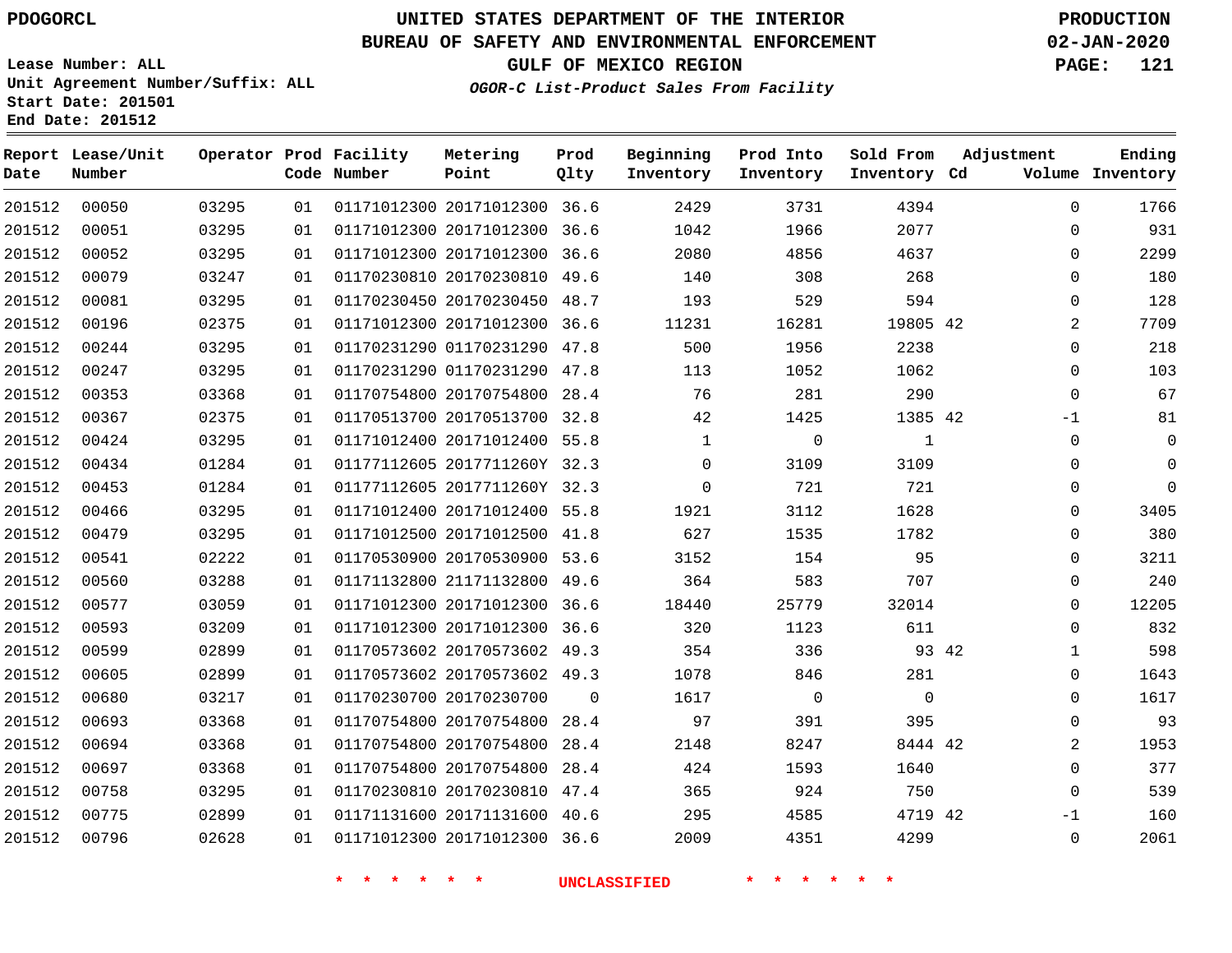PDOGORCL

Lease Number: ALL
Unit Agreement Number/Suffix: ALL
Start Date: 201501
End Date: 201512

# UNITED STATES DEPARTMENT OF THE INTERIOR
## BUREAU OF SAFETY AND ENVIRONMENTAL ENFORCEMENT
### GULF OF MEXICO REGION
*OGOR-C List-Product Sales From Facility*

PRODUCTION
02-JAN-2020

| Report Date | Lease/Unit Number | Operator | Prod Code | Facility Number | Metering Point | Prod Qlty | Beginning Inventory | Prod Into Inventory | Sold From Inventory | Adjustment Cd | Adjustment Volume | Ending Inventory |
|---|---|---|---|---|---|---|---|---|---|---|---|---|
| 201512 | 00050 | 03295 | 01 | 01171012300 | 20171012300 | 36.6 | 2429 | 3731 | 4394 | | 0 | 1766 |
| 201512 | 00051 | 03295 | 01 | 01171012300 | 20171012300 | 36.6 | 1042 | 1966 | 2077 | | 0 | 931 |
| 201512 | 00052 | 03295 | 01 | 01171012300 | 20171012300 | 36.6 | 2080 | 4856 | 4637 | | 0 | 2299 |
| 201512 | 00079 | 03247 | 01 | 01170230810 | 20170230810 | 49.6 | 140 | 308 | 268 | | 0 | 180 |
| 201512 | 00081 | 03295 | 01 | 01170230450 | 20170230450 | 48.7 | 193 | 529 | 594 | | 0 | 128 |
| 201512 | 00196 | 02375 | 01 | 01171012300 | 20171012300 | 36.6 | 11231 | 16281 | 19805 | 42 | 2 | 7709 |
| 201512 | 00244 | 03295 | 01 | 01170231290 | 01170231290 | 47.8 | 500 | 1956 | 2238 | | 0 | 218 |
| 201512 | 00247 | 03295 | 01 | 01170231290 | 01170231290 | 47.8 | 113 | 1052 | 1062 | | 0 | 103 |
| 201512 | 00353 | 03368 | 01 | 01170754800 | 20170754800 | 28.4 | 76 | 281 | 290 | | 0 | 67 |
| 201512 | 00367 | 02375 | 01 | 01170513700 | 20170513700 | 32.8 | 42 | 1425 | 1385 | 42 | -1 | 81 |
| 201512 | 00424 | 03295 | 01 | 01171012400 | 20171012400 | 55.8 | 1 | 0 | 1 | | 0 | 0 |
| 201512 | 00434 | 01284 | 01 | 01177112605 | 2017711260Y | 32.3 | 0 | 3109 | 3109 | | 0 | 0 |
| 201512 | 00453 | 01284 | 01 | 01177112605 | 2017711260Y | 32.3 | 0 | 721 | 721 | | 0 | 0 |
| 201512 | 00466 | 03295 | 01 | 01171012400 | 20171012400 | 55.8 | 1921 | 3112 | 1628 | | 0 | 3405 |
| 201512 | 00479 | 03295 | 01 | 01171012500 | 20171012500 | 41.8 | 627 | 1535 | 1782 | | 0 | 380 |
| 201512 | 00541 | 02222 | 01 | 01170530900 | 20170530900 | 53.6 | 3152 | 154 | 95 | | 0 | 3211 |
| 201512 | 00560 | 03288 | 01 | 01171132800 | 21171132800 | 49.6 | 364 | 583 | 707 | | 0 | 240 |
| 201512 | 00577 | 03059 | 01 | 01171012300 | 20171012300 | 36.6 | 18440 | 25779 | 32014 | | 0 | 12205 |
| 201512 | 00593 | 03209 | 01 | 01171012300 | 20171012300 | 36.6 | 320 | 1123 | 611 | | 0 | 832 |
| 201512 | 00599 | 02899 | 01 | 01170573602 | 20170573602 | 49.3 | 354 | 336 | 93 | 42 | 1 | 598 |
| 201512 | 00605 | 02899 | 01 | 01170573602 | 20170573602 | 49.3 | 1078 | 846 | 281 | | 0 | 1643 |
| 201512 | 00680 | 03217 | 01 | 01170230700 | 20170230700 | 0 | 1617 | 0 | 0 | | 0 | 1617 |
| 201512 | 00693 | 03368 | 01 | 01170754800 | 20170754800 | 28.4 | 97 | 391 | 395 | | 0 | 93 |
| 201512 | 00694 | 03368 | 01 | 01170754800 | 20170754800 | 28.4 | 2148 | 8247 | 8444 | 42 | 2 | 1953 |
| 201512 | 00697 | 03368 | 01 | 01170754800 | 20170754800 | 28.4 | 424 | 1593 | 1640 | | 0 | 377 |
| 201512 | 00758 | 03295 | 01 | 01170230810 | 20170230810 | 47.4 | 365 | 924 | 750 | | 0 | 539 |
| 201512 | 00775 | 02899 | 01 | 01171131600 | 20171131600 | 40.6 | 295 | 4585 | 4719 | 42 | -1 | 160 |
| 201512 | 00796 | 02628 | 01 | 01171012300 | 20171012300 | 36.6 | 2009 | 4351 | 4299 | | 0 | 2061 |

* * * * * * UNCLASSIFIED * * * * * *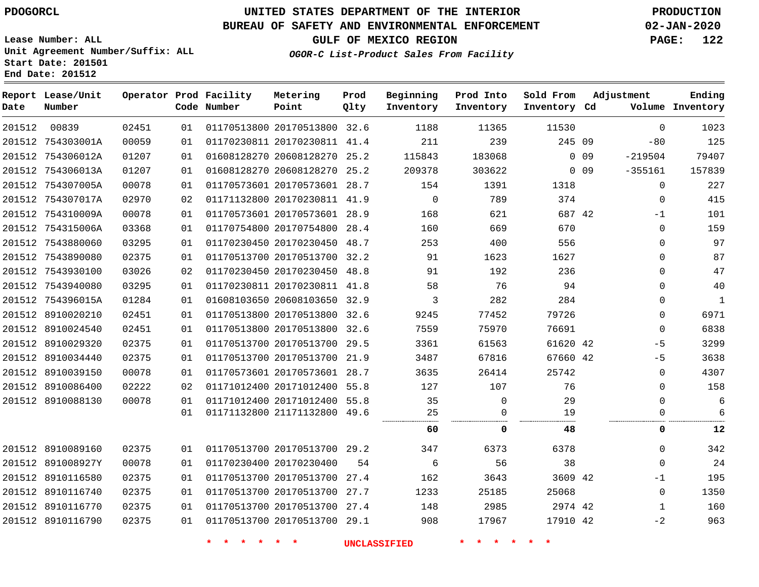PDOGORCL

# UNITED STATES DEPARTMENT OF THE INTERIOR
## BUREAU OF SAFETY AND ENVIRONMENTAL ENFORCEMENT
### GULF OF MEXICO REGION
*OGOR-C List-Product Sales From Facility*

PRODUCTION
02-JAN-2020

Lease Number: ALL
Unit Agreement Number/Suffix: ALL
Start Date: 201501
End Date: 201512

| Report Date | Lease/Unit Number | Operator | Prod Code | Facility Number | Metering Point | Prod Qlty | Beginning Inventory | Prod Into Inventory | Sold From Inventory | Adjustment Cd | Adjustment Volume | Ending Inventory |
|---|---|---|---|---|---|---|---|---|---|---|---|---|
| 201512 | 00839 | 02451 | 01 | 01170513800 | 20170513800 | 32.6 | 1188 | 11365 | 11530 | | 0 | 1023 |
| 201512 | 754303001A | 00059 | 01 | 01170230811 | 20170230811 | 41.4 | 211 | 239 | 245 | 09 | -80 | 125 |
| 201512 | 754306012A | 01207 | 01 | 01608128270 | 20608128270 | 25.2 | 115843 | 183068 | 0 | 09 | -219504 | 79407 |
| 201512 | 754306013A | 01207 | 01 | 01608128270 | 20608128270 | 25.2 | 209378 | 303622 | 0 | 09 | -355161 | 157839 |
| 201512 | 754307005A | 00078 | 01 | 01170573601 | 20170573601 | 28.7 | 154 | 1391 | 1318 | | 0 | 227 |
| 201512 | 754307017A | 02970 | 02 | 01171132800 | 20170230811 | 41.9 | 0 | 789 | 374 | | 0 | 415 |
| 201512 | 754310009A | 00078 | 01 | 01170573601 | 20170573601 | 28.9 | 168 | 621 | 687 | 42 | -1 | 101 |
| 201512 | 754315006A | 03368 | 01 | 01170754800 | 20170754800 | 28.4 | 160 | 669 | 670 | | 0 | 159 |
| 201512 | 7543880060 | 03295 | 01 | 01170230450 | 20170230450 | 48.7 | 253 | 400 | 556 | | 0 | 97 |
| 201512 | 7543890080 | 02375 | 01 | 01170513700 | 20170513700 | 32.2 | 91 | 1623 | 1627 | | 0 | 87 |
| 201512 | 7543930100 | 03026 | 02 | 01170230450 | 20170230450 | 48.8 | 91 | 192 | 236 | | 0 | 47 |
| 201512 | 7543940080 | 03295 | 01 | 01170230811 | 20170230811 | 41.8 | 58 | 76 | 94 | | 0 | 40 |
| 201512 | 754396015A | 01284 | 01 | 01608103650 | 20608103650 | 32.9 | 3 | 282 | 284 | | 0 | 1 |
| 201512 | 8910020210 | 02451 | 01 | 01170513800 | 20170513800 | 32.6 | 9245 | 77452 | 79726 | | 0 | 6971 |
| 201512 | 8910024540 | 02451 | 01 | 01170513800 | 20170513800 | 32.6 | 7559 | 75970 | 76691 | | 0 | 6838 |
| 201512 | 8910029320 | 02375 | 01 | 01170513700 | 20170513700 | 29.5 | 3361 | 61563 | 61620 | 42 | -5 | 3299 |
| 201512 | 8910034440 | 02375 | 01 | 01170513700 | 20170513700 | 21.9 | 3487 | 67816 | 67660 | 42 | -5 | 3638 |
| 201512 | 8910039150 | 00078 | 01 | 01170573601 | 20170573601 | 28.7 | 3635 | 26414 | 25742 | | 0 | 4307 |
| 201512 | 8910086400 | 02222 | 02 | 01171012400 | 20171012400 | 55.8 | 127 | 107 | 76 | | 0 | 158 |
| 201512 | 8910088130 | 00078 | 01 | 01171012400 | 20171012400 | 55.8 | 35 | 0 | 29 | | 0 | 6 |
| | | | 01 | 01171132800 | 21171132800 | 49.6 | 25 | 0 | 19 | | 0 | 6 |
| | | | | | | | **60** | **0** | **48** | | **0** | **12** |
| 201512 | 8910089160 | 02375 | 01 | 01170513700 | 20170513700 | 29.2 | 347 | 6373 | 6378 | | 0 | 342 |
| 201512 | 891008927Y | 00078 | 01 | 01170230400 | 20170230400 | 54 | 6 | 56 | 38 | | 0 | 24 |
| 201512 | 8910116580 | 02375 | 01 | 01170513700 | 20170513700 | 27.4 | 162 | 3643 | 3609 | 42 | -1 | 195 |
| 201512 | 8910116740 | 02375 | 01 | 01170513700 | 20170513700 | 27.7 | 1233 | 25185 | 25068 | | 0 | 1350 |
| 201512 | 8910116770 | 02375 | 01 | 01170513700 | 20170513700 | 27.4 | 148 | 2985 | 2974 | 42 | 1 | 160 |
| 201512 | 8910116790 | 02375 | 01 | 01170513700 | 20170513700 | 29.1 | 908 | 17967 | 17910 | 42 | -2 | 963 |

* * * * * * UNCLASSIFIED * * * * * *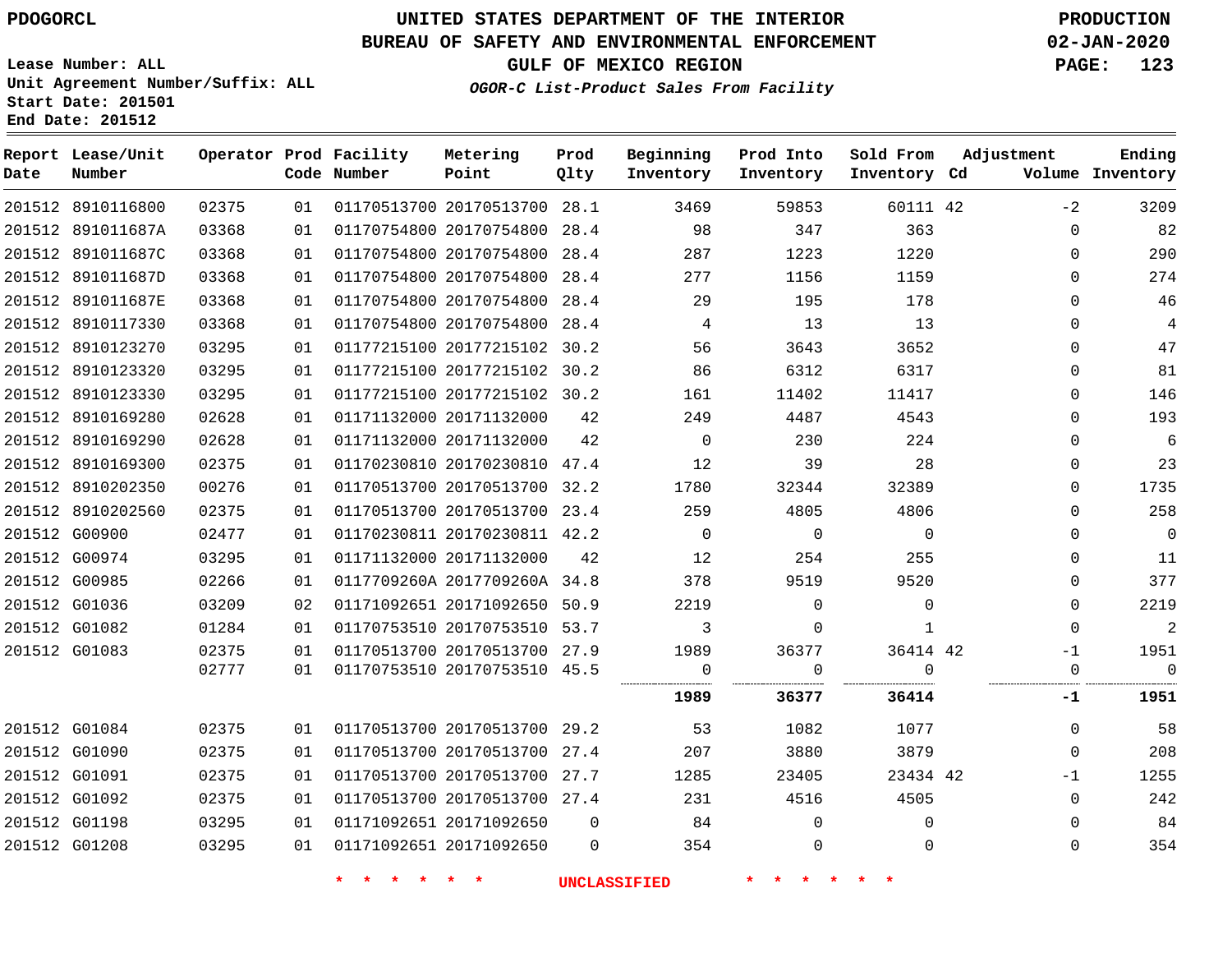**PDOGORCL**

**UNITED STATES DEPARTMENT OF THE INTERIOR**
**BUREAU OF SAFETY AND ENVIRONMENTAL ENFORCEMENT**
**GULF OF MEXICO REGION**
***OGOR-C List-Product Sales From Facility***

**PRODUCTION**
**02-JAN-2020**

Lease Number: ALL
Unit Agreement Number/Suffix: ALL
Start Date: 201501
End Date: 201512

| Report Date | Lease/Unit Number | Operator | Prod Code | Facility Number | Metering Point | Prod Qlty | Beginning Inventory | Prod Into Inventory | Sold From Inventory | Adjustment Cd | Adjustment Volume | Ending Inventory |
|---|---|---|---|---|---|---|---|---|---|---|---|---|
| 201512 | 8910116800 | 02375 | 01 | 01170513700 | 20170513700 | 28.1 | 3469 | 59853 | 60111 | 42 | -2 | 3209 |
| 201512 | 891011687A | 03368 | 01 | 01170754800 | 20170754800 | 28.4 | 98 | 347 | 363 | | 0 | 82 |
| 201512 | 891011687C | 03368 | 01 | 01170754800 | 20170754800 | 28.4 | 287 | 1223 | 1220 | | 0 | 290 |
| 201512 | 891011687D | 03368 | 01 | 01170754800 | 20170754800 | 28.4 | 277 | 1156 | 1159 | | 0 | 274 |
| 201512 | 891011687E | 03368 | 01 | 01170754800 | 20170754800 | 28.4 | 29 | 195 | 178 | | 0 | 46 |
| 201512 | 8910117330 | 03368 | 01 | 01170754800 | 20170754800 | 28.4 | 4 | 13 | 13 | | 0 | 4 |
| 201512 | 8910123270 | 03295 | 01 | 01177215100 | 20177215102 | 30.2 | 56 | 3643 | 3652 | | 0 | 47 |
| 201512 | 8910123320 | 03295 | 01 | 01177215100 | 20177215102 | 30.2 | 86 | 6312 | 6317 | | 0 | 81 |
| 201512 | 8910123330 | 03295 | 01 | 01177215100 | 20177215102 | 30.2 | 161 | 11402 | 11417 | | 0 | 146 |
| 201512 | 8910169280 | 02628 | 01 | 01171132000 | 20171132000 | 42 | 249 | 4487 | 4543 | | 0 | 193 |
| 201512 | 8910169290 | 02628 | 01 | 01171132000 | 20171132000 | 42 | 0 | 230 | 224 | | 0 | 6 |
| 201512 | 8910169300 | 02375 | 01 | 01170230810 | 20170230810 | 47.4 | 12 | 39 | 28 | | 0 | 23 |
| 201512 | 8910202350 | 00276 | 01 | 01170513700 | 20170513700 | 32.2 | 1780 | 32344 | 32389 | | 0 | 1735 |
| 201512 | 8910202560 | 02375 | 01 | 01170513700 | 20170513700 | 23.4 | 259 | 4805 | 4806 | | 0 | 258 |
| 201512 | G00900 | 02477 | 01 | 01170230811 | 20170230811 | 42.2 | 0 | 0 | 0 | | 0 | 0 |
| 201512 | G00974 | 03295 | 01 | 01171132000 | 20171132000 | 42 | 12 | 254 | 255 | | 0 | 11 |
| 201512 | G00985 | 02266 | 01 | 0117709260A | 2017709260A | 34.8 | 378 | 9519 | 9520 | | 0 | 377 |
| 201512 | G01036 | 03209 | 02 | 01171092651 | 20171092650 | 50.9 | 2219 | 0 | 0 | | 0 | 2219 |
| 201512 | G01082 | 01284 | 01 | 01170753510 | 20170753510 | 53.7 | 3 | 0 | 1 | | 0 | 2 |
| 201512 | G01083 | 02375 | 01 | 01170513700 | 20170513700 | 27.9 | 1989 | 36377 | 36414 | 42 | -1 | 1951 |
| | | 02777 | 01 | 01170753510 | 20170753510 | 45.5 | 0 | 0 | 0 | | 0 | 0 |
| | | | | | | | **1989** | **36377** | **36414** | | **-1** | **1951** |
| 201512 | G01084 | 02375 | 01 | 01170513700 | 20170513700 | 29.2 | 53 | 1082 | 1077 | | 0 | 58 |
| 201512 | G01090 | 02375 | 01 | 01170513700 | 20170513700 | 27.4 | 207 | 3880 | 3879 | | 0 | 208 |
| 201512 | G01091 | 02375 | 01 | 01170513700 | 20170513700 | 27.7 | 1285 | 23405 | 23434 | 42 | -1 | 1255 |
| 201512 | G01092 | 02375 | 01 | 01170513700 | 20170513700 | 27.4 | 231 | 4516 | 4505 | | 0 | 242 |
| 201512 | G01198 | 03295 | 01 | 01171092651 | 20171092650 | 0 | 84 | 0 | 0 | | 0 | 84 |
| 201512 | G01208 | 03295 | 01 | 01171092651 | 20171092650 | 0 | 354 | 0 | 0 | | 0 | 354 |

\* \* \* \* \* \* UNCLASSIFIED \* \* \* \* \* \*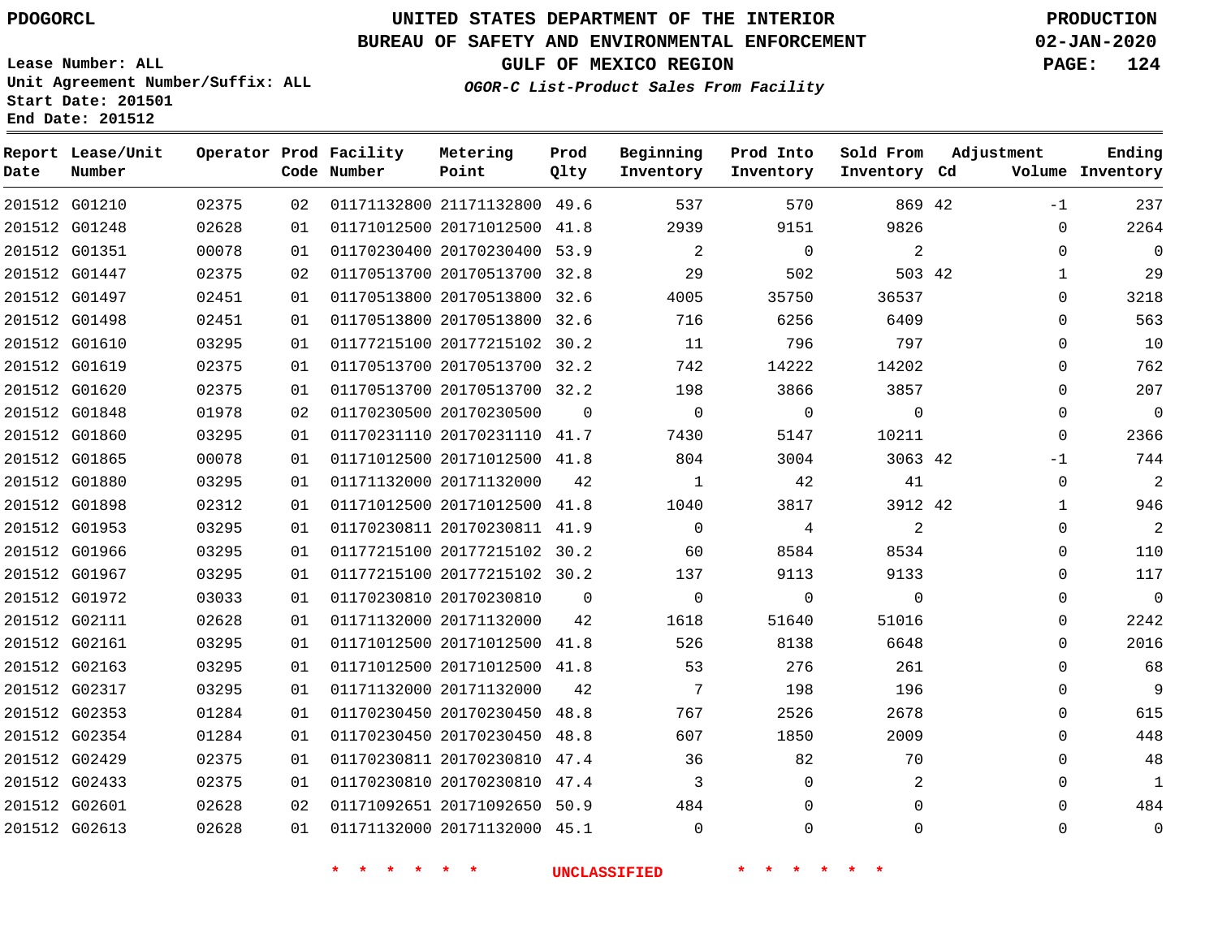PDOGORCL

# UNITED STATES DEPARTMENT OF THE INTERIOR
## BUREAU OF SAFETY AND ENVIRONMENTAL ENFORCEMENT
### GULF OF MEXICO REGION

PRODUCTION
02-JAN-2020

Lease Number: ALL
Unit Agreement Number/Suffix: ALL
Start Date: 201501
End Date: 201512

*OGOR-C List-Product Sales From Facility*

| Report Date | Lease/Unit Number | Operator | Prod Code | Facility Number | Metering Point | Prod Qlty | Beginning Inventory | Prod Into Inventory | Sold From Inventory | Adjustment Cd | Adjustment Volume | Ending Inventory |
|---|---|---|---|---|---|---|---|---|---|---|---|---|
| 201512 | G01210 | 02375 | 02 | 01171132800 | 21171132800 | 49.6 | 537 | 570 | 869 | 42 | -1 | 237 |
| 201512 | G01248 | 02628 | 01 | 01171012500 | 20171012500 | 41.8 | 2939 | 9151 | 9826 | | 0 | 2264 |
| 201512 | G01351 | 00078 | 01 | 01170230400 | 20170230400 | 53.9 | 2 | 0 | 2 | | 0 | 0 |
| 201512 | G01447 | 02375 | 02 | 01170513700 | 20170513700 | 32.8 | 29 | 502 | 503 | 42 | 1 | 29 |
| 201512 | G01497 | 02451 | 01 | 01170513800 | 20170513800 | 32.6 | 4005 | 35750 | 36537 | | 0 | 3218 |
| 201512 | G01498 | 02451 | 01 | 01170513800 | 20170513800 | 32.6 | 716 | 6256 | 6409 | | 0 | 563 |
| 201512 | G01610 | 03295 | 01 | 01177215100 | 20177215102 | 30.2 | 11 | 796 | 797 | | 0 | 10 |
| 201512 | G01619 | 02375 | 01 | 01170513700 | 20170513700 | 32.2 | 742 | 14222 | 14202 | | 0 | 762 |
| 201512 | G01620 | 02375 | 01 | 01170513700 | 20170513700 | 32.2 | 198 | 3866 | 3857 | | 0 | 207 |
| 201512 | G01848 | 01978 | 02 | 01170230500 | 20170230500 | 0 | 0 | 0 | 0 | | 0 | 0 |
| 201512 | G01860 | 03295 | 01 | 01170231110 | 20170231110 | 41.7 | 7430 | 5147 | 10211 | | 0 | 2366 |
| 201512 | G01865 | 00078 | 01 | 01171012500 | 20171012500 | 41.8 | 804 | 3004 | 3063 | 42 | -1 | 744 |
| 201512 | G01880 | 03295 | 01 | 01171132000 | 20171132000 | 42 | 1 | 42 | 41 | | 0 | 2 |
| 201512 | G01898 | 02312 | 01 | 01171012500 | 20171012500 | 41.8 | 1040 | 3817 | 3912 | 42 | 1 | 946 |
| 201512 | G01953 | 03295 | 01 | 01170230811 | 20170230811 | 41.9 | 0 | 4 | 2 | | 0 | 2 |
| 201512 | G01966 | 03295 | 01 | 01177215100 | 20177215102 | 30.2 | 60 | 8584 | 8534 | | 0 | 110 |
| 201512 | G01967 | 03295 | 01 | 01177215100 | 20177215102 | 30.2 | 137 | 9113 | 9133 | | 0 | 117 |
| 201512 | G01972 | 03033 | 01 | 01170230810 | 20170230810 | 0 | 0 | 0 | 0 | | 0 | 0 |
| 201512 | G02111 | 02628 | 01 | 01171132000 | 20171132000 | 42 | 1618 | 51640 | 51016 | | 0 | 2242 |
| 201512 | G02161 | 03295 | 01 | 01171012500 | 20171012500 | 41.8 | 526 | 8138 | 6648 | | 0 | 2016 |
| 201512 | G02163 | 03295 | 01 | 01171012500 | 20171012500 | 41.8 | 53 | 276 | 261 | | 0 | 68 |
| 201512 | G02317 | 03295 | 01 | 01171132000 | 20171132000 | 42 | 7 | 198 | 196 | | 0 | 9 |
| 201512 | G02353 | 01284 | 01 | 01170230450 | 20170230450 | 48.8 | 767 | 2526 | 2678 | | 0 | 615 |
| 201512 | G02354 | 01284 | 01 | 01170230450 | 20170230450 | 48.8 | 607 | 1850 | 2009 | | 0 | 448 |
| 201512 | G02429 | 02375 | 01 | 01170230811 | 20170230810 | 47.4 | 36 | 82 | 70 | | 0 | 48 |
| 201512 | G02433 | 02375 | 01 | 01170230810 | 20170230810 | 47.4 | 3 | 0 | 2 | | 0 | 1 |
| 201512 | G02601 | 02628 | 02 | 01171092651 | 20171092650 | 50.9 | 484 | 0 | 0 | | 0 | 484 |
| 201512 | G02613 | 02628 | 01 | 01171132000 | 20171132000 | 45.1 | 0 | 0 | 0 | | 0 | 0 |

* * * * * * UNCLASSIFIED * * * * * *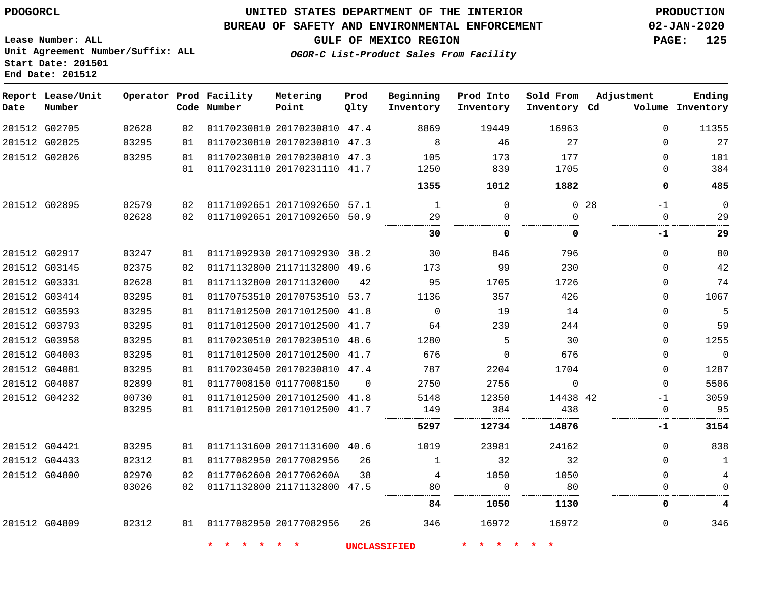# UNITED STATES DEPARTMENT OF THE INTERIOR
## BUREAU OF SAFETY AND ENVIRONMENTAL ENFORCEMENT
### GULF OF MEXICO REGION

PDOGORCL

PRODUCTION
02-JAN-2020

Lease Number: ALL
Unit Agreement Number/Suffix: ALL
Start Date: 201501
End Date: 201512

*OGOR-C List-Product Sales From Facility*

| Report Date | Lease/Unit Number | Operator | Prod Code | Facility Number | Metering Point | Prod Qlty | Beginning Inventory | Prod Into Inventory | Sold From Inventory | Adjustment Cd | Adjustment Volume | Ending Inventory |
|---|---|---|---|---|---|---|---|---|---|---|---|---|
| 201512 | G02705 | 02628 | 02 | 01170230810 | 20170230810 | 47.4 | 8869 | 19449 | 16963 | | 0 | 11355 |
| 201512 | G02825 | 03295 | 01 | 01170230810 | 20170230810 | 47.3 | 8 | 46 | 27 | | 0 | 27 |
| 201512 | G02826 | 03295 | 01 | 01170230810 | 20170230810 | 47.3 | 105 | 173 | 177 | | 0 | 101 |
| | | | 01 | 01170231110 | 20170231110 | 41.7 | 1250 | 839 | 1705 | | 0 | 384 |
| | | | | | | | **1355** | **1012** | **1882** | | **0** | **485** |
| 201512 | G02895 | 02579 | 02 | 01171092651 | 20171092650 | 57.1 | 1 | 0 | 0 | 28 | -1 | 0 |
| | | 02628 | 02 | 01171092651 | 20171092650 | 50.9 | 29 | 0 | 0 | | 0 | 29 |
| | | | | | | | **30** | **0** | **0** | | **-1** | **29** |
| 201512 | G02917 | 03247 | 01 | 01171092930 | 20171092930 | 38.2 | 30 | 846 | 796 | | 0 | 80 |
| 201512 | G03145 | 02375 | 02 | 01171132800 | 21171132800 | 49.6 | 173 | 99 | 230 | | 0 | 42 |
| 201512 | G03331 | 02628 | 01 | 01171132800 | 20171132000 | 42 | 95 | 1705 | 1726 | | 0 | 74 |
| 201512 | G03414 | 03295 | 01 | 01170753510 | 20170753510 | 53.7 | 1136 | 357 | 426 | | 0 | 1067 |
| 201512 | G03593 | 03295 | 01 | 01171012500 | 20171012500 | 41.8 | 0 | 19 | 14 | | 0 | 5 |
| 201512 | G03793 | 03295 | 01 | 01171012500 | 20171012500 | 41.7 | 64 | 239 | 244 | | 0 | 59 |
| 201512 | G03958 | 03295 | 01 | 01170230510 | 20170230510 | 48.6 | 1280 | 5 | 30 | | 0 | 1255 |
| 201512 | G04003 | 03295 | 01 | 01171012500 | 20171012500 | 41.7 | 676 | 0 | 676 | | 0 | 0 |
| 201512 | G04081 | 03295 | 01 | 01170230450 | 20170230810 | 47.4 | 787 | 2204 | 1704 | | 0 | 1287 |
| 201512 | G04087 | 02899 | 01 | 01177008150 | 01177008150 | 0 | 2750 | 2756 | 0 | | 0 | 5506 |
| 201512 | G04232 | 00730 | 01 | 01171012500 | 20171012500 | 41.8 | 5148 | 12350 | 14438 | 42 | -1 | 3059 |
| | | 03295 | 01 | 01171012500 | 20171012500 | 41.7 | 149 | 384 | 438 | | 0 | 95 |
| | | | | | | | **5297** | **12734** | **14876** | | **-1** | **3154** |
| 201512 | G04421 | 03295 | 01 | 01171131600 | 20171131600 | 40.6 | 1019 | 23981 | 24162 | | 0 | 838 |
| 201512 | G04433 | 02312 | 01 | 01177082950 | 20177082956 | 26 | 1 | 32 | 32 | | 0 | 1 |
| 201512 | G04800 | 02970 | 02 | 01177062608 | 2017706260A | 38 | 4 | 1050 | 1050 | | 0 | 4 |
| | | 03026 | 02 | 01171132800 | 21171132800 | 47.5 | 80 | 0 | 80 | | 0 | 0 |
| | | | | | | | **84** | **1050** | **1130** | | **0** | **4** |
| 201512 | G04809 | 02312 | 01 | 01177082950 | 20177082956 | 26 | 346 | 16972 | 16972 | | 0 | 346 |

\* \* \* \* \* \* UNCLASSIFIED \* \* \* \* \* \*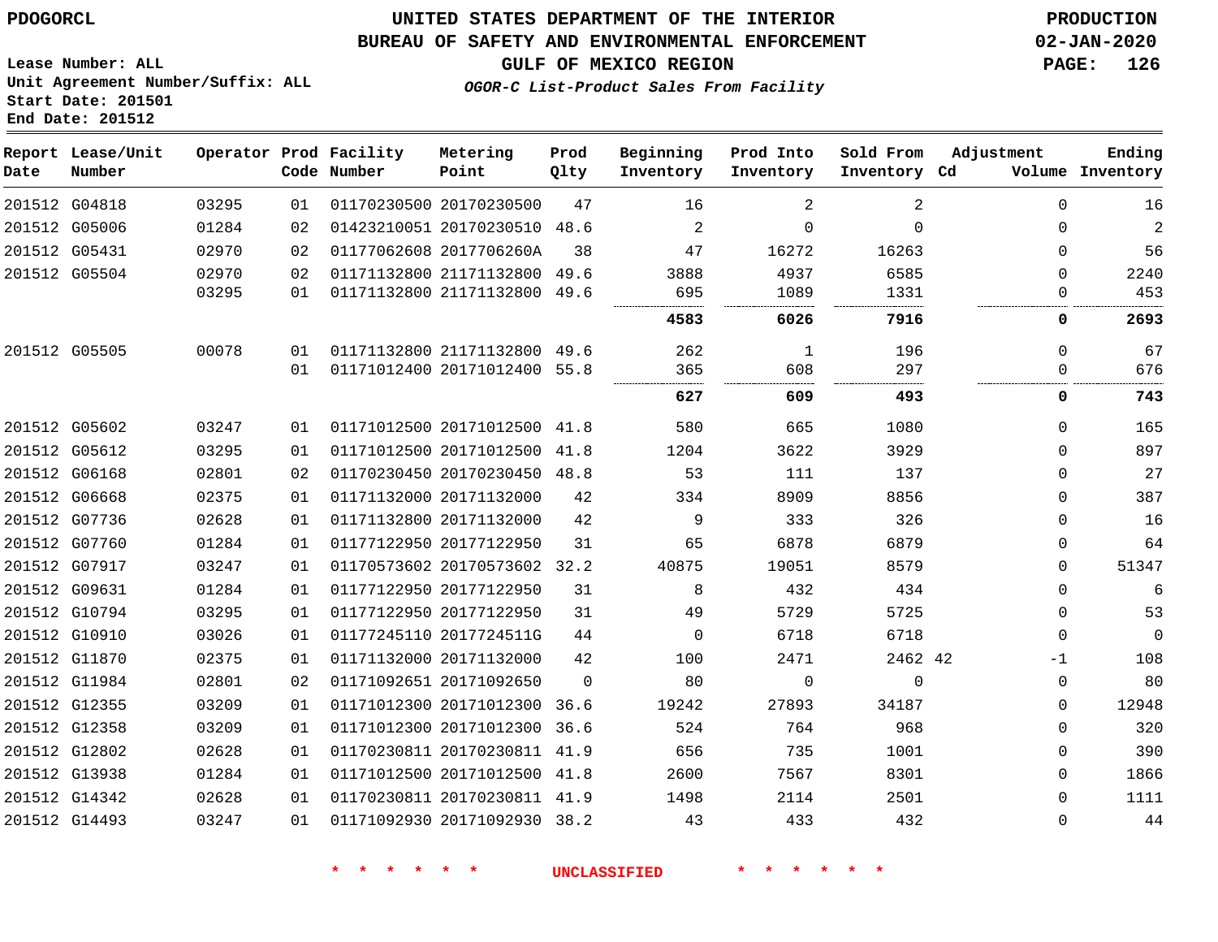**PDOGORCL**

**UNITED STATES DEPARTMENT OF THE INTERIOR**
**BUREAU OF SAFETY AND ENVIRONMENTAL ENFORCEMENT**
**GULF OF MEXICO REGION**
***OGOR-C List-Product Sales From Facility***

**PRODUCTION**
**02-JAN-2020**

**Lease Number: ALL**
**Unit Agreement Number/Suffix: ALL**
**Start Date: 201501**
**End Date: 201512**

| Report Date | Lease/Unit Number | Operator | Prod Code | Facility Number | Metering Point | Prod Qlty | Beginning Inventory | Prod Into Inventory | Sold From Inventory | Adjustment Cd | Adjustment Volume | Ending Inventory |
|---|---|---|---|---|---|---|---|---|---|---|---|---|
| 201512 | G04818 | 03295 | 01 | 01170230500 | 20170230500 | 47 | 16 | 2 | 2 | | 0 | 16 |
| 201512 | G05006 | 01284 | 02 | 01423210051 | 20170230510 | 48.6 | 2 | 0 | 0 | | 0 | 2 |
| 201512 | G05431 | 02970 | 02 | 01177062608 | 2017706260A | 38 | 47 | 16272 | 16263 | | 0 | 56 |
| 201512 | G05504 | 02970 | 02 | 01171132800 | 21171132800 | 49.6 | 3888 | 4937 | 6585 | | 0 | 2240 |
| | | 03295 | 01 | 01171132800 | 21171132800 | 49.6 | 695 | 1089 | 1331 | | 0 | 453 |
| | | | | | | | **4583** | **6026** | **7916** | | **0** | **2693** |
| 201512 | G05505 | 00078 | 01 | 01171132800 | 21171132800 | 49.6 | 262 | 1 | 196 | | 0 | 67 |
| | | | 01 | 01171012400 | 20171012400 | 55.8 | 365 | 608 | 297 | | 0 | 676 |
| | | | | | | | **627** | **609** | **493** | | **0** | **743** |
| 201512 | G05602 | 03247 | 01 | 01171012500 | 20171012500 | 41.8 | 580 | 665 | 1080 | | 0 | 165 |
| 201512 | G05612 | 03295 | 01 | 01171012500 | 20171012500 | 41.8 | 1204 | 3622 | 3929 | | 0 | 897 |
| 201512 | G06168 | 02801 | 02 | 01170230450 | 20170230450 | 48.8 | 53 | 111 | 137 | | 0 | 27 |
| 201512 | G06668 | 02375 | 01 | 01171132000 | 20171132000 | 42 | 334 | 8909 | 8856 | | 0 | 387 |
| 201512 | G07736 | 02628 | 01 | 01171132800 | 20171132000 | 42 | 9 | 333 | 326 | | 0 | 16 |
| 201512 | G07760 | 01284 | 01 | 01177122950 | 20177122950 | 31 | 65 | 6878 | 6879 | | 0 | 64 |
| 201512 | G07917 | 03247 | 01 | 01170573602 | 20170573602 | 32.2 | 40875 | 19051 | 8579 | | 0 | 51347 |
| 201512 | G09631 | 01284 | 01 | 01177122950 | 20177122950 | 31 | 8 | 432 | 434 | | 0 | 6 |
| 201512 | G10794 | 03295 | 01 | 01177122950 | 20177122950 | 31 | 49 | 5729 | 5725 | | 0 | 53 |
| 201512 | G10910 | 03026 | 01 | 01177245110 | 2017724511G | 44 | 0 | 6718 | 6718 | | 0 | 0 |
| 201512 | G11870 | 02375 | 01 | 01171132000 | 20171132000 | 42 | 100 | 2471 | 2462 | 42 | -1 | 108 |
| 201512 | G11984 | 02801 | 02 | 01171092651 | 20171092650 | 0 | 80 | 0 | 0 | | 0 | 80 |
| 201512 | G12355 | 03209 | 01 | 01171012300 | 20171012300 | 36.6 | 19242 | 27893 | 34187 | | 0 | 12948 |
| 201512 | G12358 | 03209 | 01 | 01171012300 | 20171012300 | 36.6 | 524 | 764 | 968 | | 0 | 320 |
| 201512 | G12802 | 02628 | 01 | 01170230811 | 20170230811 | 41.9 | 656 | 735 | 1001 | | 0 | 390 |
| 201512 | G13938 | 01284 | 01 | 01171012500 | 20171012500 | 41.8 | 2600 | 7567 | 8301 | | 0 | 1866 |
| 201512 | G14342 | 02628 | 01 | 01170230811 | 20170230811 | 41.9 | 1498 | 2114 | 2501 | | 0 | 1111 |
| 201512 | G14493 | 03247 | 01 | 01171092930 | 20171092930 | 38.2 | 43 | 433 | 432 | | 0 | 44 |

* * * * * * UNCLASSIFIED * * * * * *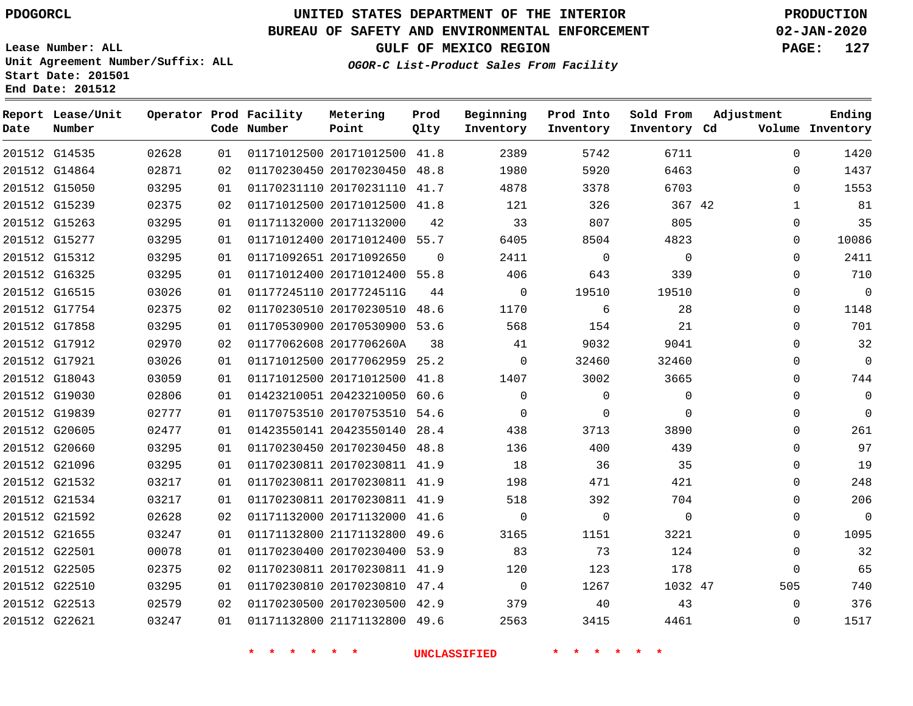PDOGORCL

# UNITED STATES DEPARTMENT OF THE INTERIOR
## BUREAU OF SAFETY AND ENVIRONMENTAL ENFORCEMENT
### GULF OF MEXICO REGION

*OGOR-C List-Product Sales From Facility*

PRODUCTION
02-JAN-2020

Lease Number: ALL
Unit Agreement Number/Suffix: ALL
Start Date: 201501
End Date: 201512

| Report Date | Lease/Unit Number | Operator | Prod Code | Facility Number | Metering Point | Prod Qlty | Beginning Inventory | Prod Into Inventory | Sold From Inventory | Adjustment Cd | Adjustment Volume | Ending Inventory |
|---|---|---|---|---|---|---|---|---|---|---|---|---|
| 201512 | G14535 | 02628 | 01 | 01171012500 | 20171012500 | 41.8 | 2389 | 5742 | 6711 | | 0 | 1420 |
| 201512 | G14864 | 02871 | 02 | 01170230450 | 20170230450 | 48.8 | 1980 | 5920 | 6463 | | 0 | 1437 |
| 201512 | G15050 | 03295 | 01 | 01170231110 | 20170231110 | 41.7 | 4878 | 3378 | 6703 | | 0 | 1553 |
| 201512 | G15239 | 02375 | 02 | 01171012500 | 20171012500 | 41.8 | 121 | 326 | 367 | 42 | 1 | 81 |
| 201512 | G15263 | 03295 | 01 | 01171132000 | 20171132000 | 42 | 33 | 807 | 805 | | 0 | 35 |
| 201512 | G15277 | 03295 | 01 | 01171012400 | 20171012400 | 55.7 | 6405 | 8504 | 4823 | | 0 | 10086 |
| 201512 | G15312 | 03295 | 01 | 01171092651 | 20171092650 | 0 | 2411 | 0 | 0 | | 0 | 2411 |
| 201512 | G16325 | 03295 | 01 | 01171012400 | 20171012400 | 55.8 | 406 | 643 | 339 | | 0 | 710 |
| 201512 | G16515 | 03026 | 01 | 01177245110 | 2017724511G | 44 | 0 | 19510 | 19510 | | 0 | 0 |
| 201512 | G17754 | 02375 | 02 | 01170230510 | 20170230510 | 48.6 | 1170 | 6 | 28 | | 0 | 1148 |
| 201512 | G17858 | 03295 | 01 | 01170530900 | 20170530900 | 53.6 | 568 | 154 | 21 | | 0 | 701 |
| 201512 | G17912 | 02970 | 02 | 01177062608 | 2017706260A | 38 | 41 | 9032 | 9041 | | 0 | 32 |
| 201512 | G17921 | 03026 | 01 | 01171012500 | 20177062959 | 25.2 | 0 | 32460 | 32460 | | 0 | 0 |
| 201512 | G18043 | 03059 | 01 | 01171012500 | 20171012500 | 41.8 | 1407 | 3002 | 3665 | | 0 | 744 |
| 201512 | G19030 | 02806 | 01 | 01423210051 | 20423210050 | 60.6 | 0 | 0 | 0 | | 0 | 0 |
| 201512 | G19839 | 02777 | 01 | 01170753510 | 20170753510 | 54.6 | 0 | 0 | 0 | | 0 | 0 |
| 201512 | G20605 | 02477 | 01 | 01423550141 | 20423550140 | 28.4 | 438 | 3713 | 3890 | | 0 | 261 |
| 201512 | G20660 | 03295 | 01 | 01170230450 | 20170230450 | 48.8 | 136 | 400 | 439 | | 0 | 97 |
| 201512 | G21096 | 03295 | 01 | 01170230811 | 20170230811 | 41.9 | 18 | 36 | 35 | | 0 | 19 |
| 201512 | G21532 | 03217 | 01 | 01170230811 | 20170230811 | 41.9 | 198 | 471 | 421 | | 0 | 248 |
| 201512 | G21534 | 03217 | 01 | 01170230811 | 20170230811 | 41.9 | 518 | 392 | 704 | | 0 | 206 |
| 201512 | G21592 | 02628 | 02 | 01171132000 | 20171132000 | 41.6 | 0 | 0 | 0 | | 0 | 0 |
| 201512 | G21655 | 03247 | 01 | 01171132800 | 21171132800 | 49.6 | 3165 | 1151 | 3221 | | 0 | 1095 |
| 201512 | G22501 | 00078 | 01 | 01170230400 | 20170230400 | 53.9 | 83 | 73 | 124 | | 0 | 32 |
| 201512 | G22505 | 02375 | 02 | 01170230811 | 20170230811 | 41.9 | 120 | 123 | 178 | | 0 | 65 |
| 201512 | G22510 | 03295 | 01 | 01170230810 | 20170230810 | 47.4 | 0 | 1267 | 1032 | 47 | 505 | 740 |
| 201512 | G22513 | 02579 | 02 | 01170230500 | 20170230500 | 42.9 | 379 | 40 | 43 | | 0 | 376 |
| 201512 | G22621 | 03247 | 01 | 01171132800 | 21171132800 | 49.6 | 2563 | 3415 | 4461 | | 0 | 1517 |

* * * * * * UNCLASSIFIED * * * * * *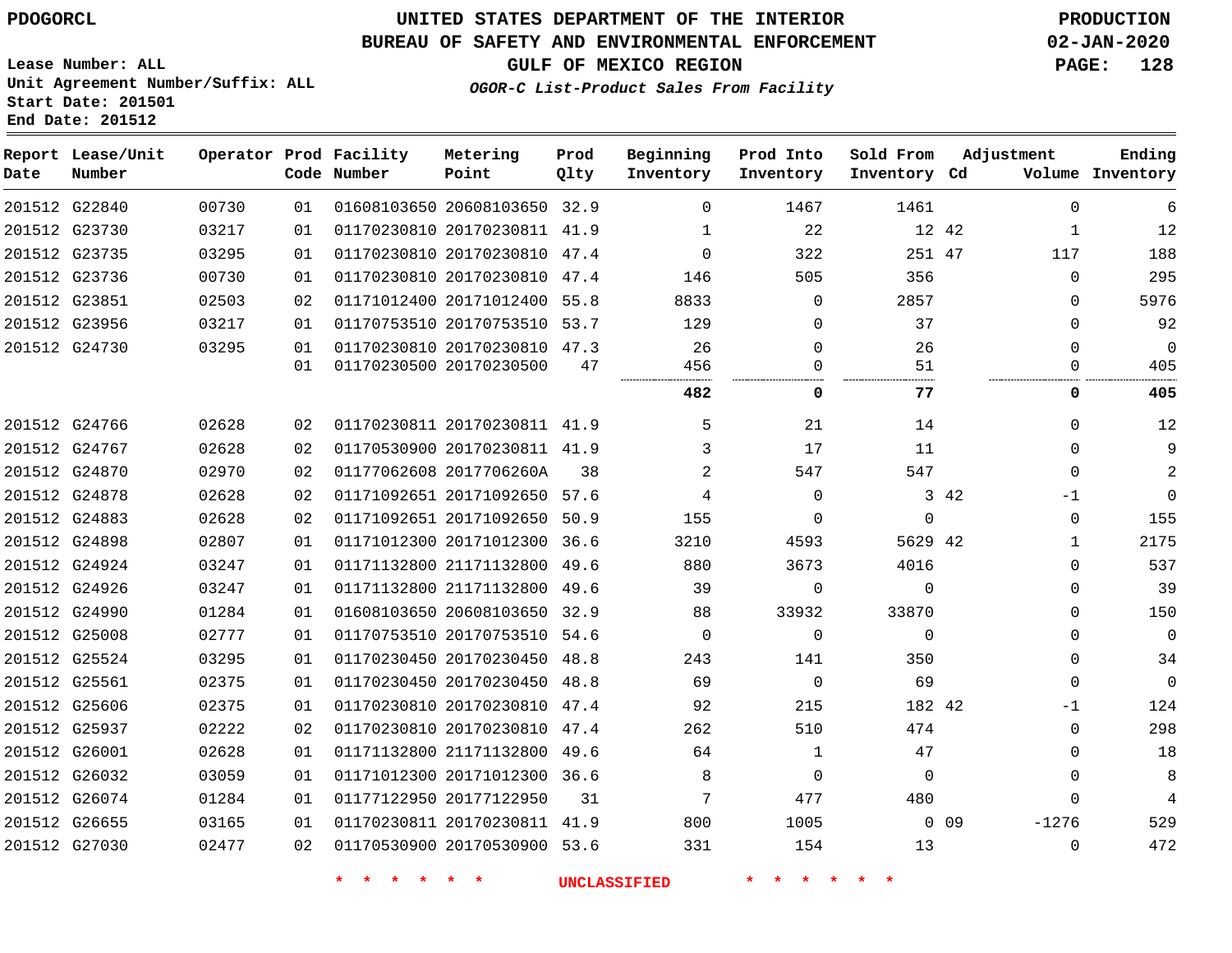PDOGORCL

# UNITED STATES DEPARTMENT OF THE INTERIOR
## BUREAU OF SAFETY AND ENVIRONMENTAL ENFORCEMENT
## GULF OF MEXICO REGION
### *OGOR-C List-Product Sales From Facility*

PRODUCTION
02-JAN-2020

Lease Number: ALL
Unit Agreement Number/Suffix: ALL
Start Date: 201501
End Date: 201512

| Report Date | Lease/Unit Number | Operator | Prod Code | Facility Number | Metering Point | Prod Qlty | Beginning Inventory | Prod Into Inventory | Sold From Inventory | Adjustment Cd | Adjustment Volume | Ending Inventory |
|---|---|---|---|---|---|---|---|---|---|---|---|---|
| 201512 | G22840 | 00730 | 01 | 01608103650 | 20608103650 | 32.9 | 0 | 1467 | 1461 | | 0 | 6 |
| 201512 | G23730 | 03217 | 01 | 01170230810 | 20170230811 | 41.9 | 1 | 22 | 12 | 42 | 1 | 12 |
| 201512 | G23735 | 03295 | 01 | 01170230810 | 20170230810 | 47.4 | 0 | 322 | 251 | 47 | 117 | 188 |
| 201512 | G23736 | 00730 | 01 | 01170230810 | 20170230810 | 47.4 | 146 | 505 | 356 | | 0 | 295 |
| 201512 | G23851 | 02503 | 02 | 01171012400 | 20171012400 | 55.8 | 8833 | 0 | 2857 | | 0 | 5976 |
| 201512 | G23956 | 03217 | 01 | 01170753510 | 20170753510 | 53.7 | 129 | 0 | 37 | | 0 | 92 |
| 201512 | G24730 | 03295 | 01 | 01170230810 | 20170230810 | 47.3 | 26 | 0 | 26 | | 0 | 0 |
| | | | 01 | 01170230500 | 20170230500 | 47 | 456 | 0 | 51 | | 0 | 405 |
| | | | | | | | **482** | **0** | **77** | | **0** | **405** |
| 201512 | G24766 | 02628 | 02 | 01170230811 | 20170230811 | 41.9 | 5 | 21 | 14 | | 0 | 12 |
| 201512 | G24767 | 02628 | 02 | 01170530900 | 20170230811 | 41.9 | 3 | 17 | 11 | | 0 | 9 |
| 201512 | G24870 | 02970 | 02 | 01177062608 | 2017706260A | 38 | 2 | 547 | 547 | | 0 | 2 |
| 201512 | G24878 | 02628 | 02 | 01171092651 | 20171092650 | 57.6 | 4 | 0 | 3 | 42 | -1 | 0 |
| 201512 | G24883 | 02628 | 02 | 01171092651 | 20171092650 | 50.9 | 155 | 0 | 0 | | 0 | 155 |
| 201512 | G24898 | 02807 | 01 | 01171012300 | 20171012300 | 36.6 | 3210 | 4593 | 5629 | 42 | 1 | 2175 |
| 201512 | G24924 | 03247 | 01 | 01171132800 | 21171132800 | 49.6 | 880 | 3673 | 4016 | | 0 | 537 |
| 201512 | G24926 | 03247 | 01 | 01171132800 | 21171132800 | 49.6 | 39 | 0 | 0 | | 0 | 39 |
| 201512 | G24990 | 01284 | 01 | 01608103650 | 20608103650 | 32.9 | 88 | 33932 | 33870 | | 0 | 150 |
| 201512 | G25008 | 02777 | 01 | 01170753510 | 20170753510 | 54.6 | 0 | 0 | 0 | | 0 | 0 |
| 201512 | G25524 | 03295 | 01 | 01170230450 | 20170230450 | 48.8 | 243 | 141 | 350 | | 0 | 34 |
| 201512 | G25561 | 02375 | 01 | 01170230450 | 20170230450 | 48.8 | 69 | 0 | 69 | | 0 | 0 |
| 201512 | G25606 | 02375 | 01 | 01170230810 | 20170230810 | 47.4 | 92 | 215 | 182 | 42 | -1 | 124 |
| 201512 | G25937 | 02222 | 02 | 01170230810 | 20170230810 | 47.4 | 262 | 510 | 474 | | 0 | 298 |
| 201512 | G26001 | 02628 | 01 | 01171132800 | 21171132800 | 49.6 | 64 | 1 | 47 | | 0 | 18 |
| 201512 | G26032 | 03059 | 01 | 01171012300 | 20171012300 | 36.6 | 8 | 0 | 0 | | 0 | 8 |
| 201512 | G26074 | 01284 | 01 | 01177122950 | 20177122950 | 31 | 7 | 477 | 480 | | 0 | 4 |
| 201512 | G26655 | 03165 | 01 | 01170230811 | 20170230811 | 41.9 | 800 | 1005 | 0 | 09 | -1276 | 529 |
| 201512 | G27030 | 02477 | 02 | 01170530900 | 20170530900 | 53.6 | 331 | 154 | 13 | | 0 | 472 |

* * * * * * UNCLASSIFIED * * * * * *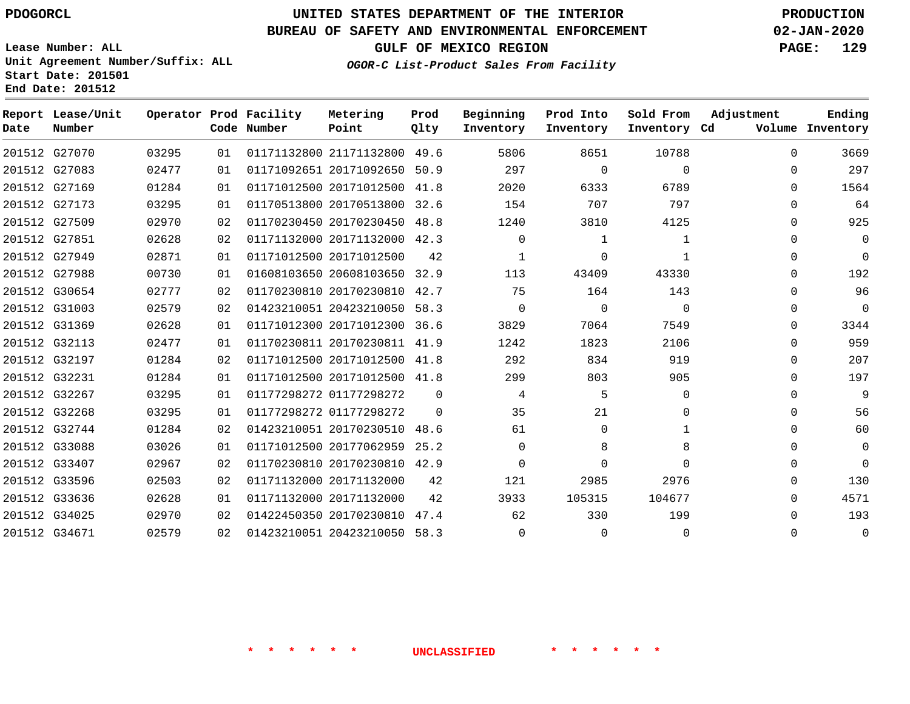PDOGORCL

# UNITED STATES DEPARTMENT OF THE INTERIOR
## BUREAU OF SAFETY AND ENVIRONMENTAL ENFORCEMENT
## GULF OF MEXICO REGION
### *OGOR-C List-Product Sales From Facility*

PRODUCTION
02-JAN-2020

Lease Number: ALL
Unit Agreement Number/Suffix: ALL
Start Date: 201501
End Date: 201512

| Report Date | Lease/Unit Number | Operator | Prod Code | Facility Number | Metering Point | Prod Qlty | Beginning Inventory | Prod Into Inventory | Sold From Inventory | Adjustment Cd | Adjustment Volume | Ending Inventory |
|---|---|---|---|---|---|---|---|---|---|---|---|---|
| 201512 | G27070 | 03295 | 01 | 01171132800 | 21171132800 | 49.6 | 5806 | 8651 | 10788 | | 0 | 3669 |
| 201512 | G27083 | 02477 | 01 | 01171092651 | 20171092650 | 50.9 | 297 | 0 | 0 | | 0 | 297 |
| 201512 | G27169 | 01284 | 01 | 01171012500 | 20171012500 | 41.8 | 2020 | 6333 | 6789 | | 0 | 1564 |
| 201512 | G27173 | 03295 | 01 | 01170513800 | 20170513800 | 32.6 | 154 | 707 | 797 | | 0 | 64 |
| 201512 | G27509 | 02970 | 02 | 01170230450 | 20170230450 | 48.8 | 1240 | 3810 | 4125 | | 0 | 925 |
| 201512 | G27851 | 02628 | 02 | 01171132000 | 20171132000 | 42.3 | 0 | 1 | 1 | | 0 | 0 |
| 201512 | G27949 | 02871 | 01 | 01171012500 | 20171012500 | 42 | 1 | 0 | 1 | | 0 | 0 |
| 201512 | G27988 | 00730 | 01 | 01608103650 | 20608103650 | 32.9 | 113 | 43409 | 43330 | | 0 | 192 |
| 201512 | G30654 | 02777 | 02 | 01170230810 | 20170230810 | 42.7 | 75 | 164 | 143 | | 0 | 96 |
| 201512 | G31003 | 02579 | 02 | 01423210051 | 20423210050 | 58.3 | 0 | 0 | 0 | | 0 | 0 |
| 201512 | G31369 | 02628 | 01 | 01171012300 | 20171012300 | 36.6 | 3829 | 7064 | 7549 | | 0 | 3344 |
| 201512 | G32113 | 02477 | 01 | 01170230811 | 20170230811 | 41.9 | 1242 | 1823 | 2106 | | 0 | 959 |
| 201512 | G32197 | 01284 | 02 | 01171012500 | 20171012500 | 41.8 | 292 | 834 | 919 | | 0 | 207 |
| 201512 | G32231 | 01284 | 01 | 01171012500 | 20171012500 | 41.8 | 299 | 803 | 905 | | 0 | 197 |
| 201512 | G32267 | 03295 | 01 | 01177298272 | 01177298272 | 0 | 4 | 5 | 0 | | 0 | 9 |
| 201512 | G32268 | 03295 | 01 | 01177298272 | 01177298272 | 0 | 35 | 21 | 0 | | 0 | 56 |
| 201512 | G32744 | 01284 | 02 | 01423210051 | 20170230510 | 48.6 | 61 | 0 | 1 | | 0 | 60 |
| 201512 | G33088 | 03026 | 01 | 01171012500 | 20177062959 | 25.2 | 0 | 8 | 8 | | 0 | 0 |
| 201512 | G33407 | 02967 | 02 | 01170230810 | 20170230810 | 42.9 | 0 | 0 | 0 | | 0 | 0 |
| 201512 | G33596 | 02503 | 02 | 01171132000 | 20171132000 | 42 | 121 | 2985 | 2976 | | 0 | 130 |
| 201512 | G33636 | 02628 | 01 | 01171132000 | 20171132000 | 42 | 3933 | 105315 | 104677 | | 0 | 4571 |
| 201512 | G34025 | 02970 | 02 | 01422450350 | 20170230810 | 47.4 | 62 | 330 | 199 | | 0 | 193 |
| 201512 | G34671 | 02579 | 02 | 01423210051 | 20423210050 | 58.3 | 0 | 0 | 0 | | 0 | 0 |

* * * * * * UNCLASSIFIED * * * * * *